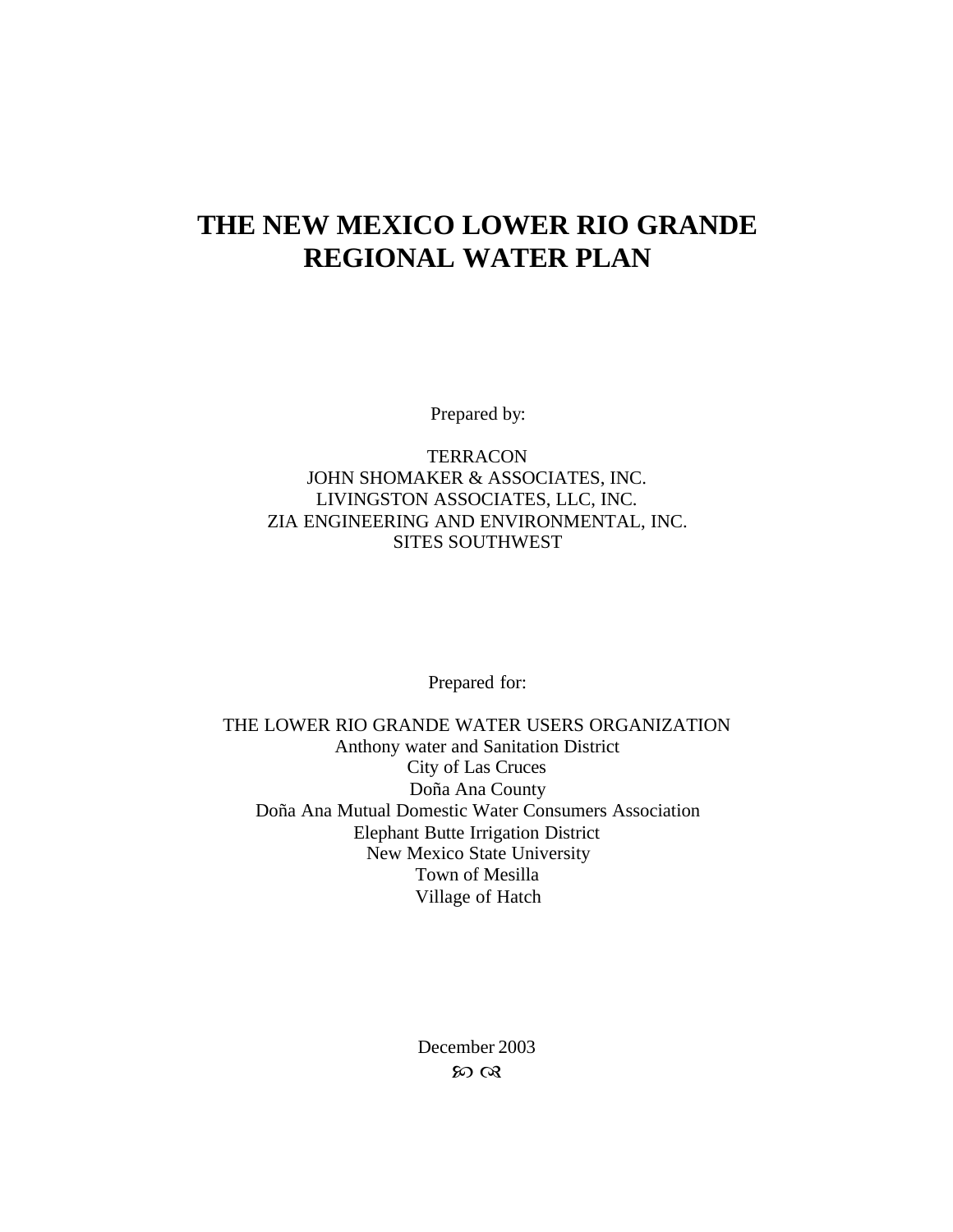# THE NEW MEXICO LOWER RIO GRANDE REGIONAL WATER PLAN

Prepared by:

TERRACON
JOHN SHOMAKER & ASSOCIATES, INC.
LIVINGSTON ASSOCIATES, LLC, INC.
ZIA ENGINEERING AND ENVIRONMENTAL, INC.
SITES SOUTHWEST

Prepared for:

THE LOWER RIO GRANDE WATER USERS ORGANIZATION
Anthony water and Sanitation District
City of Las Cruces
Doña Ana County
Doña Ana Mutual Domestic Water Consumers Association
Elephant Butte Irrigation District
New Mexico State University
Town of Mesilla
Village of Hatch

December 2003

℘ ℘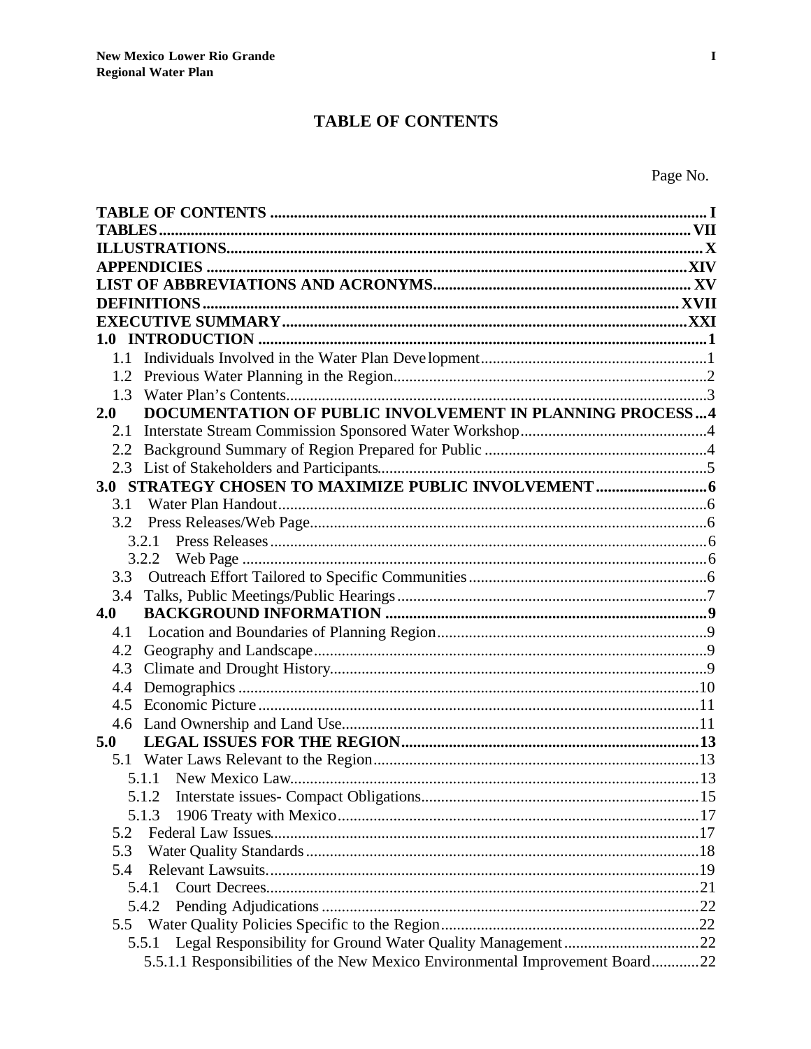# TABLE OF CONTENTS

Page No.

**TABLE OF CONTENTS** ............ **I**
**TABLES** ............ **VII**
**ILLUSTRATIONS** ............ **X**
**APPENDICIES** ............ **XIV**
**LIST OF ABBREVIATIONS AND ACRONYMS** ............ **XV**
**DEFINITIONS** ............ **XVII**
**EXECUTIVE SUMMARY** ............ **XXI**
**1.0 INTRODUCTION** ............ **1**
- 1.1 Individuals Involved in the Water Plan Development ............ 1
- 1.2 Previous Water Planning in the Region ............ 2
- 1.3 Water Plan's Contents ............ 3

**2.0 DOCUMENTATION OF PUBLIC INVOLVEMENT IN PLANNING PROCESS** ... **4**
- 2.1 Interstate Stream Commission Sponsored Water Workshop ............ 4
- 2.2 Background Summary of Region Prepared for Public ............ 4
- 2.3 List of Stakeholders and Participants ............ 5

**3.0 STRATEGY CHOSEN TO MAXIMIZE PUBLIC INVOLVEMENT** ............ **6**
- 3.1 Water Plan Handout ............ 6
- 3.2 Press Releases/Web Page ............ 6
  - 3.2.1 Press Releases ............ 6
  - 3.2.2 Web Page ............ 6
- 3.3 Outreach Effort Tailored to Specific Communities ............ 6
- 3.4 Talks, Public Meetings/Public Hearings ............ 7

**4.0 BACKGROUND INFORMATION** ............ **9**
- 4.1 Location and Boundaries of Planning Region ............ 9
- 4.2 Geography and Landscape ............ 9
- 4.3 Climate and Drought History ............ 9
- 4.4 Demographics ............ 10
- 4.5 Economic Picture ............ 11
- 4.6 Land Ownership and Land Use ............ 11

**5.0 LEGAL ISSUES FOR THE REGION** ............ **13**
- 5.1 Water Laws Relevant to the Region ............ 13
  - 5.1.1 New Mexico Law ............ 13
  - 5.1.2 Interstate issues- Compact Obligations ............ 15
  - 5.1.3 1906 Treaty with Mexico ............ 17
- 5.2 Federal Law Issues ............ 17
- 5.3 Water Quality Standards ............ 18
- 5.4 Relevant Lawsuits ............ 19
  - 5.4.1 Court Decrees ............ 21
  - 5.4.2 Pending Adjudications ............ 22
- 5.5 Water Quality Policies Specific to the Region ............ 22
  - 5.5.1 Legal Responsibility for Ground Water Quality Management ............ 22
    - 5.5.1.1 Responsibilities of the New Mexico Environmental Improvement Board ............ 22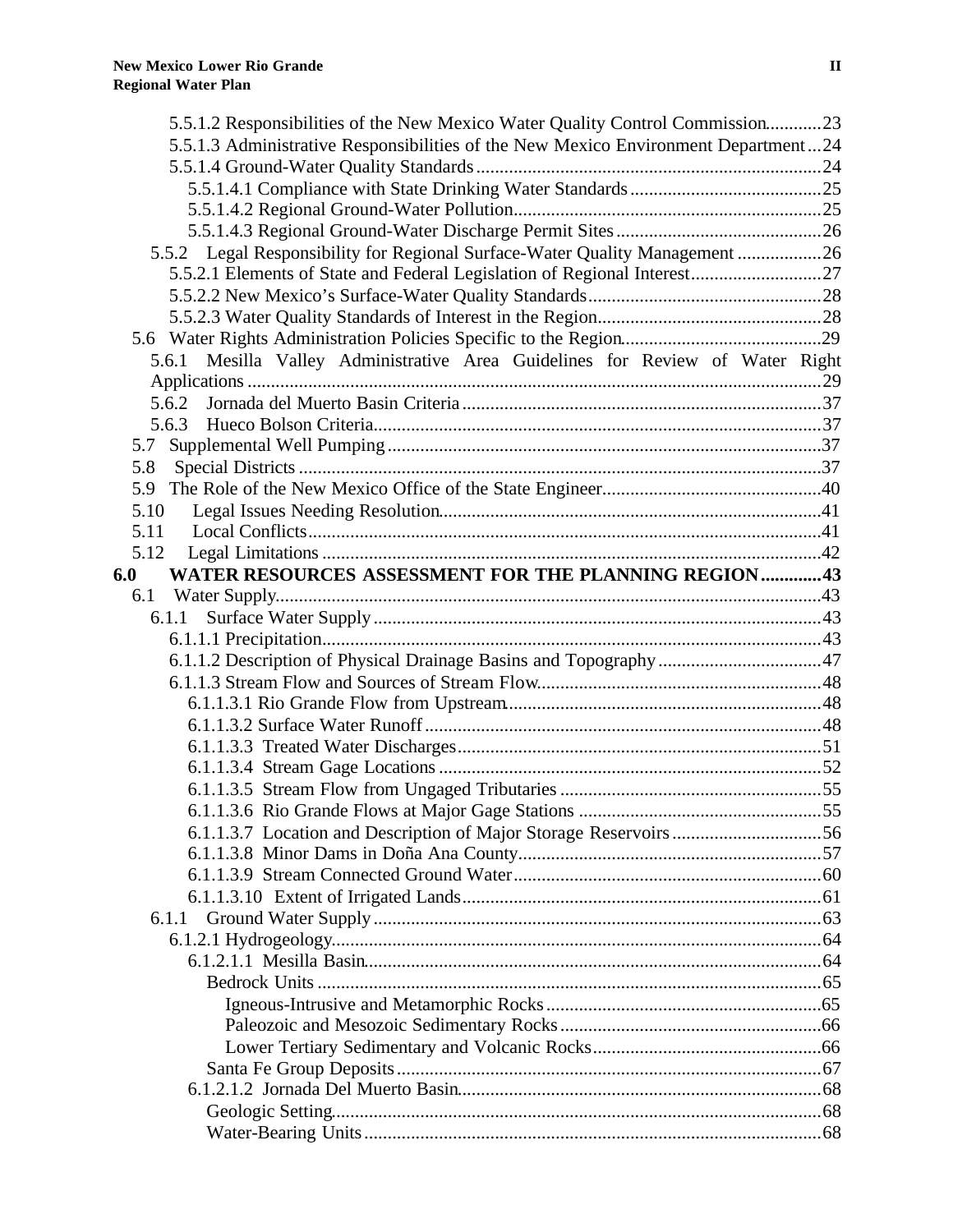5.5.1.2 Responsibilities of the New Mexico Water Quality Control Commission............23
5.5.1.3 Administrative Responsibilities of the New Mexico Environment Department...24
5.5.1.4 Ground-Water Quality Standards..........................................................................24
5.5.1.4.1 Compliance with State Drinking Water Standards..........................................25
5.5.1.4.2 Regional Ground-Water Pollution..................................................................25
5.5.1.4.3 Regional Ground-Water Discharge Permit Sites............................................26
5.5.2 Legal Responsibility for Regional Surface-Water Quality Management..................26
5.5.2.1 Elements of State and Federal Legislation of Regional Interest............................27
5.5.2.2 New Mexico's Surface-Water Quality Standards..................................................28
5.5.2.3 Water Quality Standards of Interest in the Region................................................28
5.6 Water Rights Administration Policies Specific to the Region...........................................29
5.6.1 Mesilla Valley Administrative Area Guidelines for Review of Water Right Applications..........................................................................................................29
5.6.2 Jornada del Muerto Basin Criteria.............................................................................37
5.6.3 Hueco Bolson Criteria................................................................................................37
5.7 Supplemental Well Pumping.............................................................................................37
5.8 Special Districts................................................................................................................37
5.9 The Role of the New Mexico Office of the State Engineer...............................................40
5.10 Legal Issues Needing Resolution.................................................................................41
5.11 Local Conflicts.............................................................................................................41
5.12 Legal Limitations..........................................................................................................42

**6.0 WATER RESOURCES ASSESSMENT FOR THE PLANNING REGION............43**

6.1 Water Supply....................................................................................................................43
6.1.1 Surface Water Supply................................................................................................43
6.1.1.1 Precipitation..........................................................................................................43
6.1.1.2 Description of Physical Drainage Basins and Topography...................................47
6.1.1.3 Stream Flow and Sources of Stream Flow.............................................................48
6.1.1.3.1 Rio Grande Flow from Upstream...................................................................48
6.1.1.3.2 Surface Water Runoff.....................................................................................48
6.1.1.3.3 Treated Water Discharges..............................................................................51
6.1.1.3.4 Stream Gage Locations..................................................................................52
6.1.1.3.5 Stream Flow from Ungaged Tributaries.........................................................55
6.1.1.3.6 Rio Grande Flows at Major Gage Stations.....................................................55
6.1.1.3.7 Location and Description of Major Storage Reservoirs.................................56
6.1.1.3.8 Minor Dams in Doña Ana County.................................................................57
6.1.1.3.9 Stream Connected Ground Water..................................................................60
6.1.1.3.10 Extent of Irrigated Lands.............................................................................61
6.1.1 Ground Water Supply................................................................................................63
6.1.2.1 Hydrogeology........................................................................................................64
6.1.2.1.1 Mesilla Basin..................................................................................................64
Bedrock Units............................................................................................................65
Igneous-Intrusive and Metamorphic Rocks...........................................................65
Paleozoic and Mesozoic Sedimentary Rocks........................................................66
Lower Tertiary Sedimentary and Volcanic Rocks.................................................66
Santa Fe Group Deposits...........................................................................................67
6.1.2.1.2 Jornada Del Muerto Basin.............................................................................68
Geologic Setting........................................................................................................68
Water-Bearing Units..................................................................................................68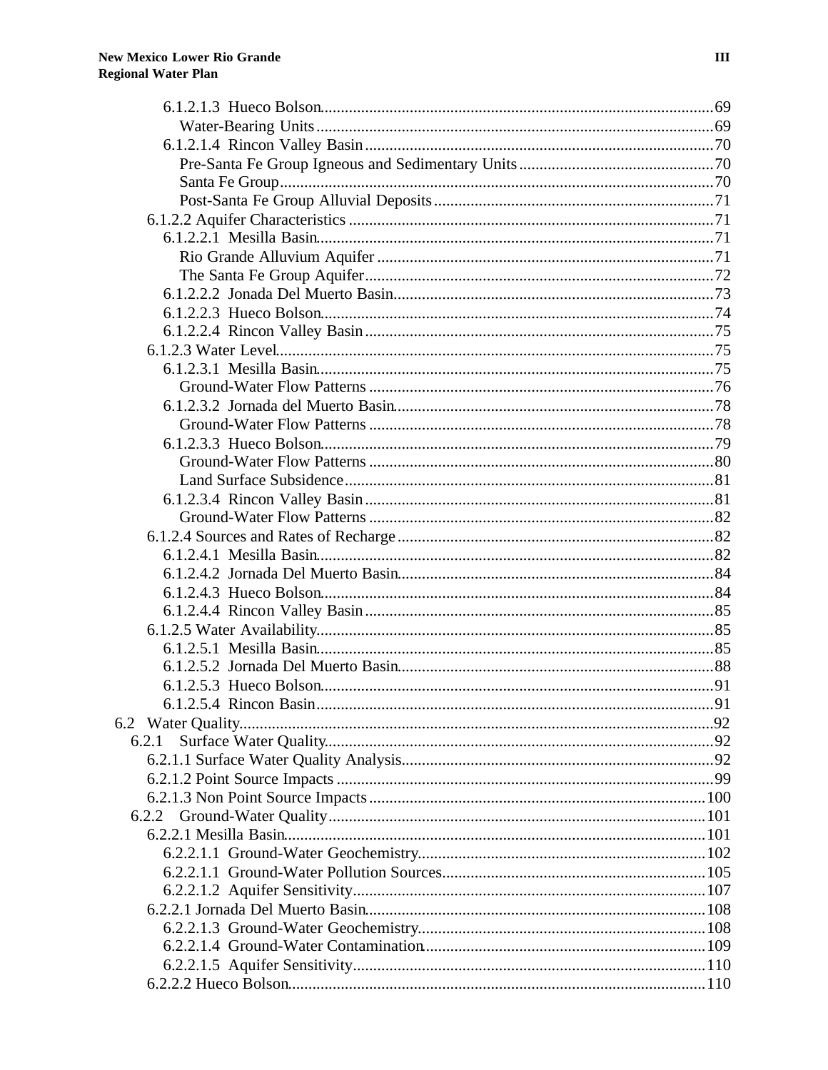6.1.2.1.3 Hueco Bolson....................................................................................................69
Water-Bearing Units....................................................................................................69
6.1.2.1.4 Rincon Valley Basin.............................................................................................70
Pre-Santa Fe Group Igneous and Sedimentary Units................................................70
Santa Fe Group............................................................................................................70
Post-Santa Fe Group Alluvial Deposits....................................................................71
6.1.2.2 Aquifer Characteristics ..............................................................................................71
6.1.2.2.1 Mesilla Basin.......................................................................................................71
Rio Grande Alluvium Aquifer ....................................................................................71
The Santa Fe Group Aquifer........................................................................................72
6.1.2.2.2 Jonada Del Muerto Basin....................................................................................73
6.1.2.2.3 Hueco Bolson......................................................................................................74
6.1.2.2.4 Rincon Valley Basin............................................................................................75
6.1.2.3 Water Level.................................................................................................................75
6.1.2.3.1 Mesilla Basin.......................................................................................................75
Ground-Water Flow Patterns ......................................................................................76
6.1.2.3.2 Jornada del Muerto Basin....................................................................................78
Ground-Water Flow Patterns ......................................................................................78
6.1.2.3.3 Hueco Bolson......................................................................................................79
Ground-Water Flow Patterns ......................................................................................80
Land Surface Subsidence.............................................................................................81
6.1.2.3.4 Rincon Valley Basin............................................................................................81
Ground-Water Flow Patterns ......................................................................................82
6.1.2.4 Sources and Rates of Recharge ...................................................................................82
6.1.2.4.1 Mesilla Basin.......................................................................................................82
6.1.2.4.2 Jornada Del Muerto Basin...................................................................................84
6.1.2.4.3 Hueco Bolson......................................................................................................84
6.1.2.4.4 Rincon Valley Basin............................................................................................85
6.1.2.5 Water Availability.......................................................................................................85
6.1.2.5.1 Mesilla Basin.......................................................................................................85
6.1.2.5.2 Jornada Del Muerto Basin...................................................................................88
6.1.2.5.3 Hueco Bolson......................................................................................................91
6.1.2.5.4 Rincon Basin.......................................................................................................91
6.2 Water Quality..........................................................................................................................92
6.2.1 Surface Water Quality.......................................................................................................92
6.2.1.1 Surface Water Quality Analysis...................................................................................92
6.2.1.2 Point Source Impacts ..................................................................................................99
6.2.1.3 Non Point Source Impacts.........................................................................................100
6.2.2 Ground-Water Quality......................................................................................................101
6.2.2.1 Mesilla Basin.............................................................................................................101
6.2.2.1.1 Ground-Water Geochemistry.............................................................................102
6.2.2.1.1 Ground-Water Pollution Sources.......................................................................105
6.2.2.1.2 Aquifer Sensitivity............................................................................................107
6.2.2.1 Jornada Del Muerto Basin.........................................................................................108
6.2.2.1.3 Ground-Water Geochemistry.............................................................................108
6.2.2.1.4 Ground-Water Contamination...........................................................................109
6.2.2.1.5 Aquifer Sensitivity............................................................................................110
6.2.2.2 Hueco Bolson............................................................................................................110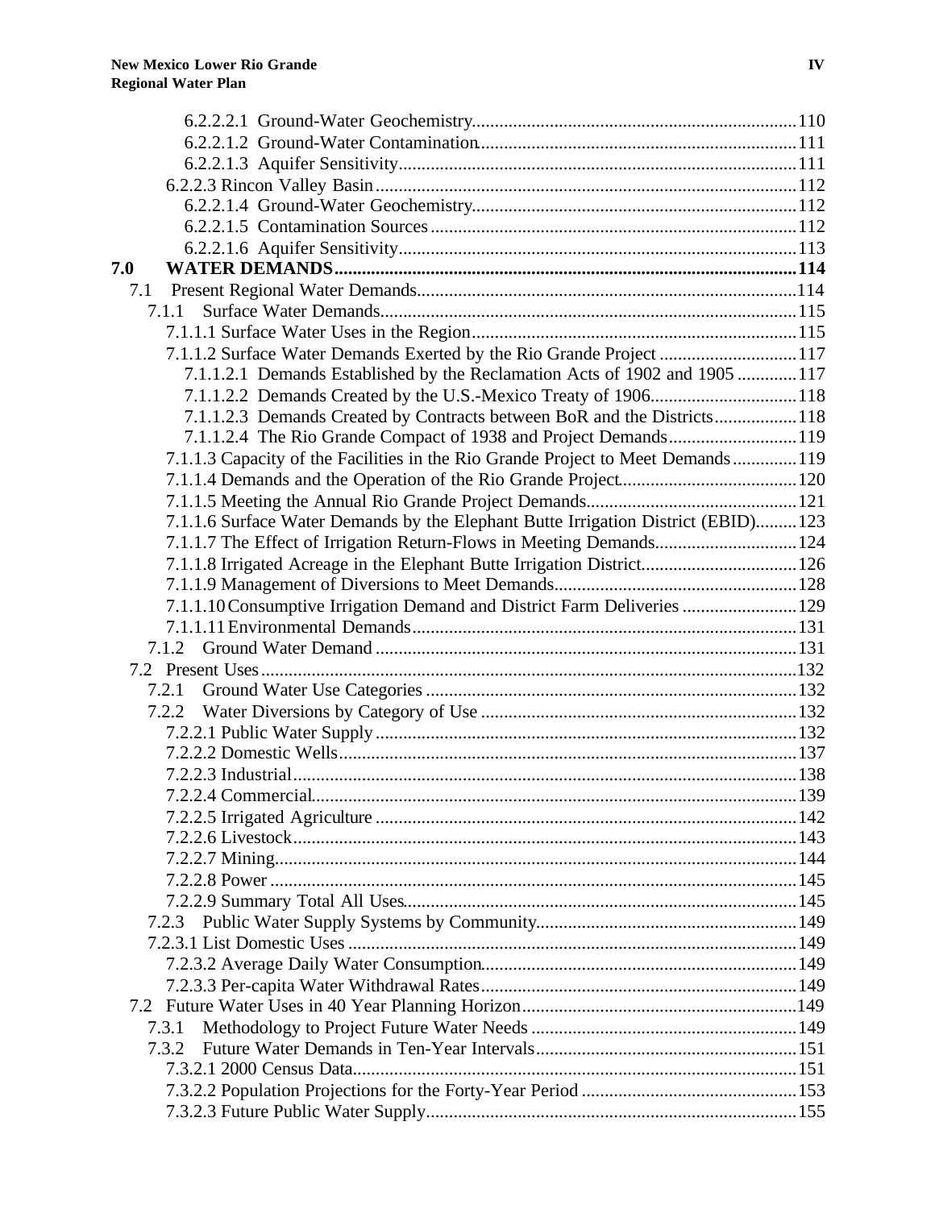6.2.2.2.1 Ground-Water Geochemistry......................................................................110
6.2.2.1.2 Ground-Water Contamination.....................................................................111
6.2.2.1.3 Aquifer Sensitivity.......................................................................................111
6.2.2.3 Rincon Valley Basin............................................................................................112
6.2.2.1.4 Ground-Water Geochemistry.......................................................................112
6.2.2.1.5 Contamination Sources...............................................................................112
6.2.2.1.6 Aquifer Sensitivity.......................................................................................113

**7.0 WATER DEMANDS....................................................................................................114**

7.1 Present Regional Water Demands..................................................................................114
7.1.1 Surface Water Demands...........................................................................................115
7.1.1.1 Surface Water Uses in the Region.......................................................................115
7.1.1.2 Surface Water Demands Exerted by the Rio Grande Project..............................117
7.1.1.2.1 Demands Established by the Reclamation Acts of 1902 and 1905.............117
7.1.1.2.2 Demands Created by the U.S.-Mexico Treaty of 1906................................118
7.1.1.2.3 Demands Created by Contracts between BoR and the Districts..................118
7.1.1.2.4 The Rio Grande Compact of 1938 and Project Demands............................119
7.1.1.3 Capacity of the Facilities in the Rio Grande Project to Meet Demands..............119
7.1.1.4 Demands and the Operation of the Rio Grande Project.......................................120
7.1.1.5 Meeting the Annual Rio Grande Project Demands..............................................121
7.1.1.6 Surface Water Demands by the Elephant Butte Irrigation District (EBID).........123
7.1.1.7 The Effect of Irrigation Return-Flows in Meeting Demands...............................124
7.1.1.8 Irrigated Acreage in the Elephant Butte Irrigation District..................................126
7.1.1.9 Management of Diversions to Meet Demands.....................................................128
7.1.1.10 Consumptive Irrigation Demand and District Farm Deliveries.........................129
7.1.1.11 Environmental Demands....................................................................................131
7.1.2 Ground Water Demand............................................................................................131
7.2 Present Uses.....................................................................................................................132
7.2.1 Ground Water Use Categories.................................................................................132
7.2.2 Water Diversions by Category of Use.....................................................................132
7.2.2.1 Public Water Supply............................................................................................132
7.2.2.2 Domestic Wells....................................................................................................137
7.2.2.3 Industrial..............................................................................................................138
7.2.2.4 Commercial..........................................................................................................139
7.2.2.5 Irrigated Agriculture............................................................................................142
7.2.2.6 Livestock..............................................................................................................143
7.2.2.7 Mining..................................................................................................................144
7.2.2.8 Power...................................................................................................................145
7.2.2.9 Summary Total All Uses......................................................................................145
7.2.3 Public Water Supply Systems by Community.........................................................149
7.2.3.1 List Domestic Uses..................................................................................................149
7.2.3.2 Average Daily Water Consumption.....................................................................149
7.2.3.3 Per-capita Water Withdrawal Rates.....................................................................149
7.2 Future Water Uses in 40 Year Planning Horizon............................................................149
7.3.1 Methodology to Project Future Water Needs..........................................................149
7.3.2 Future Water Demands in Ten-Year Intervals.........................................................151
7.3.2.1 2000 Census Data.................................................................................................151
7.3.2.2 Population Projections for the Forty-Year Period...............................................153
7.3.2.3 Future Public Water Supply.................................................................................155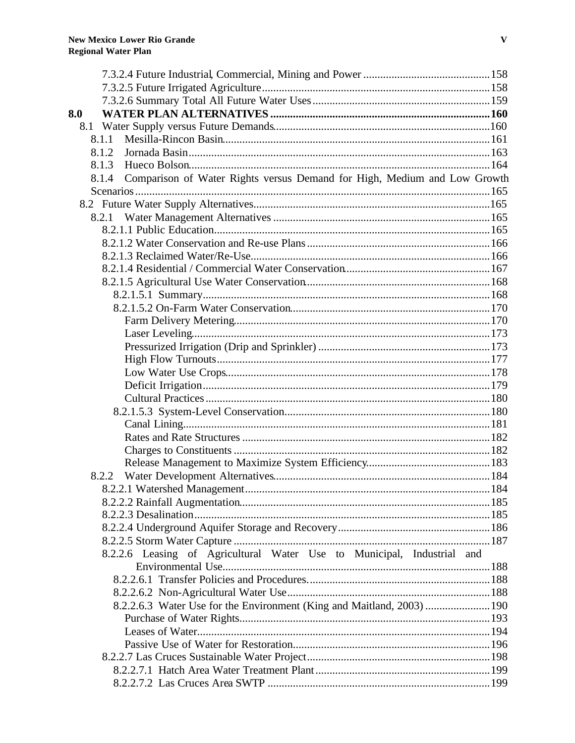7.3.2.4 Future Industrial, Commercial, Mining and Power ............................................158
7.3.2.5 Future Irrigated Agriculture................................................................................158
7.3.2.6 Summary Total All Future Water Uses ...............................................................159

**8.0 WATER PLAN ALTERNATIVES ...........................................................................160**

8.1 Water Supply versus Future Demands...........................................................................160
8.1.1 Mesilla-Rincon Basin............................................................................................161
8.1.2 Jornada Basin........................................................................................................163
8.1.3 Hueco Bolson........................................................................................................164
8.1.4 Comparison of Water Rights versus Demand for High, Medium and Low Growth Scenarios ............................................................................................................................165
8.2 Future Water Supply Alternatives..................................................................................165
8.2.1 Water Management Alternatives ............................................................................165
8.2.1.1 Public Education................................................................................................165
8.2.1.2 Water Conservation and Re-use Plans ................................................................166
8.2.1.3 Reclaimed Water/Re-Use...................................................................................166
8.2.1.4 Residential / Commercial Water Conservation...................................................167
8.2.1.5 Agricultural Use Water Conservation................................................................168
8.2.1.5.1 Summary.....................................................................................................168
8.2.1.5.2 On-Farm Water Conservation......................................................................170
Farm Delivery Metering..........................................................................................170
Laser Leveling........................................................................................................173
Pressurized Irrigation (Drip and Sprinkler) ............................................................173
High Flow Turnouts................................................................................................177
Low Water Use Crops.............................................................................................178
Deficit Irrigation.....................................................................................................179
Cultural Practices ....................................................................................................180
8.2.1.5.3 System-Level Conservation........................................................................180
Canal Lining............................................................................................................181
Rates and Rate Structures .......................................................................................182
Charges to Constituents ..........................................................................................182
Release Management to Maximize System Efficiency...........................................183
8.2.2 Water Development Alternatives............................................................................184
8.2.2.1 Watershed Management......................................................................................184
8.2.2.2 Rainfall Augmentation........................................................................................185
8.2.2.3 Desalination........................................................................................................185
8.2.2.4 Underground Aquifer Storage and Recovery.....................................................186
8.2.2.5 Storm Water Capture ..........................................................................................187
8.2.2.6 Leasing of Agricultural Water Use to Municipal, Industrial and Environmental Use..............................................................................................188
8.2.2.6.1 Transfer Policies and Procedures.................................................................188
8.2.2.6.2 Non-Agricultural Water Use.......................................................................188
8.2.2.6.3 Water Use for the Environment (King and Maitland, 2003) .......................190
Purchase of Water Rights........................................................................................193
Leases of Water.......................................................................................................194
Passive Use of Water for Restoration.....................................................................196
8.2.2.7 Las Cruces Sustainable Water Project................................................................198
8.2.2.7.1 Hatch Area Water Treatment Plant.............................................................199
8.2.2.7.2 Las Cruces Area SWTP ..............................................................................199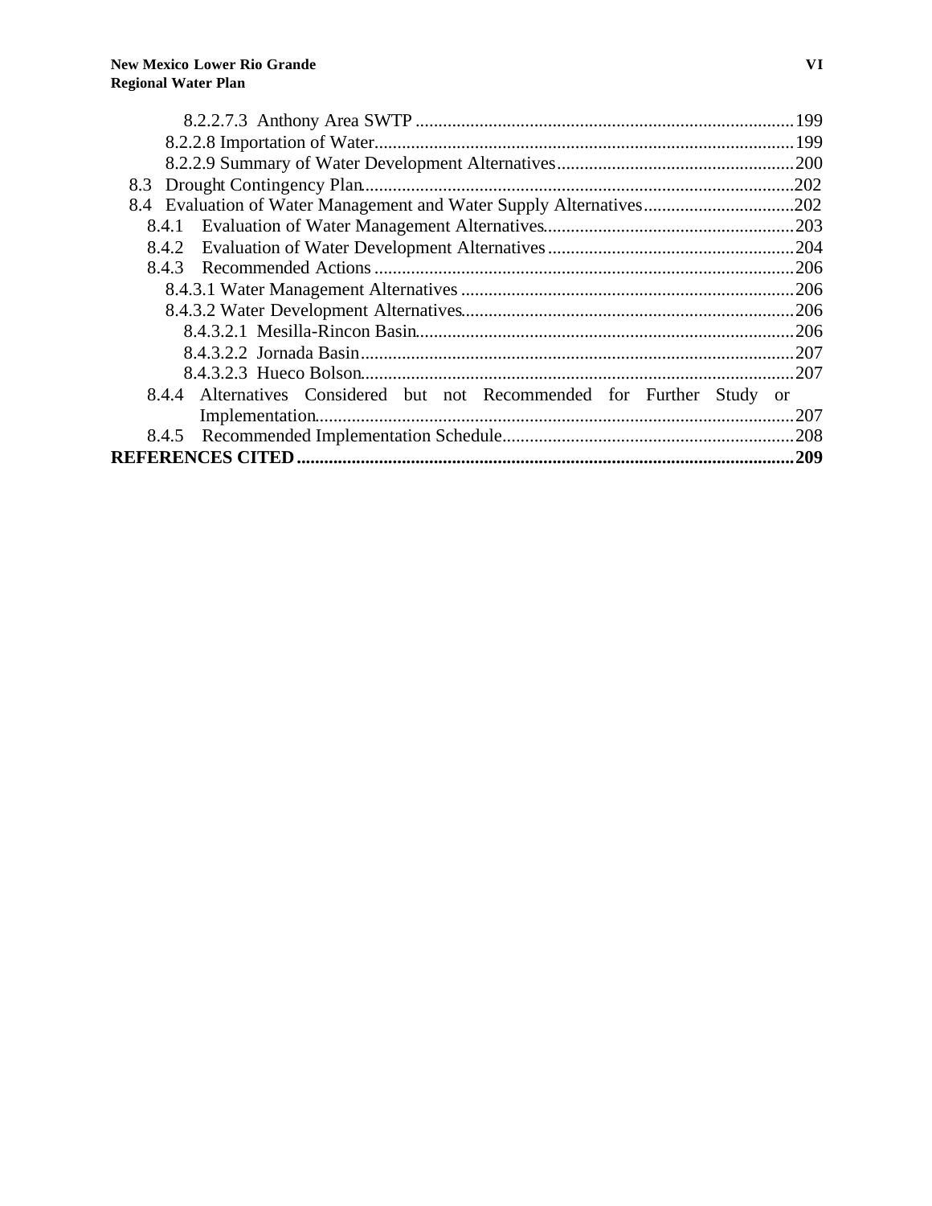8.2.2.7.3 Anthony Area SWTP .......... 199

8.2.2.8 Importation of Water .......... 199

8.2.2.9 Summary of Water Development Alternatives .......... 200

8.3 Drought Contingency Plan .......... 202

8.4 Evaluation of Water Management and Water Supply Alternatives .......... 202

8.4.1 Evaluation of Water Management Alternatives .......... 203

8.4.2 Evaluation of Water Development Alternatives .......... 204

8.4.3 Recommended Actions .......... 206

8.4.3.1 Water Management Alternatives .......... 206

8.4.3.2 Water Development Alternatives .......... 206

8.4.3.2.1 Mesilla-Rincon Basin .......... 206

8.4.3.2.2 Jornada Basin .......... 207

8.4.3.2.3 Hueco Bolson .......... 207

8.4.4 Alternatives Considered but not Recommended for Further Study or Implementation .......... 207

8.4.5 Recommended Implementation Schedule .......... 208

**REFERENCES CITED .......... 209**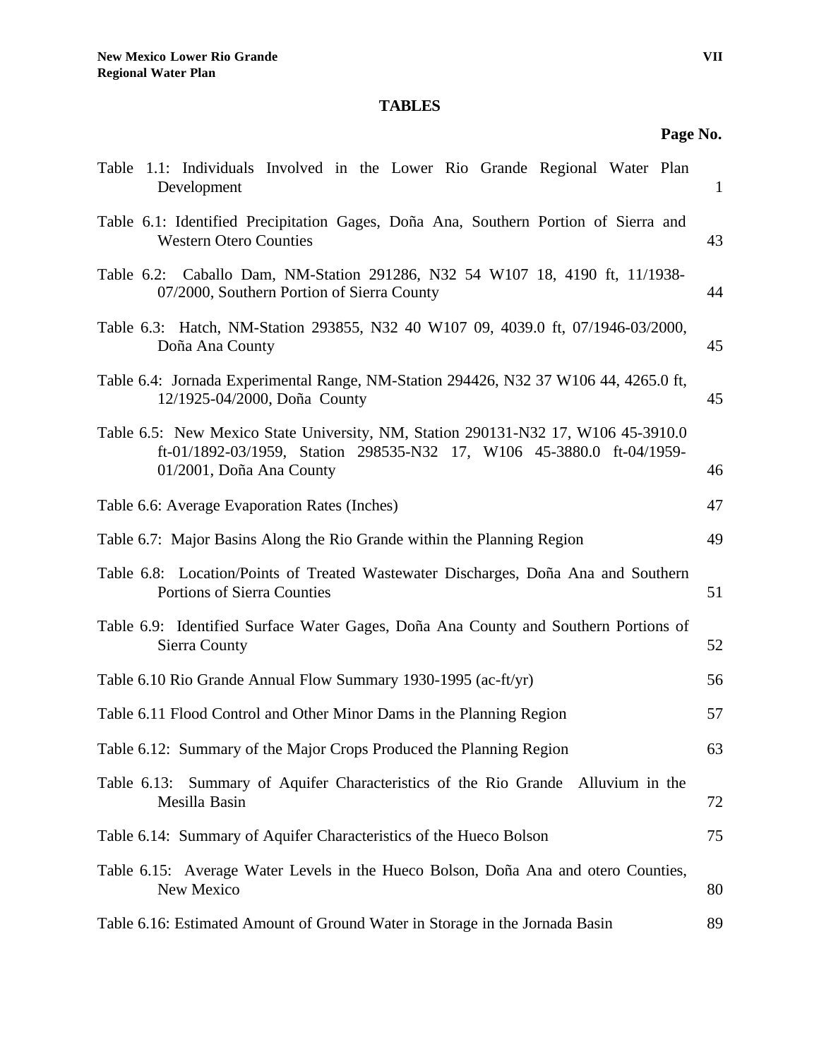## TABLES

| | Page No. |
|---|---|
| Table 1.1: Individuals Involved in the Lower Rio Grande Regional Water Plan Development | 1 |
| Table 6.1: Identified Precipitation Gages, Doña Ana, Southern Portion of Sierra and Western Otero Counties | 43 |
| Table 6.2: Caballo Dam, NM-Station 291286, N32 54 W107 18, 4190 ft, 11/1938-07/2000, Southern Portion of Sierra County | 44 |
| Table 6.3: Hatch, NM-Station 293855, N32 40 W107 09, 4039.0 ft, 07/1946-03/2000, Doña Ana County | 45 |
| Table 6.4: Jornada Experimental Range, NM-Station 294426, N32 37 W106 44, 4265.0 ft, 12/1925-04/2000, Doña County | 45 |
| Table 6.5: New Mexico State University, NM, Station 290131-N32 17, W106 45-3910.0 ft-01/1892-03/1959, Station 298535-N32 17, W106 45-3880.0 ft-04/1959-01/2001, Doña Ana County | 46 |
| Table 6.6: Average Evaporation Rates (Inches) | 47 |
| Table 6.7: Major Basins Along the Rio Grande within the Planning Region | 49 |
| Table 6.8: Location/Points of Treated Wastewater Discharges, Doña Ana and Southern Portions of Sierra Counties | 51 |
| Table 6.9: Identified Surface Water Gages, Doña Ana County and Southern Portions of Sierra County | 52 |
| Table 6.10 Rio Grande Annual Flow Summary 1930-1995 (ac-ft/yr) | 56 |
| Table 6.11 Flood Control and Other Minor Dams in the Planning Region | 57 |
| Table 6.12: Summary of the Major Crops Produced the Planning Region | 63 |
| Table 6.13: Summary of Aquifer Characteristics of the Rio Grande Alluvium in the Mesilla Basin | 72 |
| Table 6.14: Summary of Aquifer Characteristics of the Hueco Bolson | 75 |
| Table 6.15: Average Water Levels in the Hueco Bolson, Doña Ana and otero Counties, New Mexico | 80 |
| Table 6.16: Estimated Amount of Ground Water in Storage in the Jornada Basin | 89 |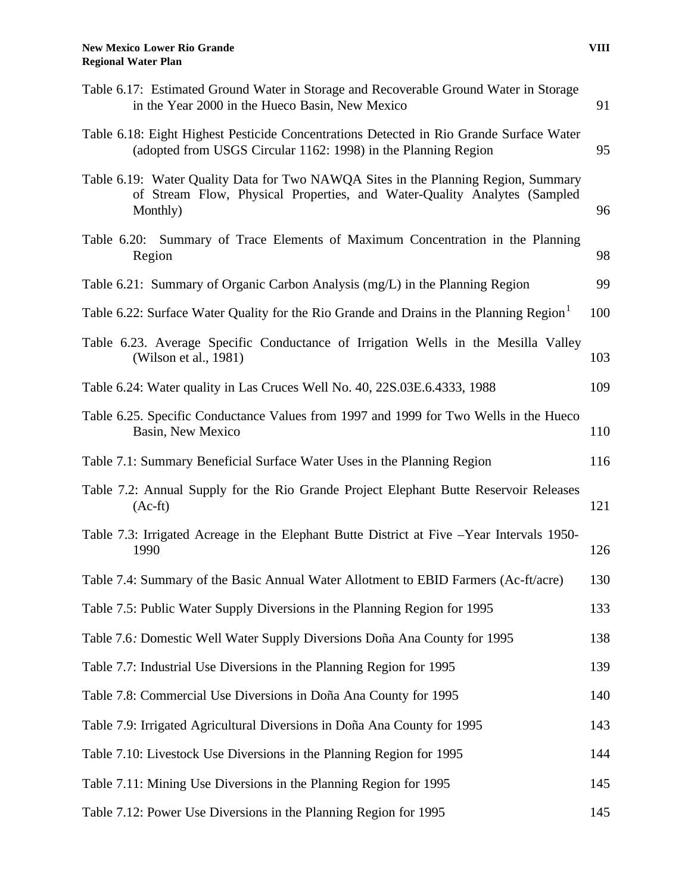Table 6.17: Estimated Ground Water in Storage and Recoverable Ground Water in Storage in the Year 2000 in the Hueco Basin, New Mexico 91

Table 6.18: Eight Highest Pesticide Concentrations Detected in Rio Grande Surface Water (adopted from USGS Circular 1162: 1998) in the Planning Region 95

Table 6.19: Water Quality Data for Two NAWQA Sites in the Planning Region, Summary of Stream Flow, Physical Properties, and Water-Quality Analytes (Sampled Monthly) 96

Table 6.20: Summary of Trace Elements of Maximum Concentration in the Planning Region 98

Table 6.21: Summary of Organic Carbon Analysis (mg/L) in the Planning Region 99

Table 6.22: Surface Water Quality for the Rio Grande and Drains in the Planning Region[1] 100

Table 6.23. Average Specific Conductance of Irrigation Wells in the Mesilla Valley (Wilson et al., 1981) 103

Table 6.24: Water quality in Las Cruces Well No. 40, 22S.03E.6.4333, 1988 109

Table 6.25. Specific Conductance Values from 1997 and 1999 for Two Wells in the Hueco Basin, New Mexico 110

Table 7.1: Summary Beneficial Surface Water Uses in the Planning Region 116

Table 7.2: Annual Supply for the Rio Grande Project Elephant Butte Reservoir Releases (Ac-ft) 121

Table 7.3: Irrigated Acreage in the Elephant Butte District at Five –Year Intervals 1950-1990 126

Table 7.4: Summary of the Basic Annual Water Allotment to EBID Farmers (Ac-ft/acre) 130

Table 7.5: Public Water Supply Diversions in the Planning Region for 1995 133

Table 7.6: Domestic Well Water Supply Diversions Doña Ana County for 1995 138

Table 7.7: Industrial Use Diversions in the Planning Region for 1995 139

Table 7.8: Commercial Use Diversions in Doña Ana County for 1995 140

Table 7.9: Irrigated Agricultural Diversions in Doña Ana County for 1995 143

Table 7.10: Livestock Use Diversions in the Planning Region for 1995 144

Table 7.11: Mining Use Diversions in the Planning Region for 1995 145

Table 7.12: Power Use Diversions in the Planning Region for 1995 145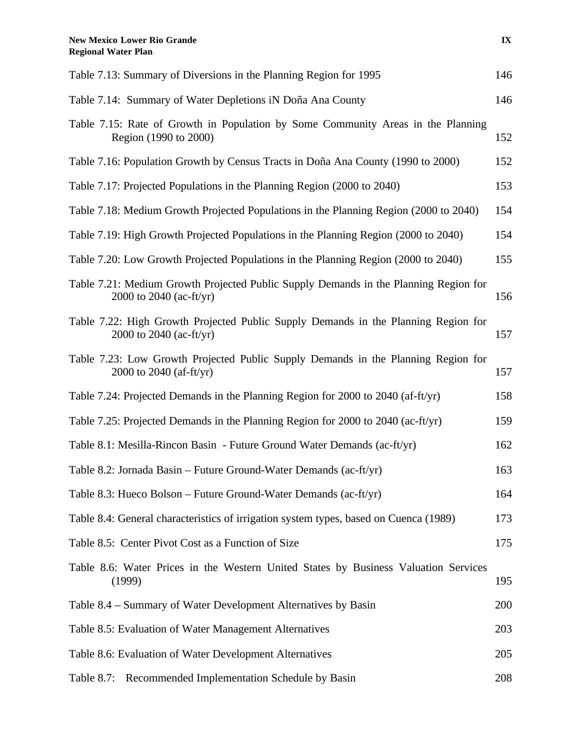Table 7.13: Summary of Diversions in the Planning Region for 1995 146

Table 7.14: Summary of Water Depletions iN Doña Ana County 146

Table 7.15: Rate of Growth in Population by Some Community Areas in the Planning Region (1990 to 2000) 152

Table 7.16: Population Growth by Census Tracts in Doña Ana County (1990 to 2000) 152

Table 7.17: Projected Populations in the Planning Region (2000 to 2040) 153

Table 7.18: Medium Growth Projected Populations in the Planning Region (2000 to 2040) 154

Table 7.19: High Growth Projected Populations in the Planning Region (2000 to 2040) 154

Table 7.20: Low Growth Projected Populations in the Planning Region (2000 to 2040) 155

Table 7.21: Medium Growth Projected Public Supply Demands in the Planning Region for 2000 to 2040 (ac-ft/yr) 156

Table 7.22: High Growth Projected Public Supply Demands in the Planning Region for 2000 to 2040 (ac-ft/yr) 157

Table 7.23: Low Growth Projected Public Supply Demands in the Planning Region for 2000 to 2040 (af-ft/yr) 157

Table 7.24: Projected Demands in the Planning Region for 2000 to 2040 (af-ft/yr) 158

Table 7.25: Projected Demands in the Planning Region for 2000 to 2040 (ac-ft/yr) 159

Table 8.1: Mesilla-Rincon Basin - Future Ground Water Demands (ac-ft/yr) 162

Table 8.2: Jornada Basin – Future Ground-Water Demands (ac-ft/yr) 163

Table 8.3: Hueco Bolson – Future Ground-Water Demands (ac-ft/yr) 164

Table 8.4: General characteristics of irrigation system types, based on Cuenca (1989) 173

Table 8.5: Center Pivot Cost as a Function of Size 175

Table 8.6: Water Prices in the Western United States by Business Valuation Services (1999) 195

Table 8.4 – Summary of Water Development Alternatives by Basin 200

Table 8.5: Evaluation of Water Management Alternatives 203

Table 8.6: Evaluation of Water Development Alternatives 205

Table 8.7: Recommended Implementation Schedule by Basin 208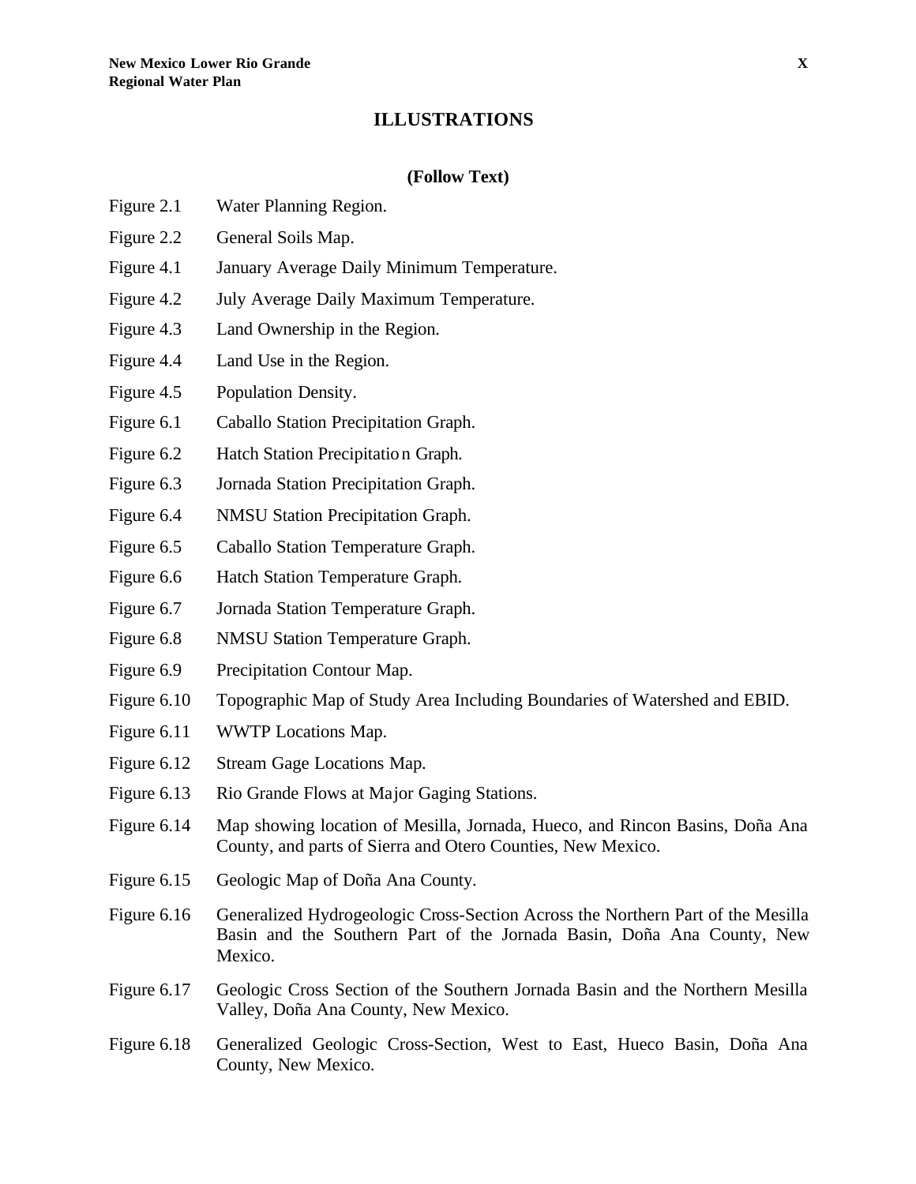## ILLUSTRATIONS

### (Follow Text)

Figure 2.1 Water Planning Region.

Figure 2.2 General Soils Map.

Figure 4.1 January Average Daily Minimum Temperature.

Figure 4.2 July Average Daily Maximum Temperature.

Figure 4.3 Land Ownership in the Region.

Figure 4.4 Land Use in the Region.

Figure 4.5 Population Density.

Figure 6.1 Caballo Station Precipitation Graph.

Figure 6.2 Hatch Station Precipitation Graph.

Figure 6.3 Jornada Station Precipitation Graph.

Figure 6.4 NMSU Station Precipitation Graph.

Figure 6.5 Caballo Station Temperature Graph.

Figure 6.6 Hatch Station Temperature Graph.

Figure 6.7 Jornada Station Temperature Graph.

Figure 6.8 NMSU Station Temperature Graph.

Figure 6.9 Precipitation Contour Map.

Figure 6.10 Topographic Map of Study Area Including Boundaries of Watershed and EBID.

Figure 6.11 WWTP Locations Map.

Figure 6.12 Stream Gage Locations Map.

Figure 6.13 Rio Grande Flows at Major Gaging Stations.

Figure 6.14 Map showing location of Mesilla, Jornada, Hueco, and Rincon Basins, Doña Ana County, and parts of Sierra and Otero Counties, New Mexico.

Figure 6.15 Geologic Map of Doña Ana County.

Figure 6.16 Generalized Hydrogeologic Cross-Section Across the Northern Part of the Mesilla Basin and the Southern Part of the Jornada Basin, Doña Ana County, New Mexico.

Figure 6.17 Geologic Cross Section of the Southern Jornada Basin and the Northern Mesilla Valley, Doña Ana County, New Mexico.

Figure 6.18 Generalized Geologic Cross-Section, West to East, Hueco Basin, Doña Ana County, New Mexico.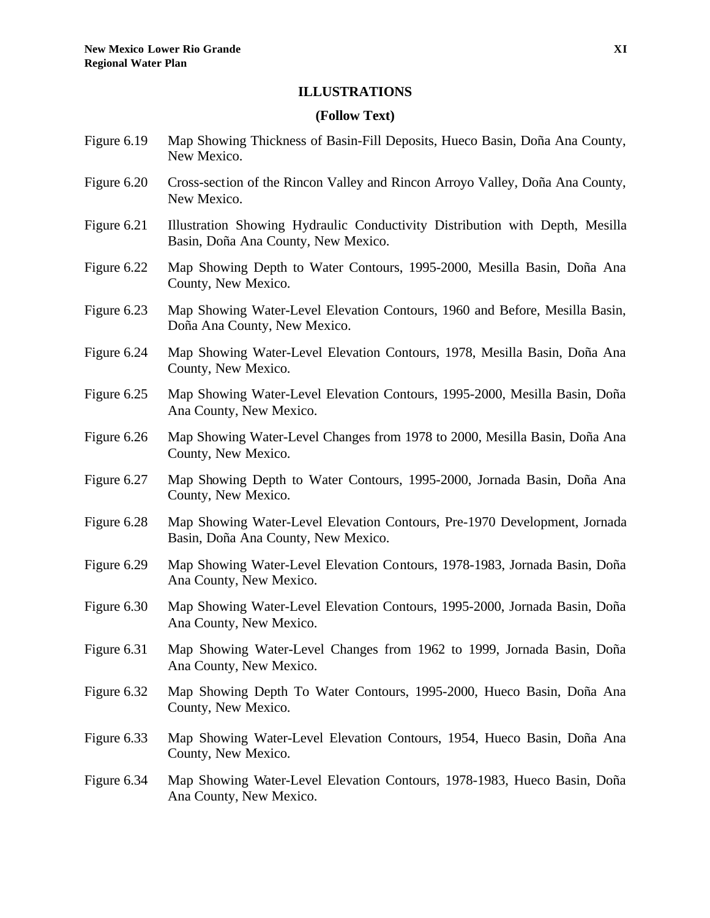## ILLUSTRATIONS

**(Follow Text)**

| | |
|---|---|
| Figure 6.19 | Map Showing Thickness of Basin-Fill Deposits, Hueco Basin, Doña Ana County, New Mexico. |
| Figure 6.20 | Cross-section of the Rincon Valley and Rincon Arroyo Valley, Doña Ana County, New Mexico. |
| Figure 6.21 | Illustration Showing Hydraulic Conductivity Distribution with Depth, Mesilla Basin, Doña Ana County, New Mexico. |
| Figure 6.22 | Map Showing Depth to Water Contours, 1995-2000, Mesilla Basin, Doña Ana County, New Mexico. |
| Figure 6.23 | Map Showing Water-Level Elevation Contours, 1960 and Before, Mesilla Basin, Doña Ana County, New Mexico. |
| Figure 6.24 | Map Showing Water-Level Elevation Contours, 1978, Mesilla Basin, Doña Ana County, New Mexico. |
| Figure 6.25 | Map Showing Water-Level Elevation Contours, 1995-2000, Mesilla Basin, Doña Ana County, New Mexico. |
| Figure 6.26 | Map Showing Water-Level Changes from 1978 to 2000, Mesilla Basin, Doña Ana County, New Mexico. |
| Figure 6.27 | Map Showing Depth to Water Contours, 1995-2000, Jornada Basin, Doña Ana County, New Mexico. |
| Figure 6.28 | Map Showing Water-Level Elevation Contours, Pre-1970 Development, Jornada Basin, Doña Ana County, New Mexico. |
| Figure 6.29 | Map Showing Water-Level Elevation Contours, 1978-1983, Jornada Basin, Doña Ana County, New Mexico. |
| Figure 6.30 | Map Showing Water-Level Elevation Contours, 1995-2000, Jornada Basin, Doña Ana County, New Mexico. |
| Figure 6.31 | Map Showing Water-Level Changes from 1962 to 1999, Jornada Basin, Doña Ana County, New Mexico. |
| Figure 6.32 | Map Showing Depth To Water Contours, 1995-2000, Hueco Basin, Doña Ana County, New Mexico. |
| Figure 6.33 | Map Showing Water-Level Elevation Contours, 1954, Hueco Basin, Doña Ana County, New Mexico. |
| Figure 6.34 | Map Showing Water-Level Elevation Contours, 1978-1983, Hueco Basin, Doña Ana County, New Mexico. |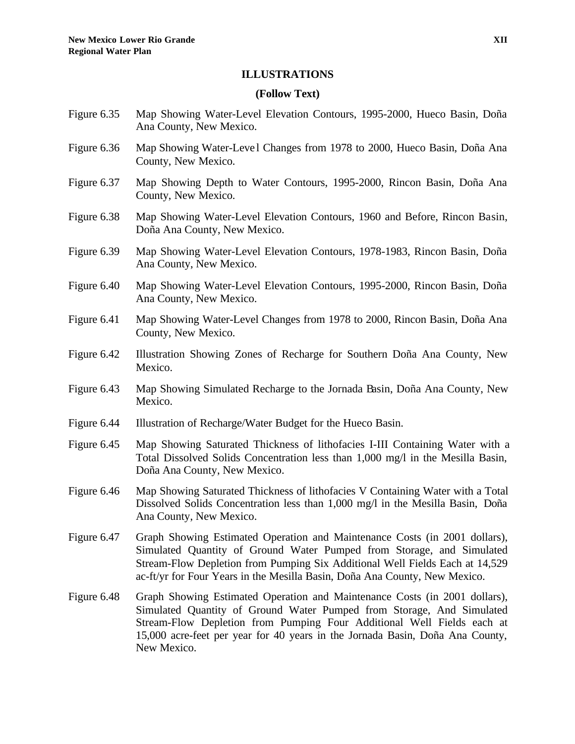## ILLUSTRATIONS

### (Follow Text)

Figure 6.35 Map Showing Water-Level Elevation Contours, 1995-2000, Hueco Basin, Doña Ana County, New Mexico.

Figure 6.36 Map Showing Water-Level Changes from 1978 to 2000, Hueco Basin, Doña Ana County, New Mexico.

Figure 6.37 Map Showing Depth to Water Contours, 1995-2000, Rincon Basin, Doña Ana County, New Mexico.

Figure 6.38 Map Showing Water-Level Elevation Contours, 1960 and Before, Rincon Basin, Doña Ana County, New Mexico.

Figure 6.39 Map Showing Water-Level Elevation Contours, 1978-1983, Rincon Basin, Doña Ana County, New Mexico.

Figure 6.40 Map Showing Water-Level Elevation Contours, 1995-2000, Rincon Basin, Doña Ana County, New Mexico.

Figure 6.41 Map Showing Water-Level Changes from 1978 to 2000, Rincon Basin, Doña Ana County, New Mexico.

Figure 6.42 Illustration Showing Zones of Recharge for Southern Doña Ana County, New Mexico.

Figure 6.43 Map Showing Simulated Recharge to the Jornada Basin, Doña Ana County, New Mexico.

Figure 6.44 Illustration of Recharge/Water Budget for the Hueco Basin.

Figure 6.45 Map Showing Saturated Thickness of lithofacies I-III Containing Water with a Total Dissolved Solids Concentration less than 1,000 mg/l in the Mesilla Basin, Doña Ana County, New Mexico.

Figure 6.46 Map Showing Saturated Thickness of lithofacies V Containing Water with a Total Dissolved Solids Concentration less than 1,000 mg/l in the Mesilla Basin, Doña Ana County, New Mexico.

Figure 6.47 Graph Showing Estimated Operation and Maintenance Costs (in 2001 dollars), Simulated Quantity of Ground Water Pumped from Storage, and Simulated Stream-Flow Depletion from Pumping Six Additional Well Fields Each at 14,529 ac-ft/yr for Four Years in the Mesilla Basin, Doña Ana County, New Mexico.

Figure 6.48 Graph Showing Estimated Operation and Maintenance Costs (in 2001 dollars), Simulated Quantity of Ground Water Pumped from Storage, And Simulated Stream-Flow Depletion from Pumping Four Additional Well Fields each at 15,000 acre-feet per year for 40 years in the Jornada Basin, Doña Ana County, New Mexico.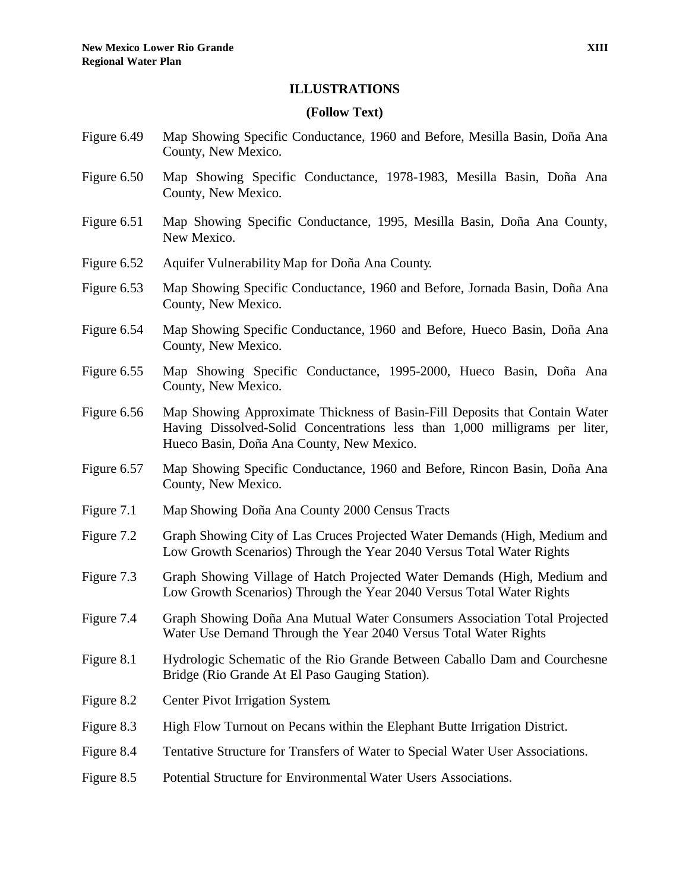## ILLUSTRATIONS

**(Follow Text)**

Figure 6.49 Map Showing Specific Conductance, 1960 and Before, Mesilla Basin, Doña Ana County, New Mexico.

Figure 6.50 Map Showing Specific Conductance, 1978-1983, Mesilla Basin, Doña Ana County, New Mexico.

Figure 6.51 Map Showing Specific Conductance, 1995, Mesilla Basin, Doña Ana County, New Mexico.

Figure 6.52 Aquifer Vulnerability Map for Doña Ana County.

Figure 6.53 Map Showing Specific Conductance, 1960 and Before, Jornada Basin, Doña Ana County, New Mexico.

Figure 6.54 Map Showing Specific Conductance, 1960 and Before, Hueco Basin, Doña Ana County, New Mexico.

Figure 6.55 Map Showing Specific Conductance, 1995-2000, Hueco Basin, Doña Ana County, New Mexico.

Figure 6.56 Map Showing Approximate Thickness of Basin-Fill Deposits that Contain Water Having Dissolved-Solid Concentrations less than 1,000 milligrams per liter, Hueco Basin, Doña Ana County, New Mexico.

Figure 6.57 Map Showing Specific Conductance, 1960 and Before, Rincon Basin, Doña Ana County, New Mexico.

Figure 7.1 Map Showing Doña Ana County 2000 Census Tracts

Figure 7.2 Graph Showing City of Las Cruces Projected Water Demands (High, Medium and Low Growth Scenarios) Through the Year 2040 Versus Total Water Rights

Figure 7.3 Graph Showing Village of Hatch Projected Water Demands (High, Medium and Low Growth Scenarios) Through the Year 2040 Versus Total Water Rights

Figure 7.4 Graph Showing Doña Ana Mutual Water Consumers Association Total Projected Water Use Demand Through the Year 2040 Versus Total Water Rights

Figure 8.1 Hydrologic Schematic of the Rio Grande Between Caballo Dam and Courchesne Bridge (Rio Grande At El Paso Gauging Station).

Figure 8.2 Center Pivot Irrigation System.

Figure 8.3 High Flow Turnout on Pecans within the Elephant Butte Irrigation District.

Figure 8.4 Tentative Structure for Transfers of Water to Special Water User Associations.

Figure 8.5 Potential Structure for Environmental Water Users Associations.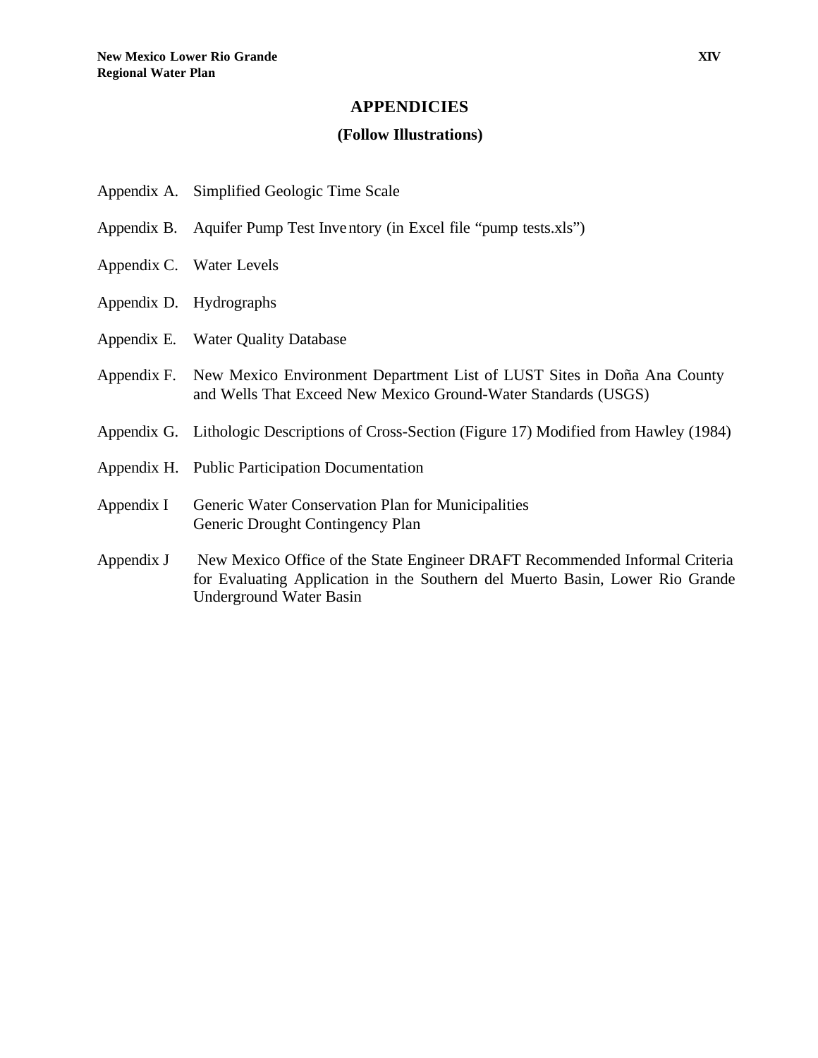## APPENDICIES

### (Follow Illustrations)

Appendix A. Simplified Geologic Time Scale

Appendix B. Aquifer Pump Test Inventory (in Excel file "pump tests.xls")

Appendix C. Water Levels

Appendix D. Hydrographs

Appendix E. Water Quality Database

Appendix F. New Mexico Environment Department List of LUST Sites in Doña Ana County and Wells That Exceed New Mexico Ground-Water Standards (USGS)

Appendix G. Lithologic Descriptions of Cross-Section (Figure 17) Modified from Hawley (1984)

Appendix H. Public Participation Documentation

Appendix I Generic Water Conservation Plan for Municipalities
Generic Drought Contingency Plan

Appendix J New Mexico Office of the State Engineer DRAFT Recommended Informal Criteria for Evaluating Application in the Southern del Muerto Basin, Lower Rio Grande Underground Water Basin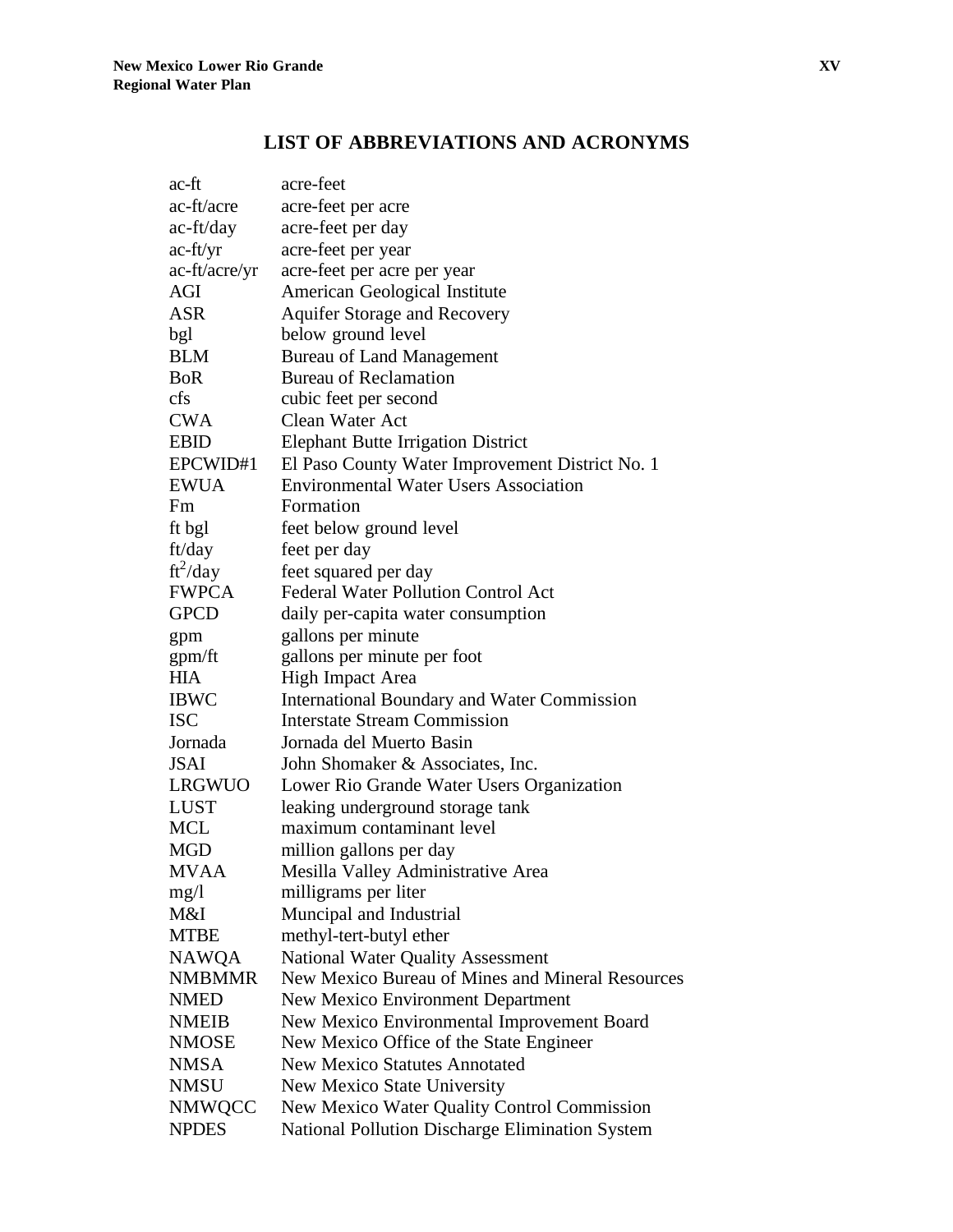## LIST OF ABBREVIATIONS AND ACRONYMS

| | |
|---|---|
| ac-ft | acre-feet |
| ac-ft/acre | acre-feet per acre |
| ac-ft/day | acre-feet per day |
| ac-ft/yr | acre-feet per year |
| ac-ft/acre/yr | acre-feet per acre per year |
| AGI | American Geological Institute |
| ASR | Aquifer Storage and Recovery |
| bgl | below ground level |
| BLM | Bureau of Land Management |
| BoR | Bureau of Reclamation |
| cfs | cubic feet per second |
| CWA | Clean Water Act |
| EBID | Elephant Butte Irrigation District |
| EPCWID#1 | El Paso County Water Improvement District No. 1 |
| EWUA | Environmental Water Users Association |
| Fm | Formation |
| ft bgl | feet below ground level |
| ft/day | feet per day |
| $ft^2$/day | feet squared per day |
| FWPCA | Federal Water Pollution Control Act |
| GPCD | daily per-capita water consumption |
| gpm | gallons per minute |
| gpm/ft | gallons per minute per foot |
| HIA | High Impact Area |
| IBWC | International Boundary and Water Commission |
| ISC | Interstate Stream Commission |
| Jornada | Jornada del Muerto Basin |
| JSAI | John Shomaker & Associates, Inc. |
| LRGWUO | Lower Rio Grande Water Users Organization |
| LUST | leaking underground storage tank |
| MCL | maximum contaminant level |
| MGD | million gallons per day |
| MVAA | Mesilla Valley Administrative Area |
| mg/l | milligrams per liter |
| M&I | Muncipal and Industrial |
| MTBE | methyl-tert-butyl ether |
| NAWQA | National Water Quality Assessment |
| NMBMMR | New Mexico Bureau of Mines and Mineral Resources |
| NMED | New Mexico Environment Department |
| NMEIB | New Mexico Environmental Improvement Board |
| NMOSE | New Mexico Office of the State Engineer |
| NMSA | New Mexico Statutes Annotated |
| NMSU | New Mexico State University |
| NMWQCC | New Mexico Water Quality Control Commission |
| NPDES | National Pollution Discharge Elimination System |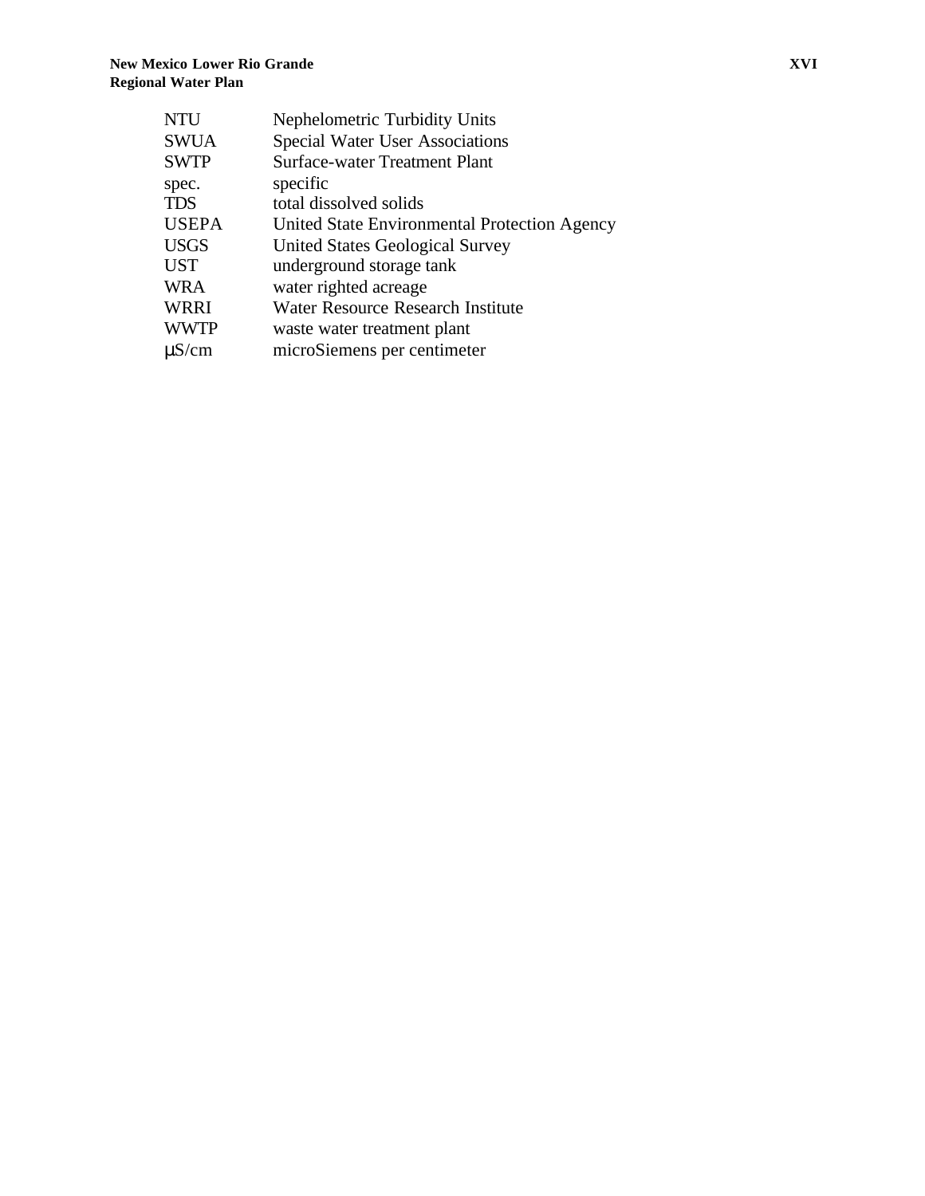| | |
|---|---|
| NTU | Nephelometric Turbidity Units |
| SWUA | Special Water User Associations |
| SWTP | Surface-water Treatment Plant |
| spec. | specific |
| TDS | total dissolved solids |
| USEPA | United State Environmental Protection Agency |
| USGS | United States Geological Survey |
| UST | underground storage tank |
| WRA | water righted acreage |
| WRRI | Water Resource Research Institute |
| WWTP | waste water treatment plant |
| μS/cm | microSiemens per centimeter |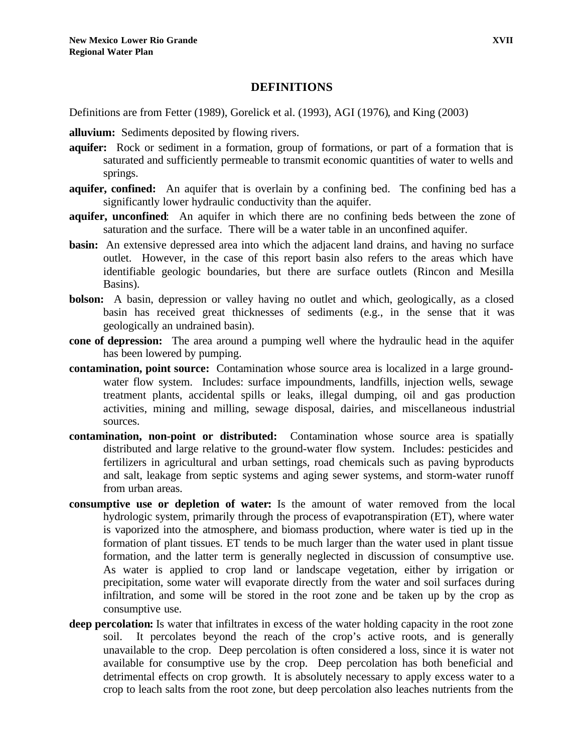# DEFINITIONS

Definitions are from Fetter (1989), Gorelick et al. (1993), AGI (1976), and King (2003)

**alluvium:** Sediments deposited by flowing rivers.

**aquifer:** Rock or sediment in a formation, group of formations, or part of a formation that is saturated and sufficiently permeable to transmit economic quantities of water to wells and springs.

**aquifer, confined:** An aquifer that is overlain by a confining bed. The confining bed has a significantly lower hydraulic conductivity than the aquifer.

**aquifer, unconfined**: An aquifer in which there are no confining beds between the zone of saturation and the surface. There will be a water table in an unconfined aquifer.

**basin:** An extensive depressed area into which the adjacent land drains, and having no surface outlet. However, in the case of this report basin also refers to the areas which have identifiable geologic boundaries, but there are surface outlets (Rincon and Mesilla Basins).

**bolson:** A basin, depression or valley having no outlet and which, geologically, as a closed basin has received great thicknesses of sediments (e.g., in the sense that it was geologically an undrained basin).

**cone of depression:** The area around a pumping well where the hydraulic head in the aquifer has been lowered by pumping.

**contamination, point source:** Contamination whose source area is localized in a large ground-water flow system. Includes: surface impoundments, landfills, injection wells, sewage treatment plants, accidental spills or leaks, illegal dumping, oil and gas production activities, mining and milling, sewage disposal, dairies, and miscellaneous industrial sources.

**contamination, non-point or distributed:** Contamination whose source area is spatially distributed and large relative to the ground-water flow system. Includes: pesticides and fertilizers in agricultural and urban settings, road chemicals such as paving byproducts and salt, leakage from septic systems and aging sewer systems, and storm-water runoff from urban areas.

**consumptive use or depletion of water:** Is the amount of water removed from the local hydrologic system, primarily through the process of evapotranspiration (ET), where water is vaporized into the atmosphere, and biomass production, where water is tied up in the formation of plant tissues. ET tends to be much larger than the water used in plant tissue formation, and the latter term is generally neglected in discussion of consumptive use. As water is applied to crop land or landscape vegetation, either by irrigation or precipitation, some water will evaporate directly from the water and soil surfaces during infiltration, and some will be stored in the root zone and be taken up by the crop as consumptive use.

**deep percolation:** Is water that infiltrates in excess of the water holding capacity in the root zone soil. It percolates beyond the reach of the crop's active roots, and is generally unavailable to the crop. Deep percolation is often considered a loss, since it is water not available for consumptive use by the crop. Deep percolation has both beneficial and detrimental effects on crop growth. It is absolutely necessary to apply excess water to a crop to leach salts from the root zone, but deep percolation also leaches nutrients from the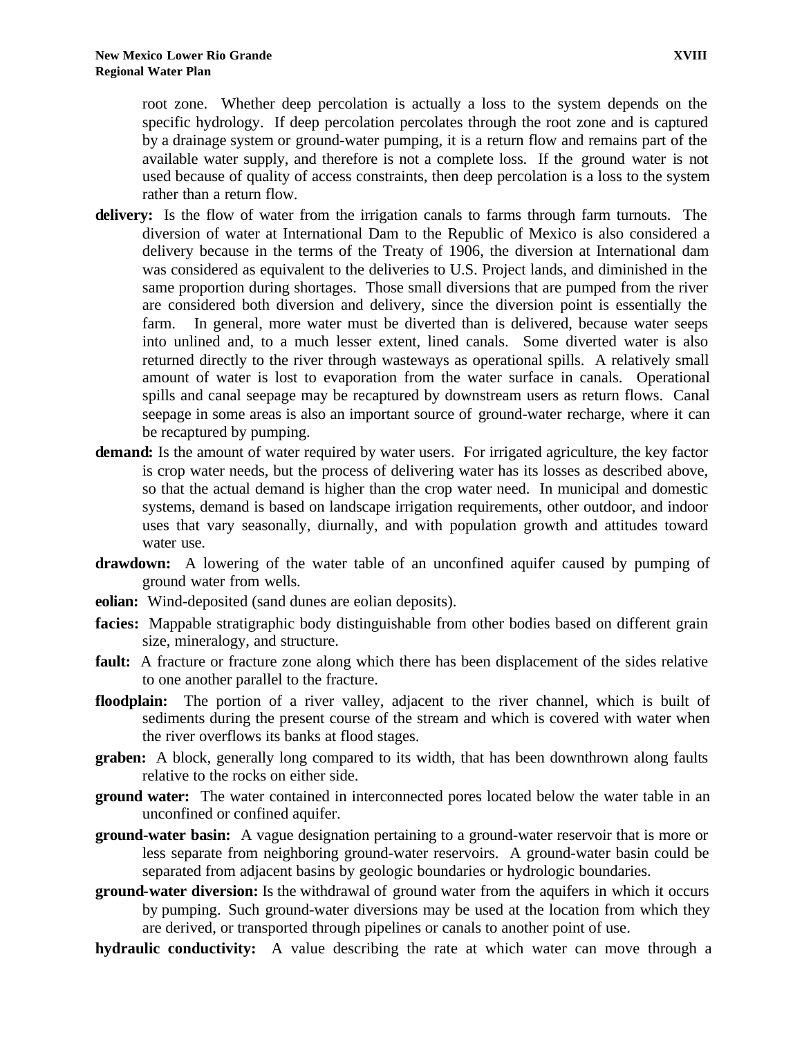root zone. Whether deep percolation is actually a loss to the system depends on the specific hydrology. If deep percolation percolates through the root zone and is captured by a drainage system or ground-water pumping, it is a return flow and remains part of the available water supply, and therefore is not a complete loss. If the ground water is not used because of quality of access constraints, then deep percolation is a loss to the system rather than a return flow.

**delivery:** Is the flow of water from the irrigation canals to farms through farm turnouts. The diversion of water at International Dam to the Republic of Mexico is also considered a delivery because in the terms of the Treaty of 1906, the diversion at International dam was considered as equivalent to the deliveries to U.S. Project lands, and diminished in the same proportion during shortages. Those small diversions that are pumped from the river are considered both diversion and delivery, since the diversion point is essentially the farm. In general, more water must be diverted than is delivered, because water seeps into unlined and, to a much lesser extent, lined canals. Some diverted water is also returned directly to the river through wasteways as operational spills. A relatively small amount of water is lost to evaporation from the water surface in canals. Operational spills and canal seepage may be recaptured by downstream users as return flows. Canal seepage in some areas is also an important source of ground-water recharge, where it can be recaptured by pumping.

**demand:** Is the amount of water required by water users. For irrigated agriculture, the key factor is crop water needs, but the process of delivering water has its losses as described above, so that the actual demand is higher than the crop water need. In municipal and domestic systems, demand is based on landscape irrigation requirements, other outdoor, and indoor uses that vary seasonally, diurnally, and with population growth and attitudes toward water use.

**drawdown:** A lowering of the water table of an unconfined aquifer caused by pumping of ground water from wells.

**eolian:** Wind-deposited (sand dunes are eolian deposits).

**facies:** Mappable stratigraphic body distinguishable from other bodies based on different grain size, mineralogy, and structure.

**fault:** A fracture or fracture zone along which there has been displacement of the sides relative to one another parallel to the fracture.

**floodplain:** The portion of a river valley, adjacent to the river channel, which is built of sediments during the present course of the stream and which is covered with water when the river overflows its banks at flood stages.

**graben:** A block, generally long compared to its width, that has been downthrown along faults relative to the rocks on either side.

**ground water:** The water contained in interconnected pores located below the water table in an unconfined or confined aquifer.

**ground-water basin:** A vague designation pertaining to a ground-water reservoir that is more or less separate from neighboring ground-water reservoirs. A ground-water basin could be separated from adjacent basins by geologic boundaries or hydrologic boundaries.

**ground-water diversion:** Is the withdrawal of ground water from the aquifers in which it occurs by pumping. Such ground-water diversions may be used at the location from which they are derived, or transported through pipelines or canals to another point of use.

**hydraulic conductivity:** A value describing the rate at which water can move through a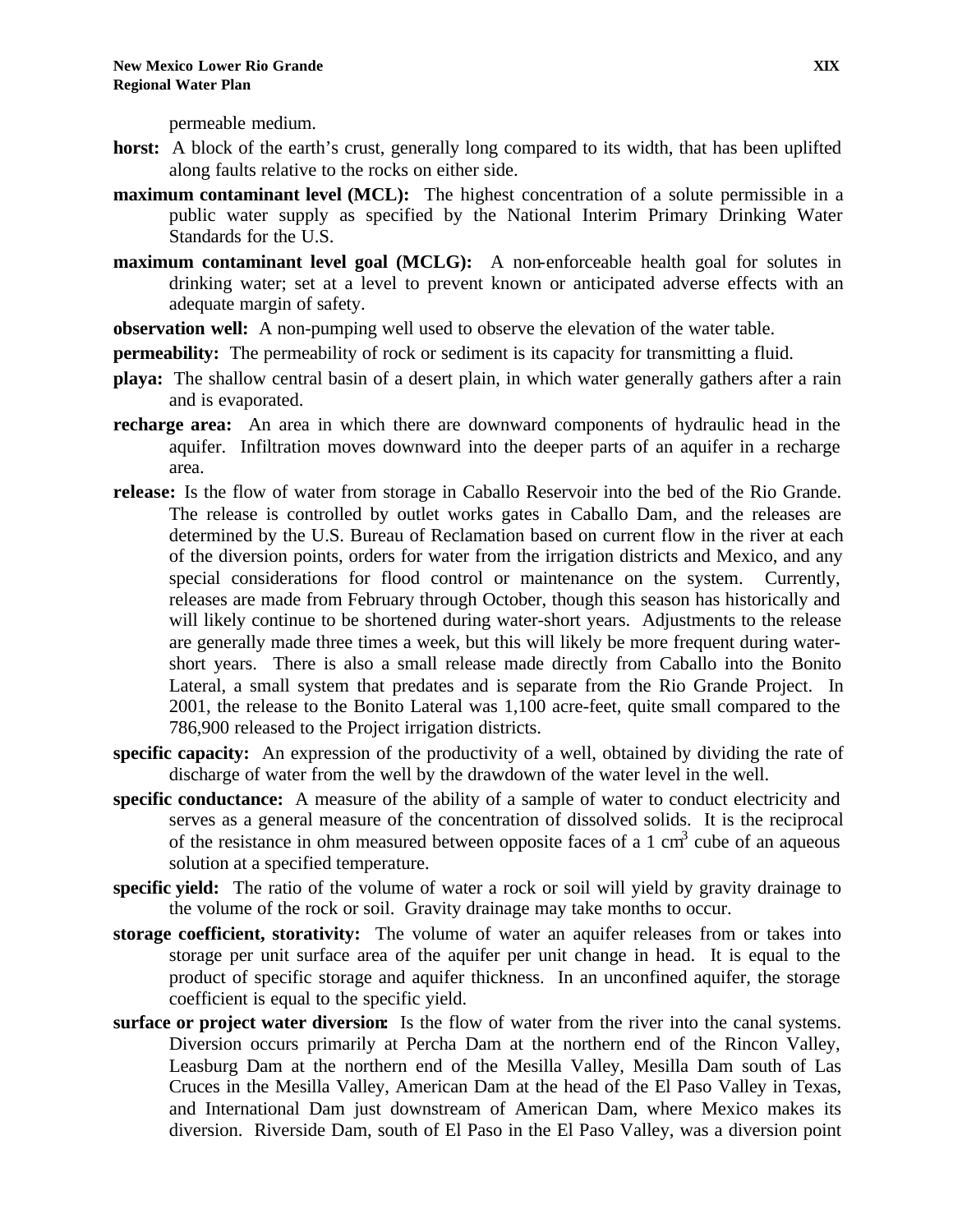permeable medium.

**horst:** A block of the earth's crust, generally long compared to its width, that has been uplifted along faults relative to the rocks on either side.

**maximum contaminant level (MCL):** The highest concentration of a solute permissible in a public water supply as specified by the National Interim Primary Drinking Water Standards for the U.S.

**maximum contaminant level goal (MCLG):** A non-enforceable health goal for solutes in drinking water; set at a level to prevent known or anticipated adverse effects with an adequate margin of safety.

**observation well:** A non-pumping well used to observe the elevation of the water table.

**permeability:** The permeability of rock or sediment is its capacity for transmitting a fluid.

**playa:** The shallow central basin of a desert plain, in which water generally gathers after a rain and is evaporated.

**recharge area:** An area in which there are downward components of hydraulic head in the aquifer. Infiltration moves downward into the deeper parts of an aquifer in a recharge area.

**release:** Is the flow of water from storage in Caballo Reservoir into the bed of the Rio Grande. The release is controlled by outlet works gates in Caballo Dam, and the releases are determined by the U.S. Bureau of Reclamation based on current flow in the river at each of the diversion points, orders for water from the irrigation districts and Mexico, and any special considerations for flood control or maintenance on the system. Currently, releases are made from February through October, though this season has historically and will likely continue to be shortened during water-short years. Adjustments to the release are generally made three times a week, but this will likely be more frequent during water-short years. There is also a small release made directly from Caballo into the Bonito Lateral, a small system that predates and is separate from the Rio Grande Project. In 2001, the release to the Bonito Lateral was 1,100 acre-feet, quite small compared to the 786,900 released to the Project irrigation districts.

**specific capacity:** An expression of the productivity of a well, obtained by dividing the rate of discharge of water from the well by the drawdown of the water level in the well.

**specific conductance:** A measure of the ability of a sample of water to conduct electricity and serves as a general measure of the concentration of dissolved solids. It is the reciprocal of the resistance in ohm measured between opposite faces of a 1 $cm^3$ cube of an aqueous solution at a specified temperature.

**specific yield:** The ratio of the volume of water a rock or soil will yield by gravity drainage to the volume of the rock or soil. Gravity drainage may take months to occur.

**storage coefficient, storativity:** The volume of water an aquifer releases from or takes into storage per unit surface area of the aquifer per unit change in head. It is equal to the product of specific storage and aquifer thickness. In an unconfined aquifer, the storage coefficient is equal to the specific yield.

**surface or project water diversion:** Is the flow of water from the river into the canal systems. Diversion occurs primarily at Percha Dam at the northern end of the Rincon Valley, Leasburg Dam at the northern end of the Mesilla Valley, Mesilla Dam south of Las Cruces in the Mesilla Valley, American Dam at the head of the El Paso Valley in Texas, and International Dam just downstream of American Dam, where Mexico makes its diversion. Riverside Dam, south of El Paso in the El Paso Valley, was a diversion point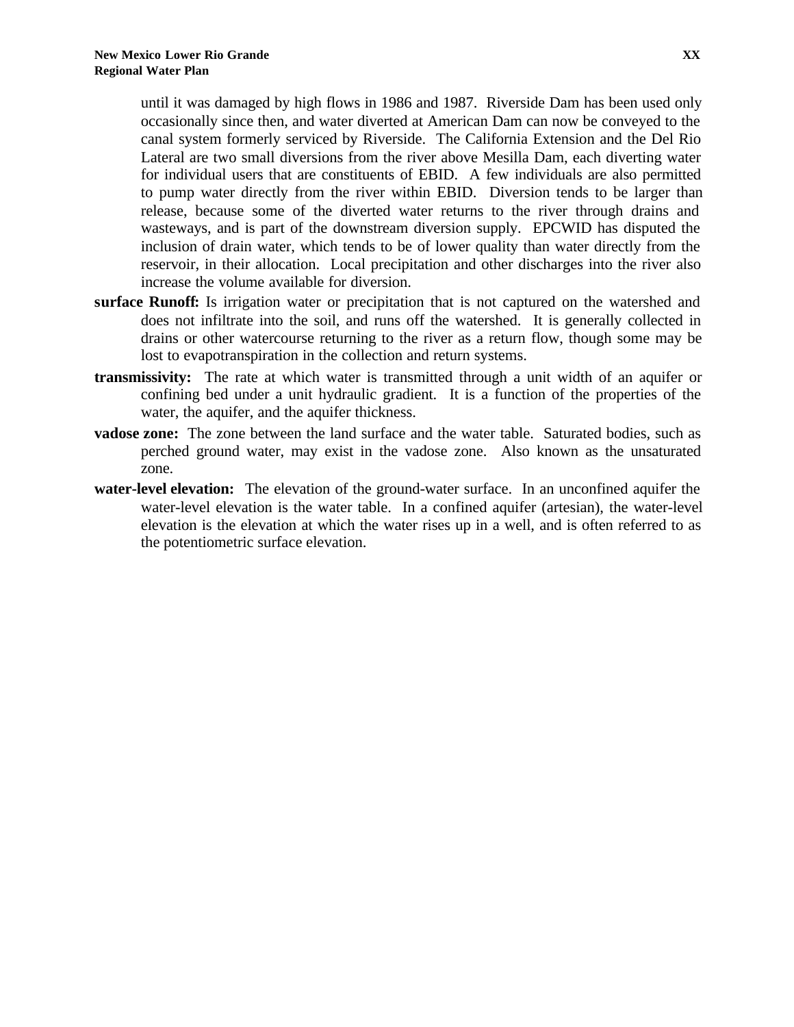until it was damaged by high flows in 1986 and 1987. Riverside Dam has been used only occasionally since then, and water diverted at American Dam can now be conveyed to the canal system formerly serviced by Riverside. The California Extension and the Del Rio Lateral are two small diversions from the river above Mesilla Dam, each diverting water for individual users that are constituents of EBID. A few individuals are also permitted to pump water directly from the river within EBID. Diversion tends to be larger than release, because some of the diverted water returns to the river through drains and wasteways, and is part of the downstream diversion supply. EPCWID has disputed the inclusion of drain water, which tends to be of lower quality than water directly from the reservoir, in their allocation. Local precipitation and other discharges into the river also increase the volume available for diversion.

**surface Runoff:** Is irrigation water or precipitation that is not captured on the watershed and does not infiltrate into the soil, and runs off the watershed. It is generally collected in drains or other watercourse returning to the river as a return flow, though some may be lost to evapotranspiration in the collection and return systems.

**transmissivity:** The rate at which water is transmitted through a unit width of an aquifer or confining bed under a unit hydraulic gradient. It is a function of the properties of the water, the aquifer, and the aquifer thickness.

**vadose zone:** The zone between the land surface and the water table. Saturated bodies, such as perched ground water, may exist in the vadose zone. Also known as the unsaturated zone.

**water-level elevation:** The elevation of the ground-water surface. In an unconfined aquifer the water-level elevation is the water table. In a confined aquifer (artesian), the water-level elevation is the elevation at which the water rises up in a well, and is often referred to as the potentiometric surface elevation.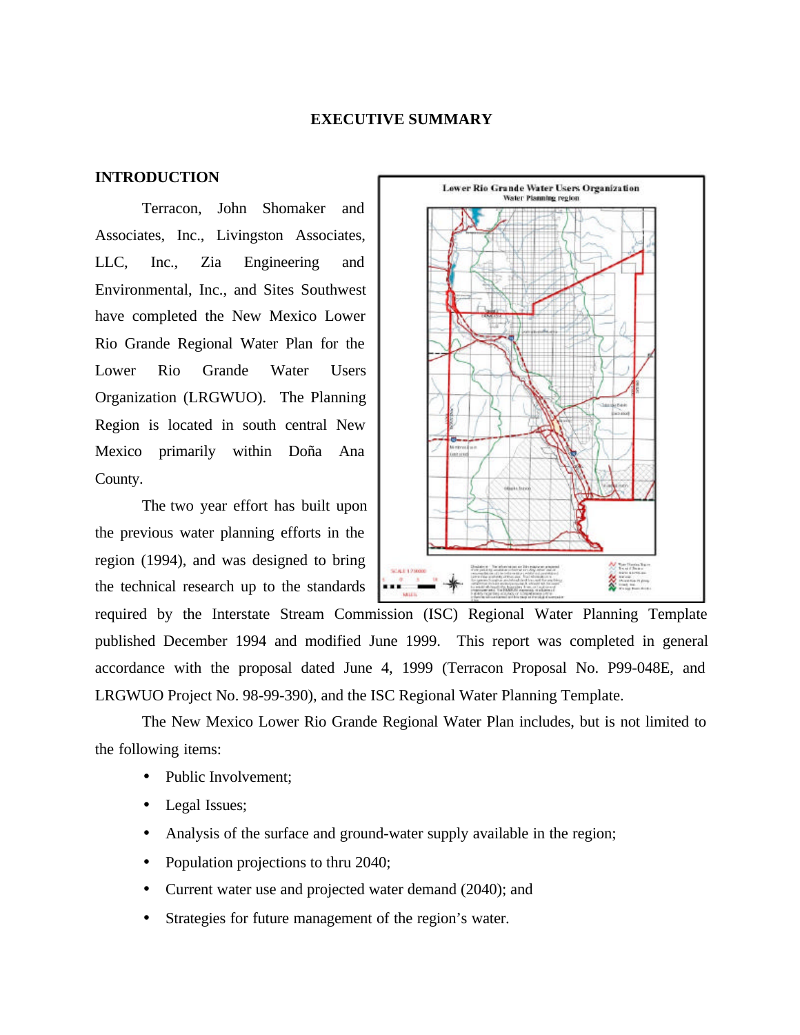# EXECUTIVE SUMMARY

## INTRODUCTION

Terracon, John Shomaker and Associates, Inc., Livingston Associates, LLC, Inc., Zia Engineering and Environmental, Inc., and Sites Southwest have completed the New Mexico Lower Rio Grande Regional Water Plan for the Lower Rio Grande Water Users Organization (LRGWUO). The Planning Region is located in south central New Mexico primarily within Doña Ana County.

Lower Rio Grande Water Users Organization
Water Planning region

The two year effort has built upon the previous water planning efforts in the region (1994), and was designed to bring the technical research up to the standards required by the Interstate Stream Commission (ISC) Regional Water Planning Template published December 1994 and modified June 1999. This report was completed in general accordance with the proposal dated June 4, 1999 (Terracon Proposal No. P99-048E, and LRGWUO Project No. 98-99-390), and the ISC Regional Water Planning Template.

The New Mexico Lower Rio Grande Regional Water Plan includes, but is not limited to the following items:

- Public Involvement;
- Legal Issues;
- Analysis of the surface and ground-water supply available in the region;
- Population projections to thru 2040;
- Current water use and projected water demand (2040); and
- Strategies for future management of the region's water.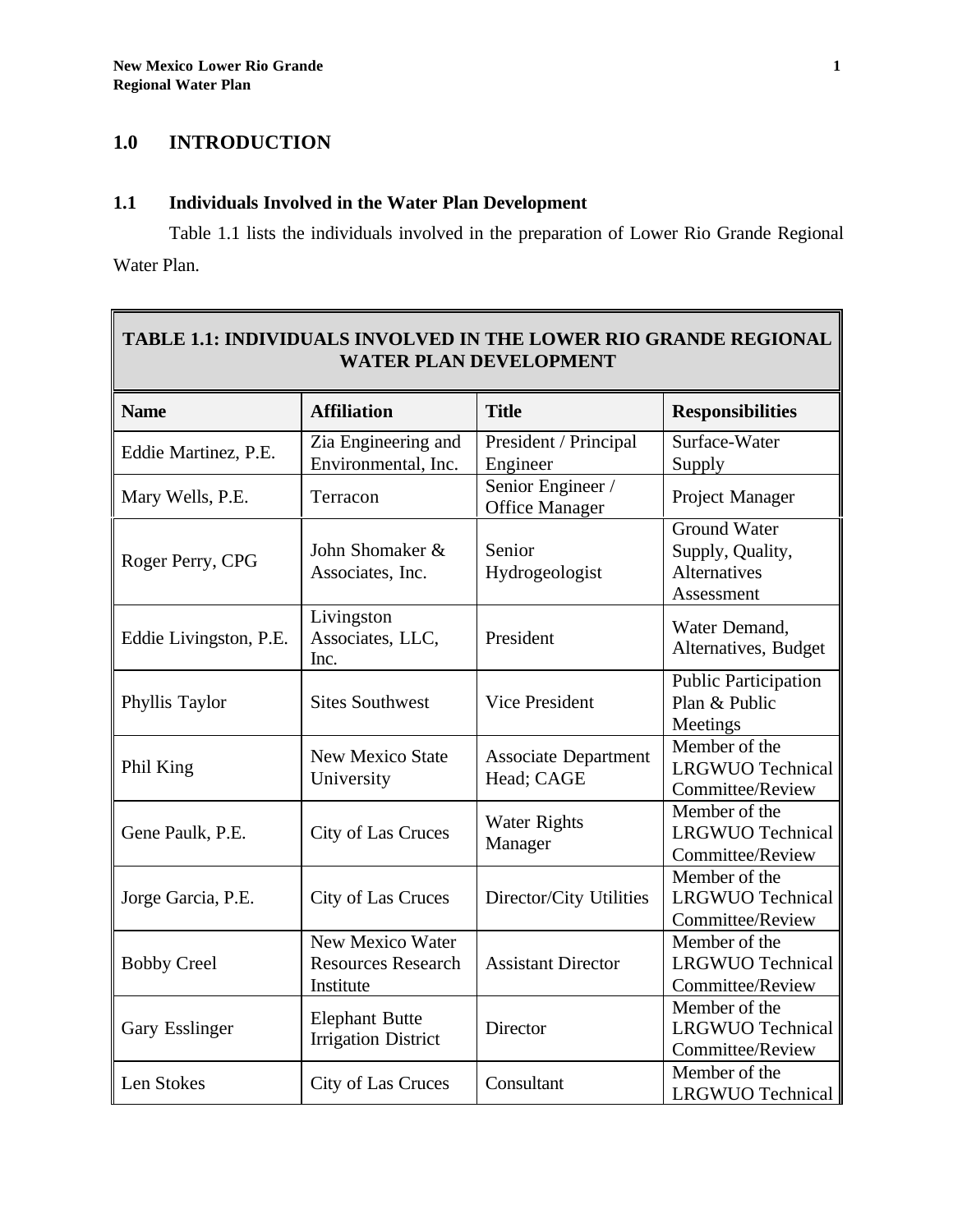# 1.0 INTRODUCTION

## 1.1 Individuals Involved in the Water Plan Development

Table 1.1 lists the individuals involved in the preparation of Lower Rio Grande Regional Water Plan.

**TABLE 1.1: INDIVIDUALS INVOLVED IN THE LOWER RIO GRANDE REGIONAL WATER PLAN DEVELOPMENT**

| Name | Affiliation | Title | Responsibilities |
|---|---|---|---|
| Eddie Martinez, P.E. | Zia Engineering and Environmental, Inc. | President / Principal Engineer | Surface-Water Supply |
| Mary Wells, P.E. | Terracon | Senior Engineer / Office Manager | Project Manager |
| Roger Perry, CPG | John Shomaker & Associates, Inc. | Senior Hydrogeologist | Ground Water Supply, Quality, Alternatives Assessment |
| Eddie Livingston, P.E. | Livingston Associates, LLC, Inc. | President | Water Demand, Alternatives, Budget |
| Phyllis Taylor | Sites Southwest | Vice President | Public Participation Plan & Public Meetings |
| Phil King | New Mexico State University | Associate Department Head; CAGE | Member of the LRGWUO Technical Committee/Review |
| Gene Paulk, P.E. | City of Las Cruces | Water Rights Manager | Member of the LRGWUO Technical Committee/Review |
| Jorge Garcia, P.E. | City of Las Cruces | Director/City Utilities | Member of the LRGWUO Technical Committee/Review |
| Bobby Creel | New Mexico Water Resources Research Institute | Assistant Director | Member of the LRGWUO Technical Committee/Review |
| Gary Esslinger | Elephant Butte Irrigation District | Director | Member of the LRGWUO Technical Committee/Review |
| Len Stokes | City of Las Cruces | Consultant | Member of the LRGWUO Technical |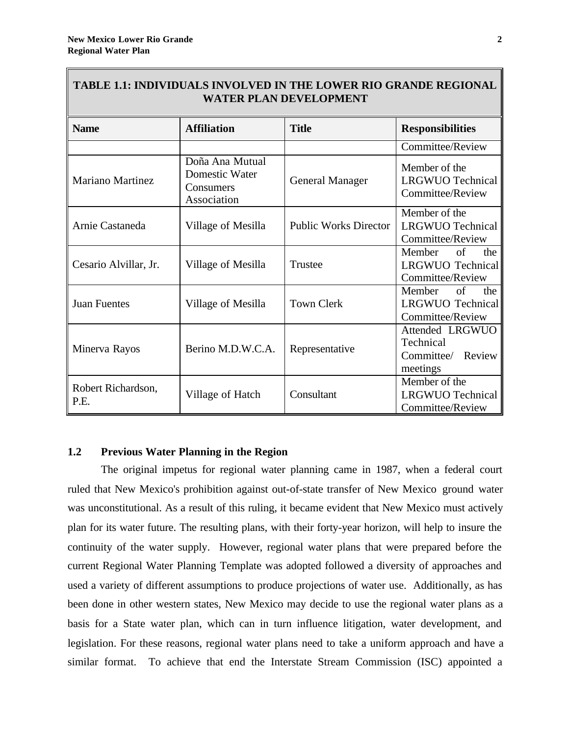**TABLE 1.1: INDIVIDUALS INVOLVED IN THE LOWER RIO GRANDE REGIONAL WATER PLAN DEVELOPMENT**

| Name | Affiliation | Title | Responsibilities |
|---|---|---|---|
| | | | Committee/Review |
| Mariano Martinez | Doña Ana Mutual Domestic Water Consumers Association | General Manager | Member of the LRGWUO Technical Committee/Review |
| Arnie Castaneda | Village of Mesilla | Public Works Director | Member of the LRGWUO Technical Committee/Review |
| Cesario Alvillar, Jr. | Village of Mesilla | Trustee | Member of the LRGWUO Technical Committee/Review |
| Juan Fuentes | Village of Mesilla | Town Clerk | Member of the LRGWUO Technical Committee/Review |
| Minerva Rayos | Berino M.D.W.C.A. | Representative | Attended LRGWUO Technical Committee/ Review meetings |
| Robert Richardson, P.E. | Village of Hatch | Consultant | Member of the LRGWUO Technical Committee/Review |

### 1.2 Previous Water Planning in the Region

The original impetus for regional water planning came in 1987, when a federal court ruled that New Mexico's prohibition against out-of-state transfer of New Mexico ground water was unconstitutional. As a result of this ruling, it became evident that New Mexico must actively plan for its water future. The resulting plans, with their forty-year horizon, will help to insure the continuity of the water supply. However, regional water plans that were prepared before the current Regional Water Planning Template was adopted followed a diversity of approaches and used a variety of different assumptions to produce projections of water use. Additionally, as has been done in other western states, New Mexico may decide to use the regional water plans as a basis for a State water plan, which can in turn influence litigation, water development, and legislation. For these reasons, regional water plans need to take a uniform approach and have a similar format. To achieve that end the Interstate Stream Commission (ISC) appointed a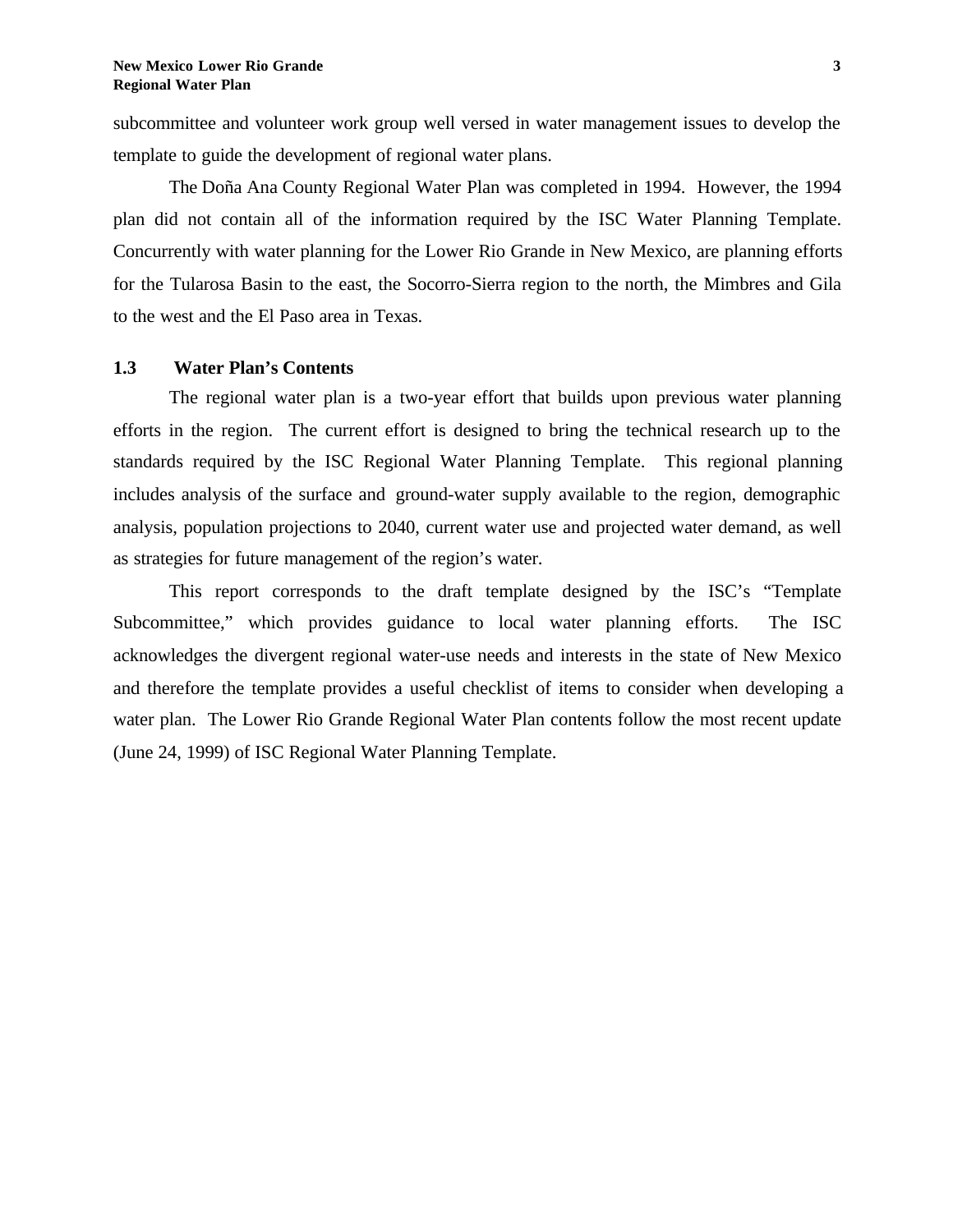subcommittee and volunteer work group well versed in water management issues to develop the template to guide the development of regional water plans.

The Doña Ana County Regional Water Plan was completed in 1994. However, the 1994 plan did not contain all of the information required by the ISC Water Planning Template. Concurrently with water planning for the Lower Rio Grande in New Mexico, are planning efforts for the Tularosa Basin to the east, the Socorro-Sierra region to the north, the Mimbres and Gila to the west and the El Paso area in Texas.

### 1.3 Water Plan's Contents

The regional water plan is a two-year effort that builds upon previous water planning efforts in the region. The current effort is designed to bring the technical research up to the standards required by the ISC Regional Water Planning Template. This regional planning includes analysis of the surface and ground-water supply available to the region, demographic analysis, population projections to 2040, current water use and projected water demand, as well as strategies for future management of the region's water.

This report corresponds to the draft template designed by the ISC's "Template Subcommittee," which provides guidance to local water planning efforts. The ISC acknowledges the divergent regional water-use needs and interests in the state of New Mexico and therefore the template provides a useful checklist of items to consider when developing a water plan. The Lower Rio Grande Regional Water Plan contents follow the most recent update (June 24, 1999) of ISC Regional Water Planning Template.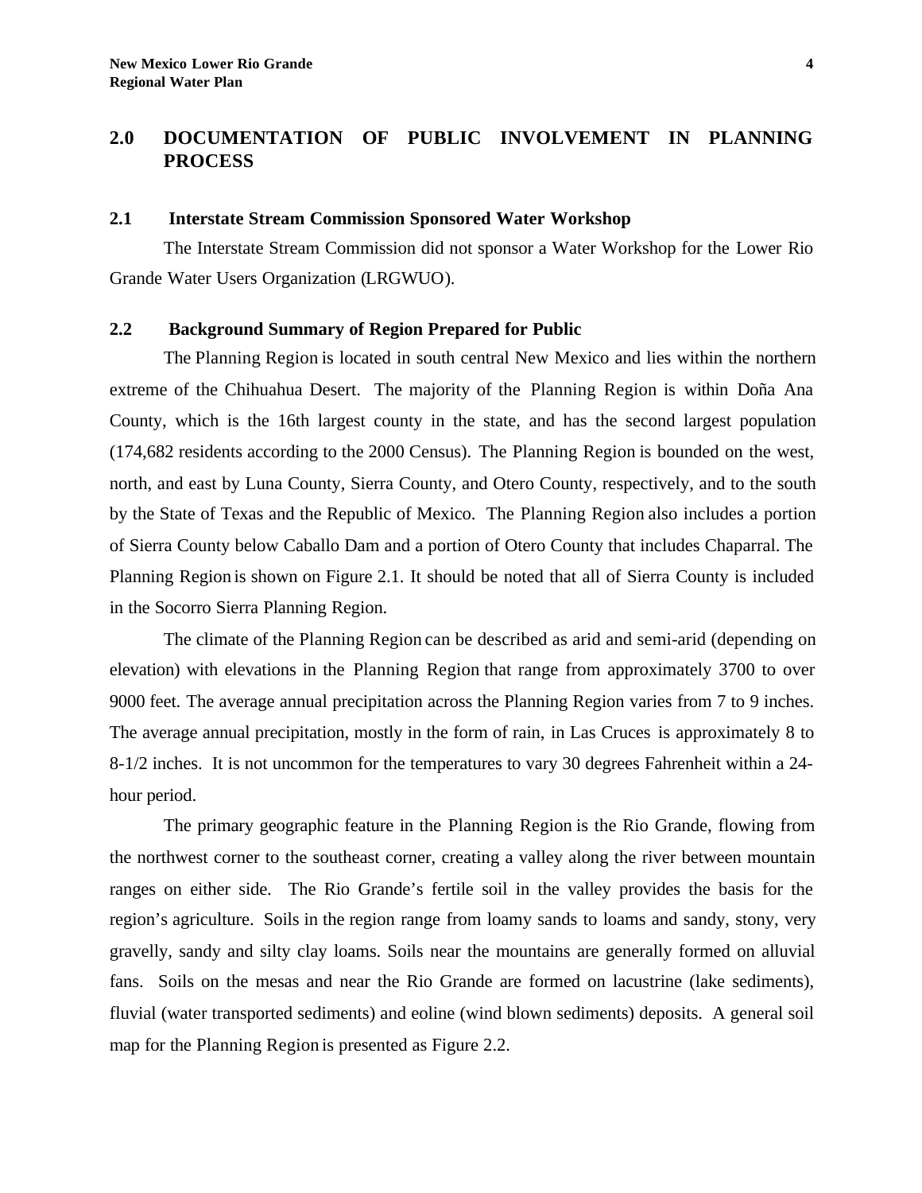## 2.0 DOCUMENTATION OF PUBLIC INVOLVEMENT IN PLANNING PROCESS

### 2.1 Interstate Stream Commission Sponsored Water Workshop

The Interstate Stream Commission did not sponsor a Water Workshop for the Lower Rio Grande Water Users Organization (LRGWUO).

### 2.2 Background Summary of Region Prepared for Public

The Planning Region is located in south central New Mexico and lies within the northern extreme of the Chihuahua Desert. The majority of the Planning Region is within Doña Ana County, which is the 16th largest county in the state, and has the second largest population (174,682 residents according to the 2000 Census). The Planning Region is bounded on the west, north, and east by Luna County, Sierra County, and Otero County, respectively, and to the south by the State of Texas and the Republic of Mexico. The Planning Region also includes a portion of Sierra County below Caballo Dam and a portion of Otero County that includes Chaparral. The Planning Region is shown on Figure 2.1. It should be noted that all of Sierra County is included in the Socorro Sierra Planning Region.

The climate of the Planning Region can be described as arid and semi-arid (depending on elevation) with elevations in the Planning Region that range from approximately 3700 to over 9000 feet. The average annual precipitation across the Planning Region varies from 7 to 9 inches. The average annual precipitation, mostly in the form of rain, in Las Cruces is approximately 8 to 8-1/2 inches. It is not uncommon for the temperatures to vary 30 degrees Fahrenheit within a 24-hour period.

The primary geographic feature in the Planning Region is the Rio Grande, flowing from the northwest corner to the southeast corner, creating a valley along the river between mountain ranges on either side. The Rio Grande's fertile soil in the valley provides the basis for the region's agriculture. Soils in the region range from loamy sands to loams and sandy, stony, very gravelly, sandy and silty clay loams. Soils near the mountains are generally formed on alluvial fans. Soils on the mesas and near the Rio Grande are formed on lacustrine (lake sediments), fluvial (water transported sediments) and eoline (wind blown sediments) deposits. A general soil map for the Planning Region is presented as Figure 2.2.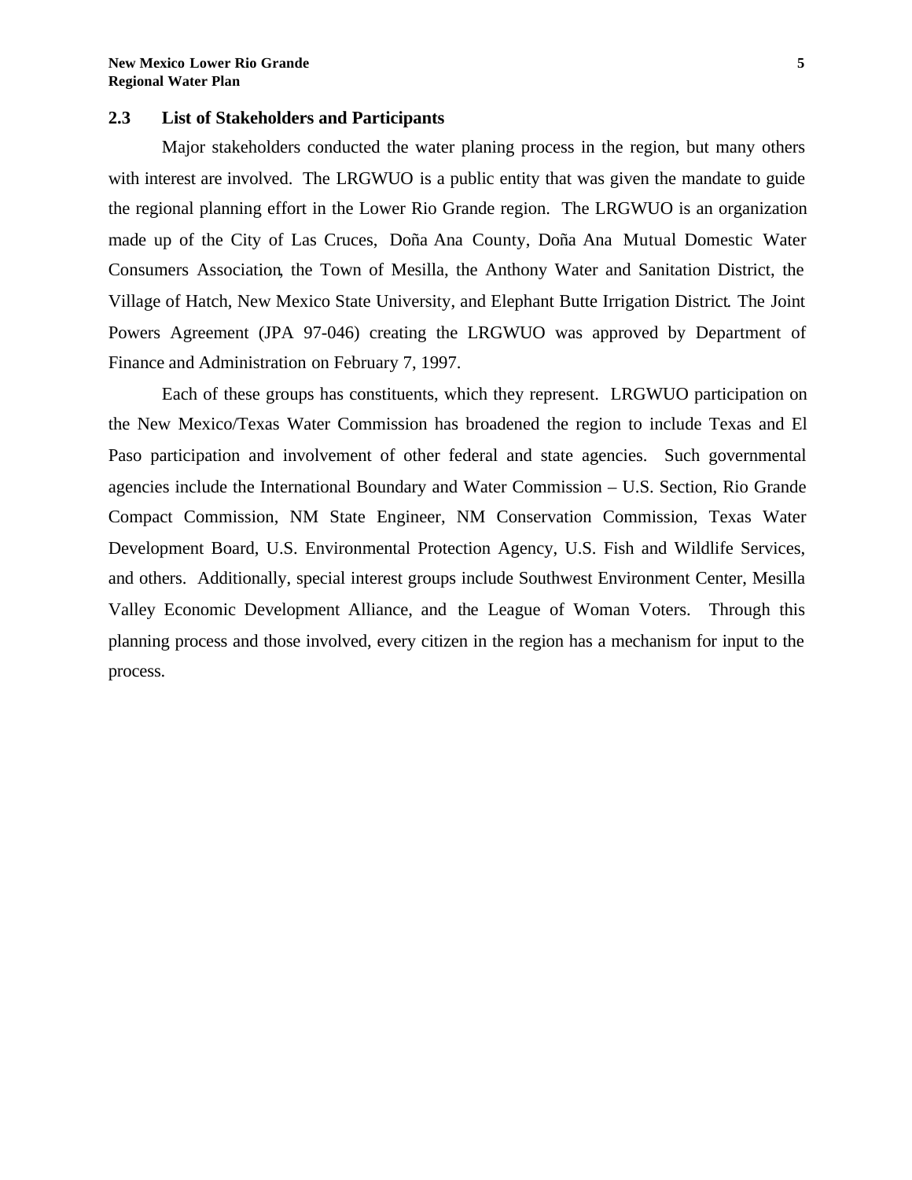## 2.3 List of Stakeholders and Participants

Major stakeholders conducted the water planing process in the region, but many others with interest are involved. The LRGWUO is a public entity that was given the mandate to guide the regional planning effort in the Lower Rio Grande region. The LRGWUO is an organization made up of the City of Las Cruces, Doña Ana County, Doña Ana Mutual Domestic Water Consumers Association, the Town of Mesilla, the Anthony Water and Sanitation District, the Village of Hatch, New Mexico State University, and Elephant Butte Irrigation District. The Joint Powers Agreement (JPA 97-046) creating the LRGWUO was approved by Department of Finance and Administration on February 7, 1997.

Each of these groups has constituents, which they represent. LRGWUO participation on the New Mexico/Texas Water Commission has broadened the region to include Texas and El Paso participation and involvement of other federal and state agencies. Such governmental agencies include the International Boundary and Water Commission – U.S. Section, Rio Grande Compact Commission, NM State Engineer, NM Conservation Commission, Texas Water Development Board, U.S. Environmental Protection Agency, U.S. Fish and Wildlife Services, and others. Additionally, special interest groups include Southwest Environment Center, Mesilla Valley Economic Development Alliance, and the League of Woman Voters. Through this planning process and those involved, every citizen in the region has a mechanism for input to the process.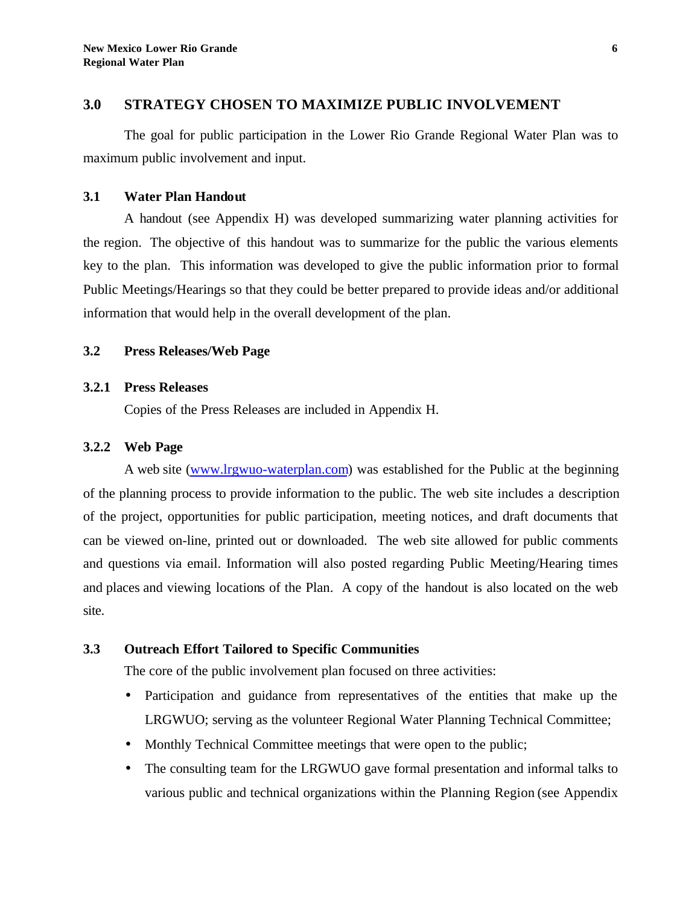## 3.0 STRATEGY CHOSEN TO MAXIMIZE PUBLIC INVOLVEMENT

The goal for public participation in the Lower Rio Grande Regional Water Plan was to maximum public involvement and input.

### 3.1 Water Plan Handout

A handout (see Appendix H) was developed summarizing water planning activities for the region. The objective of this handout was to summarize for the public the various elements key to the plan. This information was developed to give the public information prior to formal Public Meetings/Hearings so that they could be better prepared to provide ideas and/or additional information that would help in the overall development of the plan.

### 3.2 Press Releases/Web Page

#### 3.2.1 Press Releases

Copies of the Press Releases are included in Appendix H.

#### 3.2.2 Web Page

A web site (www.lrgwuo-waterplan.com) was established for the Public at the beginning of the planning process to provide information to the public. The web site includes a description of the project, opportunities for public participation, meeting notices, and draft documents that can be viewed on-line, printed out or downloaded. The web site allowed for public comments and questions via email. Information will also posted regarding Public Meeting/Hearing times and places and viewing locations of the Plan. A copy of the handout is also located on the web site.

### 3.3 Outreach Effort Tailored to Specific Communities

The core of the public involvement plan focused on three activities:

- Participation and guidance from representatives of the entities that make up the LRGWUO; serving as the volunteer Regional Water Planning Technical Committee;
- Monthly Technical Committee meetings that were open to the public;
- The consulting team for the LRGWUO gave formal presentation and informal talks to various public and technical organizations within the Planning Region (see Appendix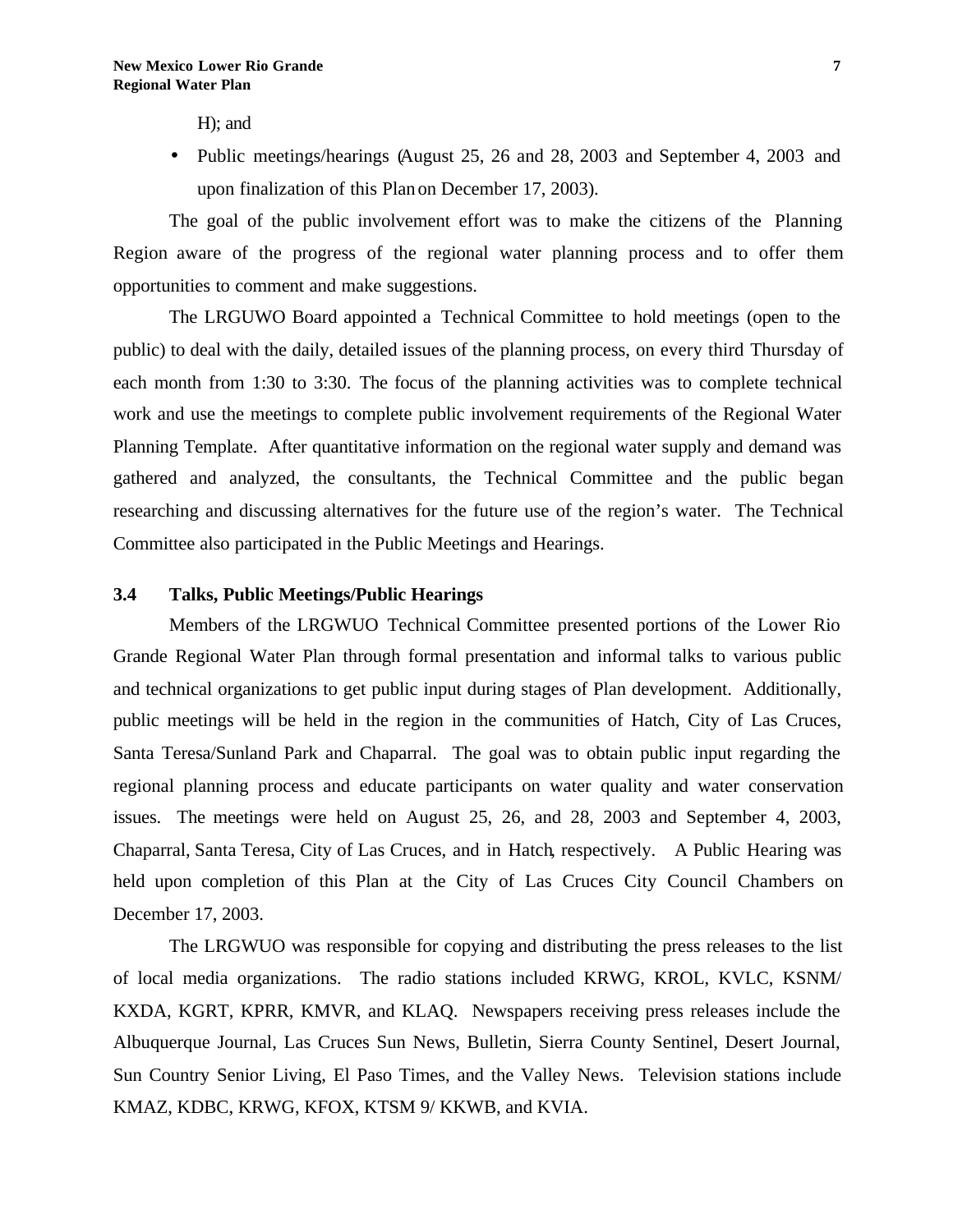H); and

- Public meetings/hearings (August 25, 26 and 28, 2003 and September 4, 2003 and upon finalization of this Plan on December 17, 2003).

The goal of the public involvement effort was to make the citizens of the Planning Region aware of the progress of the regional water planning process and to offer them opportunities to comment and make suggestions.

The LRGUWO Board appointed a Technical Committee to hold meetings (open to the public) to deal with the daily, detailed issues of the planning process, on every third Thursday of each month from 1:30 to 3:30. The focus of the planning activities was to complete technical work and use the meetings to complete public involvement requirements of the Regional Water Planning Template. After quantitative information on the regional water supply and demand was gathered and analyzed, the consultants, the Technical Committee and the public began researching and discussing alternatives for the future use of the region's water. The Technical Committee also participated in the Public Meetings and Hearings.

### 3.4 Talks, Public Meetings/Public Hearings

Members of the LRGWUO Technical Committee presented portions of the Lower Rio Grande Regional Water Plan through formal presentation and informal talks to various public and technical organizations to get public input during stages of Plan development. Additionally, public meetings will be held in the region in the communities of Hatch, City of Las Cruces, Santa Teresa/Sunland Park and Chaparral. The goal was to obtain public input regarding the regional planning process and educate participants on water quality and water conservation issues. The meetings were held on August 25, 26, and 28, 2003 and September 4, 2003, Chaparral, Santa Teresa, City of Las Cruces, and in Hatch, respectively. A Public Hearing was held upon completion of this Plan at the City of Las Cruces City Council Chambers on December 17, 2003.

The LRGWUO was responsible for copying and distributing the press releases to the list of local media organizations. The radio stations included KRWG, KROL, KVLC, KSNM/ KXDA, KGRT, KPRR, KMVR, and KLAQ. Newspapers receiving press releases include the Albuquerque Journal, Las Cruces Sun News, Bulletin, Sierra County Sentinel, Desert Journal, Sun Country Senior Living, El Paso Times, and the Valley News. Television stations include KMAZ, KDBC, KRWG, KFOX, KTSM 9/ KKWB, and KVIA.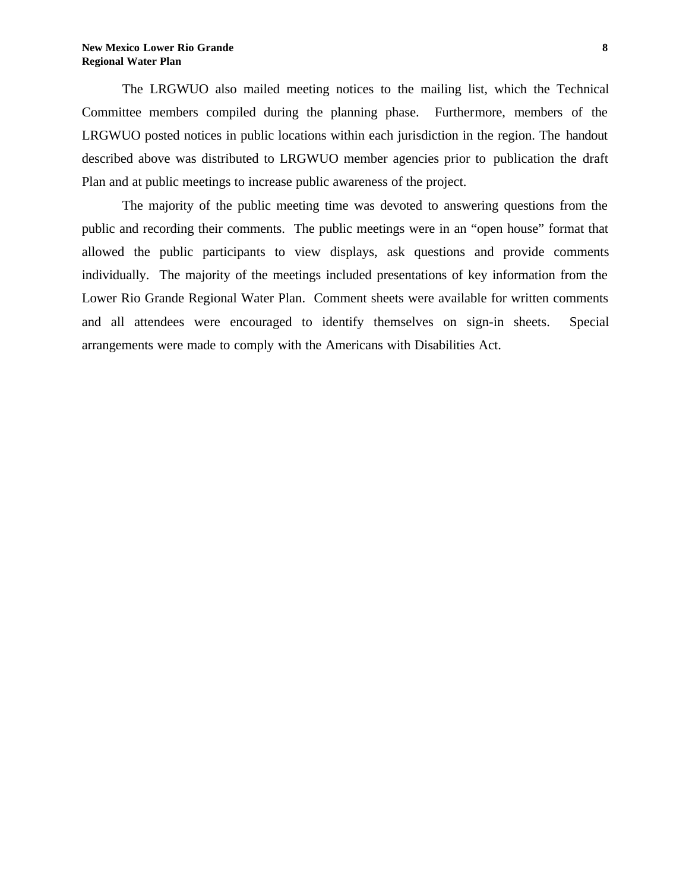The LRGWUO also mailed meeting notices to the mailing list, which the Technical Committee members compiled during the planning phase. Furthermore, members of the LRGWUO posted notices in public locations within each jurisdiction in the region. The handout described above was distributed to LRGWUO member agencies prior to publication the draft Plan and at public meetings to increase public awareness of the project.

The majority of the public meeting time was devoted to answering questions from the public and recording their comments. The public meetings were in an "open house" format that allowed the public participants to view displays, ask questions and provide comments individually. The majority of the meetings included presentations of key information from the Lower Rio Grande Regional Water Plan. Comment sheets were available for written comments and all attendees were encouraged to identify themselves on sign-in sheets. Special arrangements were made to comply with the Americans with Disabilities Act.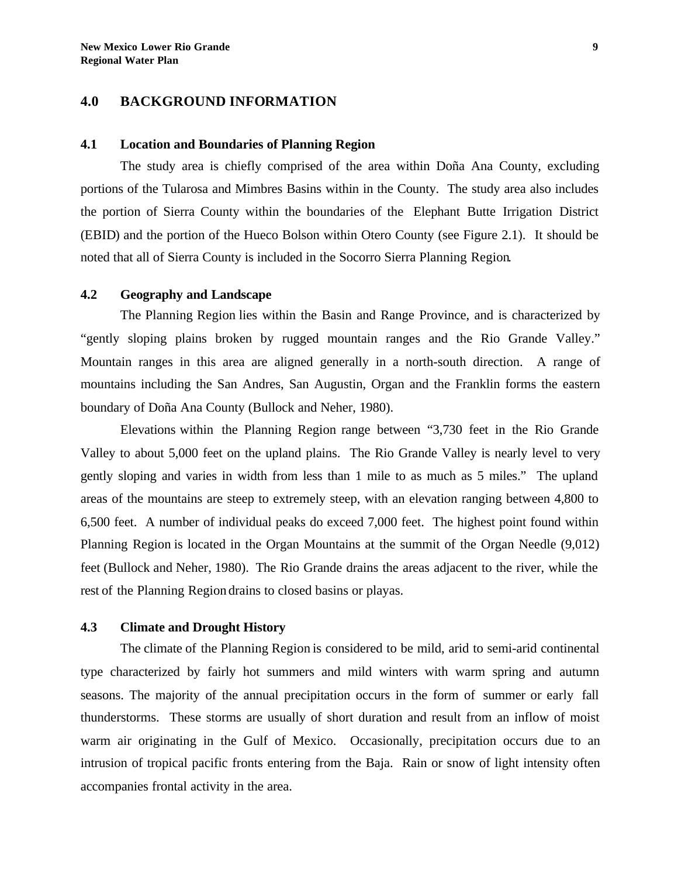# 4.0 BACKGROUND INFORMATION

## 4.1 Location and Boundaries of Planning Region

The study area is chiefly comprised of the area within Doña Ana County, excluding portions of the Tularosa and Mimbres Basins within in the County. The study area also includes the portion of Sierra County within the boundaries of the Elephant Butte Irrigation District (EBID) and the portion of the Hueco Bolson within Otero County (see Figure 2.1). It should be noted that all of Sierra County is included in the Socorro Sierra Planning Region.

## 4.2 Geography and Landscape

The Planning Region lies within the Basin and Range Province, and is characterized by "gently sloping plains broken by rugged mountain ranges and the Rio Grande Valley." Mountain ranges in this area are aligned generally in a north-south direction. A range of mountains including the San Andres, San Augustin, Organ and the Franklin forms the eastern boundary of Doña Ana County (Bullock and Neher, 1980).

Elevations within the Planning Region range between "3,730 feet in the Rio Grande Valley to about 5,000 feet on the upland plains. The Rio Grande Valley is nearly level to very gently sloping and varies in width from less than 1 mile to as much as 5 miles." The upland areas of the mountains are steep to extremely steep, with an elevation ranging between 4,800 to 6,500 feet. A number of individual peaks do exceed 7,000 feet. The highest point found within Planning Region is located in the Organ Mountains at the summit of the Organ Needle (9,012) feet (Bullock and Neher, 1980). The Rio Grande drains the areas adjacent to the river, while the rest of the Planning Region drains to closed basins or playas.

## 4.3 Climate and Drought History

The climate of the Planning Region is considered to be mild, arid to semi-arid continental type characterized by fairly hot summers and mild winters with warm spring and autumn seasons. The majority of the annual precipitation occurs in the form of summer or early fall thunderstorms. These storms are usually of short duration and result from an inflow of moist warm air originating in the Gulf of Mexico. Occasionally, precipitation occurs due to an intrusion of tropical pacific fronts entering from the Baja. Rain or snow of light intensity often accompanies frontal activity in the area.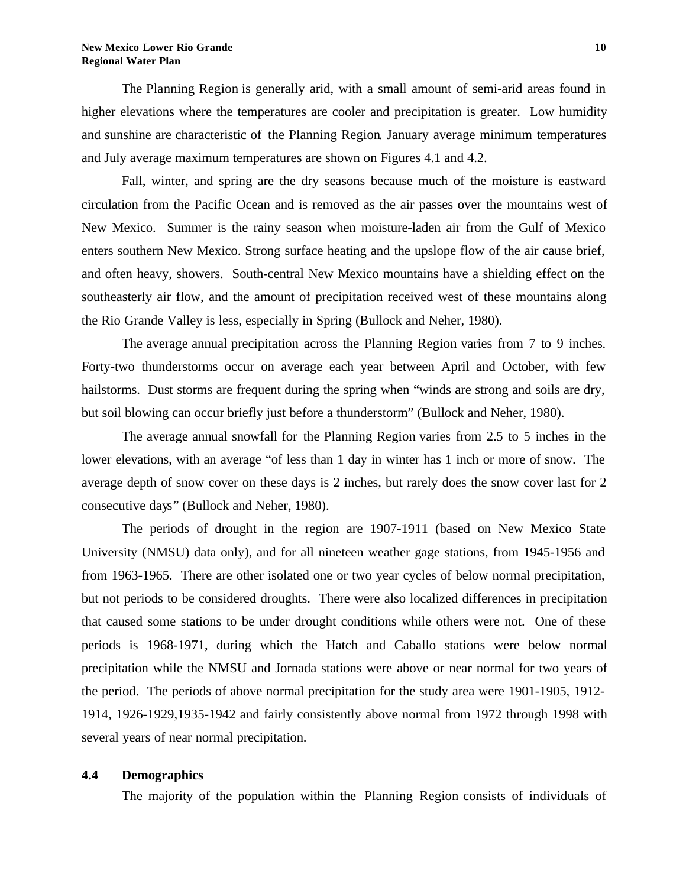The Planning Region is generally arid, with a small amount of semi-arid areas found in higher elevations where the temperatures are cooler and precipitation is greater. Low humidity and sunshine are characteristic of the Planning Region. January average minimum temperatures and July average maximum temperatures are shown on Figures 4.1 and 4.2.

Fall, winter, and spring are the dry seasons because much of the moisture is eastward circulation from the Pacific Ocean and is removed as the air passes over the mountains west of New Mexico. Summer is the rainy season when moisture-laden air from the Gulf of Mexico enters southern New Mexico. Strong surface heating and the upslope flow of the air cause brief, and often heavy, showers. South-central New Mexico mountains have a shielding effect on the southeasterly air flow, and the amount of precipitation received west of these mountains along the Rio Grande Valley is less, especially in Spring (Bullock and Neher, 1980).

The average annual precipitation across the Planning Region varies from 7 to 9 inches. Forty-two thunderstorms occur on average each year between April and October, with few hailstorms. Dust storms are frequent during the spring when "winds are strong and soils are dry, but soil blowing can occur briefly just before a thunderstorm" (Bullock and Neher, 1980).

The average annual snowfall for the Planning Region varies from 2.5 to 5 inches in the lower elevations, with an average "of less than 1 day in winter has 1 inch or more of snow. The average depth of snow cover on these days is 2 inches, but rarely does the snow cover last for 2 consecutive days" (Bullock and Neher, 1980).

The periods of drought in the region are 1907-1911 (based on New Mexico State University (NMSU) data only), and for all nineteen weather gage stations, from 1945-1956 and from 1963-1965. There are other isolated one or two year cycles of below normal precipitation, but not periods to be considered droughts. There were also localized differences in precipitation that caused some stations to be under drought conditions while others were not. One of these periods is 1968-1971, during which the Hatch and Caballo stations were below normal precipitation while the NMSU and Jornada stations were above or near normal for two years of the period. The periods of above normal precipitation for the study area were 1901-1905, 1912-1914, 1926-1929,1935-1942 and fairly consistently above normal from 1972 through 1998 with several years of near normal precipitation.

## 4.4 Demographics

The majority of the population within the Planning Region consists of individuals of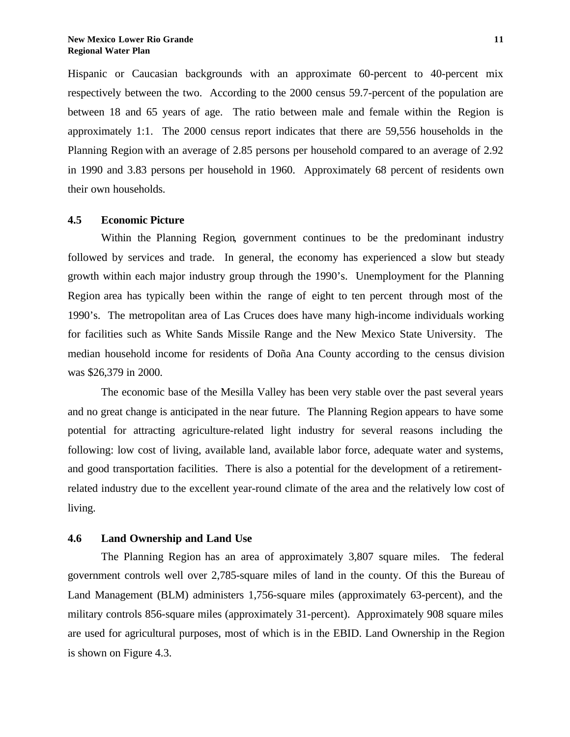Hispanic or Caucasian backgrounds with an approximate 60-percent to 40-percent mix respectively between the two. According to the 2000 census 59.7-percent of the population are between 18 and 65 years of age. The ratio between male and female within the Region is approximately 1:1. The 2000 census report indicates that there are 59,556 households in the Planning Region with an average of 2.85 persons per household compared to an average of 2.92 in 1990 and 3.83 persons per household in 1960. Approximately 68 percent of residents own their own households.

### 4.5 Economic Picture

Within the Planning Region, government continues to be the predominant industry followed by services and trade. In general, the economy has experienced a slow but steady growth within each major industry group through the 1990's. Unemployment for the Planning Region area has typically been within the range of eight to ten percent through most of the 1990's. The metropolitan area of Las Cruces does have many high-income individuals working for facilities such as White Sands Missile Range and the New Mexico State University. The median household income for residents of Doña Ana County according to the census division was $26,379 in 2000.

The economic base of the Mesilla Valley has been very stable over the past several years and no great change is anticipated in the near future. The Planning Region appears to have some potential for attracting agriculture-related light industry for several reasons including the following: low cost of living, available land, available labor force, adequate water and systems, and good transportation facilities. There is also a potential for the development of a retirement-related industry due to the excellent year-round climate of the area and the relatively low cost of living.

### 4.6 Land Ownership and Land Use

The Planning Region has an area of approximately 3,807 square miles. The federal government controls well over 2,785-square miles of land in the county. Of this the Bureau of Land Management (BLM) administers 1,756-square miles (approximately 63-percent), and the military controls 856-square miles (approximately 31-percent). Approximately 908 square miles are used for agricultural purposes, most of which is in the EBID. Land Ownership in the Region is shown on Figure 4.3.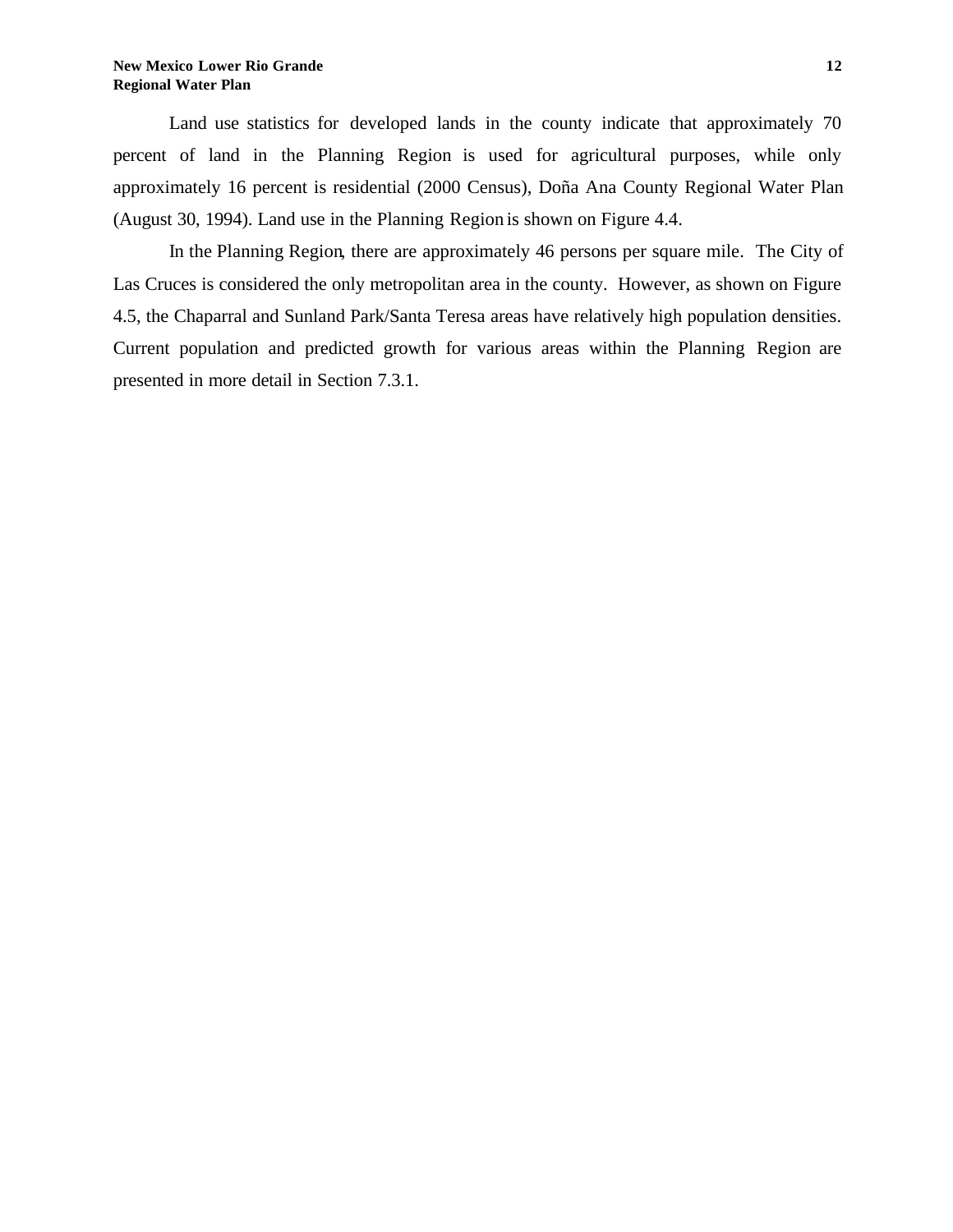Land use statistics for developed lands in the county indicate that approximately 70 percent of land in the Planning Region is used for agricultural purposes, while only approximately 16 percent is residential (2000 Census), Doña Ana County Regional Water Plan (August 30, 1994). Land use in the Planning Region is shown on Figure 4.4.

In the Planning Region, there are approximately 46 persons per square mile. The City of Las Cruces is considered the only metropolitan area in the county. However, as shown on Figure 4.5, the Chaparral and Sunland Park/Santa Teresa areas have relatively high population densities. Current population and predicted growth for various areas within the Planning Region are presented in more detail in Section 7.3.1.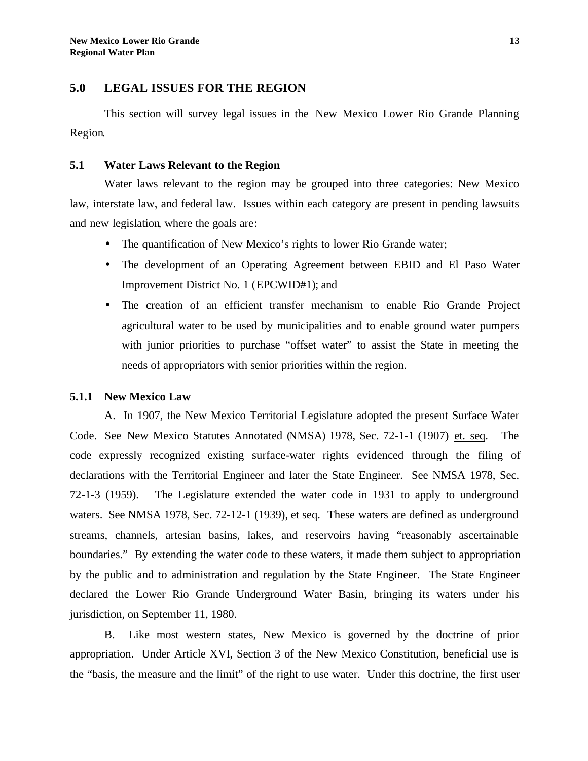## 5.0 LEGAL ISSUES FOR THE REGION

This section will survey legal issues in the New Mexico Lower Rio Grande Planning Region.

### 5.1 Water Laws Relevant to the Region

Water laws relevant to the region may be grouped into three categories: New Mexico law, interstate law, and federal law. Issues within each category are present in pending lawsuits and new legislation, where the goals are:

- The quantification of New Mexico's rights to lower Rio Grande water;
- The development of an Operating Agreement between EBID and El Paso Water Improvement District No. 1 (EPCWID#1); and
- The creation of an efficient transfer mechanism to enable Rio Grande Project agricultural water to be used by municipalities and to enable ground water pumpers with junior priorities to purchase "offset water" to assist the State in meeting the needs of appropriators with senior priorities within the region.

#### 5.1.1 New Mexico Law

A. In 1907, the New Mexico Territorial Legislature adopted the present Surface Water Code. See New Mexico Statutes Annotated (NMSA) 1978, Sec. 72-1-1 (1907) et. seq. The code expressly recognized existing surface-water rights evidenced through the filing of declarations with the Territorial Engineer and later the State Engineer. See NMSA 1978, Sec. 72-1-3 (1959). The Legislature extended the water code in 1931 to apply to underground waters. See NMSA 1978, Sec. 72-12-1 (1939), et seq. These waters are defined as underground streams, channels, artesian basins, lakes, and reservoirs having "reasonably ascertainable boundaries." By extending the water code to these waters, it made them subject to appropriation by the public and to administration and regulation by the State Engineer. The State Engineer declared the Lower Rio Grande Underground Water Basin, bringing its waters under his jurisdiction, on September 11, 1980.

B. Like most western states, New Mexico is governed by the doctrine of prior appropriation. Under Article XVI, Section 3 of the New Mexico Constitution, beneficial use is the "basis, the measure and the limit" of the right to use water. Under this doctrine, the first user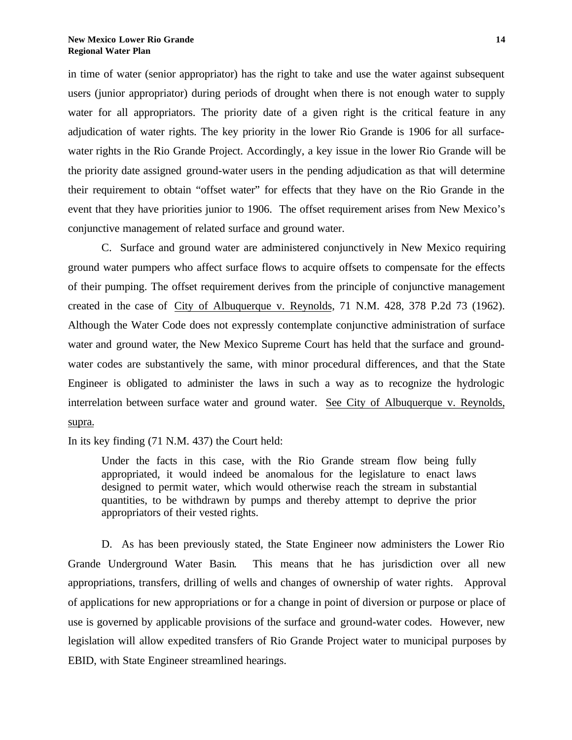in time of water (senior appropriator) has the right to take and use the water against subsequent users (junior appropriator) during periods of drought when there is not enough water to supply water for all appropriators. The priority date of a given right is the critical feature in any adjudication of water rights. The key priority in the lower Rio Grande is 1906 for all surface-water rights in the Rio Grande Project. Accordingly, a key issue in the lower Rio Grande will be the priority date assigned ground-water users in the pending adjudication as that will determine their requirement to obtain "offset water" for effects that they have on the Rio Grande in the event that they have priorities junior to 1906. The offset requirement arises from New Mexico's conjunctive management of related surface and ground water.

C. Surface and ground water are administered conjunctively in New Mexico requiring ground water pumpers who affect surface flows to acquire offsets to compensate for the effects of their pumping. The offset requirement derives from the principle of conjunctive management created in the case of City of Albuquerque v. Reynolds, 71 N.M. 428, 378 P.2d 73 (1962). Although the Water Code does not expressly contemplate conjunctive administration of surface water and ground water, the New Mexico Supreme Court has held that the surface and ground-water codes are substantively the same, with minor procedural differences, and that the State Engineer is obligated to administer the laws in such a way as to recognize the hydrologic interrelation between surface water and ground water. See City of Albuquerque v. Reynolds, supra.

In its key finding (71 N.M. 437) the Court held:

> Under the facts in this case, with the Rio Grande stream flow being fully appropriated, it would indeed be anomalous for the legislature to enact laws designed to permit water, which would otherwise reach the stream in substantial quantities, to be withdrawn by pumps and thereby attempt to deprive the prior appropriators of their vested rights.

D. As has been previously stated, the State Engineer now administers the Lower Rio Grande Underground Water Basin. This means that he has jurisdiction over all new appropriations, transfers, drilling of wells and changes of ownership of water rights. Approval of applications for new appropriations or for a change in point of diversion or purpose or place of use is governed by applicable provisions of the surface and ground-water codes. However, new legislation will allow expedited transfers of Rio Grande Project water to municipal purposes by EBID, with State Engineer streamlined hearings.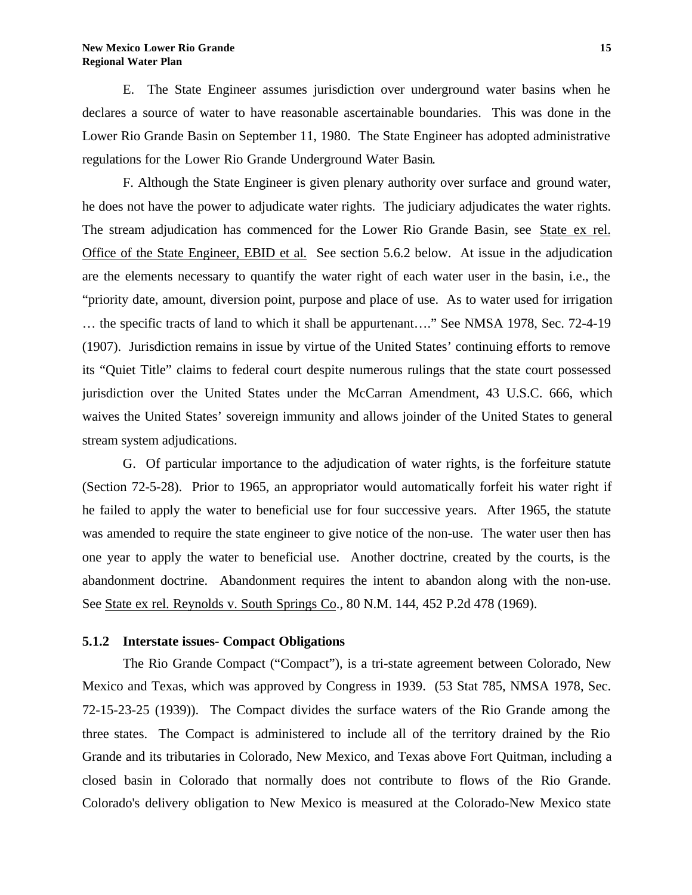E. The State Engineer assumes jurisdiction over underground water basins when he declares a source of water to have reasonable ascertainable boundaries. This was done in the Lower Rio Grande Basin on September 11, 1980. The State Engineer has adopted administrative regulations for the Lower Rio Grande Underground Water Basin.

F. Although the State Engineer is given plenary authority over surface and ground water, he does not have the power to adjudicate water rights. The judiciary adjudicates the water rights. The stream adjudication has commenced for the Lower Rio Grande Basin, see State ex rel. Office of the State Engineer, EBID et al. See section 5.6.2 below. At issue in the adjudication are the elements necessary to quantify the water right of each water user in the basin, i.e., the "priority date, amount, diversion point, purpose and place of use. As to water used for irrigation … the specific tracts of land to which it shall be appurtenant…." See NMSA 1978, Sec. 72-4-19 (1907). Jurisdiction remains in issue by virtue of the United States' continuing efforts to remove its "Quiet Title" claims to federal court despite numerous rulings that the state court possessed jurisdiction over the United States under the McCarran Amendment, 43 U.S.C. 666, which waives the United States' sovereign immunity and allows joinder of the United States to general stream system adjudications.

G. Of particular importance to the adjudication of water rights, is the forfeiture statute (Section 72-5-28). Prior to 1965, an appropriator would automatically forfeit his water right if he failed to apply the water to beneficial use for four successive years. After 1965, the statute was amended to require the state engineer to give notice of the non-use. The water user then has one year to apply the water to beneficial use. Another doctrine, created by the courts, is the abandonment doctrine. Abandonment requires the intent to abandon along with the non-use. See State ex rel. Reynolds v. South Springs Co., 80 N.M. 144, 452 P.2d 478 (1969).

### 5.1.2 Interstate issues- Compact Obligations

The Rio Grande Compact ("Compact"), is a tri-state agreement between Colorado, New Mexico and Texas, which was approved by Congress in 1939. (53 Stat 785, NMSA 1978, Sec. 72-15-23-25 (1939)). The Compact divides the surface waters of the Rio Grande among the three states. The Compact is administered to include all of the territory drained by the Rio Grande and its tributaries in Colorado, New Mexico, and Texas above Fort Quitman, including a closed basin in Colorado that normally does not contribute to flows of the Rio Grande. Colorado's delivery obligation to New Mexico is measured at the Colorado-New Mexico state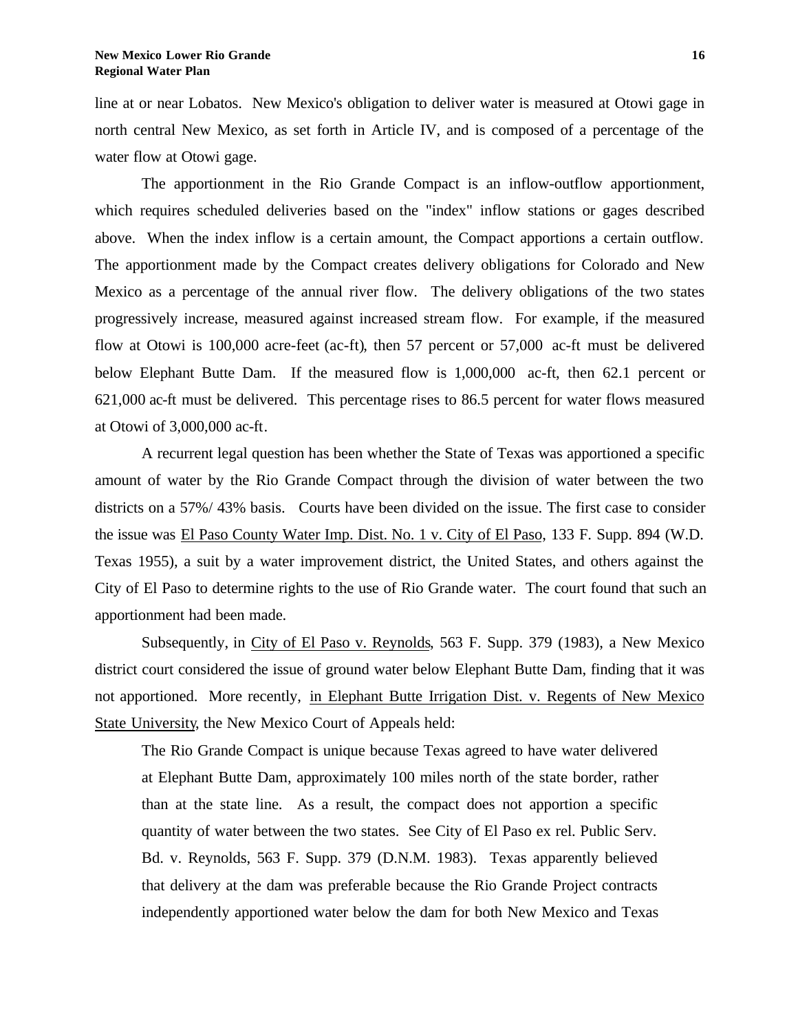line at or near Lobatos. New Mexico's obligation to deliver water is measured at Otowi gage in north central New Mexico, as set forth in Article IV, and is composed of a percentage of the water flow at Otowi gage.

The apportionment in the Rio Grande Compact is an inflow-outflow apportionment, which requires scheduled deliveries based on the "index" inflow stations or gages described above. When the index inflow is a certain amount, the Compact apportions a certain outflow. The apportionment made by the Compact creates delivery obligations for Colorado and New Mexico as a percentage of the annual river flow. The delivery obligations of the two states progressively increase, measured against increased stream flow. For example, if the measured flow at Otowi is 100,000 acre-feet (ac-ft), then 57 percent or 57,000 ac-ft must be delivered below Elephant Butte Dam. If the measured flow is 1,000,000 ac-ft, then 62.1 percent or 621,000 ac-ft must be delivered. This percentage rises to 86.5 percent for water flows measured at Otowi of 3,000,000 ac-ft.

A recurrent legal question has been whether the State of Texas was apportioned a specific amount of water by the Rio Grande Compact through the division of water between the two districts on a 57%/ 43% basis. Courts have been divided on the issue. The first case to consider the issue was El Paso County Water Imp. Dist. No. 1 v. City of El Paso, 133 F. Supp. 894 (W.D. Texas 1955), a suit by a water improvement district, the United States, and others against the City of El Paso to determine rights to the use of Rio Grande water. The court found that such an apportionment had been made.

Subsequently, in City of El Paso v. Reynolds, 563 F. Supp. 379 (1983), a New Mexico district court considered the issue of ground water below Elephant Butte Dam, finding that it was not apportioned. More recently, in Elephant Butte Irrigation Dist. v. Regents of New Mexico State University, the New Mexico Court of Appeals held:

> The Rio Grande Compact is unique because Texas agreed to have water delivered at Elephant Butte Dam, approximately 100 miles north of the state border, rather than at the state line. As a result, the compact does not apportion a specific quantity of water between the two states. See City of El Paso ex rel. Public Serv. Bd. v. Reynolds, 563 F. Supp. 379 (D.N.M. 1983). Texas apparently believed that delivery at the dam was preferable because the Rio Grande Project contracts independently apportioned water below the dam for both New Mexico and Texas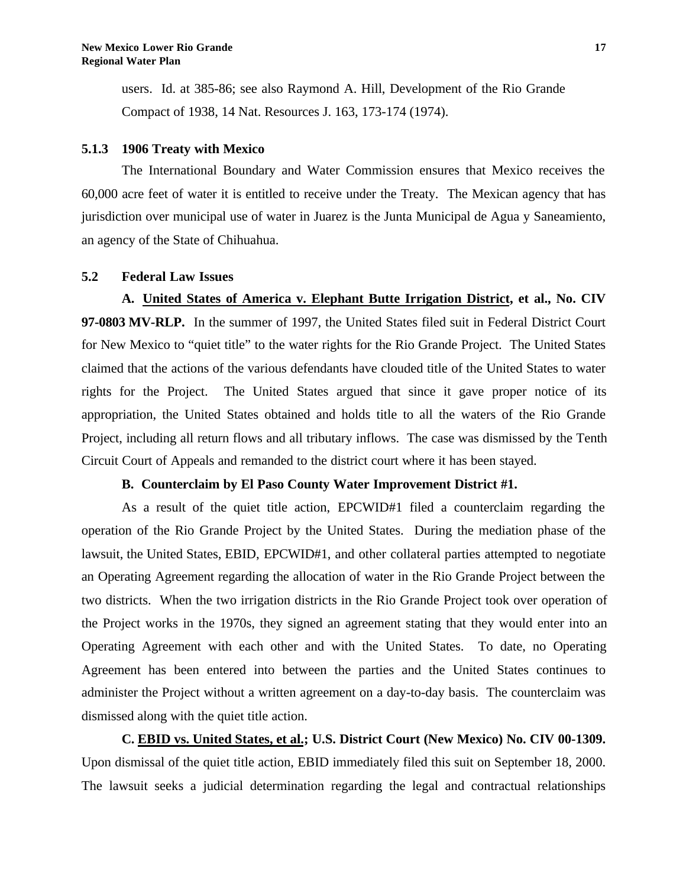users. Id. at 385-86; see also Raymond A. Hill, Development of the Rio Grande Compact of 1938, 14 Nat. Resources J. 163, 173-174 (1974).

### 5.1.3 1906 Treaty with Mexico

The International Boundary and Water Commission ensures that Mexico receives the 60,000 acre feet of water it is entitled to receive under the Treaty. The Mexican agency that has jurisdiction over municipal use of water in Juarez is the Junta Municipal de Agua y Saneamiento, an agency of the State of Chihuahua.

## 5.2 Federal Law Issues

**A. United States of America v. Elephant Butte Irrigation District, et al., No. CIV 97-0803 MV-RLP.** In the summer of 1997, the United States filed suit in Federal District Court for New Mexico to "quiet title" to the water rights for the Rio Grande Project. The United States claimed that the actions of the various defendants have clouded title of the United States to water rights for the Project. The United States argued that since it gave proper notice of its appropriation, the United States obtained and holds title to all the waters of the Rio Grande Project, including all return flows and all tributary inflows. The case was dismissed by the Tenth Circuit Court of Appeals and remanded to the district court where it has been stayed.

**B. Counterclaim by El Paso County Water Improvement District #1.**

As a result of the quiet title action, EPCWID#1 filed a counterclaim regarding the operation of the Rio Grande Project by the United States. During the mediation phase of the lawsuit, the United States, EBID, EPCWID#1, and other collateral parties attempted to negotiate an Operating Agreement regarding the allocation of water in the Rio Grande Project between the two districts. When the two irrigation districts in the Rio Grande Project took over operation of the Project works in the 1970s, they signed an agreement stating that they would enter into an Operating Agreement with each other and with the United States. To date, no Operating Agreement has been entered into between the parties and the United States continues to administer the Project without a written agreement on a day-to-day basis. The counterclaim was dismissed along with the quiet title action.

**C. EBID vs. United States, et al.; U.S. District Court (New Mexico) No. CIV 00-1309.** Upon dismissal of the quiet title action, EBID immediately filed this suit on September 18, 2000. The lawsuit seeks a judicial determination regarding the legal and contractual relationships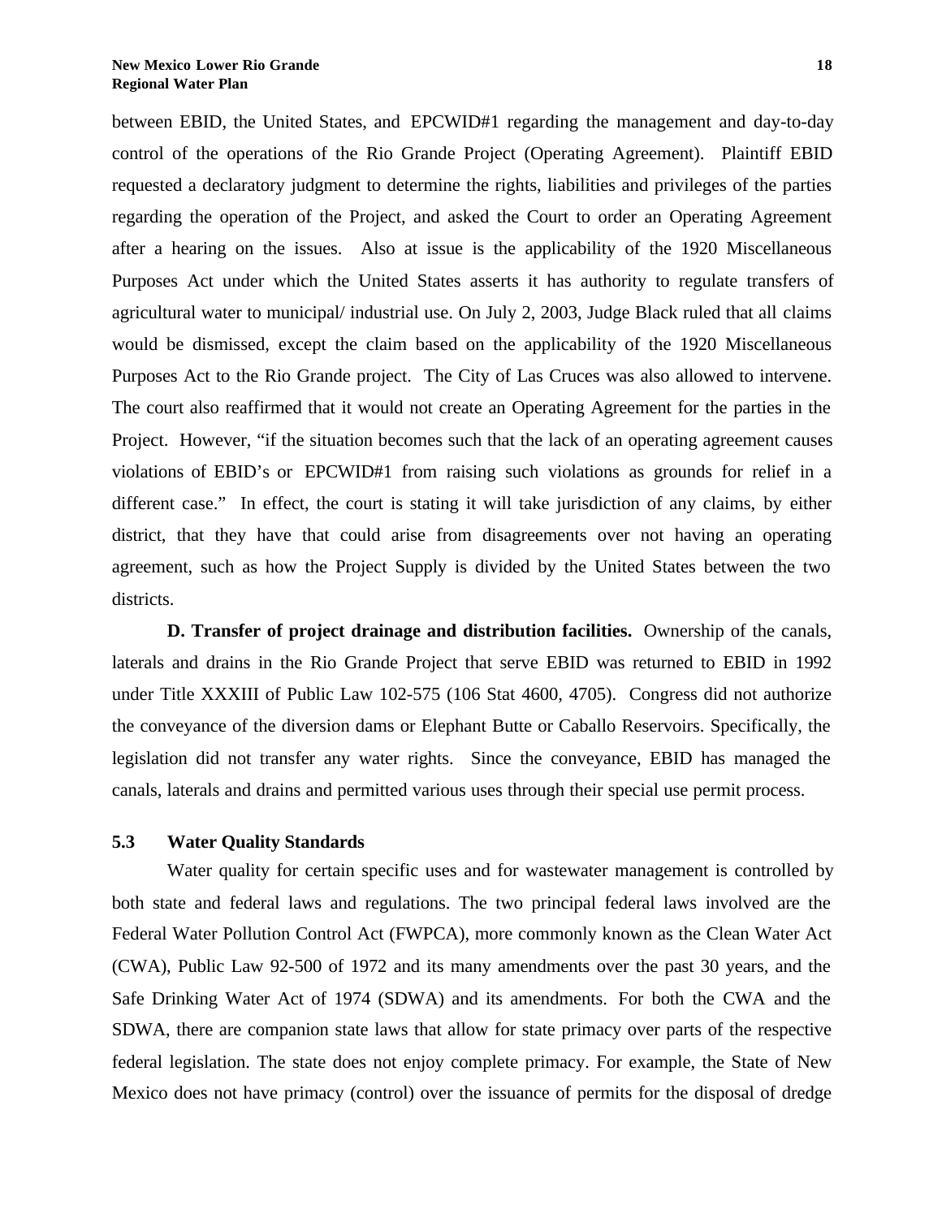between EBID, the United States, and EPCWID#1 regarding the management and day-to-day control of the operations of the Rio Grande Project (Operating Agreement). Plaintiff EBID requested a declaratory judgment to determine the rights, liabilities and privileges of the parties regarding the operation of the Project, and asked the Court to order an Operating Agreement after a hearing on the issues. Also at issue is the applicability of the 1920 Miscellaneous Purposes Act under which the United States asserts it has authority to regulate transfers of agricultural water to municipal/ industrial use. On July 2, 2003, Judge Black ruled that all claims would be dismissed, except the claim based on the applicability of the 1920 Miscellaneous Purposes Act to the Rio Grande project. The City of Las Cruces was also allowed to intervene. The court also reaffirmed that it would not create an Operating Agreement for the parties in the Project. However, "if the situation becomes such that the lack of an operating agreement causes violations of EBID's or EPCWID#1 from raising such violations as grounds for relief in a different case." In effect, the court is stating it will take jurisdiction of any claims, by either district, that they have that could arise from disagreements over not having an operating agreement, such as how the Project Supply is divided by the United States between the two districts.

**D. Transfer of project drainage and distribution facilities.** Ownership of the canals, laterals and drains in the Rio Grande Project that serve EBID was returned to EBID in 1992 under Title XXXIII of Public Law 102-575 (106 Stat 4600, 4705). Congress did not authorize the conveyance of the diversion dams or Elephant Butte or Caballo Reservoirs. Specifically, the legislation did not transfer any water rights. Since the conveyance, EBID has managed the canals, laterals and drains and permitted various uses through their special use permit process.

### 5.3 Water Quality Standards

Water quality for certain specific uses and for wastewater management is controlled by both state and federal laws and regulations. The two principal federal laws involved are the Federal Water Pollution Control Act (FWPCA), more commonly known as the Clean Water Act (CWA), Public Law 92-500 of 1972 and its many amendments over the past 30 years, and the Safe Drinking Water Act of 1974 (SDWA) and its amendments. For both the CWA and the SDWA, there are companion state laws that allow for state primacy over parts of the respective federal legislation. The state does not enjoy complete primacy. For example, the State of New Mexico does not have primacy (control) over the issuance of permits for the disposal of dredge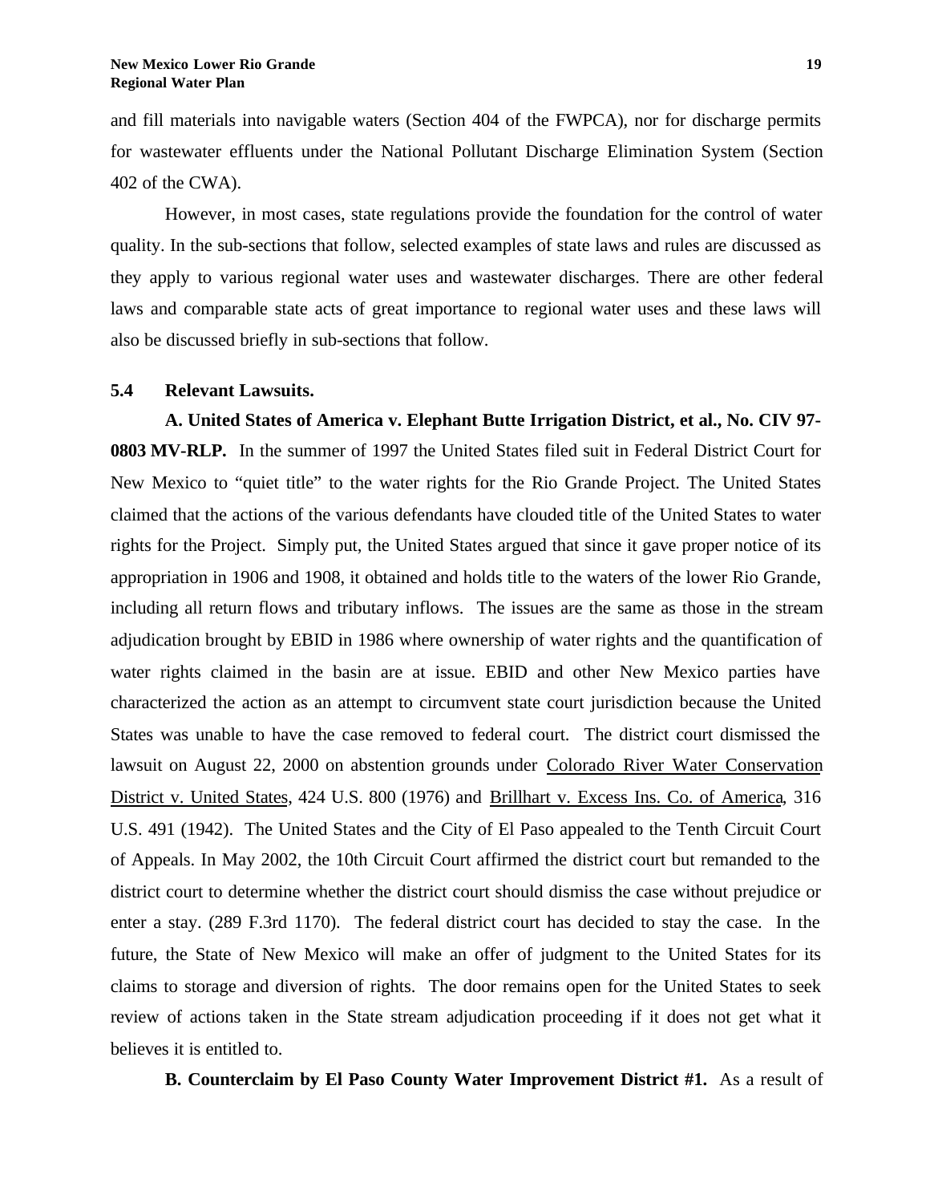and fill materials into navigable waters (Section 404 of the FWPCA), nor for discharge permits for wastewater effluents under the National Pollutant Discharge Elimination System (Section 402 of the CWA).

However, in most cases, state regulations provide the foundation for the control of water quality. In the sub-sections that follow, selected examples of state laws and rules are discussed as they apply to various regional water uses and wastewater discharges. There are other federal laws and comparable state acts of great importance to regional water uses and these laws will also be discussed briefly in sub-sections that follow.

### 5.4 Relevant Lawsuits.

**A. United States of America v. Elephant Butte Irrigation District, et al., No. CIV 97-0803 MV-RLP.** In the summer of 1997 the United States filed suit in Federal District Court for New Mexico to "quiet title" to the water rights for the Rio Grande Project. The United States claimed that the actions of the various defendants have clouded title of the United States to water rights for the Project. Simply put, the United States argued that since it gave proper notice of its appropriation in 1906 and 1908, it obtained and holds title to the waters of the lower Rio Grande, including all return flows and tributary inflows. The issues are the same as those in the stream adjudication brought by EBID in 1986 where ownership of water rights and the quantification of water rights claimed in the basin are at issue. EBID and other New Mexico parties have characterized the action as an attempt to circumvent state court jurisdiction because the United States was unable to have the case removed to federal court. The district court dismissed the lawsuit on August 22, 2000 on abstention grounds under Colorado River Water Conservation District v. United States, 424 U.S. 800 (1976) and Brillhart v. Excess Ins. Co. of America, 316 U.S. 491 (1942). The United States and the City of El Paso appealed to the Tenth Circuit Court of Appeals. In May 2002, the 10th Circuit Court affirmed the district court but remanded to the district court to determine whether the district court should dismiss the case without prejudice or enter a stay. (289 F.3rd 1170). The federal district court has decided to stay the case. In the future, the State of New Mexico will make an offer of judgment to the United States for its claims to storage and diversion of rights. The door remains open for the United States to seek review of actions taken in the State stream adjudication proceeding if it does not get what it believes it is entitled to.

**B. Counterclaim by El Paso County Water Improvement District #1.** As a result of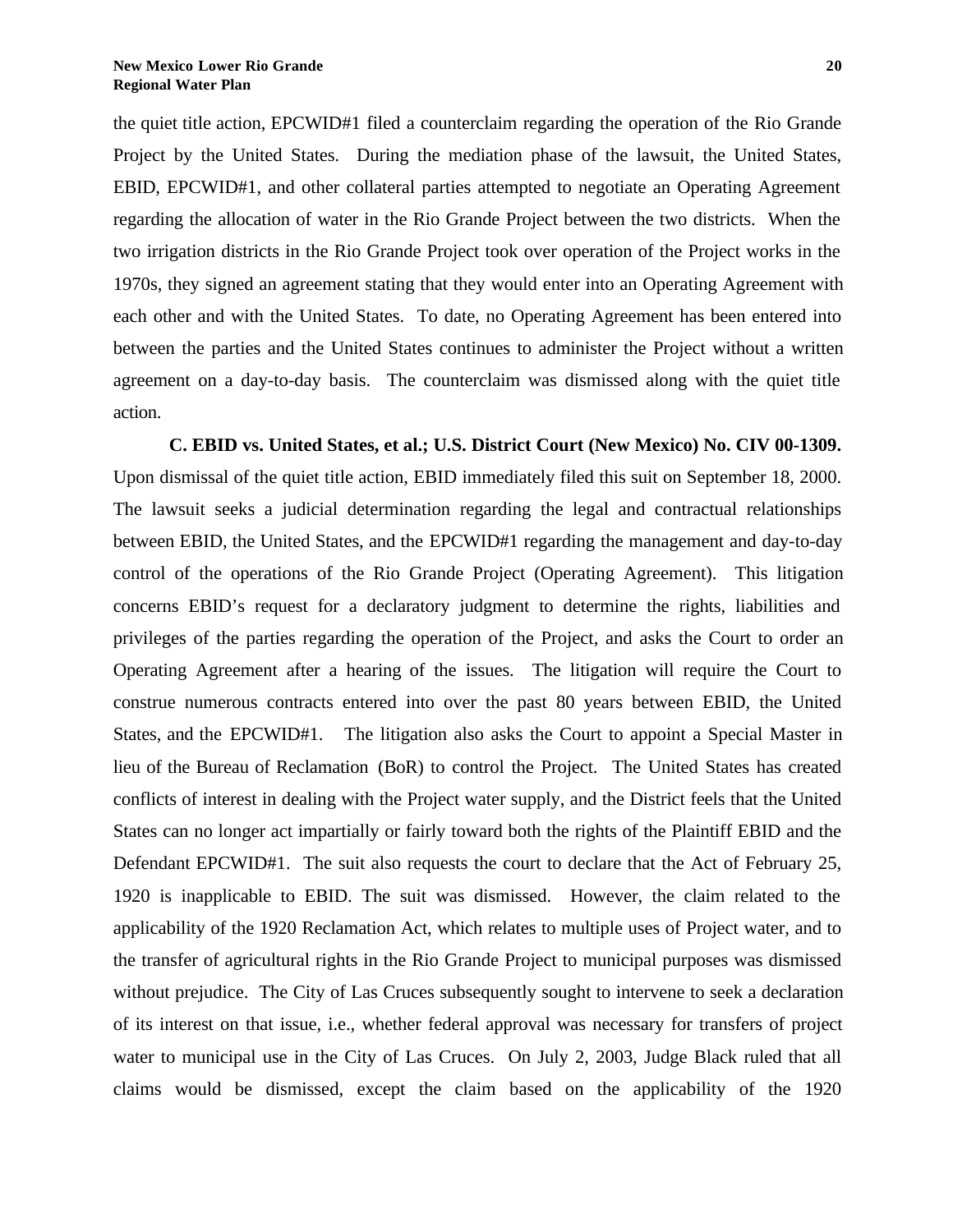the quiet title action, EPCWID#1 filed a counterclaim regarding the operation of the Rio Grande Project by the United States. During the mediation phase of the lawsuit, the United States, EBID, EPCWID#1, and other collateral parties attempted to negotiate an Operating Agreement regarding the allocation of water in the Rio Grande Project between the two districts. When the two irrigation districts in the Rio Grande Project took over operation of the Project works in the 1970s, they signed an agreement stating that they would enter into an Operating Agreement with each other and with the United States. To date, no Operating Agreement has been entered into between the parties and the United States continues to administer the Project without a written agreement on a day-to-day basis. The counterclaim was dismissed along with the quiet title action.

**C. EBID vs. United States, et al.; U.S. District Court (New Mexico) No. CIV 00-1309.** Upon dismissal of the quiet title action, EBID immediately filed this suit on September 18, 2000. The lawsuit seeks a judicial determination regarding the legal and contractual relationships between EBID, the United States, and the EPCWID#1 regarding the management and day-to-day control of the operations of the Rio Grande Project (Operating Agreement). This litigation concerns EBID's request for a declaratory judgment to determine the rights, liabilities and privileges of the parties regarding the operation of the Project, and asks the Court to order an Operating Agreement after a hearing of the issues. The litigation will require the Court to construe numerous contracts entered into over the past 80 years between EBID, the United States, and the EPCWID#1. The litigation also asks the Court to appoint a Special Master in lieu of the Bureau of Reclamation (BoR) to control the Project. The United States has created conflicts of interest in dealing with the Project water supply, and the District feels that the United States can no longer act impartially or fairly toward both the rights of the Plaintiff EBID and the Defendant EPCWID#1. The suit also requests the court to declare that the Act of February 25, 1920 is inapplicable to EBID. The suit was dismissed. However, the claim related to the applicability of the 1920 Reclamation Act, which relates to multiple uses of Project water, and to the transfer of agricultural rights in the Rio Grande Project to municipal purposes was dismissed without prejudice. The City of Las Cruces subsequently sought to intervene to seek a declaration of its interest on that issue, i.e., whether federal approval was necessary for transfers of project water to municipal use in the City of Las Cruces. On July 2, 2003, Judge Black ruled that all claims would be dismissed, except the claim based on the applicability of the 1920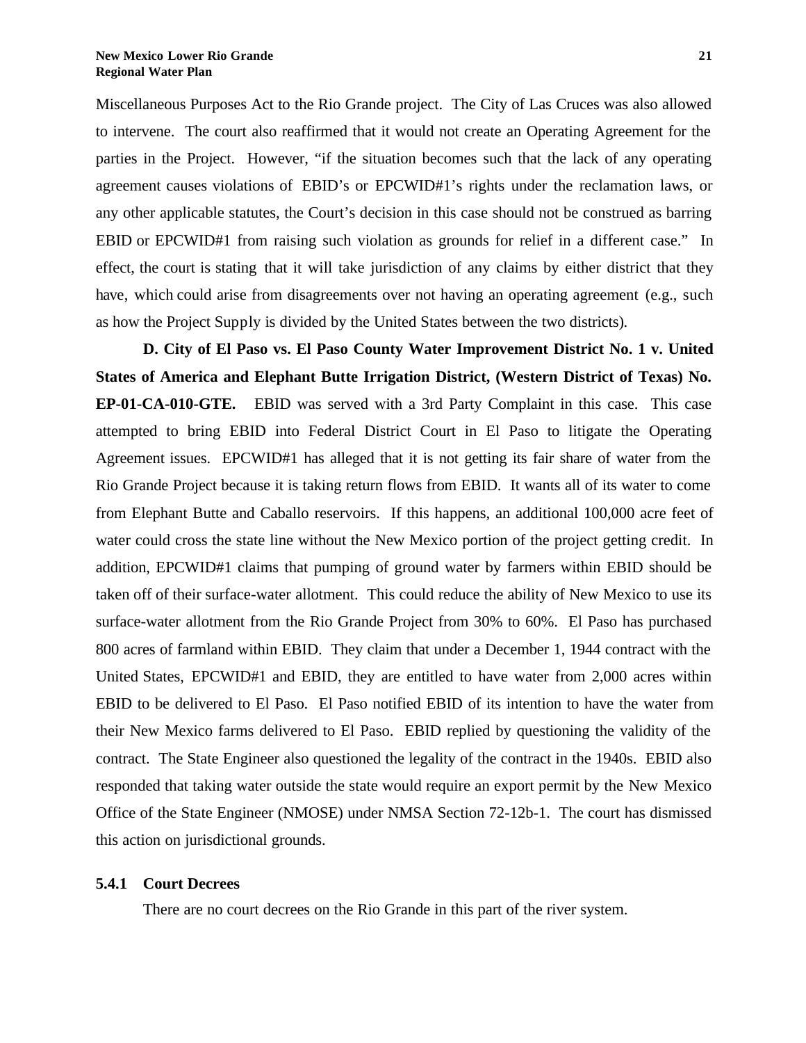Miscellaneous Purposes Act to the Rio Grande project. The City of Las Cruces was also allowed to intervene. The court also reaffirmed that it would not create an Operating Agreement for the parties in the Project. However, "if the situation becomes such that the lack of any operating agreement causes violations of EBID's or EPCWID#1's rights under the reclamation laws, or any other applicable statutes, the Court's decision in this case should not be construed as barring EBID or EPCWID#1 from raising such violation as grounds for relief in a different case." In effect, the court is stating that it will take jurisdiction of any claims by either district that they have, which could arise from disagreements over not having an operating agreement (e.g., such as how the Project Supply is divided by the United States between the two districts).

**D. City of El Paso vs. El Paso County Water Improvement District No. 1 v. United States of America and Elephant Butte Irrigation District, (Western District of Texas) No. EP-01-CA-010-GTE.** EBID was served with a 3rd Party Complaint in this case. This case attempted to bring EBID into Federal District Court in El Paso to litigate the Operating Agreement issues. EPCWID#1 has alleged that it is not getting its fair share of water from the Rio Grande Project because it is taking return flows from EBID. It wants all of its water to come from Elephant Butte and Caballo reservoirs. If this happens, an additional 100,000 acre feet of water could cross the state line without the New Mexico portion of the project getting credit. In addition, EPCWID#1 claims that pumping of ground water by farmers within EBID should be taken off of their surface-water allotment. This could reduce the ability of New Mexico to use its surface-water allotment from the Rio Grande Project from 30% to 60%. El Paso has purchased 800 acres of farmland within EBID. They claim that under a December 1, 1944 contract with the United States, EPCWID#1 and EBID, they are entitled to have water from 2,000 acres within EBID to be delivered to El Paso. El Paso notified EBID of its intention to have the water from their New Mexico farms delivered to El Paso. EBID replied by questioning the validity of the contract. The State Engineer also questioned the legality of the contract in the 1940s. EBID also responded that taking water outside the state would require an export permit by the New Mexico Office of the State Engineer (NMOSE) under NMSA Section 72-12b-1. The court has dismissed this action on jurisdictional grounds.

### 5.4.1 Court Decrees

There are no court decrees on the Rio Grande in this part of the river system.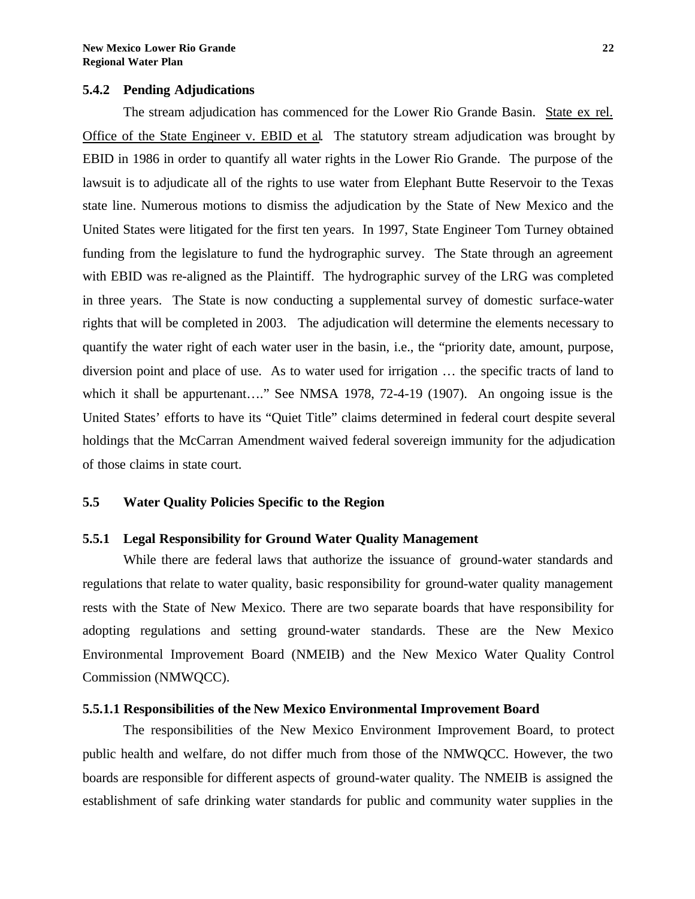### 5.4.2 Pending Adjudications

The stream adjudication has commenced for the Lower Rio Grande Basin. State ex rel. Office of the State Engineer v. EBID et al. The statutory stream adjudication was brought by EBID in 1986 in order to quantify all water rights in the Lower Rio Grande. The purpose of the lawsuit is to adjudicate all of the rights to use water from Elephant Butte Reservoir to the Texas state line. Numerous motions to dismiss the adjudication by the State of New Mexico and the United States were litigated for the first ten years. In 1997, State Engineer Tom Turney obtained funding from the legislature to fund the hydrographic survey. The State through an agreement with EBID was re-aligned as the Plaintiff. The hydrographic survey of the LRG was completed in three years. The State is now conducting a supplemental survey of domestic surface-water rights that will be completed in 2003. The adjudication will determine the elements necessary to quantify the water right of each water user in the basin, i.e., the "priority date, amount, purpose, diversion point and place of use. As to water used for irrigation … the specific tracts of land to which it shall be appurtenant…." See NMSA 1978, 72-4-19 (1907). An ongoing issue is the United States' efforts to have its "Quiet Title" claims determined in federal court despite several holdings that the McCarran Amendment waived federal sovereign immunity for the adjudication of those claims in state court.

## 5.5 Water Quality Policies Specific to the Region

### 5.5.1 Legal Responsibility for Ground Water Quality Management

While there are federal laws that authorize the issuance of ground-water standards and regulations that relate to water quality, basic responsibility for ground-water quality management rests with the State of New Mexico. There are two separate boards that have responsibility for adopting regulations and setting ground-water standards. These are the New Mexico Environmental Improvement Board (NMEIB) and the New Mexico Water Quality Control Commission (NMWQCC).

#### 5.5.1.1 Responsibilities of the New Mexico Environmental Improvement Board

The responsibilities of the New Mexico Environment Improvement Board, to protect public health and welfare, do not differ much from those of the NMWQCC. However, the two boards are responsible for different aspects of ground-water quality. The NMEIB is assigned the establishment of safe drinking water standards for public and community water supplies in the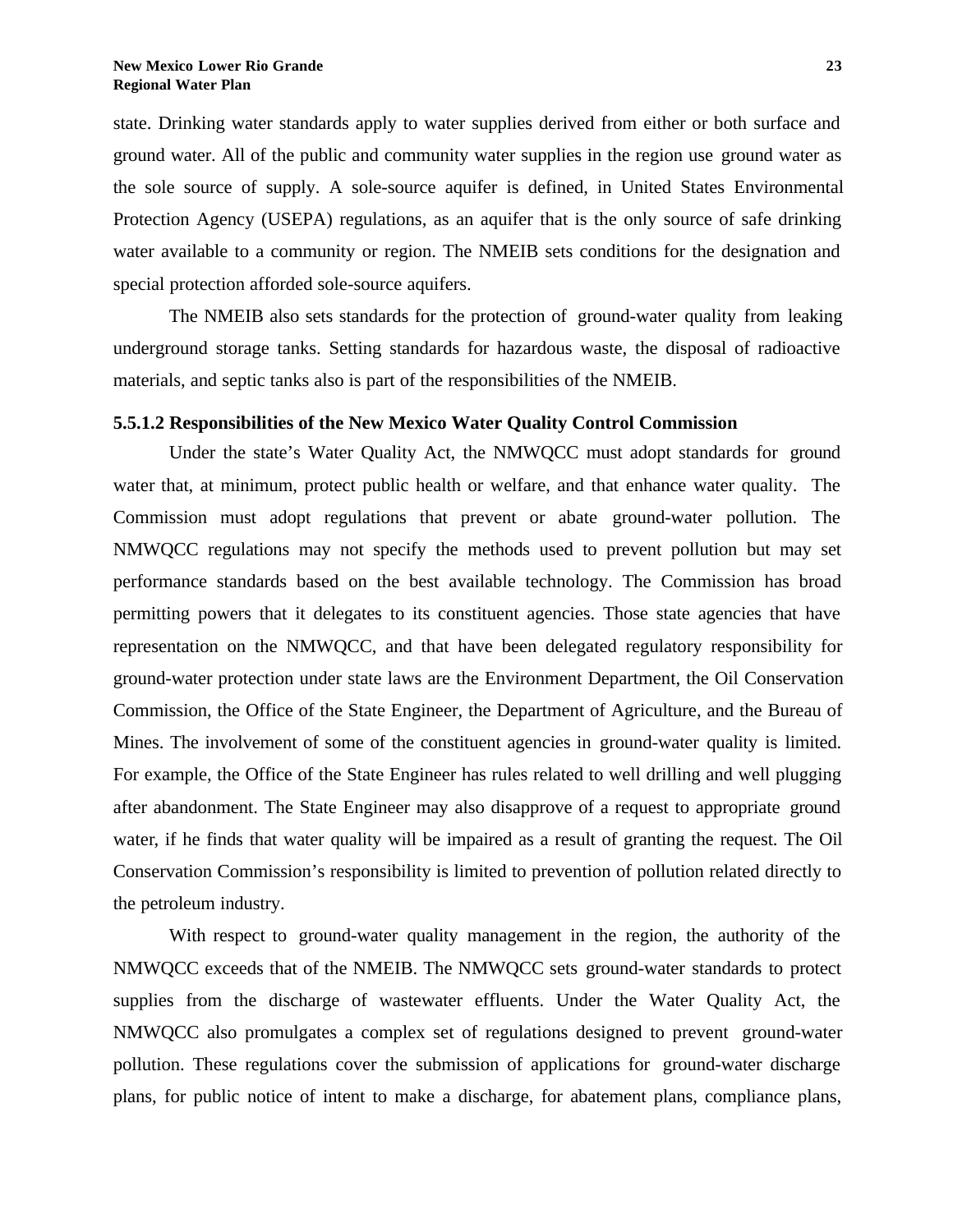state. Drinking water standards apply to water supplies derived from either or both surface and ground water. All of the public and community water supplies in the region use ground water as the sole source of supply. A sole-source aquifer is defined, in United States Environmental Protection Agency (USEPA) regulations, as an aquifer that is the only source of safe drinking water available to a community or region. The NMEIB sets conditions for the designation and special protection afforded sole-source aquifers.

The NMEIB also sets standards for the protection of ground-water quality from leaking underground storage tanks. Setting standards for hazardous waste, the disposal of radioactive materials, and septic tanks also is part of the responsibilities of the NMEIB.

#### 5.5.1.2 Responsibilities of the New Mexico Water Quality Control Commission

Under the state's Water Quality Act, the NMWQCC must adopt standards for ground water that, at minimum, protect public health or welfare, and that enhance water quality. The Commission must adopt regulations that prevent or abate ground-water pollution. The NMWQCC regulations may not specify the methods used to prevent pollution but may set performance standards based on the best available technology. The Commission has broad permitting powers that it delegates to its constituent agencies. Those state agencies that have representation on the NMWQCC, and that have been delegated regulatory responsibility for ground-water protection under state laws are the Environment Department, the Oil Conservation Commission, the Office of the State Engineer, the Department of Agriculture, and the Bureau of Mines. The involvement of some of the constituent agencies in ground-water quality is limited. For example, the Office of the State Engineer has rules related to well drilling and well plugging after abandonment. The State Engineer may also disapprove of a request to appropriate ground water, if he finds that water quality will be impaired as a result of granting the request. The Oil Conservation Commission's responsibility is limited to prevention of pollution related directly to the petroleum industry.

With respect to ground-water quality management in the region, the authority of the NMWQCC exceeds that of the NMEIB. The NMWQCC sets ground-water standards to protect supplies from the discharge of wastewater effluents. Under the Water Quality Act, the NMWQCC also promulgates a complex set of regulations designed to prevent ground-water pollution. These regulations cover the submission of applications for ground-water discharge plans, for public notice of intent to make a discharge, for abatement plans, compliance plans,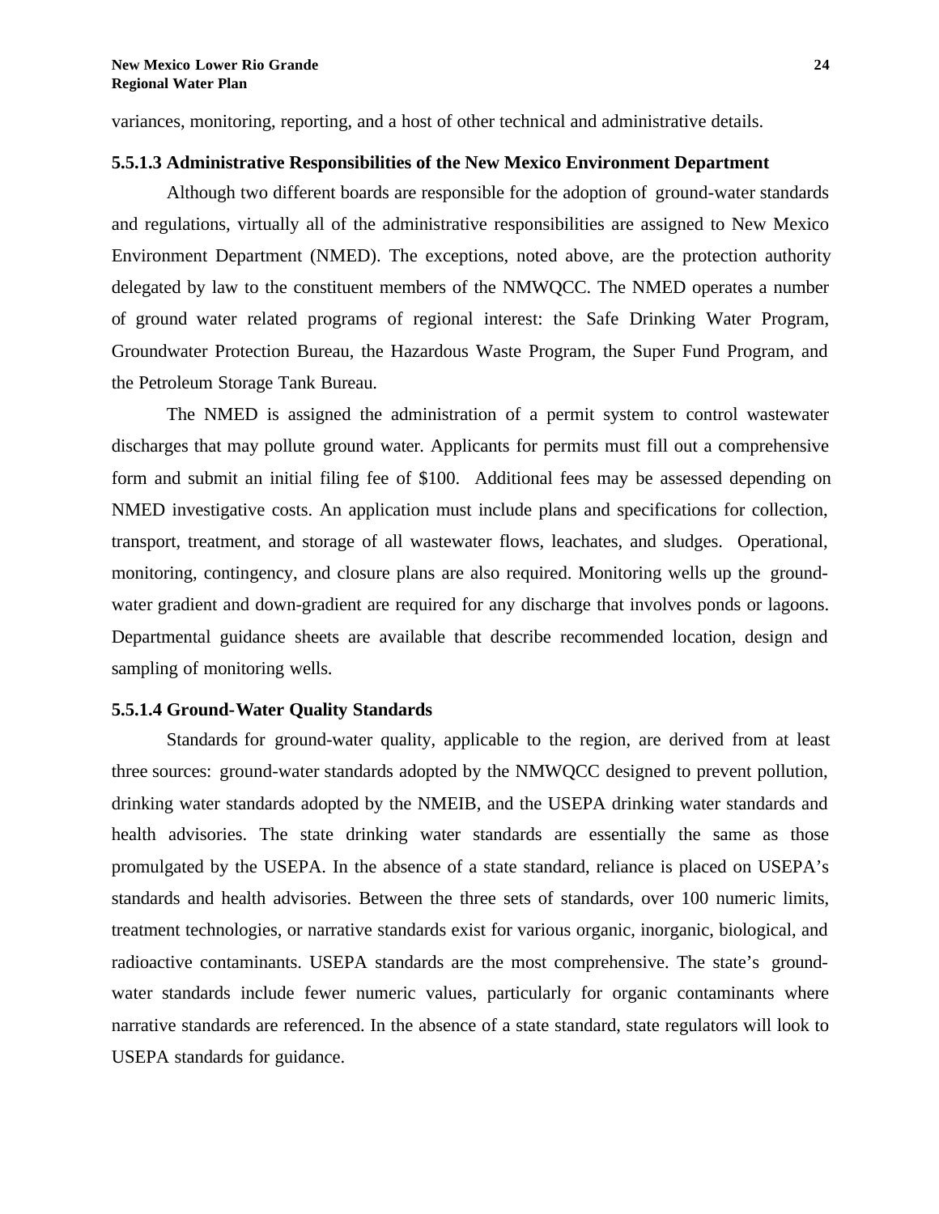variances, monitoring, reporting, and a host of other technical and administrative details.

#### 5.5.1.3 Administrative Responsibilities of the New Mexico Environment Department

Although two different boards are responsible for the adoption of ground-water standards and regulations, virtually all of the administrative responsibilities are assigned to New Mexico Environment Department (NMED). The exceptions, noted above, are the protection authority delegated by law to the constituent members of the NMWQCC. The NMED operates a number of ground water related programs of regional interest: the Safe Drinking Water Program, Groundwater Protection Bureau, the Hazardous Waste Program, the Super Fund Program, and the Petroleum Storage Tank Bureau.

The NMED is assigned the administration of a permit system to control wastewater discharges that may pollute ground water. Applicants for permits must fill out a comprehensive form and submit an initial filing fee of $100. Additional fees may be assessed depending on NMED investigative costs. An application must include plans and specifications for collection, transport, treatment, and storage of all wastewater flows, leachates, and sludges. Operational, monitoring, contingency, and closure plans are also required. Monitoring wells up the ground-water gradient and down-gradient are required for any discharge that involves ponds or lagoons. Departmental guidance sheets are available that describe recommended location, design and sampling of monitoring wells.

#### 5.5.1.4 Ground-Water Quality Standards

Standards for ground-water quality, applicable to the region, are derived from at least three sources: ground-water standards adopted by the NMWQCC designed to prevent pollution, drinking water standards adopted by the NMEIB, and the USEPA drinking water standards and health advisories. The state drinking water standards are essentially the same as those promulgated by the USEPA. In the absence of a state standard, reliance is placed on USEPA's standards and health advisories. Between the three sets of standards, over 100 numeric limits, treatment technologies, or narrative standards exist for various organic, inorganic, biological, and radioactive contaminants. USEPA standards are the most comprehensive. The state's ground-water standards include fewer numeric values, particularly for organic contaminants where narrative standards are referenced. In the absence of a state standard, state regulators will look to USEPA standards for guidance.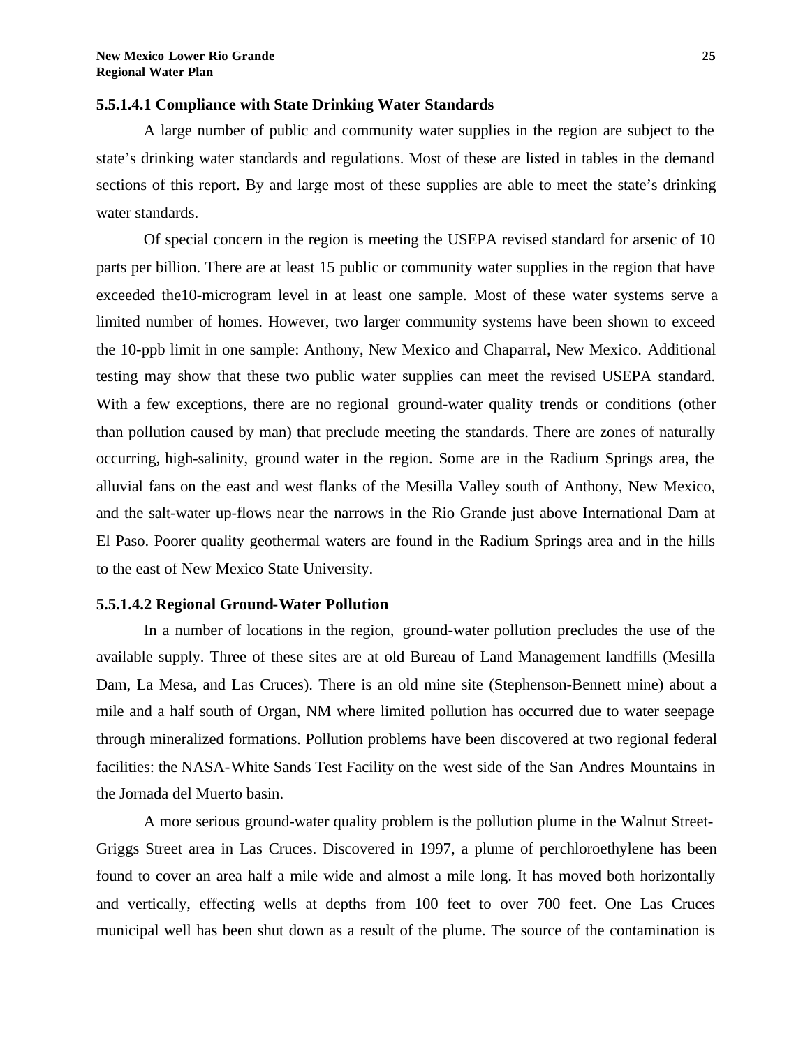#### 5.5.1.4.1 Compliance with State Drinking Water Standards

A large number of public and community water supplies in the region are subject to the state's drinking water standards and regulations. Most of these are listed in tables in the demand sections of this report. By and large most of these supplies are able to meet the state's drinking water standards.

Of special concern in the region is meeting the USEPA revised standard for arsenic of 10 parts per billion. There are at least 15 public or community water supplies in the region that have exceeded the10-microgram level in at least one sample. Most of these water systems serve a limited number of homes. However, two larger community systems have been shown to exceed the 10-ppb limit in one sample: Anthony, New Mexico and Chaparral, New Mexico. Additional testing may show that these two public water supplies can meet the revised USEPA standard. With a few exceptions, there are no regional ground-water quality trends or conditions (other than pollution caused by man) that preclude meeting the standards. There are zones of naturally occurring, high-salinity, ground water in the region. Some are in the Radium Springs area, the alluvial fans on the east and west flanks of the Mesilla Valley south of Anthony, New Mexico, and the salt-water up-flows near the narrows in the Rio Grande just above International Dam at El Paso. Poorer quality geothermal waters are found in the Radium Springs area and in the hills to the east of New Mexico State University.

#### 5.5.1.4.2 Regional Ground-Water Pollution

In a number of locations in the region, ground-water pollution precludes the use of the available supply. Three of these sites are at old Bureau of Land Management landfills (Mesilla Dam, La Mesa, and Las Cruces). There is an old mine site (Stephenson-Bennett mine) about a mile and a half south of Organ, NM where limited pollution has occurred due to water seepage through mineralized formations. Pollution problems have been discovered at two regional federal facilities: the NASA-White Sands Test Facility on the west side of the San Andres Mountains in the Jornada del Muerto basin.

A more serious ground-water quality problem is the pollution plume in the Walnut Street-Griggs Street area in Las Cruces. Discovered in 1997, a plume of perchloroethylene has been found to cover an area half a mile wide and almost a mile long. It has moved both horizontally and vertically, effecting wells at depths from 100 feet to over 700 feet. One Las Cruces municipal well has been shut down as a result of the plume. The source of the contamination is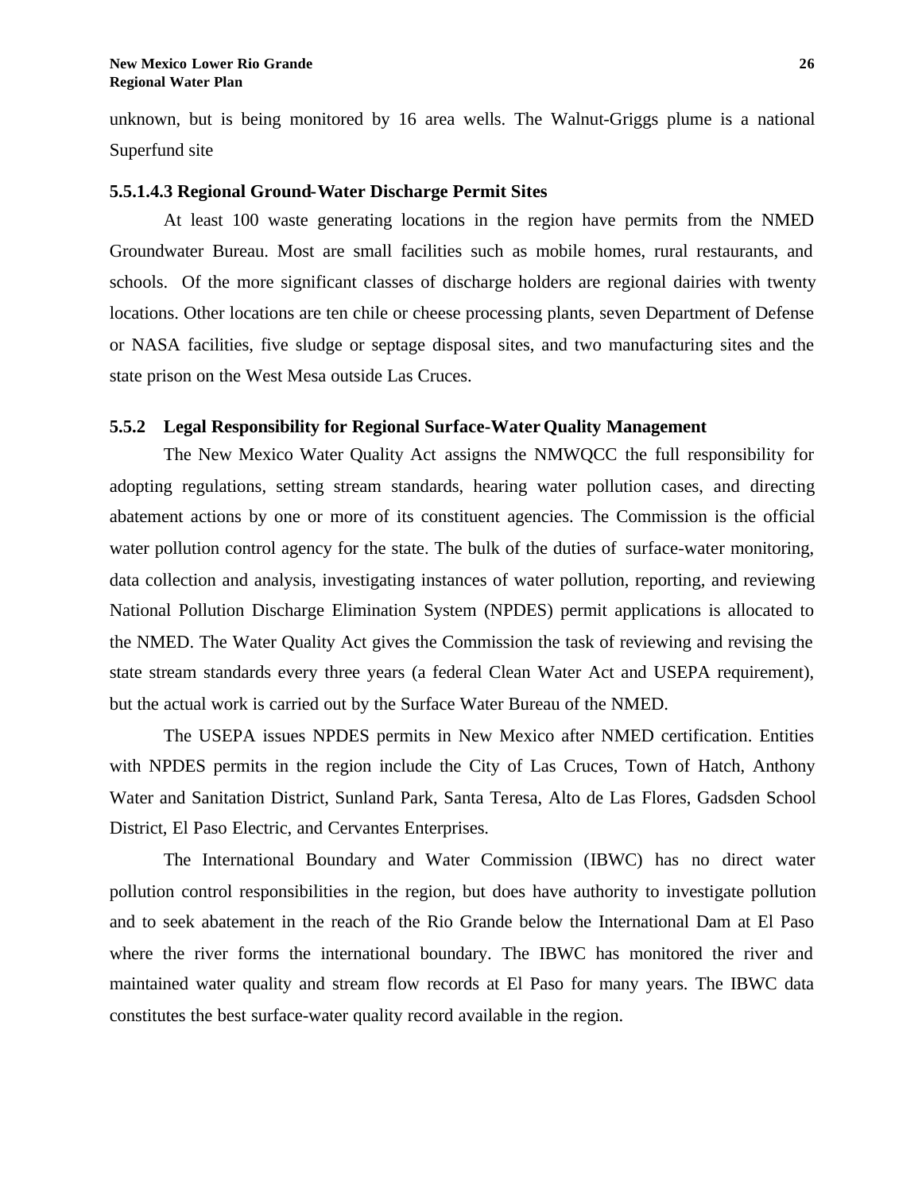unknown, but is being monitored by 16 area wells. The Walnut-Griggs plume is a national Superfund site

#### 5.5.1.4.3 Regional Ground-Water Discharge Permit Sites

At least 100 waste generating locations in the region have permits from the NMED Groundwater Bureau. Most are small facilities such as mobile homes, rural restaurants, and schools. Of the more significant classes of discharge holders are regional dairies with twenty locations. Other locations are ten chile or cheese processing plants, seven Department of Defense or NASA facilities, five sludge or septage disposal sites, and two manufacturing sites and the state prison on the West Mesa outside Las Cruces.

### 5.5.2 Legal Responsibility for Regional Surface-Water Quality Management

The New Mexico Water Quality Act assigns the NMWQCC the full responsibility for adopting regulations, setting stream standards, hearing water pollution cases, and directing abatement actions by one or more of its constituent agencies. The Commission is the official water pollution control agency for the state. The bulk of the duties of surface-water monitoring, data collection and analysis, investigating instances of water pollution, reporting, and reviewing National Pollution Discharge Elimination System (NPDES) permit applications is allocated to the NMED. The Water Quality Act gives the Commission the task of reviewing and revising the state stream standards every three years (a federal Clean Water Act and USEPA requirement), but the actual work is carried out by the Surface Water Bureau of the NMED.

The USEPA issues NPDES permits in New Mexico after NMED certification. Entities with NPDES permits in the region include the City of Las Cruces, Town of Hatch, Anthony Water and Sanitation District, Sunland Park, Santa Teresa, Alto de Las Flores, Gadsden School District, El Paso Electric, and Cervantes Enterprises.

The International Boundary and Water Commission (IBWC) has no direct water pollution control responsibilities in the region, but does have authority to investigate pollution and to seek abatement in the reach of the Rio Grande below the International Dam at El Paso where the river forms the international boundary. The IBWC has monitored the river and maintained water quality and stream flow records at El Paso for many years. The IBWC data constitutes the best surface-water quality record available in the region.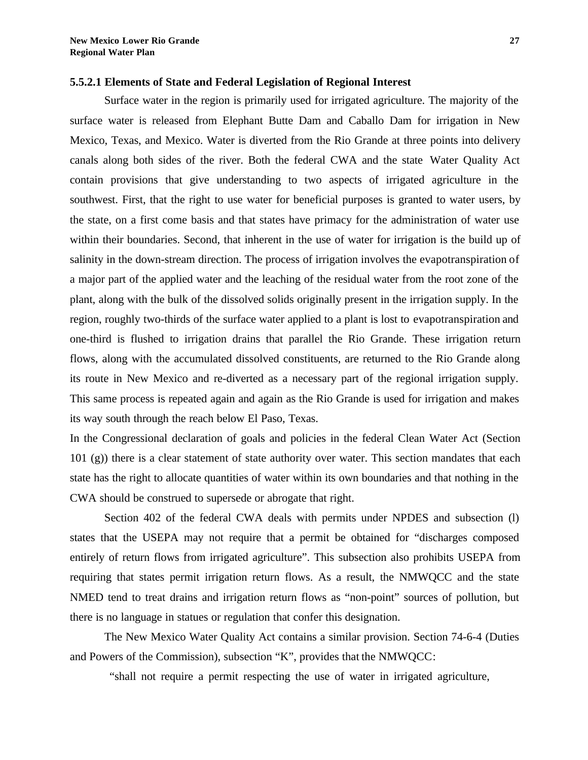#### 5.5.2.1 Elements of State and Federal Legislation of Regional Interest

Surface water in the region is primarily used for irrigated agriculture. The majority of the surface water is released from Elephant Butte Dam and Caballo Dam for irrigation in New Mexico, Texas, and Mexico. Water is diverted from the Rio Grande at three points into delivery canals along both sides of the river. Both the federal CWA and the state Water Quality Act contain provisions that give understanding to two aspects of irrigated agriculture in the southwest. First, that the right to use water for beneficial purposes is granted to water users, by the state, on a first come basis and that states have primacy for the administration of water use within their boundaries. Second, that inherent in the use of water for irrigation is the build up of salinity in the down-stream direction. The process of irrigation involves the evapotranspiration of a major part of the applied water and the leaching of the residual water from the root zone of the plant, along with the bulk of the dissolved solids originally present in the irrigation supply. In the region, roughly two-thirds of the surface water applied to a plant is lost to evapotranspiration and one-third is flushed to irrigation drains that parallel the Rio Grande. These irrigation return flows, along with the accumulated dissolved constituents, are returned to the Rio Grande along its route in New Mexico and re-diverted as a necessary part of the regional irrigation supply. This same process is repeated again and again as the Rio Grande is used for irrigation and makes its way south through the reach below El Paso, Texas.

In the Congressional declaration of goals and policies in the federal Clean Water Act (Section 101 (g)) there is a clear statement of state authority over water. This section mandates that each state has the right to allocate quantities of water within its own boundaries and that nothing in the CWA should be construed to supersede or abrogate that right.

Section 402 of the federal CWA deals with permits under NPDES and subsection (l) states that the USEPA may not require that a permit be obtained for "discharges composed entirely of return flows from irrigated agriculture". This subsection also prohibits USEPA from requiring that states permit irrigation return flows. As a result, the NMWQCC and the state NMED tend to treat drains and irrigation return flows as "non-point" sources of pollution, but there is no language in statues or regulation that confer this designation.

The New Mexico Water Quality Act contains a similar provision. Section 74-6-4 (Duties and Powers of the Commission), subsection "K", provides that the NMWQCC:

"shall not require a permit respecting the use of water in irrigated agriculture,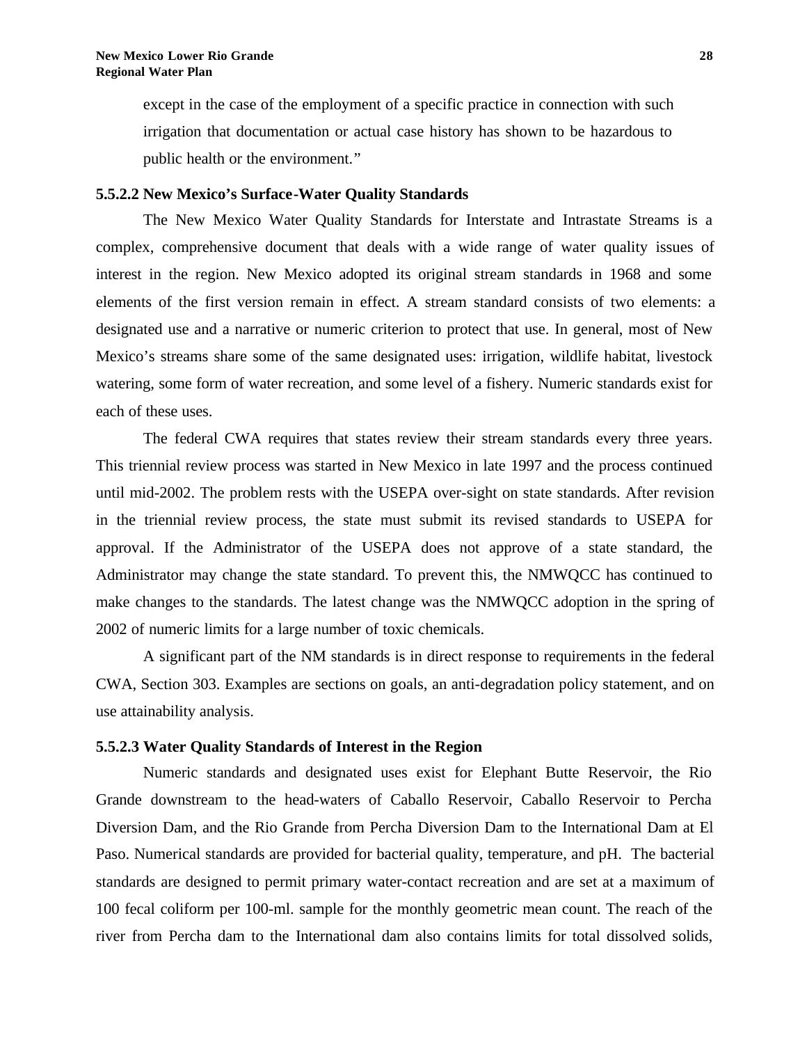except in the case of the employment of a specific practice in connection with such irrigation that documentation or actual case history has shown to be hazardous to public health or the environment."

### 5.5.2.2 New Mexico's Surface-Water Quality Standards

The New Mexico Water Quality Standards for Interstate and Intrastate Streams is a complex, comprehensive document that deals with a wide range of water quality issues of interest in the region. New Mexico adopted its original stream standards in 1968 and some elements of the first version remain in effect. A stream standard consists of two elements: a designated use and a narrative or numeric criterion to protect that use. In general, most of New Mexico's streams share some of the same designated uses: irrigation, wildlife habitat, livestock watering, some form of water recreation, and some level of a fishery. Numeric standards exist for each of these uses.

The federal CWA requires that states review their stream standards every three years. This triennial review process was started in New Mexico in late 1997 and the process continued until mid-2002. The problem rests with the USEPA over-sight on state standards. After revision in the triennial review process, the state must submit its revised standards to USEPA for approval. If the Administrator of the USEPA does not approve of a state standard, the Administrator may change the state standard. To prevent this, the NMWQCC has continued to make changes to the standards. The latest change was the NMWQCC adoption in the spring of 2002 of numeric limits for a large number of toxic chemicals.

A significant part of the NM standards is in direct response to requirements in the federal CWA, Section 303. Examples are sections on goals, an anti-degradation policy statement, and on use attainability analysis.

### 5.5.2.3 Water Quality Standards of Interest in the Region

Numeric standards and designated uses exist for Elephant Butte Reservoir, the Rio Grande downstream to the head-waters of Caballo Reservoir, Caballo Reservoir to Percha Diversion Dam, and the Rio Grande from Percha Diversion Dam to the International Dam at El Paso. Numerical standards are provided for bacterial quality, temperature, and pH. The bacterial standards are designed to permit primary water-contact recreation and are set at a maximum of 100 fecal coliform per 100-ml. sample for the monthly geometric mean count. The reach of the river from Percha dam to the International dam also contains limits for total dissolved solids,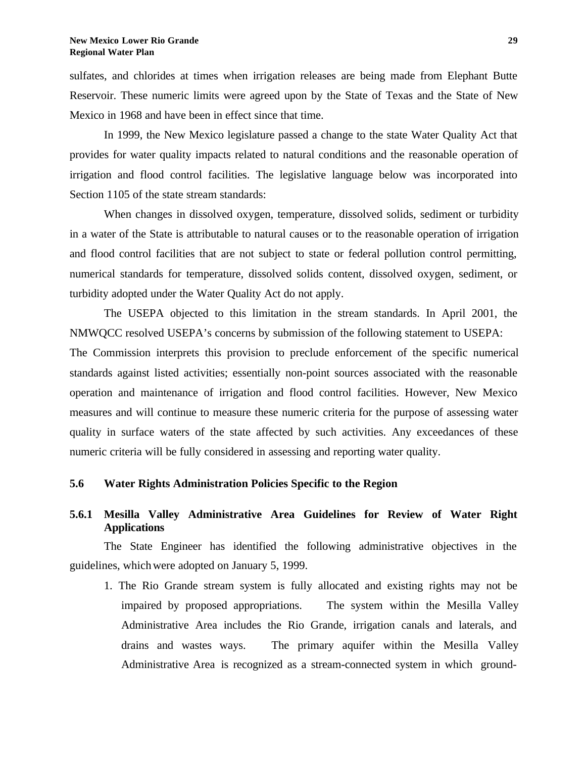sulfates, and chlorides at times when irrigation releases are being made from Elephant Butte Reservoir. These numeric limits were agreed upon by the State of Texas and the State of New Mexico in 1968 and have been in effect since that time.

In 1999, the New Mexico legislature passed a change to the state Water Quality Act that provides for water quality impacts related to natural conditions and the reasonable operation of irrigation and flood control facilities. The legislative language below was incorporated into Section 1105 of the state stream standards:

When changes in dissolved oxygen, temperature, dissolved solids, sediment or turbidity in a water of the State is attributable to natural causes or to the reasonable operation of irrigation and flood control facilities that are not subject to state or federal pollution control permitting, numerical standards for temperature, dissolved solids content, dissolved oxygen, sediment, or turbidity adopted under the Water Quality Act do not apply.

The USEPA objected to this limitation in the stream standards. In April 2001, the NMWQCC resolved USEPA's concerns by submission of the following statement to USEPA:

The Commission interprets this provision to preclude enforcement of the specific numerical standards against listed activities; essentially non-point sources associated with the reasonable operation and maintenance of irrigation and flood control facilities. However, New Mexico measures and will continue to measure these numeric criteria for the purpose of assessing water quality in surface waters of the state affected by such activities. Any exceedances of these numeric criteria will be fully considered in assessing and reporting water quality.

## 5.6 Water Rights Administration Policies Specific to the Region

### 5.6.1 Mesilla Valley Administrative Area Guidelines for Review of Water Right Applications

The State Engineer has identified the following administrative objectives in the guidelines, which were adopted on January 5, 1999.

1. The Rio Grande stream system is fully allocated and existing rights may not be impaired by proposed appropriations. The system within the Mesilla Valley Administrative Area includes the Rio Grande, irrigation canals and laterals, and drains and wastes ways. The primary aquifer within the Mesilla Valley Administrative Area is recognized as a stream-connected system in which ground-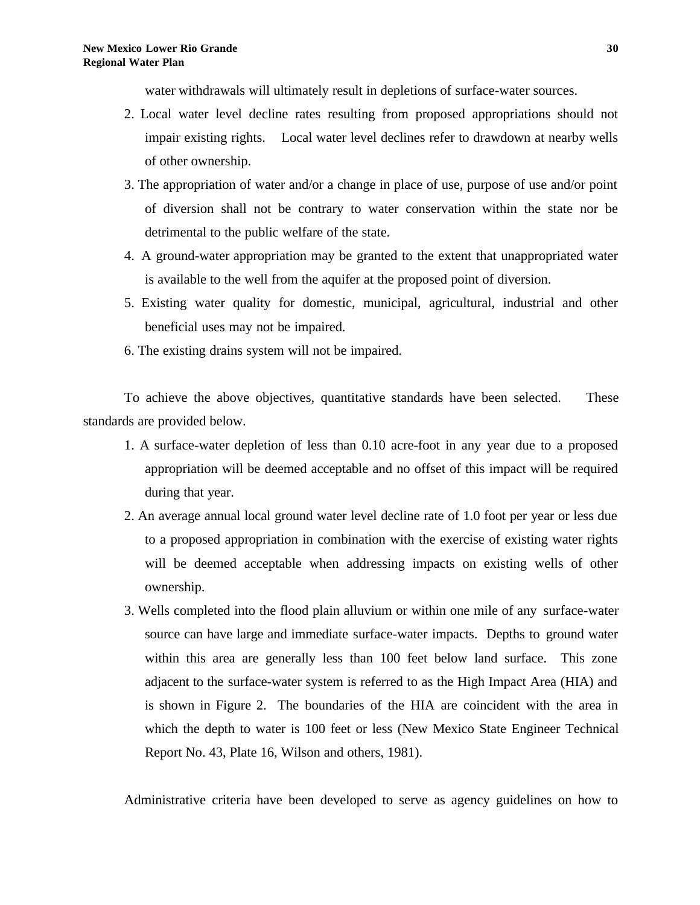water withdrawals will ultimately result in depletions of surface-water sources.

2. Local water level decline rates resulting from proposed appropriations should not impair existing rights. Local water level declines refer to drawdown at nearby wells of other ownership.
3. The appropriation of water and/or a change in place of use, purpose of use and/or point of diversion shall not be contrary to water conservation within the state nor be detrimental to the public welfare of the state.
4. A ground-water appropriation may be granted to the extent that unappropriated water is available to the well from the aquifer at the proposed point of diversion.
5. Existing water quality for domestic, municipal, agricultural, industrial and other beneficial uses may not be impaired.
6. The existing drains system will not be impaired.

To achieve the above objectives, quantitative standards have been selected. These standards are provided below.

1. A surface-water depletion of less than 0.10 acre-foot in any year due to a proposed appropriation will be deemed acceptable and no offset of this impact will be required during that year.
2. An average annual local ground water level decline rate of 1.0 foot per year or less due to a proposed appropriation in combination with the exercise of existing water rights will be deemed acceptable when addressing impacts on existing wells of other ownership.
3. Wells completed into the flood plain alluvium or within one mile of any surface-water source can have large and immediate surface-water impacts. Depths to ground water within this area are generally less than 100 feet below land surface. This zone adjacent to the surface-water system is referred to as the High Impact Area (HIA) and is shown in Figure 2. The boundaries of the HIA are coincident with the area in which the depth to water is 100 feet or less (New Mexico State Engineer Technical Report No. 43, Plate 16, Wilson and others, 1981).

Administrative criteria have been developed to serve as agency guidelines on how to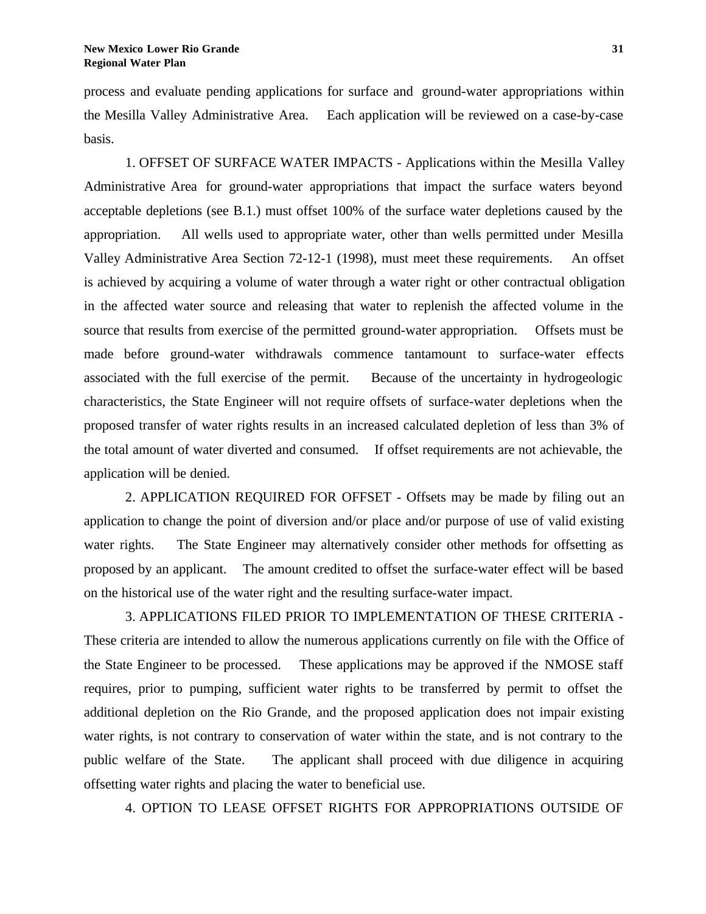process and evaluate pending applications for surface and ground-water appropriations within the Mesilla Valley Administrative Area. Each application will be reviewed on a case-by-case basis.

1. OFFSET OF SURFACE WATER IMPACTS - Applications within the Mesilla Valley Administrative Area for ground-water appropriations that impact the surface waters beyond acceptable depletions (see B.1.) must offset 100% of the surface water depletions caused by the appropriation. All wells used to appropriate water, other than wells permitted under Mesilla Valley Administrative Area Section 72-12-1 (1998), must meet these requirements. An offset is achieved by acquiring a volume of water through a water right or other contractual obligation in the affected water source and releasing that water to replenish the affected volume in the source that results from exercise of the permitted ground-water appropriation. Offsets must be made before ground-water withdrawals commence tantamount to surface-water effects associated with the full exercise of the permit. Because of the uncertainty in hydrogeologic characteristics, the State Engineer will not require offsets of surface-water depletions when the proposed transfer of water rights results in an increased calculated depletion of less than 3% of the total amount of water diverted and consumed. If offset requirements are not achievable, the application will be denied.

2. APPLICATION REQUIRED FOR OFFSET - Offsets may be made by filing out an application to change the point of diversion and/or place and/or purpose of use of valid existing water rights. The State Engineer may alternatively consider other methods for offsetting as proposed by an applicant. The amount credited to offset the surface-water effect will be based on the historical use of the water right and the resulting surface-water impact.

3. APPLICATIONS FILED PRIOR TO IMPLEMENTATION OF THESE CRITERIA - These criteria are intended to allow the numerous applications currently on file with the Office of the State Engineer to be processed. These applications may be approved if the NMOSE staff requires, prior to pumping, sufficient water rights to be transferred by permit to offset the additional depletion on the Rio Grande, and the proposed application does not impair existing water rights, is not contrary to conservation of water within the state, and is not contrary to the public welfare of the State. The applicant shall proceed with due diligence in acquiring offsetting water rights and placing the water to beneficial use.

4. OPTION TO LEASE OFFSET RIGHTS FOR APPROPRIATIONS OUTSIDE OF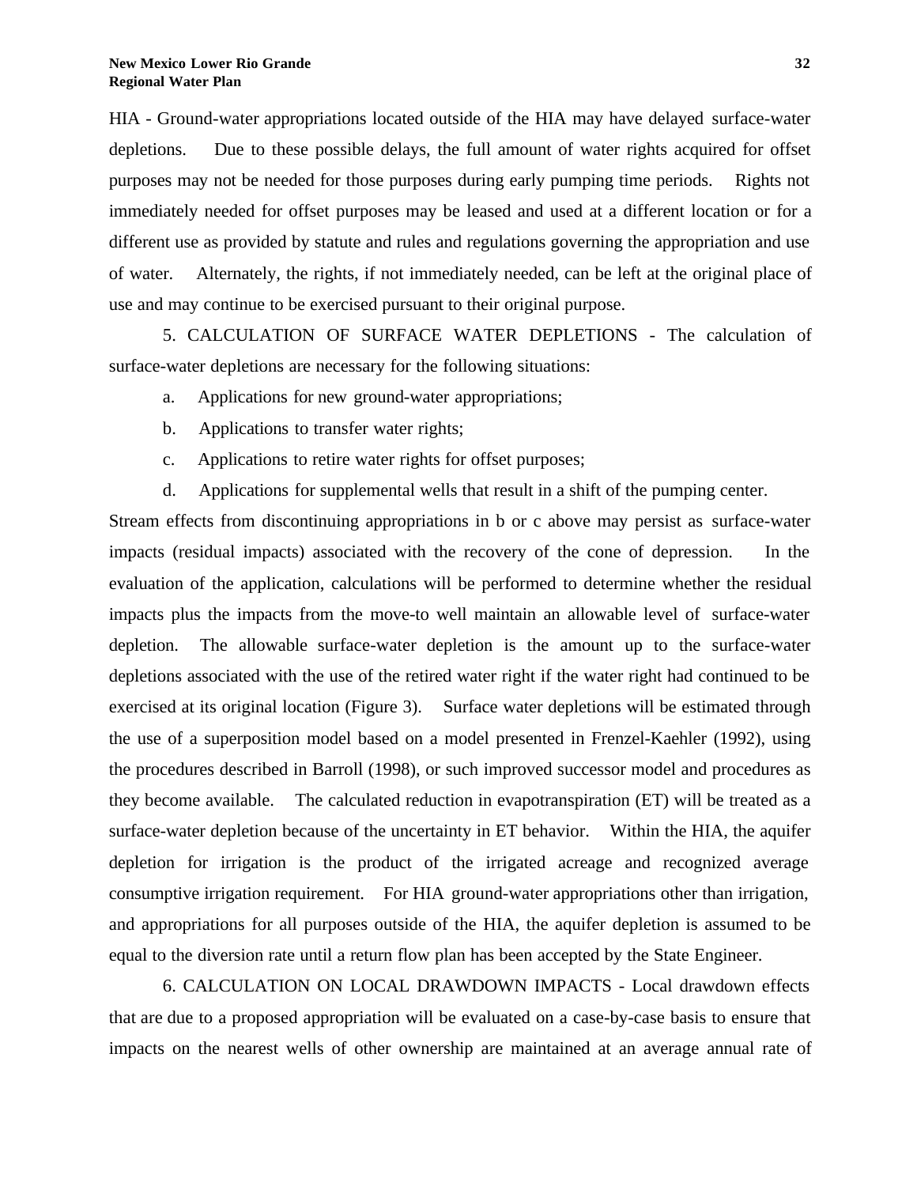HIA - Ground-water appropriations located outside of the HIA may have delayed surface-water depletions. Due to these possible delays, the full amount of water rights acquired for offset purposes may not be needed for those purposes during early pumping time periods. Rights not immediately needed for offset purposes may be leased and used at a different location or for a different use as provided by statute and rules and regulations governing the appropriation and use of water. Alternately, the rights, if not immediately needed, can be left at the original place of use and may continue to be exercised pursuant to their original purpose.

5. CALCULATION OF SURFACE WATER DEPLETIONS - The calculation of surface-water depletions are necessary for the following situations:

a. Applications for new ground-water appropriations;

b. Applications to transfer water rights;

c. Applications to retire water rights for offset purposes;

d. Applications for supplemental wells that result in a shift of the pumping center.

Stream effects from discontinuing appropriations in b or c above may persist as surface-water impacts (residual impacts) associated with the recovery of the cone of depression. In the evaluation of the application, calculations will be performed to determine whether the residual impacts plus the impacts from the move-to well maintain an allowable level of surface-water depletion. The allowable surface-water depletion is the amount up to the surface-water depletions associated with the use of the retired water right if the water right had continued to be exercised at its original location (Figure 3). Surface water depletions will be estimated through the use of a superposition model based on a model presented in Frenzel-Kaehler (1992), using the procedures described in Barroll (1998), or such improved successor model and procedures as they become available. The calculated reduction in evapotranspiration (ET) will be treated as a surface-water depletion because of the uncertainty in ET behavior. Within the HIA, the aquifer depletion for irrigation is the product of the irrigated acreage and recognized average consumptive irrigation requirement. For HIA ground-water appropriations other than irrigation, and appropriations for all purposes outside of the HIA, the aquifer depletion is assumed to be equal to the diversion rate until a return flow plan has been accepted by the State Engineer.

6. CALCULATION ON LOCAL DRAWDOWN IMPACTS - Local drawdown effects that are due to a proposed appropriation will be evaluated on a case-by-case basis to ensure that impacts on the nearest wells of other ownership are maintained at an average annual rate of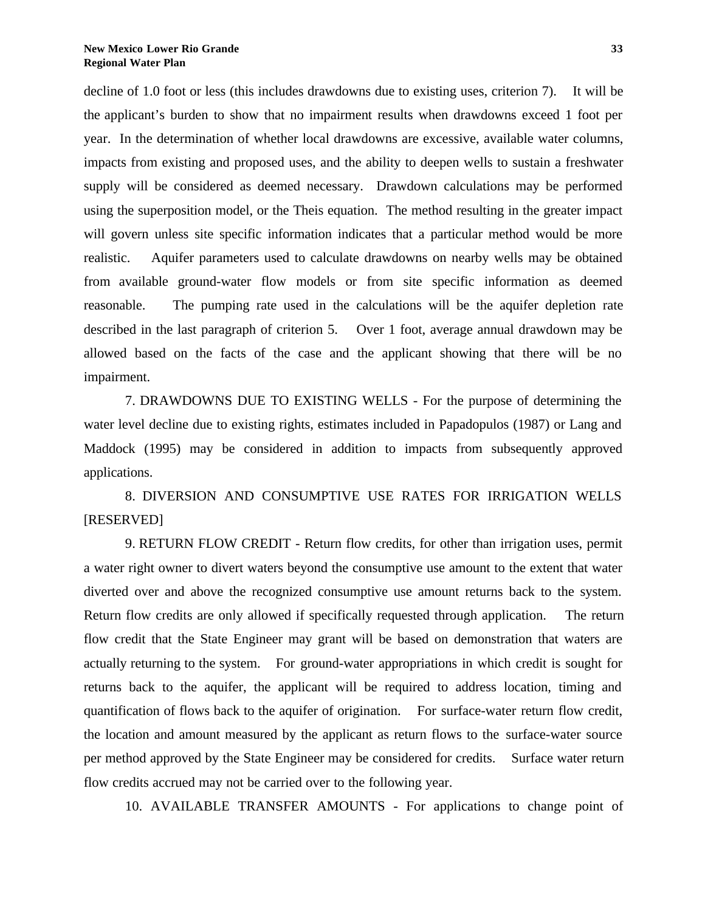decline of 1.0 foot or less (this includes drawdowns due to existing uses, criterion 7). It will be the applicant's burden to show that no impairment results when drawdowns exceed 1 foot per year. In the determination of whether local drawdowns are excessive, available water columns, impacts from existing and proposed uses, and the ability to deepen wells to sustain a freshwater supply will be considered as deemed necessary. Drawdown calculations may be performed using the superposition model, or the Theis equation. The method resulting in the greater impact will govern unless site specific information indicates that a particular method would be more realistic. Aquifer parameters used to calculate drawdowns on nearby wells may be obtained from available ground-water flow models or from site specific information as deemed reasonable. The pumping rate used in the calculations will be the aquifer depletion rate described in the last paragraph of criterion 5. Over 1 foot, average annual drawdown may be allowed based on the facts of the case and the applicant showing that there will be no impairment.

7. DRAWDOWNS DUE TO EXISTING WELLS - For the purpose of determining the water level decline due to existing rights, estimates included in Papadopulos (1987) or Lang and Maddock (1995) may be considered in addition to impacts from subsequently approved applications.

8. DIVERSION AND CONSUMPTIVE USE RATES FOR IRRIGATION WELLS [RESERVED]

9. RETURN FLOW CREDIT - Return flow credits, for other than irrigation uses, permit a water right owner to divert waters beyond the consumptive use amount to the extent that water diverted over and above the recognized consumptive use amount returns back to the system. Return flow credits are only allowed if specifically requested through application. The return flow credit that the State Engineer may grant will be based on demonstration that waters are actually returning to the system. For ground-water appropriations in which credit is sought for returns back to the aquifer, the applicant will be required to address location, timing and quantification of flows back to the aquifer of origination. For surface-water return flow credit, the location and amount measured by the applicant as return flows to the surface-water source per method approved by the State Engineer may be considered for credits. Surface water return flow credits accrued may not be carried over to the following year.

10. AVAILABLE TRANSFER AMOUNTS - For applications to change point of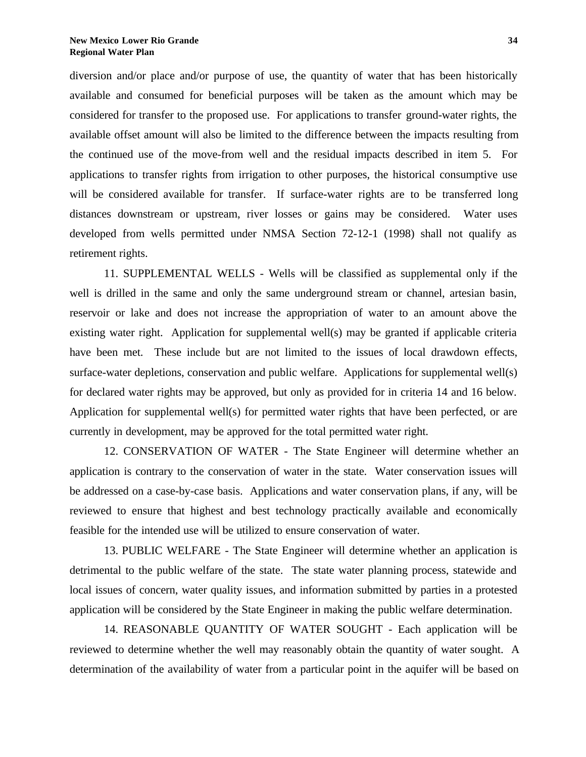diversion and/or place and/or purpose of use, the quantity of water that has been historically available and consumed for beneficial purposes will be taken as the amount which may be considered for transfer to the proposed use. For applications to transfer ground-water rights, the available offset amount will also be limited to the difference between the impacts resulting from the continued use of the move-from well and the residual impacts described in item 5. For applications to transfer rights from irrigation to other purposes, the historical consumptive use will be considered available for transfer. If surface-water rights are to be transferred long distances downstream or upstream, river losses or gains may be considered. Water uses developed from wells permitted under NMSA Section 72-12-1 (1998) shall not qualify as retirement rights.

11. SUPPLEMENTAL WELLS - Wells will be classified as supplemental only if the well is drilled in the same and only the same underground stream or channel, artesian basin, reservoir or lake and does not increase the appropriation of water to an amount above the existing water right. Application for supplemental well(s) may be granted if applicable criteria have been met. These include but are not limited to the issues of local drawdown effects, surface-water depletions, conservation and public welfare. Applications for supplemental well(s) for declared water rights may be approved, but only as provided for in criteria 14 and 16 below. Application for supplemental well(s) for permitted water rights that have been perfected, or are currently in development, may be approved for the total permitted water right.

12. CONSERVATION OF WATER - The State Engineer will determine whether an application is contrary to the conservation of water in the state. Water conservation issues will be addressed on a case-by-case basis. Applications and water conservation plans, if any, will be reviewed to ensure that highest and best technology practically available and economically feasible for the intended use will be utilized to ensure conservation of water.

13. PUBLIC WELFARE - The State Engineer will determine whether an application is detrimental to the public welfare of the state. The state water planning process, statewide and local issues of concern, water quality issues, and information submitted by parties in a protested application will be considered by the State Engineer in making the public welfare determination.

14. REASONABLE QUANTITY OF WATER SOUGHT - Each application will be reviewed to determine whether the well may reasonably obtain the quantity of water sought. A determination of the availability of water from a particular point in the aquifer will be based on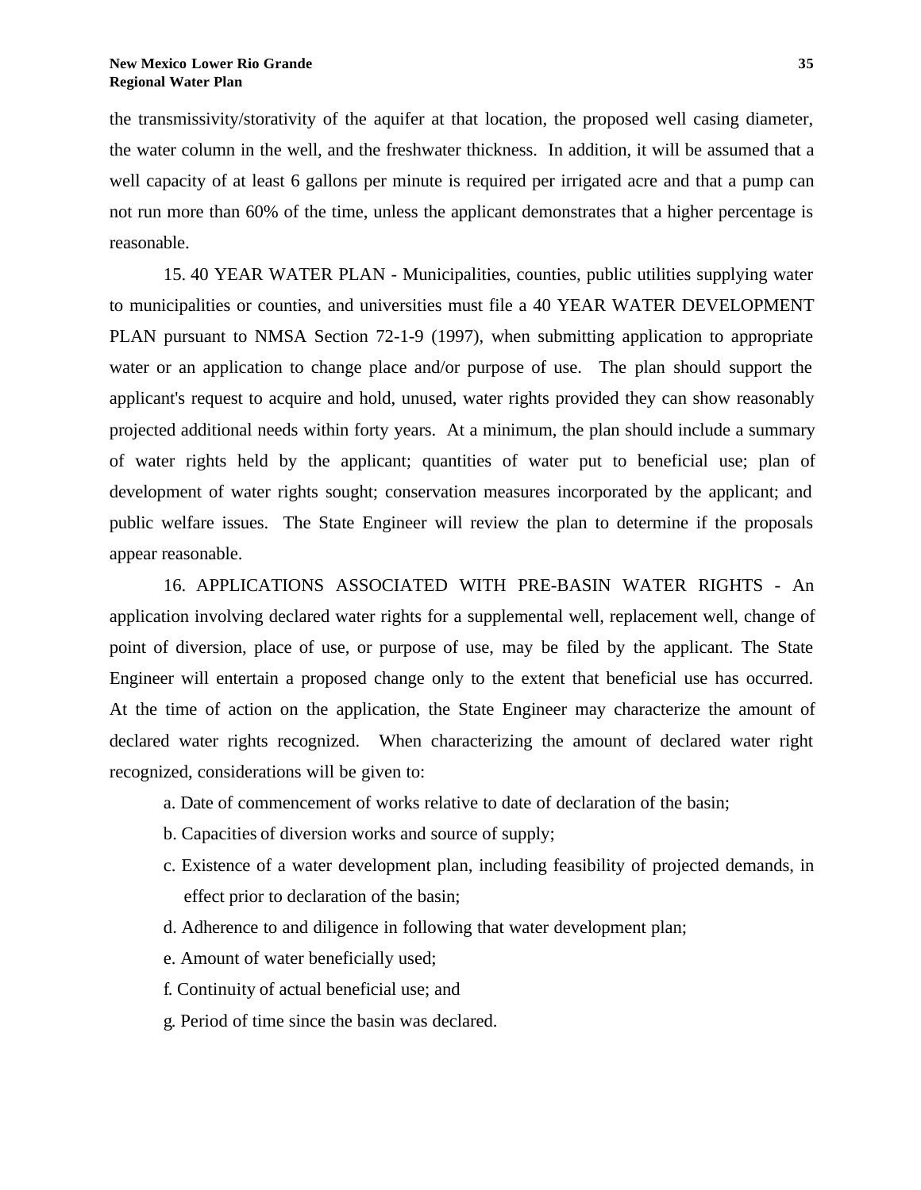the transmissivity/storativity of the aquifer at that location, the proposed well casing diameter, the water column in the well, and the freshwater thickness. In addition, it will be assumed that a well capacity of at least 6 gallons per minute is required per irrigated acre and that a pump can not run more than 60% of the time, unless the applicant demonstrates that a higher percentage is reasonable.

15. 40 YEAR WATER PLAN - Municipalities, counties, public utilities supplying water to municipalities or counties, and universities must file a 40 YEAR WATER DEVELOPMENT PLAN pursuant to NMSA Section 72-1-9 (1997), when submitting application to appropriate water or an application to change place and/or purpose of use. The plan should support the applicant's request to acquire and hold, unused, water rights provided they can show reasonably projected additional needs within forty years. At a minimum, the plan should include a summary of water rights held by the applicant; quantities of water put to beneficial use; plan of development of water rights sought; conservation measures incorporated by the applicant; and public welfare issues. The State Engineer will review the plan to determine if the proposals appear reasonable.

16. APPLICATIONS ASSOCIATED WITH PRE-BASIN WATER RIGHTS - An application involving declared water rights for a supplemental well, replacement well, change of point of diversion, place of use, or purpose of use, may be filed by the applicant. The State Engineer will entertain a proposed change only to the extent that beneficial use has occurred. At the time of action on the application, the State Engineer may characterize the amount of declared water rights recognized. When characterizing the amount of declared water right recognized, considerations will be given to:

a. Date of commencement of works relative to date of declaration of the basin;

b. Capacities of diversion works and source of supply;

c. Existence of a water development plan, including feasibility of projected demands, in effect prior to declaration of the basin;

d. Adherence to and diligence in following that water development plan;

e. Amount of water beneficially used;

f. Continuity of actual beneficial use; and

g. Period of time since the basin was declared.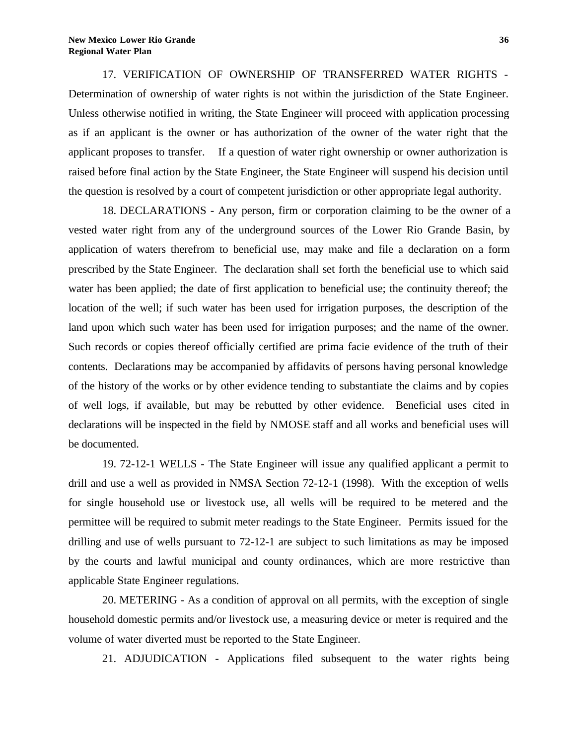17. VERIFICATION OF OWNERSHIP OF TRANSFERRED WATER RIGHTS - Determination of ownership of water rights is not within the jurisdiction of the State Engineer. Unless otherwise notified in writing, the State Engineer will proceed with application processing as if an applicant is the owner or has authorization of the owner of the water right that the applicant proposes to transfer. If a question of water right ownership or owner authorization is raised before final action by the State Engineer, the State Engineer will suspend his decision until the question is resolved by a court of competent jurisdiction or other appropriate legal authority.

18. DECLARATIONS - Any person, firm or corporation claiming to be the owner of a vested water right from any of the underground sources of the Lower Rio Grande Basin, by application of waters therefrom to beneficial use, may make and file a declaration on a form prescribed by the State Engineer. The declaration shall set forth the beneficial use to which said water has been applied; the date of first application to beneficial use; the continuity thereof; the location of the well; if such water has been used for irrigation purposes, the description of the land upon which such water has been used for irrigation purposes; and the name of the owner. Such records or copies thereof officially certified are prima facie evidence of the truth of their contents. Declarations may be accompanied by affidavits of persons having personal knowledge of the history of the works or by other evidence tending to substantiate the claims and by copies of well logs, if available, but may be rebutted by other evidence. Beneficial uses cited in declarations will be inspected in the field by NMOSE staff and all works and beneficial uses will be documented.

19. 72-12-1 WELLS - The State Engineer will issue any qualified applicant a permit to drill and use a well as provided in NMSA Section 72-12-1 (1998). With the exception of wells for single household use or livestock use, all wells will be required to be metered and the permittee will be required to submit meter readings to the State Engineer. Permits issued for the drilling and use of wells pursuant to 72-12-1 are subject to such limitations as may be imposed by the courts and lawful municipal and county ordinances, which are more restrictive than applicable State Engineer regulations.

20. METERING - As a condition of approval on all permits, with the exception of single household domestic permits and/or livestock use, a measuring device or meter is required and the volume of water diverted must be reported to the State Engineer.

21. ADJUDICATION - Applications filed subsequent to the water rights being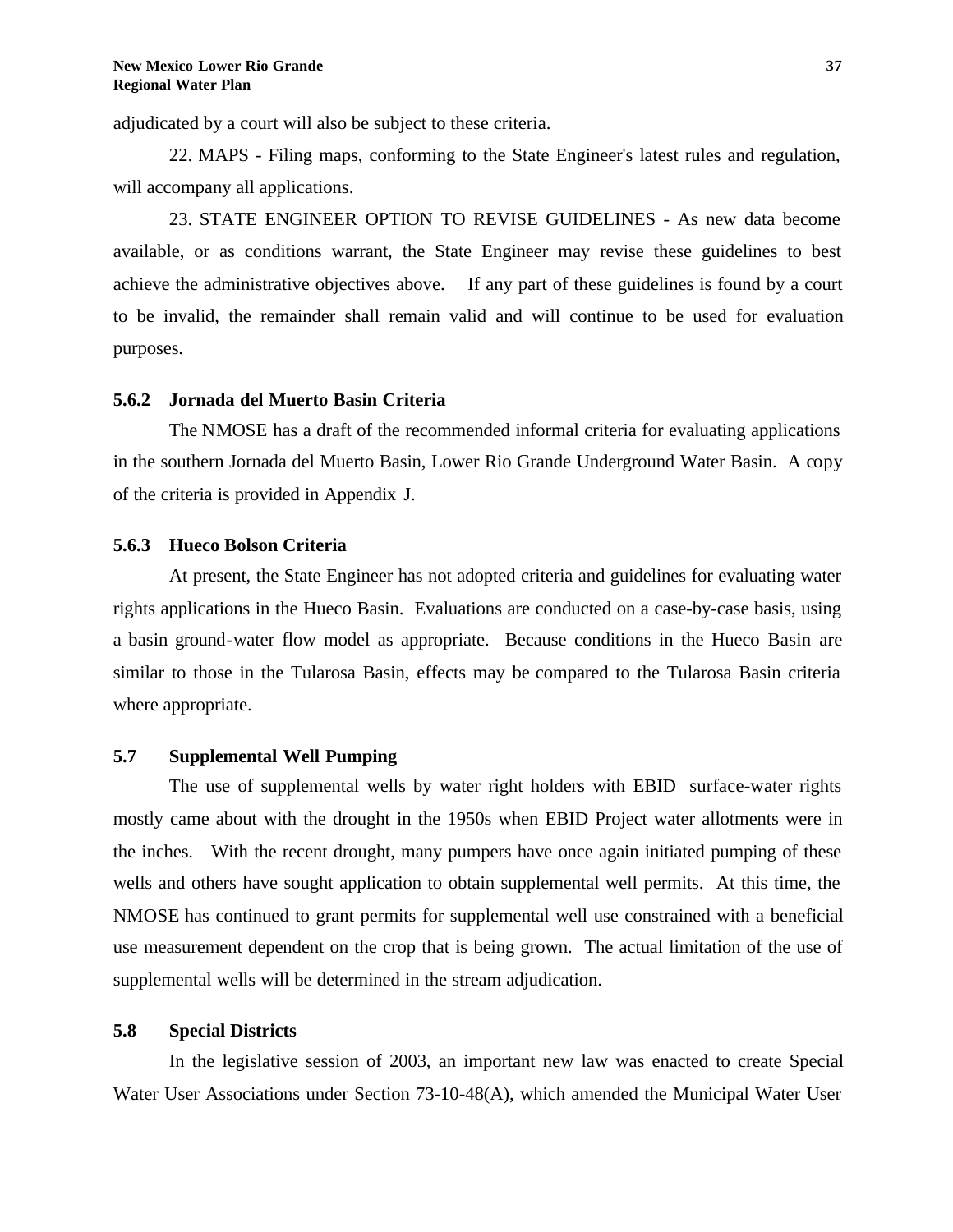adjudicated by a court will also be subject to these criteria.

22. MAPS - Filing maps, conforming to the State Engineer's latest rules and regulation, will accompany all applications.

23. STATE ENGINEER OPTION TO REVISE GUIDELINES - As new data become available, or as conditions warrant, the State Engineer may revise these guidelines to best achieve the administrative objectives above. If any part of these guidelines is found by a court to be invalid, the remainder shall remain valid and will continue to be used for evaluation purposes.

### 5.6.2 Jornada del Muerto Basin Criteria

The NMOSE has a draft of the recommended informal criteria for evaluating applications in the southern Jornada del Muerto Basin, Lower Rio Grande Underground Water Basin. A copy of the criteria is provided in Appendix J.

### 5.6.3 Hueco Bolson Criteria

At present, the State Engineer has not adopted criteria and guidelines for evaluating water rights applications in the Hueco Basin. Evaluations are conducted on a case-by-case basis, using a basin ground-water flow model as appropriate. Because conditions in the Hueco Basin are similar to those in the Tularosa Basin, effects may be compared to the Tularosa Basin criteria where appropriate.

## 5.7 Supplemental Well Pumping

The use of supplemental wells by water right holders with EBID surface-water rights mostly came about with the drought in the 1950s when EBID Project water allotments were in the inches. With the recent drought, many pumpers have once again initiated pumping of these wells and others have sought application to obtain supplemental well permits. At this time, the NMOSE has continued to grant permits for supplemental well use constrained with a beneficial use measurement dependent on the crop that is being grown. The actual limitation of the use of supplemental wells will be determined in the stream adjudication.

## 5.8 Special Districts

In the legislative session of 2003, an important new law was enacted to create Special Water User Associations under Section 73-10-48(A), which amended the Municipal Water User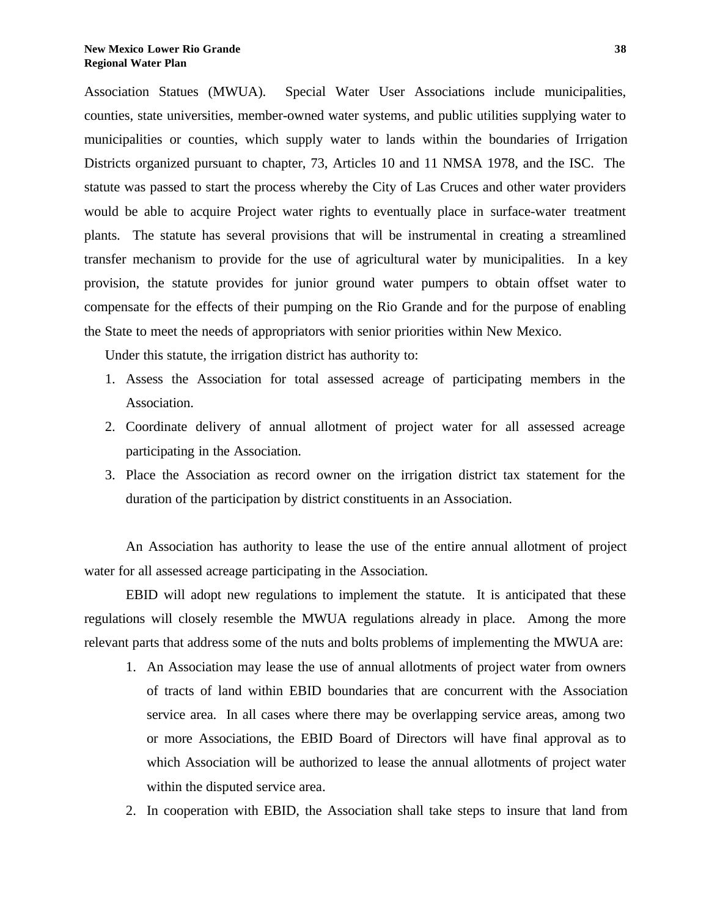Association Statues (MWUA). Special Water User Associations include municipalities, counties, state universities, member-owned water systems, and public utilities supplying water to municipalities or counties, which supply water to lands within the boundaries of Irrigation Districts organized pursuant to chapter, 73, Articles 10 and 11 NMSA 1978, and the ISC. The statute was passed to start the process whereby the City of Las Cruces and other water providers would be able to acquire Project water rights to eventually place in surface-water treatment plants. The statute has several provisions that will be instrumental in creating a streamlined transfer mechanism to provide for the use of agricultural water by municipalities. In a key provision, the statute provides for junior ground water pumpers to obtain offset water to compensate for the effects of their pumping on the Rio Grande and for the purpose of enabling the State to meet the needs of appropriators with senior priorities within New Mexico.

Under this statute, the irrigation district has authority to:

1. Assess the Association for total assessed acreage of participating members in the Association.
2. Coordinate delivery of annual allotment of project water for all assessed acreage participating in the Association.
3. Place the Association as record owner on the irrigation district tax statement for the duration of the participation by district constituents in an Association.

An Association has authority to lease the use of the entire annual allotment of project water for all assessed acreage participating in the Association.

EBID will adopt new regulations to implement the statute. It is anticipated that these regulations will closely resemble the MWUA regulations already in place. Among the more relevant parts that address some of the nuts and bolts problems of implementing the MWUA are:

1. An Association may lease the use of annual allotments of project water from owners of tracts of land within EBID boundaries that are concurrent with the Association service area. In all cases where there may be overlapping service areas, among two or more Associations, the EBID Board of Directors will have final approval as to which Association will be authorized to lease the annual allotments of project water within the disputed service area.
2. In cooperation with EBID, the Association shall take steps to insure that land from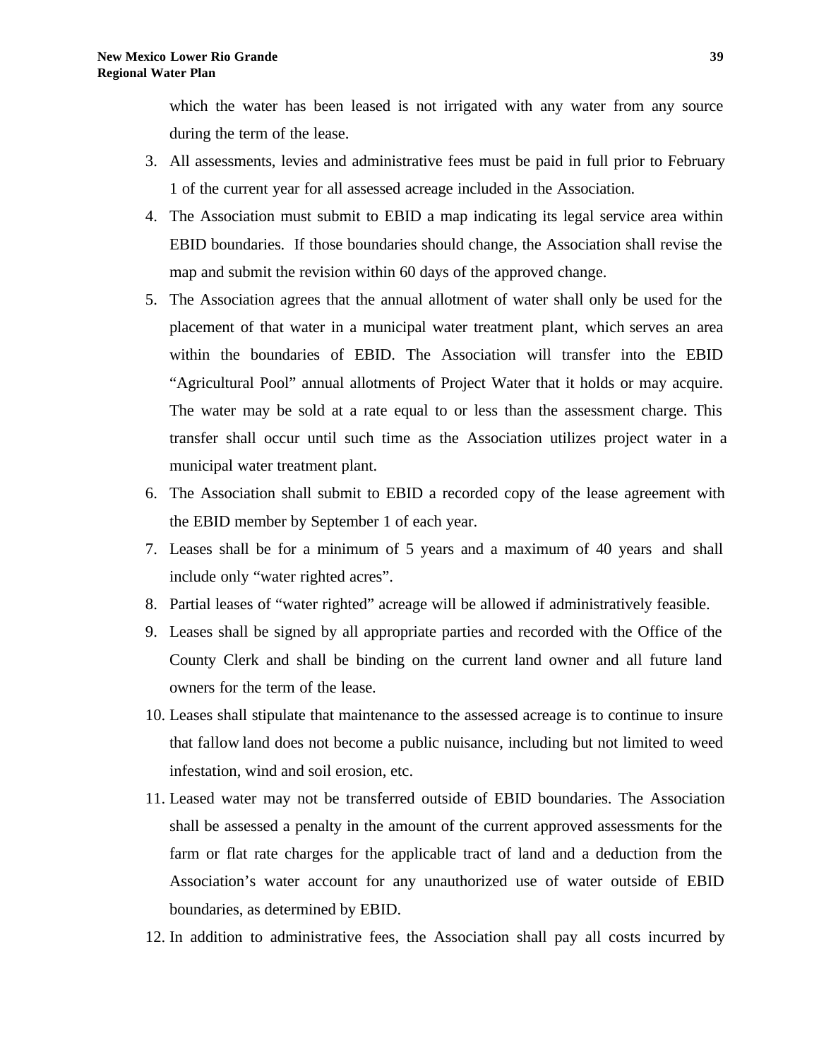which the water has been leased is not irrigated with any water from any source during the term of the lease.

3. All assessments, levies and administrative fees must be paid in full prior to February 1 of the current year for all assessed acreage included in the Association.
4. The Association must submit to EBID a map indicating its legal service area within EBID boundaries. If those boundaries should change, the Association shall revise the map and submit the revision within 60 days of the approved change.
5. The Association agrees that the annual allotment of water shall only be used for the placement of that water in a municipal water treatment plant, which serves an area within the boundaries of EBID. The Association will transfer into the EBID "Agricultural Pool" annual allotments of Project Water that it holds or may acquire. The water may be sold at a rate equal to or less than the assessment charge. This transfer shall occur until such time as the Association utilizes project water in a municipal water treatment plant.
6. The Association shall submit to EBID a recorded copy of the lease agreement with the EBID member by September 1 of each year.
7. Leases shall be for a minimum of 5 years and a maximum of 40 years and shall include only "water righted acres".
8. Partial leases of "water righted" acreage will be allowed if administratively feasible.
9. Leases shall be signed by all appropriate parties and recorded with the Office of the County Clerk and shall be binding on the current land owner and all future land owners for the term of the lease.
10. Leases shall stipulate that maintenance to the assessed acreage is to continue to insure that fallow land does not become a public nuisance, including but not limited to weed infestation, wind and soil erosion, etc.
11. Leased water may not be transferred outside of EBID boundaries. The Association shall be assessed a penalty in the amount of the current approved assessments for the farm or flat rate charges for the applicable tract of land and a deduction from the Association's water account for any unauthorized use of water outside of EBID boundaries, as determined by EBID.
12. In addition to administrative fees, the Association shall pay all costs incurred by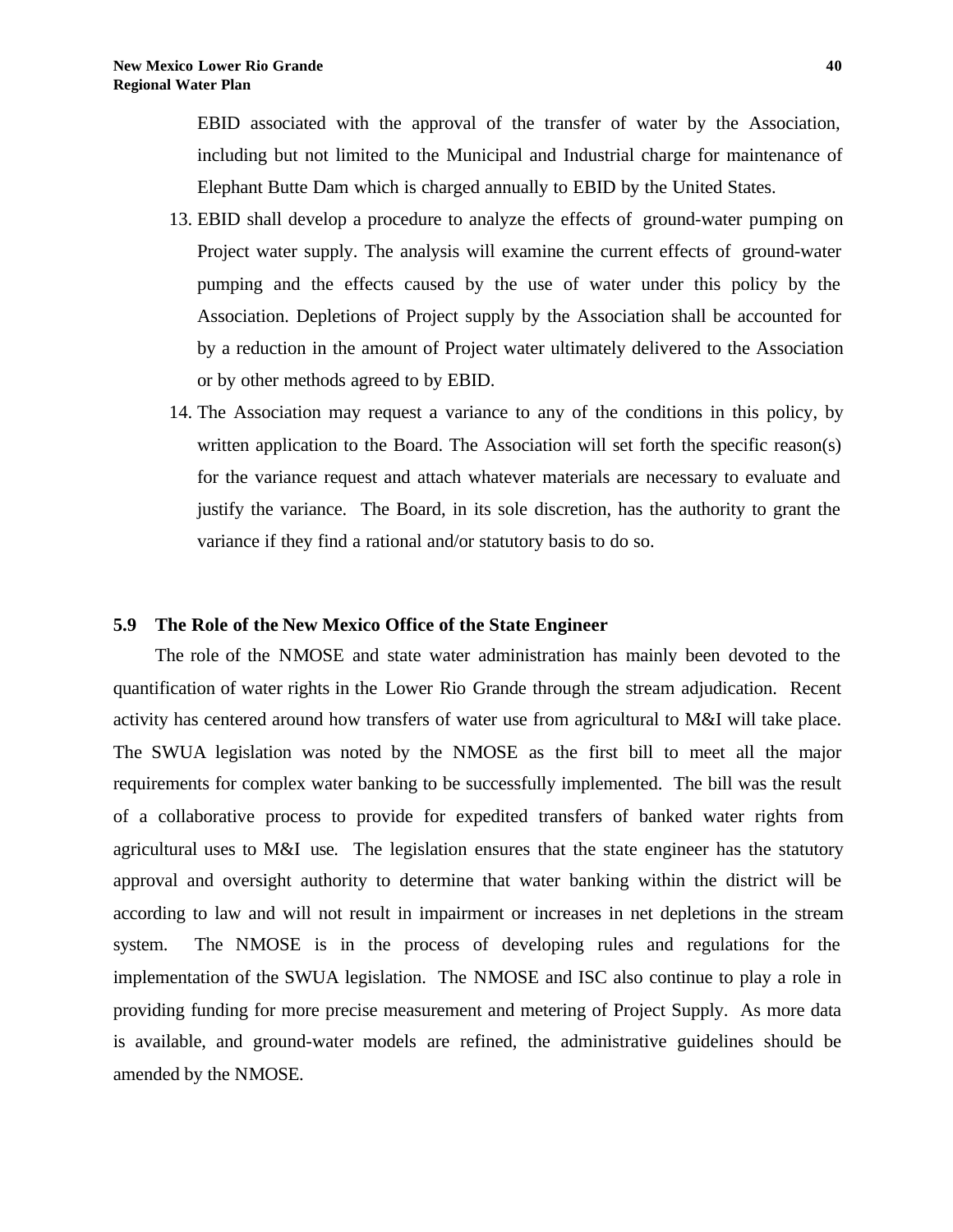EBID associated with the approval of the transfer of water by the Association, including but not limited to the Municipal and Industrial charge for maintenance of Elephant Butte Dam which is charged annually to EBID by the United States.

13. EBID shall develop a procedure to analyze the effects of ground-water pumping on Project water supply. The analysis will examine the current effects of ground-water pumping and the effects caused by the use of water under this policy by the Association. Depletions of Project supply by the Association shall be accounted for by a reduction in the amount of Project water ultimately delivered to the Association or by other methods agreed to by EBID.
14. The Association may request a variance to any of the conditions in this policy, by written application to the Board. The Association will set forth the specific reason(s) for the variance request and attach whatever materials are necessary to evaluate and justify the variance. The Board, in its sole discretion, has the authority to grant the variance if they find a rational and/or statutory basis to do so.

### 5.9 The Role of the New Mexico Office of the State Engineer

The role of the NMOSE and state water administration has mainly been devoted to the quantification of water rights in the Lower Rio Grande through the stream adjudication. Recent activity has centered around how transfers of water use from agricultural to M&I will take place. The SWUA legislation was noted by the NMOSE as the first bill to meet all the major requirements for complex water banking to be successfully implemented. The bill was the result of a collaborative process to provide for expedited transfers of banked water rights from agricultural uses to M&I use. The legislation ensures that the state engineer has the statutory approval and oversight authority to determine that water banking within the district will be according to law and will not result in impairment or increases in net depletions in the stream system. The NMOSE is in the process of developing rules and regulations for the implementation of the SWUA legislation. The NMOSE and ISC also continue to play a role in providing funding for more precise measurement and metering of Project Supply. As more data is available, and ground-water models are refined, the administrative guidelines should be amended by the NMOSE.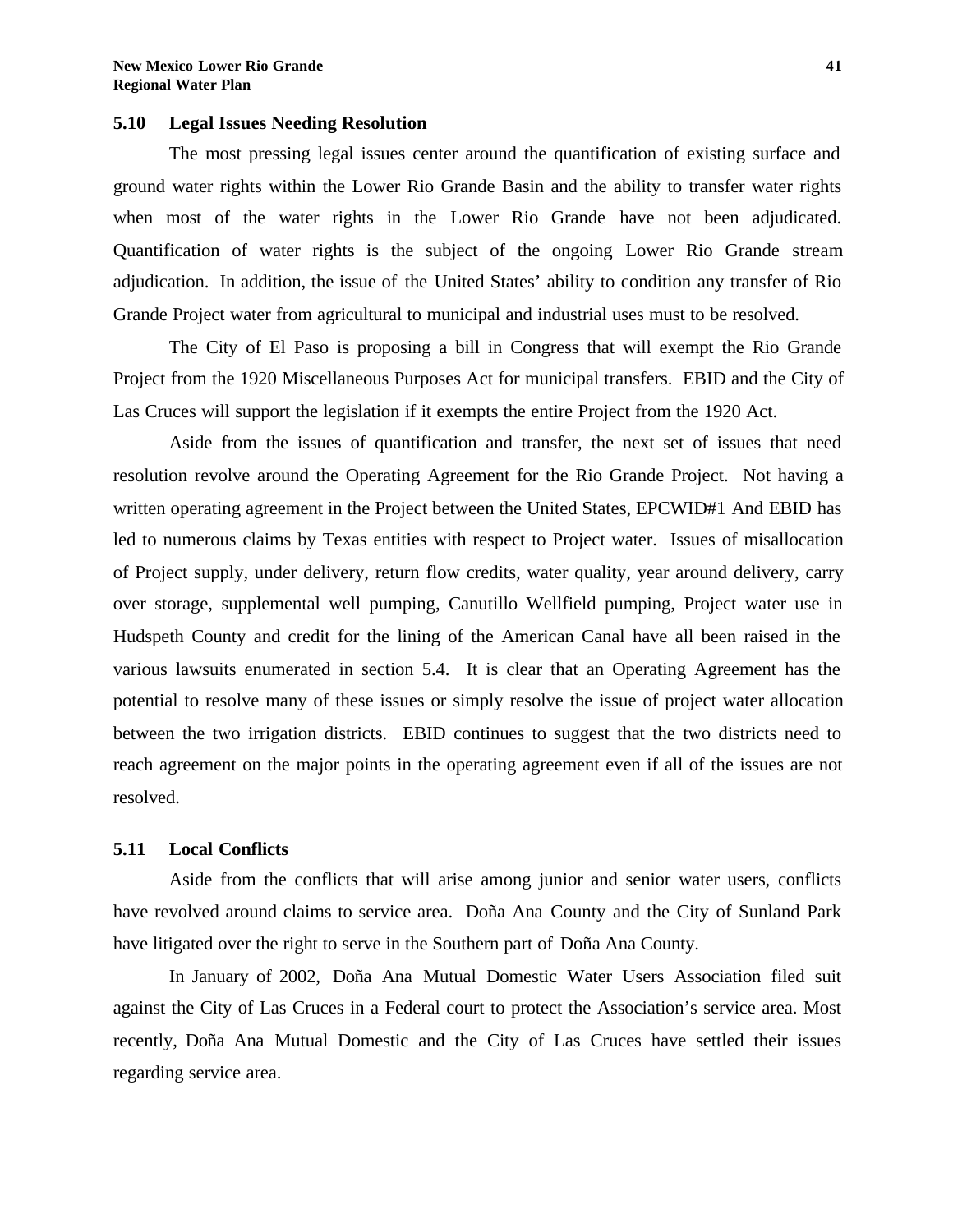## 5.10 Legal Issues Needing Resolution

The most pressing legal issues center around the quantification of existing surface and ground water rights within the Lower Rio Grande Basin and the ability to transfer water rights when most of the water rights in the Lower Rio Grande have not been adjudicated. Quantification of water rights is the subject of the ongoing Lower Rio Grande stream adjudication. In addition, the issue of the United States' ability to condition any transfer of Rio Grande Project water from agricultural to municipal and industrial uses must to be resolved.

The City of El Paso is proposing a bill in Congress that will exempt the Rio Grande Project from the 1920 Miscellaneous Purposes Act for municipal transfers. EBID and the City of Las Cruces will support the legislation if it exempts the entire Project from the 1920 Act.

Aside from the issues of quantification and transfer, the next set of issues that need resolution revolve around the Operating Agreement for the Rio Grande Project. Not having a written operating agreement in the Project between the United States, EPCWID#1 And EBID has led to numerous claims by Texas entities with respect to Project water. Issues of misallocation of Project supply, under delivery, return flow credits, water quality, year around delivery, carry over storage, supplemental well pumping, Canutillo Wellfield pumping, Project water use in Hudspeth County and credit for the lining of the American Canal have all been raised in the various lawsuits enumerated in section 5.4. It is clear that an Operating Agreement has the potential to resolve many of these issues or simply resolve the issue of project water allocation between the two irrigation districts. EBID continues to suggest that the two districts need to reach agreement on the major points in the operating agreement even if all of the issues are not resolved.

## 5.11 Local Conflicts

Aside from the conflicts that will arise among junior and senior water users, conflicts have revolved around claims to service area. Doña Ana County and the City of Sunland Park have litigated over the right to serve in the Southern part of Doña Ana County.

In January of 2002, Doña Ana Mutual Domestic Water Users Association filed suit against the City of Las Cruces in a Federal court to protect the Association's service area. Most recently, Doña Ana Mutual Domestic and the City of Las Cruces have settled their issues regarding service area.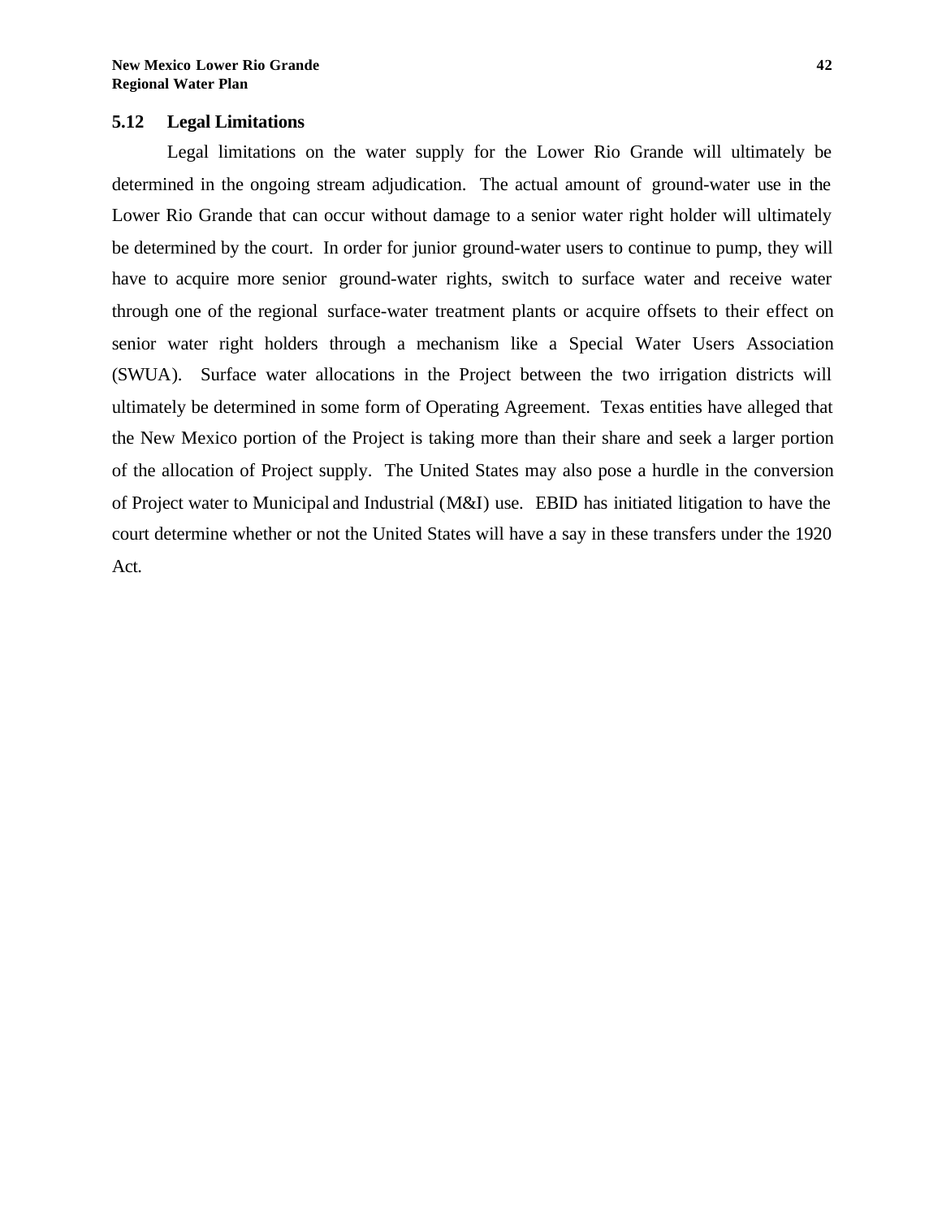## 5.12 Legal Limitations

Legal limitations on the water supply for the Lower Rio Grande will ultimately be determined in the ongoing stream adjudication. The actual amount of ground-water use in the Lower Rio Grande that can occur without damage to a senior water right holder will ultimately be determined by the court. In order for junior ground-water users to continue to pump, they will have to acquire more senior ground-water rights, switch to surface water and receive water through one of the regional surface-water treatment plants or acquire offsets to their effect on senior water right holders through a mechanism like a Special Water Users Association (SWUA). Surface water allocations in the Project between the two irrigation districts will ultimately be determined in some form of Operating Agreement. Texas entities have alleged that the New Mexico portion of the Project is taking more than their share and seek a larger portion of the allocation of Project supply. The United States may also pose a hurdle in the conversion of Project water to Municipal and Industrial (M&I) use. EBID has initiated litigation to have the court determine whether or not the United States will have a say in these transfers under the 1920 Act.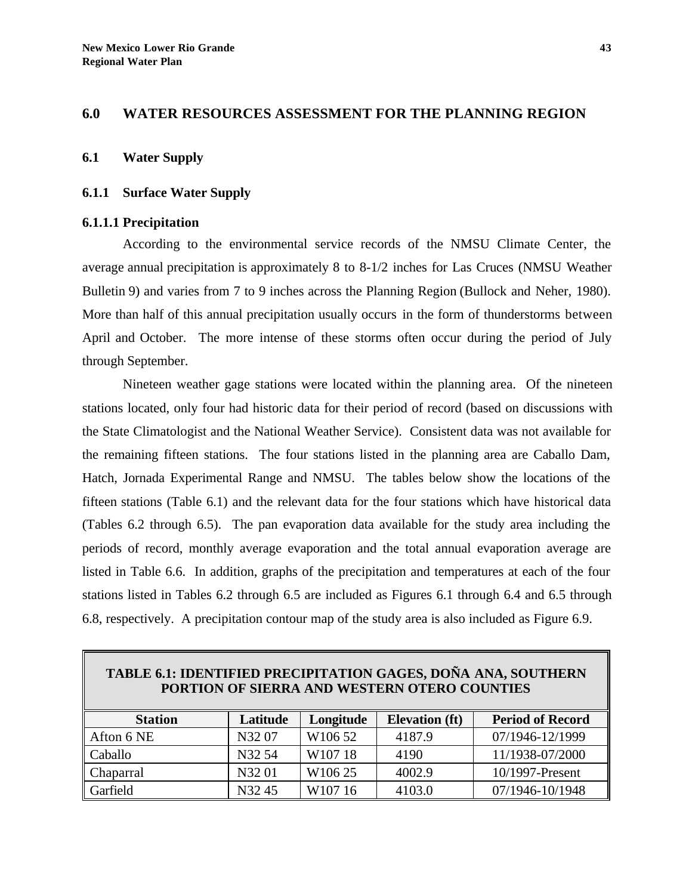## 6.0 WATER RESOURCES ASSESSMENT FOR THE PLANNING REGION

### 6.1 Water Supply

#### 6.1.1 Surface Water Supply

##### 6.1.1.1 Precipitation

According to the environmental service records of the NMSU Climate Center, the average annual precipitation is approximately 8 to 8-1/2 inches for Las Cruces (NMSU Weather Bulletin 9) and varies from 7 to 9 inches across the Planning Region (Bullock and Neher, 1980). More than half of this annual precipitation usually occurs in the form of thunderstorms between April and October. The more intense of these storms often occur during the period of July through September.

Nineteen weather gage stations were located within the planning area. Of the nineteen stations located, only four had historic data for their period of record (based on discussions with the State Climatologist and the National Weather Service). Consistent data was not available for the remaining fifteen stations. The four stations listed in the planning area are Caballo Dam, Hatch, Jornada Experimental Range and NMSU. The tables below show the locations of the fifteen stations (Table 6.1) and the relevant data for the four stations which have historical data (Tables 6.2 through 6.5). The pan evaporation data available for the study area including the periods of record, monthly average evaporation and the total annual evaporation average are listed in Table 6.6. In addition, graphs of the precipitation and temperatures at each of the four stations listed in Tables 6.2 through 6.5 are included as Figures 6.1 through 6.4 and 6.5 through 6.8, respectively. A precipitation contour map of the study area is also included as Figure 6.9.

**TABLE 6.1: IDENTIFIED PRECIPITATION GAGES, DOÑA ANA, SOUTHERN PORTION OF SIERRA AND WESTERN OTERO COUNTIES**

| Station | Latitude | Longitude | Elevation (ft) | Period of Record |
|---|---|---|---|---|
| Afton 6 NE | N32 07 | W106 52 | 4187.9 | 07/1946-12/1999 |
| Caballo | N32 54 | W107 18 | 4190 | 11/1938-07/2000 |
| Chaparral | N32 01 | W106 25 | 4002.9 | 10/1997-Present |
| Garfield | N32 45 | W107 16 | 4103.0 | 07/1946-10/1948 |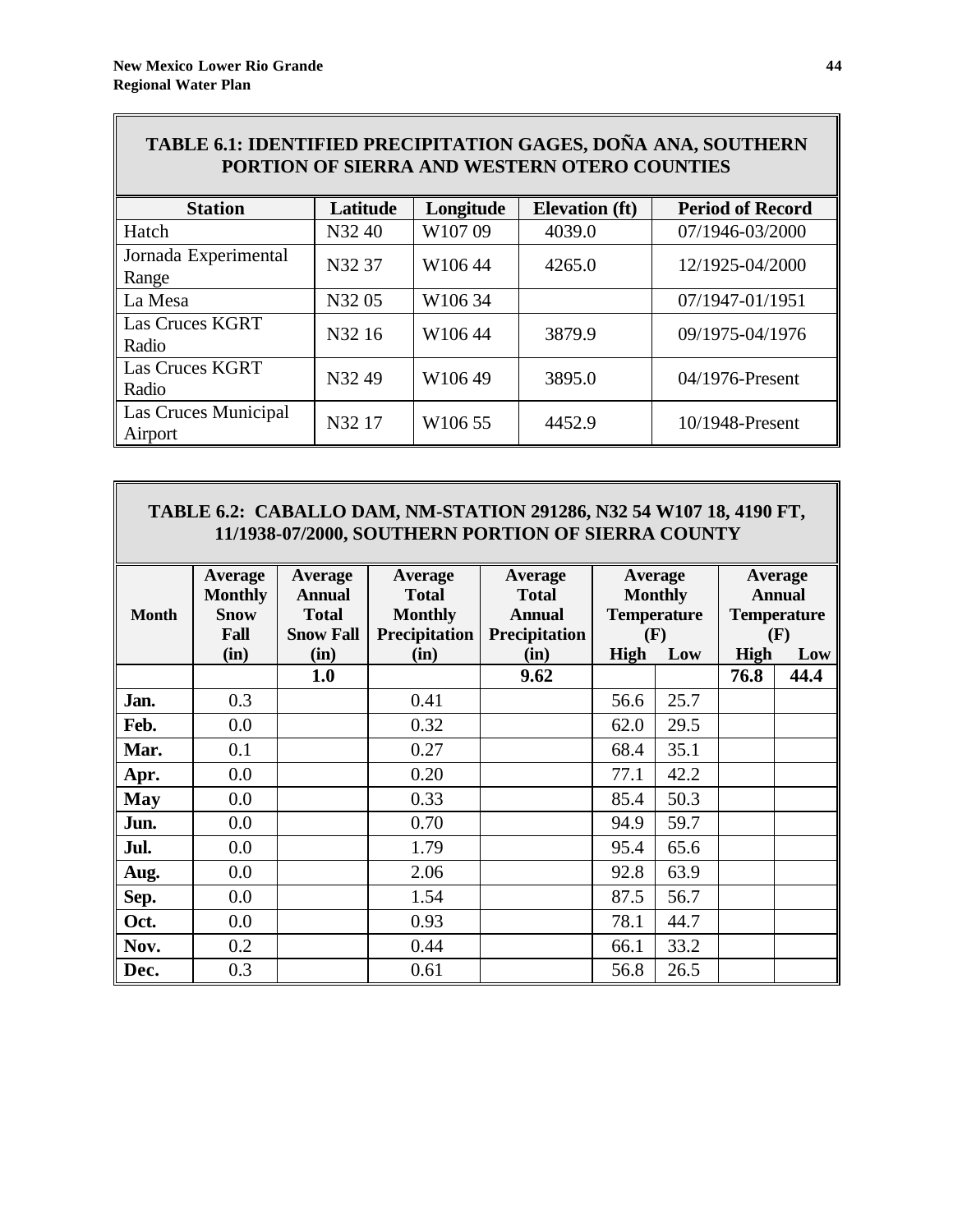| TABLE 6.1: IDENTIFIED PRECIPITATION GAGES, DOÑA ANA, SOUTHERN PORTION OF SIERRA AND WESTERN OTERO COUNTIES | | | | |
|---|---|---|---|---|
| **Station** | **Latitude** | **Longitude** | **Elevation (ft)** | **Period of Record** |
| Hatch | N32 40 | W107 09 | 4039.0 | 07/1946-03/2000 |
| Jornada Experimental Range | N32 37 | W106 44 | 4265.0 | 12/1925-04/2000 |
| La Mesa | N32 05 | W106 34 | | 07/1947-01/1951 |
| Las Cruces KGRT Radio | N32 16 | W106 44 | 3879.9 | 09/1975-04/1976 |
| Las Cruces KGRT Radio | N32 49 | W106 49 | 3895.0 | 04/1976-Present |
| Las Cruces Municipal Airport | N32 17 | W106 55 | 4452.9 | 10/1948-Present |

| TABLE 6.2: CABALLO DAM, NM-STATION 291286, N32 54 W107 18, 4190 FT, 11/1938-07/2000, SOUTHERN PORTION OF SIERRA COUNTY | | | | | | | | |
|---|---|---|---|---|---|---|---|---|
| **Month** | **Average Monthly Snow Fall (in)** | **Average Annual Total Snow Fall (in)** | **Average Total Monthly Precipitation (in)** | **Average Total Annual Precipitation (in)** | **Average Monthly Temperature (F)** | | **Average Annual Temperature (F)** | |
| | | | | | **High** | **Low** | **High** | **Low** |
| | | **1.0** | | **9.62** | | | **76.8** | **44.4** |
| **Jan.** | 0.3 | | 0.41 | | 56.6 | 25.7 | | |
| **Feb.** | 0.0 | | 0.32 | | 62.0 | 29.5 | | |
| **Mar.** | 0.1 | | 0.27 | | 68.4 | 35.1 | | |
| **Apr.** | 0.0 | | 0.20 | | 77.1 | 42.2 | | |
| **May** | 0.0 | | 0.33 | | 85.4 | 50.3 | | |
| **Jun.** | 0.0 | | 0.70 | | 94.9 | 59.7 | | |
| **Jul.** | 0.0 | | 1.79 | | 95.4 | 65.6 | | |
| **Aug.** | 0.0 | | 2.06 | | 92.8 | 63.9 | | |
| **Sep.** | 0.0 | | 1.54 | | 87.5 | 56.7 | | |
| **Oct.** | 0.0 | | 0.93 | | 78.1 | 44.7 | | |
| **Nov.** | 0.2 | | 0.44 | | 66.1 | 33.2 | | |
| **Dec.** | 0.3 | | 0.61 | | 56.8 | 26.5 | | |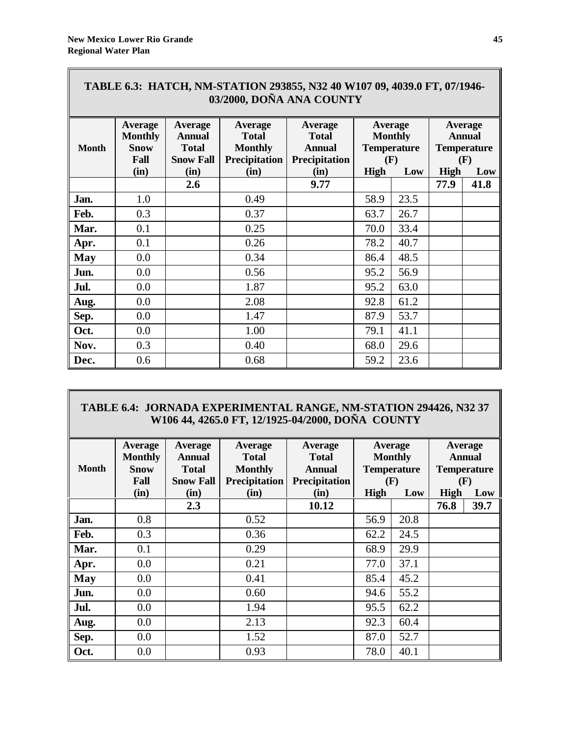| TABLE 6.3: HATCH, NM-STATION 293855, N32 40 W107 09, 4039.0 FT, 07/1946-03/2000, DOÑA ANA COUNTY | | | | | | | | |
|---|---|---|---|---|---|---|---|---|
| **Month** | **Average Monthly Snow Fall (in)** | **Average Annual Total Snow Fall (in)** | **Average Total Monthly Precipitation (in)** | **Average Total Annual Precipitation (in)** | **Average Monthly Temperature (F)** | | **Average Annual Temperature (F)** | |
| | | | | | **High** | **Low** | **High** | **Low** |
| | | **2.6** | | **9.77** | | | **77.9** | **41.8** |
| **Jan.** | 1.0 | | 0.49 | | 58.9 | 23.5 | | |
| **Feb.** | 0.3 | | 0.37 | | 63.7 | 26.7 | | |
| **Mar.** | 0.1 | | 0.25 | | 70.0 | 33.4 | | |
| **Apr.** | 0.1 | | 0.26 | | 78.2 | 40.7 | | |
| **May** | 0.0 | | 0.34 | | 86.4 | 48.5 | | |
| **Jun.** | 0.0 | | 0.56 | | 95.2 | 56.9 | | |
| **Jul.** | 0.0 | | 1.87 | | 95.2 | 63.0 | | |
| **Aug.** | 0.0 | | 2.08 | | 92.8 | 61.2 | | |
| **Sep.** | 0.0 | | 1.47 | | 87.9 | 53.7 | | |
| **Oct.** | 0.0 | | 1.00 | | 79.1 | 41.1 | | |
| **Nov.** | 0.3 | | 0.40 | | 68.0 | 29.6 | | |
| **Dec.** | 0.6 | | 0.68 | | 59.2 | 23.6 | | |

| TABLE 6.4: JORNADA EXPERIMENTAL RANGE, NM-STATION 294426, N32 37 W106 44, 4265.0 FT, 12/1925-04/2000, DOÑA COUNTY | | | | | | | | |
|---|---|---|---|---|---|---|---|---|
| **Month** | **Average Monthly Snow Fall (in)** | **Average Annual Total Snow Fall (in)** | **Average Total Monthly Precipitation (in)** | **Average Total Annual Precipitation (in)** | **Average Monthly Temperature (F)** | | **Average Annual Temperature (F)** | |
| | | | | | **High** | **Low** | **High** | **Low** |
| | | **2.3** | | **10.12** | | | **76.8** | **39.7** |
| **Jan.** | 0.8 | | 0.52 | | 56.9 | 20.8 | | |
| **Feb.** | 0.3 | | 0.36 | | 62.2 | 24.5 | | |
| **Mar.** | 0.1 | | 0.29 | | 68.9 | 29.9 | | |
| **Apr.** | 0.0 | | 0.21 | | 77.0 | 37.1 | | |
| **May** | 0.0 | | 0.41 | | 85.4 | 45.2 | | |
| **Jun.** | 0.0 | | 0.60 | | 94.6 | 55.2 | | |
| **Jul.** | 0.0 | | 1.94 | | 95.5 | 62.2 | | |
| **Aug.** | 0.0 | | 2.13 | | 92.3 | 60.4 | | |
| **Sep.** | 0.0 | | 1.52 | | 87.0 | 52.7 | | |
| **Oct.** | 0.0 | | 0.93 | | 78.0 | 40.1 | | |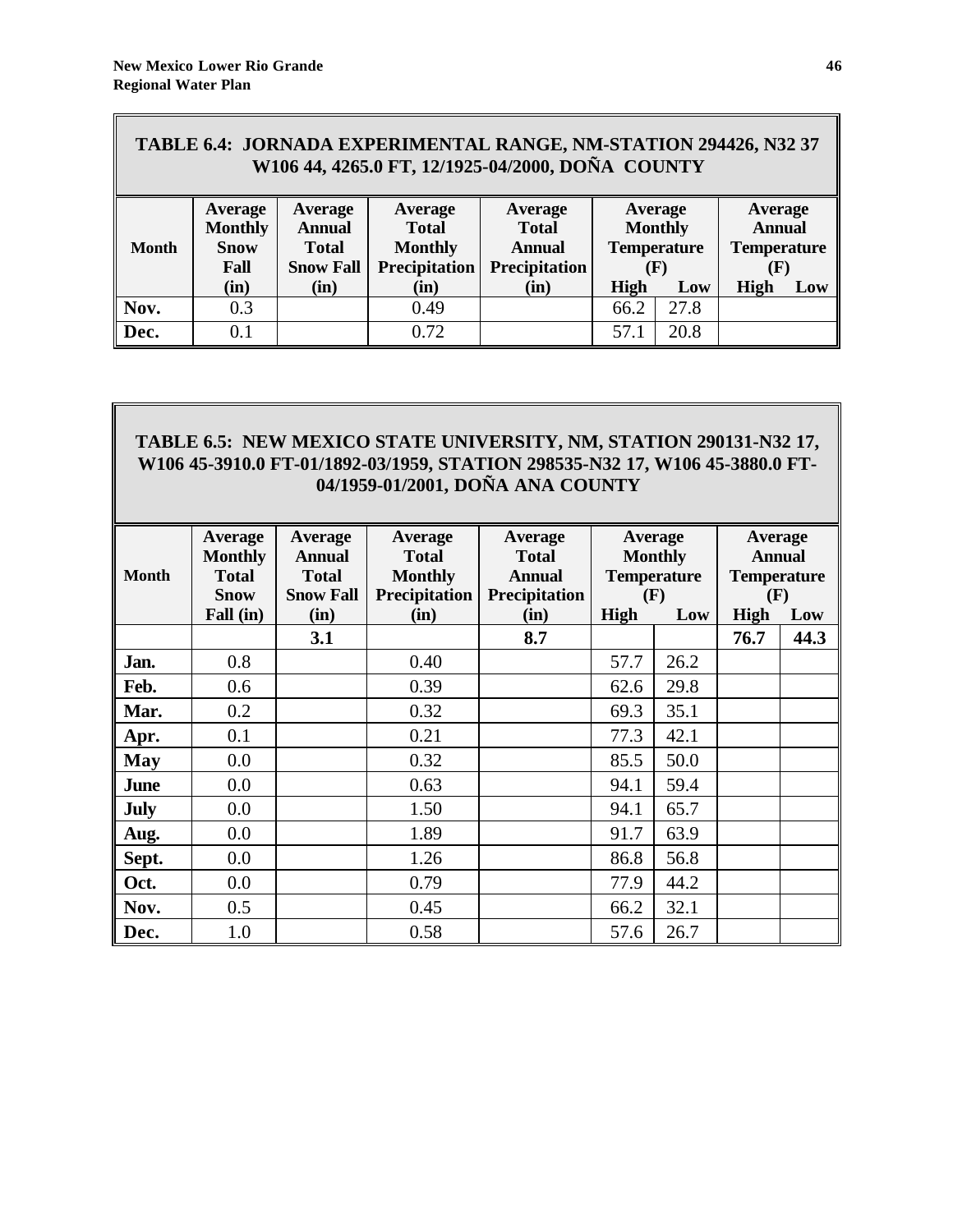| TABLE 6.4: JORNADA EXPERIMENTAL RANGE, NM-STATION 294426, N32 37 W106 44, 4265.0 FT, 12/1925-04/2000, DOÑA COUNTY | | | | | | | | |
|---|---|---|---|---|---|---|---|---|
| Month | Average Monthly Snow Fall (in) | Average Annual Total Snow Fall (in) | Average Total Monthly Precipitation (in) | Average Total Annual Precipitation (in) | Average Monthly Temperature (F) | | Average Annual Temperature (F) | |
| | | | | | High | Low | High | Low |
| Nov. | 0.3 | | 0.49 | | 66.2 | 27.8 | | |
| Dec. | 0.1 | | 0.72 | | 57.1 | 20.8 | | |

| TABLE 6.5: NEW MEXICO STATE UNIVERSITY, NM, STATION 290131-N32 17, W106 45-3910.0 FT-01/1892-03/1959, STATION 298535-N32 17, W106 45-3880.0 FT-04/1959-01/2001, DOÑA ANA COUNTY | | | | | | | | |
|---|---|---|---|---|---|---|---|---|
| Month | Average Monthly Total Snow Fall (in) | Average Annual Total Snow Fall (in) | Average Total Monthly Precipitation (in) | Average Total Annual Precipitation (in) | Average Monthly Temperature (F) | | Average Annual Temperature (F) | |
| | | | | | High | Low | High | Low |
| | | **3.1** | | **8.7** | | | **76.7** | **44.3** |
| Jan. | 0.8 | | 0.40 | | 57.7 | 26.2 | | |
| Feb. | 0.6 | | 0.39 | | 62.6 | 29.8 | | |
| Mar. | 0.2 | | 0.32 | | 69.3 | 35.1 | | |
| Apr. | 0.1 | | 0.21 | | 77.3 | 42.1 | | |
| May | 0.0 | | 0.32 | | 85.5 | 50.0 | | |
| June | 0.0 | | 0.63 | | 94.1 | 59.4 | | |
| July | 0.0 | | 1.50 | | 94.1 | 65.7 | | |
| Aug. | 0.0 | | 1.89 | | 91.7 | 63.9 | | |
| Sept. | 0.0 | | 1.26 | | 86.8 | 56.8 | | |
| Oct. | 0.0 | | 0.79 | | 77.9 | 44.2 | | |
| Nov. | 0.5 | | 0.45 | | 66.2 | 32.1 | | |
| Dec. | 1.0 | | 0.58 | | 57.6 | 26.7 | | |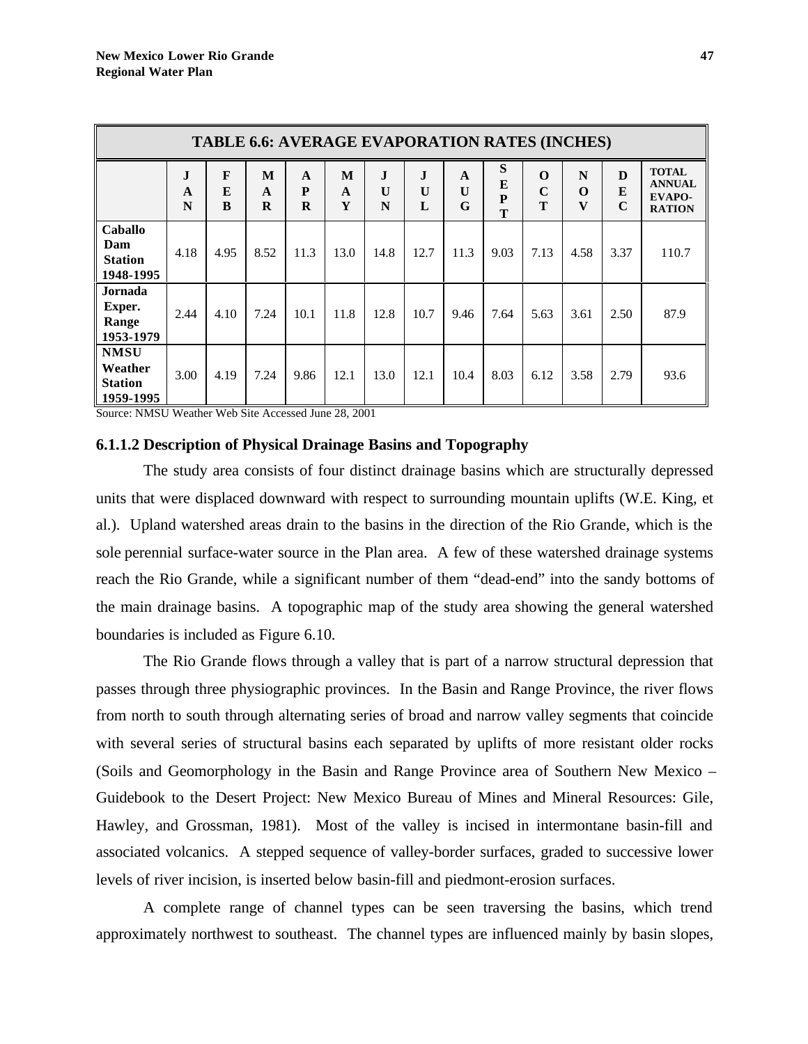| TABLE 6.6: AVERAGE EVAPORATION RATES (INCHES) | | | | | | | | | | | | | |
|---|---|---|---|---|---|---|---|---|---|---|---|---|---|
| | JAN | FEB | MAR | APR | MAY | JUN | JUL | AUG | SEPT | OCT | NOV | DEC | TOTAL ANNUAL EVAPO-RATION |
| **Caballo Dam Station 1948-1995** | 4.18 | 4.95 | 8.52 | 11.3 | 13.0 | 14.8 | 12.7 | 11.3 | 9.03 | 7.13 | 4.58 | 3.37 | 110.7 |
| **Jornada Exper. Range 1953-1979** | 2.44 | 4.10 | 7.24 | 10.1 | 11.8 | 12.8 | 10.7 | 9.46 | 7.64 | 5.63 | 3.61 | 2.50 | 87.9 |
| **NMSU Weather Station 1959-1995** | 3.00 | 4.19 | 7.24 | 9.86 | 12.1 | 13.0 | 12.1 | 10.4 | 8.03 | 6.12 | 3.58 | 2.79 | 93.6 |

Source: NMSU Weather Web Site Accessed June 28, 2001

#### 6.1.1.2 Description of Physical Drainage Basins and Topography

The study area consists of four distinct drainage basins which are structurally depressed units that were displaced downward with respect to surrounding mountain uplifts (W.E. King, et al.). Upland watershed areas drain to the basins in the direction of the Rio Grande, which is the sole perennial surface-water source in the Plan area. A few of these watershed drainage systems reach the Rio Grande, while a significant number of them "dead-end" into the sandy bottoms of the main drainage basins. A topographic map of the study area showing the general watershed boundaries is included as Figure 6.10.

The Rio Grande flows through a valley that is part of a narrow structural depression that passes through three physiographic provinces. In the Basin and Range Province, the river flows from north to south through alternating series of broad and narrow valley segments that coincide with several series of structural basins each separated by uplifts of more resistant older rocks (Soils and Geomorphology in the Basin and Range Province area of Southern New Mexico – Guidebook to the Desert Project: New Mexico Bureau of Mines and Mineral Resources: Gile, Hawley, and Grossman, 1981). Most of the valley is incised in intermontane basin-fill and associated volcanics. A stepped sequence of valley-border surfaces, graded to successive lower levels of river incision, is inserted below basin-fill and piedmont-erosion surfaces.

A complete range of channel types can be seen traversing the basins, which trend approximately northwest to southeast. The channel types are influenced mainly by basin slopes,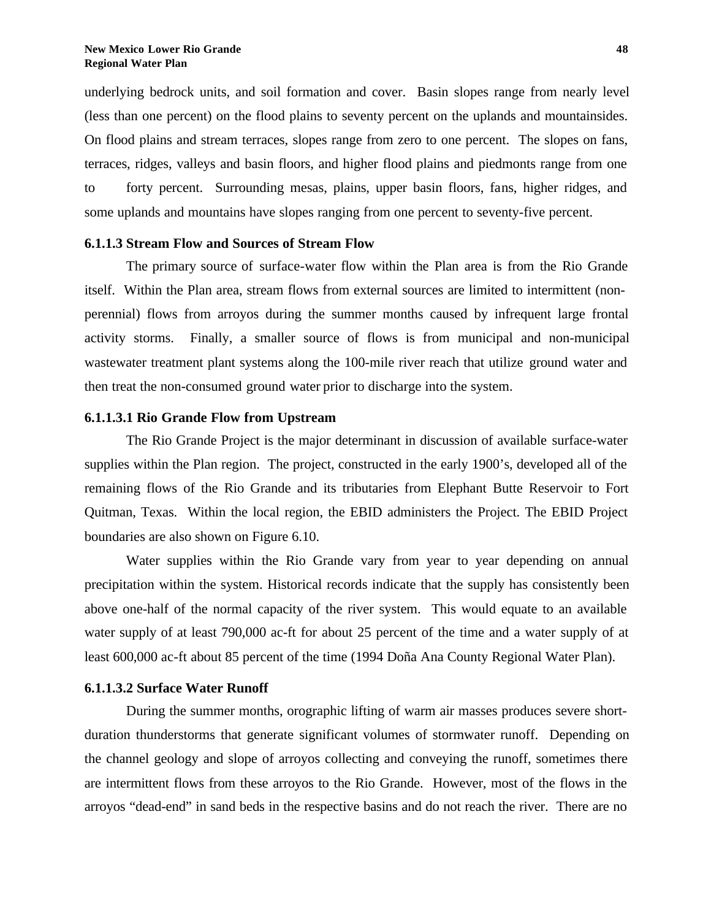underlying bedrock units, and soil formation and cover. Basin slopes range from nearly level (less than one percent) on the flood plains to seventy percent on the uplands and mountainsides. On flood plains and stream terraces, slopes range from zero to one percent. The slopes on fans, terraces, ridges, valleys and basin floors, and higher flood plains and piedmonts range from one to forty percent. Surrounding mesas, plains, upper basin floors, fans, higher ridges, and some uplands and mountains have slopes ranging from one percent to seventy-five percent.

### 6.1.1.3 Stream Flow and Sources of Stream Flow

The primary source of surface-water flow within the Plan area is from the Rio Grande itself. Within the Plan area, stream flows from external sources are limited to intermittent (non-perennial) flows from arroyos during the summer months caused by infrequent large frontal activity storms. Finally, a smaller source of flows is from municipal and non-municipal wastewater treatment plant systems along the 100-mile river reach that utilize ground water and then treat the non-consumed ground water prior to discharge into the system.

#### 6.1.1.3.1 Rio Grande Flow from Upstream

The Rio Grande Project is the major determinant in discussion of available surface-water supplies within the Plan region. The project, constructed in the early 1900's, developed all of the remaining flows of the Rio Grande and its tributaries from Elephant Butte Reservoir to Fort Quitman, Texas. Within the local region, the EBID administers the Project. The EBID Project boundaries are also shown on Figure 6.10.

Water supplies within the Rio Grande vary from year to year depending on annual precipitation within the system. Historical records indicate that the supply has consistently been above one-half of the normal capacity of the river system. This would equate to an available water supply of at least 790,000 ac-ft for about 25 percent of the time and a water supply of at least 600,000 ac-ft about 85 percent of the time (1994 Doña Ana County Regional Water Plan).

#### 6.1.1.3.2 Surface Water Runoff

During the summer months, orographic lifting of warm air masses produces severe short-duration thunderstorms that generate significant volumes of stormwater runoff. Depending on the channel geology and slope of arroyos collecting and conveying the runoff, sometimes there are intermittent flows from these arroyos to the Rio Grande. However, most of the flows in the arroyos "dead-end" in sand beds in the respective basins and do not reach the river. There are no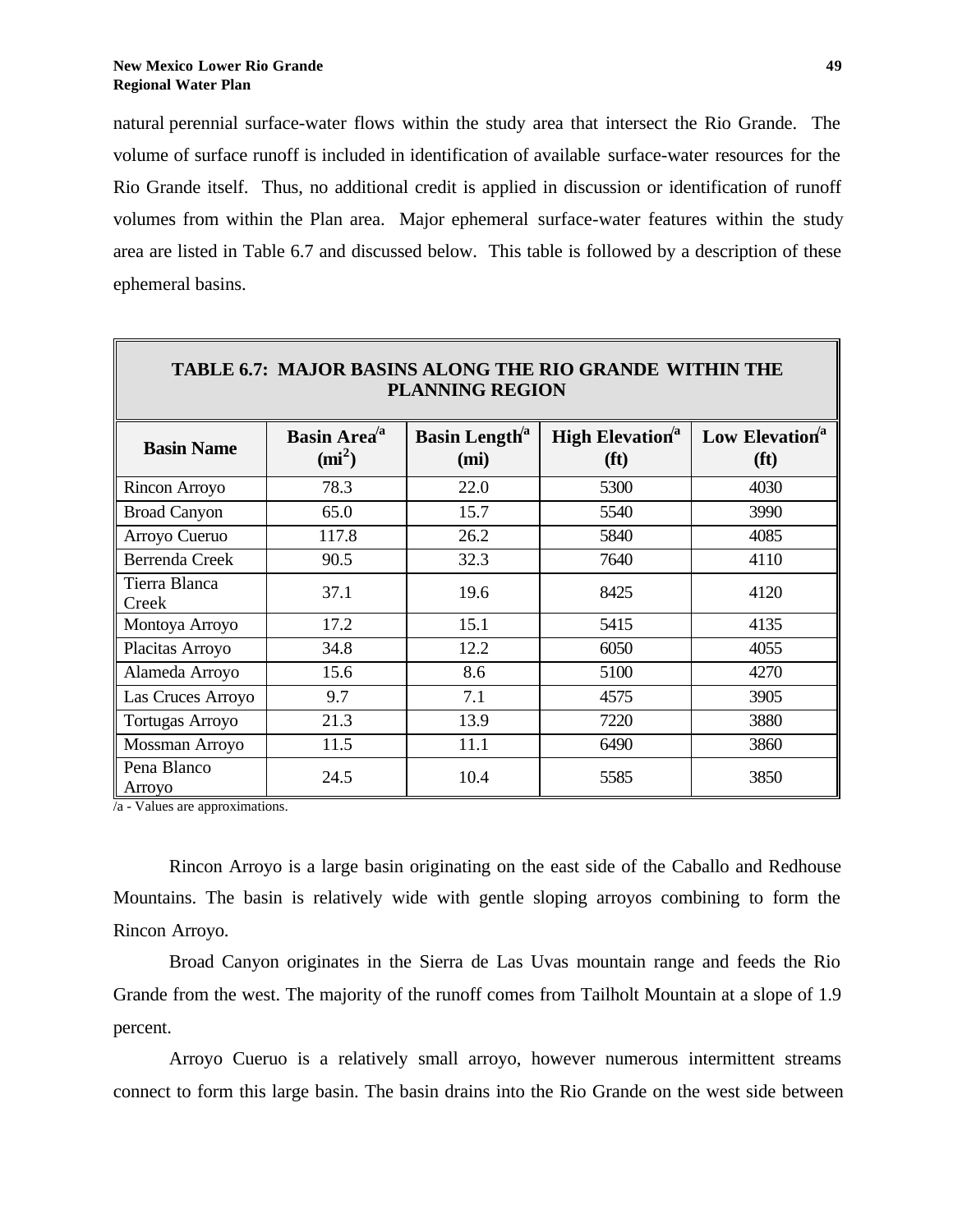natural perennial surface-water flows within the study area that intersect the Rio Grande. The volume of surface runoff is included in identification of available surface-water resources for the Rio Grande itself. Thus, no additional credit is applied in discussion or identification of runoff volumes from within the Plan area. Major ephemeral surface-water features within the study area are listed in Table 6.7 and discussed below. This table is followed by a description of these ephemeral basins.

**TABLE 6.7: MAJOR BASINS ALONG THE RIO GRANDE WITHIN THE PLANNING REGION**

| Basin Name | Basin Area[/a] ($mi^2$) | Basin Length[/a] (mi) | High Elevation[/a] (ft) | Low Elevation[/a] (ft) |
|---|---|---|---|---|
| Rincon Arroyo | 78.3 | 22.0 | 5300 | 4030 |
| Broad Canyon | 65.0 | 15.7 | 5540 | 3990 |
| Arroyo Cueruo | 117.8 | 26.2 | 5840 | 4085 |
| Berrenda Creek | 90.5 | 32.3 | 7640 | 4110 |
| Tierra Blanca Creek | 37.1 | 19.6 | 8425 | 4120 |
| Montoya Arroyo | 17.2 | 15.1 | 5415 | 4135 |
| Placitas Arroyo | 34.8 | 12.2 | 6050 | 4055 |
| Alameda Arroyo | 15.6 | 8.6 | 5100 | 4270 |
| Las Cruces Arroyo | 9.7 | 7.1 | 4575 | 3905 |
| Tortugas Arroyo | 21.3 | 13.9 | 7220 | 3880 |
| Mossman Arroyo | 11.5 | 11.1 | 6490 | 3860 |
| Pena Blanco Arroyo | 24.5 | 10.4 | 5585 | 3850 |

/a - Values are approximations.

Rincon Arroyo is a large basin originating on the east side of the Caballo and Redhouse Mountains. The basin is relatively wide with gentle sloping arroyos combining to form the Rincon Arroyo.

Broad Canyon originates in the Sierra de Las Uvas mountain range and feeds the Rio Grande from the west. The majority of the runoff comes from Tailholt Mountain at a slope of 1.9 percent.

Arroyo Cueruo is a relatively small arroyo, however numerous intermittent streams connect to form this large basin. The basin drains into the Rio Grande on the west side between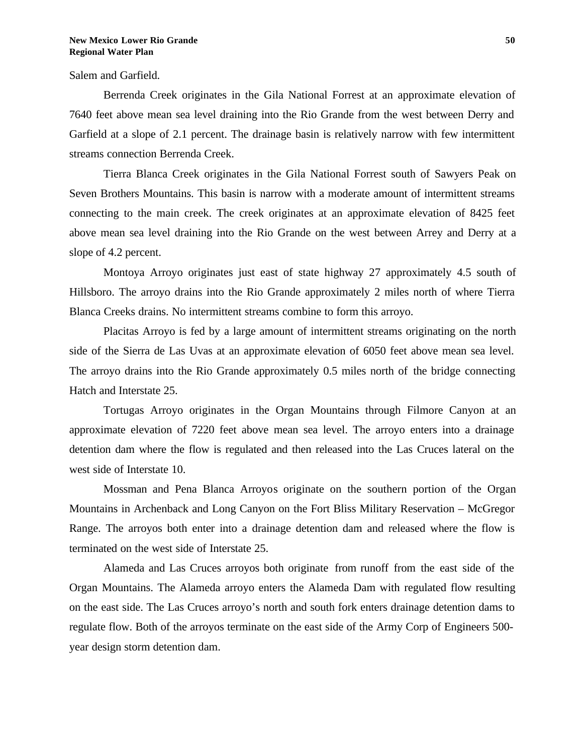Salem and Garfield.

Berrenda Creek originates in the Gila National Forrest at an approximate elevation of 7640 feet above mean sea level draining into the Rio Grande from the west between Derry and Garfield at a slope of 2.1 percent. The drainage basin is relatively narrow with few intermittent streams connection Berrenda Creek.

Tierra Blanca Creek originates in the Gila National Forrest south of Sawyers Peak on Seven Brothers Mountains. This basin is narrow with a moderate amount of intermittent streams connecting to the main creek. The creek originates at an approximate elevation of 8425 feet above mean sea level draining into the Rio Grande on the west between Arrey and Derry at a slope of 4.2 percent.

Montoya Arroyo originates just east of state highway 27 approximately 4.5 south of Hillsboro. The arroyo drains into the Rio Grande approximately 2 miles north of where Tierra Blanca Creeks drains. No intermittent streams combine to form this arroyo.

Placitas Arroyo is fed by a large amount of intermittent streams originating on the north side of the Sierra de Las Uvas at an approximate elevation of 6050 feet above mean sea level. The arroyo drains into the Rio Grande approximately 0.5 miles north of the bridge connecting Hatch and Interstate 25.

Tortugas Arroyo originates in the Organ Mountains through Filmore Canyon at an approximate elevation of 7220 feet above mean sea level. The arroyo enters into a drainage detention dam where the flow is regulated and then released into the Las Cruces lateral on the west side of Interstate 10.

Mossman and Pena Blanca Arroyos originate on the southern portion of the Organ Mountains in Archenback and Long Canyon on the Fort Bliss Military Reservation – McGregor Range. The arroyos both enter into a drainage detention dam and released where the flow is terminated on the west side of Interstate 25.

Alameda and Las Cruces arroyos both originate from runoff from the east side of the Organ Mountains. The Alameda arroyo enters the Alameda Dam with regulated flow resulting on the east side. The Las Cruces arroyo's north and south fork enters drainage detention dams to regulate flow. Both of the arroyos terminate on the east side of the Army Corp of Engineers 500-year design storm detention dam.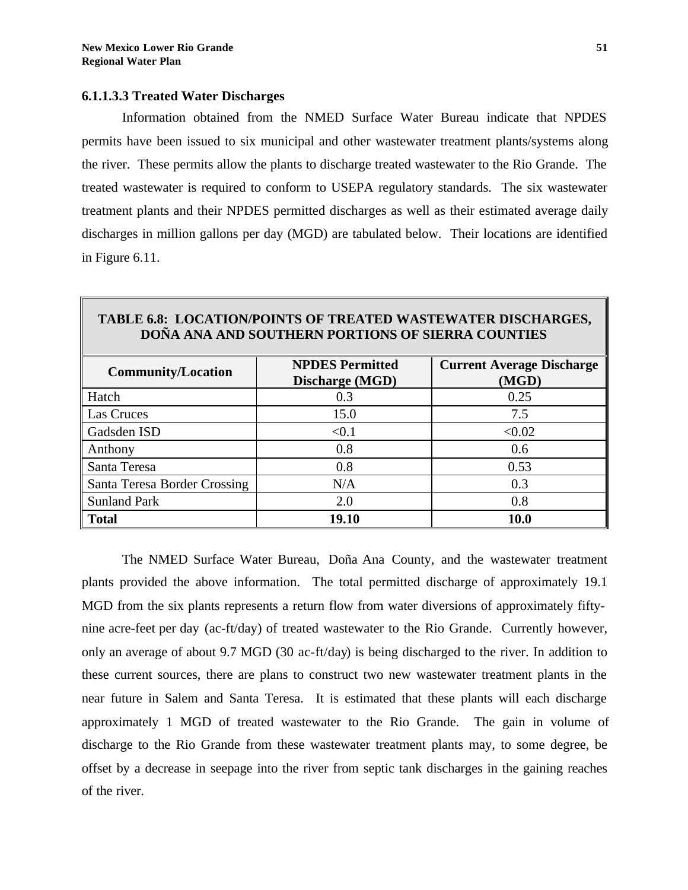### 6.1.1.3.3 Treated Water Discharges

Information obtained from the NMED Surface Water Bureau indicate that NPDES permits have been issued to six municipal and other wastewater treatment plants/systems along the river. These permits allow the plants to discharge treated wastewater to the Rio Grande. The treated wastewater is required to conform to USEPA regulatory standards. The six wastewater treatment plants and their NPDES permitted discharges as well as their estimated average daily discharges in million gallons per day (MGD) are tabulated below. Their locations are identified in Figure 6.11.

**TABLE 6.8: LOCATION/POINTS OF TREATED WASTEWATER DISCHARGES, DOÑA ANA AND SOUTHERN PORTIONS OF SIERRA COUNTIES**

| Community/Location | NPDES Permitted Discharge (MGD) | Current Average Discharge (MGD) |
|---|---|---|
| Hatch | 0.3 | 0.25 |
| Las Cruces | 15.0 | 7.5 |
| Gadsden ISD | <0.1 | <0.02 |
| Anthony | 0.8 | 0.6 |
| Santa Teresa | 0.8 | 0.53 |
| Santa Teresa Border Crossing | N/A | 0.3 |
| Sunland Park | 2.0 | 0.8 |
| **Total** | **19.10** | **10.0** |

The NMED Surface Water Bureau, Doña Ana County, and the wastewater treatment plants provided the above information. The total permitted discharge of approximately 19.1 MGD from the six plants represents a return flow from water diversions of approximately fifty-nine acre-feet per day (ac-ft/day) of treated wastewater to the Rio Grande. Currently however, only an average of about 9.7 MGD (30 ac-ft/day) is being discharged to the river. In addition to these current sources, there are plans to construct two new wastewater treatment plants in the near future in Salem and Santa Teresa. It is estimated that these plants will each discharge approximately 1 MGD of treated wastewater to the Rio Grande. The gain in volume of discharge to the Rio Grande from these wastewater treatment plants may, to some degree, be offset by a decrease in seepage into the river from septic tank discharges in the gaining reaches of the river.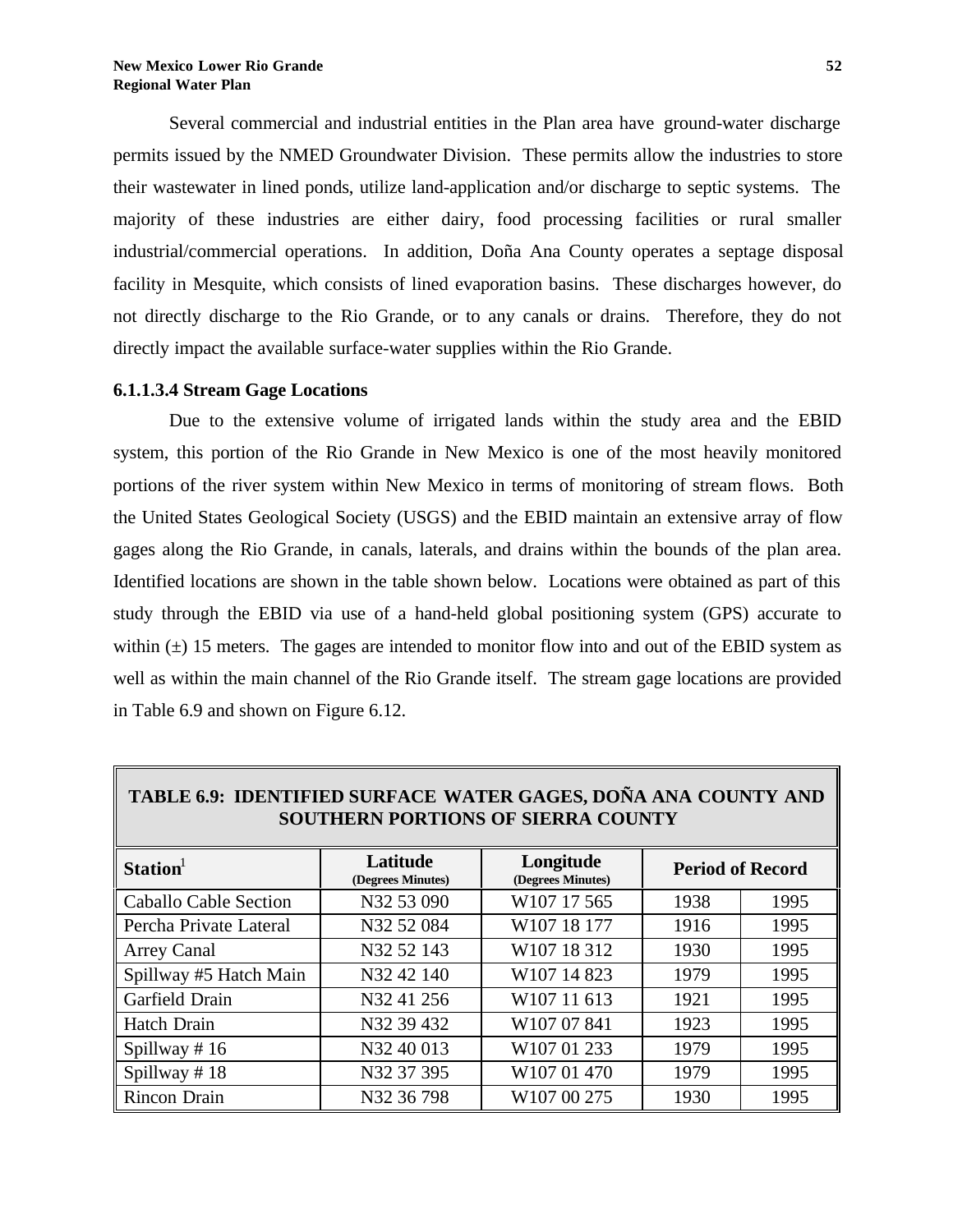Several commercial and industrial entities in the Plan area have ground-water discharge permits issued by the NMED Groundwater Division. These permits allow the industries to store their wastewater in lined ponds, utilize land-application and/or discharge to septic systems. The majority of these industries are either dairy, food processing facilities or rural smaller industrial/commercial operations. In addition, Doña Ana County operates a septage disposal facility in Mesquite, which consists of lined evaporation basins. These discharges however, do not directly discharge to the Rio Grande, or to any canals or drains. Therefore, they do not directly impact the available surface-water supplies within the Rio Grande.

#### 6.1.1.3.4 Stream Gage Locations

Due to the extensive volume of irrigated lands within the study area and the EBID system, this portion of the Rio Grande in New Mexico is one of the most heavily monitored portions of the river system within New Mexico in terms of monitoring of stream flows. Both the United States Geological Society (USGS) and the EBID maintain an extensive array of flow gages along the Rio Grande, in canals, laterals, and drains within the bounds of the plan area. Identified locations are shown in the table shown below. Locations were obtained as part of this study through the EBID via use of a hand-held global positioning system (GPS) accurate to within (±) 15 meters. The gages are intended to monitor flow into and out of the EBID system as well as within the main channel of the Rio Grande itself. The stream gage locations are provided in Table 6.9 and shown on Figure 6.12.

**TABLE 6.9: IDENTIFIED SURFACE WATER GAGES, DOÑA ANA COUNTY AND SOUTHERN PORTIONS OF SIERRA COUNTY**

| Station[1] | Latitude (Degrees Minutes) | Longitude (Degrees Minutes) | Period of Record | |
|---|---|---|---|---|
| Caballo Cable Section | N32 53 090 | W107 17 565 | 1938 | 1995 |
| Percha Private Lateral | N32 52 084 | W107 18 177 | 1916 | 1995 |
| Arrey Canal | N32 52 143 | W107 18 312 | 1930 | 1995 |
| Spillway #5 Hatch Main | N32 42 140 | W107 14 823 | 1979 | 1995 |
| Garfield Drain | N32 41 256 | W107 11 613 | 1921 | 1995 |
| Hatch Drain | N32 39 432 | W107 07 841 | 1923 | 1995 |
| Spillway # 16 | N32 40 013 | W107 01 233 | 1979 | 1995 |
| Spillway # 18 | N32 37 395 | W107 01 470 | 1979 | 1995 |
| Rincon Drain | N32 36 798 | W107 00 275 | 1930 | 1995 |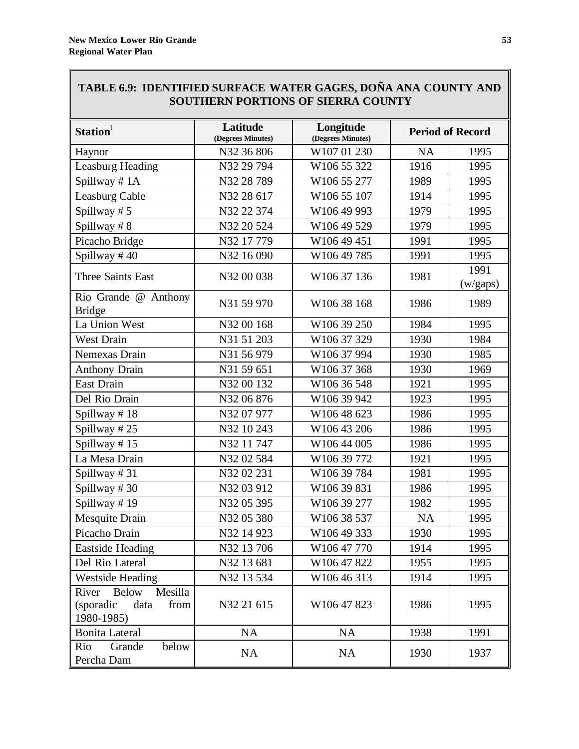## TABLE 6.9: IDENTIFIED SURFACE WATER GAGES, DOÑA ANA COUNTY AND SOUTHERN PORTIONS OF SIERRA COUNTY

| Station[1] | Latitude (Degrees Minutes) | Longitude (Degrees Minutes) | Period of Record | |
|---|---|---|---|---|
| Haynor | N32 36 806 | W107 01 230 | NA | 1995 |
| Leasburg Heading | N32 29 794 | W106 55 322 | 1916 | 1995 |
| Spillway # 1A | N32 28 789 | W106 55 277 | 1989 | 1995 |
| Leasburg Cable | N32 28 617 | W106 55 107 | 1914 | 1995 |
| Spillway # 5 | N32 22 374 | W106 49 993 | 1979 | 1995 |
| Spillway # 8 | N32 20 524 | W106 49 529 | 1979 | 1995 |
| Picacho Bridge | N32 17 779 | W106 49 451 | 1991 | 1995 |
| Spillway # 40 | N32 16 090 | W106 49 785 | 1991 | 1995 |
| Three Saints East | N32 00 038 | W106 37 136 | 1981 | 1991 (w/gaps) |
| Rio Grande @ Anthony Bridge | N31 59 970 | W106 38 168 | 1986 | 1989 |
| La Union West | N32 00 168 | W106 39 250 | 1984 | 1995 |
| West Drain | N31 51 203 | W106 37 329 | 1930 | 1984 |
| Nemexas Drain | N31 56 979 | W106 37 994 | 1930 | 1985 |
| Anthony Drain | N31 59 651 | W106 37 368 | 1930 | 1969 |
| East Drain | N32 00 132 | W106 36 548 | 1921 | 1995 |
| Del Rio Drain | N32 06 876 | W106 39 942 | 1923 | 1995 |
| Spillway # 18 | N32 07 977 | W106 48 623 | 1986 | 1995 |
| Spillway # 25 | N32 10 243 | W106 43 206 | 1986 | 1995 |
| Spillway # 15 | N32 11 747 | W106 44 005 | 1986 | 1995 |
| La Mesa Drain | N32 02 584 | W106 39 772 | 1921 | 1995 |
| Spillway # 31 | N32 02 231 | W106 39 784 | 1981 | 1995 |
| Spillway # 30 | N32 03 912 | W106 39 831 | 1986 | 1995 |
| Spillway # 19 | N32 05 395 | W106 39 277 | 1982 | 1995 |
| Mesquite Drain | N32 05 380 | W106 38 537 | NA | 1995 |
| Picacho Drain | N32 14 923 | W106 49 333 | 1930 | 1995 |
| Eastside Heading | N32 13 706 | W106 47 770 | 1914 | 1995 |
| Del Rio Lateral | N32 13 681 | W106 47 822 | 1955 | 1995 |
| Westside Heading | N32 13 534 | W106 46 313 | 1914 | 1995 |
| River Below Mesilla (sporadic data from 1980-1985) | N32 21 615 | W106 47 823 | 1986 | 1995 |
| Bonita Lateral | NA | NA | 1938 | 1991 |
| Rio Grande below Percha Dam | NA | NA | 1930 | 1937 |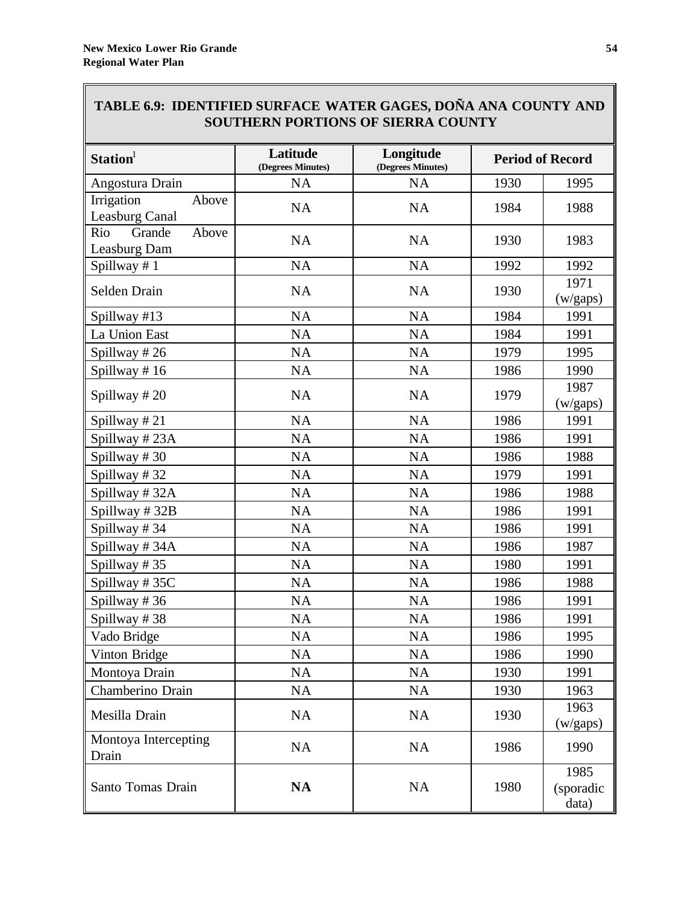**TABLE 6.9: IDENTIFIED SURFACE WATER GAGES, DOÑA ANA COUNTY AND SOUTHERN PORTIONS OF SIERRA COUNTY**

| Station[1] | Latitude (Degrees Minutes) | Longitude (Degrees Minutes) | Period of Record | |
|---|---|---|---|---|
| Angostura Drain | NA | NA | 1930 | 1995 |
| Irrigation Above Leasburg Canal | NA | NA | 1984 | 1988 |
| Rio Grande Above Leasburg Dam | NA | NA | 1930 | 1983 |
| Spillway # 1 | NA | NA | 1992 | 1992 |
| Selden Drain | NA | NA | 1930 | 1971 (w/gaps) |
| Spillway #13 | NA | NA | 1984 | 1991 |
| La Union East | NA | NA | 1984 | 1991 |
| Spillway # 26 | NA | NA | 1979 | 1995 |
| Spillway # 16 | NA | NA | 1986 | 1990 |
| Spillway # 20 | NA | NA | 1979 | 1987 (w/gaps) |
| Spillway # 21 | NA | NA | 1986 | 1991 |
| Spillway # 23A | NA | NA | 1986 | 1991 |
| Spillway # 30 | NA | NA | 1986 | 1988 |
| Spillway # 32 | NA | NA | 1979 | 1991 |
| Spillway # 32A | NA | NA | 1986 | 1988 |
| Spillway # 32B | NA | NA | 1986 | 1991 |
| Spillway # 34 | NA | NA | 1986 | 1991 |
| Spillway # 34A | NA | NA | 1986 | 1987 |
| Spillway # 35 | NA | NA | 1980 | 1991 |
| Spillway # 35C | NA | NA | 1986 | 1988 |
| Spillway # 36 | NA | NA | 1986 | 1991 |
| Spillway # 38 | NA | NA | 1986 | 1991 |
| Vado Bridge | NA | NA | 1986 | 1995 |
| Vinton Bridge | NA | NA | 1986 | 1990 |
| Montoya Drain | NA | NA | 1930 | 1991 |
| Chamberino Drain | NA | NA | 1930 | 1963 |
| Mesilla Drain | NA | NA | 1930 | 1963 (w/gaps) |
| Montoya Intercepting Drain | NA | NA | 1986 | 1990 |
| Santo Tomas Drain | **NA** | NA | 1980 | 1985 (sporadic data) |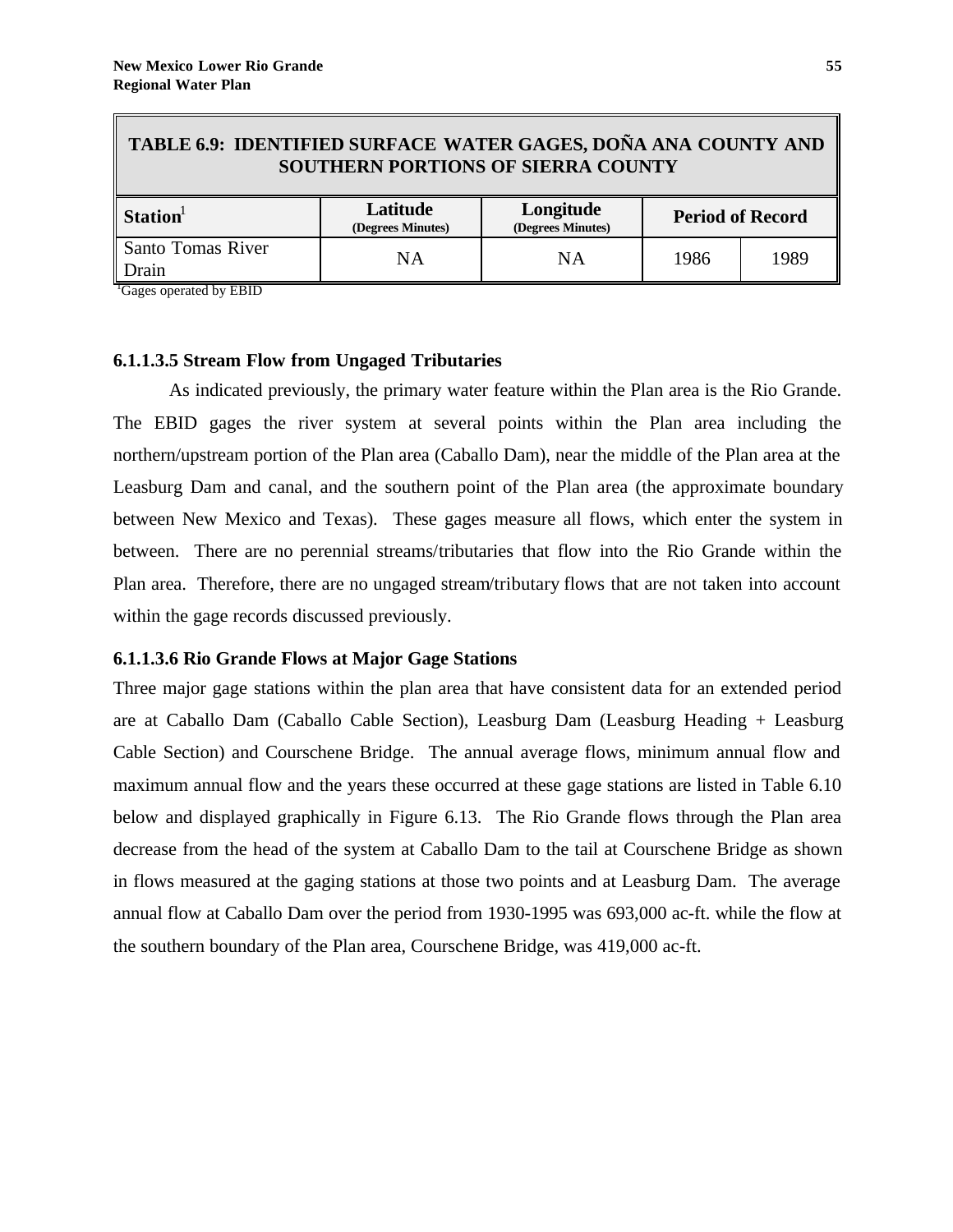**TABLE 6.9: IDENTIFIED SURFACE WATER GAGES, DOÑA ANA COUNTY AND SOUTHERN PORTIONS OF SIERRA COUNTY**

| Station[1] | Latitude (Degrees Minutes) | Longitude (Degrees Minutes) | Period of Record | |
|---|---|---|---|---|
| Santo Tomas River Drain | NA | NA | 1986 | 1989 |

[1]Gages operated by EBID

#### 6.1.1.3.5 Stream Flow from Ungaged Tributaries

As indicated previously, the primary water feature within the Plan area is the Rio Grande. The EBID gages the river system at several points within the Plan area including the northern/upstream portion of the Plan area (Caballo Dam), near the middle of the Plan area at the Leasburg Dam and canal, and the southern point of the Plan area (the approximate boundary between New Mexico and Texas). These gages measure all flows, which enter the system in between. There are no perennial streams/tributaries that flow into the Rio Grande within the Plan area. Therefore, there are no ungaged stream/tributary flows that are not taken into account within the gage records discussed previously.

#### 6.1.1.3.6 Rio Grande Flows at Major Gage Stations

Three major gage stations within the plan area that have consistent data for an extended period are at Caballo Dam (Caballo Cable Section), Leasburg Dam (Leasburg Heading + Leasburg Cable Section) and Courschene Bridge. The annual average flows, minimum annual flow and maximum annual flow and the years these occurred at these gage stations are listed in Table 6.10 below and displayed graphically in Figure 6.13. The Rio Grande flows through the Plan area decrease from the head of the system at Caballo Dam to the tail at Courschene Bridge as shown in flows measured at the gaging stations at those two points and at Leasburg Dam. The average annual flow at Caballo Dam over the period from 1930-1995 was 693,000 ac-ft. while the flow at the southern boundary of the Plan area, Courschene Bridge, was 419,000 ac-ft.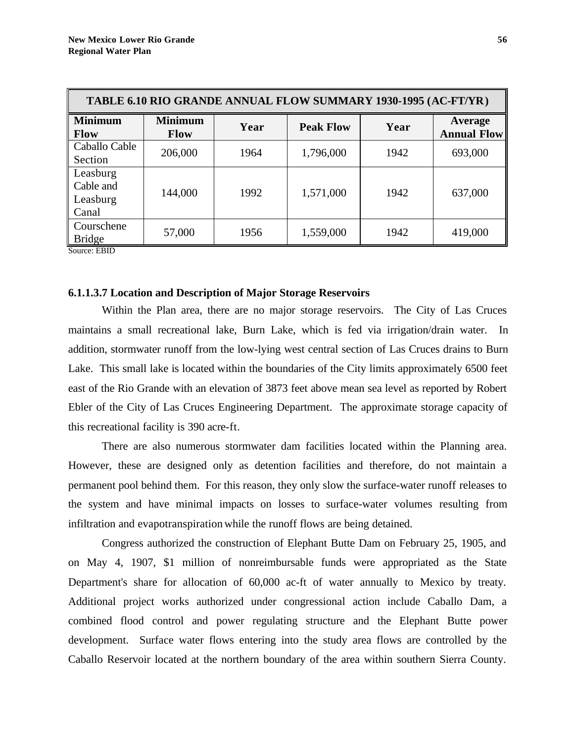| TABLE 6.10 RIO GRANDE ANNUAL FLOW SUMMARY 1930-1995 (AC-FT/YR) | | | | | |
|---|---|---|---|---|---|
| **Minimum Flow** | **Minimum Flow** | **Year** | **Peak Flow** | **Year** | **Average Annual Flow** |
| Caballo Cable Section | 206,000 | 1964 | 1,796,000 | 1942 | 693,000 |
| Leasburg Cable and Leasburg Canal | 144,000 | 1992 | 1,571,000 | 1942 | 637,000 |
| Courschene Bridge | 57,000 | 1956 | 1,559,000 | 1942 | 419,000 |

Source: EBID

### 6.1.1.3.7 Location and Description of Major Storage Reservoirs

Within the Plan area, there are no major storage reservoirs. The City of Las Cruces maintains a small recreational lake, Burn Lake, which is fed via irrigation/drain water. In addition, stormwater runoff from the low-lying west central section of Las Cruces drains to Burn Lake. This small lake is located within the boundaries of the City limits approximately 6500 feet east of the Rio Grande with an elevation of 3873 feet above mean sea level as reported by Robert Ebler of the City of Las Cruces Engineering Department. The approximate storage capacity of this recreational facility is 390 acre-ft.

There are also numerous stormwater dam facilities located within the Planning area. However, these are designed only as detention facilities and therefore, do not maintain a permanent pool behind them. For this reason, they only slow the surface-water runoff releases to the system and have minimal impacts on losses to surface-water volumes resulting from infiltration and evapotranspiration while the runoff flows are being detained.

Congress authorized the construction of Elephant Butte Dam on February 25, 1905, and on May 4, 1907, $1 million of nonreimbursable funds were appropriated as the State Department's share for allocation of 60,000 ac-ft of water annually to Mexico by treaty. Additional project works authorized under congressional action include Caballo Dam, a combined flood control and power regulating structure and the Elephant Butte power development. Surface water flows entering into the study area flows are controlled by the Caballo Reservoir located at the northern boundary of the area within southern Sierra County.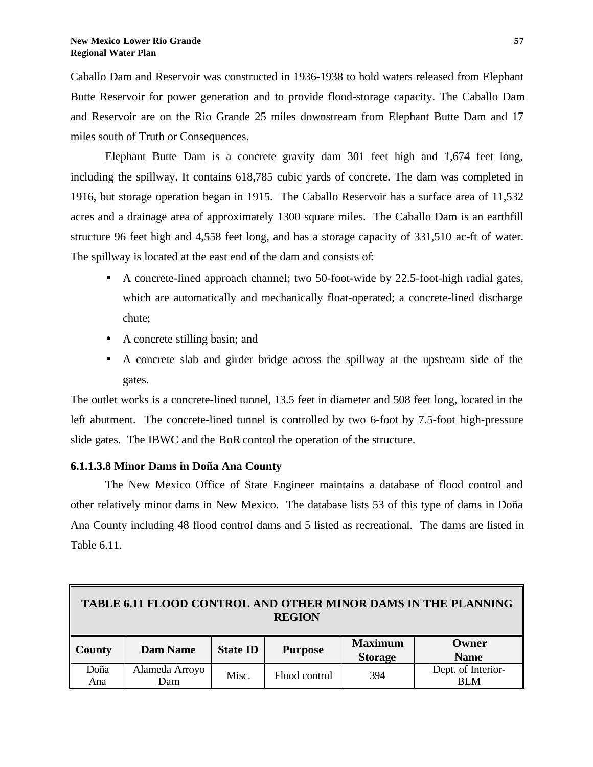Caballo Dam and Reservoir was constructed in 1936-1938 to hold waters released from Elephant Butte Reservoir for power generation and to provide flood-storage capacity. The Caballo Dam and Reservoir are on the Rio Grande 25 miles downstream from Elephant Butte Dam and 17 miles south of Truth or Consequences.

Elephant Butte Dam is a concrete gravity dam 301 feet high and 1,674 feet long, including the spillway. It contains 618,785 cubic yards of concrete. The dam was completed in 1916, but storage operation began in 1915. The Caballo Reservoir has a surface area of 11,532 acres and a drainage area of approximately 1300 square miles. The Caballo Dam is an earthfill structure 96 feet high and 4,558 feet long, and has a storage capacity of 331,510 ac-ft of water. The spillway is located at the east end of the dam and consists of:

- A concrete-lined approach channel; two 50-foot-wide by 22.5-foot-high radial gates, which are automatically and mechanically float-operated; a concrete-lined discharge chute;
- A concrete stilling basin; and
- A concrete slab and girder bridge across the spillway at the upstream side of the gates.

The outlet works is a concrete-lined tunnel, 13.5 feet in diameter and 508 feet long, located in the left abutment. The concrete-lined tunnel is controlled by two 6-foot by 7.5-foot high-pressure slide gates. The IBWC and the BoR control the operation of the structure.

#### 6.1.1.3.8 Minor Dams in Doña Ana County

The New Mexico Office of State Engineer maintains a database of flood control and other relatively minor dams in New Mexico. The database lists 53 of this type of dams in Doña Ana County including 48 flood control dams and 5 listed as recreational. The dams are listed in Table 6.11.

**TABLE 6.11 FLOOD CONTROL AND OTHER MINOR DAMS IN THE PLANNING REGION**

| County | Dam Name | State ID | Purpose | Maximum Storage | Owner Name |
|---|---|---|---|---|---|
| Doña Ana | Alameda Arroyo Dam | Misc. | Flood control | 394 | Dept. of Interior-BLM |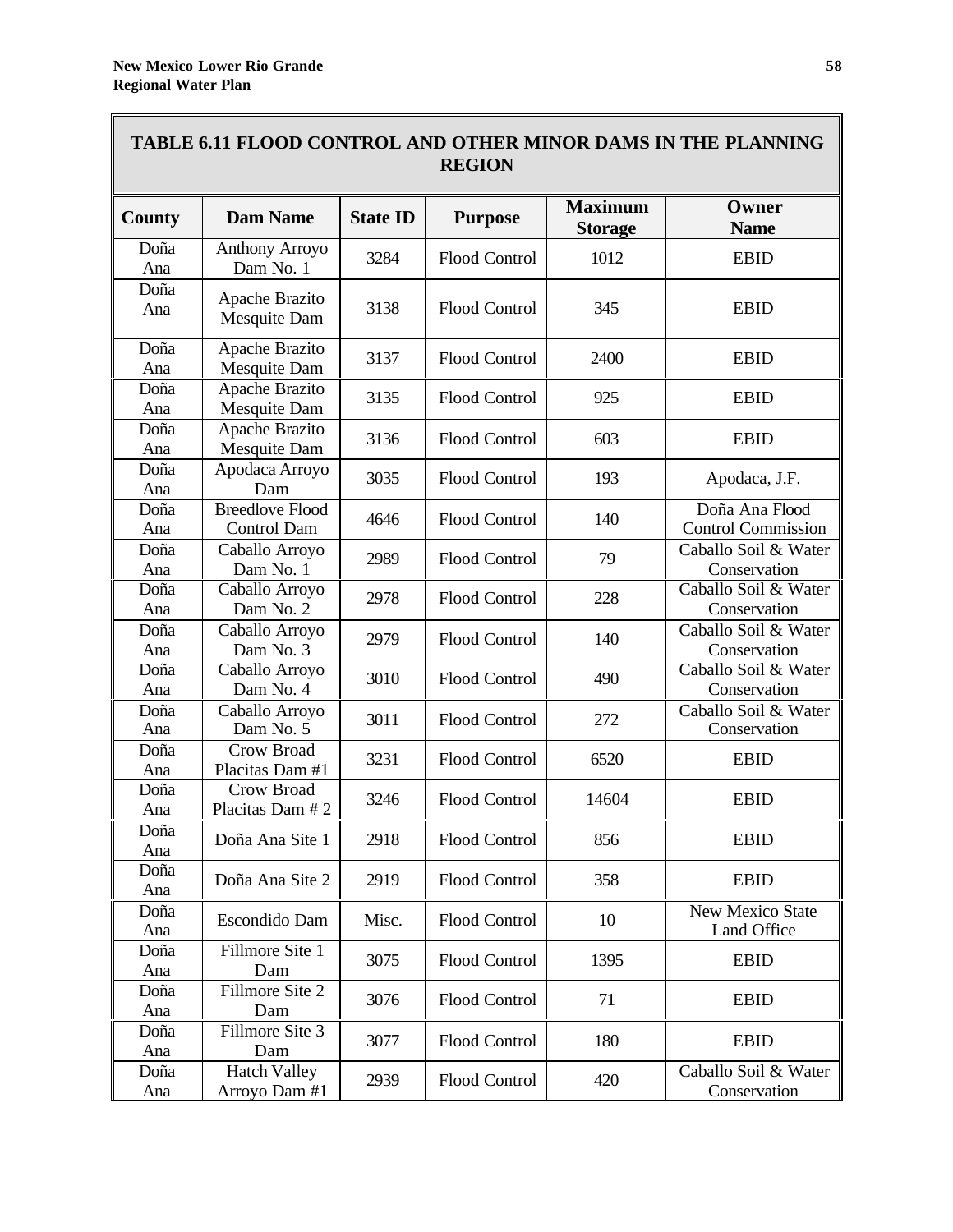## TABLE 6.11 FLOOD CONTROL AND OTHER MINOR DAMS IN THE PLANNING REGION

| County | Dam Name | State ID | Purpose | Maximum Storage | Owner Name |
|---|---|---|---|---|---|
| Doña Ana | Anthony Arroyo Dam No. 1 | 3284 | Flood Control | 1012 | EBID |
| Doña Ana | Apache Brazito Mesquite Dam | 3138 | Flood Control | 345 | EBID |
| Doña Ana | Apache Brazito Mesquite Dam | 3137 | Flood Control | 2400 | EBID |
| Doña Ana | Apache Brazito Mesquite Dam | 3135 | Flood Control | 925 | EBID |
| Doña Ana | Apache Brazito Mesquite Dam | 3136 | Flood Control | 603 | EBID |
| Doña Ana | Apodaca Arroyo Dam | 3035 | Flood Control | 193 | Apodaca, J.F. |
| Doña Ana | Breedlove Flood Control Dam | 4646 | Flood Control | 140 | Doña Ana Flood Control Commission |
| Doña Ana | Caballo Arroyo Dam No. 1 | 2989 | Flood Control | 79 | Caballo Soil & Water Conservation |
| Doña Ana | Caballo Arroyo Dam No. 2 | 2978 | Flood Control | 228 | Caballo Soil & Water Conservation |
| Doña Ana | Caballo Arroyo Dam No. 3 | 2979 | Flood Control | 140 | Caballo Soil & Water Conservation |
| Doña Ana | Caballo Arroyo Dam No. 4 | 3010 | Flood Control | 490 | Caballo Soil & Water Conservation |
| Doña Ana | Caballo Arroyo Dam No. 5 | 3011 | Flood Control | 272 | Caballo Soil & Water Conservation |
| Doña Ana | Crow Broad Placitas Dam #1 | 3231 | Flood Control | 6520 | EBID |
| Doña Ana | Crow Broad Placitas Dam # 2 | 3246 | Flood Control | 14604 | EBID |
| Doña Ana | Doña Ana Site 1 | 2918 | Flood Control | 856 | EBID |
| Doña Ana | Doña Ana Site 2 | 2919 | Flood Control | 358 | EBID |
| Doña Ana | Escondido Dam | Misc. | Flood Control | 10 | New Mexico State Land Office |
| Doña Ana | Fillmore Site 1 Dam | 3075 | Flood Control | 1395 | EBID |
| Doña Ana | Fillmore Site 2 Dam | 3076 | Flood Control | 71 | EBID |
| Doña Ana | Fillmore Site 3 Dam | 3077 | Flood Control | 180 | EBID |
| Doña Ana | Hatch Valley Arroyo Dam #1 | 2939 | Flood Control | 420 | Caballo Soil & Water Conservation |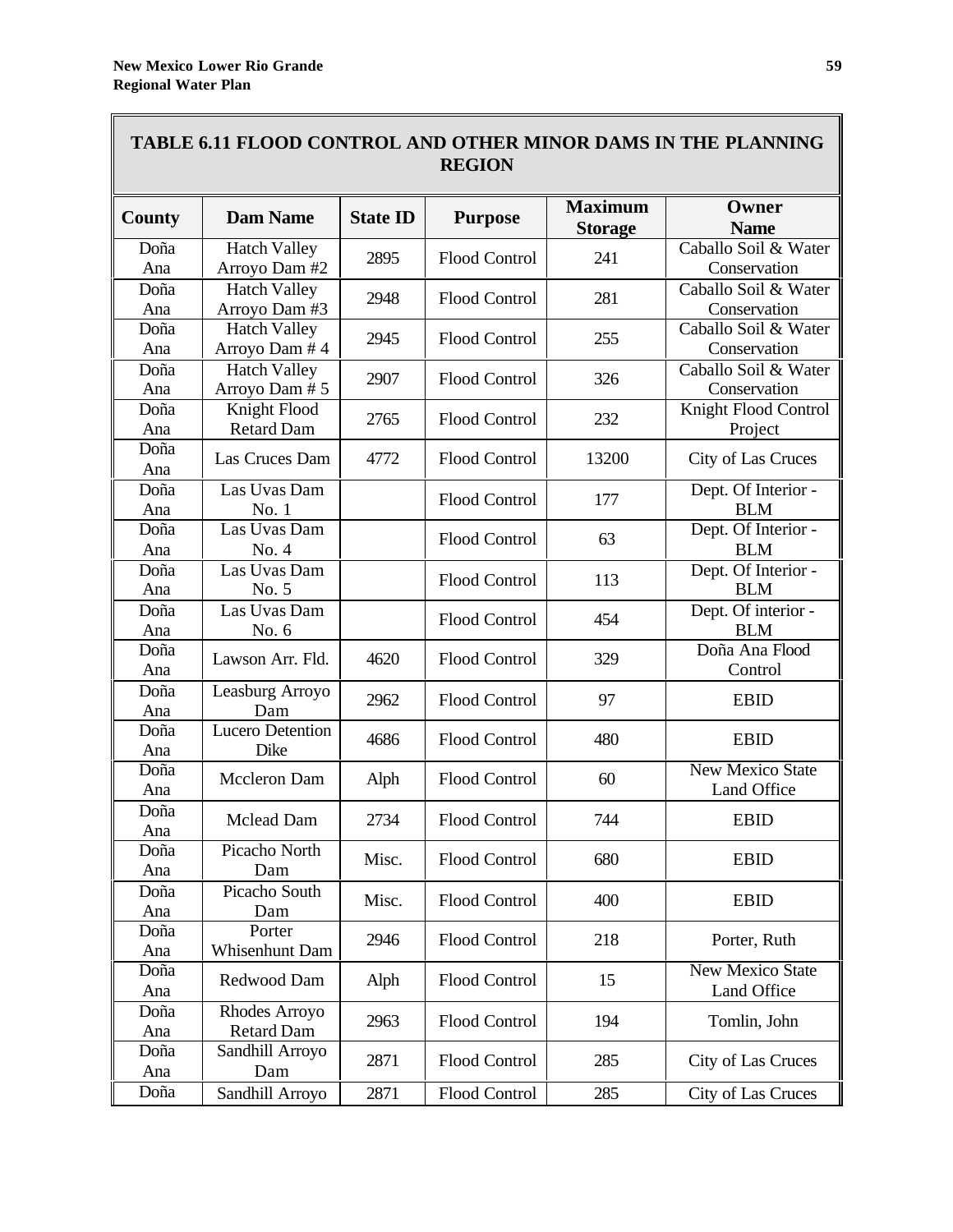**TABLE 6.11 FLOOD CONTROL AND OTHER MINOR DAMS IN THE PLANNING REGION**

| County | Dam Name | State ID | Purpose | Maximum Storage | Owner Name |
|---|---|---|---|---|---|
| Doña Ana | Hatch Valley Arroyo Dam #2 | 2895 | Flood Control | 241 | Caballo Soil & Water Conservation |
| Doña Ana | Hatch Valley Arroyo Dam #3 | 2948 | Flood Control | 281 | Caballo Soil & Water Conservation |
| Doña Ana | Hatch Valley Arroyo Dam # 4 | 2945 | Flood Control | 255 | Caballo Soil & Water Conservation |
| Doña Ana | Hatch Valley Arroyo Dam # 5 | 2907 | Flood Control | 326 | Caballo Soil & Water Conservation |
| Doña Ana | Knight Flood Retard Dam | 2765 | Flood Control | 232 | Knight Flood Control Project |
| Doña Ana | Las Cruces Dam | 4772 | Flood Control | 13200 | City of Las Cruces |
| Doña Ana | Las Uvas Dam No. 1 | | Flood Control | 177 | Dept. Of Interior - BLM |
| Doña Ana | Las Uvas Dam No. 4 | | Flood Control | 63 | Dept. Of Interior - BLM |
| Doña Ana | Las Uvas Dam No. 5 | | Flood Control | 113 | Dept. Of Interior - BLM |
| Doña Ana | Las Uvas Dam No. 6 | | Flood Control | 454 | Dept. Of interior - BLM |
| Doña Ana | Lawson Arr. Fld. | 4620 | Flood Control | 329 | Doña Ana Flood Control |
| Doña Ana | Leasburg Arroyo Dam | 2962 | Flood Control | 97 | EBID |
| Doña Ana | Lucero Detention Dike | 4686 | Flood Control | 480 | EBID |
| Doña Ana | Mccleron Dam | Alph | Flood Control | 60 | New Mexico State Land Office |
| Doña Ana | Mclead Dam | 2734 | Flood Control | 744 | EBID |
| Doña Ana | Picacho North Dam | Misc. | Flood Control | 680 | EBID |
| Doña Ana | Picacho South Dam | Misc. | Flood Control | 400 | EBID |
| Doña Ana | Porter Whisenhunt Dam | 2946 | Flood Control | 218 | Porter, Ruth |
| Doña Ana | Redwood Dam | Alph | Flood Control | 15 | New Mexico State Land Office |
| Doña Ana | Rhodes Arroyo Retard Dam | 2963 | Flood Control | 194 | Tomlin, John |
| Doña Ana | Sandhill Arroyo Dam | 2871 | Flood Control | 285 | City of Las Cruces |
| Doña | Sandhill Arroyo | 2871 | Flood Control | 285 | City of Las Cruces |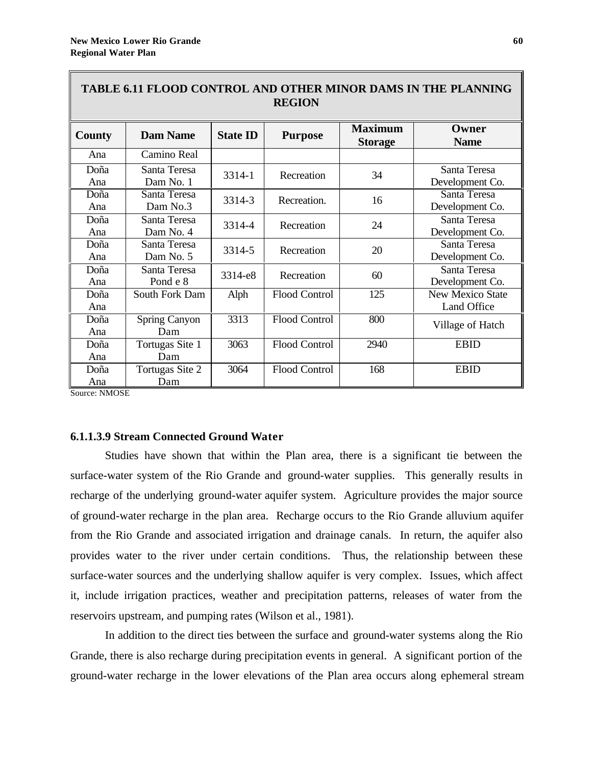**TABLE 6.11 FLOOD CONTROL AND OTHER MINOR DAMS IN THE PLANNING REGION**

| County | Dam Name | State ID | Purpose | Maximum Storage | Owner Name |
|---|---|---|---|---|---|
| Ana | Camino Real | | | | |
| Doña Ana | Santa Teresa Dam No. 1 | 3314-1 | Recreation | 34 | Santa Teresa Development Co. |
| Doña Ana | Santa Teresa Dam No.3 | 3314-3 | Recreation. | 16 | Santa Teresa Development Co. |
| Doña Ana | Santa Teresa Dam No. 4 | 3314-4 | Recreation | 24 | Santa Teresa Development Co. |
| Doña Ana | Santa Teresa Dam No. 5 | 3314-5 | Recreation | 20 | Santa Teresa Development Co. |
| Doña Ana | Santa Teresa Pond e 8 | 3314-e8 | Recreation | 60 | Santa Teresa Development Co. |
| Doña Ana | South Fork Dam | Alph | Flood Control | 125 | New Mexico State Land Office |
| Doña Ana | Spring Canyon Dam | 3313 | Flood Control | 800 | Village of Hatch |
| Doña Ana | Tortugas Site 1 Dam | 3063 | Flood Control | 2940 | EBID |
| Doña Ana | Tortugas Site 2 Dam | 3064 | Flood Control | 168 | EBID |

Source: NMOSE

### 6.1.1.3.9 Stream Connected Ground Water

Studies have shown that within the Plan area, there is a significant tie between the surface-water system of the Rio Grande and ground-water supplies. This generally results in recharge of the underlying ground-water aquifer system. Agriculture provides the major source of ground-water recharge in the plan area. Recharge occurs to the Rio Grande alluvium aquifer from the Rio Grande and associated irrigation and drainage canals. In return, the aquifer also provides water to the river under certain conditions. Thus, the relationship between these surface-water sources and the underlying shallow aquifer is very complex. Issues, which affect it, include irrigation practices, weather and precipitation patterns, releases of water from the reservoirs upstream, and pumping rates (Wilson et al., 1981).

In addition to the direct ties between the surface and ground-water systems along the Rio Grande, there is also recharge during precipitation events in general. A significant portion of the ground-water recharge in the lower elevations of the Plan area occurs along ephemeral stream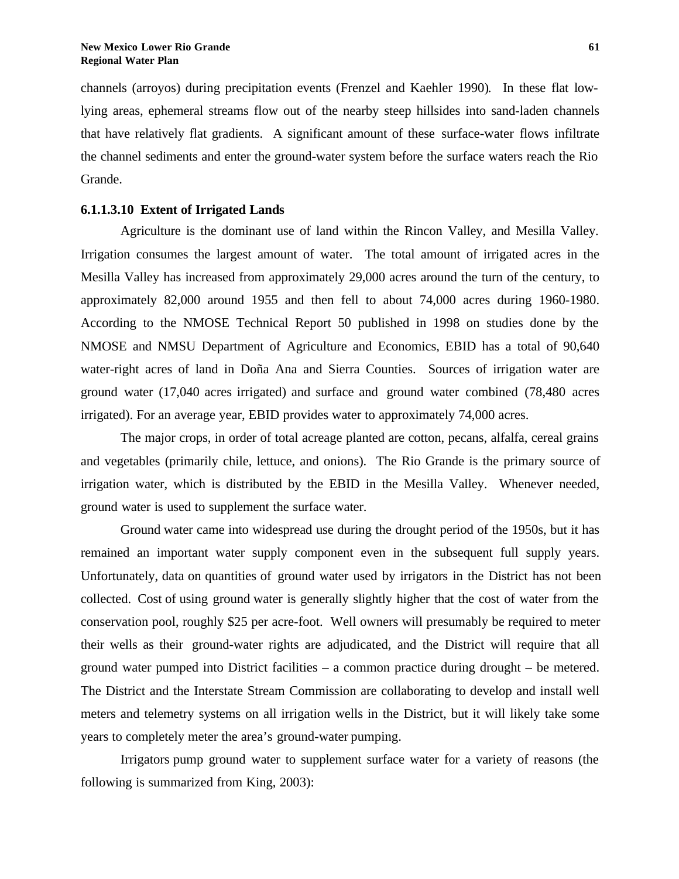channels (arroyos) during precipitation events (Frenzel and Kaehler 1990). In these flat low-lying areas, ephemeral streams flow out of the nearby steep hillsides into sand-laden channels that have relatively flat gradients. A significant amount of these surface-water flows infiltrate the channel sediments and enter the ground-water system before the surface waters reach the Rio Grande.

#### 6.1.1.3.10 Extent of Irrigated Lands

Agriculture is the dominant use of land within the Rincon Valley, and Mesilla Valley. Irrigation consumes the largest amount of water. The total amount of irrigated acres in the Mesilla Valley has increased from approximately 29,000 acres around the turn of the century, to approximately 82,000 around 1955 and then fell to about 74,000 acres during 1960-1980. According to the NMOSE Technical Report 50 published in 1998 on studies done by the NMOSE and NMSU Department of Agriculture and Economics, EBID has a total of 90,640 water-right acres of land in Doña Ana and Sierra Counties. Sources of irrigation water are ground water (17,040 acres irrigated) and surface and ground water combined (78,480 acres irrigated). For an average year, EBID provides water to approximately 74,000 acres.

The major crops, in order of total acreage planted are cotton, pecans, alfalfa, cereal grains and vegetables (primarily chile, lettuce, and onions). The Rio Grande is the primary source of irrigation water, which is distributed by the EBID in the Mesilla Valley. Whenever needed, ground water is used to supplement the surface water.

Ground water came into widespread use during the drought period of the 1950s, but it has remained an important water supply component even in the subsequent full supply years. Unfortunately, data on quantities of ground water used by irrigators in the District has not been collected. Cost of using ground water is generally slightly higher that the cost of water from the conservation pool, roughly $25 per acre-foot. Well owners will presumably be required to meter their wells as their ground-water rights are adjudicated, and the District will require that all ground water pumped into District facilities – a common practice during drought – be metered. The District and the Interstate Stream Commission are collaborating to develop and install well meters and telemetry systems on all irrigation wells in the District, but it will likely take some years to completely meter the area's ground-water pumping.

Irrigators pump ground water to supplement surface water for a variety of reasons (the following is summarized from King, 2003):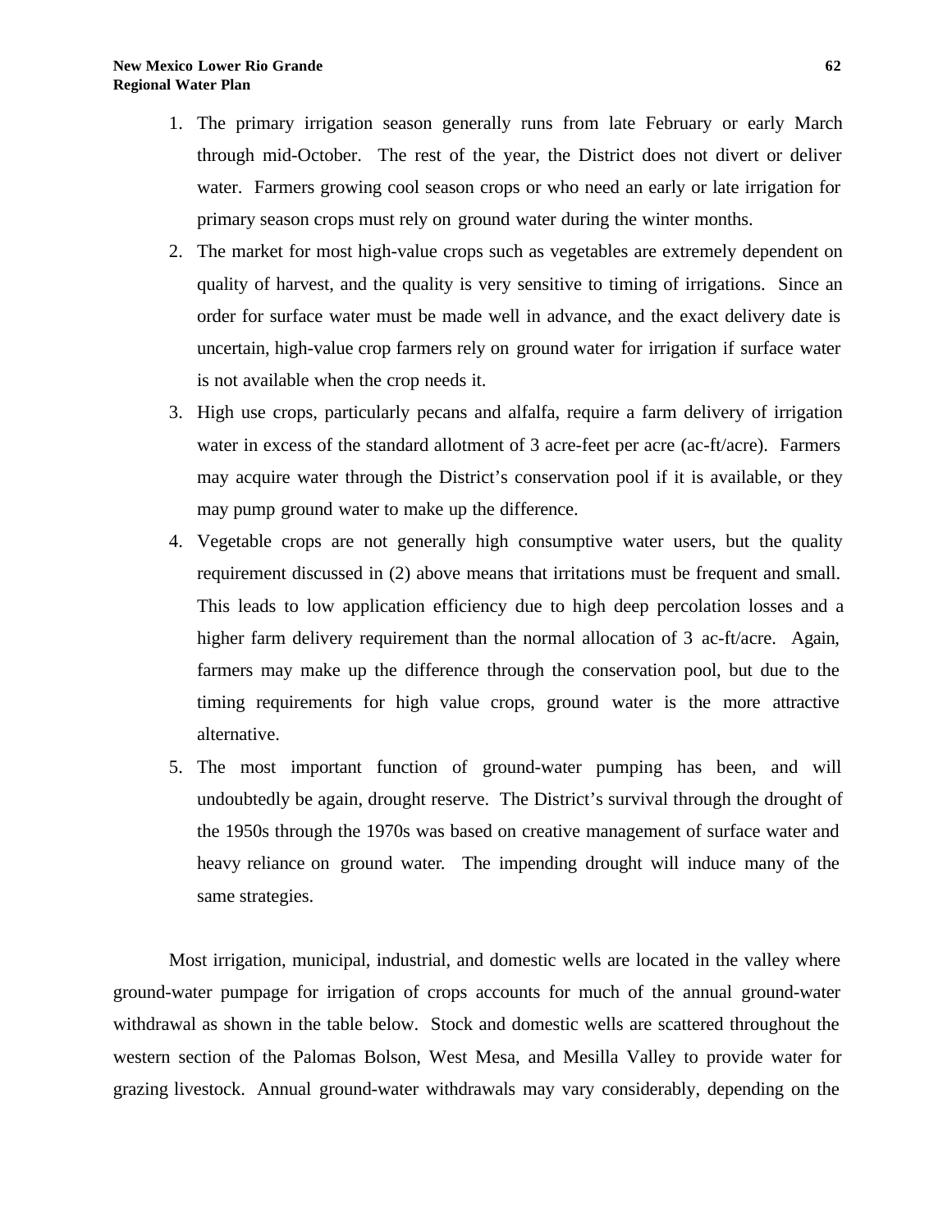1. The primary irrigation season generally runs from late February or early March through mid-October. The rest of the year, the District does not divert or deliver water. Farmers growing cool season crops or who need an early or late irrigation for primary season crops must rely on ground water during the winter months.
2. The market for most high-value crops such as vegetables are extremely dependent on quality of harvest, and the quality is very sensitive to timing of irrigations. Since an order for surface water must be made well in advance, and the exact delivery date is uncertain, high-value crop farmers rely on ground water for irrigation if surface water is not available when the crop needs it.
3. High use crops, particularly pecans and alfalfa, require a farm delivery of irrigation water in excess of the standard allotment of 3 acre-feet per acre (ac-ft/acre). Farmers may acquire water through the District's conservation pool if it is available, or they may pump ground water to make up the difference.
4. Vegetable crops are not generally high consumptive water users, but the quality requirement discussed in (2) above means that irritations must be frequent and small. This leads to low application efficiency due to high deep percolation losses and a higher farm delivery requirement than the normal allocation of 3 ac-ft/acre. Again, farmers may make up the difference through the conservation pool, but due to the timing requirements for high value crops, ground water is the more attractive alternative.
5. The most important function of ground-water pumping has been, and will undoubtedly be again, drought reserve. The District's survival through the drought of the 1950s through the 1970s was based on creative management of surface water and heavy reliance on ground water. The impending drought will induce many of the same strategies.

Most irrigation, municipal, industrial, and domestic wells are located in the valley where ground-water pumpage for irrigation of crops accounts for much of the annual ground-water withdrawal as shown in the table below. Stock and domestic wells are scattered throughout the western section of the Palomas Bolson, West Mesa, and Mesilla Valley to provide water for grazing livestock. Annual ground-water withdrawals may vary considerably, depending on the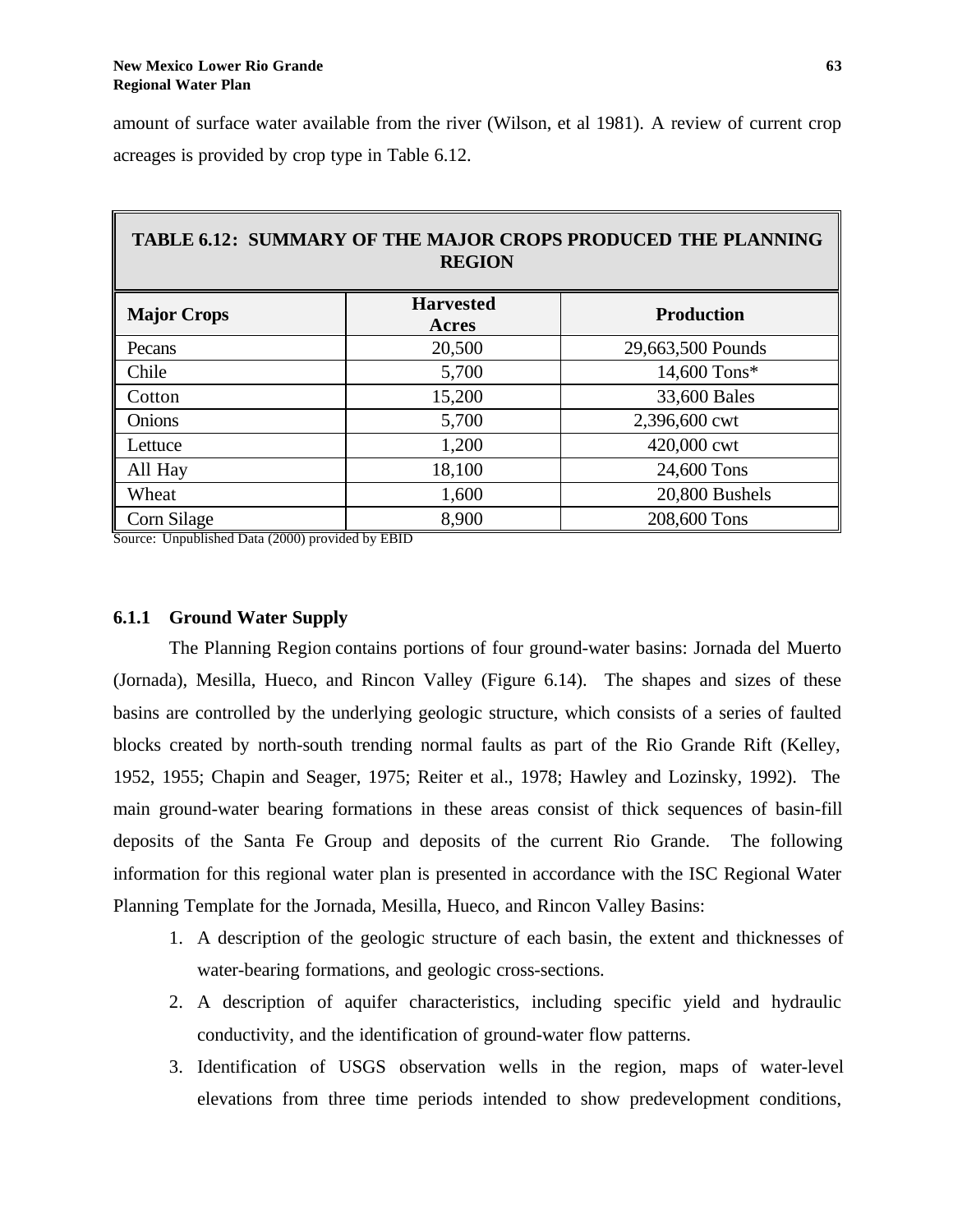amount of surface water available from the river (Wilson, et al 1981). A review of current crop acreages is provided by crop type in Table 6.12.

**TABLE 6.12: SUMMARY OF THE MAJOR CROPS PRODUCED THE PLANNING REGION**

| Major Crops | Harvested Acres | Production |
|---|---|---|
| Pecans | 20,500 | 29,663,500 Pounds |
| Chile | 5,700 | 14,600 Tons* |
| Cotton | 15,200 | 33,600 Bales |
| Onions | 5,700 | 2,396,600 cwt |
| Lettuce | 1,200 | 420,000 cwt |
| All Hay | 18,100 | 24,600 Tons |
| Wheat | 1,600 | 20,800 Bushels |
| Corn Silage | 8,900 | 208,600 Tons |

Source: Unpublished Data (2000) provided by EBID

### 6.1.1 Ground Water Supply

The Planning Region contains portions of four ground-water basins: Jornada del Muerto (Jornada), Mesilla, Hueco, and Rincon Valley (Figure 6.14). The shapes and sizes of these basins are controlled by the underlying geologic structure, which consists of a series of faulted blocks created by north-south trending normal faults as part of the Rio Grande Rift (Kelley, 1952, 1955; Chapin and Seager, 1975; Reiter et al., 1978; Hawley and Lozinsky, 1992). The main ground-water bearing formations in these areas consist of thick sequences of basin-fill deposits of the Santa Fe Group and deposits of the current Rio Grande. The following information for this regional water plan is presented in accordance with the ISC Regional Water Planning Template for the Jornada, Mesilla, Hueco, and Rincon Valley Basins:

1. A description of the geologic structure of each basin, the extent and thicknesses of water-bearing formations, and geologic cross-sections.
2. A description of aquifer characteristics, including specific yield and hydraulic conductivity, and the identification of ground-water flow patterns.
3. Identification of USGS observation wells in the region, maps of water-level elevations from three time periods intended to show predevelopment conditions,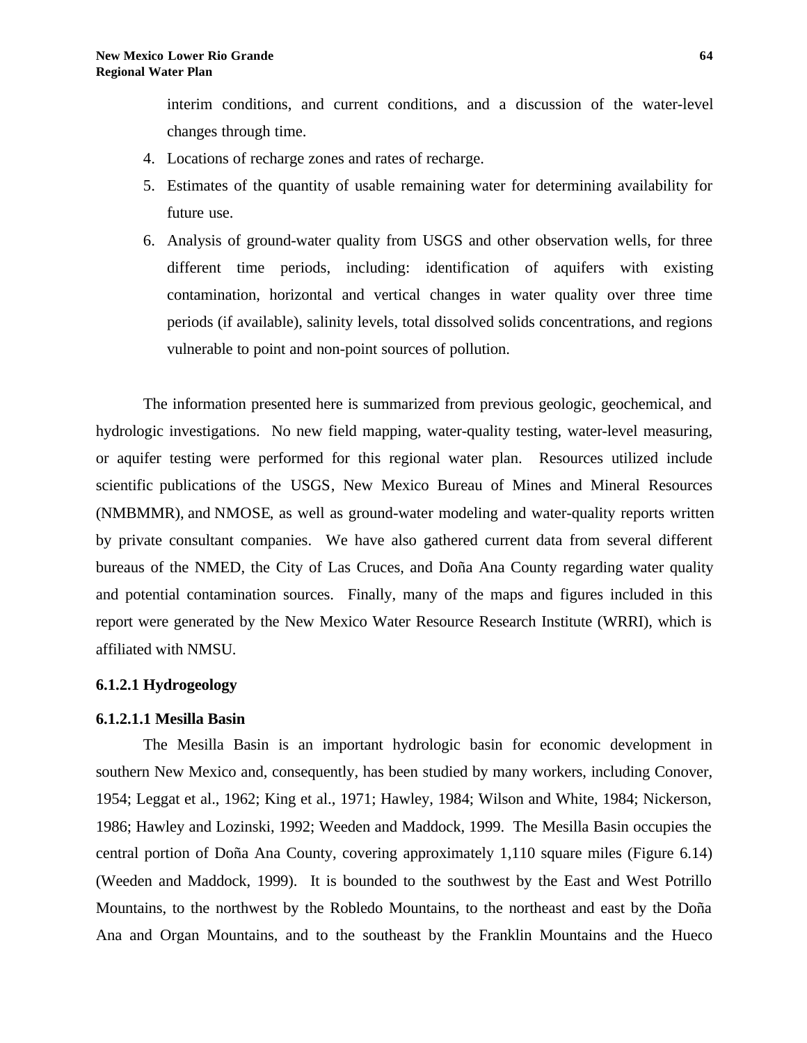interim conditions, and current conditions, and a discussion of the water-level changes through time.

4. Locations of recharge zones and rates of recharge.
5. Estimates of the quantity of usable remaining water for determining availability for future use.
6. Analysis of ground-water quality from USGS and other observation wells, for three different time periods, including: identification of aquifers with existing contamination, horizontal and vertical changes in water quality over three time periods (if available), salinity levels, total dissolved solids concentrations, and regions vulnerable to point and non-point sources of pollution.

The information presented here is summarized from previous geologic, geochemical, and hydrologic investigations. No new field mapping, water-quality testing, water-level measuring, or aquifer testing were performed for this regional water plan. Resources utilized include scientific publications of the USGS, New Mexico Bureau of Mines and Mineral Resources (NMBMMR), and NMOSE, as well as ground-water modeling and water-quality reports written by private consultant companies. We have also gathered current data from several different bureaus of the NMED, the City of Las Cruces, and Doña Ana County regarding water quality and potential contamination sources. Finally, many of the maps and figures included in this report were generated by the New Mexico Water Resource Research Institute (WRRI), which is affiliated with NMSU.

#### 6.1.2.1 Hydrogeology

##### 6.1.2.1.1 Mesilla Basin

The Mesilla Basin is an important hydrologic basin for economic development in southern New Mexico and, consequently, has been studied by many workers, including Conover, 1954; Leggat et al., 1962; King et al., 1971; Hawley, 1984; Wilson and White, 1984; Nickerson, 1986; Hawley and Lozinski, 1992; Weeden and Maddock, 1999. The Mesilla Basin occupies the central portion of Doña Ana County, covering approximately 1,110 square miles (Figure 6.14) (Weeden and Maddock, 1999). It is bounded to the southwest by the East and West Potrillo Mountains, to the northwest by the Robledo Mountains, to the northeast and east by the Doña Ana and Organ Mountains, and to the southeast by the Franklin Mountains and the Hueco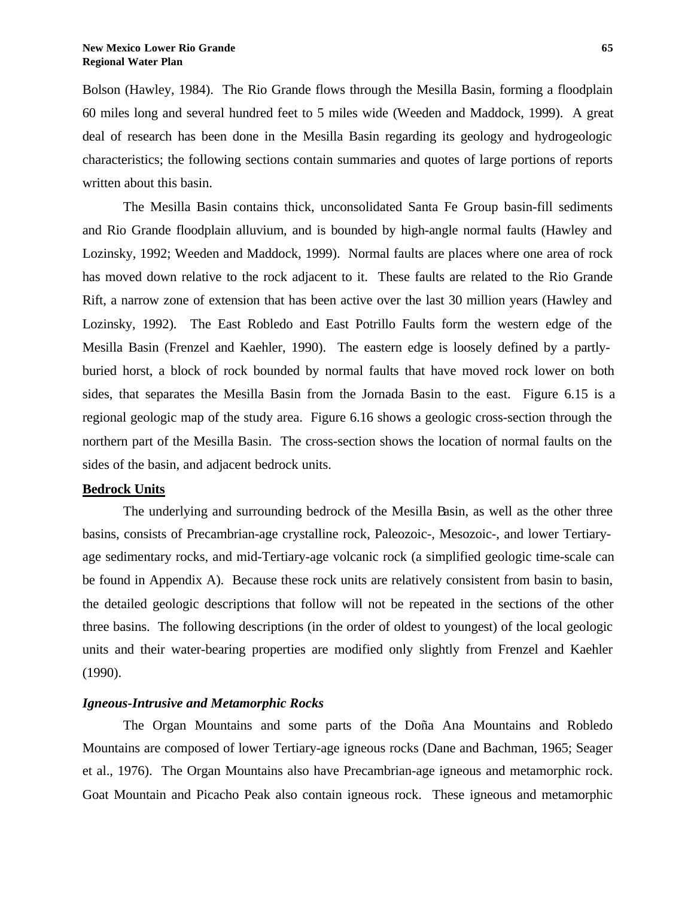Bolson (Hawley, 1984). The Rio Grande flows through the Mesilla Basin, forming a floodplain 60 miles long and several hundred feet to 5 miles wide (Weeden and Maddock, 1999). A great deal of research has been done in the Mesilla Basin regarding its geology and hydrogeologic characteristics; the following sections contain summaries and quotes of large portions of reports written about this basin.

The Mesilla Basin contains thick, unconsolidated Santa Fe Group basin-fill sediments and Rio Grande floodplain alluvium, and is bounded by high-angle normal faults (Hawley and Lozinsky, 1992; Weeden and Maddock, 1999). Normal faults are places where one area of rock has moved down relative to the rock adjacent to it. These faults are related to the Rio Grande Rift, a narrow zone of extension that has been active over the last 30 million years (Hawley and Lozinsky, 1992). The East Robledo and East Potrillo Faults form the western edge of the Mesilla Basin (Frenzel and Kaehler, 1990). The eastern edge is loosely defined by a partly-buried horst, a block of rock bounded by normal faults that have moved rock lower on both sides, that separates the Mesilla Basin from the Jornada Basin to the east. Figure 6.15 is a regional geologic map of the study area. Figure 6.16 shows a geologic cross-section through the northern part of the Mesilla Basin. The cross-section shows the location of normal faults on the sides of the basin, and adjacent bedrock units.

**Bedrock Units**

The underlying and surrounding bedrock of the Mesilla Basin, as well as the other three basins, consists of Precambrian-age crystalline rock, Paleozoic-, Mesozoic-, and lower Tertiary-age sedimentary rocks, and mid-Tertiary-age volcanic rock (a simplified geologic time-scale can be found in Appendix A). Because these rock units are relatively consistent from basin to basin, the detailed geologic descriptions that follow will not be repeated in the sections of the other three basins. The following descriptions (in the order of oldest to youngest) of the local geologic units and their water-bearing properties are modified only slightly from Frenzel and Kaehler (1990).

***Igneous-Intrusive and Metamorphic Rocks***

The Organ Mountains and some parts of the Doña Ana Mountains and Robledo Mountains are composed of lower Tertiary-age igneous rocks (Dane and Bachman, 1965; Seager et al., 1976). The Organ Mountains also have Precambrian-age igneous and metamorphic rock. Goat Mountain and Picacho Peak also contain igneous rock. These igneous and metamorphic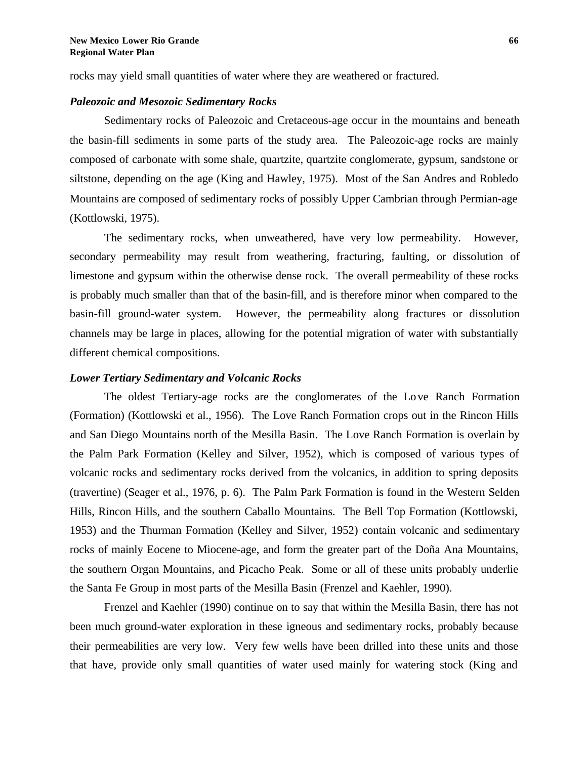rocks may yield small quantities of water where they are weathered or fractured.

***Paleozoic and Mesozoic Sedimentary Rocks***

Sedimentary rocks of Paleozoic and Cretaceous-age occur in the mountains and beneath the basin-fill sediments in some parts of the study area. The Paleozoic-age rocks are mainly composed of carbonate with some shale, quartzite, quartzite conglomerate, gypsum, sandstone or siltstone, depending on the age (King and Hawley, 1975). Most of the San Andres and Robledo Mountains are composed of sedimentary rocks of possibly Upper Cambrian through Permian-age (Kottlowski, 1975).

The sedimentary rocks, when unweathered, have very low permeability. However, secondary permeability may result from weathering, fracturing, faulting, or dissolution of limestone and gypsum within the otherwise dense rock. The overall permeability of these rocks is probably much smaller than that of the basin-fill, and is therefore minor when compared to the basin-fill ground-water system. However, the permeability along fractures or dissolution channels may be large in places, allowing for the potential migration of water with substantially different chemical compositions.

***Lower Tertiary Sedimentary and Volcanic Rocks***

The oldest Tertiary-age rocks are the conglomerates of the Love Ranch Formation (Formation) (Kottlowski et al., 1956). The Love Ranch Formation crops out in the Rincon Hills and San Diego Mountains north of the Mesilla Basin. The Love Ranch Formation is overlain by the Palm Park Formation (Kelley and Silver, 1952), which is composed of various types of volcanic rocks and sedimentary rocks derived from the volcanics, in addition to spring deposits (travertine) (Seager et al., 1976, p. 6). The Palm Park Formation is found in the Western Selden Hills, Rincon Hills, and the southern Caballo Mountains. The Bell Top Formation (Kottlowski, 1953) and the Thurman Formation (Kelley and Silver, 1952) contain volcanic and sedimentary rocks of mainly Eocene to Miocene-age, and form the greater part of the Doña Ana Mountains, the southern Organ Mountains, and Picacho Peak. Some or all of these units probably underlie the Santa Fe Group in most parts of the Mesilla Basin (Frenzel and Kaehler, 1990).

Frenzel and Kaehler (1990) continue on to say that within the Mesilla Basin, there has not been much ground-water exploration in these igneous and sedimentary rocks, probably because their permeabilities are very low. Very few wells have been drilled into these units and those that have, provide only small quantities of water used mainly for watering stock (King and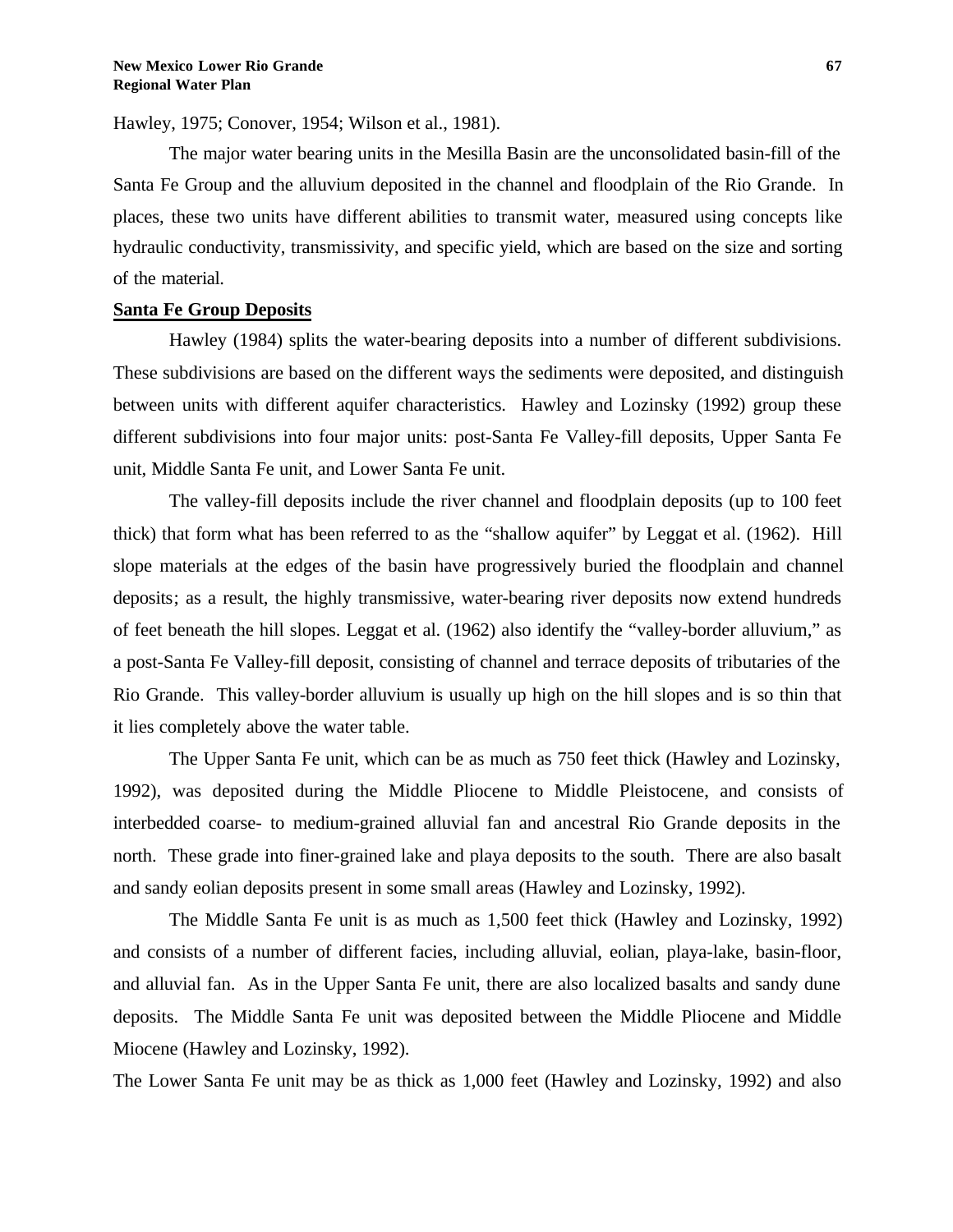Hawley, 1975; Conover, 1954; Wilson et al., 1981).

The major water bearing units in the Mesilla Basin are the unconsolidated basin-fill of the Santa Fe Group and the alluvium deposited in the channel and floodplain of the Rio Grande. In places, these two units have different abilities to transmit water, measured using concepts like hydraulic conductivity, transmissivity, and specific yield, which are based on the size and sorting of the material.

**Santa Fe Group Deposits**

Hawley (1984) splits the water-bearing deposits into a number of different subdivisions. These subdivisions are based on the different ways the sediments were deposited, and distinguish between units with different aquifer characteristics. Hawley and Lozinsky (1992) group these different subdivisions into four major units: post-Santa Fe Valley-fill deposits, Upper Santa Fe unit, Middle Santa Fe unit, and Lower Santa Fe unit.

The valley-fill deposits include the river channel and floodplain deposits (up to 100 feet thick) that form what has been referred to as the "shallow aquifer" by Leggat et al. (1962). Hill slope materials at the edges of the basin have progressively buried the floodplain and channel deposits; as a result, the highly transmissive, water-bearing river deposits now extend hundreds of feet beneath the hill slopes. Leggat et al. (1962) also identify the "valley-border alluvium," as a post-Santa Fe Valley-fill deposit, consisting of channel and terrace deposits of tributaries of the Rio Grande. This valley-border alluvium is usually up high on the hill slopes and is so thin that it lies completely above the water table.

The Upper Santa Fe unit, which can be as much as 750 feet thick (Hawley and Lozinsky, 1992), was deposited during the Middle Pliocene to Middle Pleistocene, and consists of interbedded coarse- to medium-grained alluvial fan and ancestral Rio Grande deposits in the north. These grade into finer-grained lake and playa deposits to the south. There are also basalt and sandy eolian deposits present in some small areas (Hawley and Lozinsky, 1992).

The Middle Santa Fe unit is as much as 1,500 feet thick (Hawley and Lozinsky, 1992) and consists of a number of different facies, including alluvial, eolian, playa-lake, basin-floor, and alluvial fan. As in the Upper Santa Fe unit, there are also localized basalts and sandy dune deposits. The Middle Santa Fe unit was deposited between the Middle Pliocene and Middle Miocene (Hawley and Lozinsky, 1992).

The Lower Santa Fe unit may be as thick as 1,000 feet (Hawley and Lozinsky, 1992) and also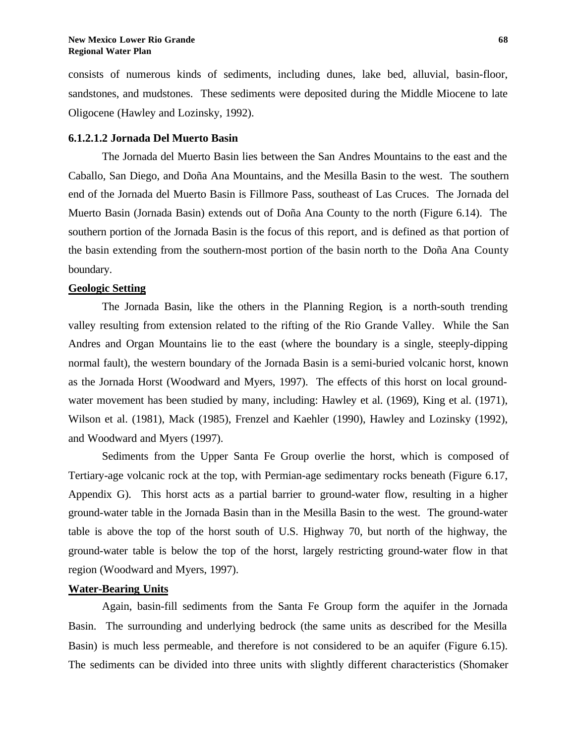consists of numerous kinds of sediments, including dunes, lake bed, alluvial, basin-floor, sandstones, and mudstones. These sediments were deposited during the Middle Miocene to late Oligocene (Hawley and Lozinsky, 1992).

#### 6.1.2.1.2 Jornada Del Muerto Basin

The Jornada del Muerto Basin lies between the San Andres Mountains to the east and the Caballo, San Diego, and Doña Ana Mountains, and the Mesilla Basin to the west. The southern end of the Jornada del Muerto Basin is Fillmore Pass, southeast of Las Cruces. The Jornada del Muerto Basin (Jornada Basin) extends out of Doña Ana County to the north (Figure 6.14). The southern portion of the Jornada Basin is the focus of this report, and is defined as that portion of the basin extending from the southern-most portion of the basin north to the Doña Ana County boundary.

**Geologic Setting**

The Jornada Basin, like the others in the Planning Region, is a north-south trending valley resulting from extension related to the rifting of the Rio Grande Valley. While the San Andres and Organ Mountains lie to the east (where the boundary is a single, steeply-dipping normal fault), the western boundary of the Jornada Basin is a semi-buried volcanic horst, known as the Jornada Horst (Woodward and Myers, 1997). The effects of this horst on local ground-water movement has been studied by many, including: Hawley et al. (1969), King et al. (1971), Wilson et al. (1981), Mack (1985), Frenzel and Kaehler (1990), Hawley and Lozinsky (1992), and Woodward and Myers (1997).

Sediments from the Upper Santa Fe Group overlie the horst, which is composed of Tertiary-age volcanic rock at the top, with Permian-age sedimentary rocks beneath (Figure 6.17, Appendix G). This horst acts as a partial barrier to ground-water flow, resulting in a higher ground-water table in the Jornada Basin than in the Mesilla Basin to the west. The ground-water table is above the top of the horst south of U.S. Highway 70, but north of the highway, the ground-water table is below the top of the horst, largely restricting ground-water flow in that region (Woodward and Myers, 1997).

**Water-Bearing Units**

Again, basin-fill sediments from the Santa Fe Group form the aquifer in the Jornada Basin. The surrounding and underlying bedrock (the same units as described for the Mesilla Basin) is much less permeable, and therefore is not considered to be an aquifer (Figure 6.15). The sediments can be divided into three units with slightly different characteristics (Shomaker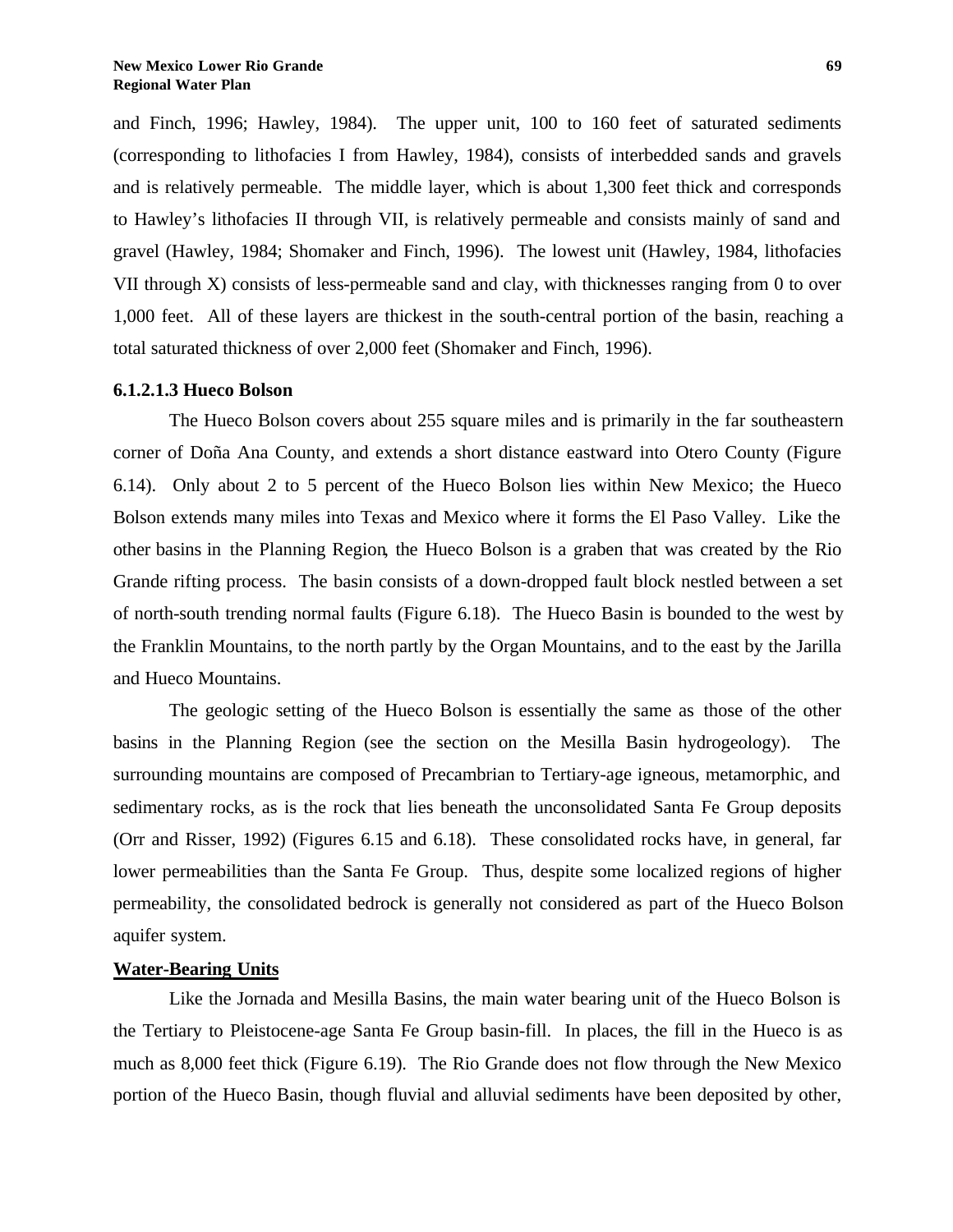and Finch, 1996; Hawley, 1984). The upper unit, 100 to 160 feet of saturated sediments (corresponding to lithofacies I from Hawley, 1984), consists of interbedded sands and gravels and is relatively permeable. The middle layer, which is about 1,300 feet thick and corresponds to Hawley's lithofacies II through VII, is relatively permeable and consists mainly of sand and gravel (Hawley, 1984; Shomaker and Finch, 1996). The lowest unit (Hawley, 1984, lithofacies VII through X) consists of less-permeable sand and clay, with thicknesses ranging from 0 to over 1,000 feet. All of these layers are thickest in the south-central portion of the basin, reaching a total saturated thickness of over 2,000 feet (Shomaker and Finch, 1996).

#### 6.1.2.1.3 Hueco Bolson

The Hueco Bolson covers about 255 square miles and is primarily in the far southeastern corner of Doña Ana County, and extends a short distance eastward into Otero County (Figure 6.14). Only about 2 to 5 percent of the Hueco Bolson lies within New Mexico; the Hueco Bolson extends many miles into Texas and Mexico where it forms the El Paso Valley. Like the other basins in the Planning Region, the Hueco Bolson is a graben that was created by the Rio Grande rifting process. The basin consists of a down-dropped fault block nestled between a set of north-south trending normal faults (Figure 6.18). The Hueco Basin is bounded to the west by the Franklin Mountains, to the north partly by the Organ Mountains, and to the east by the Jarilla and Hueco Mountains.

The geologic setting of the Hueco Bolson is essentially the same as those of the other basins in the Planning Region (see the section on the Mesilla Basin hydrogeology). The surrounding mountains are composed of Precambrian to Tertiary-age igneous, metamorphic, and sedimentary rocks, as is the rock that lies beneath the unconsolidated Santa Fe Group deposits (Orr and Risser, 1992) (Figures 6.15 and 6.18). These consolidated rocks have, in general, far lower permeabilities than the Santa Fe Group. Thus, despite some localized regions of higher permeability, the consolidated bedrock is generally not considered as part of the Hueco Bolson aquifer system.

**Water-Bearing Units**

Like the Jornada and Mesilla Basins, the main water bearing unit of the Hueco Bolson is the Tertiary to Pleistocene-age Santa Fe Group basin-fill. In places, the fill in the Hueco is as much as 8,000 feet thick (Figure 6.19). The Rio Grande does not flow through the New Mexico portion of the Hueco Basin, though fluvial and alluvial sediments have been deposited by other,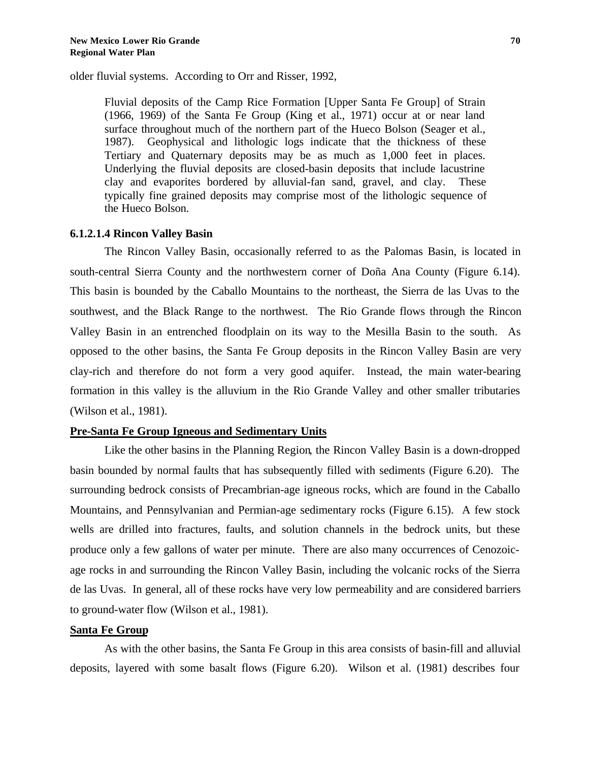older fluvial systems. According to Orr and Risser, 1992,

> Fluvial deposits of the Camp Rice Formation [Upper Santa Fe Group] of Strain (1966, 1969) of the Santa Fe Group (King et al., 1971) occur at or near land surface throughout much of the northern part of the Hueco Bolson (Seager et al., 1987). Geophysical and lithologic logs indicate that the thickness of these Tertiary and Quaternary deposits may be as much as 1,000 feet in places. Underlying the fluvial deposits are closed-basin deposits that include lacustrine clay and evaporites bordered by alluvial-fan sand, gravel, and clay. These typically fine grained deposits may comprise most of the lithologic sequence of the Hueco Bolson.

#### 6.1.2.1.4 Rincon Valley Basin

The Rincon Valley Basin, occasionally referred to as the Palomas Basin, is located in south-central Sierra County and the northwestern corner of Doña Ana County (Figure 6.14). This basin is bounded by the Caballo Mountains to the northeast, the Sierra de las Uvas to the southwest, and the Black Range to the northwest. The Rio Grande flows through the Rincon Valley Basin in an entrenched floodplain on its way to the Mesilla Basin to the south. As opposed to the other basins, the Santa Fe Group deposits in the Rincon Valley Basin are very clay-rich and therefore do not form a very good aquifer. Instead, the main water-bearing formation in this valley is the alluvium in the Rio Grande Valley and other smaller tributaries (Wilson et al., 1981).

**Pre-Santa Fe Group Igneous and Sedimentary Units**

Like the other basins in the Planning Region, the Rincon Valley Basin is a down-dropped basin bounded by normal faults that has subsequently filled with sediments (Figure 6.20). The surrounding bedrock consists of Precambrian-age igneous rocks, which are found in the Caballo Mountains, and Pennsylvanian and Permian-age sedimentary rocks (Figure 6.15). A few stock wells are drilled into fractures, faults, and solution channels in the bedrock units, but these produce only a few gallons of water per minute. There are also many occurrences of Cenozoic-age rocks in and surrounding the Rincon Valley Basin, including the volcanic rocks of the Sierra de las Uvas. In general, all of these rocks have very low permeability and are considered barriers to ground-water flow (Wilson et al., 1981).

**Santa Fe Group**

As with the other basins, the Santa Fe Group in this area consists of basin-fill and alluvial deposits, layered with some basalt flows (Figure 6.20). Wilson et al. (1981) describes four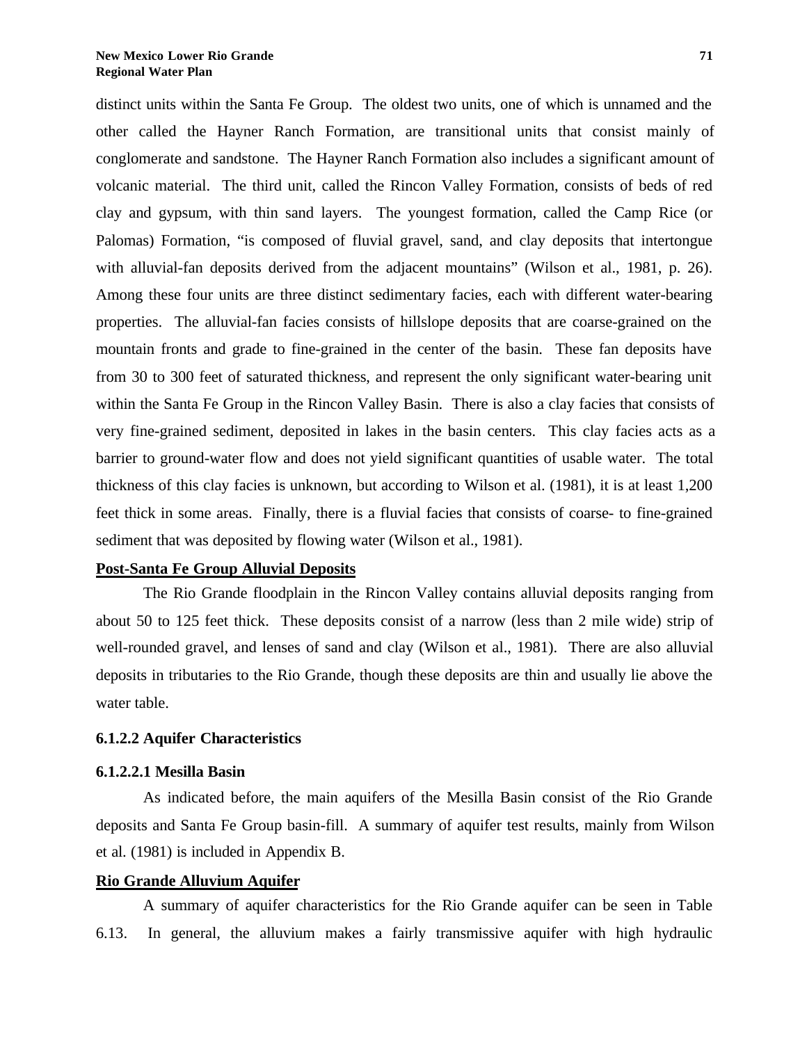distinct units within the Santa Fe Group. The oldest two units, one of which is unnamed and the other called the Hayner Ranch Formation, are transitional units that consist mainly of conglomerate and sandstone. The Hayner Ranch Formation also includes a significant amount of volcanic material. The third unit, called the Rincon Valley Formation, consists of beds of red clay and gypsum, with thin sand layers. The youngest formation, called the Camp Rice (or Palomas) Formation, "is composed of fluvial gravel, sand, and clay deposits that intertongue with alluvial-fan deposits derived from the adjacent mountains" (Wilson et al., 1981, p. 26). Among these four units are three distinct sedimentary facies, each with different water-bearing properties. The alluvial-fan facies consists of hillslope deposits that are coarse-grained on the mountain fronts and grade to fine-grained in the center of the basin. These fan deposits have from 30 to 300 feet of saturated thickness, and represent the only significant water-bearing unit within the Santa Fe Group in the Rincon Valley Basin. There is also a clay facies that consists of very fine-grained sediment, deposited in lakes in the basin centers. This clay facies acts as a barrier to ground-water flow and does not yield significant quantities of usable water. The total thickness of this clay facies is unknown, but according to Wilson et al. (1981), it is at least 1,200 feet thick in some areas. Finally, there is a fluvial facies that consists of coarse- to fine-grained sediment that was deposited by flowing water (Wilson et al., 1981).

**Post-Santa Fe Group Alluvial Deposits**

The Rio Grande floodplain in the Rincon Valley contains alluvial deposits ranging from about 50 to 125 feet thick. These deposits consist of a narrow (less than 2 mile wide) strip of well-rounded gravel, and lenses of sand and clay (Wilson et al., 1981). There are also alluvial deposits in tributaries to the Rio Grande, though these deposits are thin and usually lie above the water table.

### 6.1.2.2 Aquifer Characteristics

#### 6.1.2.2.1 Mesilla Basin

As indicated before, the main aquifers of the Mesilla Basin consist of the Rio Grande deposits and Santa Fe Group basin-fill. A summary of aquifer test results, mainly from Wilson et al. (1981) is included in Appendix B.

**Rio Grande Alluvium Aquifer**

A summary of aquifer characteristics for the Rio Grande aquifer can be seen in Table 6.13. In general, the alluvium makes a fairly transmissive aquifer with high hydraulic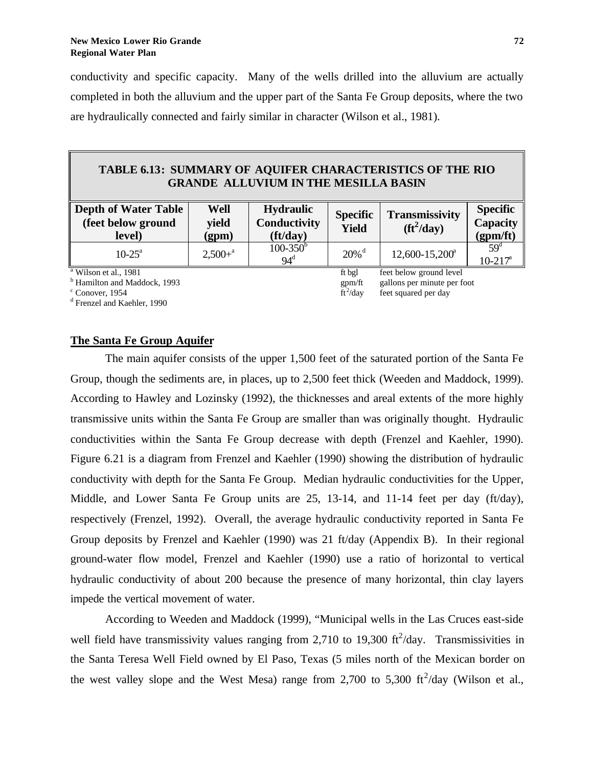conductivity and specific capacity. Many of the wells drilled into the alluvium are actually completed in both the alluvium and the upper part of the Santa Fe Group deposits, where the two are hydraulically connected and fairly similar in character (Wilson et al., 1981).

**TABLE 6.13: SUMMARY OF AQUIFER CHARACTERISTICS OF THE RIO GRANDE ALLUVIUM IN THE MESILLA BASIN**

| Depth of Water Table (feet below ground level) | Well yield (gpm) | Hydraulic Conductivity (ft/day) | Specific Yield | Transmissivity ($ft^2$/day) | Specific Capacity (gpm/ft) |
|---|---|---|---|---|---|
| 10-25[a] | 2,500+[a] | 100-350[b] 94[d] | 20%[d] | 12,600-15,200[a] | 59[d] 10-217[a] |

[a] Wilson et al., 1981
[b] Hamilton and Maddock, 1993
[c] Conover, 1954
[d] Frenzel and Kaehler, 1990

ft bgl feet below ground level
gpm/ft gallons per minute per foot
$ft^2$/day feet squared per day

## The Santa Fe Group Aquifer

The main aquifer consists of the upper 1,500 feet of the saturated portion of the Santa Fe Group, though the sediments are, in places, up to 2,500 feet thick (Weeden and Maddock, 1999). According to Hawley and Lozinsky (1992), the thicknesses and areal extents of the more highly transmissive units within the Santa Fe Group are smaller than was originally thought. Hydraulic conductivities within the Santa Fe Group decrease with depth (Frenzel and Kaehler, 1990). Figure 6.21 is a diagram from Frenzel and Kaehler (1990) showing the distribution of hydraulic conductivity with depth for the Santa Fe Group. Median hydraulic conductivities for the Upper, Middle, and Lower Santa Fe Group units are 25, 13-14, and 11-14 feet per day (ft/day), respectively (Frenzel, 1992). Overall, the average hydraulic conductivity reported in Santa Fe Group deposits by Frenzel and Kaehler (1990) was 21 ft/day (Appendix B). In their regional ground-water flow model, Frenzel and Kaehler (1990) use a ratio of horizontal to vertical hydraulic conductivity of about 200 because the presence of many horizontal, thin clay layers impede the vertical movement of water.

According to Weeden and Maddock (1999), "Municipal wells in the Las Cruces east-side well field have transmissivity values ranging from 2,710 to 19,300 $ft^2$/day. Transmissivities in the Santa Teresa Well Field owned by El Paso, Texas (5 miles north of the Mexican border on the west valley slope and the West Mesa) range from 2,700 to 5,300 $ft^2$/day (Wilson et al.,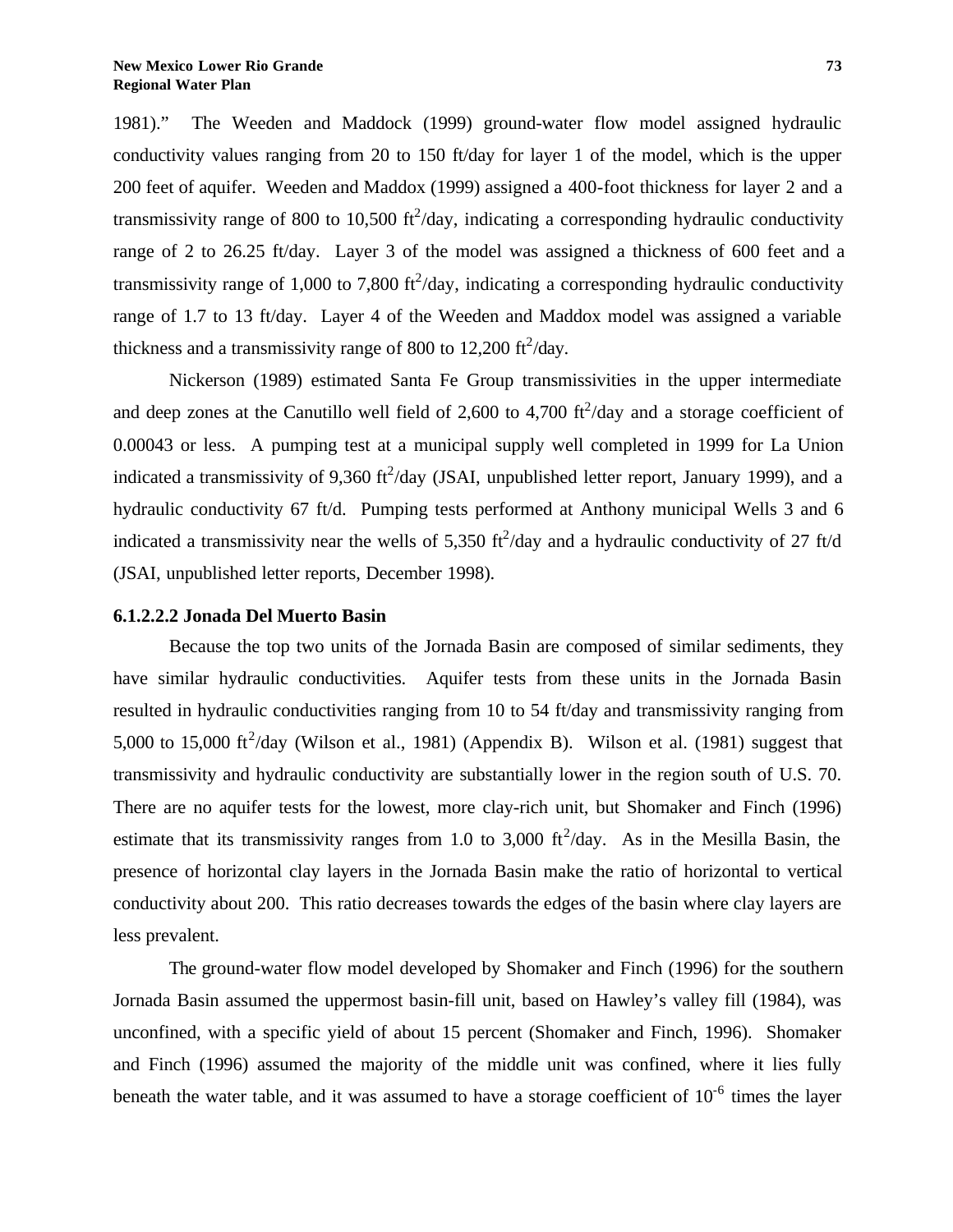1981)."  The Weeden and Maddock (1999) ground-water flow model assigned hydraulic conductivity values ranging from 20 to 150 ft/day for layer 1 of the model, which is the upper 200 feet of aquifer. Weeden and Maddox (1999) assigned a 400-foot thickness for layer 2 and a transmissivity range of 800 to 10,500 $ft^2$/day, indicating a corresponding hydraulic conductivity range of 2 to 26.25 ft/day. Layer 3 of the model was assigned a thickness of 600 feet and a transmissivity range of 1,000 to 7,800 $ft^2$/day, indicating a corresponding hydraulic conductivity range of 1.7 to 13 ft/day. Layer 4 of the Weeden and Maddox model was assigned a variable thickness and a transmissivity range of 800 to 12,200 $ft^2$/day.

Nickerson (1989) estimated Santa Fe Group transmissivities in the upper intermediate and deep zones at the Canutillo well field of 2,600 to 4,700 $ft^2$/day and a storage coefficient of 0.00043 or less. A pumping test at a municipal supply well completed in 1999 for La Union indicated a transmissivity of 9,360 $ft^2$/day (JSAI, unpublished letter report, January 1999), and a hydraulic conductivity 67 ft/d. Pumping tests performed at Anthony municipal Wells 3 and 6 indicated a transmissivity near the wells of 5,350 $ft^2$/day and a hydraulic conductivity of 27 ft/d (JSAI, unpublished letter reports, December 1998).

#### 6.1.2.2.2 Jonada Del Muerto Basin

Because the top two units of the Jornada Basin are composed of similar sediments, they have similar hydraulic conductivities. Aquifer tests from these units in the Jornada Basin resulted in hydraulic conductivities ranging from 10 to 54 ft/day and transmissivity ranging from 5,000 to 15,000 $ft^2$/day (Wilson et al., 1981) (Appendix B). Wilson et al. (1981) suggest that transmissivity and hydraulic conductivity are substantially lower in the region south of U.S. 70. There are no aquifer tests for the lowest, more clay-rich unit, but Shomaker and Finch (1996) estimate that its transmissivity ranges from 1.0 to 3,000 $ft^2$/day. As in the Mesilla Basin, the presence of horizontal clay layers in the Jornada Basin make the ratio of horizontal to vertical conductivity about 200. This ratio decreases towards the edges of the basin where clay layers are less prevalent.

The ground-water flow model developed by Shomaker and Finch (1996) for the southern Jornada Basin assumed the uppermost basin-fill unit, based on Hawley's valley fill (1984), was unconfined, with a specific yield of about 15 percent (Shomaker and Finch, 1996). Shomaker and Finch (1996) assumed the majority of the middle unit was confined, where it lies fully beneath the water table, and it was assumed to have a storage coefficient of $10^{-6}$ times the layer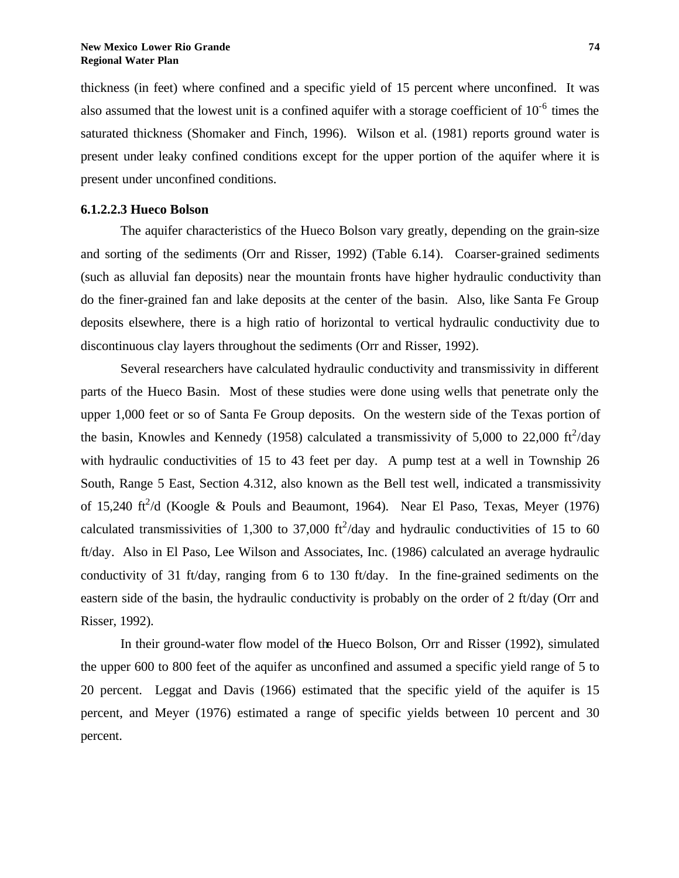thickness (in feet) where confined and a specific yield of 15 percent where unconfined. It was also assumed that the lowest unit is a confined aquifer with a storage coefficient of $10^{-6}$ times the saturated thickness (Shomaker and Finch, 1996). Wilson et al. (1981) reports ground water is present under leaky confined conditions except for the upper portion of the aquifer where it is present under unconfined conditions.

#### 6.1.2.2.3 Hueco Bolson

The aquifer characteristics of the Hueco Bolson vary greatly, depending on the grain-size and sorting of the sediments (Orr and Risser, 1992) (Table 6.14). Coarser-grained sediments (such as alluvial fan deposits) near the mountain fronts have higher hydraulic conductivity than do the finer-grained fan and lake deposits at the center of the basin. Also, like Santa Fe Group deposits elsewhere, there is a high ratio of horizontal to vertical hydraulic conductivity due to discontinuous clay layers throughout the sediments (Orr and Risser, 1992).

Several researchers have calculated hydraulic conductivity and transmissivity in different parts of the Hueco Basin. Most of these studies were done using wells that penetrate only the upper 1,000 feet or so of Santa Fe Group deposits. On the western side of the Texas portion of the basin, Knowles and Kennedy (1958) calculated a transmissivity of 5,000 to 22,000 $ft^2$/day with hydraulic conductivities of 15 to 43 feet per day. A pump test at a well in Township 26 South, Range 5 East, Section 4.312, also known as the Bell test well, indicated a transmissivity of 15,240 $ft^2$/d (Koogle & Pouls and Beaumont, 1964). Near El Paso, Texas, Meyer (1976) calculated transmissivities of 1,300 to 37,000 $ft^2$/day and hydraulic conductivities of 15 to 60 ft/day. Also in El Paso, Lee Wilson and Associates, Inc. (1986) calculated an average hydraulic conductivity of 31 ft/day, ranging from 6 to 130 ft/day. In the fine-grained sediments on the eastern side of the basin, the hydraulic conductivity is probably on the order of 2 ft/day (Orr and Risser, 1992).

In their ground-water flow model of the Hueco Bolson, Orr and Risser (1992), simulated the upper 600 to 800 feet of the aquifer as unconfined and assumed a specific yield range of 5 to 20 percent. Leggat and Davis (1966) estimated that the specific yield of the aquifer is 15 percent, and Meyer (1976) estimated a range of specific yields between 10 percent and 30 percent.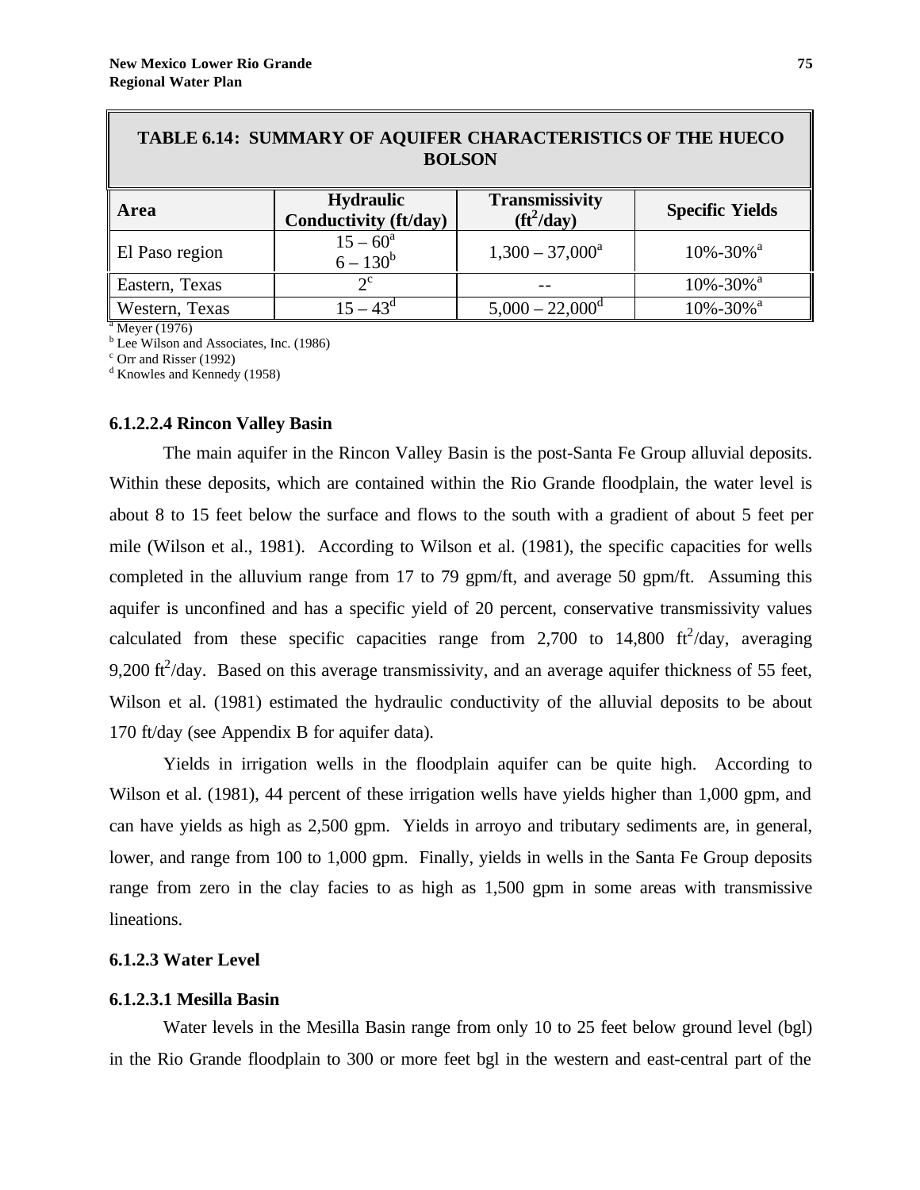**TABLE 6.14: SUMMARY OF AQUIFER CHARACTERISTICS OF THE HUECO BOLSON**

| Area | Hydraulic Conductivity (ft/day) | Transmissivity ($ft^2$/day) | Specific Yields |
|---|---|---|---|
| El Paso region | 15 – 60[a]<br>6 – 130[b] | 1,300 – 37,000[a] | 10%-30%[a] |
| Eastern, Texas | 2[c] | -- | 10%-30%[a] |
| Western, Texas | 15 – 43[d] | 5,000 – 22,000[d] | 10%-30%[a] |

[a] Meyer (1976)
[b] Lee Wilson and Associates, Inc. (1986)
[c] Orr and Risser (1992)
[d] Knowles and Kennedy (1958)

#### 6.1.2.2.4 Rincon Valley Basin

The main aquifer in the Rincon Valley Basin is the post-Santa Fe Group alluvial deposits. Within these deposits, which are contained within the Rio Grande floodplain, the water level is about 8 to 15 feet below the surface and flows to the south with a gradient of about 5 feet per mile (Wilson et al., 1981). According to Wilson et al. (1981), the specific capacities for wells completed in the alluvium range from 17 to 79 gpm/ft, and average 50 gpm/ft. Assuming this aquifer is unconfined and has a specific yield of 20 percent, conservative transmissivity values calculated from these specific capacities range from 2,700 to 14,800 $ft^2$/day, averaging 9,200 $ft^2$/day. Based on this average transmissivity, and an average aquifer thickness of 55 feet, Wilson et al. (1981) estimated the hydraulic conductivity of the alluvial deposits to be about 170 ft/day (see Appendix B for aquifer data).

Yields in irrigation wells in the floodplain aquifer can be quite high. According to Wilson et al. (1981), 44 percent of these irrigation wells have yields higher than 1,000 gpm, and can have yields as high as 2,500 gpm. Yields in arroyo and tributary sediments are, in general, lower, and range from 100 to 1,000 gpm. Finally, yields in wells in the Santa Fe Group deposits range from zero in the clay facies to as high as 1,500 gpm in some areas with transmissive lineations.

### 6.1.2.3 Water Level

#### 6.1.2.3.1 Mesilla Basin

Water levels in the Mesilla Basin range from only 10 to 25 feet below ground level (bgl) in the Rio Grande floodplain to 300 or more feet bgl in the western and east-central part of the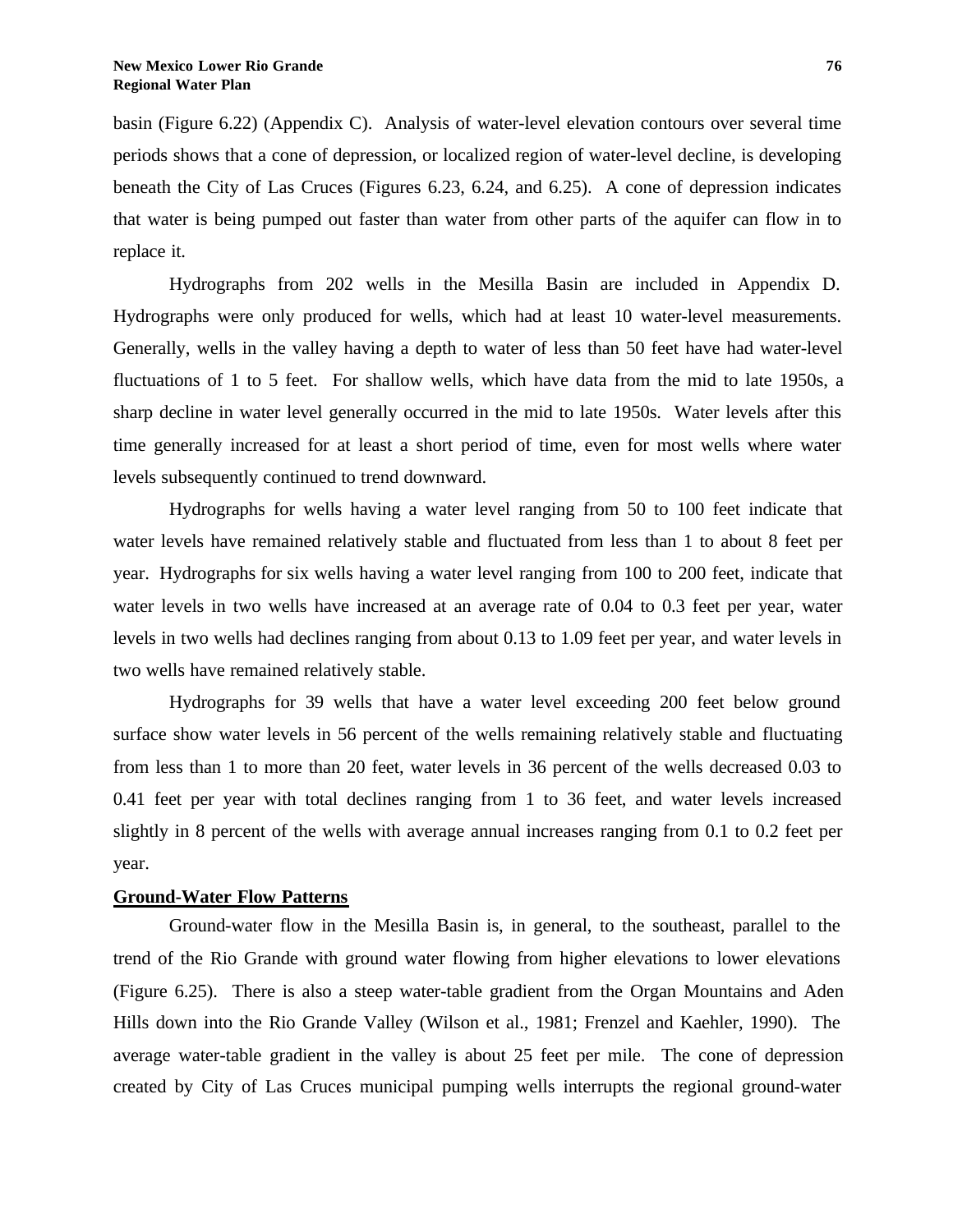basin (Figure 6.22) (Appendix C). Analysis of water-level elevation contours over several time periods shows that a cone of depression, or localized region of water-level decline, is developing beneath the City of Las Cruces (Figures 6.23, 6.24, and 6.25). A cone of depression indicates that water is being pumped out faster than water from other parts of the aquifer can flow in to replace it.

Hydrographs from 202 wells in the Mesilla Basin are included in Appendix D. Hydrographs were only produced for wells, which had at least 10 water-level measurements. Generally, wells in the valley having a depth to water of less than 50 feet have had water-level fluctuations of 1 to 5 feet. For shallow wells, which have data from the mid to late 1950s, a sharp decline in water level generally occurred in the mid to late 1950s. Water levels after this time generally increased for at least a short period of time, even for most wells where water levels subsequently continued to trend downward.

Hydrographs for wells having a water level ranging from 50 to 100 feet indicate that water levels have remained relatively stable and fluctuated from less than 1 to about 8 feet per year. Hydrographs for six wells having a water level ranging from 100 to 200 feet, indicate that water levels in two wells have increased at an average rate of 0.04 to 0.3 feet per year, water levels in two wells had declines ranging from about 0.13 to 1.09 feet per year, and water levels in two wells have remained relatively stable.

Hydrographs for 39 wells that have a water level exceeding 200 feet below ground surface show water levels in 56 percent of the wells remaining relatively stable and fluctuating from less than 1 to more than 20 feet, water levels in 36 percent of the wells decreased 0.03 to 0.41 feet per year with total declines ranging from 1 to 36 feet, and water levels increased slightly in 8 percent of the wells with average annual increases ranging from 0.1 to 0.2 feet per year.

**Ground-Water Flow Patterns**

Ground-water flow in the Mesilla Basin is, in general, to the southeast, parallel to the trend of the Rio Grande with ground water flowing from higher elevations to lower elevations (Figure 6.25). There is also a steep water-table gradient from the Organ Mountains and Aden Hills down into the Rio Grande Valley (Wilson et al., 1981; Frenzel and Kaehler, 1990). The average water-table gradient in the valley is about 25 feet per mile. The cone of depression created by City of Las Cruces municipal pumping wells interrupts the regional ground-water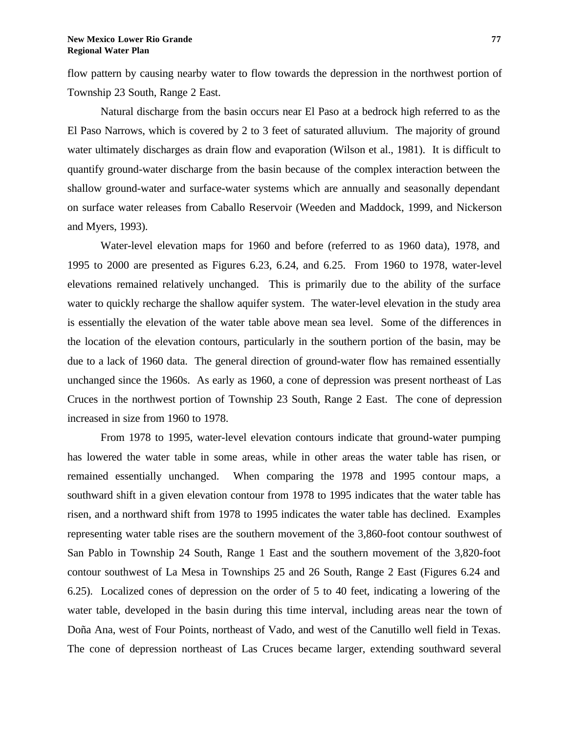flow pattern by causing nearby water to flow towards the depression in the northwest portion of Township 23 South, Range 2 East.

Natural discharge from the basin occurs near El Paso at a bedrock high referred to as the El Paso Narrows, which is covered by 2 to 3 feet of saturated alluvium. The majority of ground water ultimately discharges as drain flow and evaporation (Wilson et al., 1981). It is difficult to quantify ground-water discharge from the basin because of the complex interaction between the shallow ground-water and surface-water systems which are annually and seasonally dependant on surface water releases from Caballo Reservoir (Weeden and Maddock, 1999, and Nickerson and Myers, 1993).

Water-level elevation maps for 1960 and before (referred to as 1960 data), 1978, and 1995 to 2000 are presented as Figures 6.23, 6.24, and 6.25. From 1960 to 1978, water-level elevations remained relatively unchanged. This is primarily due to the ability of the surface water to quickly recharge the shallow aquifer system. The water-level elevation in the study area is essentially the elevation of the water table above mean sea level. Some of the differences in the location of the elevation contours, particularly in the southern portion of the basin, may be due to a lack of 1960 data. The general direction of ground-water flow has remained essentially unchanged since the 1960s. As early as 1960, a cone of depression was present northeast of Las Cruces in the northwest portion of Township 23 South, Range 2 East. The cone of depression increased in size from 1960 to 1978.

From 1978 to 1995, water-level elevation contours indicate that ground-water pumping has lowered the water table in some areas, while in other areas the water table has risen, or remained essentially unchanged. When comparing the 1978 and 1995 contour maps, a southward shift in a given elevation contour from 1978 to 1995 indicates that the water table has risen, and a northward shift from 1978 to 1995 indicates the water table has declined. Examples representing water table rises are the southern movement of the 3,860-foot contour southwest of San Pablo in Township 24 South, Range 1 East and the southern movement of the 3,820-foot contour southwest of La Mesa in Townships 25 and 26 South, Range 2 East (Figures 6.24 and 6.25). Localized cones of depression on the order of 5 to 40 feet, indicating a lowering of the water table, developed in the basin during this time interval, including areas near the town of Doña Ana, west of Four Points, northeast of Vado, and west of the Canutillo well field in Texas. The cone of depression northeast of Las Cruces became larger, extending southward several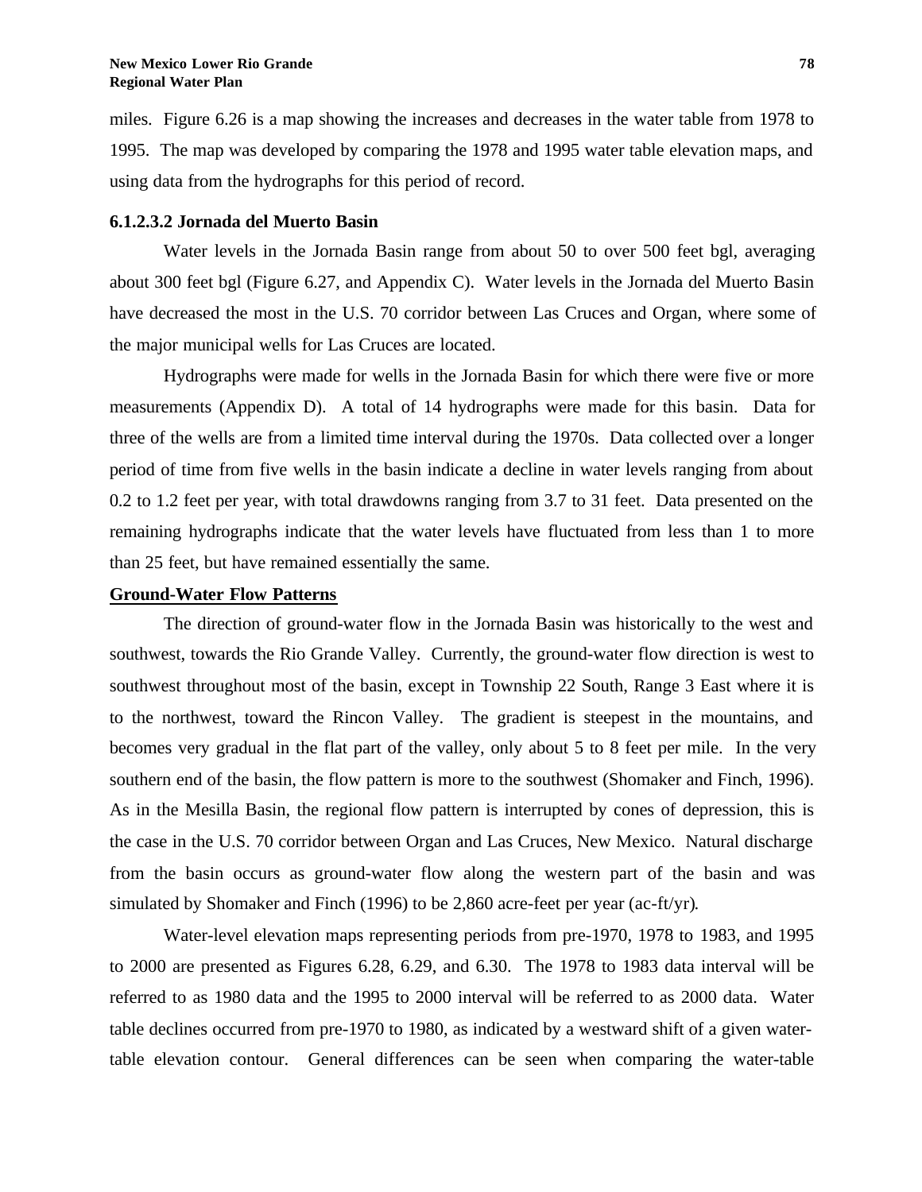miles. Figure 6.26 is a map showing the increases and decreases in the water table from 1978 to 1995. The map was developed by comparing the 1978 and 1995 water table elevation maps, and using data from the hydrographs for this period of record.

#### 6.1.2.3.2 Jornada del Muerto Basin

Water levels in the Jornada Basin range from about 50 to over 500 feet bgl, averaging about 300 feet bgl (Figure 6.27, and Appendix C). Water levels in the Jornada del Muerto Basin have decreased the most in the U.S. 70 corridor between Las Cruces and Organ, where some of the major municipal wells for Las Cruces are located.

Hydrographs were made for wells in the Jornada Basin for which there were five or more measurements (Appendix D). A total of 14 hydrographs were made for this basin. Data for three of the wells are from a limited time interval during the 1970s. Data collected over a longer period of time from five wells in the basin indicate a decline in water levels ranging from about 0.2 to 1.2 feet per year, with total drawdowns ranging from 3.7 to 31 feet. Data presented on the remaining hydrographs indicate that the water levels have fluctuated from less than 1 to more than 25 feet, but have remained essentially the same.

**Ground-Water Flow Patterns**

The direction of ground-water flow in the Jornada Basin was historically to the west and southwest, towards the Rio Grande Valley. Currently, the ground-water flow direction is west to southwest throughout most of the basin, except in Township 22 South, Range 3 East where it is to the northwest, toward the Rincon Valley. The gradient is steepest in the mountains, and becomes very gradual in the flat part of the valley, only about 5 to 8 feet per mile. In the very southern end of the basin, the flow pattern is more to the southwest (Shomaker and Finch, 1996). As in the Mesilla Basin, the regional flow pattern is interrupted by cones of depression, this is the case in the U.S. 70 corridor between Organ and Las Cruces, New Mexico. Natural discharge from the basin occurs as ground-water flow along the western part of the basin and was simulated by Shomaker and Finch (1996) to be 2,860 acre-feet per year (ac-ft/yr).

Water-level elevation maps representing periods from pre-1970, 1978 to 1983, and 1995 to 2000 are presented as Figures 6.28, 6.29, and 6.30. The 1978 to 1983 data interval will be referred to as 1980 data and the 1995 to 2000 interval will be referred to as 2000 data. Water table declines occurred from pre-1970 to 1980, as indicated by a westward shift of a given water-table elevation contour. General differences can be seen when comparing the water-table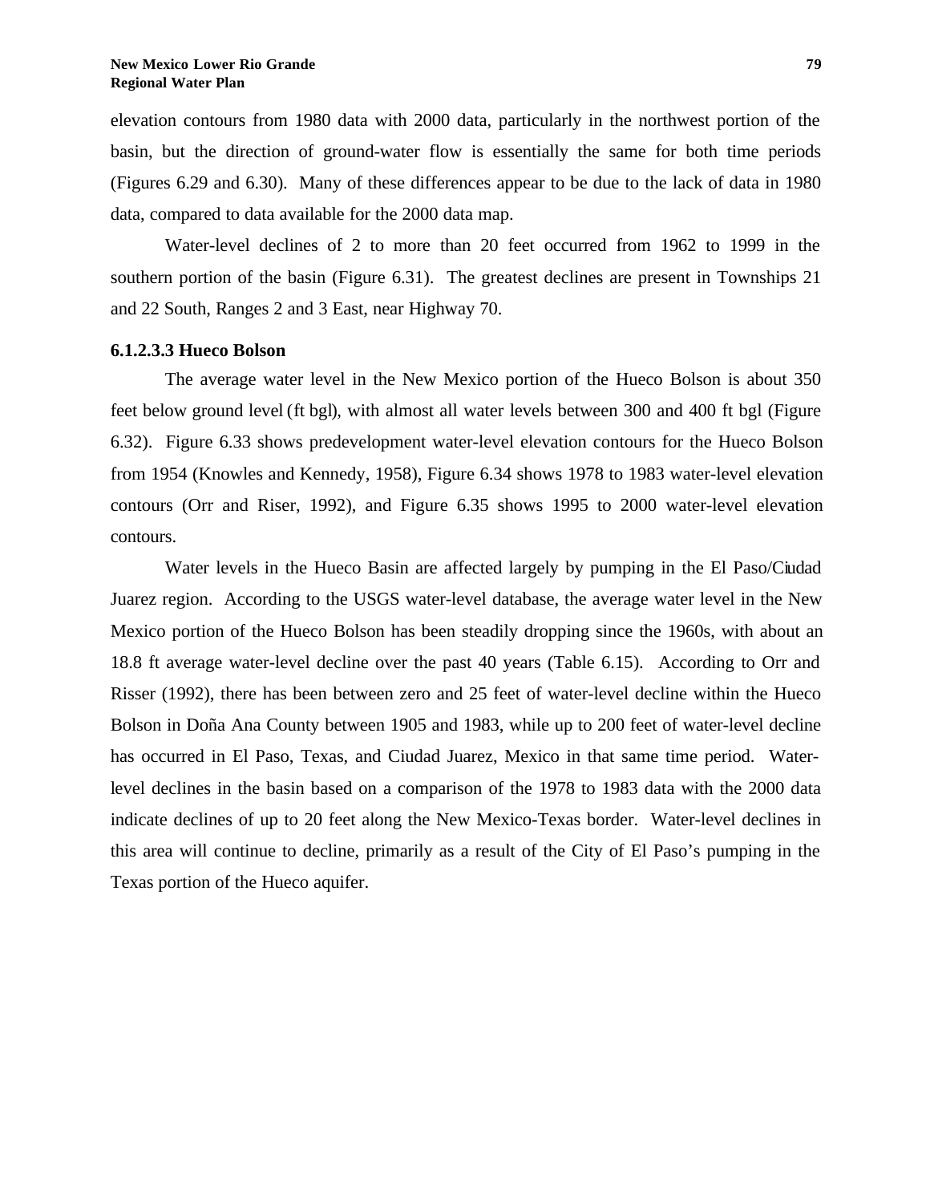elevation contours from 1980 data with 2000 data, particularly in the northwest portion of the basin, but the direction of ground-water flow is essentially the same for both time periods (Figures 6.29 and 6.30). Many of these differences appear to be due to the lack of data in 1980 data, compared to data available for the 2000 data map.

Water-level declines of 2 to more than 20 feet occurred from 1962 to 1999 in the southern portion of the basin (Figure 6.31). The greatest declines are present in Townships 21 and 22 South, Ranges 2 and 3 East, near Highway 70.

#### 6.1.2.3.3 Hueco Bolson

The average water level in the New Mexico portion of the Hueco Bolson is about 350 feet below ground level (ft bgl), with almost all water levels between 300 and 400 ft bgl (Figure 6.32). Figure 6.33 shows predevelopment water-level elevation contours for the Hueco Bolson from 1954 (Knowles and Kennedy, 1958), Figure 6.34 shows 1978 to 1983 water-level elevation contours (Orr and Riser, 1992), and Figure 6.35 shows 1995 to 2000 water-level elevation contours.

Water levels in the Hueco Basin are affected largely by pumping in the El Paso/Ciudad Juarez region. According to the USGS water-level database, the average water level in the New Mexico portion of the Hueco Bolson has been steadily dropping since the 1960s, with about an 18.8 ft average water-level decline over the past 40 years (Table 6.15). According to Orr and Risser (1992), there has been between zero and 25 feet of water-level decline within the Hueco Bolson in Doña Ana County between 1905 and 1983, while up to 200 feet of water-level decline has occurred in El Paso, Texas, and Ciudad Juarez, Mexico in that same time period. Water-level declines in the basin based on a comparison of the 1978 to 1983 data with the 2000 data indicate declines of up to 20 feet along the New Mexico-Texas border. Water-level declines in this area will continue to decline, primarily as a result of the City of El Paso's pumping in the Texas portion of the Hueco aquifer.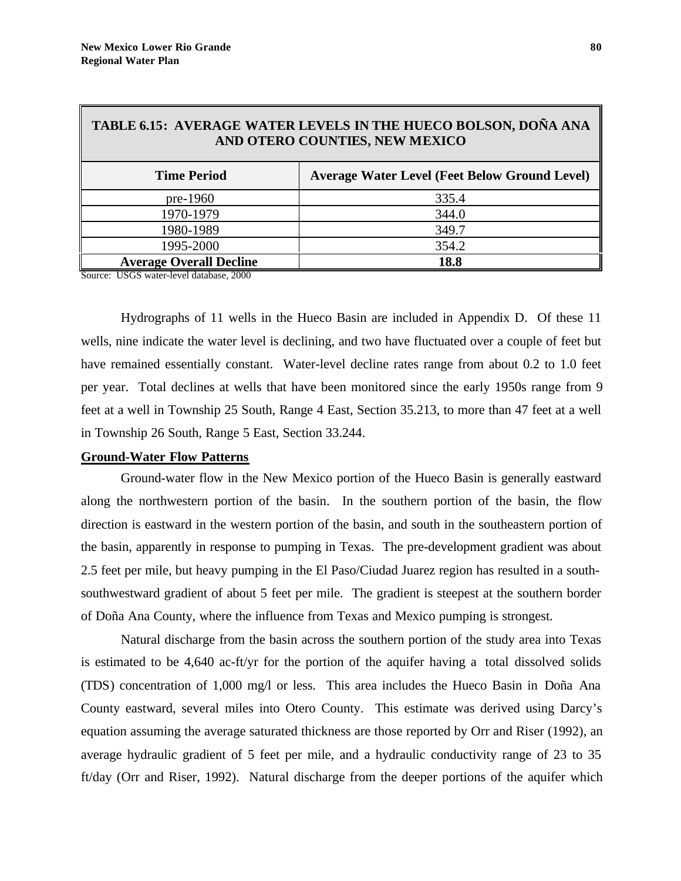| TABLE 6.15: AVERAGE WATER LEVELS IN THE HUECO BOLSON, DOÑA ANA AND OTERO COUNTIES, NEW MEXICO | |
|---|---|
| **Time Period** | **Average Water Level (Feet Below Ground Level)** |
| pre-1960 | 335.4 |
| 1970-1979 | 344.0 |
| 1980-1989 | 349.7 |
| 1995-2000 | 354.2 |
| **Average Overall Decline** | **18.8** |

Source: USGS water-level database, 2000

Hydrographs of 11 wells in the Hueco Basin are included in Appendix D. Of these 11 wells, nine indicate the water level is declining, and two have fluctuated over a couple of feet but have remained essentially constant. Water-level decline rates range from about 0.2 to 1.0 feet per year. Total declines at wells that have been monitored since the early 1950s range from 9 feet at a well in Township 25 South, Range 4 East, Section 35.213, to more than 47 feet at a well in Township 26 South, Range 5 East, Section 33.244.

**Ground-Water Flow Patterns**

Ground-water flow in the New Mexico portion of the Hueco Basin is generally eastward along the northwestern portion of the basin. In the southern portion of the basin, the flow direction is eastward in the western portion of the basin, and south in the southeastern portion of the basin, apparently in response to pumping in Texas. The pre-development gradient was about 2.5 feet per mile, but heavy pumping in the El Paso/Ciudad Juarez region has resulted in a south-southwestward gradient of about 5 feet per mile. The gradient is steepest at the southern border of Doña Ana County, where the influence from Texas and Mexico pumping is strongest.

Natural discharge from the basin across the southern portion of the study area into Texas is estimated to be 4,640 ac-ft/yr for the portion of the aquifer having a total dissolved solids (TDS) concentration of 1,000 mg/l or less. This area includes the Hueco Basin in Doña Ana County eastward, several miles into Otero County. This estimate was derived using Darcy's equation assuming the average saturated thickness are those reported by Orr and Riser (1992), an average hydraulic gradient of 5 feet per mile, and a hydraulic conductivity range of 23 to 35 ft/day (Orr and Riser, 1992). Natural discharge from the deeper portions of the aquifer which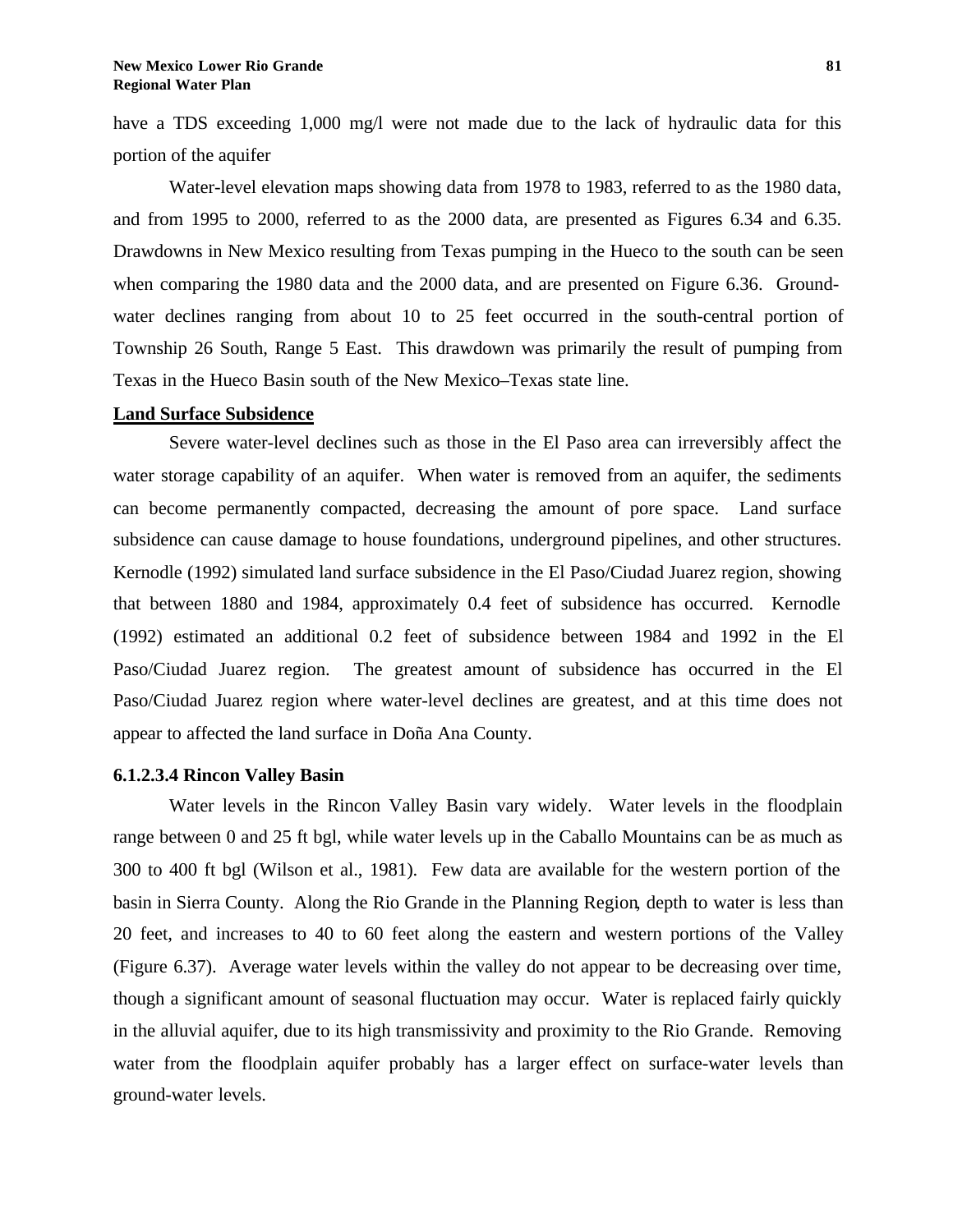have a TDS exceeding 1,000 mg/l were not made due to the lack of hydraulic data for this portion of the aquifer

Water-level elevation maps showing data from 1978 to 1983, referred to as the 1980 data, and from 1995 to 2000, referred to as the 2000 data, are presented as Figures 6.34 and 6.35. Drawdowns in New Mexico resulting from Texas pumping in the Hueco to the south can be seen when comparing the 1980 data and the 2000 data, and are presented on Figure 6.36. Ground-water declines ranging from about 10 to 25 feet occurred in the south-central portion of Township 26 South, Range 5 East. This drawdown was primarily the result of pumping from Texas in the Hueco Basin south of the New Mexico–Texas state line.

**Land Surface Subsidence**

Severe water-level declines such as those in the El Paso area can irreversibly affect the water storage capability of an aquifer. When water is removed from an aquifer, the sediments can become permanently compacted, decreasing the amount of pore space. Land surface subsidence can cause damage to house foundations, underground pipelines, and other structures. Kernodle (1992) simulated land surface subsidence in the El Paso/Ciudad Juarez region, showing that between 1880 and 1984, approximately 0.4 feet of subsidence has occurred. Kernodle (1992) estimated an additional 0.2 feet of subsidence between 1984 and 1992 in the El Paso/Ciudad Juarez region. The greatest amount of subsidence has occurred in the El Paso/Ciudad Juarez region where water-level declines are greatest, and at this time does not appear to affected the land surface in Doña Ana County.

#### 6.1.2.3.4 Rincon Valley Basin

Water levels in the Rincon Valley Basin vary widely. Water levels in the floodplain range between 0 and 25 ft bgl, while water levels up in the Caballo Mountains can be as much as 300 to 400 ft bgl (Wilson et al., 1981). Few data are available for the western portion of the basin in Sierra County. Along the Rio Grande in the Planning Region, depth to water is less than 20 feet, and increases to 40 to 60 feet along the eastern and western portions of the Valley (Figure 6.37). Average water levels within the valley do not appear to be decreasing over time, though a significant amount of seasonal fluctuation may occur. Water is replaced fairly quickly in the alluvial aquifer, due to its high transmissivity and proximity to the Rio Grande. Removing water from the floodplain aquifer probably has a larger effect on surface-water levels than ground-water levels.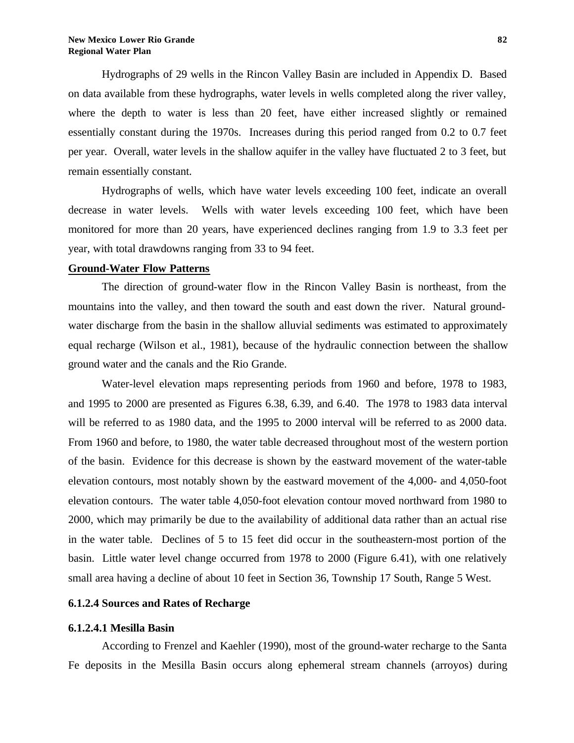Hydrographs of 29 wells in the Rincon Valley Basin are included in Appendix D. Based on data available from these hydrographs, water levels in wells completed along the river valley, where the depth to water is less than 20 feet, have either increased slightly or remained essentially constant during the 1970s. Increases during this period ranged from 0.2 to 0.7 feet per year. Overall, water levels in the shallow aquifer in the valley have fluctuated 2 to 3 feet, but remain essentially constant.

Hydrographs of wells, which have water levels exceeding 100 feet, indicate an overall decrease in water levels. Wells with water levels exceeding 100 feet, which have been monitored for more than 20 years, have experienced declines ranging from 1.9 to 3.3 feet per year, with total drawdowns ranging from 33 to 94 feet.

**Ground-Water Flow Patterns**

The direction of ground-water flow in the Rincon Valley Basin is northeast, from the mountains into the valley, and then toward the south and east down the river. Natural ground-water discharge from the basin in the shallow alluvial sediments was estimated to approximately equal recharge (Wilson et al., 1981), because of the hydraulic connection between the shallow ground water and the canals and the Rio Grande.

Water-level elevation maps representing periods from 1960 and before, 1978 to 1983, and 1995 to 2000 are presented as Figures 6.38, 6.39, and 6.40. The 1978 to 1983 data interval will be referred to as 1980 data, and the 1995 to 2000 interval will be referred to as 2000 data. From 1960 and before, to 1980, the water table decreased throughout most of the western portion of the basin. Evidence for this decrease is shown by the eastward movement of the water-table elevation contours, most notably shown by the eastward movement of the 4,000- and 4,050-foot elevation contours. The water table 4,050-foot elevation contour moved northward from 1980 to 2000, which may primarily be due to the availability of additional data rather than an actual rise in the water table. Declines of 5 to 15 feet did occur in the southeastern-most portion of the basin. Little water level change occurred from 1978 to 2000 (Figure 6.41), with one relatively small area having a decline of about 10 feet in Section 36, Township 17 South, Range 5 West.

### 6.1.2.4 Sources and Rates of Recharge

#### 6.1.2.4.1 Mesilla Basin

According to Frenzel and Kaehler (1990), most of the ground-water recharge to the Santa Fe deposits in the Mesilla Basin occurs along ephemeral stream channels (arroyos) during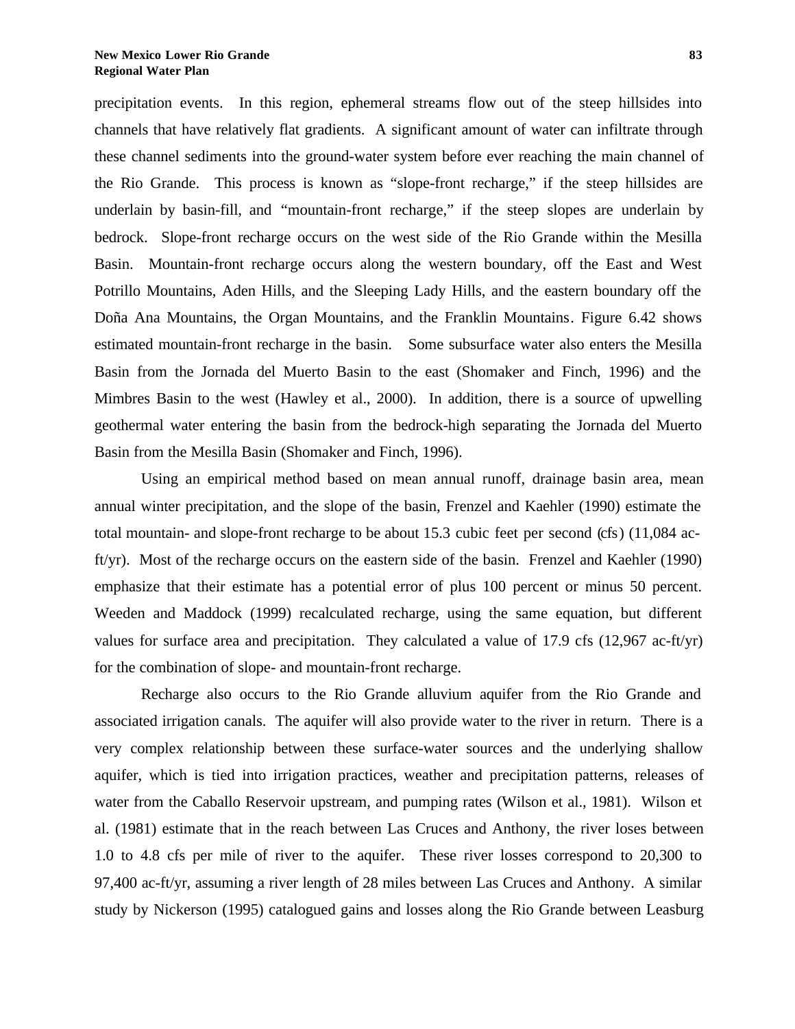precipitation events. In this region, ephemeral streams flow out of the steep hillsides into channels that have relatively flat gradients. A significant amount of water can infiltrate through these channel sediments into the ground-water system before ever reaching the main channel of the Rio Grande. This process is known as "slope-front recharge," if the steep hillsides are underlain by basin-fill, and "mountain-front recharge," if the steep slopes are underlain by bedrock. Slope-front recharge occurs on the west side of the Rio Grande within the Mesilla Basin. Mountain-front recharge occurs along the western boundary, off the East and West Potrillo Mountains, Aden Hills, and the Sleeping Lady Hills, and the eastern boundary off the Doña Ana Mountains, the Organ Mountains, and the Franklin Mountains. Figure 6.42 shows estimated mountain-front recharge in the basin. Some subsurface water also enters the Mesilla Basin from the Jornada del Muerto Basin to the east (Shomaker and Finch, 1996) and the Mimbres Basin to the west (Hawley et al., 2000). In addition, there is a source of upwelling geothermal water entering the basin from the bedrock-high separating the Jornada del Muerto Basin from the Mesilla Basin (Shomaker and Finch, 1996).

Using an empirical method based on mean annual runoff, drainage basin area, mean annual winter precipitation, and the slope of the basin, Frenzel and Kaehler (1990) estimate the total mountain- and slope-front recharge to be about 15.3 cubic feet per second (cfs) (11,084 ac-ft/yr). Most of the recharge occurs on the eastern side of the basin. Frenzel and Kaehler (1990) emphasize that their estimate has a potential error of plus 100 percent or minus 50 percent. Weeden and Maddock (1999) recalculated recharge, using the same equation, but different values for surface area and precipitation. They calculated a value of 17.9 cfs (12,967 ac-ft/yr) for the combination of slope- and mountain-front recharge.

Recharge also occurs to the Rio Grande alluvium aquifer from the Rio Grande and associated irrigation canals. The aquifer will also provide water to the river in return. There is a very complex relationship between these surface-water sources and the underlying shallow aquifer, which is tied into irrigation practices, weather and precipitation patterns, releases of water from the Caballo Reservoir upstream, and pumping rates (Wilson et al., 1981). Wilson et al. (1981) estimate that in the reach between Las Cruces and Anthony, the river loses between 1.0 to 4.8 cfs per mile of river to the aquifer. These river losses correspond to 20,300 to 97,400 ac-ft/yr, assuming a river length of 28 miles between Las Cruces and Anthony. A similar study by Nickerson (1995) catalogued gains and losses along the Rio Grande between Leasburg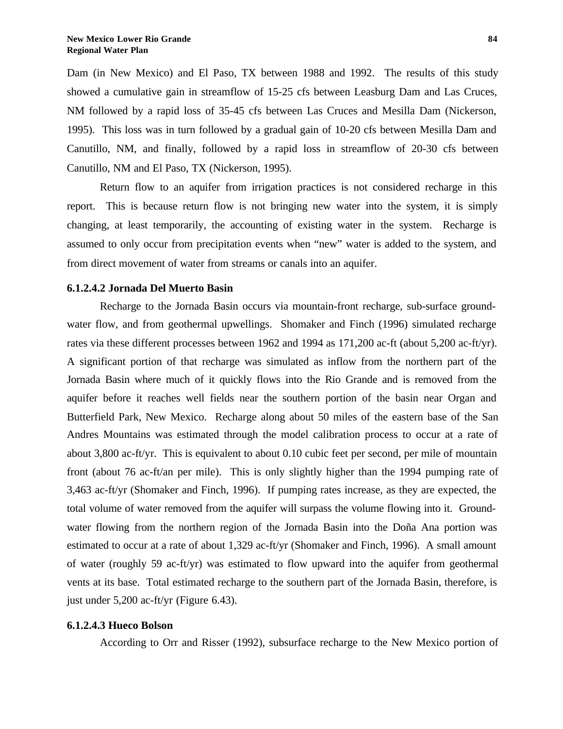Dam (in New Mexico) and El Paso, TX between 1988 and 1992. The results of this study showed a cumulative gain in streamflow of 15-25 cfs between Leasburg Dam and Las Cruces, NM followed by a rapid loss of 35-45 cfs between Las Cruces and Mesilla Dam (Nickerson, 1995). This loss was in turn followed by a gradual gain of 10-20 cfs between Mesilla Dam and Canutillo, NM, and finally, followed by a rapid loss in streamflow of 20-30 cfs between Canutillo, NM and El Paso, TX (Nickerson, 1995).

Return flow to an aquifer from irrigation practices is not considered recharge in this report. This is because return flow is not bringing new water into the system, it is simply changing, at least temporarily, the accounting of existing water in the system. Recharge is assumed to only occur from precipitation events when "new" water is added to the system, and from direct movement of water from streams or canals into an aquifer.

#### 6.1.2.4.2 Jornada Del Muerto Basin

Recharge to the Jornada Basin occurs via mountain-front recharge, sub-surface ground-water flow, and from geothermal upwellings. Shomaker and Finch (1996) simulated recharge rates via these different processes between 1962 and 1994 as 171,200 ac-ft (about 5,200 ac-ft/yr). A significant portion of that recharge was simulated as inflow from the northern part of the Jornada Basin where much of it quickly flows into the Rio Grande and is removed from the aquifer before it reaches well fields near the southern portion of the basin near Organ and Butterfield Park, New Mexico. Recharge along about 50 miles of the eastern base of the San Andres Mountains was estimated through the model calibration process to occur at a rate of about 3,800 ac-ft/yr. This is equivalent to about 0.10 cubic feet per second, per mile of mountain front (about 76 ac-ft/an per mile). This is only slightly higher than the 1994 pumping rate of 3,463 ac-ft/yr (Shomaker and Finch, 1996). If pumping rates increase, as they are expected, the total volume of water removed from the aquifer will surpass the volume flowing into it. Ground-water flowing from the northern region of the Jornada Basin into the Doña Ana portion was estimated to occur at a rate of about 1,329 ac-ft/yr (Shomaker and Finch, 1996). A small amount of water (roughly 59 ac-ft/yr) was estimated to flow upward into the aquifer from geothermal vents at its base. Total estimated recharge to the southern part of the Jornada Basin, therefore, is just under 5,200 ac-ft/yr (Figure 6.43).

#### 6.1.2.4.3 Hueco Bolson

According to Orr and Risser (1992), subsurface recharge to the New Mexico portion of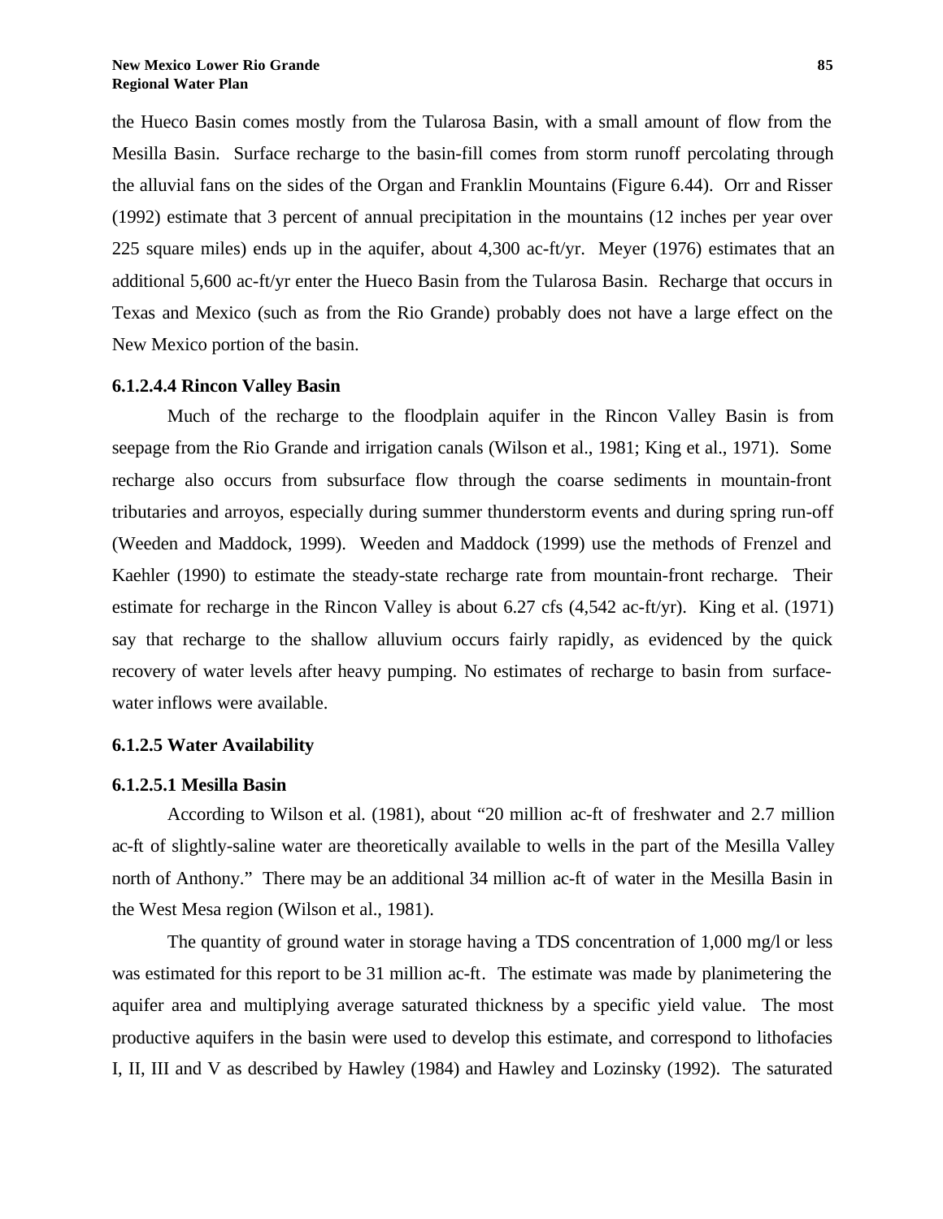the Hueco Basin comes mostly from the Tularosa Basin, with a small amount of flow from the Mesilla Basin. Surface recharge to the basin-fill comes from storm runoff percolating through the alluvial fans on the sides of the Organ and Franklin Mountains (Figure 6.44). Orr and Risser (1992) estimate that 3 percent of annual precipitation in the mountains (12 inches per year over 225 square miles) ends up in the aquifer, about 4,300 ac-ft/yr. Meyer (1976) estimates that an additional 5,600 ac-ft/yr enter the Hueco Basin from the Tularosa Basin. Recharge that occurs in Texas and Mexico (such as from the Rio Grande) probably does not have a large effect on the New Mexico portion of the basin.

#### 6.1.2.4.4 Rincon Valley Basin

Much of the recharge to the floodplain aquifer in the Rincon Valley Basin is from seepage from the Rio Grande and irrigation canals (Wilson et al., 1981; King et al., 1971). Some recharge also occurs from subsurface flow through the coarse sediments in mountain-front tributaries and arroyos, especially during summer thunderstorm events and during spring run-off (Weeden and Maddock, 1999). Weeden and Maddock (1999) use the methods of Frenzel and Kaehler (1990) to estimate the steady-state recharge rate from mountain-front recharge. Their estimate for recharge in the Rincon Valley is about 6.27 cfs (4,542 ac-ft/yr). King et al. (1971) say that recharge to the shallow alluvium occurs fairly rapidly, as evidenced by the quick recovery of water levels after heavy pumping. No estimates of recharge to basin from surface-water inflows were available.

### 6.1.2.5 Water Availability

#### 6.1.2.5.1 Mesilla Basin

According to Wilson et al. (1981), about "20 million ac-ft of freshwater and 2.7 million ac-ft of slightly-saline water are theoretically available to wells in the part of the Mesilla Valley north of Anthony." There may be an additional 34 million ac-ft of water in the Mesilla Basin in the West Mesa region (Wilson et al., 1981).

The quantity of ground water in storage having a TDS concentration of 1,000 mg/l or less was estimated for this report to be 31 million ac-ft. The estimate was made by planimetering the aquifer area and multiplying average saturated thickness by a specific yield value. The most productive aquifers in the basin were used to develop this estimate, and correspond to lithofacies I, II, III and V as described by Hawley (1984) and Hawley and Lozinsky (1992). The saturated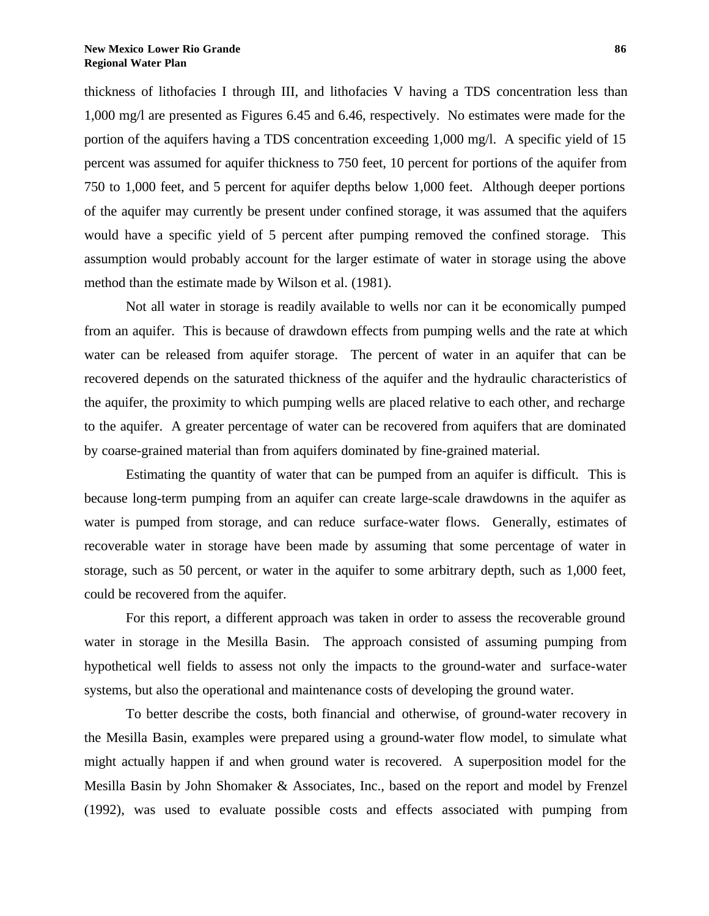thickness of lithofacies I through III, and lithofacies V having a TDS concentration less than 1,000 mg/l are presented as Figures 6.45 and 6.46, respectively. No estimates were made for the portion of the aquifers having a TDS concentration exceeding 1,000 mg/l. A specific yield of 15 percent was assumed for aquifer thickness to 750 feet, 10 percent for portions of the aquifer from 750 to 1,000 feet, and 5 percent for aquifer depths below 1,000 feet. Although deeper portions of the aquifer may currently be present under confined storage, it was assumed that the aquifers would have a specific yield of 5 percent after pumping removed the confined storage. This assumption would probably account for the larger estimate of water in storage using the above method than the estimate made by Wilson et al. (1981).

Not all water in storage is readily available to wells nor can it be economically pumped from an aquifer. This is because of drawdown effects from pumping wells and the rate at which water can be released from aquifer storage. The percent of water in an aquifer that can be recovered depends on the saturated thickness of the aquifer and the hydraulic characteristics of the aquifer, the proximity to which pumping wells are placed relative to each other, and recharge to the aquifer. A greater percentage of water can be recovered from aquifers that are dominated by coarse-grained material than from aquifers dominated by fine-grained material.

Estimating the quantity of water that can be pumped from an aquifer is difficult. This is because long-term pumping from an aquifer can create large-scale drawdowns in the aquifer as water is pumped from storage, and can reduce surface-water flows. Generally, estimates of recoverable water in storage have been made by assuming that some percentage of water in storage, such as 50 percent, or water in the aquifer to some arbitrary depth, such as 1,000 feet, could be recovered from the aquifer.

For this report, a different approach was taken in order to assess the recoverable ground water in storage in the Mesilla Basin. The approach consisted of assuming pumping from hypothetical well fields to assess not only the impacts to the ground-water and surface-water systems, but also the operational and maintenance costs of developing the ground water.

To better describe the costs, both financial and otherwise, of ground-water recovery in the Mesilla Basin, examples were prepared using a ground-water flow model, to simulate what might actually happen if and when ground water is recovered. A superposition model for the Mesilla Basin by John Shomaker & Associates, Inc., based on the report and model by Frenzel (1992), was used to evaluate possible costs and effects associated with pumping from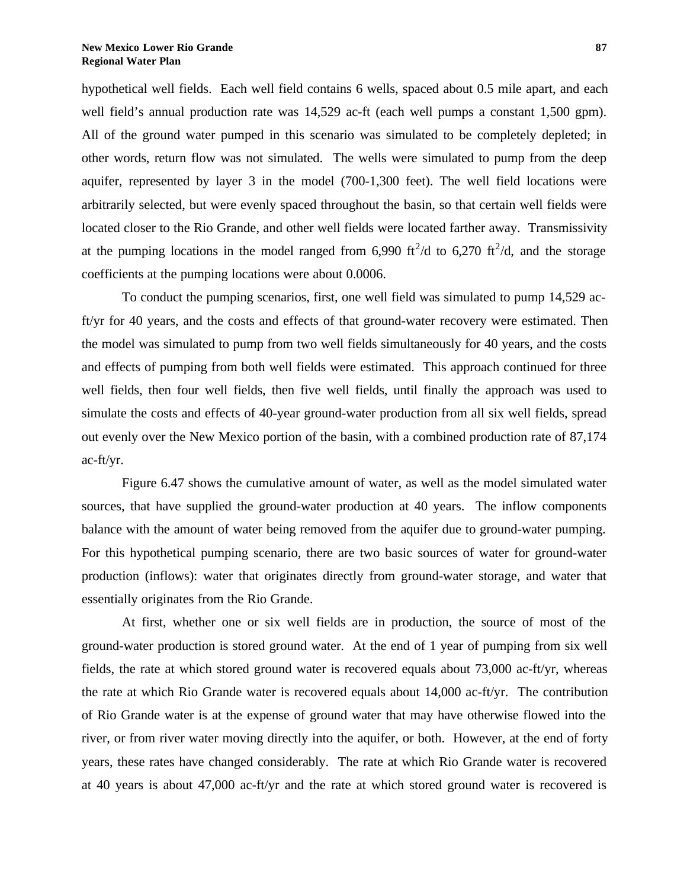hypothetical well fields. Each well field contains 6 wells, spaced about 0.5 mile apart, and each well field's annual production rate was 14,529 ac-ft (each well pumps a constant 1,500 gpm). All of the ground water pumped in this scenario was simulated to be completely depleted; in other words, return flow was not simulated. The wells were simulated to pump from the deep aquifer, represented by layer 3 in the model (700-1,300 feet). The well field locations were arbitrarily selected, but were evenly spaced throughout the basin, so that certain well fields were located closer to the Rio Grande, and other well fields were located farther away. Transmissivity at the pumping locations in the model ranged from 6,990 $ft^2/d$ to 6,270 $ft^2/d$, and the storage coefficients at the pumping locations were about 0.0006.

To conduct the pumping scenarios, first, one well field was simulated to pump 14,529 ac-ft/yr for 40 years, and the costs and effects of that ground-water recovery were estimated. Then the model was simulated to pump from two well fields simultaneously for 40 years, and the costs and effects of pumping from both well fields were estimated. This approach continued for three well fields, then four well fields, then five well fields, until finally the approach was used to simulate the costs and effects of 40-year ground-water production from all six well fields, spread out evenly over the New Mexico portion of the basin, with a combined production rate of 87,174 ac-ft/yr.

Figure 6.47 shows the cumulative amount of water, as well as the model simulated water sources, that have supplied the ground-water production at 40 years. The inflow components balance with the amount of water being removed from the aquifer due to ground-water pumping. For this hypothetical pumping scenario, there are two basic sources of water for ground-water production (inflows): water that originates directly from ground-water storage, and water that essentially originates from the Rio Grande.

At first, whether one or six well fields are in production, the source of most of the ground-water production is stored ground water. At the end of 1 year of pumping from six well fields, the rate at which stored ground water is recovered equals about 73,000 ac-ft/yr, whereas the rate at which Rio Grande water is recovered equals about 14,000 ac-ft/yr. The contribution of Rio Grande water is at the expense of ground water that may have otherwise flowed into the river, or from river water moving directly into the aquifer, or both. However, at the end of forty years, these rates have changed considerably. The rate at which Rio Grande water is recovered at 40 years is about 47,000 ac-ft/yr and the rate at which stored ground water is recovered is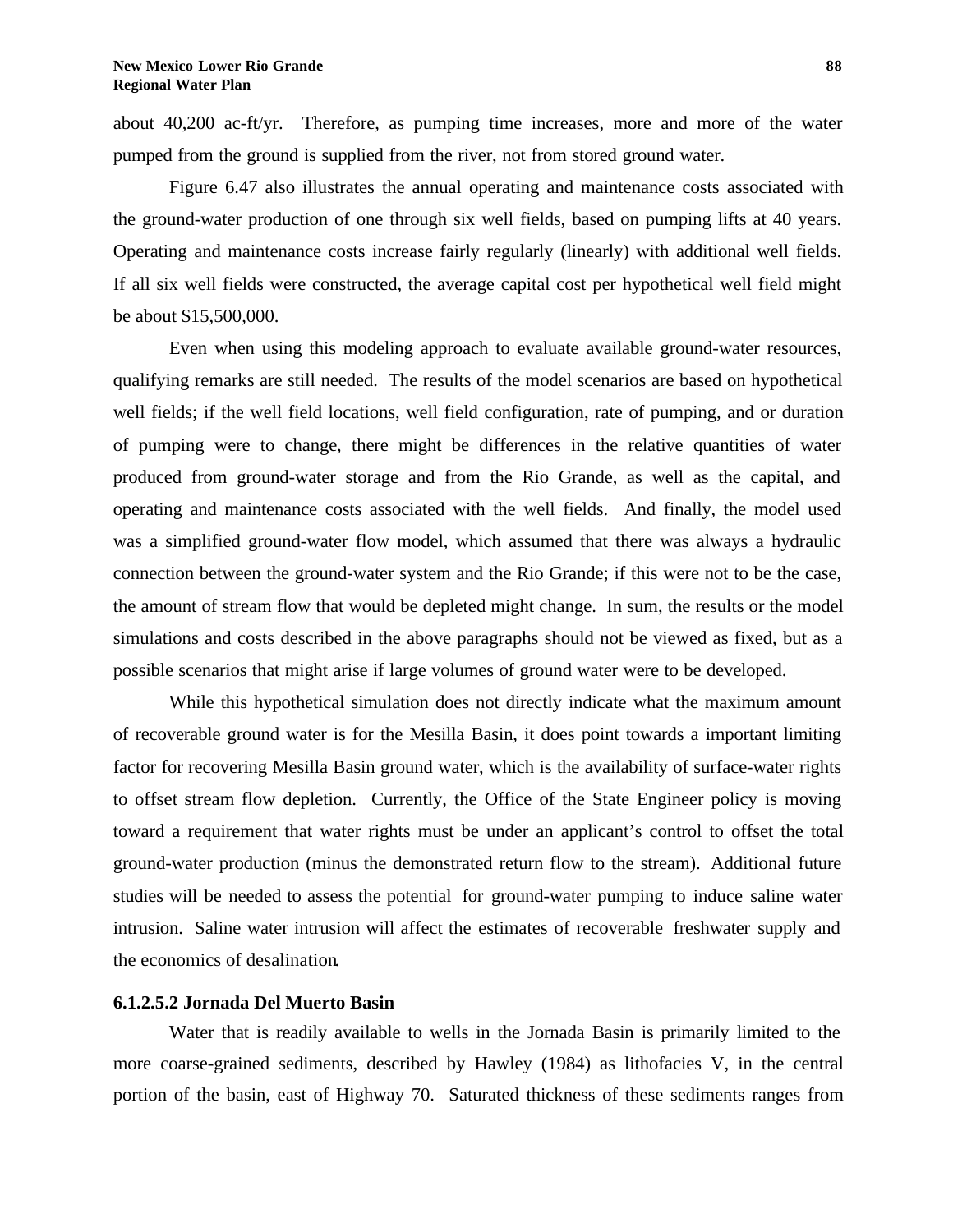about 40,200 ac-ft/yr. Therefore, as pumping time increases, more and more of the water pumped from the ground is supplied from the river, not from stored ground water.

Figure 6.47 also illustrates the annual operating and maintenance costs associated with the ground-water production of one through six well fields, based on pumping lifts at 40 years. Operating and maintenance costs increase fairly regularly (linearly) with additional well fields. If all six well fields were constructed, the average capital cost per hypothetical well field might be about $15,500,000.

Even when using this modeling approach to evaluate available ground-water resources, qualifying remarks are still needed. The results of the model scenarios are based on hypothetical well fields; if the well field locations, well field configuration, rate of pumping, and or duration of pumping were to change, there might be differences in the relative quantities of water produced from ground-water storage and from the Rio Grande, as well as the capital, and operating and maintenance costs associated with the well fields. And finally, the model used was a simplified ground-water flow model, which assumed that there was always a hydraulic connection between the ground-water system and the Rio Grande; if this were not to be the case, the amount of stream flow that would be depleted might change. In sum, the results or the model simulations and costs described in the above paragraphs should not be viewed as fixed, but as a possible scenarios that might arise if large volumes of ground water were to be developed.

While this hypothetical simulation does not directly indicate what the maximum amount of recoverable ground water is for the Mesilla Basin, it does point towards a important limiting factor for recovering Mesilla Basin ground water, which is the availability of surface-water rights to offset stream flow depletion. Currently, the Office of the State Engineer policy is moving toward a requirement that water rights must be under an applicant's control to offset the total ground-water production (minus the demonstrated return flow to the stream). Additional future studies will be needed to assess the potential for ground-water pumping to induce saline water intrusion. Saline water intrusion will affect the estimates of recoverable freshwater supply and the economics of desalination.

#### 6.1.2.5.2 Jornada Del Muerto Basin

Water that is readily available to wells in the Jornada Basin is primarily limited to the more coarse-grained sediments, described by Hawley (1984) as lithofacies V, in the central portion of the basin, east of Highway 70. Saturated thickness of these sediments ranges from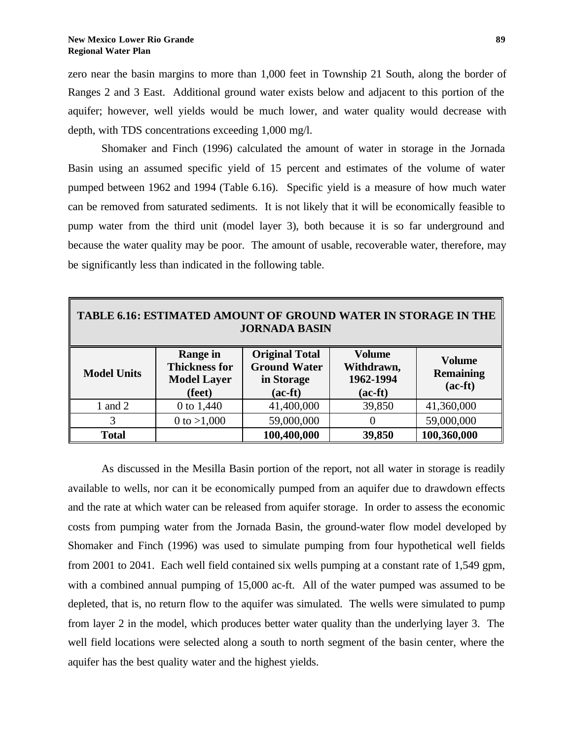zero near the basin margins to more than 1,000 feet in Township 21 South, along the border of Ranges 2 and 3 East. Additional ground water exists below and adjacent to this portion of the aquifer; however, well yields would be much lower, and water quality would decrease with depth, with TDS concentrations exceeding 1,000 mg/l.

Shomaker and Finch (1996) calculated the amount of water in storage in the Jornada Basin using an assumed specific yield of 15 percent and estimates of the volume of water pumped between 1962 and 1994 (Table 6.16). Specific yield is a measure of how much water can be removed from saturated sediments. It is not likely that it will be economically feasible to pump water from the third unit (model layer 3), both because it is so far underground and because the water quality may be poor. The amount of usable, recoverable water, therefore, may be significantly less than indicated in the following table.

**TABLE 6.16: ESTIMATED AMOUNT OF GROUND WATER IN STORAGE IN THE JORNADA BASIN**

| Model Units | Range in Thickness for Model Layer (feet) | Original Total Ground Water in Storage (ac-ft) | Volume Withdrawn, 1962-1994 (ac-ft) | Volume Remaining (ac-ft) |
|---|---|---|---|---|
| 1 and 2 | 0 to 1,440 | 41,400,000 | 39,850 | 41,360,000 |
| 3 | 0 to >1,000 | 59,000,000 | 0 | 59,000,000 |
| **Total** | | **100,400,000** | **39,850** | **100,360,000** |

As discussed in the Mesilla Basin portion of the report, not all water in storage is readily available to wells, nor can it be economically pumped from an aquifer due to drawdown effects and the rate at which water can be released from aquifer storage. In order to assess the economic costs from pumping water from the Jornada Basin, the ground-water flow model developed by Shomaker and Finch (1996) was used to simulate pumping from four hypothetical well fields from 2001 to 2041. Each well field contained six wells pumping at a constant rate of 1,549 gpm, with a combined annual pumping of 15,000 ac-ft. All of the water pumped was assumed to be depleted, that is, no return flow to the aquifer was simulated. The wells were simulated to pump from layer 2 in the model, which produces better water quality than the underlying layer 3. The well field locations were selected along a south to north segment of the basin center, where the aquifer has the best quality water and the highest yields.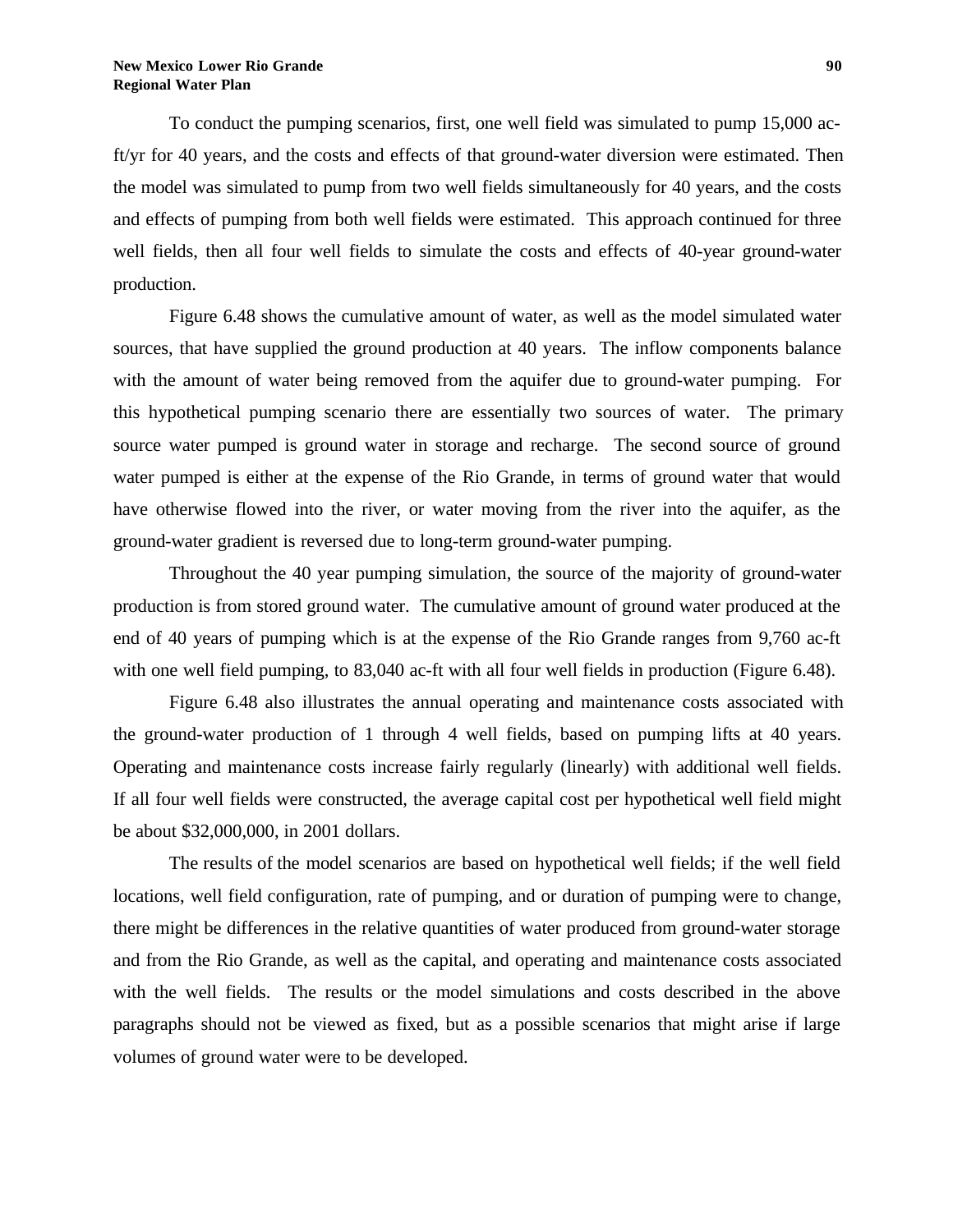To conduct the pumping scenarios, first, one well field was simulated to pump 15,000 ac-ft/yr for 40 years, and the costs and effects of that ground-water diversion were estimated. Then the model was simulated to pump from two well fields simultaneously for 40 years, and the costs and effects of pumping from both well fields were estimated. This approach continued for three well fields, then all four well fields to simulate the costs and effects of 40-year ground-water production.

Figure 6.48 shows the cumulative amount of water, as well as the model simulated water sources, that have supplied the ground production at 40 years. The inflow components balance with the amount of water being removed from the aquifer due to ground-water pumping. For this hypothetical pumping scenario there are essentially two sources of water. The primary source water pumped is ground water in storage and recharge. The second source of ground water pumped is either at the expense of the Rio Grande, in terms of ground water that would have otherwise flowed into the river, or water moving from the river into the aquifer, as the ground-water gradient is reversed due to long-term ground-water pumping.

Throughout the 40 year pumping simulation, the source of the majority of ground-water production is from stored ground water. The cumulative amount of ground water produced at the end of 40 years of pumping which is at the expense of the Rio Grande ranges from 9,760 ac-ft with one well field pumping, to 83,040 ac-ft with all four well fields in production (Figure 6.48).

Figure 6.48 also illustrates the annual operating and maintenance costs associated with the ground-water production of 1 through 4 well fields, based on pumping lifts at 40 years. Operating and maintenance costs increase fairly regularly (linearly) with additional well fields. If all four well fields were constructed, the average capital cost per hypothetical well field might be about $32,000,000, in 2001 dollars.

The results of the model scenarios are based on hypothetical well fields; if the well field locations, well field configuration, rate of pumping, and or duration of pumping were to change, there might be differences in the relative quantities of water produced from ground-water storage and from the Rio Grande, as well as the capital, and operating and maintenance costs associated with the well fields. The results or the model simulations and costs described in the above paragraphs should not be viewed as fixed, but as a possible scenarios that might arise if large volumes of ground water were to be developed.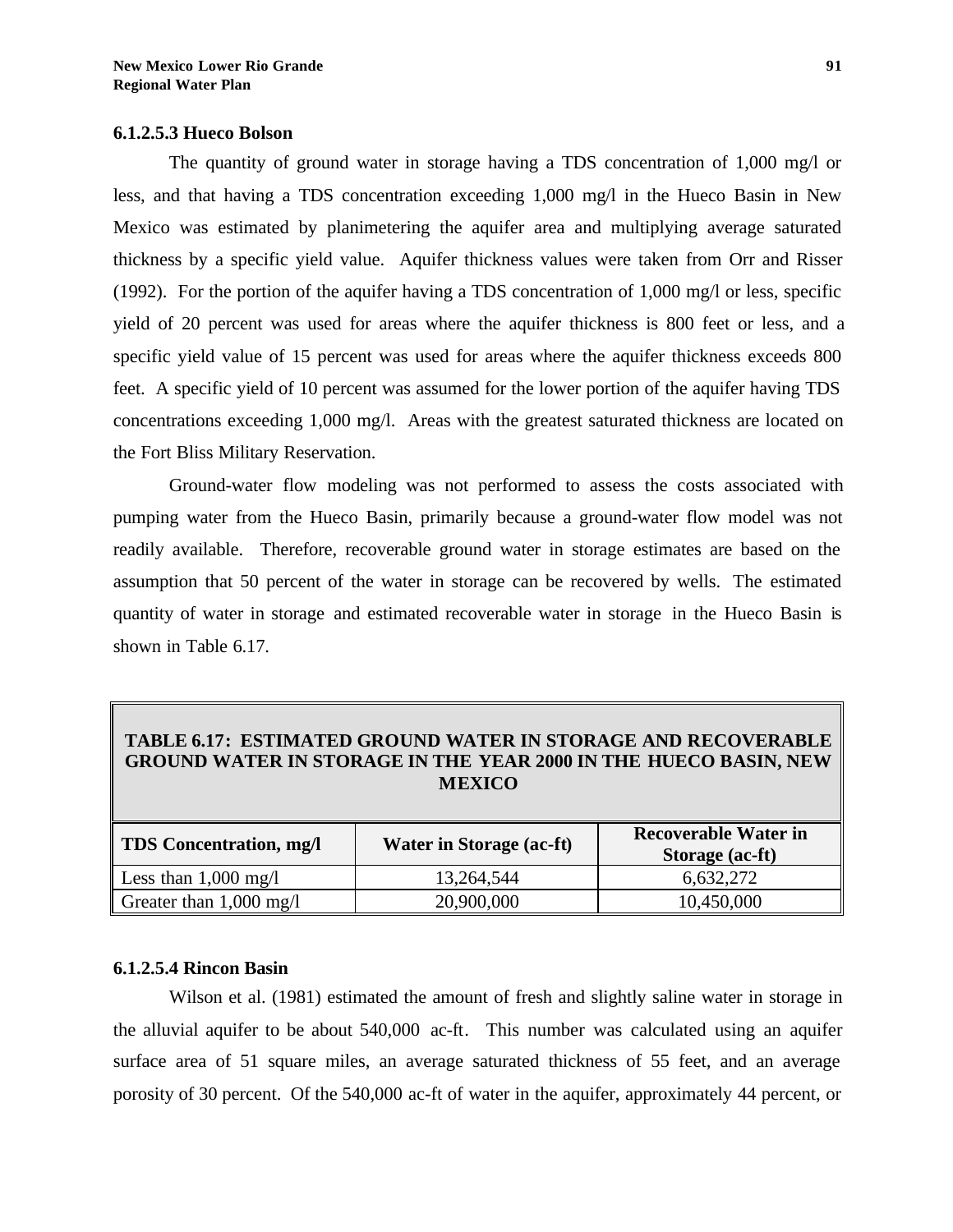### 6.1.2.5.3 Hueco Bolson

The quantity of ground water in storage having a TDS concentration of 1,000 mg/l or less, and that having a TDS concentration exceeding 1,000 mg/l in the Hueco Basin in New Mexico was estimated by planimetering the aquifer area and multiplying average saturated thickness by a specific yield value. Aquifer thickness values were taken from Orr and Risser (1992). For the portion of the aquifer having a TDS concentration of 1,000 mg/l or less, specific yield of 20 percent was used for areas where the aquifer thickness is 800 feet or less, and a specific yield value of 15 percent was used for areas where the aquifer thickness exceeds 800 feet. A specific yield of 10 percent was assumed for the lower portion of the aquifer having TDS concentrations exceeding 1,000 mg/l. Areas with the greatest saturated thickness are located on the Fort Bliss Military Reservation.

Ground-water flow modeling was not performed to assess the costs associated with pumping water from the Hueco Basin, primarily because a ground-water flow model was not readily available. Therefore, recoverable ground water in storage estimates are based on the assumption that 50 percent of the water in storage can be recovered by wells. The estimated quantity of water in storage and estimated recoverable water in storage in the Hueco Basin is shown in Table 6.17.

**TABLE 6.17: ESTIMATED GROUND WATER IN STORAGE AND RECOVERABLE GROUND WATER IN STORAGE IN THE YEAR 2000 IN THE HUECO BASIN, NEW MEXICO**

| TDS Concentration, mg/l | Water in Storage (ac-ft) | Recoverable Water in Storage (ac-ft) |
|---|---|---|
| Less than 1,000 mg/l | 13,264,544 | 6,632,272 |
| Greater than 1,000 mg/l | 20,900,000 | 10,450,000 |

### 6.1.2.5.4 Rincon Basin

Wilson et al. (1981) estimated the amount of fresh and slightly saline water in storage in the alluvial aquifer to be about 540,000 ac-ft. This number was calculated using an aquifer surface area of 51 square miles, an average saturated thickness of 55 feet, and an average porosity of 30 percent. Of the 540,000 ac-ft of water in the aquifer, approximately 44 percent, or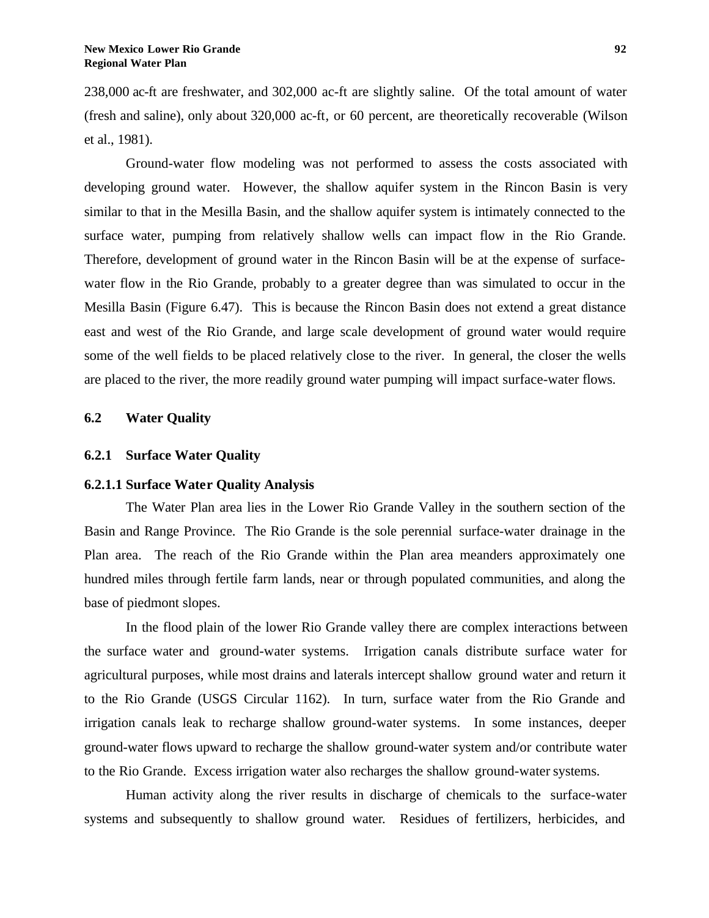238,000 ac-ft are freshwater, and 302,000 ac-ft are slightly saline. Of the total amount of water (fresh and saline), only about 320,000 ac-ft, or 60 percent, are theoretically recoverable (Wilson et al., 1981).

Ground-water flow modeling was not performed to assess the costs associated with developing ground water. However, the shallow aquifer system in the Rincon Basin is very similar to that in the Mesilla Basin, and the shallow aquifer system is intimately connected to the surface water, pumping from relatively shallow wells can impact flow in the Rio Grande. Therefore, development of ground water in the Rincon Basin will be at the expense of surface-water flow in the Rio Grande, probably to a greater degree than was simulated to occur in the Mesilla Basin (Figure 6.47). This is because the Rincon Basin does not extend a great distance east and west of the Rio Grande, and large scale development of ground water would require some of the well fields to be placed relatively close to the river. In general, the closer the wells are placed to the river, the more readily ground water pumping will impact surface-water flows.

## 6.2 Water Quality

### 6.2.1 Surface Water Quality

#### 6.2.1.1 Surface Water Quality Analysis

The Water Plan area lies in the Lower Rio Grande Valley in the southern section of the Basin and Range Province. The Rio Grande is the sole perennial surface-water drainage in the Plan area. The reach of the Rio Grande within the Plan area meanders approximately one hundred miles through fertile farm lands, near or through populated communities, and along the base of piedmont slopes.

In the flood plain of the lower Rio Grande valley there are complex interactions between the surface water and ground-water systems. Irrigation canals distribute surface water for agricultural purposes, while most drains and laterals intercept shallow ground water and return it to the Rio Grande (USGS Circular 1162). In turn, surface water from the Rio Grande and irrigation canals leak to recharge shallow ground-water systems. In some instances, deeper ground-water flows upward to recharge the shallow ground-water system and/or contribute water to the Rio Grande. Excess irrigation water also recharges the shallow ground-water systems.

Human activity along the river results in discharge of chemicals to the surface-water systems and subsequently to shallow ground water. Residues of fertilizers, herbicides, and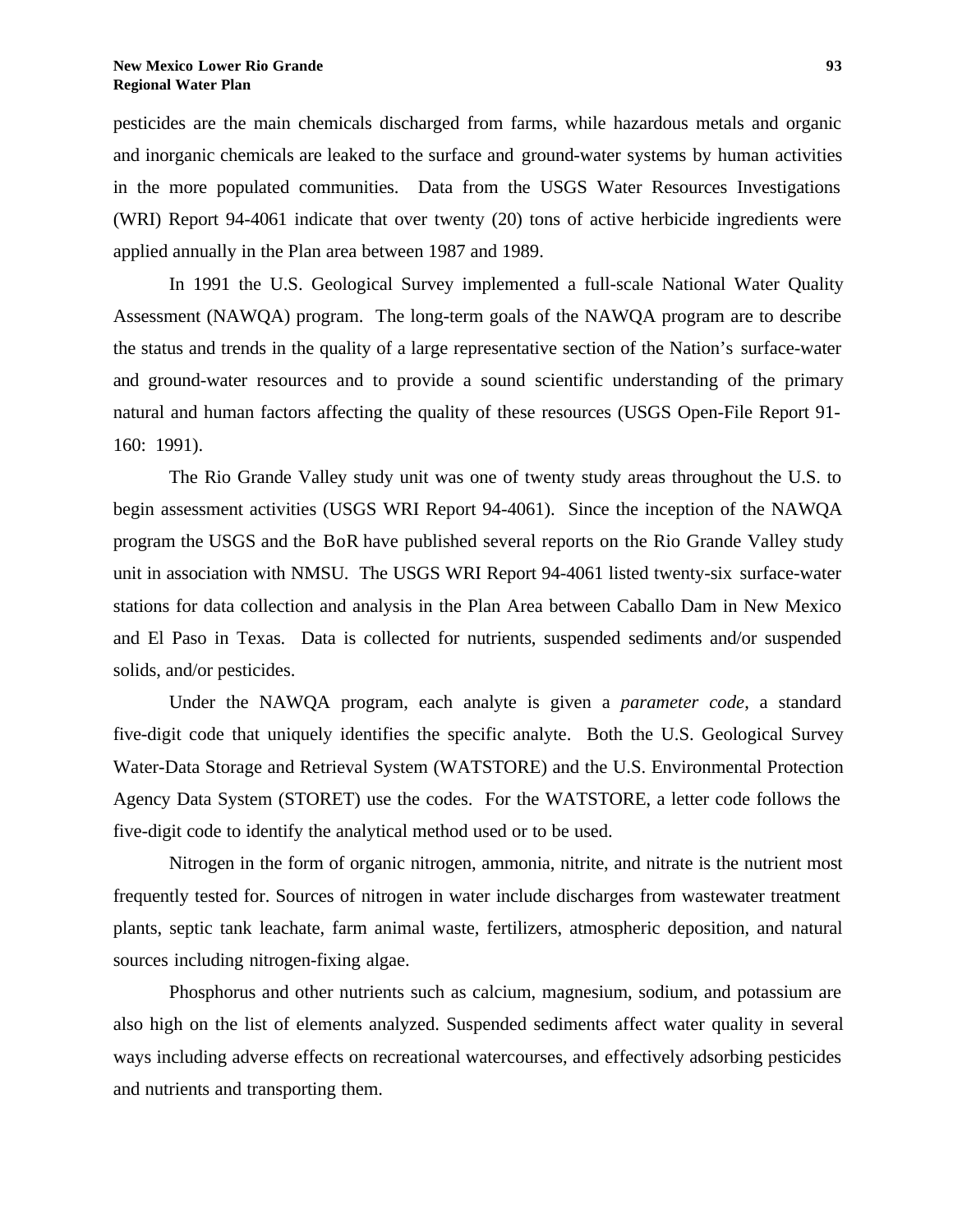pesticides are the main chemicals discharged from farms, while hazardous metals and organic and inorganic chemicals are leaked to the surface and ground-water systems by human activities in the more populated communities. Data from the USGS Water Resources Investigations (WRI) Report 94-4061 indicate that over twenty (20) tons of active herbicide ingredients were applied annually in the Plan area between 1987 and 1989.

In 1991 the U.S. Geological Survey implemented a full-scale National Water Quality Assessment (NAWQA) program. The long-term goals of the NAWQA program are to describe the status and trends in the quality of a large representative section of the Nation's surface-water and ground-water resources and to provide a sound scientific understanding of the primary natural and human factors affecting the quality of these resources (USGS Open-File Report 91-160: 1991).

The Rio Grande Valley study unit was one of twenty study areas throughout the U.S. to begin assessment activities (USGS WRI Report 94-4061). Since the inception of the NAWQA program the USGS and the BoR have published several reports on the Rio Grande Valley study unit in association with NMSU. The USGS WRI Report 94-4061 listed twenty-six surface-water stations for data collection and analysis in the Plan Area between Caballo Dam in New Mexico and El Paso in Texas. Data is collected for nutrients, suspended sediments and/or suspended solids, and/or pesticides.

Under the NAWQA program, each analyte is given a *parameter code*, a standard five-digit code that uniquely identifies the specific analyte. Both the U.S. Geological Survey Water-Data Storage and Retrieval System (WATSTORE) and the U.S. Environmental Protection Agency Data System (STORET) use the codes. For the WATSTORE, a letter code follows the five-digit code to identify the analytical method used or to be used.

Nitrogen in the form of organic nitrogen, ammonia, nitrite, and nitrate is the nutrient most frequently tested for. Sources of nitrogen in water include discharges from wastewater treatment plants, septic tank leachate, farm animal waste, fertilizers, atmospheric deposition, and natural sources including nitrogen-fixing algae.

Phosphorus and other nutrients such as calcium, magnesium, sodium, and potassium are also high on the list of elements analyzed. Suspended sediments affect water quality in several ways including adverse effects on recreational watercourses, and effectively adsorbing pesticides and nutrients and transporting them.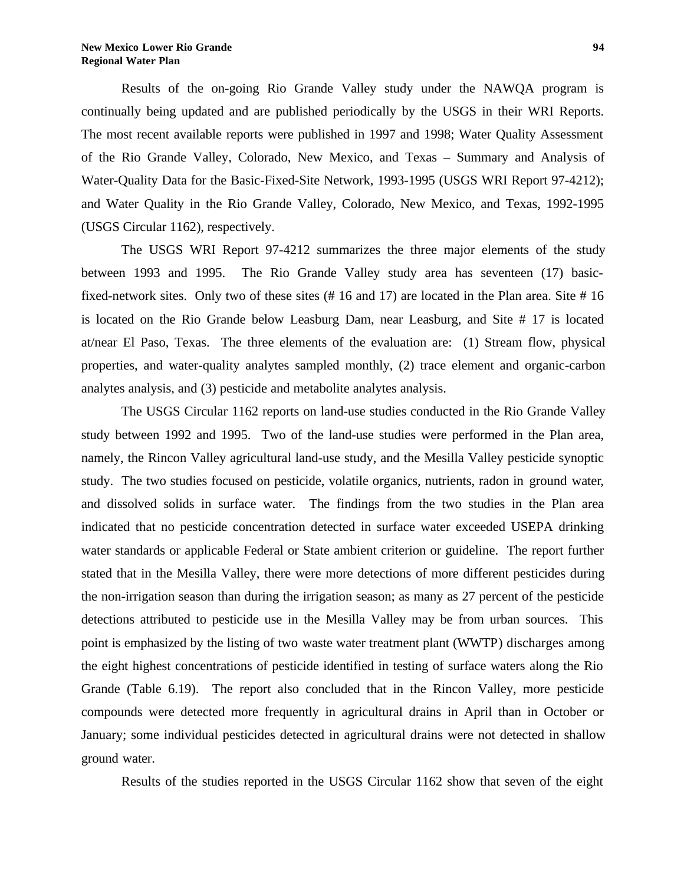Results of the on-going Rio Grande Valley study under the NAWQA program is continually being updated and are published periodically by the USGS in their WRI Reports. The most recent available reports were published in 1997 and 1998; Water Quality Assessment of the Rio Grande Valley, Colorado, New Mexico, and Texas – Summary and Analysis of Water-Quality Data for the Basic-Fixed-Site Network, 1993-1995 (USGS WRI Report 97-4212); and Water Quality in the Rio Grande Valley, Colorado, New Mexico, and Texas, 1992-1995 (USGS Circular 1162), respectively.

The USGS WRI Report 97-4212 summarizes the three major elements of the study between 1993 and 1995. The Rio Grande Valley study area has seventeen (17) basic-fixed-network sites. Only two of these sites (# 16 and 17) are located in the Plan area. Site # 16 is located on the Rio Grande below Leasburg Dam, near Leasburg, and Site # 17 is located at/near El Paso, Texas. The three elements of the evaluation are: (1) Stream flow, physical properties, and water-quality analytes sampled monthly, (2) trace element and organic-carbon analytes analysis, and (3) pesticide and metabolite analytes analysis.

The USGS Circular 1162 reports on land-use studies conducted in the Rio Grande Valley study between 1992 and 1995. Two of the land-use studies were performed in the Plan area, namely, the Rincon Valley agricultural land-use study, and the Mesilla Valley pesticide synoptic study. The two studies focused on pesticide, volatile organics, nutrients, radon in ground water, and dissolved solids in surface water. The findings from the two studies in the Plan area indicated that no pesticide concentration detected in surface water exceeded USEPA drinking water standards or applicable Federal or State ambient criterion or guideline. The report further stated that in the Mesilla Valley, there were more detections of more different pesticides during the non-irrigation season than during the irrigation season; as many as 27 percent of the pesticide detections attributed to pesticide use in the Mesilla Valley may be from urban sources. This point is emphasized by the listing of two waste water treatment plant (WWTP) discharges among the eight highest concentrations of pesticide identified in testing of surface waters along the Rio Grande (Table 6.19). The report also concluded that in the Rincon Valley, more pesticide compounds were detected more frequently in agricultural drains in April than in October or January; some individual pesticides detected in agricultural drains were not detected in shallow ground water.

Results of the studies reported in the USGS Circular 1162 show that seven of the eight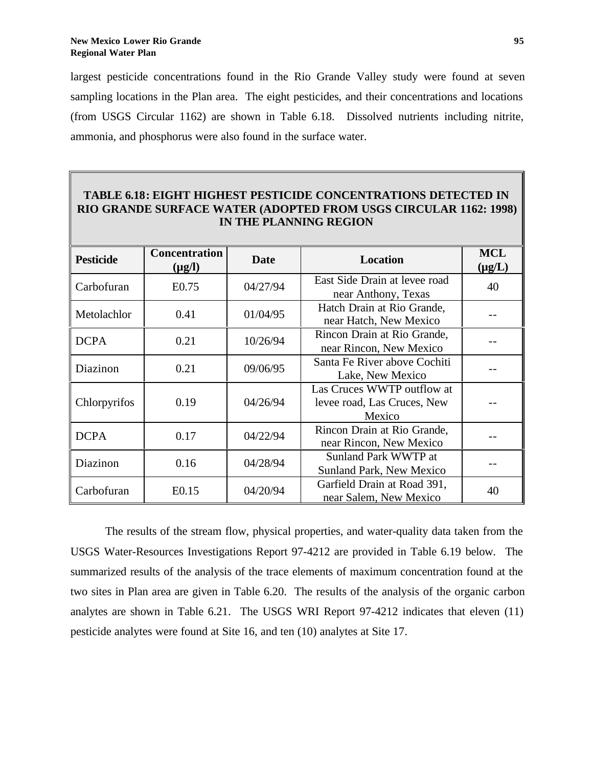largest pesticide concentrations found in the Rio Grande Valley study were found at seven sampling locations in the Plan area. The eight pesticides, and their concentrations and locations (from USGS Circular 1162) are shown in Table 6.18. Dissolved nutrients including nitrite, ammonia, and phosphorus were also found in the surface water.

**TABLE 6.18: EIGHT HIGHEST PESTICIDE CONCENTRATIONS DETECTED IN RIO GRANDE SURFACE WATER (ADOPTED FROM USGS CIRCULAR 1162: 1998) IN THE PLANNING REGION**

| Pesticide | Concentration (µg/l) | Date | Location | MCL (µg/L) |
|---|---|---|---|---|
| Carbofuran | E0.75 | 04/27/94 | East Side Drain at levee road near Anthony, Texas | 40 |
| Metolachlor | 0.41 | 01/04/95 | Hatch Drain at Rio Grande, near Hatch, New Mexico | -- |
| DCPA | 0.21 | 10/26/94 | Rincon Drain at Rio Grande, near Rincon, New Mexico | -- |
| Diazinon | 0.21 | 09/06/95 | Santa Fe River above Cochiti Lake, New Mexico | -- |
| Chlorpyrifos | 0.19 | 04/26/94 | Las Cruces WWTP outflow at levee road, Las Cruces, New Mexico | -- |
| DCPA | 0.17 | 04/22/94 | Rincon Drain at Rio Grande, near Rincon, New Mexico | -- |
| Diazinon | 0.16 | 04/28/94 | Sunland Park WWTP at Sunland Park, New Mexico | -- |
| Carbofuran | E0.15 | 04/20/94 | Garfield Drain at Road 391, near Salem, New Mexico | 40 |

The results of the stream flow, physical properties, and water-quality data taken from the USGS Water-Resources Investigations Report 97-4212 are provided in Table 6.19 below. The summarized results of the analysis of the trace elements of maximum concentration found at the two sites in Plan area are given in Table 6.20. The results of the analysis of the organic carbon analytes are shown in Table 6.21. The USGS WRI Report 97-4212 indicates that eleven (11) pesticide analytes were found at Site 16, and ten (10) analytes at Site 17.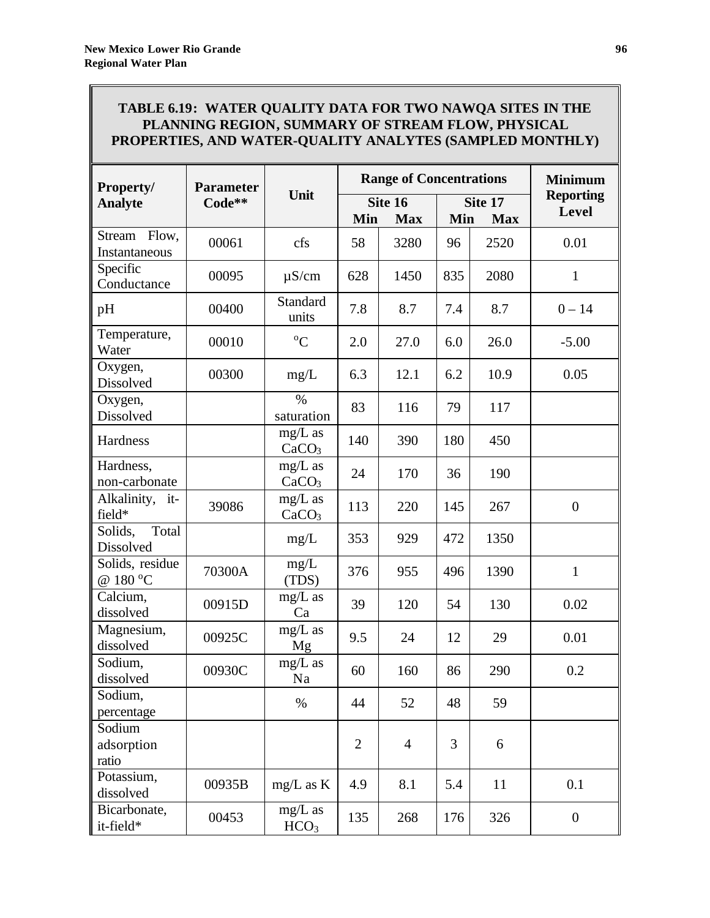**TABLE 6.19: WATER QUALITY DATA FOR TWO NAWQA SITES IN THE PLANNING REGION, SUMMARY OF STREAM FLOW, PHYSICAL PROPERTIES, AND WATER-QUALITY ANALYTES (SAMPLED MONTHLY)**

| Property/ Analyte | Parameter Code** | Unit | Range of Concentrations | | | | Minimum Reporting Level |
|---|---|---|---|---|---|---|---|
| | | | Site 16 | | Site 17 | | |
| | | | Min | Max | Min | Max | |
| Stream Flow, Instantaneous | 00061 | cfs | 58 | 3280 | 96 | 2520 | 0.01 |
| Specific Conductance | 00095 | µS/cm | 628 | 1450 | 835 | 2080 | 1 |
| pH | 00400 | Standard units | 7.8 | 8.7 | 7.4 | 8.7 | 0 – 14 |
| Temperature, Water | 00010 | $^{o}C$ | 2.0 | 27.0 | 6.0 | 26.0 | -5.00 |
| Oxygen, Dissolved | 00300 | mg/L | 6.3 | 12.1 | 6.2 | 10.9 | 0.05 |
| Oxygen, Dissolved | | % saturation | 83 | 116 | 79 | 117 | |
| Hardness | | mg/L as $CaCO_3$ | 140 | 390 | 180 | 450 | |
| Hardness, non-carbonate | | mg/L as $CaCO_3$ | 24 | 170 | 36 | 190 | |
| Alkalinity, it-field* | 39086 | mg/L as $CaCO_3$ | 113 | 220 | 145 | 267 | 0 |
| Solids, Total Dissolved | | mg/L | 353 | 929 | 472 | 1350 | |
| Solids, residue @ 180 $^{o}C$ | 70300A | mg/L (TDS) | 376 | 955 | 496 | 1390 | 1 |
| Calcium, dissolved | 00915D | mg/L as Ca | 39 | 120 | 54 | 130 | 0.02 |
| Magnesium, dissolved | 00925C | mg/L as Mg | 9.5 | 24 | 12 | 29 | 0.01 |
| Sodium, dissolved | 00930C | mg/L as Na | 60 | 160 | 86 | 290 | 0.2 |
| Sodium, percentage | | % | 44 | 52 | 48 | 59 | |
| Sodium adsorption ratio | | | 2 | 4 | 3 | 6 | |
| Potassium, dissolved | 00935B | mg/L as K | 4.9 | 8.1 | 5.4 | 11 | 0.1 |
| Bicarbonate, it-field* | 00453 | mg/L as $HCO_3$ | 135 | 268 | 176 | 326 | 0 |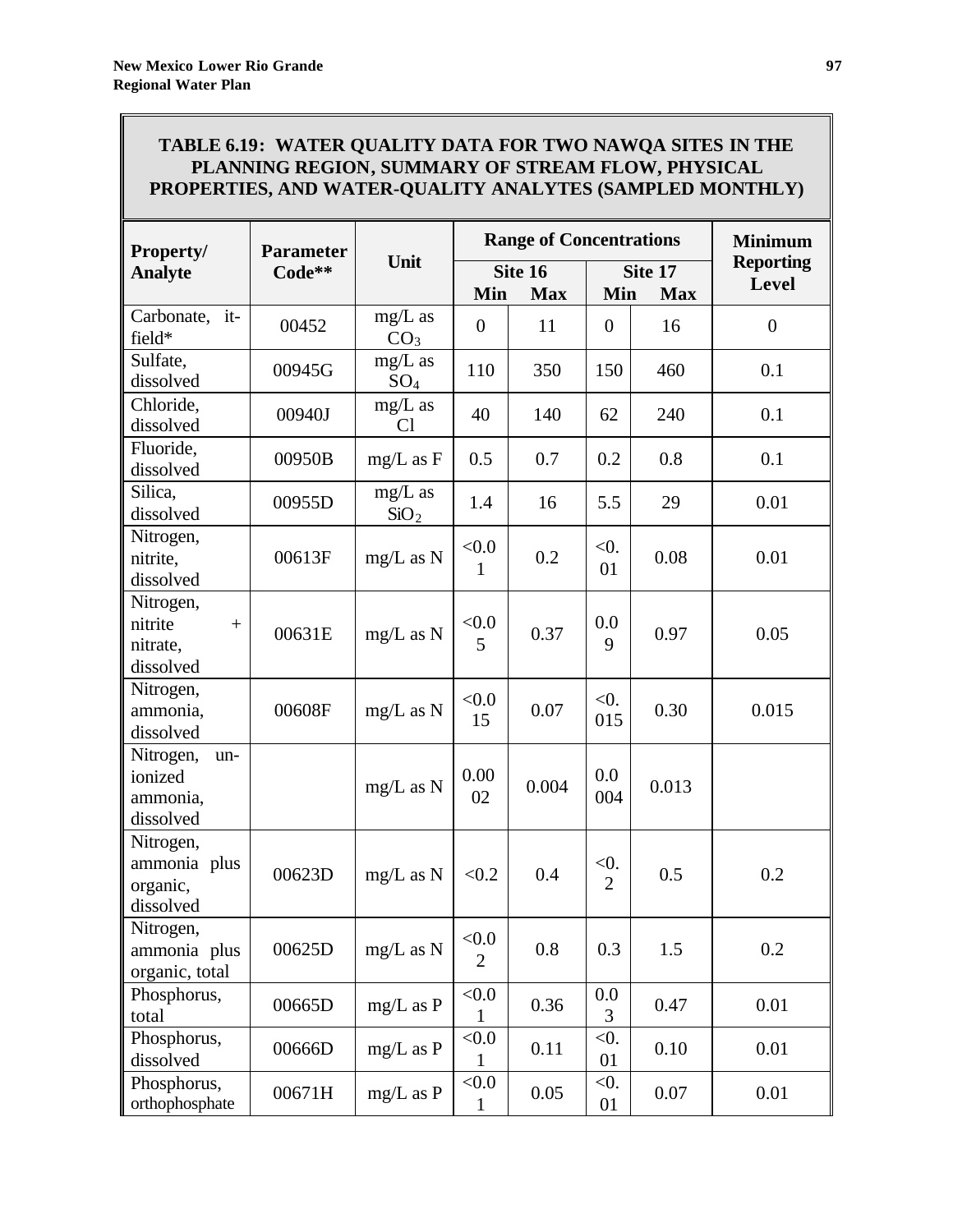**TABLE 6.19: WATER QUALITY DATA FOR TWO NAWQA SITES IN THE PLANNING REGION, SUMMARY OF STREAM FLOW, PHYSICAL PROPERTIES, AND WATER-QUALITY ANALYTES (SAMPLED MONTHLY)**

| Property/ Analyte | Parameter Code** | Unit | Range of Concentrations | | | | Minimum Reporting Level |
|---|---|---|---|---|---|---|---|
| | | | Site 16 | | Site 17 | | |
| | | | Min | Max | Min | Max | |
| Carbonate, it-field* | 00452 | mg/L as $CO_3$ | 0 | 11 | 0 | 16 | 0 |
| Sulfate, dissolved | 00945G | mg/L as $SO_4$ | 110 | 350 | 150 | 460 | 0.1 |
| Chloride, dissolved | 00940J | mg/L as Cl | 40 | 140 | 62 | 240 | 0.1 |
| Fluoride, dissolved | 00950B | mg/L as F | 0.5 | 0.7 | 0.2 | 0.8 | 0.1 |
| Silica, dissolved | 00955D | mg/L as $SiO_2$ | 1.4 | 16 | 5.5 | 29 | 0.01 |
| Nitrogen, nitrite, dissolved | 00613F | mg/L as N | <0.01 | 0.2 | <0.01 | 0.08 | 0.01 |
| Nitrogen, nitrite + nitrate, dissolved | 00631E | mg/L as N | <0.05 | 0.37 | 0.09 | 0.97 | 0.05 |
| Nitrogen, ammonia, dissolved | 00608F | mg/L as N | <0.015 | 0.07 | <0.015 | 0.30 | 0.015 |
| Nitrogen, un-ionized ammonia, dissolved | | mg/L as N | 0.0002 | 0.004 | 0.0004 | 0.013 | |
| Nitrogen, ammonia plus organic, dissolved | 00623D | mg/L as N | <0.2 | 0.4 | <0.2 | 0.5 | 0.2 |
| Nitrogen, ammonia plus organic, total | 00625D | mg/L as N | <0.02 | 0.8 | 0.3 | 1.5 | 0.2 |
| Phosphorus, total | 00665D | mg/L as P | <0.01 | 0.36 | 0.03 | 0.47 | 0.01 |
| Phosphorus, dissolved | 00666D | mg/L as P | <0.01 | 0.11 | <0.01 | 0.10 | 0.01 |
| Phosphorus, orthophosphate | 00671H | mg/L as P | <0.01 | 0.05 | <0.01 | 0.07 | 0.01 |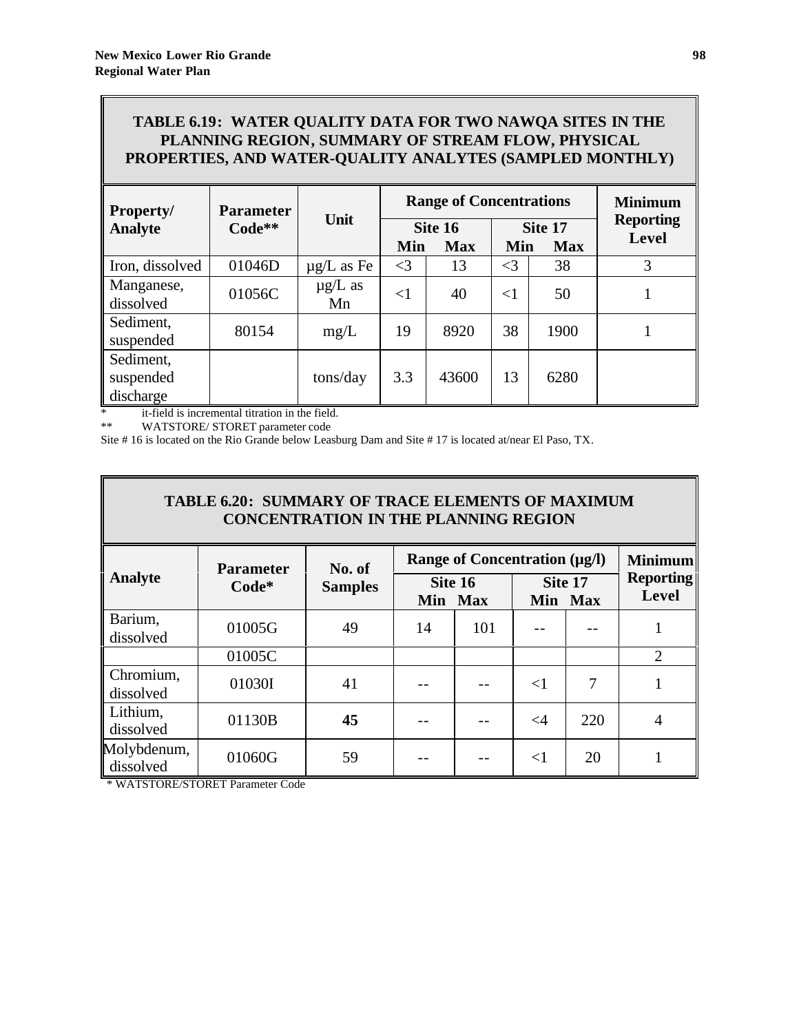**TABLE 6.19: WATER QUALITY DATA FOR TWO NAWQA SITES IN THE PLANNING REGION, SUMMARY OF STREAM FLOW, PHYSICAL PROPERTIES, AND WATER-QUALITY ANALYTES (SAMPLED MONTHLY)**

| Property/ Analyte | Parameter Code** | Unit | Range of Concentrations | | | | Minimum Reporting Level |
|---|---|---|---|---|---|---|---|
| | | | Site 16 | | Site 17 | | |
| | | | Min | Max | Min | Max | |
| Iron, dissolved | 01046D | µg/L as Fe | <3 | 13 | <3 | 38 | 3 |
| Manganese, dissolved | 01056C | µg/L as Mn | <1 | 40 | <1 | 50 | 1 |
| Sediment, suspended | 80154 | mg/L | 19 | 8920 | 38 | 1900 | 1 |
| Sediment, suspended discharge | | tons/day | 3.3 | 43600 | 13 | 6280 | |

\* it-field is incremental titration in the field.

\*\* WATSTORE/ STORET parameter code

Site # 16 is located on the Rio Grande below Leasburg Dam and Site # 17 is located at/near El Paso, TX.

**TABLE 6.20: SUMMARY OF TRACE ELEMENTS OF MAXIMUM CONCENTRATION IN THE PLANNING REGION**

| Analyte | Parameter Code* | No. of Samples | Range of Concentration (µg/l) | | | | Minimum Reporting Level |
|---|---|---|---|---|---|---|---|
| | | | Site 16 | | Site 17 | | |
| | | | Min | Max | Min | Max | |
| Barium, dissolved | 01005G | 49 | 14 | 101 | -- | -- | 1 |
| | 01005C | | | | | | 2 |
| Chromium, dissolved | 01030I | 41 | -- | -- | <1 | 7 | 1 |
| Lithium, dissolved | 01130B | **45** | -- | -- | <4 | 220 | 4 |
| Molybdenum, dissolved | 01060G | 59 | -- | -- | <1 | 20 | 1 |

\* WATSTORE/STORET Parameter Code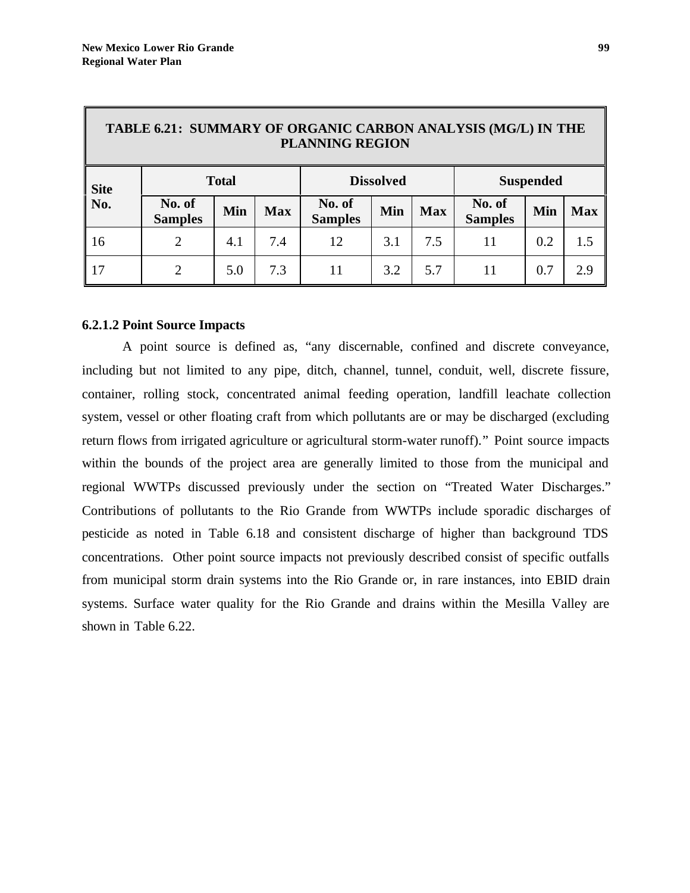| TABLE 6.21: SUMMARY OF ORGANIC CARBON ANALYSIS (MG/L) IN THE PLANNING REGION | | | | | | | | | |
|---|---|---|---|---|---|---|---|---|---|
| Site No. | Total | | | Dissolved | | | Suspended | | |
| | No. of Samples | Min | Max | No. of Samples | Min | Max | No. of Samples | Min | Max |
| 16 | 2 | 4.1 | 7.4 | 12 | 3.1 | 7.5 | 11 | 0.2 | 1.5 |
| 17 | 2 | 5.0 | 7.3 | 11 | 3.2 | 5.7 | 11 | 0.7 | 2.9 |

#### 6.2.1.2 Point Source Impacts

A point source is defined as, "any discernable, confined and discrete conveyance, including but not limited to any pipe, ditch, channel, tunnel, conduit, well, discrete fissure, container, rolling stock, concentrated animal feeding operation, landfill leachate collection system, vessel or other floating craft from which pollutants are or may be discharged (excluding return flows from irrigated agriculture or agricultural storm-water runoff)." Point source impacts within the bounds of the project area are generally limited to those from the municipal and regional WWTPs discussed previously under the section on "Treated Water Discharges." Contributions of pollutants to the Rio Grande from WWTPs include sporadic discharges of pesticide as noted in Table 6.18 and consistent discharge of higher than background TDS concentrations. Other point source impacts not previously described consist of specific outfalls from municipal storm drain systems into the Rio Grande or, in rare instances, into EBID drain systems. Surface water quality for the Rio Grande and drains within the Mesilla Valley are shown in Table 6.22.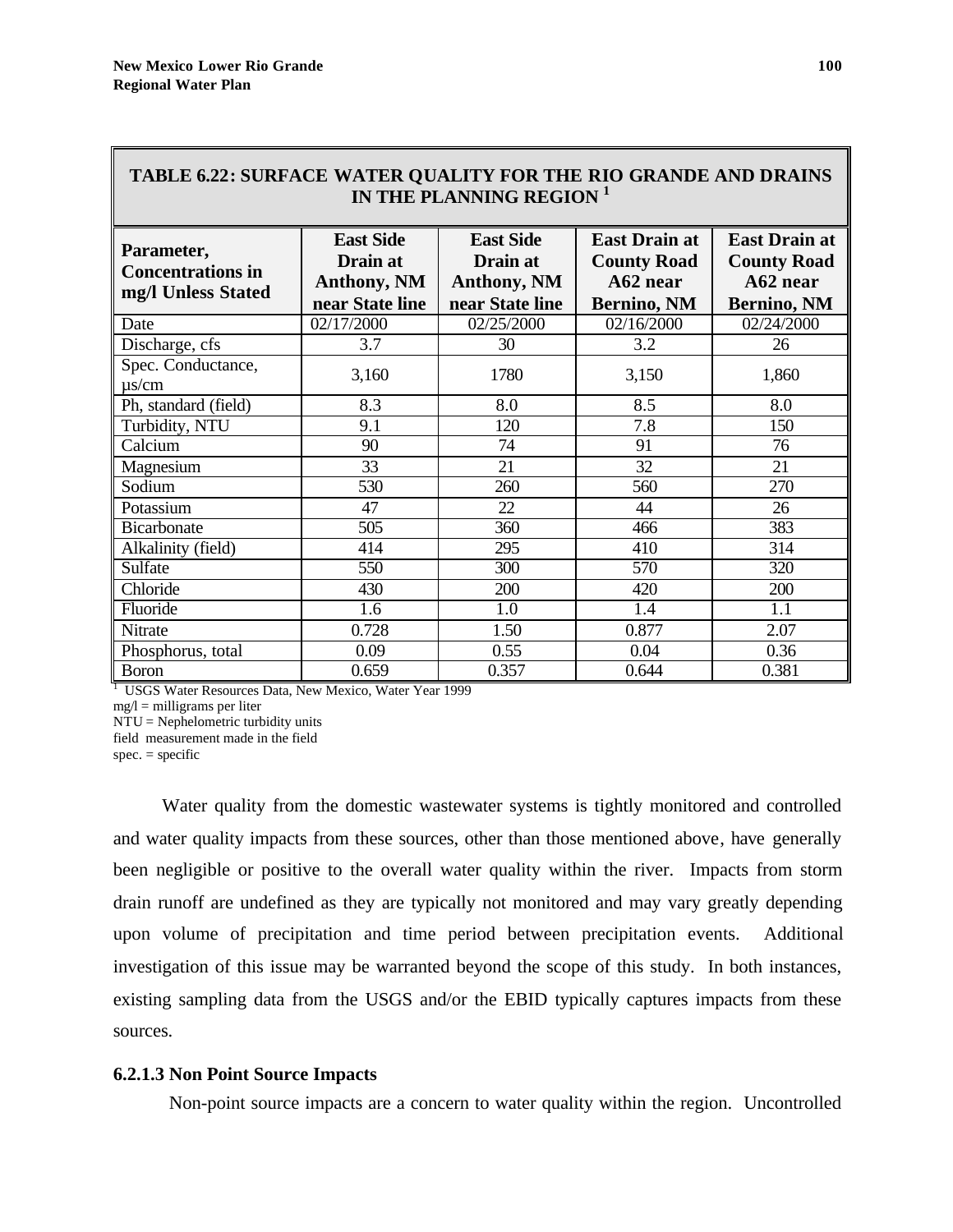**TABLE 6.22: SURFACE WATER QUALITY FOR THE RIO GRANDE AND DRAINS IN THE PLANNING REGION [1]**

| Parameter, Concentrations in mg/l Unless Stated | East Side Drain at Anthony, NM near State line | East Side Drain at Anthony, NM near State line | East Drain at County Road A62 near Bernino, NM | East Drain at County Road A62 near Bernino, NM |
|---|---|---|---|---|
| Date | 02/17/2000 | 02/25/2000 | 02/16/2000 | 02/24/2000 |
| Discharge, cfs | 3.7 | 30 | 3.2 | 26 |
| Spec. Conductance, µs/cm | 3,160 | 1780 | 3,150 | 1,860 |
| Ph, standard (field) | 8.3 | 8.0 | 8.5 | 8.0 |
| Turbidity, NTU | 9.1 | 120 | 7.8 | 150 |
| Calcium | 90 | 74 | 91 | 76 |
| Magnesium | 33 | 21 | 32 | 21 |
| Sodium | 530 | 260 | 560 | 270 |
| Potassium | 47 | 22 | 44 | 26 |
| Bicarbonate | 505 | 360 | 466 | 383 |
| Alkalinity (field) | 414 | 295 | 410 | 314 |
| Sulfate | 550 | 300 | 570 | 320 |
| Chloride | 430 | 200 | 420 | 200 |
| Fluoride | 1.6 | 1.0 | 1.4 | 1.1 |
| Nitrate | 0.728 | 1.50 | 0.877 | 2.07 |
| Phosphorus, total | 0.09 | 0.55 | 0.04 | 0.36 |
| Boron | 0.659 | 0.357 | 0.644 | 0.381 |

[1] USGS Water Resources Data, New Mexico, Water Year 1999
mg/l = milligrams per liter
NTU = Nephelometric turbidity units
field measurement made in the field
spec. = specific

Water quality from the domestic wastewater systems is tightly monitored and controlled and water quality impacts from these sources, other than those mentioned above, have generally been negligible or positive to the overall water quality within the river. Impacts from storm drain runoff are undefined as they are typically not monitored and may vary greatly depending upon volume of precipitation and time period between precipitation events. Additional investigation of this issue may be warranted beyond the scope of this study. In both instances, existing sampling data from the USGS and/or the EBID typically captures impacts from these sources.

#### 6.2.1.3 Non Point Source Impacts

Non-point source impacts are a concern to water quality within the region. Uncontrolled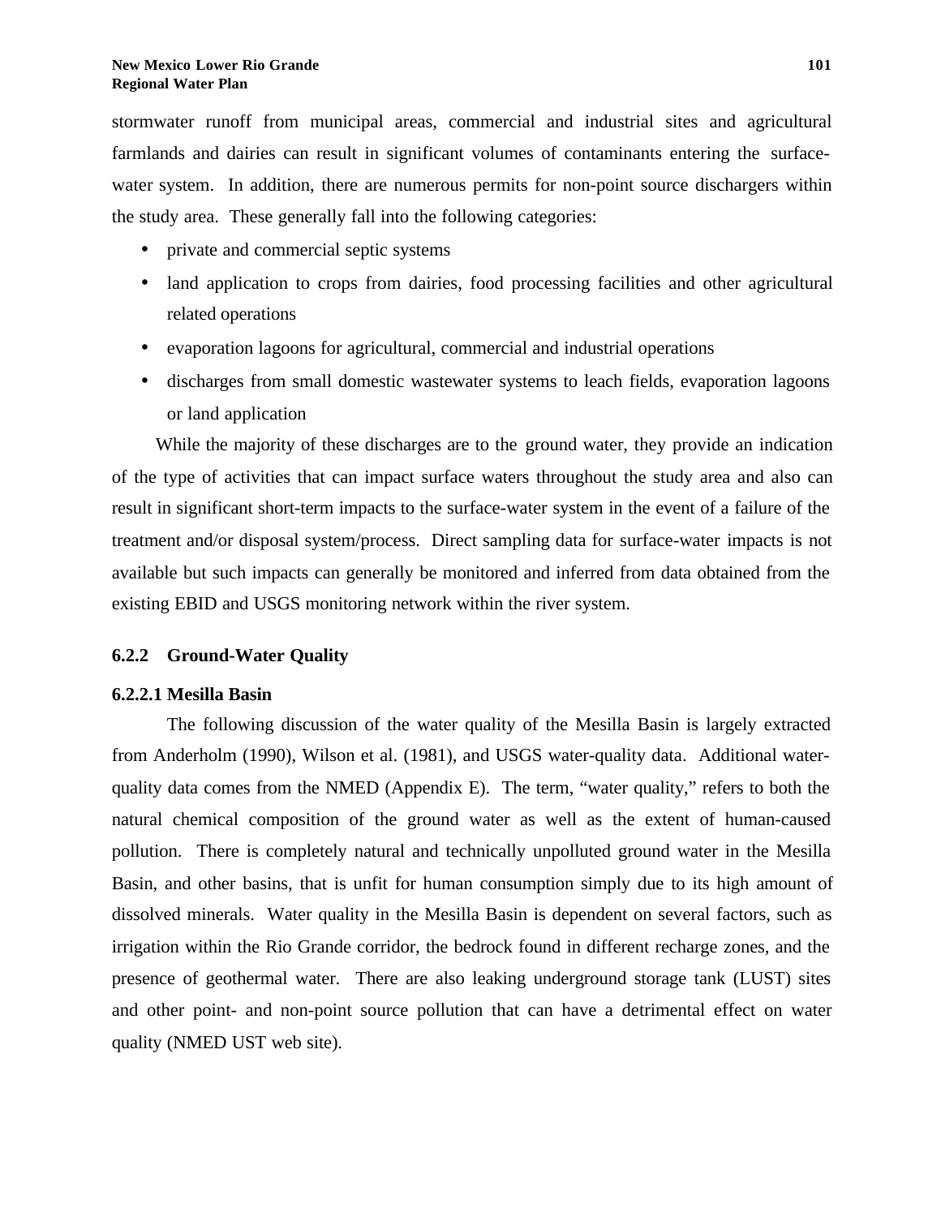stormwater runoff from municipal areas, commercial and industrial sites and agricultural farmlands and dairies can result in significant volumes of contaminants entering the surface-water system. In addition, there are numerous permits for non-point source dischargers within the study area. These generally fall into the following categories:

- private and commercial septic systems
- land application to crops from dairies, food processing facilities and other agricultural related operations
- evaporation lagoons for agricultural, commercial and industrial operations
- discharges from small domestic wastewater systems to leach fields, evaporation lagoons or land application

While the majority of these discharges are to the ground water, they provide an indication of the type of activities that can impact surface waters throughout the study area and also can result in significant short-term impacts to the surface-water system in the event of a failure of the treatment and/or disposal system/process. Direct sampling data for surface-water impacts is not available but such impacts can generally be monitored and inferred from data obtained from the existing EBID and USGS monitoring network within the river system.

### 6.2.2 Ground-Water Quality

#### 6.2.2.1 Mesilla Basin

The following discussion of the water quality of the Mesilla Basin is largely extracted from Anderholm (1990), Wilson et al. (1981), and USGS water-quality data. Additional water-quality data comes from the NMED (Appendix E). The term, "water quality," refers to both the natural chemical composition of the ground water as well as the extent of human-caused pollution. There is completely natural and technically unpolluted ground water in the Mesilla Basin, and other basins, that is unfit for human consumption simply due to its high amount of dissolved minerals. Water quality in the Mesilla Basin is dependent on several factors, such as irrigation within the Rio Grande corridor, the bedrock found in different recharge zones, and the presence of geothermal water. There are also leaking underground storage tank (LUST) sites and other point- and non-point source pollution that can have a detrimental effect on water quality (NMED UST web site).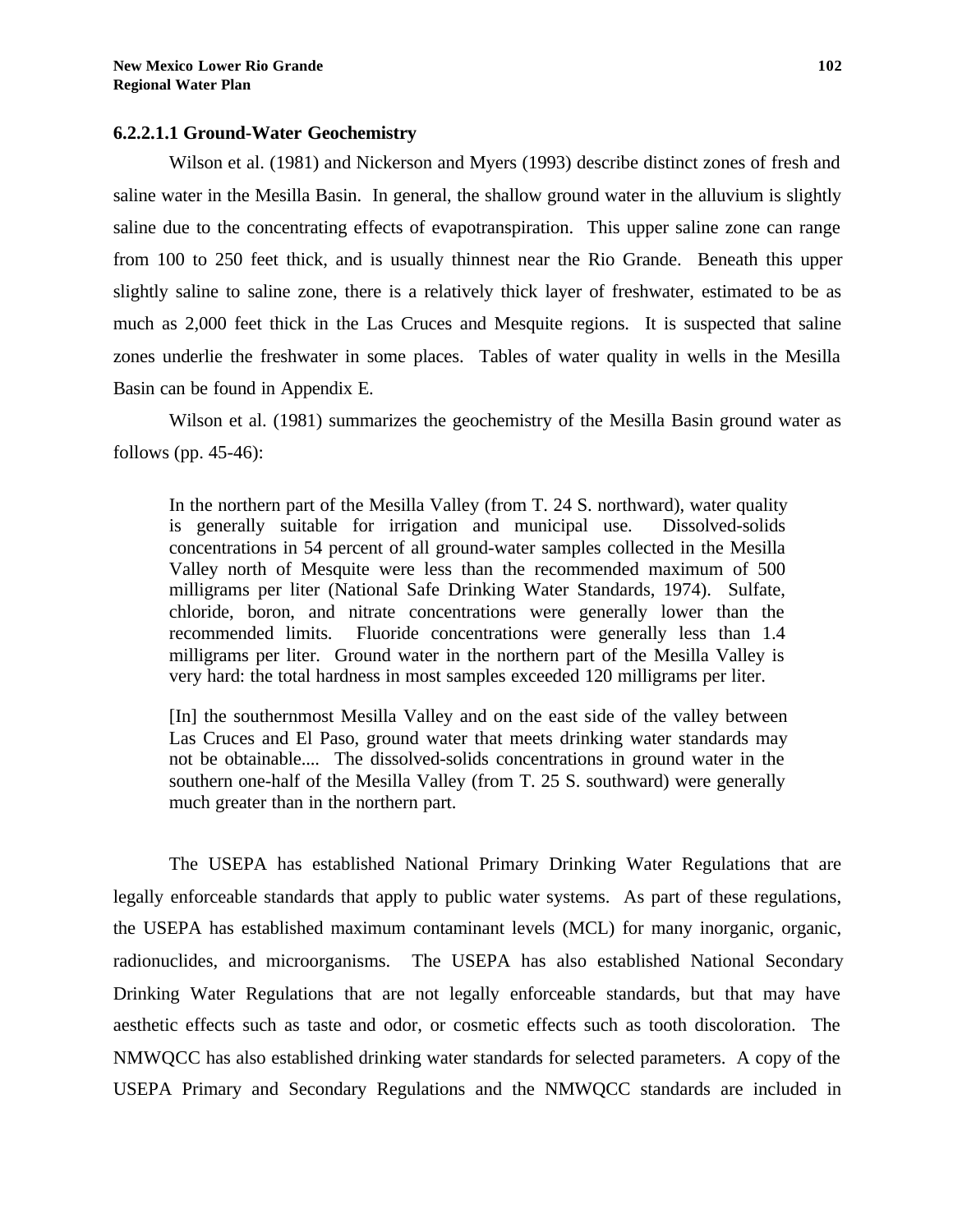#### 6.2.2.1.1 Ground-Water Geochemistry

Wilson et al. (1981) and Nickerson and Myers (1993) describe distinct zones of fresh and saline water in the Mesilla Basin. In general, the shallow ground water in the alluvium is slightly saline due to the concentrating effects of evapotranspiration. This upper saline zone can range from 100 to 250 feet thick, and is usually thinnest near the Rio Grande. Beneath this upper slightly saline to saline zone, there is a relatively thick layer of freshwater, estimated to be as much as 2,000 feet thick in the Las Cruces and Mesquite regions. It is suspected that saline zones underlie the freshwater in some places. Tables of water quality in wells in the Mesilla Basin can be found in Appendix E.

Wilson et al. (1981) summarizes the geochemistry of the Mesilla Basin ground water as follows (pp. 45-46):

> In the northern part of the Mesilla Valley (from T. 24 S. northward), water quality is generally suitable for irrigation and municipal use. Dissolved-solids concentrations in 54 percent of all ground-water samples collected in the Mesilla Valley north of Mesquite were less than the recommended maximum of 500 milligrams per liter (National Safe Drinking Water Standards, 1974). Sulfate, chloride, boron, and nitrate concentrations were generally lower than the recommended limits. Fluoride concentrations were generally less than 1.4 milligrams per liter. Ground water in the northern part of the Mesilla Valley is very hard: the total hardness in most samples exceeded 120 milligrams per liter.
>
> [In] the southernmost Mesilla Valley and on the east side of the valley between Las Cruces and El Paso, ground water that meets drinking water standards may not be obtainable.... The dissolved-solids concentrations in ground water in the southern one-half of the Mesilla Valley (from T. 25 S. southward) were generally much greater than in the northern part.

The USEPA has established National Primary Drinking Water Regulations that are legally enforceable standards that apply to public water systems. As part of these regulations, the USEPA has established maximum contaminant levels (MCL) for many inorganic, organic, radionuclides, and microorganisms. The USEPA has also established National Secondary Drinking Water Regulations that are not legally enforceable standards, but that may have aesthetic effects such as taste and odor, or cosmetic effects such as tooth discoloration. The NMWQCC has also established drinking water standards for selected parameters. A copy of the USEPA Primary and Secondary Regulations and the NMWQCC standards are included in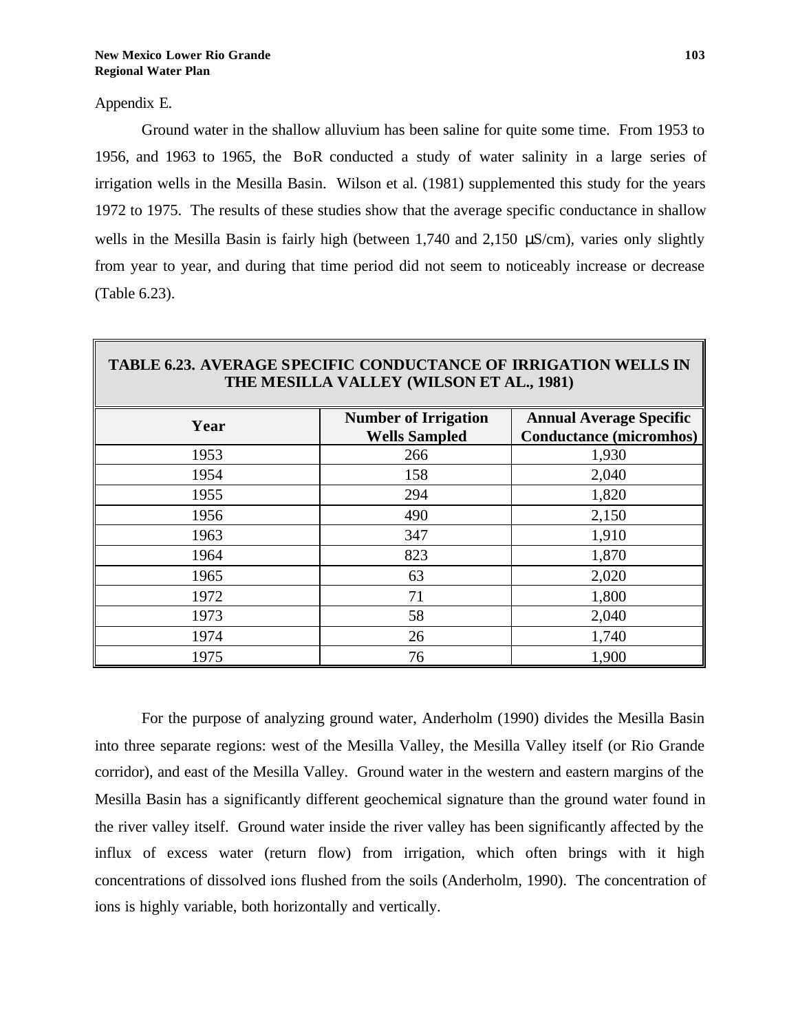Appendix E.

Ground water in the shallow alluvium has been saline for quite some time. From 1953 to 1956, and 1963 to 1965, the BoR conducted a study of water salinity in a large series of irrigation wells in the Mesilla Basin. Wilson et al. (1981) supplemented this study for the years 1972 to 1975. The results of these studies show that the average specific conductance in shallow wells in the Mesilla Basin is fairly high (between 1,740 and 2,150 µS/cm), varies only slightly from year to year, and during that time period did not seem to noticeably increase or decrease (Table 6.23).

**TABLE 6.23. AVERAGE SPECIFIC CONDUCTANCE OF IRRIGATION WELLS IN THE MESILLA VALLEY (WILSON ET AL., 1981)**

| Year | Number of Irrigation Wells Sampled | Annual Average Specific Conductance (micromhos) |
|---|---|---|
| 1953 | 266 | 1,930 |
| 1954 | 158 | 2,040 |
| 1955 | 294 | 1,820 |
| 1956 | 490 | 2,150 |
| 1963 | 347 | 1,910 |
| 1964 | 823 | 1,870 |
| 1965 | 63 | 2,020 |
| 1972 | 71 | 1,800 |
| 1973 | 58 | 2,040 |
| 1974 | 26 | 1,740 |
| 1975 | 76 | 1,900 |

For the purpose of analyzing ground water, Anderholm (1990) divides the Mesilla Basin into three separate regions: west of the Mesilla Valley, the Mesilla Valley itself (or Rio Grande corridor), and east of the Mesilla Valley. Ground water in the western and eastern margins of the Mesilla Basin has a significantly different geochemical signature than the ground water found in the river valley itself. Ground water inside the river valley has been significantly affected by the influx of excess water (return flow) from irrigation, which often brings with it high concentrations of dissolved ions flushed from the soils (Anderholm, 1990). The concentration of ions is highly variable, both horizontally and vertically.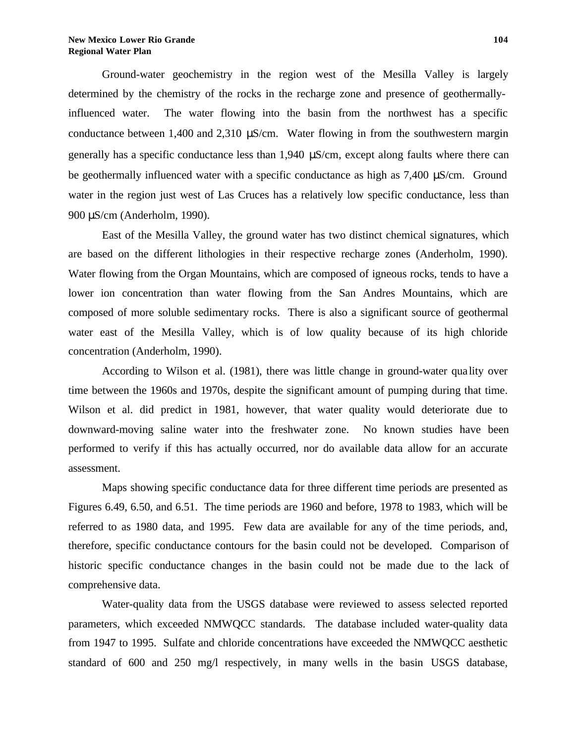Ground-water geochemistry in the region west of the Mesilla Valley is largely determined by the chemistry of the rocks in the recharge zone and presence of geothermally-influenced water. The water flowing into the basin from the northwest has a specific conductance between 1,400 and 2,310 μS/cm. Water flowing in from the southwestern margin generally has a specific conductance less than 1,940 μS/cm, except along faults where there can be geothermally influenced water with a specific conductance as high as 7,400 μS/cm. Ground water in the region just west of Las Cruces has a relatively low specific conductance, less than 900 μS/cm (Anderholm, 1990).

East of the Mesilla Valley, the ground water has two distinct chemical signatures, which are based on the different lithologies in their respective recharge zones (Anderholm, 1990). Water flowing from the Organ Mountains, which are composed of igneous rocks, tends to have a lower ion concentration than water flowing from the San Andres Mountains, which are composed of more soluble sedimentary rocks. There is also a significant source of geothermal water east of the Mesilla Valley, which is of low quality because of its high chloride concentration (Anderholm, 1990).

According to Wilson et al. (1981), there was little change in ground-water quality over time between the 1960s and 1970s, despite the significant amount of pumping during that time. Wilson et al. did predict in 1981, however, that water quality would deteriorate due to downward-moving saline water into the freshwater zone. No known studies have been performed to verify if this has actually occurred, nor do available data allow for an accurate assessment.

Maps showing specific conductance data for three different time periods are presented as Figures 6.49, 6.50, and 6.51. The time periods are 1960 and before, 1978 to 1983, which will be referred to as 1980 data, and 1995. Few data are available for any of the time periods, and, therefore, specific conductance contours for the basin could not be developed. Comparison of historic specific conductance changes in the basin could not be made due to the lack of comprehensive data.

Water-quality data from the USGS database were reviewed to assess selected reported parameters, which exceeded NMWQCC standards. The database included water-quality data from 1947 to 1995. Sulfate and chloride concentrations have exceeded the NMWQCC aesthetic standard of 600 and 250 mg/l respectively, in many wells in the basin USGS database,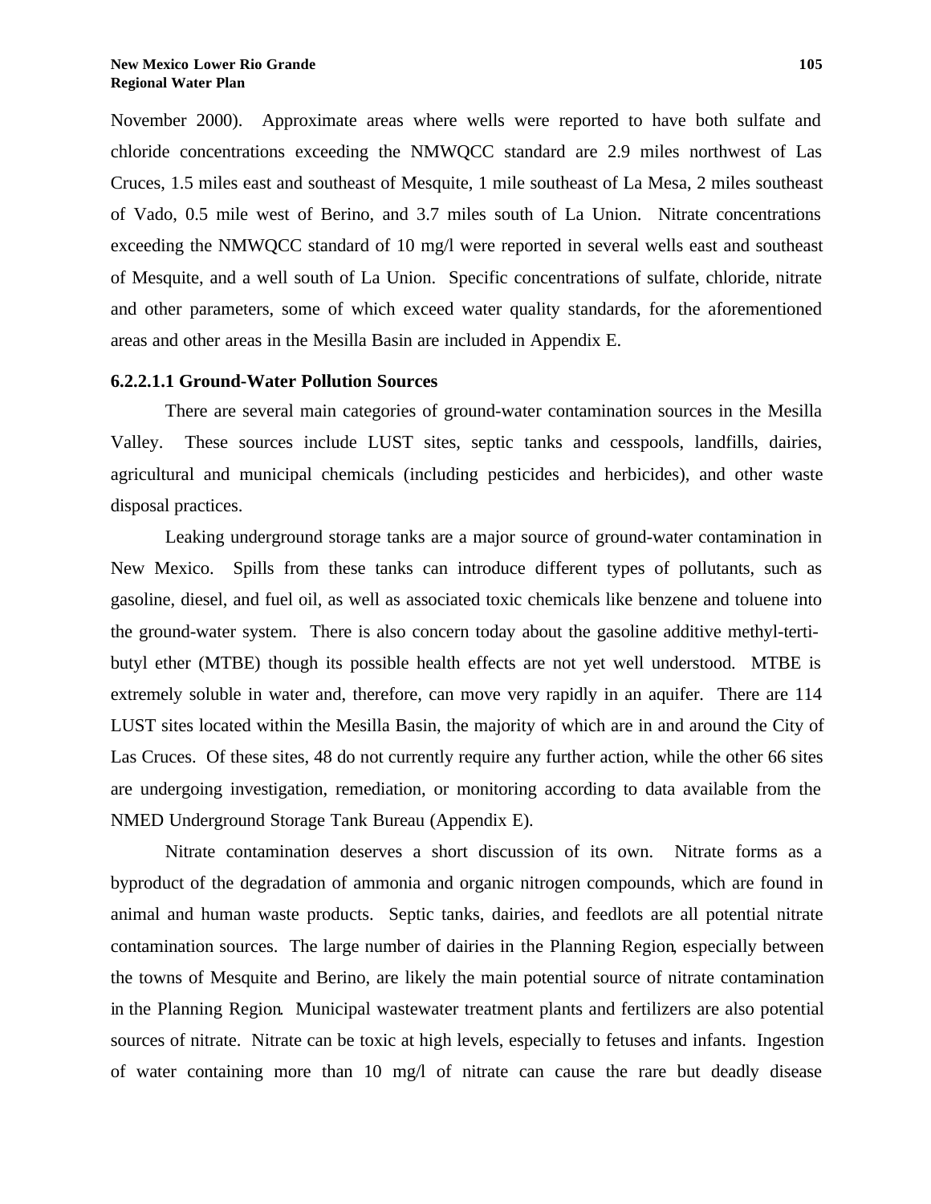November 2000). Approximate areas where wells were reported to have both sulfate and chloride concentrations exceeding the NMWQCC standard are 2.9 miles northwest of Las Cruces, 1.5 miles east and southeast of Mesquite, 1 mile southeast of La Mesa, 2 miles southeast of Vado, 0.5 mile west of Berino, and 3.7 miles south of La Union. Nitrate concentrations exceeding the NMWQCC standard of 10 mg/l were reported in several wells east and southeast of Mesquite, and a well south of La Union. Specific concentrations of sulfate, chloride, nitrate and other parameters, some of which exceed water quality standards, for the aforementioned areas and other areas in the Mesilla Basin are included in Appendix E.

#### 6.2.2.1.1 Ground-Water Pollution Sources

There are several main categories of ground-water contamination sources in the Mesilla Valley. These sources include LUST sites, septic tanks and cesspools, landfills, dairies, agricultural and municipal chemicals (including pesticides and herbicides), and other waste disposal practices.

Leaking underground storage tanks are a major source of ground-water contamination in New Mexico. Spills from these tanks can introduce different types of pollutants, such as gasoline, diesel, and fuel oil, as well as associated toxic chemicals like benzene and toluene into the ground-water system. There is also concern today about the gasoline additive methyl-terti-butyl ether (MTBE) though its possible health effects are not yet well understood. MTBE is extremely soluble in water and, therefore, can move very rapidly in an aquifer. There are 114 LUST sites located within the Mesilla Basin, the majority of which are in and around the City of Las Cruces. Of these sites, 48 do not currently require any further action, while the other 66 sites are undergoing investigation, remediation, or monitoring according to data available from the NMED Underground Storage Tank Bureau (Appendix E).

Nitrate contamination deserves a short discussion of its own. Nitrate forms as a byproduct of the degradation of ammonia and organic nitrogen compounds, which are found in animal and human waste products. Septic tanks, dairies, and feedlots are all potential nitrate contamination sources. The large number of dairies in the Planning Region, especially between the towns of Mesquite and Berino, are likely the main potential source of nitrate contamination in the Planning Region. Municipal wastewater treatment plants and fertilizers are also potential sources of nitrate. Nitrate can be toxic at high levels, especially to fetuses and infants. Ingestion of water containing more than 10 mg/l of nitrate can cause the rare but deadly disease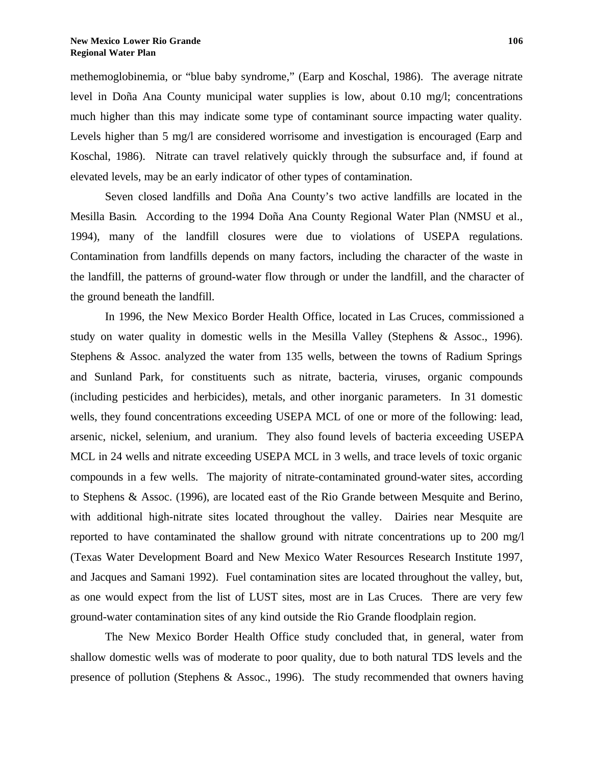methemoglobinemia, or "blue baby syndrome," (Earp and Koschal, 1986). The average nitrate level in Doña Ana County municipal water supplies is low, about 0.10 mg/l; concentrations much higher than this may indicate some type of contaminant source impacting water quality. Levels higher than 5 mg/l are considered worrisome and investigation is encouraged (Earp and Koschal, 1986). Nitrate can travel relatively quickly through the subsurface and, if found at elevated levels, may be an early indicator of other types of contamination.

Seven closed landfills and Doña Ana County's two active landfills are located in the Mesilla Basin. According to the 1994 Doña Ana County Regional Water Plan (NMSU et al., 1994), many of the landfill closures were due to violations of USEPA regulations. Contamination from landfills depends on many factors, including the character of the waste in the landfill, the patterns of ground-water flow through or under the landfill, and the character of the ground beneath the landfill.

In 1996, the New Mexico Border Health Office, located in Las Cruces, commissioned a study on water quality in domestic wells in the Mesilla Valley (Stephens & Assoc., 1996). Stephens & Assoc. analyzed the water from 135 wells, between the towns of Radium Springs and Sunland Park, for constituents such as nitrate, bacteria, viruses, organic compounds (including pesticides and herbicides), metals, and other inorganic parameters. In 31 domestic wells, they found concentrations exceeding USEPA MCL of one or more of the following: lead, arsenic, nickel, selenium, and uranium. They also found levels of bacteria exceeding USEPA MCL in 24 wells and nitrate exceeding USEPA MCL in 3 wells, and trace levels of toxic organic compounds in a few wells. The majority of nitrate-contaminated ground-water sites, according to Stephens & Assoc. (1996), are located east of the Rio Grande between Mesquite and Berino, with additional high-nitrate sites located throughout the valley. Dairies near Mesquite are reported to have contaminated the shallow ground with nitrate concentrations up to 200 mg/l (Texas Water Development Board and New Mexico Water Resources Research Institute 1997, and Jacques and Samani 1992). Fuel contamination sites are located throughout the valley, but, as one would expect from the list of LUST sites, most are in Las Cruces. There are very few ground-water contamination sites of any kind outside the Rio Grande floodplain region.

The New Mexico Border Health Office study concluded that, in general, water from shallow domestic wells was of moderate to poor quality, due to both natural TDS levels and the presence of pollution (Stephens & Assoc., 1996). The study recommended that owners having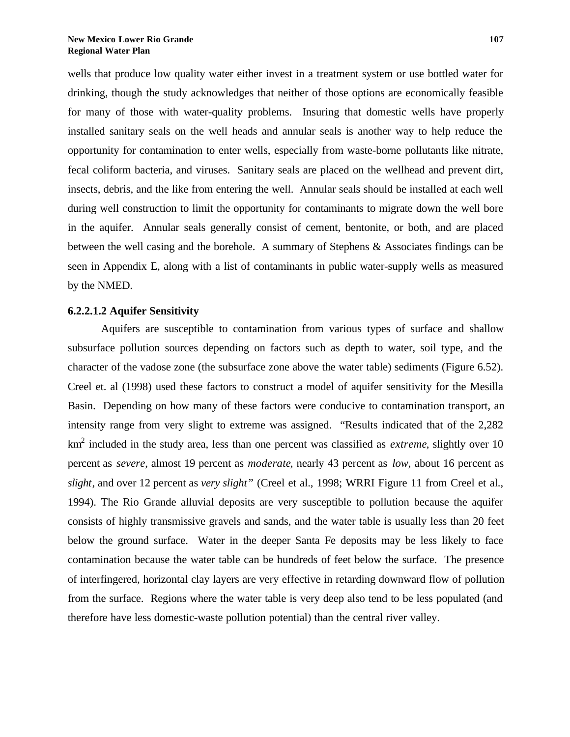wells that produce low quality water either invest in a treatment system or use bottled water for drinking, though the study acknowledges that neither of those options are economically feasible for many of those with water-quality problems. Insuring that domestic wells have properly installed sanitary seals on the well heads and annular seals is another way to help reduce the opportunity for contamination to enter wells, especially from waste-borne pollutants like nitrate, fecal coliform bacteria, and viruses. Sanitary seals are placed on the wellhead and prevent dirt, insects, debris, and the like from entering the well. Annular seals should be installed at each well during well construction to limit the opportunity for contaminants to migrate down the well bore in the aquifer. Annular seals generally consist of cement, bentonite, or both, and are placed between the well casing and the borehole. A summary of Stephens & Associates findings can be seen in Appendix E, along with a list of contaminants in public water-supply wells as measured by the NMED.

#### 6.2.2.1.2 Aquifer Sensitivity

Aquifers are susceptible to contamination from various types of surface and shallow subsurface pollution sources depending on factors such as depth to water, soil type, and the character of the vadose zone (the subsurface zone above the water table) sediments (Figure 6.52). Creel et. al (1998) used these factors to construct a model of aquifer sensitivity for the Mesilla Basin. Depending on how many of these factors were conducive to contamination transport, an intensity range from very slight to extreme was assigned. "Results indicated that of the 2,282 $km^2$ included in the study area, less than one percent was classified as *extreme*, slightly over 10 percent as *severe*, almost 19 percent as *moderate*, nearly 43 percent as *low*, about 16 percent as *slight*, and over 12 percent as *very slight*" (Creel et al., 1998; WRRI Figure 11 from Creel et al., 1994). The Rio Grande alluvial deposits are very susceptible to pollution because the aquifer consists of highly transmissive gravels and sands, and the water table is usually less than 20 feet below the ground surface. Water in the deeper Santa Fe deposits may be less likely to face contamination because the water table can be hundreds of feet below the surface. The presence of interfingered, horizontal clay layers are very effective in retarding downward flow of pollution from the surface. Regions where the water table is very deep also tend to be less populated (and therefore have less domestic-waste pollution potential) than the central river valley.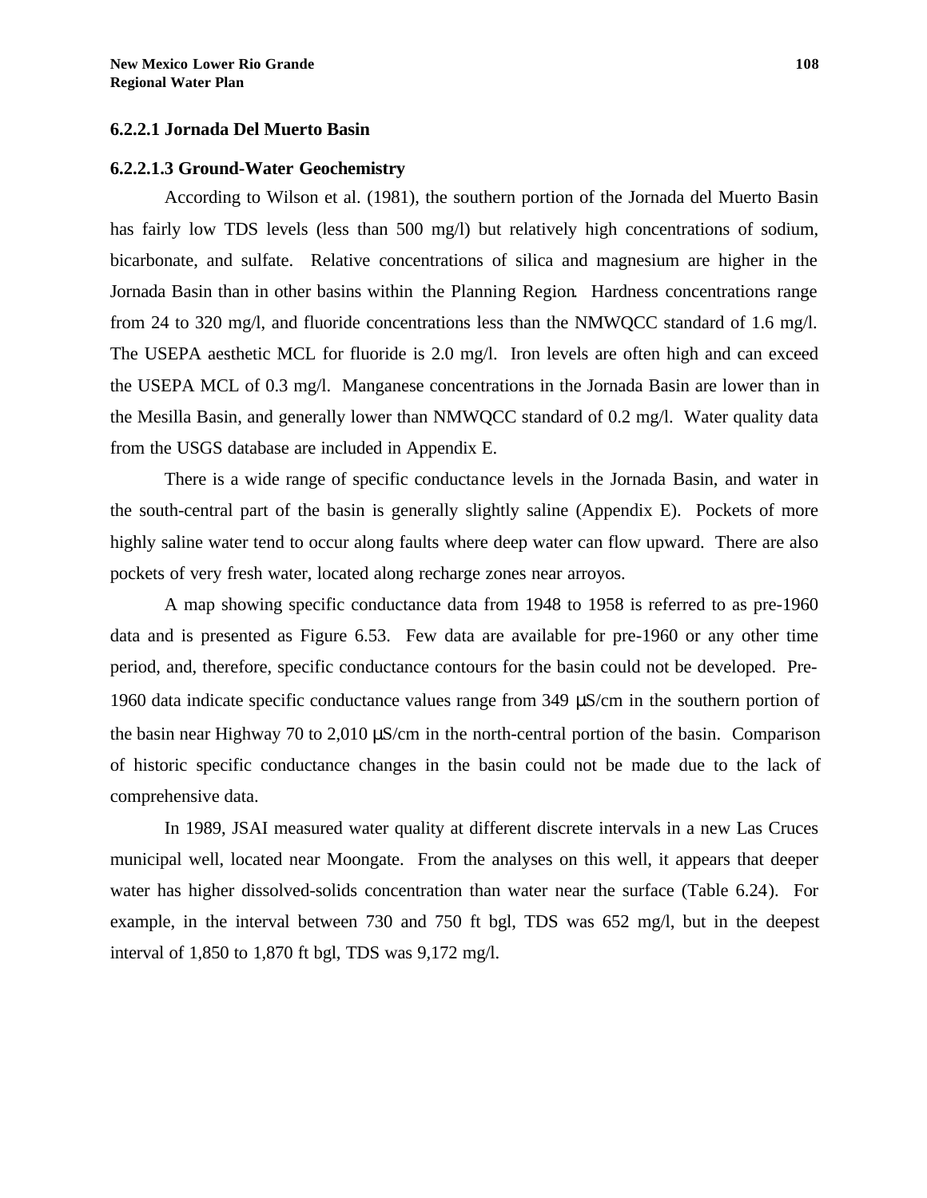### 6.2.2.1 Jornada Del Muerto Basin

#### 6.2.2.1.3 Ground-Water Geochemistry

According to Wilson et al. (1981), the southern portion of the Jornada del Muerto Basin has fairly low TDS levels (less than 500 mg/l) but relatively high concentrations of sodium, bicarbonate, and sulfate. Relative concentrations of silica and magnesium are higher in the Jornada Basin than in other basins within the Planning Region. Hardness concentrations range from 24 to 320 mg/l, and fluoride concentrations less than the NMWQCC standard of 1.6 mg/l. The USEPA aesthetic MCL for fluoride is 2.0 mg/l. Iron levels are often high and can exceed the USEPA MCL of 0.3 mg/l. Manganese concentrations in the Jornada Basin are lower than in the Mesilla Basin, and generally lower than NMWQCC standard of 0.2 mg/l. Water quality data from the USGS database are included in Appendix E.

There is a wide range of specific conductance levels in the Jornada Basin, and water in the south-central part of the basin is generally slightly saline (Appendix E). Pockets of more highly saline water tend to occur along faults where deep water can flow upward. There are also pockets of very fresh water, located along recharge zones near arroyos.

A map showing specific conductance data from 1948 to 1958 is referred to as pre-1960 data and is presented as Figure 6.53. Few data are available for pre-1960 or any other time period, and, therefore, specific conductance contours for the basin could not be developed. Pre-1960 data indicate specific conductance values range from 349 μS/cm in the southern portion of the basin near Highway 70 to 2,010 μS/cm in the north-central portion of the basin. Comparison of historic specific conductance changes in the basin could not be made due to the lack of comprehensive data.

In 1989, JSAI measured water quality at different discrete intervals in a new Las Cruces municipal well, located near Moongate. From the analyses on this well, it appears that deeper water has higher dissolved-solids concentration than water near the surface (Table 6.24). For example, in the interval between 730 and 750 ft bgl, TDS was 652 mg/l, but in the deepest interval of 1,850 to 1,870 ft bgl, TDS was 9,172 mg/l.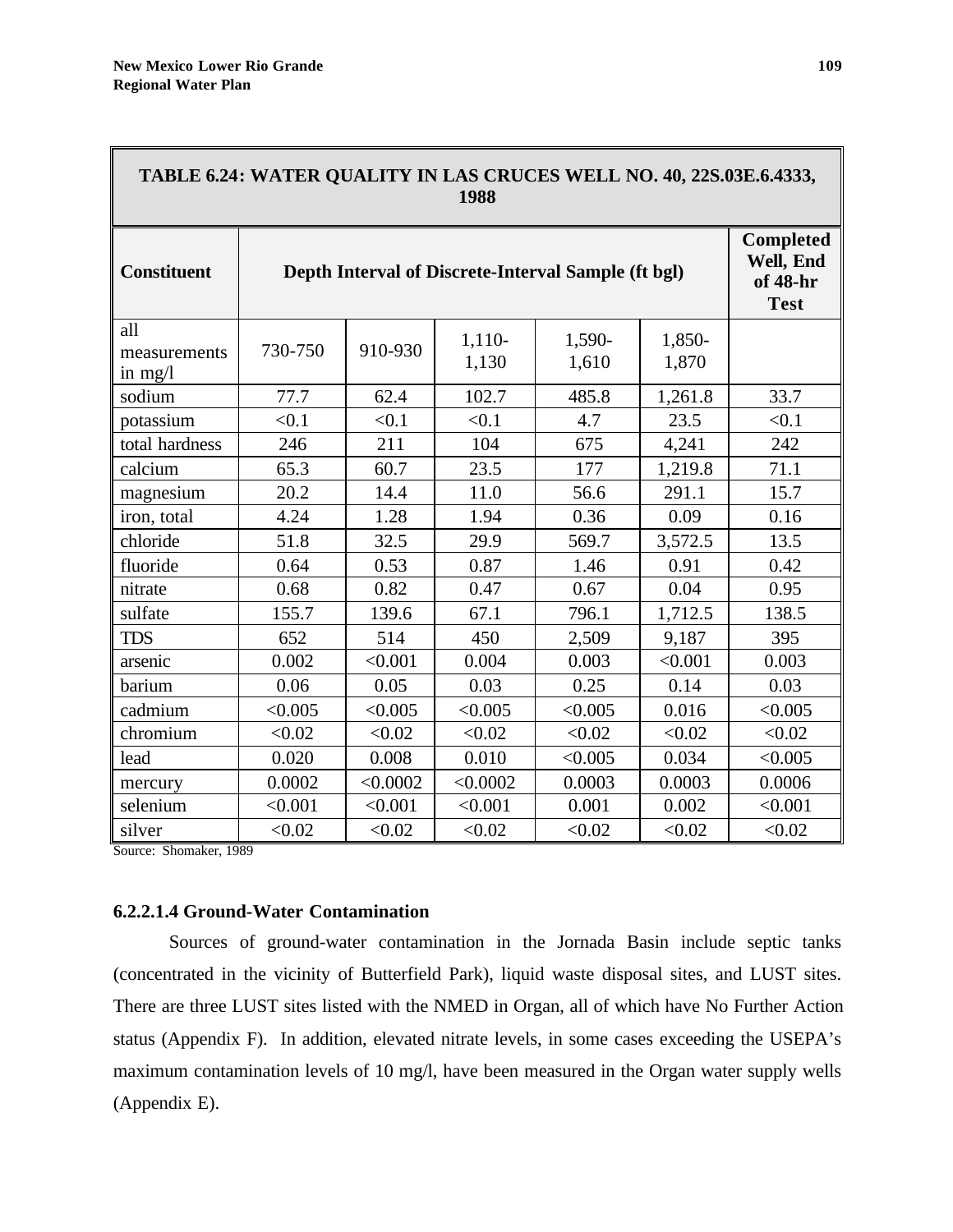**TABLE 6.24: WATER QUALITY IN LAS CRUCES WELL NO. 40, 22S.03E.6.4333, 1988**

| Constituent | Depth Interval of Discrete-Interval Sample (ft bgl) | | | | | Completed Well, End of 48-hr Test |
|---|---|---|---|---|---|---|
| all measurements in mg/l | 730-750 | 910-930 | 1,110-1,130 | 1,590-1,610 | 1,850-1,870 | |
| sodium | 77.7 | 62.4 | 102.7 | 485.8 | 1,261.8 | 33.7 |
| potassium | <0.1 | <0.1 | <0.1 | 4.7 | 23.5 | <0.1 |
| total hardness | 246 | 211 | 104 | 675 | 4,241 | 242 |
| calcium | 65.3 | 60.7 | 23.5 | 177 | 1,219.8 | 71.1 |
| magnesium | 20.2 | 14.4 | 11.0 | 56.6 | 291.1 | 15.7 |
| iron, total | 4.24 | 1.28 | 1.94 | 0.36 | 0.09 | 0.16 |
| chloride | 51.8 | 32.5 | 29.9 | 569.7 | 3,572.5 | 13.5 |
| fluoride | 0.64 | 0.53 | 0.87 | 1.46 | 0.91 | 0.42 |
| nitrate | 0.68 | 0.82 | 0.47 | 0.67 | 0.04 | 0.95 |
| sulfate | 155.7 | 139.6 | 67.1 | 796.1 | 1,712.5 | 138.5 |
| TDS | 652 | 514 | 450 | 2,509 | 9,187 | 395 |
| arsenic | 0.002 | <0.001 | 0.004 | 0.003 | <0.001 | 0.003 |
| barium | 0.06 | 0.05 | 0.03 | 0.25 | 0.14 | 0.03 |
| cadmium | <0.005 | <0.005 | <0.005 | <0.005 | 0.016 | <0.005 |
| chromium | <0.02 | <0.02 | <0.02 | <0.02 | <0.02 | <0.02 |
| lead | 0.020 | 0.008 | 0.010 | <0.005 | 0.034 | <0.005 |
| mercury | 0.0002 | <0.0002 | <0.0002 | 0.0003 | 0.0003 | 0.0006 |
| selenium | <0.001 | <0.001 | <0.001 | 0.001 | 0.002 | <0.001 |
| silver | <0.02 | <0.02 | <0.02 | <0.02 | <0.02 | <0.02 |

Source: Shomaker, 1989

#### 6.2.2.1.4 Ground-Water Contamination

Sources of ground-water contamination in the Jornada Basin include septic tanks (concentrated in the vicinity of Butterfield Park), liquid waste disposal sites, and LUST sites. There are three LUST sites listed with the NMED in Organ, all of which have No Further Action status (Appendix F). In addition, elevated nitrate levels, in some cases exceeding the USEPA's maximum contamination levels of 10 mg/l, have been measured in the Organ water supply wells (Appendix E).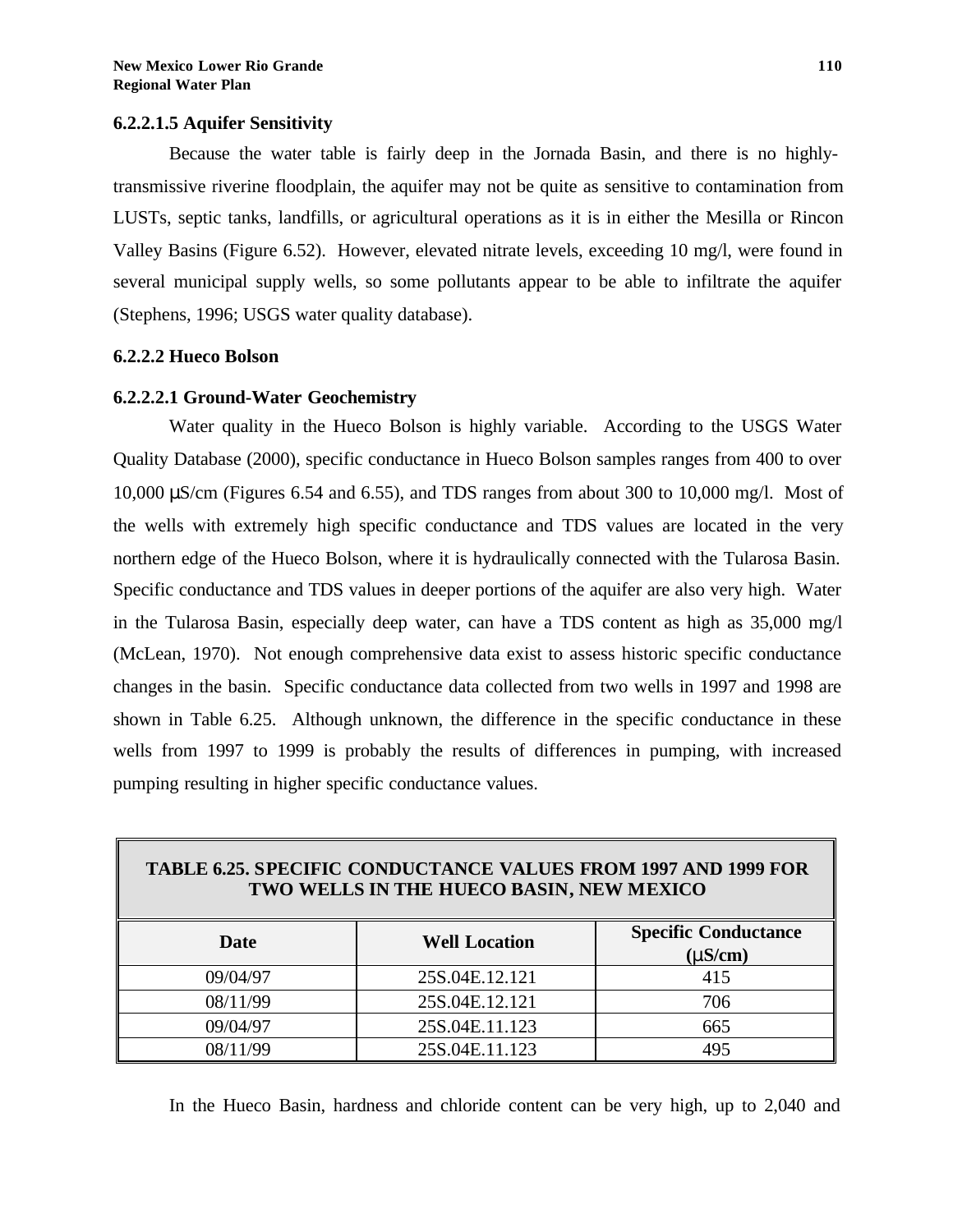#### 6.2.2.1.5 Aquifer Sensitivity

Because the water table is fairly deep in the Jornada Basin, and there is no highly-transmissive riverine floodplain, the aquifer may not be quite as sensitive to contamination from LUSTs, septic tanks, landfills, or agricultural operations as it is in either the Mesilla or Rincon Valley Basins (Figure 6.52). However, elevated nitrate levels, exceeding 10 mg/l, were found in several municipal supply wells, so some pollutants appear to be able to infiltrate the aquifer (Stephens, 1996; USGS water quality database).

### 6.2.2.2 Hueco Bolson

#### 6.2.2.2.1 Ground-Water Geochemistry

Water quality in the Hueco Bolson is highly variable. According to the USGS Water Quality Database (2000), specific conductance in Hueco Bolson samples ranges from 400 to over 10,000 µS/cm (Figures 6.54 and 6.55), and TDS ranges from about 300 to 10,000 mg/l. Most of the wells with extremely high specific conductance and TDS values are located in the very northern edge of the Hueco Bolson, where it is hydraulically connected with the Tularosa Basin. Specific conductance and TDS values in deeper portions of the aquifer are also very high. Water in the Tularosa Basin, especially deep water, can have a TDS content as high as 35,000 mg/l (McLean, 1970). Not enough comprehensive data exist to assess historic specific conductance changes in the basin. Specific conductance data collected from two wells in 1997 and 1998 are shown in Table 6.25. Although unknown, the difference in the specific conductance in these wells from 1997 to 1999 is probably the results of differences in pumping, with increased pumping resulting in higher specific conductance values.

**TABLE 6.25. SPECIFIC CONDUCTANCE VALUES FROM 1997 AND 1999 FOR TWO WELLS IN THE HUECO BASIN, NEW MEXICO**

| Date | Well Location | Specific Conductance (µS/cm) |
|---|---|---|
| 09/04/97 | 25S.04E.12.121 | 415 |
| 08/11/99 | 25S.04E.12.121 | 706 |
| 09/04/97 | 25S.04E.11.123 | 665 |
| 08/11/99 | 25S.04E.11.123 | 495 |

In the Hueco Basin, hardness and chloride content can be very high, up to 2,040 and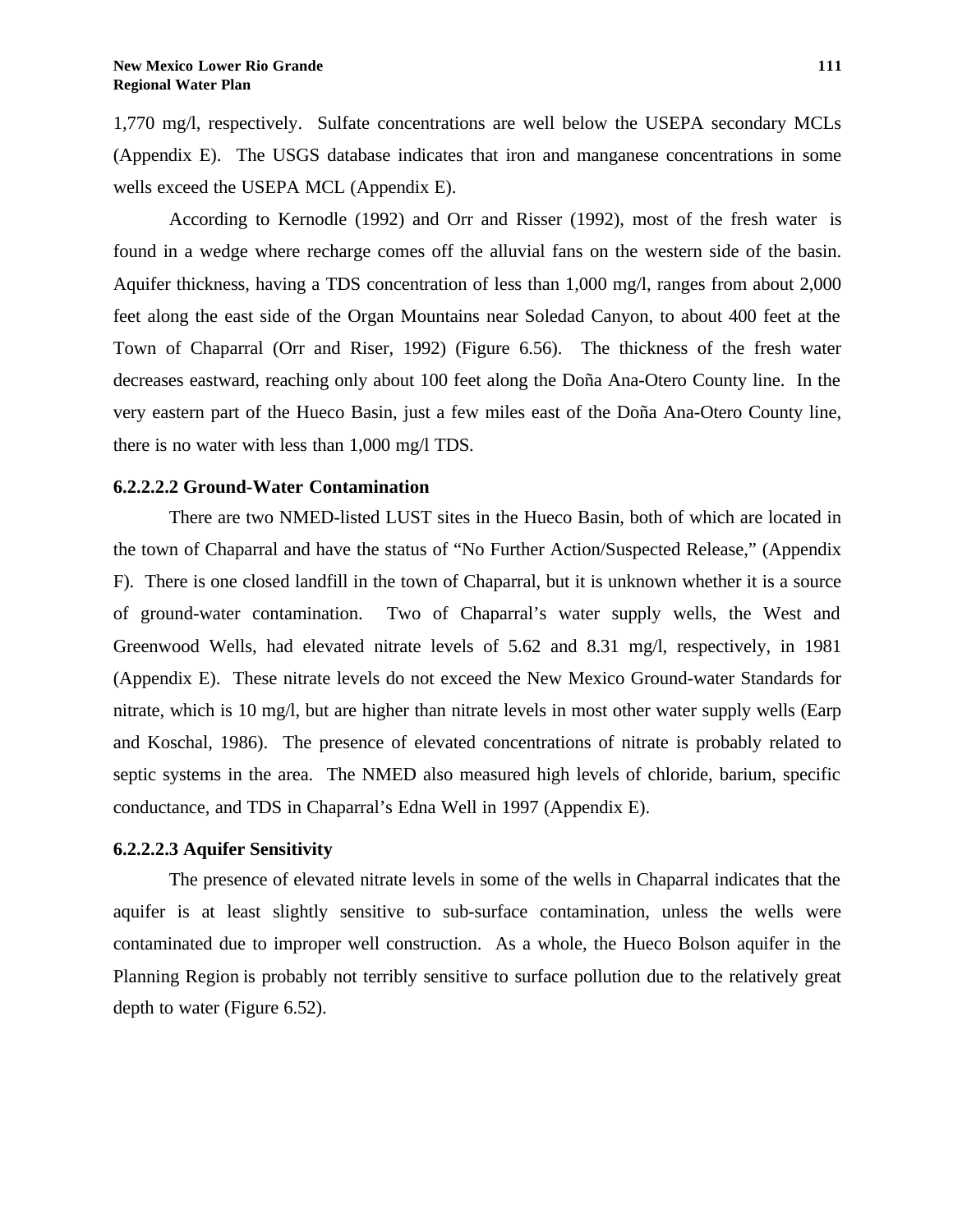1,770 mg/l, respectively. Sulfate concentrations are well below the USEPA secondary MCLs (Appendix E). The USGS database indicates that iron and manganese concentrations in some wells exceed the USEPA MCL (Appendix E).

According to Kernodle (1992) and Orr and Risser (1992), most of the fresh water is found in a wedge where recharge comes off the alluvial fans on the western side of the basin. Aquifer thickness, having a TDS concentration of less than 1,000 mg/l, ranges from about 2,000 feet along the east side of the Organ Mountains near Soledad Canyon, to about 400 feet at the Town of Chaparral (Orr and Riser, 1992) (Figure 6.56). The thickness of the fresh water decreases eastward, reaching only about 100 feet along the Doña Ana-Otero County line. In the very eastern part of the Hueco Basin, just a few miles east of the Doña Ana-Otero County line, there is no water with less than 1,000 mg/l TDS.

#### 6.2.2.2.2 Ground-Water Contamination

There are two NMED-listed LUST sites in the Hueco Basin, both of which are located in the town of Chaparral and have the status of "No Further Action/Suspected Release," (Appendix F). There is one closed landfill in the town of Chaparral, but it is unknown whether it is a source of ground-water contamination. Two of Chaparral's water supply wells, the West and Greenwood Wells, had elevated nitrate levels of 5.62 and 8.31 mg/l, respectively, in 1981 (Appendix E). These nitrate levels do not exceed the New Mexico Ground-water Standards for nitrate, which is 10 mg/l, but are higher than nitrate levels in most other water supply wells (Earp and Koschal, 1986). The presence of elevated concentrations of nitrate is probably related to septic systems in the area. The NMED also measured high levels of chloride, barium, specific conductance, and TDS in Chaparral's Edna Well in 1997 (Appendix E).

#### 6.2.2.2.3 Aquifer Sensitivity

The presence of elevated nitrate levels in some of the wells in Chaparral indicates that the aquifer is at least slightly sensitive to sub-surface contamination, unless the wells were contaminated due to improper well construction. As a whole, the Hueco Bolson aquifer in the Planning Region is probably not terribly sensitive to surface pollution due to the relatively great depth to water (Figure 6.52).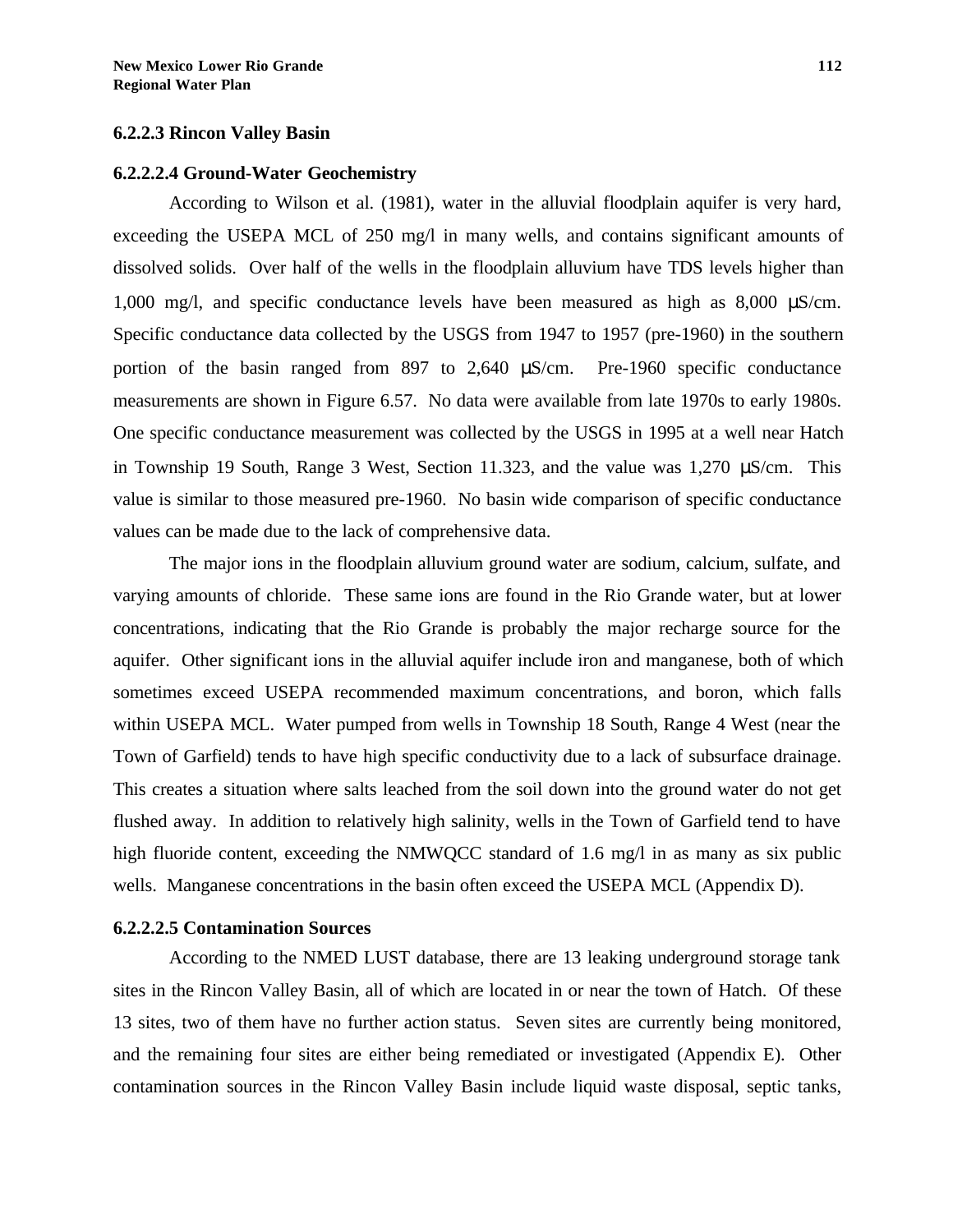### 6.2.2.3 Rincon Valley Basin

#### 6.2.2.2.4 Ground-Water Geochemistry

According to Wilson et al. (1981), water in the alluvial floodplain aquifer is very hard, exceeding the USEPA MCL of 250 mg/l in many wells, and contains significant amounts of dissolved solids. Over half of the wells in the floodplain alluvium have TDS levels higher than 1,000 mg/l, and specific conductance levels have been measured as high as 8,000 µS/cm. Specific conductance data collected by the USGS from 1947 to 1957 (pre-1960) in the southern portion of the basin ranged from 897 to 2,640 µS/cm. Pre-1960 specific conductance measurements are shown in Figure 6.57. No data were available from late 1970s to early 1980s. One specific conductance measurement was collected by the USGS in 1995 at a well near Hatch in Township 19 South, Range 3 West, Section 11.323, and the value was 1,270 µS/cm. This value is similar to those measured pre-1960. No basin wide comparison of specific conductance values can be made due to the lack of comprehensive data.

The major ions in the floodplain alluvium ground water are sodium, calcium, sulfate, and varying amounts of chloride. These same ions are found in the Rio Grande water, but at lower concentrations, indicating that the Rio Grande is probably the major recharge source for the aquifer. Other significant ions in the alluvial aquifer include iron and manganese, both of which sometimes exceed USEPA recommended maximum concentrations, and boron, which falls within USEPA MCL. Water pumped from wells in Township 18 South, Range 4 West (near the Town of Garfield) tends to have high specific conductivity due to a lack of subsurface drainage. This creates a situation where salts leached from the soil down into the ground water do not get flushed away. In addition to relatively high salinity, wells in the Town of Garfield tend to have high fluoride content, exceeding the NMWQCC standard of 1.6 mg/l in as many six public wells. Manganese concentrations in the basin often exceed the USEPA MCL (Appendix D).

#### 6.2.2.2.5 Contamination Sources

According to the NMED LUST database, there are 13 leaking underground storage tank sites in the Rincon Valley Basin, all of which are located in or near the town of Hatch. Of these 13 sites, two of them have no further action status. Seven sites are currently being monitored, and the remaining four sites are either being remediated or investigated (Appendix E). Other contamination sources in the Rincon Valley Basin include liquid waste disposal, septic tanks,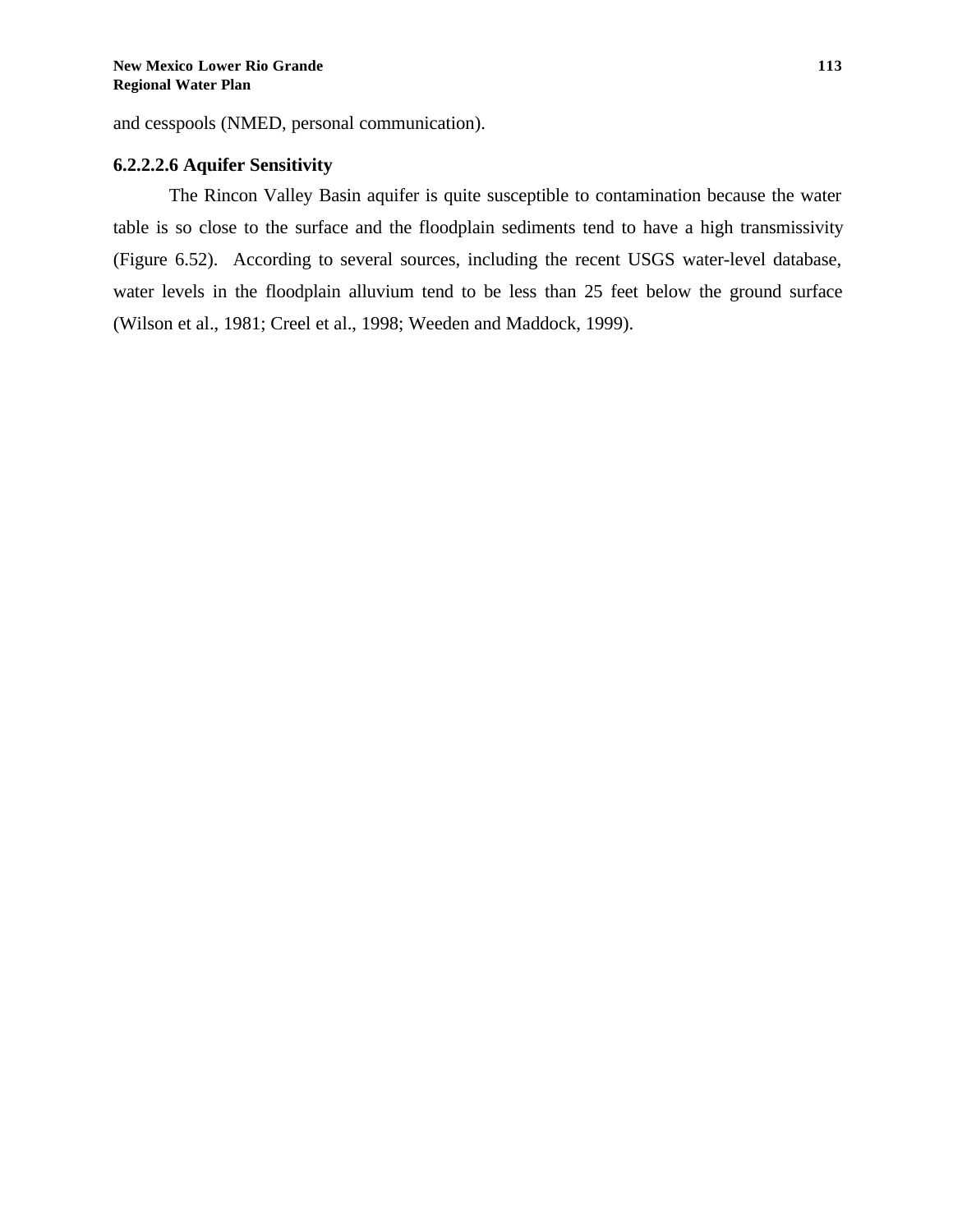and cesspools (NMED, personal communication).

#### 6.2.2.2.6 Aquifer Sensitivity

The Rincon Valley Basin aquifer is quite susceptible to contamination because the water table is so close to the surface and the floodplain sediments tend to have a high transmissivity (Figure 6.52). According to several sources, including the recent USGS water-level database, water levels in the floodplain alluvium tend to be less than 25 feet below the ground surface (Wilson et al., 1981; Creel et al., 1998; Weeden and Maddock, 1999).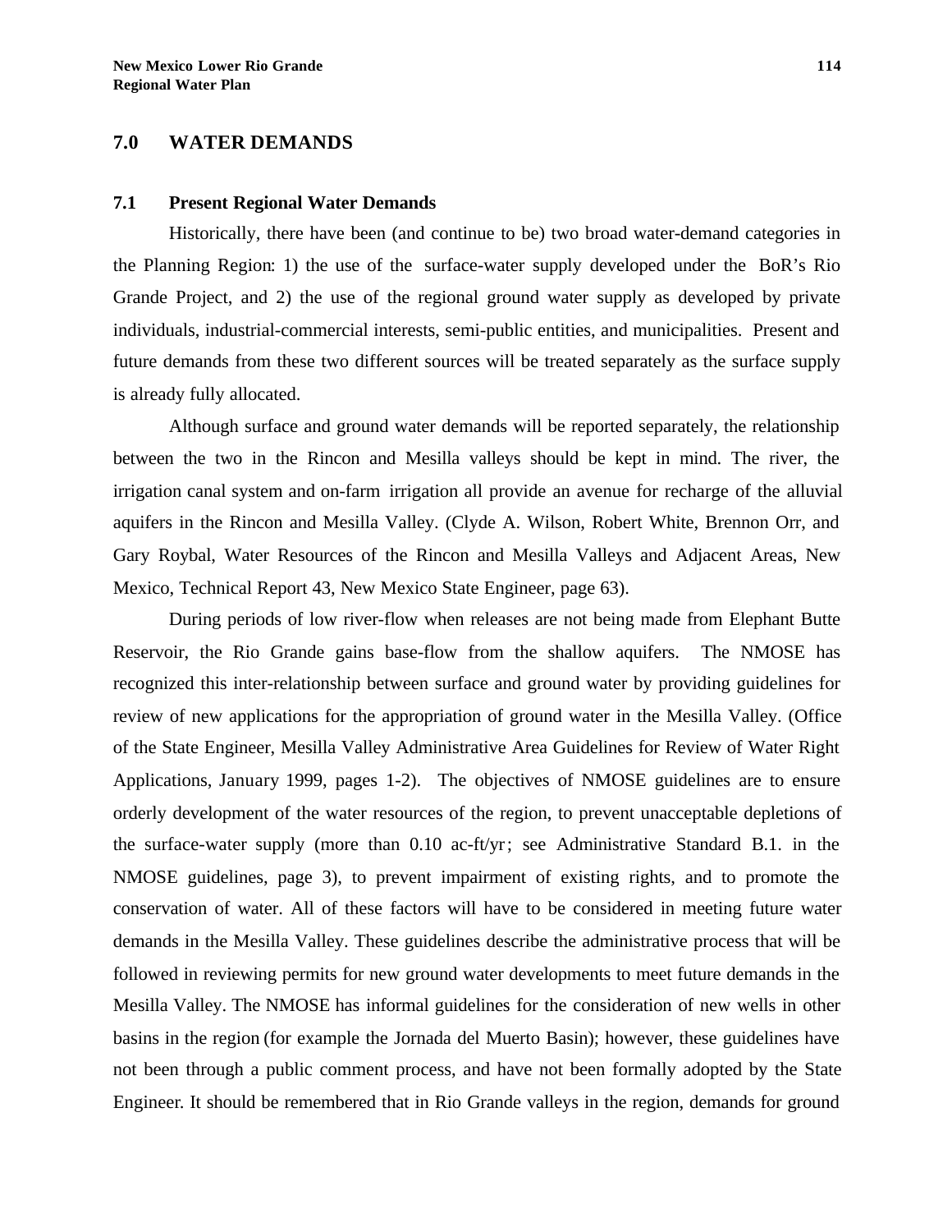## 7.0 WATER DEMANDS

### 7.1 Present Regional Water Demands

Historically, there have been (and continue to be) two broad water-demand categories in the Planning Region: 1) the use of the surface-water supply developed under the BoR's Rio Grande Project, and 2) the use of the regional ground water supply as developed by private individuals, industrial-commercial interests, semi-public entities, and municipalities. Present and future demands from these two different sources will be treated separately as the surface supply is already fully allocated.

Although surface and ground water demands will be reported separately, the relationship between the two in the Rincon and Mesilla valleys should be kept in mind. The river, the irrigation canal system and on-farm irrigation all provide an avenue for recharge of the alluvial aquifers in the Rincon and Mesilla Valley. (Clyde A. Wilson, Robert White, Brennon Orr, and Gary Roybal, Water Resources of the Rincon and Mesilla Valleys and Adjacent Areas, New Mexico, Technical Report 43, New Mexico State Engineer, page 63).

During periods of low river-flow when releases are not being made from Elephant Butte Reservoir, the Rio Grande gains base-flow from the shallow aquifers. The NMOSE has recognized this inter-relationship between surface and ground water by providing guidelines for review of new applications for the appropriation of ground water in the Mesilla Valley. (Office of the State Engineer, Mesilla Valley Administrative Area Guidelines for Review of Water Right Applications, January 1999, pages 1-2). The objectives of NMOSE guidelines are to ensure orderly development of the water resources of the region, to prevent unacceptable depletions of the surface-water supply (more than 0.10 ac-ft/yr; see Administrative Standard B.1. in the NMOSE guidelines, page 3), to prevent impairment of existing rights, and to promote the conservation of water. All of these factors will have to be considered in meeting future water demands in the Mesilla Valley. These guidelines describe the administrative process that will be followed in reviewing permits for new ground water developments to meet future demands in the Mesilla Valley. The NMOSE has informal guidelines for the consideration of new wells in other basins in the region (for example the Jornada del Muerto Basin); however, these guidelines have not been through a public comment process, and have not been formally adopted by the State Engineer. It should be remembered that in Rio Grande valleys in the region, demands for ground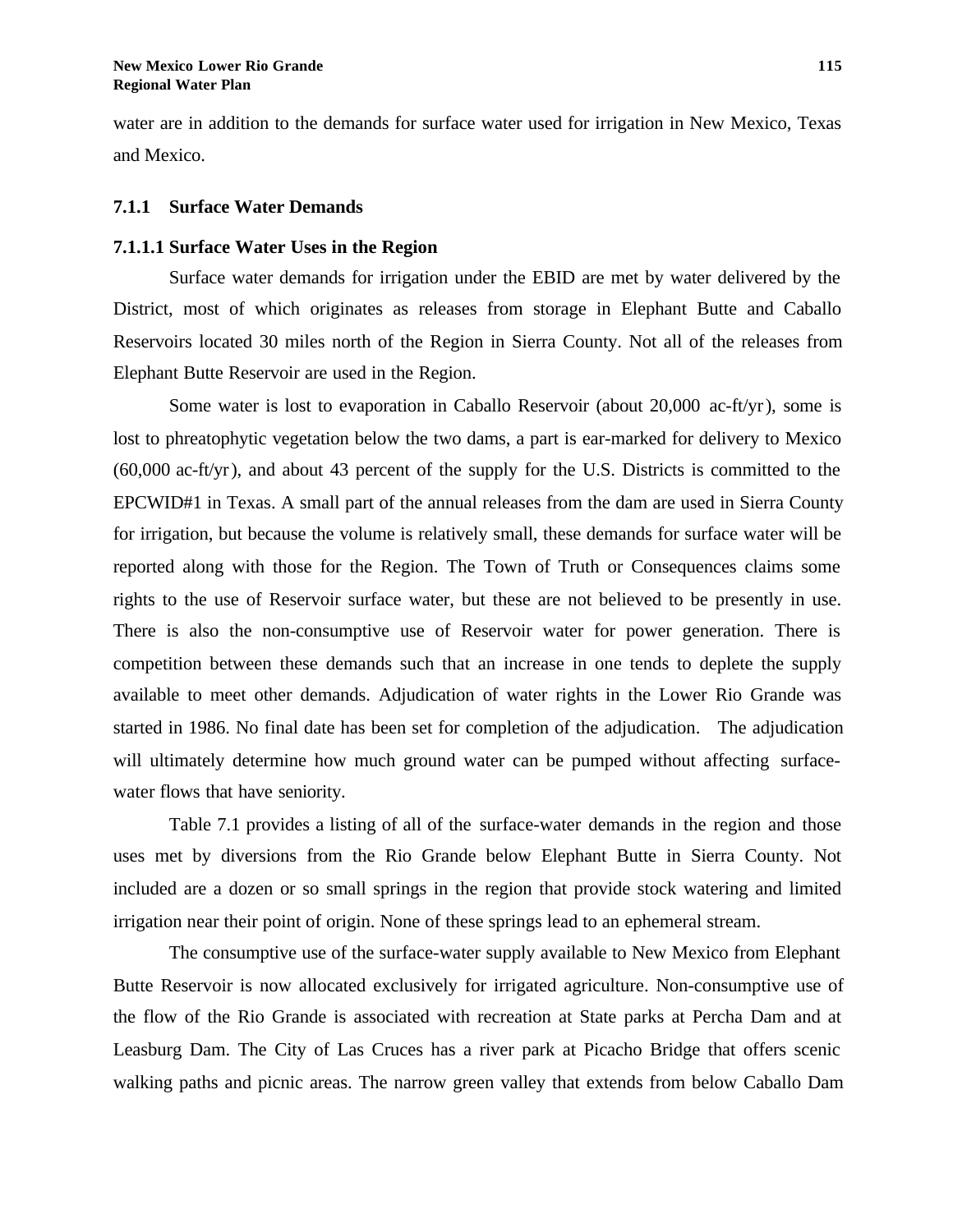water are in addition to the demands for surface water used for irrigation in New Mexico, Texas and Mexico.

### 7.1.1 Surface Water Demands

#### 7.1.1.1 Surface Water Uses in the Region

Surface water demands for irrigation under the EBID are met by water delivered by the District, most of which originates as releases from storage in Elephant Butte and Caballo Reservoirs located 30 miles north of the Region in Sierra County. Not all of the releases from Elephant Butte Reservoir are used in the Region.

Some water is lost to evaporation in Caballo Reservoir (about 20,000 ac-ft/yr), some is lost to phreatophytic vegetation below the two dams, a part is ear-marked for delivery to Mexico (60,000 ac-ft/yr), and about 43 percent of the supply for the U.S. Districts is committed to the EPCWID#1 in Texas. A small part of the annual releases from the dam are used in Sierra County for irrigation, but because the volume is relatively small, these demands for surface water will be reported along with those for the Region. The Town of Truth or Consequences claims some rights to the use of Reservoir surface water, but these are not believed to be presently in use. There is also the non-consumptive use of Reservoir water for power generation. There is competition between these demands such that an increase in one tends to deplete the supply available to meet other demands. Adjudication of water rights in the Lower Rio Grande was started in 1986. No final date has been set for completion of the adjudication. The adjudication will ultimately determine how much ground water can be pumped without affecting surface-water flows that have seniority.

Table 7.1 provides a listing of all of the surface-water demands in the region and those uses met by diversions from the Rio Grande below Elephant Butte in Sierra County. Not included are a dozen or so small springs in the region that provide stock watering and limited irrigation near their point of origin. None of these springs lead to an ephemeral stream.

The consumptive use of the surface-water supply available to New Mexico from Elephant Butte Reservoir is now allocated exclusively for irrigated agriculture. Non-consumptive use of the flow of the Rio Grande is associated with recreation at State parks at Percha Dam and at Leasburg Dam. The City of Las Cruces has a river park at Picacho Bridge that offers scenic walking paths and picnic areas. The narrow green valley that extends from below Caballo Dam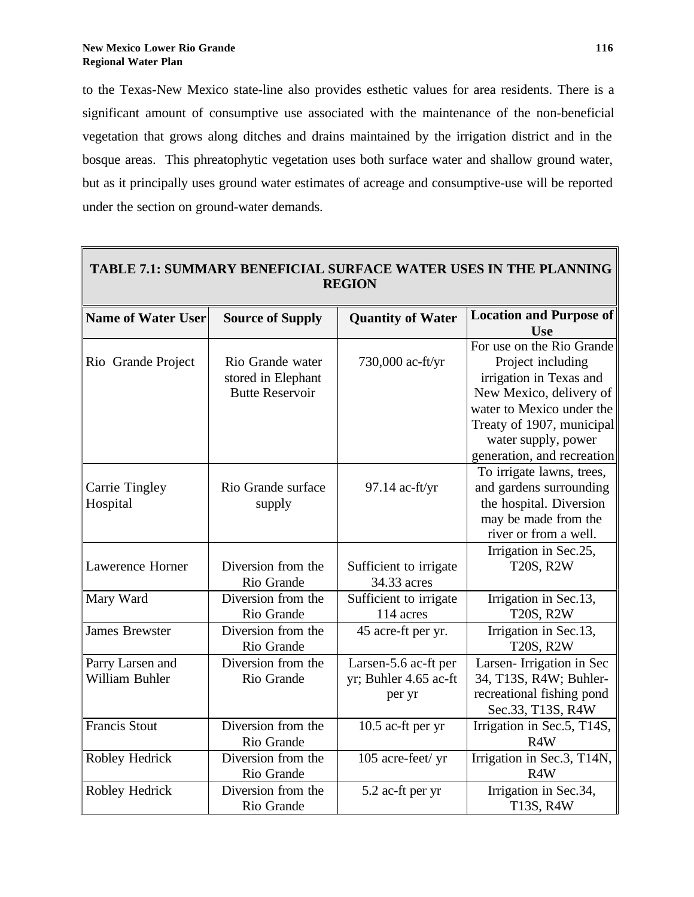to the Texas-New Mexico state-line also provides esthetic values for area residents. There is a significant amount of consumptive use associated with the maintenance of the non-beneficial vegetation that grows along ditches and drains maintained by the irrigation district and in the bosque areas. This phreatophytic vegetation uses both surface water and shallow ground water, but as it principally uses ground water estimates of acreage and consumptive-use will be reported under the section on ground-water demands.

**TABLE 7.1: SUMMARY BENEFICIAL SURFACE WATER USES IN THE PLANNING REGION**

| Name of Water User | Source of Supply | Quantity of Water | Location and Purpose of Use |
|---|---|---|---|
| Rio Grande Project | Rio Grande water stored in Elephant Butte Reservoir | 730,000 ac-ft/yr | For use on the Rio Grande Project including irrigation in Texas and New Mexico, delivery of water to Mexico under the Treaty of 1907, municipal water supply, power generation, and recreation |
| Carrie Tingley Hospital | Rio Grande surface supply | 97.14 ac-ft/yr | To irrigate lawns, trees, and gardens surrounding the hospital. Diversion may be made from the river or from a well. |
| Lawerence Horner | Diversion from the Rio Grande | Sufficient to irrigate 34.33 acres | Irrigation in Sec.25, T20S, R2W |
| Mary Ward | Diversion from the Rio Grande | Sufficient to irrigate 114 acres | Irrigation in Sec.13, T20S, R2W |
| James Brewster | Diversion from the Rio Grande | 45 acre-ft per yr. | Irrigation in Sec.13, T20S, R2W |
| Parry Larsen and William Buhler | Diversion from the Rio Grande | Larsen-5.6 ac-ft per yr; Buhler 4.65 ac-ft per yr | Larsen- Irrigation in Sec 34, T13S, R4W; Buhler- recreational fishing pond Sec.33, T13S, R4W |
| Francis Stout | Diversion from the Rio Grande | 10.5 ac-ft per yr | Irrigation in Sec.5, T14S, R4W |
| Robley Hedrick | Diversion from the Rio Grande | 105 acre-feet/ yr | Irrigation in Sec.3, T14N, R4W |
| Robley Hedrick | Diversion from the Rio Grande | 5.2 ac-ft per yr | Irrigation in Sec.34, T13S, R4W |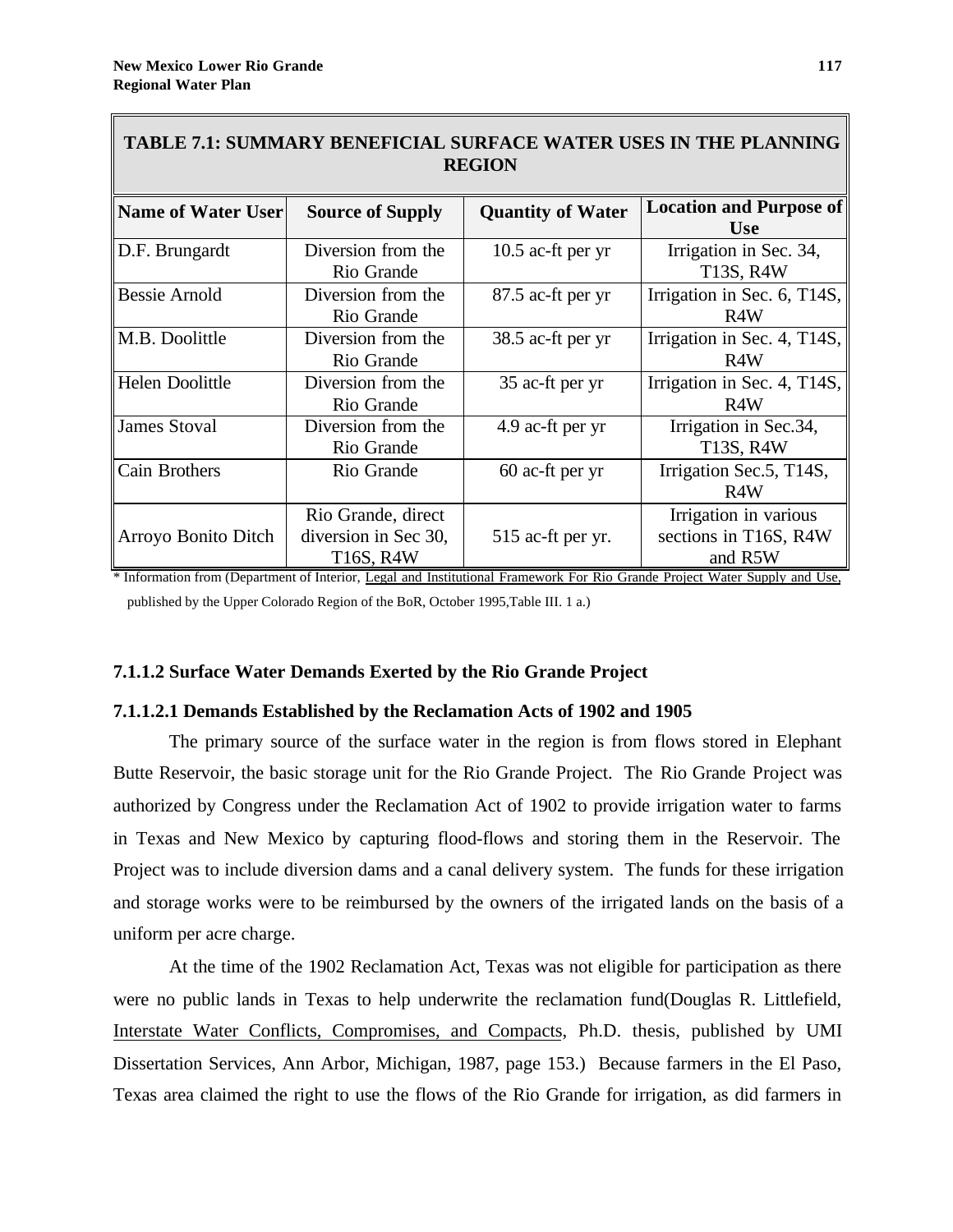**TABLE 7.1: SUMMARY BENEFICIAL SURFACE WATER USES IN THE PLANNING REGION**

| Name of Water User | Source of Supply | Quantity of Water | Location and Purpose of Use |
|---|---|---|---|
| D.F. Brungardt | Diversion from the Rio Grande | 10.5 ac-ft per yr | Irrigation in Sec. 34, T13S, R4W |
| Bessie Arnold | Diversion from the Rio Grande | 87.5 ac-ft per yr | Irrigation in Sec. 6, T14S, R4W |
| M.B. Doolittle | Diversion from the Rio Grande | 38.5 ac-ft per yr | Irrigation in Sec. 4, T14S, R4W |
| Helen Doolittle | Diversion from the Rio Grande | 35 ac-ft per yr | Irrigation in Sec. 4, T14S, R4W |
| James Stoval | Diversion from the Rio Grande | 4.9 ac-ft per yr | Irrigation in Sec.34, T13S, R4W |
| Cain Brothers | Rio Grande | 60 ac-ft per yr | Irrigation Sec.5, T14S, R4W |
| Arroyo Bonito Ditch | Rio Grande, direct diversion in Sec 30, T16S, R4W | 515 ac-ft per yr. | Irrigation in various sections in T16S, R4W and R5W |

* Information from (Department of Interior, Legal and Institutional Framework For Rio Grande Project Water Supply and Use, published by the Upper Colorado Region of the BoR, October 1995,Table III. 1 a.)

### 7.1.1.2 Surface Water Demands Exerted by the Rio Grande Project

#### 7.1.1.2.1 Demands Established by the Reclamation Acts of 1902 and 1905

The primary source of the surface water in the region is from flows stored in Elephant Butte Reservoir, the basic storage unit for the Rio Grande Project. The Rio Grande Project was authorized by Congress under the Reclamation Act of 1902 to provide irrigation water to farms in Texas and New Mexico by capturing flood-flows and storing them in the Reservoir. The Project was to include diversion dams and a canal delivery system. The funds for these irrigation and storage works were to be reimbursed by the owners of the irrigated lands on the basis of a uniform per acre charge.

At the time of the 1902 Reclamation Act, Texas was not eligible for participation as there were no public lands in Texas to help underwrite the reclamation fund(Douglas R. Littlefield, Interstate Water Conflicts, Compromises, and Compacts, Ph.D. thesis, published by UMI Dissertation Services, Ann Arbor, Michigan, 1987, page 153.) Because farmers in the El Paso, Texas area claimed the right to use the flows of the Rio Grande for irrigation, as did farmers in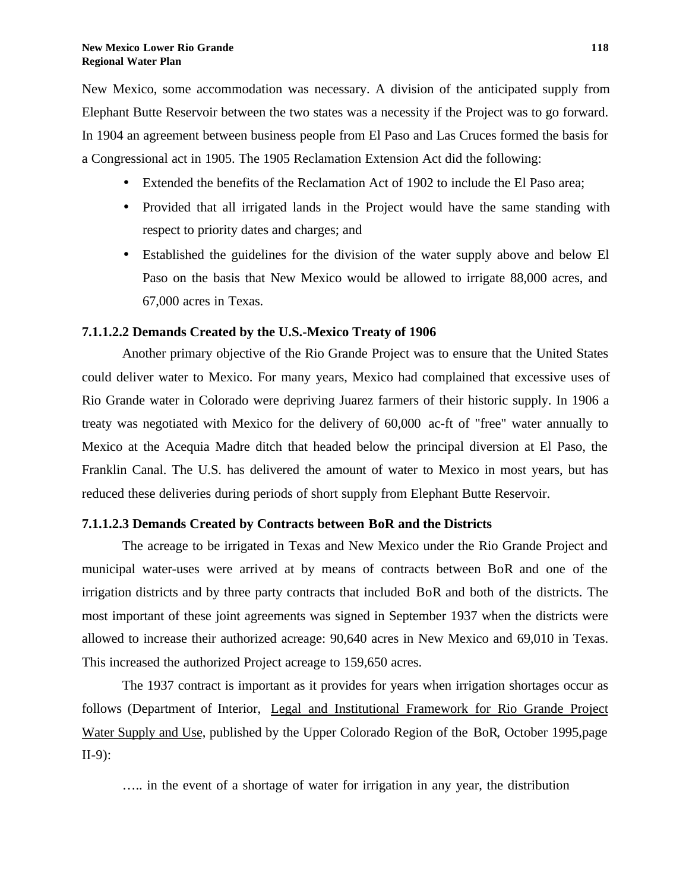New Mexico, some accommodation was necessary. A division of the anticipated supply from Elephant Butte Reservoir between the two states was a necessity if the Project was to go forward. In 1904 an agreement between business people from El Paso and Las Cruces formed the basis for a Congressional act in 1905. The 1905 Reclamation Extension Act did the following:

- Extended the benefits of the Reclamation Act of 1902 to include the El Paso area;
- Provided that all irrigated lands in the Project would have the same standing with respect to priority dates and charges; and
- Established the guidelines for the division of the water supply above and below El Paso on the basis that New Mexico would be allowed to irrigate 88,000 acres, and 67,000 acres in Texas.

### 7.1.1.2.2 Demands Created by the U.S.-Mexico Treaty of 1906

Another primary objective of the Rio Grande Project was to ensure that the United States could deliver water to Mexico. For many years, Mexico had complained that excessive uses of Rio Grande water in Colorado were depriving Juarez farmers of their historic supply. In 1906 a treaty was negotiated with Mexico for the delivery of 60,000 ac-ft of "free" water annually to Mexico at the Acequia Madre ditch that headed below the principal diversion at El Paso, the Franklin Canal. The U.S. has delivered the amount of water to Mexico in most years, but has reduced these deliveries during periods of short supply from Elephant Butte Reservoir.

### 7.1.1.2.3 Demands Created by Contracts between BoR and the Districts

The acreage to be irrigated in Texas and New Mexico under the Rio Grande Project and municipal water-uses were arrived at by means of contracts between BoR and one of the irrigation districts and by three party contracts that included BoR and both of the districts. The most important of these joint agreements was signed in September 1937 when the districts were allowed to increase their authorized acreage: 90,640 acres in New Mexico and 69,010 in Texas. This increased the authorized Project acreage to 159,650 acres.

The 1937 contract is important as it provides for years when irrigation shortages occur as follows (Department of Interior, Legal and Institutional Framework for Rio Grande Project Water Supply and Use, published by the Upper Colorado Region of the BoR, October 1995,page II-9):

….. in the event of a shortage of water for irrigation in any year, the distribution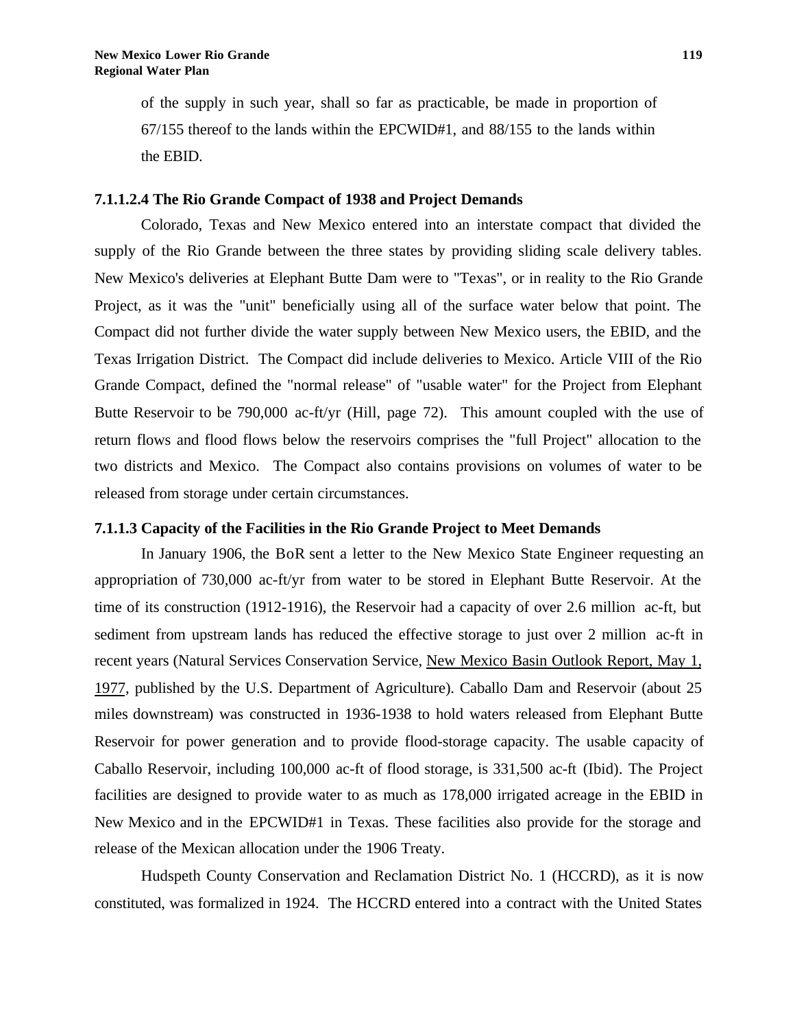of the supply in such year, shall so far as practicable, be made in proportion of 67/155 thereof to the lands within the EPCWID#1, and 88/155 to the lands within the EBID.

### 7.1.1.2.4 The Rio Grande Compact of 1938 and Project Demands

Colorado, Texas and New Mexico entered into an interstate compact that divided the supply of the Rio Grande between the three states by providing sliding scale delivery tables. New Mexico's deliveries at Elephant Butte Dam were to "Texas", or in reality to the Rio Grande Project, as it was the "unit" beneficially using all of the surface water below that point. The Compact did not further divide the water supply between New Mexico users, the EBID, and the Texas Irrigation District. The Compact did include deliveries to Mexico. Article VIII of the Rio Grande Compact, defined the "normal release" of "usable water" for the Project from Elephant Butte Reservoir to be 790,000 ac-ft/yr (Hill, page 72). This amount coupled with the use of return flows and flood flows below the reservoirs comprises the "full Project" allocation to the two districts and Mexico. The Compact also contains provisions on volumes of water to be released from storage under certain circumstances.

### 7.1.1.3 Capacity of the Facilities in the Rio Grande Project to Meet Demands

In January 1906, the BoR sent a letter to the New Mexico State Engineer requesting an appropriation of 730,000 ac-ft/yr from water to be stored in Elephant Butte Reservoir. At the time of its construction (1912-1916), the Reservoir had a capacity of over 2.6 million ac-ft, but sediment from upstream lands has reduced the effective storage to just over 2 million ac-ft in recent years (Natural Services Conservation Service, New Mexico Basin Outlook Report, May 1, 1977, published by the U.S. Department of Agriculture). Caballo Dam and Reservoir (about 25 miles downstream) was constructed in 1936-1938 to hold waters released from Elephant Butte Reservoir for power generation and to provide flood-storage capacity. The usable capacity of Caballo Reservoir, including 100,000 ac-ft of flood storage, is 331,500 ac-ft (Ibid). The Project facilities are designed to provide water to as much as 178,000 irrigated acreage in the EBID in New Mexico and in the EPCWID#1 in Texas. These facilities also provide for the storage and release of the Mexican allocation under the 1906 Treaty.

Hudspeth County Conservation and Reclamation District No. 1 (HCCRD), as it is now constituted, was formalized in 1924. The HCCRD entered into a contract with the United States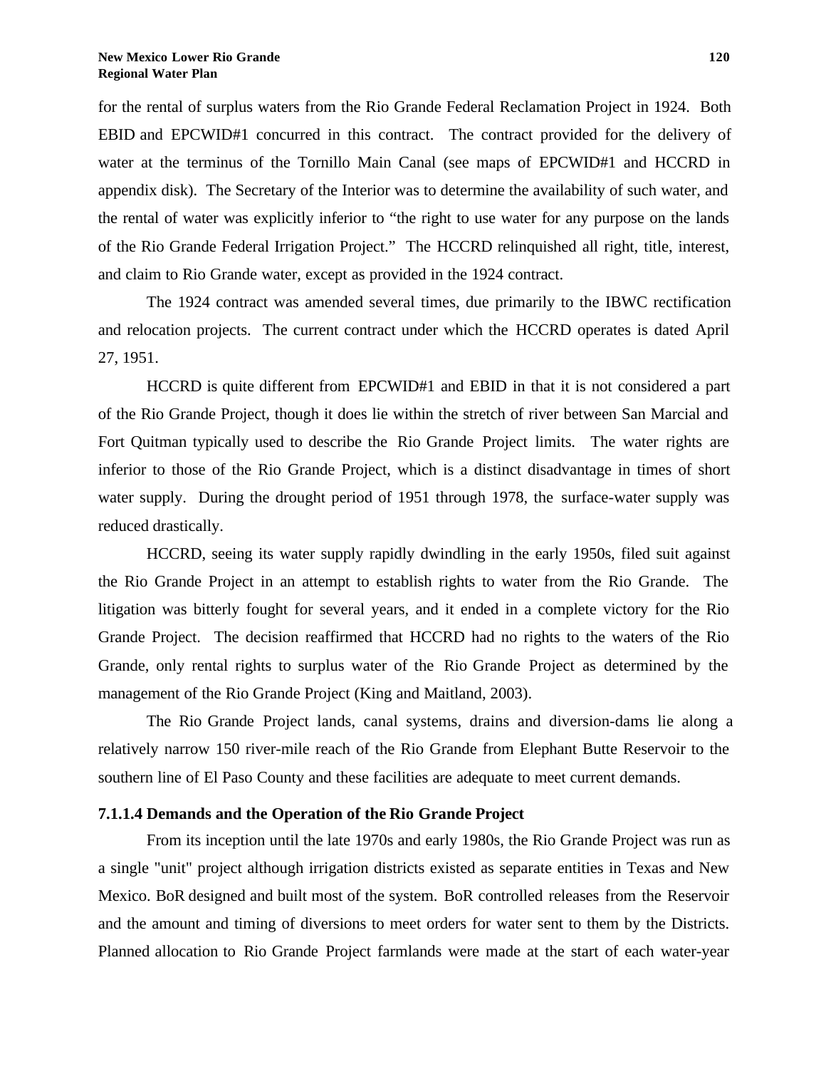for the rental of surplus waters from the Rio Grande Federal Reclamation Project in 1924. Both EBID and EPCWID#1 concurred in this contract. The contract provided for the delivery of water at the terminus of the Tornillo Main Canal (see maps of EPCWID#1 and HCCRD in appendix disk). The Secretary of the Interior was to determine the availability of such water, and the rental of water was explicitly inferior to "the right to use water for any purpose on the lands of the Rio Grande Federal Irrigation Project." The HCCRD relinquished all right, title, interest, and claim to Rio Grande water, except as provided in the 1924 contract.

The 1924 contract was amended several times, due primarily to the IBWC rectification and relocation projects. The current contract under which the HCCRD operates is dated April 27, 1951.

HCCRD is quite different from EPCWID#1 and EBID in that it is not considered a part of the Rio Grande Project, though it does lie within the stretch of river between San Marcial and Fort Quitman typically used to describe the Rio Grande Project limits. The water rights are inferior to those of the Rio Grande Project, which is a distinct disadvantage in times of short water supply. During the drought period of 1951 through 1978, the surface-water supply was reduced drastically.

HCCRD, seeing its water supply rapidly dwindling in the early 1950s, filed suit against the Rio Grande Project in an attempt to establish rights to water from the Rio Grande. The litigation was bitterly fought for several years, and it ended in a complete victory for the Rio Grande Project. The decision reaffirmed that HCCRD had no rights to the waters of the Rio Grande, only rental rights to surplus water of the Rio Grande Project as determined by the management of the Rio Grande Project (King and Maitland, 2003).

The Rio Grande Project lands, canal systems, drains and diversion-dams lie along a relatively narrow 150 river-mile reach of the Rio Grande from Elephant Butte Reservoir to the southern line of El Paso County and these facilities are adequate to meet current demands.

#### 7.1.1.4 Demands and the Operation of the Rio Grande Project

From its inception until the late 1970s and early 1980s, the Rio Grande Project was run as a single "unit" project although irrigation districts existed as separate entities in Texas and New Mexico. BoR designed and built most of the system. BoR controlled releases from the Reservoir and the amount and timing of diversions to meet orders for water sent to them by the Districts. Planned allocation to Rio Grande Project farmlands were made at the start of each water-year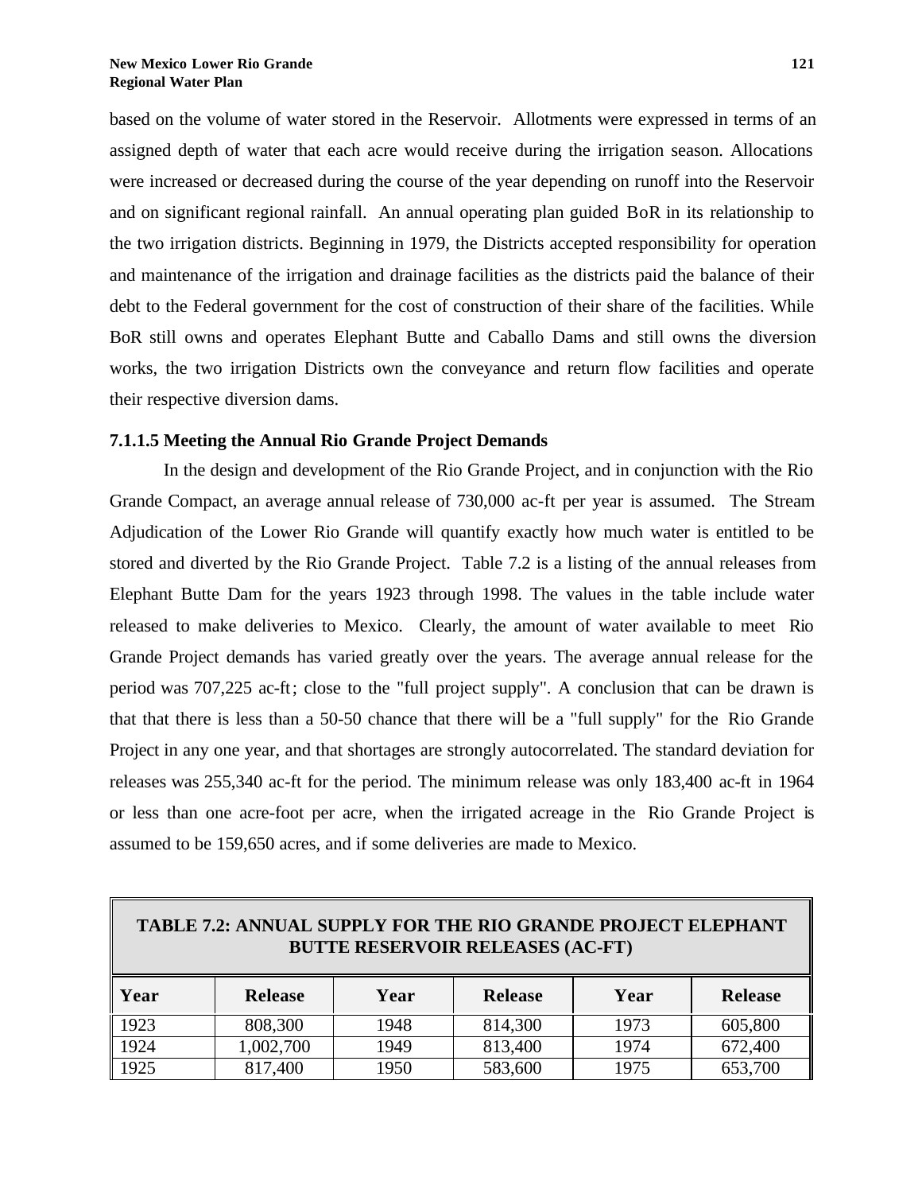based on the volume of water stored in the Reservoir. Allotments were expressed in terms of an assigned depth of water that each acre would receive during the irrigation season. Allocations were increased or decreased during the course of the year depending on runoff into the Reservoir and on significant regional rainfall. An annual operating plan guided BoR in its relationship to the two irrigation districts. Beginning in 1979, the Districts accepted responsibility for operation and maintenance of the irrigation and drainage facilities as the districts paid the balance of their debt to the Federal government for the cost of construction of their share of the facilities. While BoR still owns and operates Elephant Butte and Caballo Dams and still owns the diversion works, the two irrigation Districts own the conveyance and return flow facilities and operate their respective diversion dams.

#### 7.1.1.5 Meeting the Annual Rio Grande Project Demands

In the design and development of the Rio Grande Project, and in conjunction with the Rio Grande Compact, an average annual release of 730,000 ac-ft per year is assumed. The Stream Adjudication of the Lower Rio Grande will quantify exactly how much water is entitled to be stored and diverted by the Rio Grande Project. Table 7.2 is a listing of the annual releases from Elephant Butte Dam for the years 1923 through 1998. The values in the table include water released to make deliveries to Mexico. Clearly, the amount of water available to meet Rio Grande Project demands has varied greatly over the years. The average annual release for the period was 707,225 ac-ft; close to the "full project supply". A conclusion that can be drawn is that that there is less than a 50-50 chance that there will be a "full supply" for the Rio Grande Project in any one year, and that shortages are strongly autocorrelated. The standard deviation for releases was 255,340 ac-ft for the period. The minimum release was only 183,400 ac-ft in 1964 or less than one acre-foot per acre, when the irrigated acreage in the Rio Grande Project is assumed to be 159,650 acres, and if some deliveries are made to Mexico.

**TABLE 7.2: ANNUAL SUPPLY FOR THE RIO GRANDE PROJECT ELEPHANT BUTTE RESERVOIR RELEASES (AC-FT)**

| Year | Release | Year | Release | Year | Release |
|---|---|---|---|---|---|
| 1923 | 808,300 | 1948 | 814,300 | 1973 | 605,800 |
| 1924 | 1,002,700 | 1949 | 813,400 | 1974 | 672,400 |
| 1925 | 817,400 | 1950 | 583,600 | 1975 | 653,700 |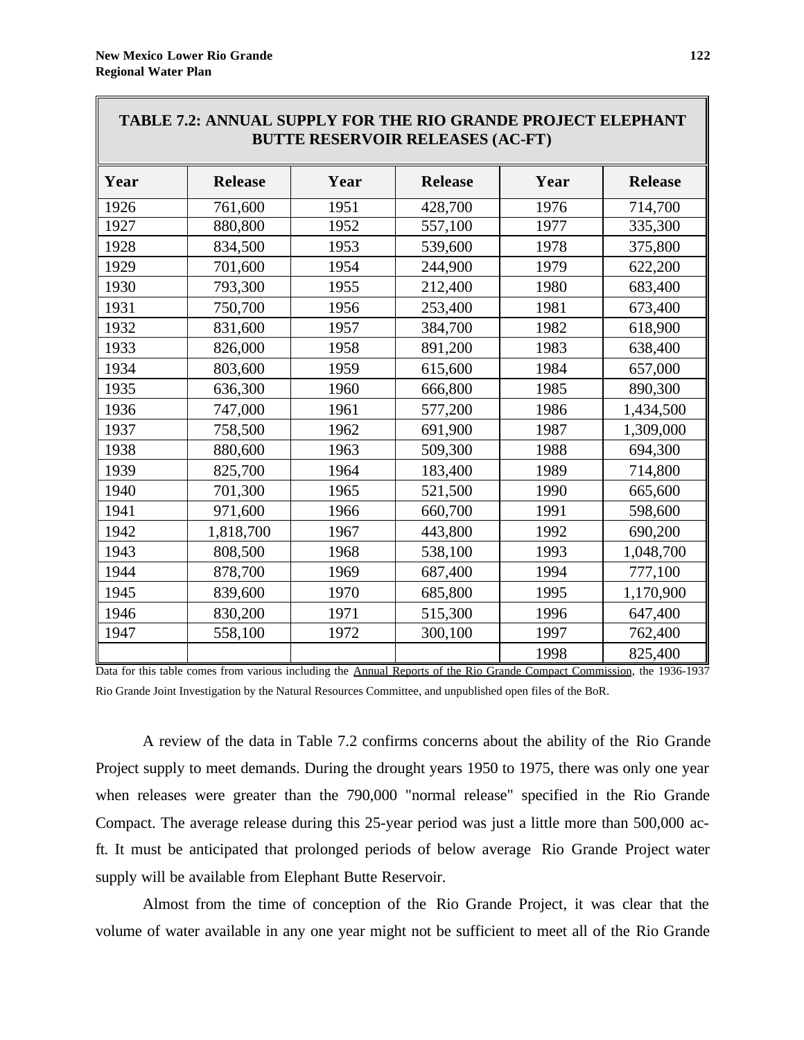**TABLE 7.2: ANNUAL SUPPLY FOR THE RIO GRANDE PROJECT ELEPHANT BUTTE RESERVOIR RELEASES (AC-FT)**

| Year | Release | Year | Release | Year | Release |
|---|---|---|---|---|---|
| 1926 | 761,600 | 1951 | 428,700 | 1976 | 714,700 |
| 1927 | 880,800 | 1952 | 557,100 | 1977 | 335,300 |
| 1928 | 834,500 | 1953 | 539,600 | 1978 | 375,800 |
| 1929 | 701,600 | 1954 | 244,900 | 1979 | 622,200 |
| 1930 | 793,300 | 1955 | 212,400 | 1980 | 683,400 |
| 1931 | 750,700 | 1956 | 253,400 | 1981 | 673,400 |
| 1932 | 831,600 | 1957 | 384,700 | 1982 | 618,900 |
| 1933 | 826,000 | 1958 | 891,200 | 1983 | 638,400 |
| 1934 | 803,600 | 1959 | 615,600 | 1984 | 657,000 |
| 1935 | 636,300 | 1960 | 666,800 | 1985 | 890,300 |
| 1936 | 747,000 | 1961 | 577,200 | 1986 | 1,434,500 |
| 1937 | 758,500 | 1962 | 691,900 | 1987 | 1,309,000 |
| 1938 | 880,600 | 1963 | 509,300 | 1988 | 694,300 |
| 1939 | 825,700 | 1964 | 183,400 | 1989 | 714,800 |
| 1940 | 701,300 | 1965 | 521,500 | 1990 | 665,600 |
| 1941 | 971,600 | 1966 | 660,700 | 1991 | 598,600 |
| 1942 | 1,818,700 | 1967 | 443,800 | 1992 | 690,200 |
| 1943 | 808,500 | 1968 | 538,100 | 1993 | 1,048,700 |
| 1944 | 878,700 | 1969 | 687,400 | 1994 | 777,100 |
| 1945 | 839,600 | 1970 | 685,800 | 1995 | 1,170,900 |
| 1946 | 830,200 | 1971 | 515,300 | 1996 | 647,400 |
| 1947 | 558,100 | 1972 | 300,100 | 1997 | 762,400 |
| | | | | 1998 | 825,400 |

Data for this table comes from various including the Annual Reports of the Rio Grande Compact Commission, the 1936-1937 Rio Grande Joint Investigation by the Natural Resources Committee, and unpublished open files of the BoR.

A review of the data in Table 7.2 confirms concerns about the ability of the Rio Grande Project supply to meet demands. During the drought years 1950 to 1975, there was only one year when releases were greater than the 790,000 "normal release" specified in the Rio Grande Compact. The average release during this 25-year period was just a little more than 500,000 ac-ft. It must be anticipated that prolonged periods of below average Rio Grande Project water supply will be available from Elephant Butte Reservoir.

Almost from the time of conception of the Rio Grande Project, it was clear that the volume of water available in any one year might not be sufficient to meet all of the Rio Grande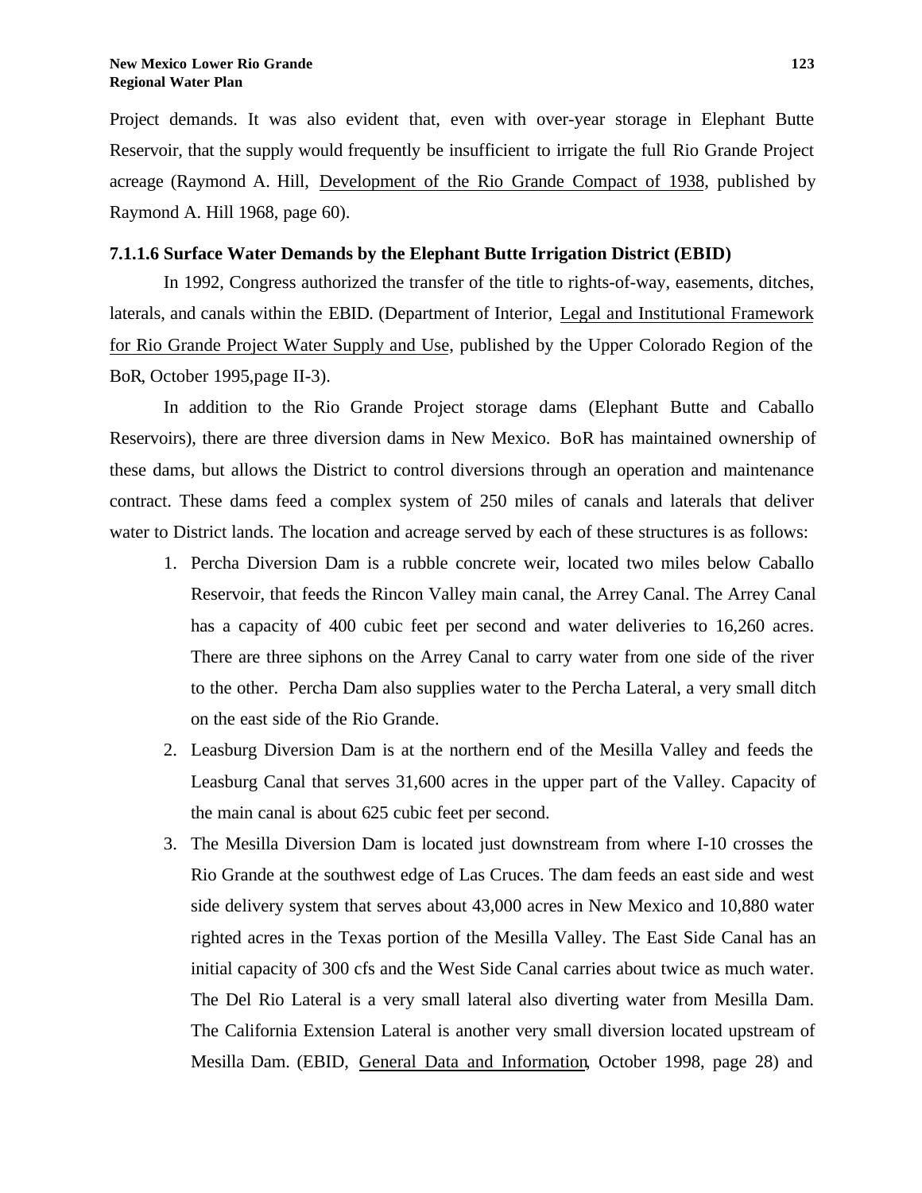Project demands. It was also evident that, even with over-year storage in Elephant Butte Reservoir, that the supply would frequently be insufficient to irrigate the full Rio Grande Project acreage (Raymond A. Hill, Development of the Rio Grande Compact of 1938, published by Raymond A. Hill 1968, page 60).

#### 7.1.1.6 Surface Water Demands by the Elephant Butte Irrigation District (EBID)

In 1992, Congress authorized the transfer of the title to rights-of-way, easements, ditches, laterals, and canals within the EBID. (Department of Interior, Legal and Institutional Framework for Rio Grande Project Water Supply and Use, published by the Upper Colorado Region of the BoR, October 1995,page II-3).

In addition to the Rio Grande Project storage dams (Elephant Butte and Caballo Reservoirs), there are three diversion dams in New Mexico. BoR has maintained ownership of these dams, but allows the District to control diversions through an operation and maintenance contract. These dams feed a complex system of 250 miles of canals and laterals that deliver water to District lands. The location and acreage served by each of these structures is as follows:

1. Percha Diversion Dam is a rubble concrete weir, located two miles below Caballo Reservoir, that feeds the Rincon Valley main canal, the Arrey Canal. The Arrey Canal has a capacity of 400 cubic feet per second and water deliveries to 16,260 acres. There are three siphons on the Arrey Canal to carry water from one side of the river to the other. Percha Dam also supplies water to the Percha Lateral, a very small ditch on the east side of the Rio Grande.
2. Leasburg Diversion Dam is at the northern end of the Mesilla Valley and feeds the Leasburg Canal that serves 31,600 acres in the upper part of the Valley. Capacity of the main canal is about 625 cubic feet per second.
3. The Mesilla Diversion Dam is located just downstream from where I-10 crosses the Rio Grande at the southwest edge of Las Cruces. The dam feeds an east side and west side delivery system that serves about 43,000 acres in New Mexico and 10,880 water righted acres in the Texas portion of the Mesilla Valley. The East Side Canal has an initial capacity of 300 cfs and the West Side Canal carries about twice as much water. The Del Rio Lateral is a very small lateral also diverting water from Mesilla Dam. The California Extension Lateral is another very small diversion located upstream of Mesilla Dam. (EBID, General Data and Information, October 1998, page 28) and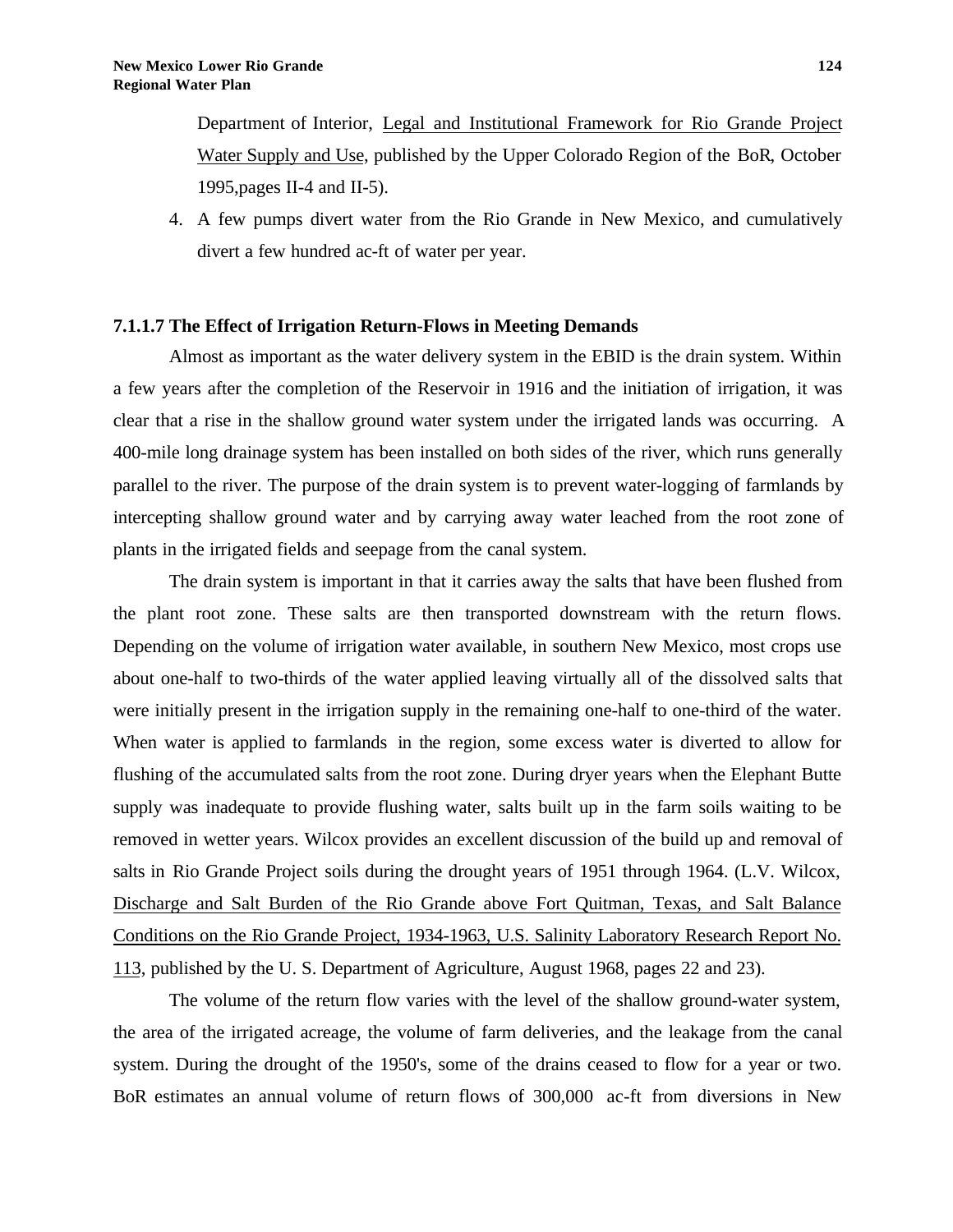Department of Interior, Legal and Institutional Framework for Rio Grande Project Water Supply and Use, published by the Upper Colorado Region of the BoR, October 1995,pages II-4 and II-5).

4. A few pumps divert water from the Rio Grande in New Mexico, and cumulatively divert a few hundred ac-ft of water per year.

#### 7.1.1.7 The Effect of Irrigation Return-Flows in Meeting Demands

Almost as important as the water delivery system in the EBID is the drain system. Within a few years after the completion of the Reservoir in 1916 and the initiation of irrigation, it was clear that a rise in the shallow ground water system under the irrigated lands was occurring. A 400-mile long drainage system has been installed on both sides of the river, which runs generally parallel to the river. The purpose of the drain system is to prevent water-logging of farmlands by intercepting shallow ground water and by carrying away water leached from the root zone of plants in the irrigated fields and seepage from the canal system.

The drain system is important in that it carries away the salts that have been flushed from the plant root zone. These salts are then transported downstream with the return flows. Depending on the volume of irrigation water available, in southern New Mexico, most crops use about one-half to two-thirds of the water applied leaving virtually all of the dissolved salts that were initially present in the irrigation supply in the remaining one-half to one-third of the water. When water is applied to farmlands in the region, some excess water is diverted to allow for flushing of the accumulated salts from the root zone. During dryer years when the Elephant Butte supply was inadequate to provide flushing water, salts built up in the farm soils waiting to be removed in wetter years. Wilcox provides an excellent discussion of the build up and removal of salts in Rio Grande Project soils during the drought years of 1951 through 1964. (L.V. Wilcox, Discharge and Salt Burden of the Rio Grande above Fort Quitman, Texas, and Salt Balance Conditions on the Rio Grande Project, 1934-1963, U.S. Salinity Laboratory Research Report No. 113, published by the U. S. Department of Agriculture, August 1968, pages 22 and 23).

The volume of the return flow varies with the level of the shallow ground-water system, the area of the irrigated acreage, the volume of farm deliveries, and the leakage from the canal system. During the drought of the 1950's, some of the drains ceased to flow for a year or two. BoR estimates an annual volume of return flows of 300,000 ac-ft from diversions in New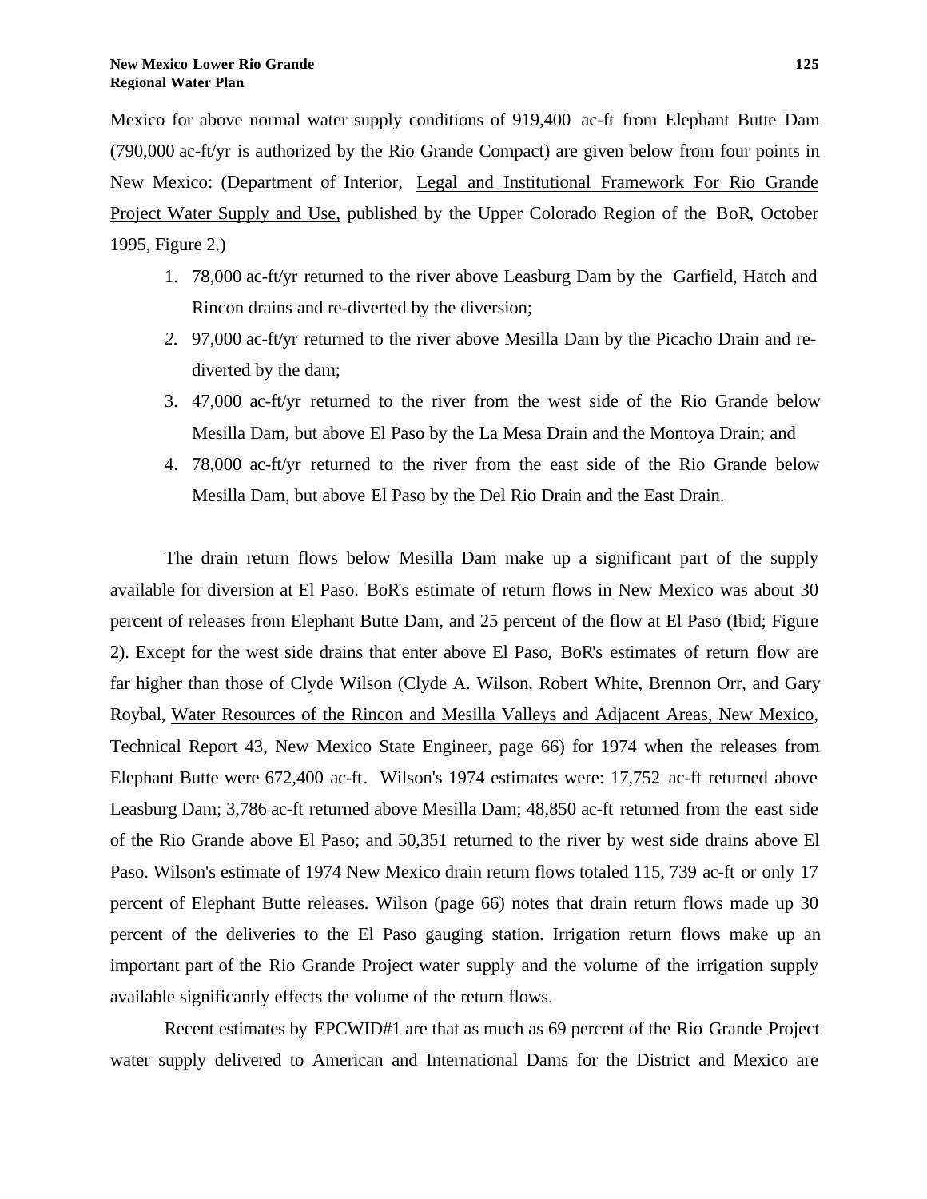Mexico for above normal water supply conditions of 919,400 ac-ft from Elephant Butte Dam (790,000 ac-ft/yr is authorized by the Rio Grande Compact) are given below from four points in New Mexico: (Department of Interior, Legal and Institutional Framework For Rio Grande Project Water Supply and Use, published by the Upper Colorado Region of the BoR, October 1995, Figure 2.)

1. 78,000 ac-ft/yr returned to the river above Leasburg Dam by the Garfield, Hatch and Rincon drains and re-diverted by the diversion;
2. 97,000 ac-ft/yr returned to the river above Mesilla Dam by the Picacho Drain and re-diverted by the dam;
3. 47,000 ac-ft/yr returned to the river from the west side of the Rio Grande below Mesilla Dam, but above El Paso by the La Mesa Drain and the Montoya Drain; and
4. 78,000 ac-ft/yr returned to the river from the east side of the Rio Grande below Mesilla Dam, but above El Paso by the Del Rio Drain and the East Drain.

The drain return flows below Mesilla Dam make up a significant part of the supply available for diversion at El Paso. BoR's estimate of return flows in New Mexico was about 30 percent of releases from Elephant Butte Dam, and 25 percent of the flow at El Paso (Ibid; Figure 2). Except for the west side drains that enter above El Paso, BoR's estimates of return flow are far higher than those of Clyde Wilson (Clyde A. Wilson, Robert White, Brennon Orr, and Gary Roybal, Water Resources of the Rincon and Mesilla Valleys and Adjacent Areas, New Mexico, Technical Report 43, New Mexico State Engineer, page 66) for 1974 when the releases from Elephant Butte were 672,400 ac-ft. Wilson's 1974 estimates were: 17,752 ac-ft returned above Leasburg Dam; 3,786 ac-ft returned above Mesilla Dam; 48,850 ac-ft returned from the east side of the Rio Grande above El Paso; and 50,351 returned to the river by west side drains above El Paso. Wilson's estimate of 1974 New Mexico drain return flows totaled 115, 739 ac-ft or only 17 percent of Elephant Butte releases. Wilson (page 66) notes that drain return flows made up 30 percent of the deliveries to the El Paso gauging station. Irrigation return flows make up an important part of the Rio Grande Project water supply and the volume of the irrigation supply available significantly effects the volume of the return flows.

Recent estimates by EPCWID#1 are that as much as 69 percent of the Rio Grande Project water supply delivered to American and International Dams for the District and Mexico are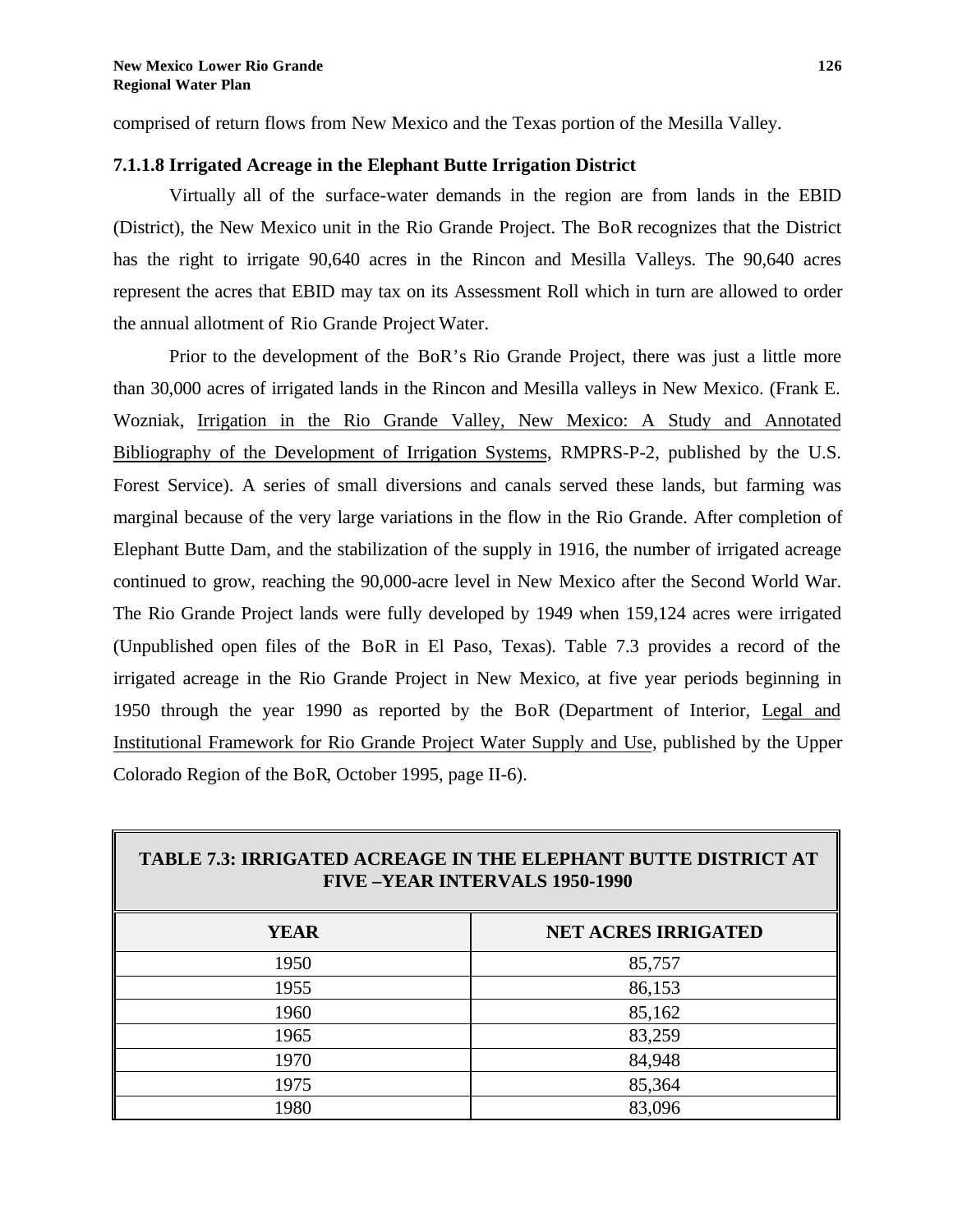comprised of return flows from New Mexico and the Texas portion of the Mesilla Valley.

#### 7.1.1.8 Irrigated Acreage in the Elephant Butte Irrigation District

Virtually all of the surface-water demands in the region are from lands in the EBID (District), the New Mexico unit in the Rio Grande Project. The BoR recognizes that the District has the right to irrigate 90,640 acres in the Rincon and Mesilla Valleys. The 90,640 acres represent the acres that EBID may tax on its Assessment Roll which in turn are allowed to order the annual allotment of Rio Grande Project Water.

Prior to the development of the BoR's Rio Grande Project, there was just a little more than 30,000 acres of irrigated lands in the Rincon and Mesilla valleys in New Mexico. (Frank E. Wozniak, Irrigation in the Rio Grande Valley, New Mexico: A Study and Annotated Bibliography of the Development of Irrigation Systems, RMPRS-P-2, published by the U.S. Forest Service). A series of small diversions and canals served these lands, but farming was marginal because of the very large variations in the flow in the Rio Grande. After completion of Elephant Butte Dam, and the stabilization of the supply in 1916, the number of irrigated acreage continued to grow, reaching the 90,000-acre level in New Mexico after the Second World War. The Rio Grande Project lands were fully developed by 1949 when 159,124 acres were irrigated (Unpublished open files of the BoR in El Paso, Texas). Table 7.3 provides a record of the irrigated acreage in the Rio Grande Project in New Mexico, at five year periods beginning in 1950 through the year 1990 as reported by the BoR (Department of Interior, Legal and Institutional Framework for Rio Grande Project Water Supply and Use, published by the Upper Colorado Region of the BoR, October 1995, page II-6).

**TABLE 7.3: IRRIGATED ACREAGE IN THE ELEPHANT BUTTE DISTRICT AT FIVE –YEAR INTERVALS 1950-1990**

| YEAR | NET ACRES IRRIGATED |
|---|---|
| 1950 | 85,757 |
| 1955 | 86,153 |
| 1960 | 85,162 |
| 1965 | 83,259 |
| 1970 | 84,948 |
| 1975 | 85,364 |
| 1980 | 83,096 |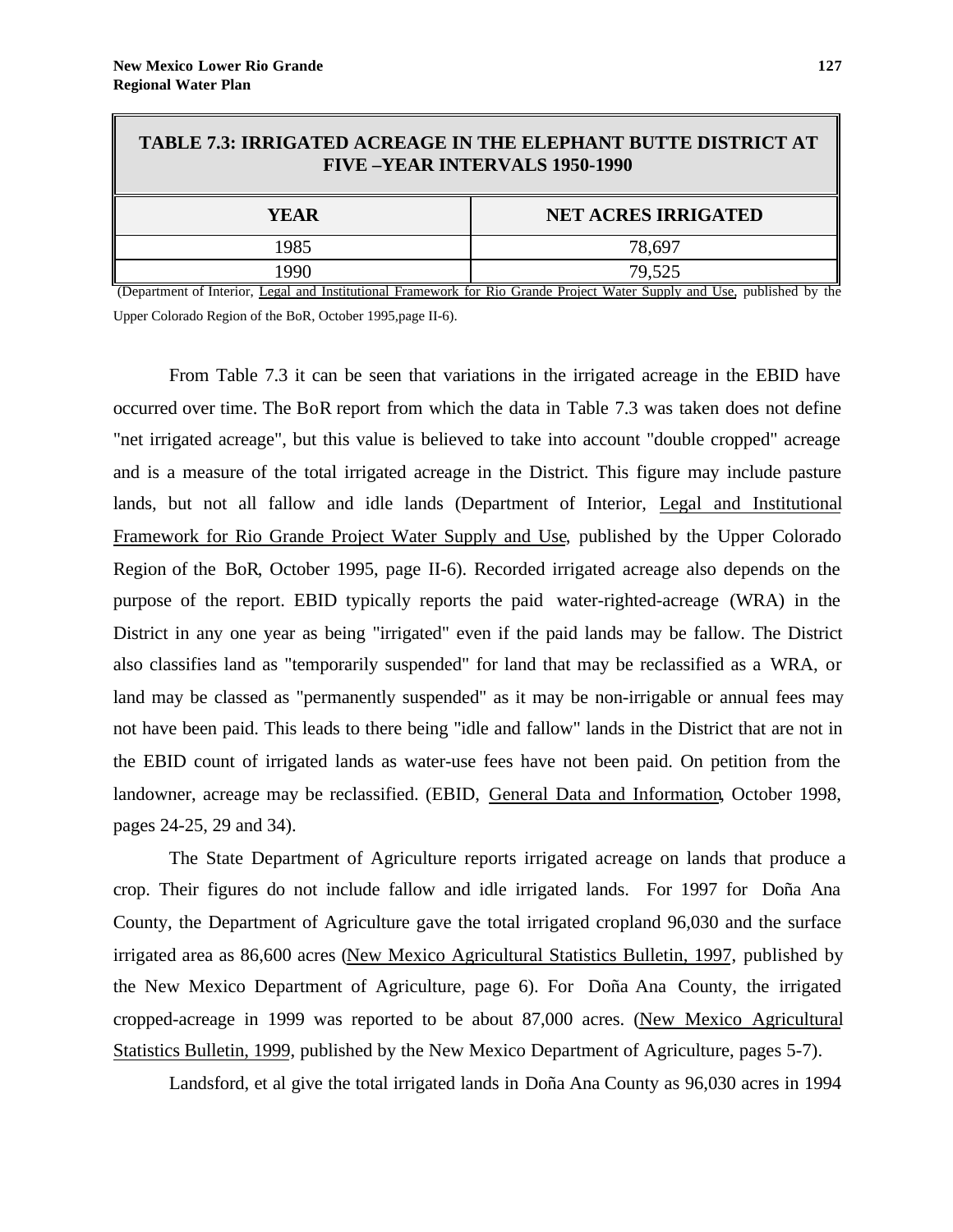**TABLE 7.3: IRRIGATED ACREAGE IN THE ELEPHANT BUTTE DISTRICT AT FIVE –YEAR INTERVALS 1950-1990**

| YEAR | NET ACRES IRRIGATED |
|---|---|
| 1985 | 78,697 |
| 1990 | 79,525 |

(Department of Interior, Legal and Institutional Framework for Rio Grande Project Water Supply and Use, published by the Upper Colorado Region of the BoR, October 1995,page II-6).

From Table 7.3 it can be seen that variations in the irrigated acreage in the EBID have occurred over time. The BoR report from which the data in Table 7.3 was taken does not define "net irrigated acreage", but this value is believed to take into account "double cropped" acreage and is a measure of the total irrigated acreage in the District. This figure may include pasture lands, but not all fallow and idle lands (Department of Interior, Legal and Institutional Framework for Rio Grande Project Water Supply and Use, published by the Upper Colorado Region of the BoR, October 1995, page II-6). Recorded irrigated acreage also depends on the purpose of the report. EBID typically reports the paid water-righted-acreage (WRA) in the District in any one year as being "irrigated" even if the paid lands may be fallow. The District also classifies land as "temporarily suspended" for land that may be reclassified as a WRA, or land may be classed as "permanently suspended" as it may be non-irrigable or annual fees may not have been paid. This leads to there being "idle and fallow" lands in the District that are not in the EBID count of irrigated lands as water-use fees have not been paid. On petition from the landowner, acreage may be reclassified. (EBID, General Data and Information, October 1998, pages 24-25, 29 and 34).

The State Department of Agriculture reports irrigated acreage on lands that produce a crop. Their figures do not include fallow and idle irrigated lands. For 1997 for Doña Ana County, the Department of Agriculture gave the total irrigated cropland 96,030 and the surface irrigated area as 86,600 acres (New Mexico Agricultural Statistics Bulletin, 1997, published by the New Mexico Department of Agriculture, page 6). For Doña Ana County, the irrigated cropped-acreage in 1999 was reported to be about 87,000 acres. (New Mexico Agricultural Statistics Bulletin, 1999, published by the New Mexico Department of Agriculture, pages 5-7).

Landsford, et al give the total irrigated lands in Doña Ana County as 96,030 acres in 1994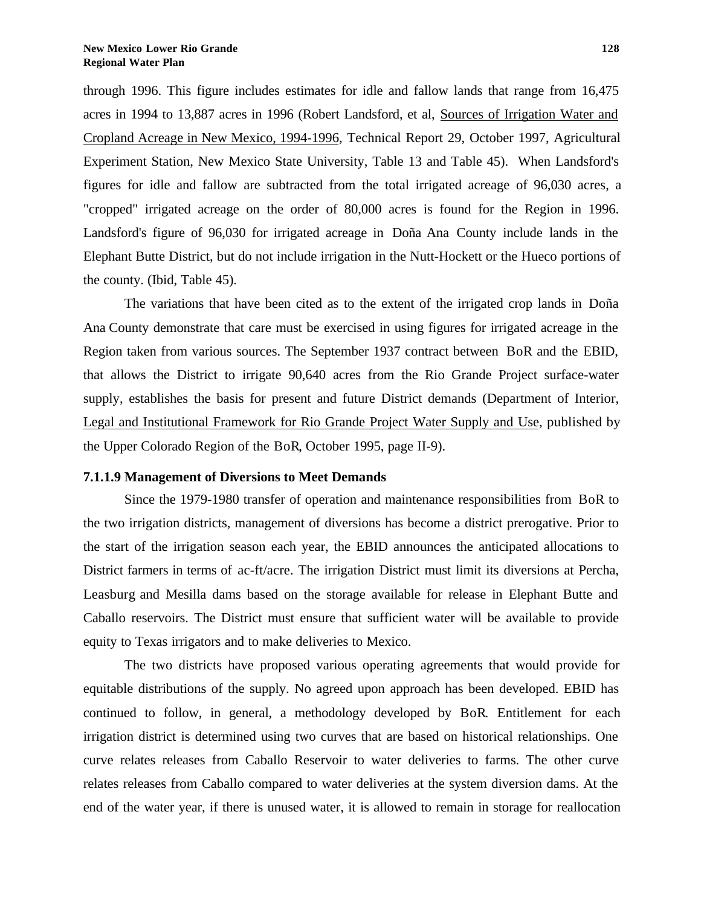through 1996. This figure includes estimates for idle and fallow lands that range from 16,475 acres in 1994 to 13,887 acres in 1996 (Robert Landsford, et al, Sources of Irrigation Water and Cropland Acreage in New Mexico, 1994-1996, Technical Report 29, October 1997, Agricultural Experiment Station, New Mexico State University, Table 13 and Table 45). When Landsford's figures for idle and fallow are subtracted from the total irrigated acreage of 96,030 acres, a "cropped" irrigated acreage on the order of 80,000 acres is found for the Region in 1996. Landsford's figure of 96,030 for irrigated acreage in Doña Ana County include lands in the Elephant Butte District, but do not include irrigation in the Nutt-Hockett or the Hueco portions of the county. (Ibid, Table 45).

The variations that have been cited as to the extent of the irrigated crop lands in Doña Ana County demonstrate that care must be exercised in using figures for irrigated acreage in the Region taken from various sources. The September 1937 contract between BoR and the EBID, that allows the District to irrigate 90,640 acres from the Rio Grande Project surface-water supply, establishes the basis for present and future District demands (Department of Interior, Legal and Institutional Framework for Rio Grande Project Water Supply and Use, published by the Upper Colorado Region of the BoR, October 1995, page II-9).

#### 7.1.1.9 Management of Diversions to Meet Demands

Since the 1979-1980 transfer of operation and maintenance responsibilities from BoR to the two irrigation districts, management of diversions has become a district prerogative. Prior to the start of the irrigation season each year, the EBID announces the anticipated allocations to District farmers in terms of ac-ft/acre. The irrigation District must limit its diversions at Percha, Leasburg and Mesilla dams based on the storage available for release in Elephant Butte and Caballo reservoirs. The District must ensure that sufficient water will be available to provide equity to Texas irrigators and to make deliveries to Mexico.

The two districts have proposed various operating agreements that would provide for equitable distributions of the supply. No agreed upon approach has been developed. EBID has continued to follow, in general, a methodology developed by BoR. Entitlement for each irrigation district is determined using two curves that are based on historical relationships. One curve relates releases from Caballo Reservoir to water deliveries to farms. The other curve relates releases from Caballo compared to water deliveries at the system diversion dams. At the end of the water year, if there is unused water, it is allowed to remain in storage for reallocation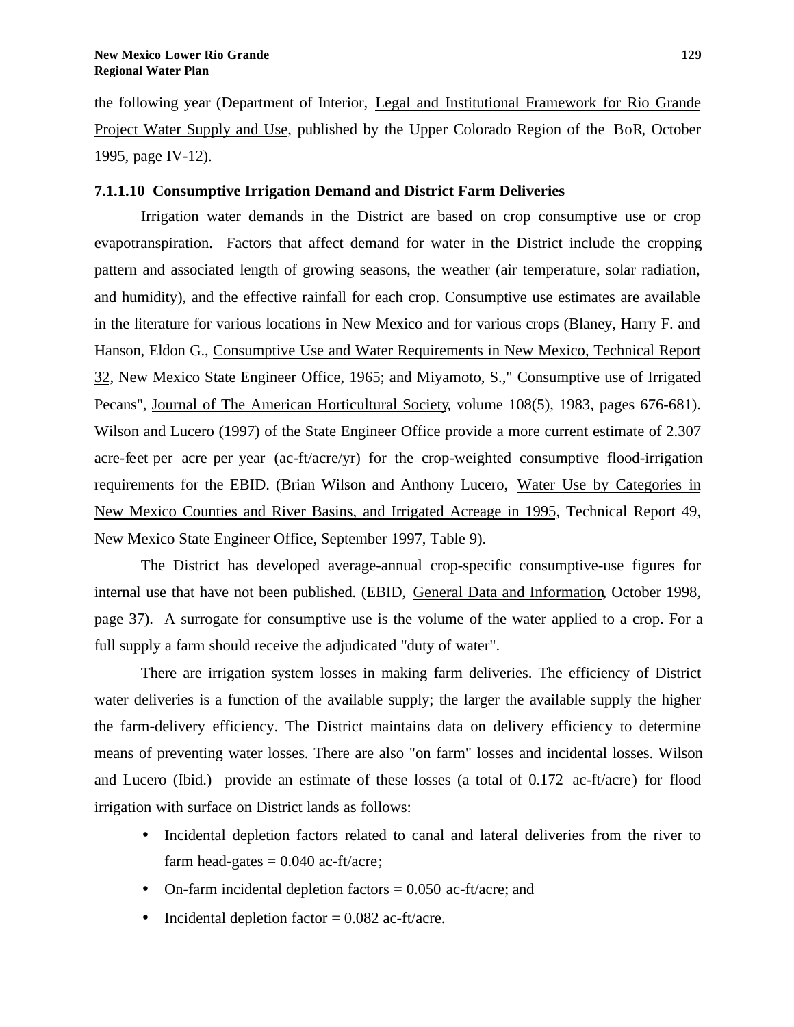the following year (Department of Interior, Legal and Institutional Framework for Rio Grande Project Water Supply and Use, published by the Upper Colorado Region of the BoR, October 1995, page IV-12).

#### 7.1.1.10 Consumptive Irrigation Demand and District Farm Deliveries

Irrigation water demands in the District are based on crop consumptive use or crop evapotranspiration. Factors that affect demand for water in the District include the cropping pattern and associated length of growing seasons, the weather (air temperature, solar radiation, and humidity), and the effective rainfall for each crop. Consumptive use estimates are available in the literature for various locations in New Mexico and for various crops (Blaney, Harry F. and Hanson, Eldon G., Consumptive Use and Water Requirements in New Mexico, Technical Report 32, New Mexico State Engineer Office, 1965; and Miyamoto, S.," Consumptive use of Irrigated Pecans", Journal of The American Horticultural Society, volume 108(5), 1983, pages 676-681). Wilson and Lucero (1997) of the State Engineer Office provide a more current estimate of 2.307 acre-feet per acre per year (ac-ft/acre/yr) for the crop-weighted consumptive flood-irrigation requirements for the EBID. (Brian Wilson and Anthony Lucero, Water Use by Categories in New Mexico Counties and River Basins, and Irrigated Acreage in 1995, Technical Report 49, New Mexico State Engineer Office, September 1997, Table 9).

The District has developed average-annual crop-specific consumptive-use figures for internal use that have not been published. (EBID, General Data and Information, October 1998, page 37). A surrogate for consumptive use is the volume of the water applied to a crop. For a full supply a farm should receive the adjudicated "duty of water".

There are irrigation system losses in making farm deliveries. The efficiency of District water deliveries is a function of the available supply; the larger the available supply the higher the farm-delivery efficiency. The District maintains data on delivery efficiency to determine means of preventing water losses. There are also "on farm" losses and incidental losses. Wilson and Lucero (Ibid.) provide an estimate of these losses (a total of 0.172 ac-ft/acre) for flood irrigation with surface on District lands as follows:

- Incidental depletion factors related to canal and lateral deliveries from the river to farm head-gates = 0.040 ac-ft/acre;
- On-farm incidental depletion factors = 0.050 ac-ft/acre; and
- Incidental depletion factor = 0.082 ac-ft/acre.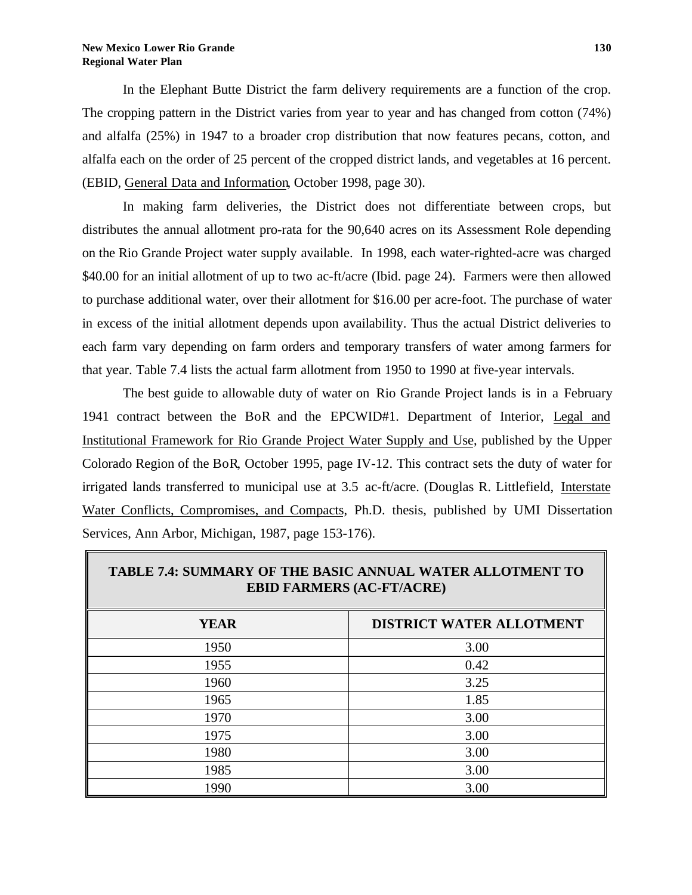In the Elephant Butte District the farm delivery requirements are a function of the crop. The cropping pattern in the District varies from year to year and has changed from cotton (74%) and alfalfa (25%) in 1947 to a broader crop distribution that now features pecans, cotton, and alfalfa each on the order of 25 percent of the cropped district lands, and vegetables at 16 percent. (EBID, General Data and Information, October 1998, page 30).

In making farm deliveries, the District does not differentiate between crops, but distributes the annual allotment pro-rata for the 90,640 acres on its Assessment Role depending on the Rio Grande Project water supply available. In 1998, each water-righted-acre was charged $40.00 for an initial allotment of up to two ac-ft/acre (Ibid. page 24). Farmers were then allowed to purchase additional water, over their allotment for $16.00 per acre-foot. The purchase of water in excess of the initial allotment depends upon availability. Thus the actual District deliveries to each farm vary depending on farm orders and temporary transfers of water among farmers for that year. Table 7.4 lists the actual farm allotment from 1950 to 1990 at five-year intervals.

The best guide to allowable duty of water on Rio Grande Project lands is in a February 1941 contract between the BoR and the EPCWID#1. Department of Interior, Legal and Institutional Framework for Rio Grande Project Water Supply and Use, published by the Upper Colorado Region of the BoR, October 1995, page IV-12. This contract sets the duty of water for irrigated lands transferred to municipal use at 3.5 ac-ft/acre. (Douglas R. Littlefield, Interstate Water Conflicts, Compromises, and Compacts, Ph.D. thesis, published by UMI Dissertation Services, Ann Arbor, Michigan, 1987, page 153-176).

**TABLE 7.4: SUMMARY OF THE BASIC ANNUAL WATER ALLOTMENT TO EBID FARMERS (AC-FT/ACRE)**

| YEAR | DISTRICT WATER ALLOTMENT |
|---|---|
| 1950 | 3.00 |
| 1955 | 0.42 |
| 1960 | 3.25 |
| 1965 | 1.85 |
| 1970 | 3.00 |
| 1975 | 3.00 |
| 1980 | 3.00 |
| 1985 | 3.00 |
| 1990 | 3.00 |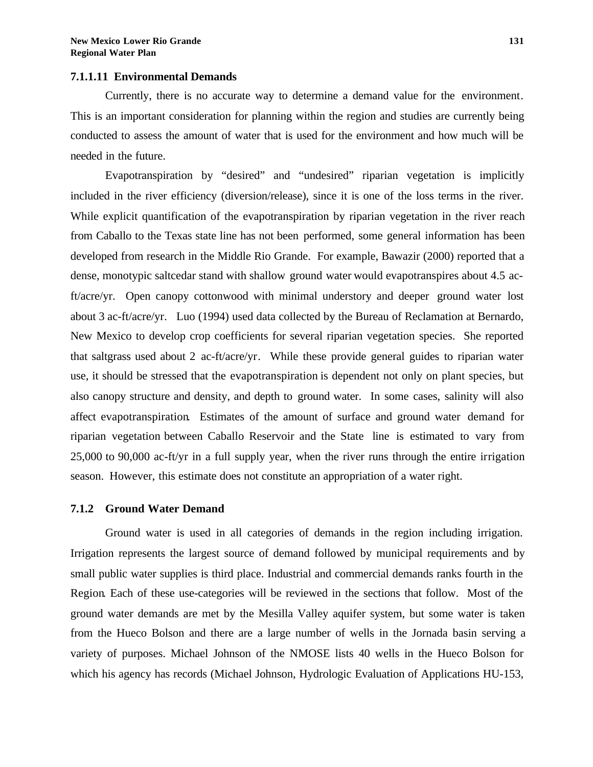#### 7.1.1.11 Environmental Demands

Currently, there is no accurate way to determine a demand value for the environment. This is an important consideration for planning within the region and studies are currently being conducted to assess the amount of water that is used for the environment and how much will be needed in the future.

Evapotranspiration by “desired” and “undesired” riparian vegetation is implicitly included in the river efficiency (diversion/release), since it is one of the loss terms in the river. While explicit quantification of the evapotranspiration by riparian vegetation in the river reach from Caballo to the Texas state line has not been performed, some general information has been developed from research in the Middle Rio Grande. For example, Bawazir (2000) reported that a dense, monotypic saltcedar stand with shallow ground water would evapotranspires about 4.5 ac-ft/acre/yr. Open canopy cottonwood with minimal understory and deeper ground water lost about 3 ac-ft/acre/yr. Luo (1994) used data collected by the Bureau of Reclamation at Bernardo, New Mexico to develop crop coefficients for several riparian vegetation species. She reported that saltgrass used about 2 ac-ft/acre/yr. While these provide general guides to riparian water use, it should be stressed that the evapotranspiration is dependent not only on plant species, but also canopy structure and density, and depth to ground water. In some cases, salinity will also affect evapotranspiration. Estimates of the amount of surface and ground water demand for riparian vegetation between Caballo Reservoir and the State line is estimated to vary from 25,000 to 90,000 ac-ft/yr in a full supply year, when the river runs through the entire irrigation season. However, this estimate does not constitute an appropriation of a water right.

### 7.1.2 Ground Water Demand

Ground water is used in all categories of demands in the region including irrigation. Irrigation represents the largest source of demand followed by municipal requirements and by small public water supplies is third place. Industrial and commercial demands ranks fourth in the Region. Each of these use-categories will be reviewed in the sections that follow. Most of the ground water demands are met by the Mesilla Valley aquifer system, but some water is taken from the Hueco Bolson and there are a large number of wells in the Jornada basin serving a variety of purposes. Michael Johnson of the NMOSE lists 40 wells in the Hueco Bolson for which his agency has records (Michael Johnson, Hydrologic Evaluation of Applications HU-153,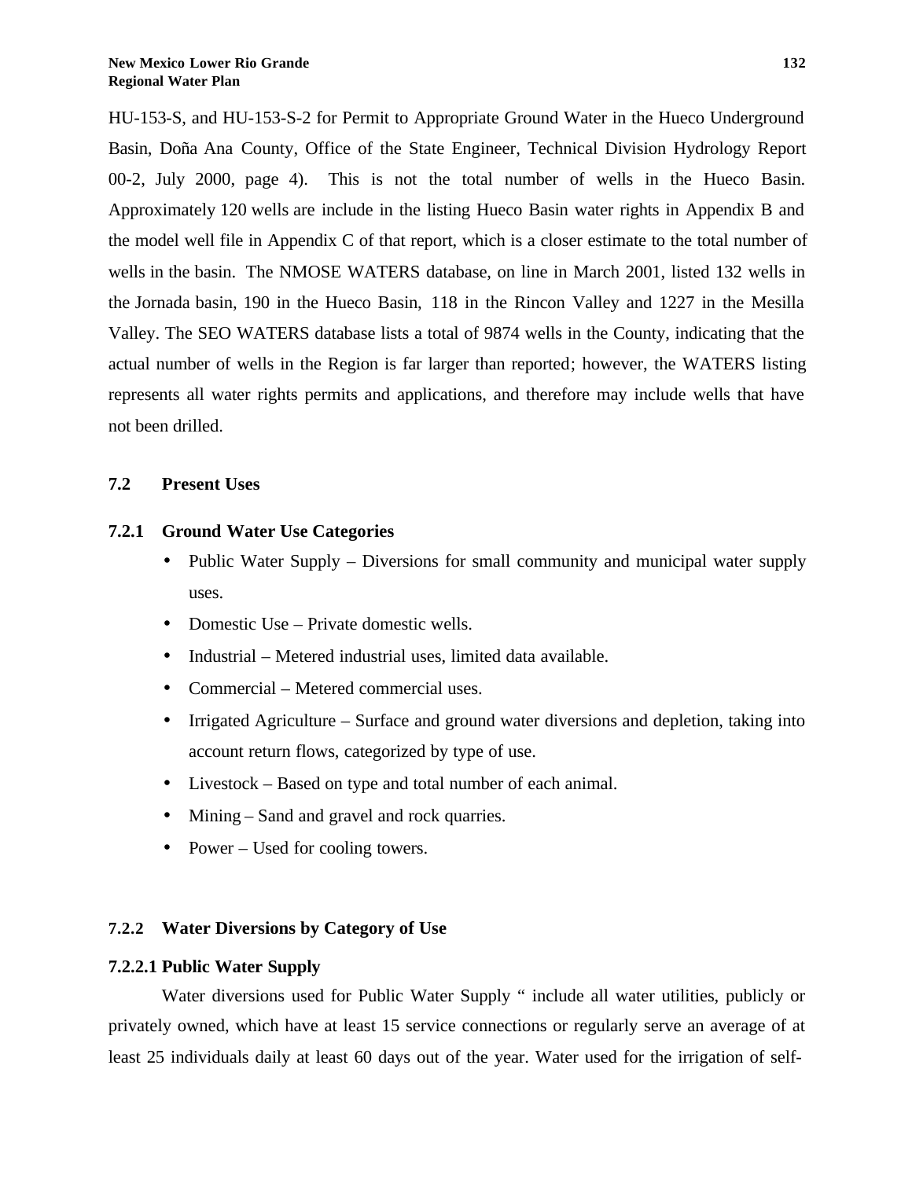HU-153-S, and HU-153-S-2 for Permit to Appropriate Ground Water in the Hueco Underground Basin, Doña Ana County, Office of the State Engineer, Technical Division Hydrology Report 00-2, July 2000, page 4). This is not the total number of wells in the Hueco Basin. Approximately 120 wells are include in the listing Hueco Basin water rights in Appendix B and the model well file in Appendix C of that report, which is a closer estimate to the total number of wells in the basin. The NMOSE WATERS database, on line in March 2001, listed 132 wells in the Jornada basin, 190 in the Hueco Basin, 118 in the Rincon Valley and 1227 in the Mesilla Valley. The SEO WATERS database lists a total of 9874 wells in the County, indicating that the actual number of wells in the Region is far larger than reported; however, the WATERS listing represents all water rights permits and applications, and therefore may include wells that have not been drilled.

## 7.2 Present Uses

### 7.2.1 Ground Water Use Categories

- Public Water Supply – Diversions for small community and municipal water supply uses.
- Domestic Use – Private domestic wells.
- Industrial – Metered industrial uses, limited data available.
- Commercial – Metered commercial uses.
- Irrigated Agriculture – Surface and ground water diversions and depletion, taking into account return flows, categorized by type of use.
- Livestock – Based on type and total number of each animal.
- Mining – Sand and gravel and rock quarries.
- Power – Used for cooling towers.

### 7.2.2 Water Diversions by Category of Use

#### 7.2.2.1 Public Water Supply

Water diversions used for Public Water Supply " include all water utilities, publicly or privately owned, which have at least 15 service connections or regularly serve an average of at least 25 individuals daily at least 60 days out of the year. Water used for the irrigation of self-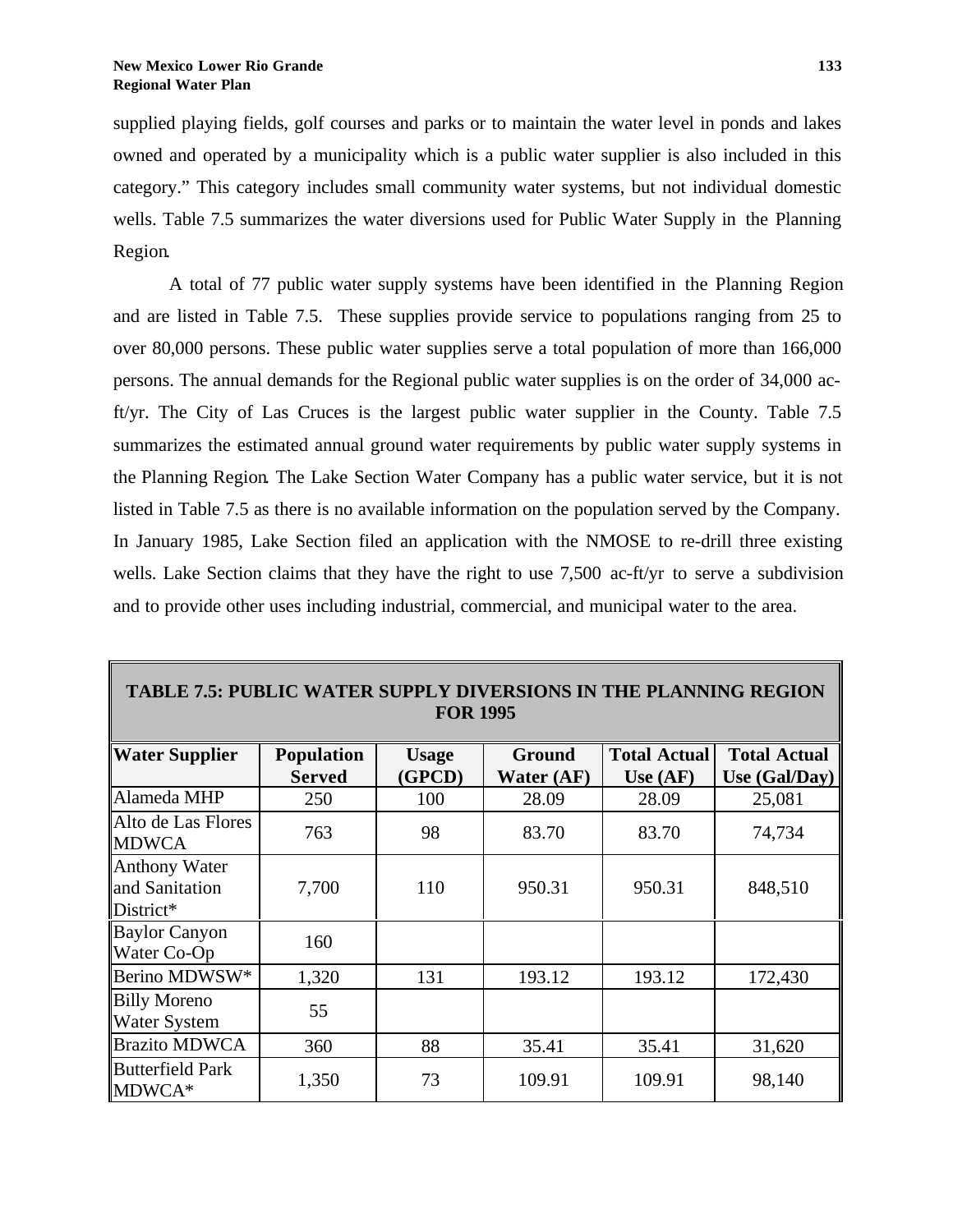supplied playing fields, golf courses and parks or to maintain the water level in ponds and lakes owned and operated by a municipality which is a public water supplier is also included in this category." This category includes small community water systems, but not individual domestic wells. Table 7.5 summarizes the water diversions used for Public Water Supply in the Planning Region.

A total of 77 public water supply systems have been identified in the Planning Region and are listed in Table 7.5. These supplies provide service to populations ranging from 25 to over 80,000 persons. These public water supplies serve a total population of more than 166,000 persons. The annual demands for the Regional public water supplies is on the order of 34,000 ac-ft/yr. The City of Las Cruces is the largest public water supplier in the County. Table 7.5 summarizes the estimated annual ground water requirements by public water supply systems in the Planning Region. The Lake Section Water Company has a public water service, but it is not listed in Table 7.5 as there is no available information on the population served by the Company. In January 1985, Lake Section filed an application with the NMOSE to re-drill three existing wells. Lake Section claims that they have the right to use 7,500 ac-ft/yr to serve a subdivision and to provide other uses including industrial, commercial, and municipal water to the area.

**TABLE 7.5: PUBLIC WATER SUPPLY DIVERSIONS IN THE PLANNING REGION FOR 1995**

| Water Supplier | Population Served | Usage (GPCD) | Ground Water (AF) | Total Actual Use (AF) | Total Actual Use (Gal/Day) |
|---|---|---|---|---|---|
| Alameda MHP | 250 | 100 | 28.09 | 28.09 | 25,081 |
| Alto de Las Flores MDWCA | 763 | 98 | 83.70 | 83.70 | 74,734 |
| Anthony Water and Sanitation District* | 7,700 | 110 | 950.31 | 950.31 | 848,510 |
| Baylor Canyon Water Co-Op | 160 | | | | |
| Berino MDWSW* | 1,320 | 131 | 193.12 | 193.12 | 172,430 |
| Billy Moreno Water System | 55 | | | | |
| Brazito MDWCA | 360 | 88 | 35.41 | 35.41 | 31,620 |
| Butterfield Park MDWCA* | 1,350 | 73 | 109.91 | 109.91 | 98,140 |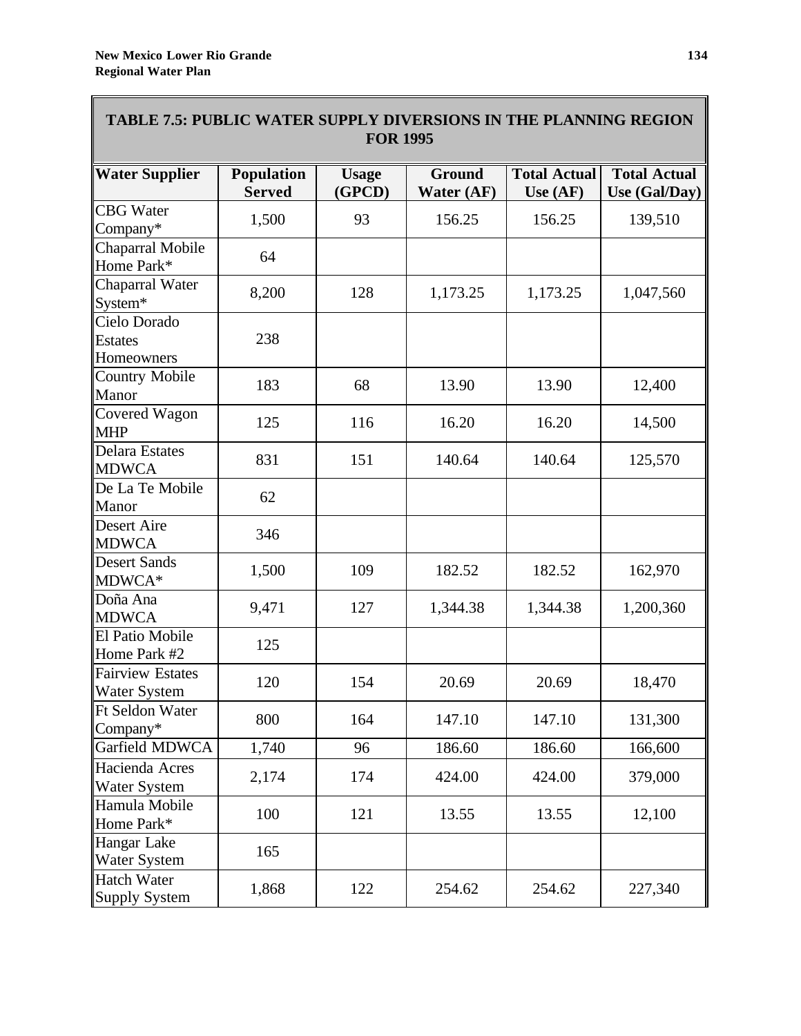**TABLE 7.5: PUBLIC WATER SUPPLY DIVERSIONS IN THE PLANNING REGION FOR 1995**

| Water Supplier | Population Served | Usage (GPCD) | Ground Water (AF) | Total Actual Use (AF) | Total Actual Use (Gal/Day) |
|---|---|---|---|---|---|
| CBG Water Company* | 1,500 | 93 | 156.25 | 156.25 | 139,510 |
| Chaparral Mobile Home Park* | 64 | | | | |
| Chaparral Water System* | 8,200 | 128 | 1,173.25 | 1,173.25 | 1,047,560 |
| Cielo Dorado Estates Homeowners | 238 | | | | |
| Country Mobile Manor | 183 | 68 | 13.90 | 13.90 | 12,400 |
| Covered Wagon MHP | 125 | 116 | 16.20 | 16.20 | 14,500 |
| Delara Estates MDWCA | 831 | 151 | 140.64 | 140.64 | 125,570 |
| De La Te Mobile Manor | 62 | | | | |
| Desert Aire MDWCA | 346 | | | | |
| Desert Sands MDWCA* | 1,500 | 109 | 182.52 | 182.52 | 162,970 |
| Doña Ana MDWCA | 9,471 | 127 | 1,344.38 | 1,344.38 | 1,200,360 |
| El Patio Mobile Home Park #2 | 125 | | | | |
| Fairview Estates Water System | 120 | 154 | 20.69 | 20.69 | 18,470 |
| Ft Seldon Water Company* | 800 | 164 | 147.10 | 147.10 | 131,300 |
| Garfield MDWCA | 1,740 | 96 | 186.60 | 186.60 | 166,600 |
| Hacienda Acres Water System | 2,174 | 174 | 424.00 | 424.00 | 379,000 |
| Hamula Mobile Home Park* | 100 | 121 | 13.55 | 13.55 | 12,100 |
| Hangar Lake Water System | 165 | | | | |
| Hatch Water Supply System | 1,868 | 122 | 254.62 | 254.62 | 227,340 |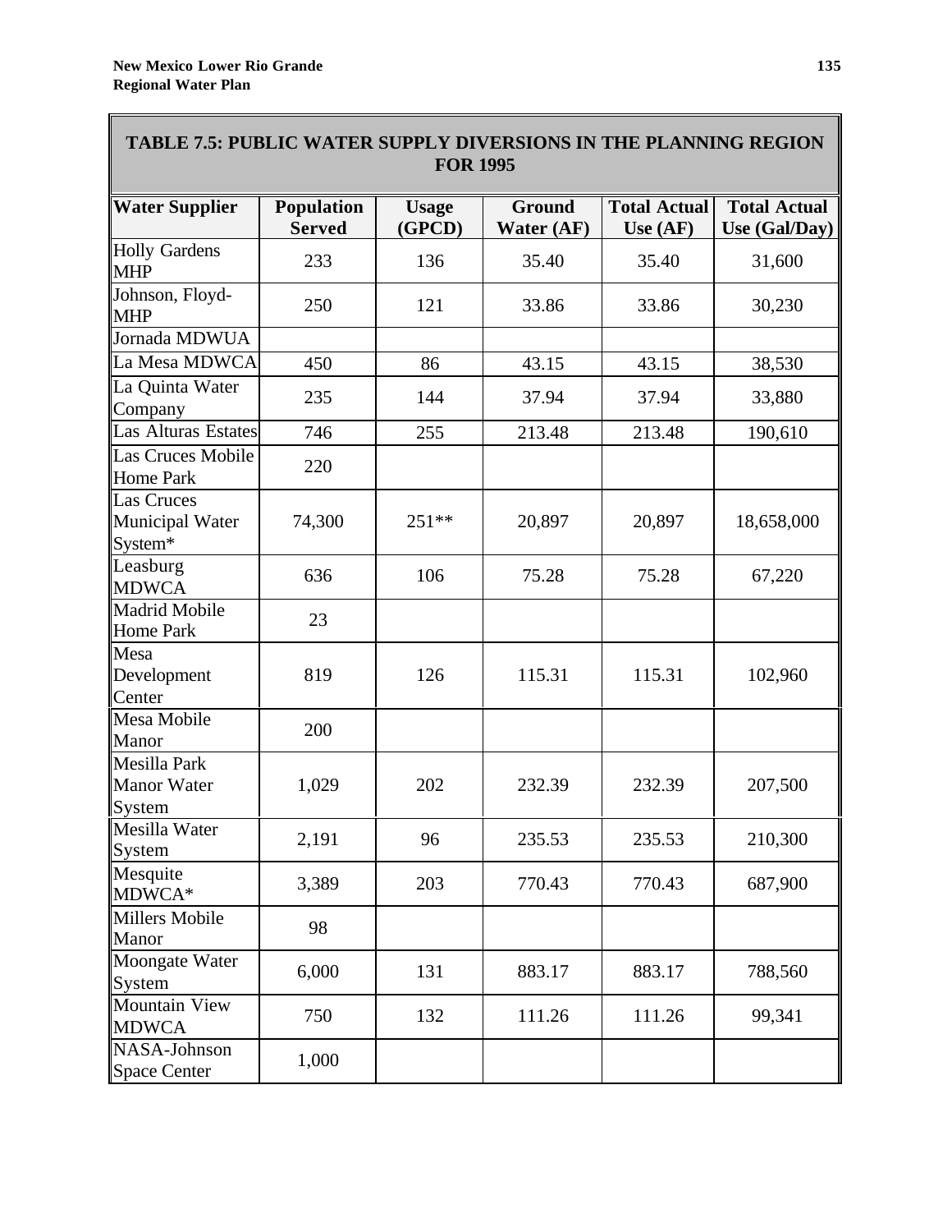| TABLE 7.5: PUBLIC WATER SUPPLY DIVERSIONS IN THE PLANNING REGION FOR 1995 | | | | | |
|---|---|---|---|---|---|
| **Water Supplier** | **Population Served** | **Usage (GPCD)** | **Ground Water (AF)** | **Total Actual Use (AF)** | **Total Actual Use (Gal/Day)** |
| Holly Gardens MHP | 233 | 136 | 35.40 | 35.40 | 31,600 |
| Johnson, Floyd-MHP | 250 | 121 | 33.86 | 33.86 | 30,230 |
| Jornada MDWUA | | | | | |
| La Mesa MDWCA | 450 | 86 | 43.15 | 43.15 | 38,530 |
| La Quinta Water Company | 235 | 144 | 37.94 | 37.94 | 33,880 |
| Las Alturas Estates | 746 | 255 | 213.48 | 213.48 | 190,610 |
| Las Cruces Mobile Home Park | 220 | | | | |
| Las Cruces Municipal Water System* | 74,300 | 251** | 20,897 | 20,897 | 18,658,000 |
| Leasburg MDWCA | 636 | 106 | 75.28 | 75.28 | 67,220 |
| Madrid Mobile Home Park | 23 | | | | |
| Mesa Development Center | 819 | 126 | 115.31 | 115.31 | 102,960 |
| Mesa Mobile Manor | 200 | | | | |
| Mesilla Park Manor Water System | 1,029 | 202 | 232.39 | 232.39 | 207,500 |
| Mesilla Water System | 2,191 | 96 | 235.53 | 235.53 | 210,300 |
| Mesquite MDWCA* | 3,389 | 203 | 770.43 | 770.43 | 687,900 |
| Millers Mobile Manor | 98 | | | | |
| Moongate Water System | 6,000 | 131 | 883.17 | 883.17 | 788,560 |
| Mountain View MDWCA | 750 | 132 | 111.26 | 111.26 | 99,341 |
| NASA-Johnson Space Center | 1,000 | | | | |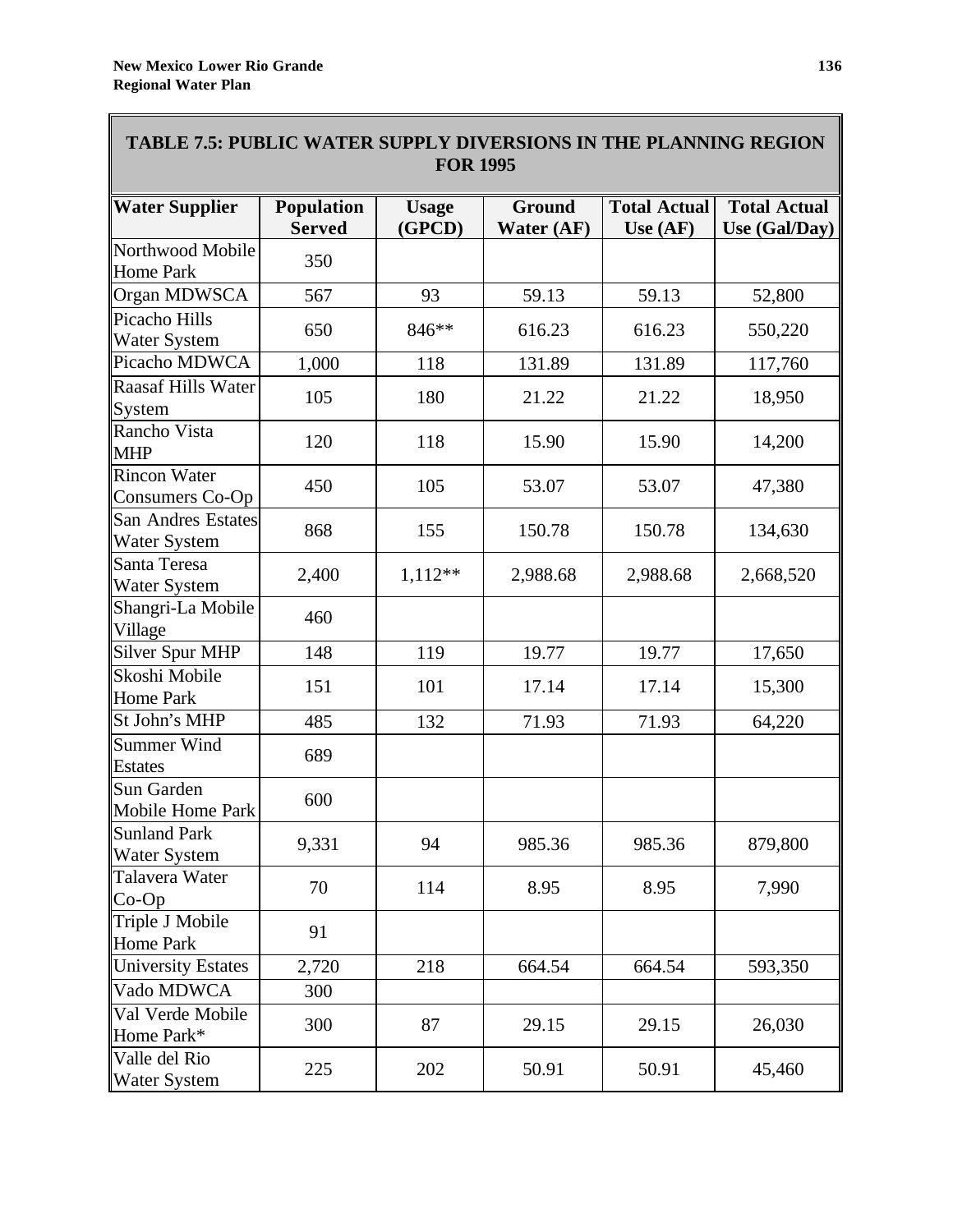**TABLE 7.5: PUBLIC WATER SUPPLY DIVERSIONS IN THE PLANNING REGION FOR 1995**

| Water Supplier | Population Served | Usage (GPCD) | Ground Water (AF) | Total Actual Use (AF) | Total Actual Use (Gal/Day) |
|---|---|---|---|---|---|
| Northwood Mobile Home Park | 350 | | | | |
| Organ MDWSCA | 567 | 93 | 59.13 | 59.13 | 52,800 |
| Picacho Hills Water System | 650 | 846** | 616.23 | 616.23 | 550,220 |
| Picacho MDWCA | 1,000 | 118 | 131.89 | 131.89 | 117,760 |
| Raasaf Hills Water System | 105 | 180 | 21.22 | 21.22 | 18,950 |
| Rancho Vista MHP | 120 | 118 | 15.90 | 15.90 | 14,200 |
| Rincon Water Consumers Co-Op | 450 | 105 | 53.07 | 53.07 | 47,380 |
| San Andres Estates Water System | 868 | 155 | 150.78 | 150.78 | 134,630 |
| Santa Teresa Water System | 2,400 | 1,112** | 2,988.68 | 2,988.68 | 2,668,520 |
| Shangri-La Mobile Village | 460 | | | | |
| Silver Spur MHP | 148 | 119 | 19.77 | 19.77 | 17,650 |
| Skoshi Mobile Home Park | 151 | 101 | 17.14 | 17.14 | 15,300 |
| St John's MHP | 485 | 132 | 71.93 | 71.93 | 64,220 |
| Summer Wind Estates | 689 | | | | |
| Sun Garden Mobile Home Park | 600 | | | | |
| Sunland Park Water System | 9,331 | 94 | 985.36 | 985.36 | 879,800 |
| Talavera Water Co-Op | 70 | 114 | 8.95 | 8.95 | 7,990 |
| Triple J Mobile Home Park | 91 | | | | |
| University Estates | 2,720 | 218 | 664.54 | 664.54 | 593,350 |
| Vado MDWCA | 300 | | | | |
| Val Verde Mobile Home Park* | 300 | 87 | 29.15 | 29.15 | 26,030 |
| Valle del Rio Water System | 225 | 202 | 50.91 | 50.91 | 45,460 |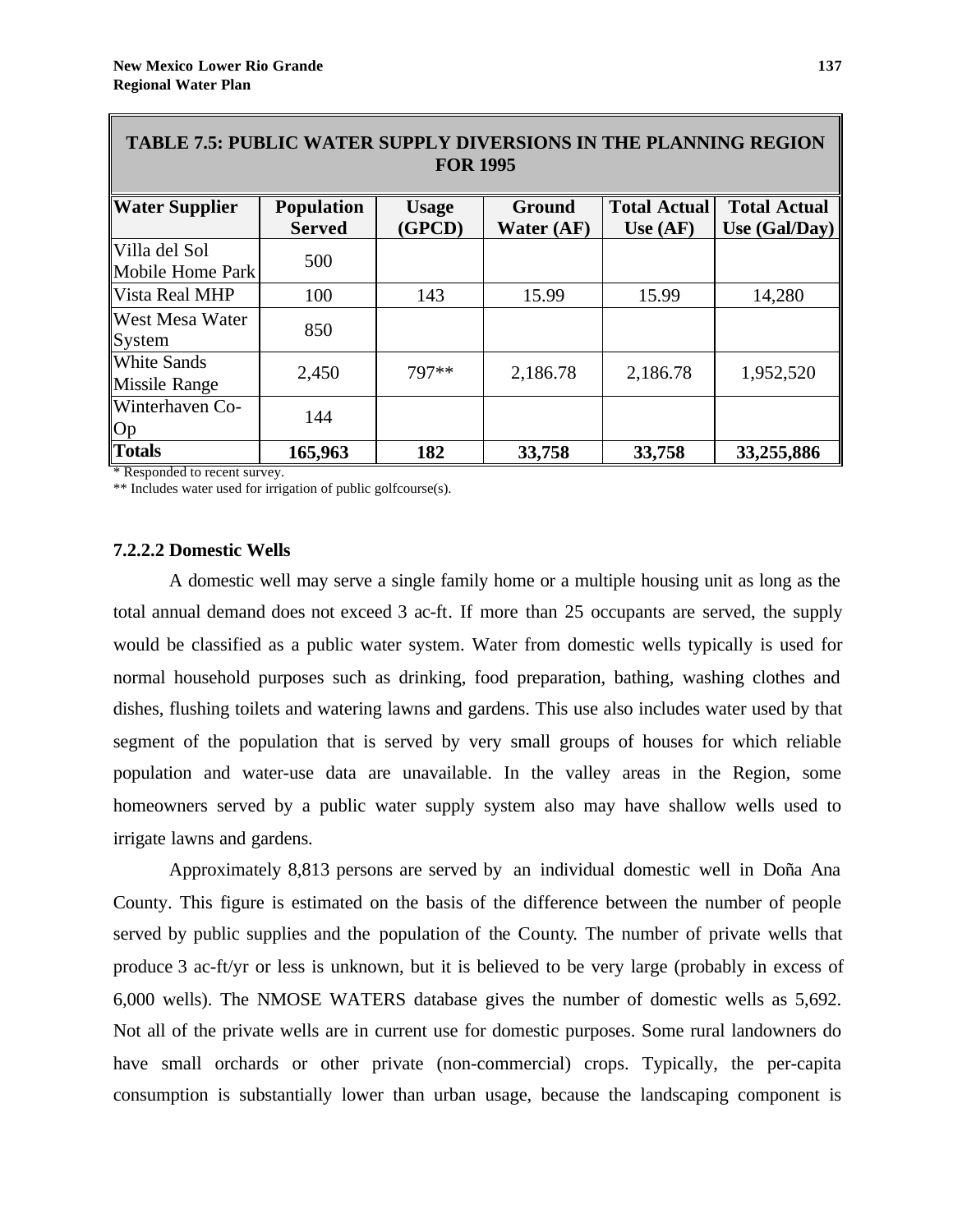| TABLE 7.5: PUBLIC WATER SUPPLY DIVERSIONS IN THE PLANNING REGION FOR 1995 | | | | | |
|---|---|---|---|---|---|
| **Water Supplier** | **Population Served** | **Usage (GPCD)** | **Ground Water (AF)** | **Total Actual Use (AF)** | **Total Actual Use (Gal/Day)** |
| Villa del Sol Mobile Home Park | 500 | | | | |
| Vista Real MHP | 100 | 143 | 15.99 | 15.99 | 14,280 |
| West Mesa Water System | 850 | | | | |
| White Sands Missile Range | 2,450 | 797** | 2,186.78 | 2,186.78 | 1,952,520 |
| Winterhaven Co-Op | 144 | | | | |
| **Totals** | **165,963** | **182** | **33,758** | **33,758** | **33,255,886** |

* Responded to recent survey.

** Includes water used for irrigation of public golfcourse(s).

#### 7.2.2.2 Domestic Wells

A domestic well may serve a single family home or a multiple housing unit as long as the total annual demand does not exceed 3 ac-ft. If more than 25 occupants are served, the supply would be classified as a public water system. Water from domestic wells typically is used for normal household purposes such as drinking, food preparation, bathing, washing clothes and dishes, flushing toilets and watering lawns and gardens. This use also includes water used by that segment of the population that is served by very small groups of houses for which reliable population and water-use data are unavailable. In the valley areas in the Region, some homeowners served by a public water supply system also may have shallow wells used to irrigate lawns and gardens.

Approximately 8,813 persons are served by an individual domestic well in Doña Ana County. This figure is estimated on the basis of the difference between the number of people served by public supplies and the population of the County. The number of private wells that produce 3 ac-ft/yr or less is unknown, but it is believed to be very large (probably in excess of 6,000 wells). The NMOSE WATERS database gives the number of domestic wells as 5,692. Not all of the private wells are in current use for domestic purposes. Some rural landowners do have small orchards or other private (non-commercial) crops. Typically, the per-capita consumption is substantially lower than urban usage, because the landscaping component is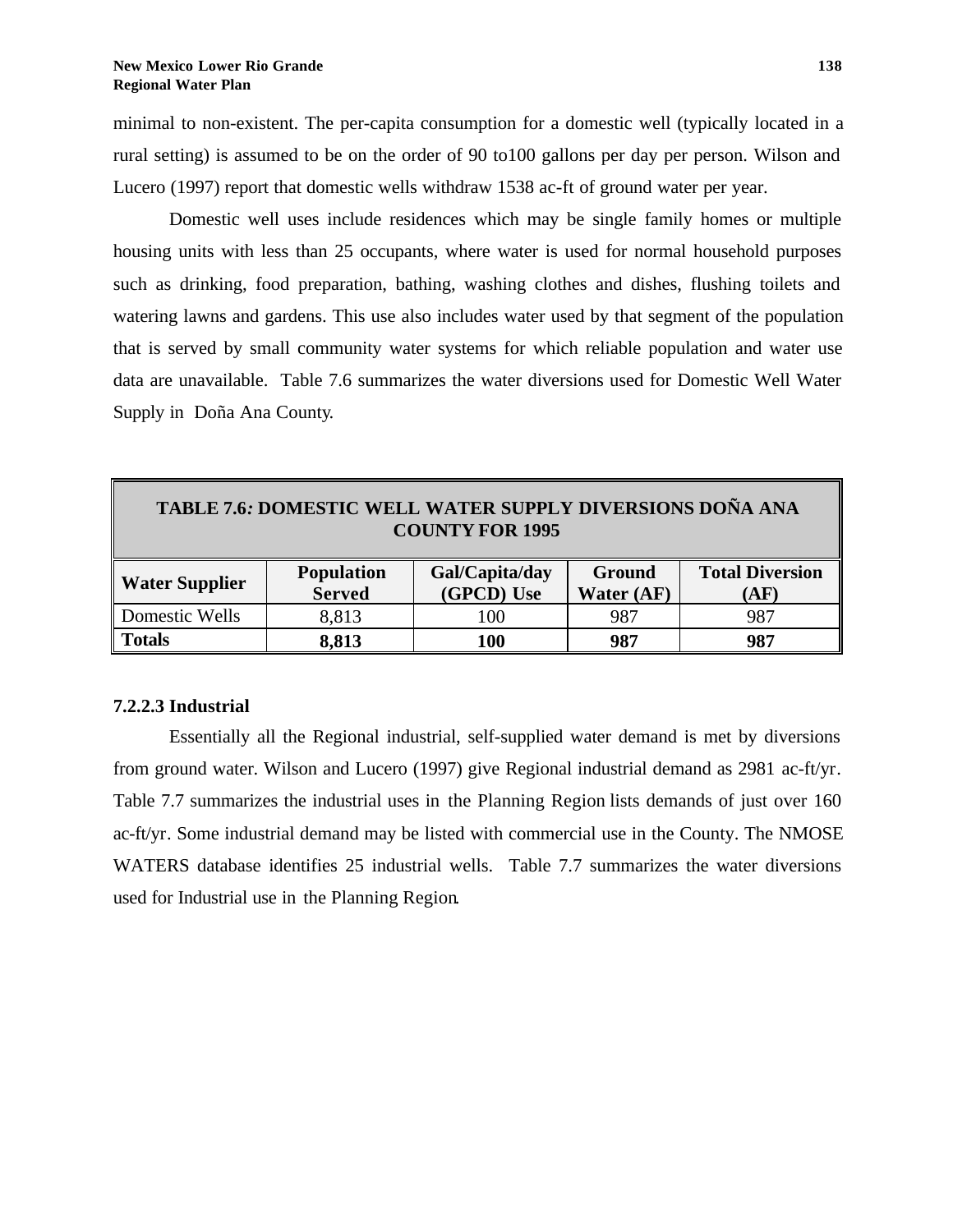minimal to non-existent. The per-capita consumption for a domestic well (typically located in a rural setting) is assumed to be on the order of 90 to100 gallons per day per person. Wilson and Lucero (1997) report that domestic wells withdraw 1538 ac-ft of ground water per year.

Domestic well uses include residences which may be single family homes or multiple housing units with less than 25 occupants, where water is used for normal household purposes such as drinking, food preparation, bathing, washing clothes and dishes, flushing toilets and watering lawns and gardens. This use also includes water used by that segment of the population that is served by small community water systems for which reliable population and water use data are unavailable. Table 7.6 summarizes the water diversions used for Domestic Well Water Supply in Doña Ana County.

**TABLE 7.6: DOMESTIC WELL WATER SUPPLY DIVERSIONS DOÑA ANA COUNTY FOR 1995**

| Water Supplier | Population Served | Gal/Capita/day (GPCD) Use | Ground Water (AF) | Total Diversion (AF) |
|---|---|---|---|---|
| Domestic Wells | 8,813 | 100 | 987 | 987 |
| **Totals** | **8,813** | **100** | **987** | **987** |

### 7.2.2.3 Industrial

Essentially all the Regional industrial, self-supplied water demand is met by diversions from ground water. Wilson and Lucero (1997) give Regional industrial demand as 2981 ac-ft/yr. Table 7.7 summarizes the industrial uses in the Planning Region lists demands of just over 160 ac-ft/yr. Some industrial demand may be listed with commercial use in the County. The NMOSE WATERS database identifies 25 industrial wells. Table 7.7 summarizes the water diversions used for Industrial use in the Planning Region.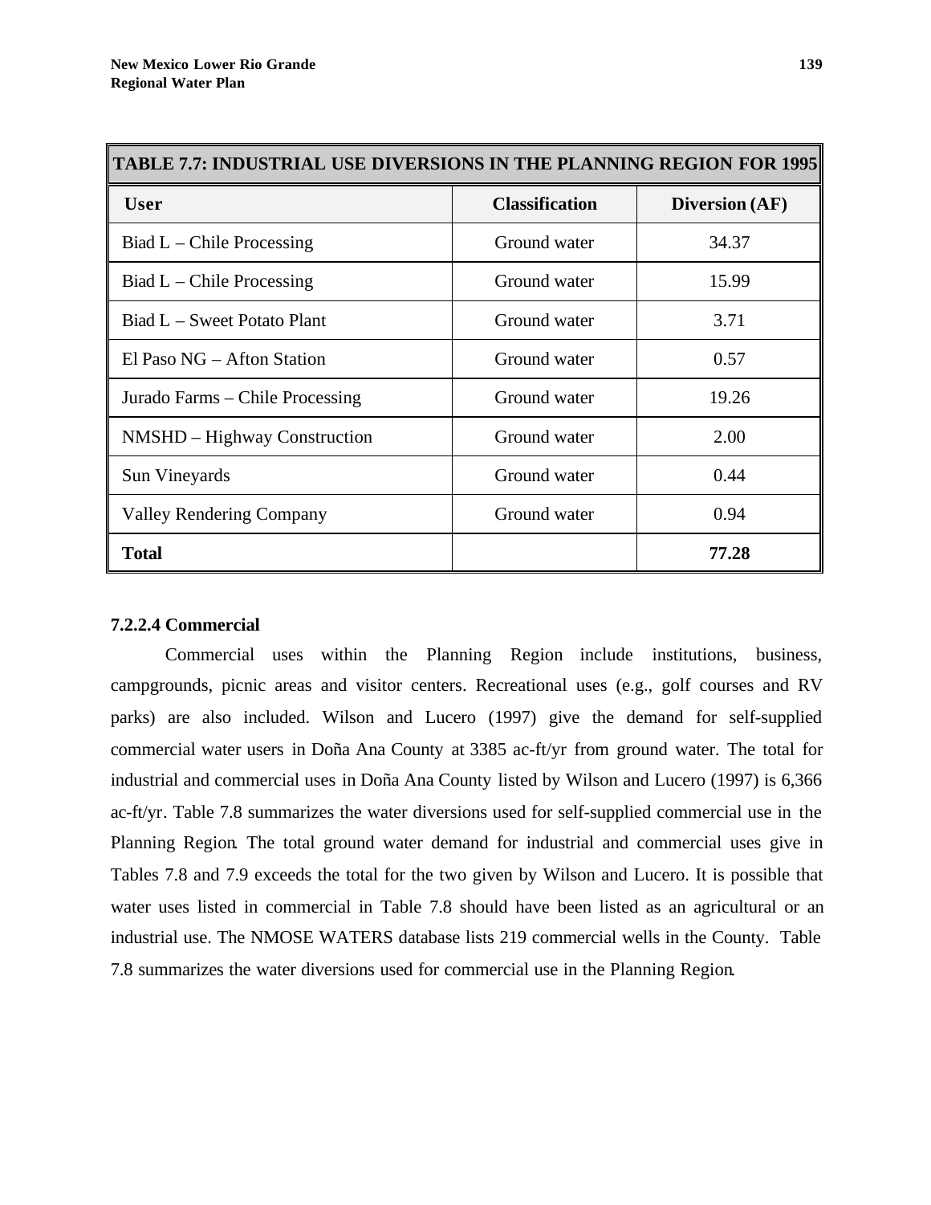| TABLE 7.7: INDUSTRIAL USE DIVERSIONS IN THE PLANNING REGION FOR 1995 | | |
|---|---|---|
| **User** | **Classification** | **Diversion (AF)** |
| Biad L – Chile Processing | Ground water | 34.37 |
| Biad L – Chile Processing | Ground water | 15.99 |
| Biad L – Sweet Potato Plant | Ground water | 3.71 |
| El Paso NG – Afton Station | Ground water | 0.57 |
| Jurado Farms – Chile Processing | Ground water | 19.26 |
| NMSHD – Highway Construction | Ground water | 2.00 |
| Sun Vineyards | Ground water | 0.44 |
| Valley Rendering Company | Ground water | 0.94 |
| **Total** | | **77.28** |

### 7.2.2.4 Commercial

Commercial uses within the Planning Region include institutions, business, campgrounds, picnic areas and visitor centers. Recreational uses (e.g., golf courses and RV parks) are also included. Wilson and Lucero (1997) give the demand for self-supplied commercial water users in Doña Ana County at 3385 ac-ft/yr from ground water. The total for industrial and commercial uses in Doña Ana County listed by Wilson and Lucero (1997) is 6,366 ac-ft/yr. Table 7.8 summarizes the water diversions used for self-supplied commercial use in the Planning Region. The total ground water demand for industrial and commercial uses give in Tables 7.8 and 7.9 exceeds the total for the two given by Wilson and Lucero. It is possible that water uses listed in commercial in Table 7.8 should have been listed as an agricultural or an industrial use. The NMOSE WATERS database lists 219 commercial wells in the County. Table 7.8 summarizes the water diversions used for commercial use in the Planning Region.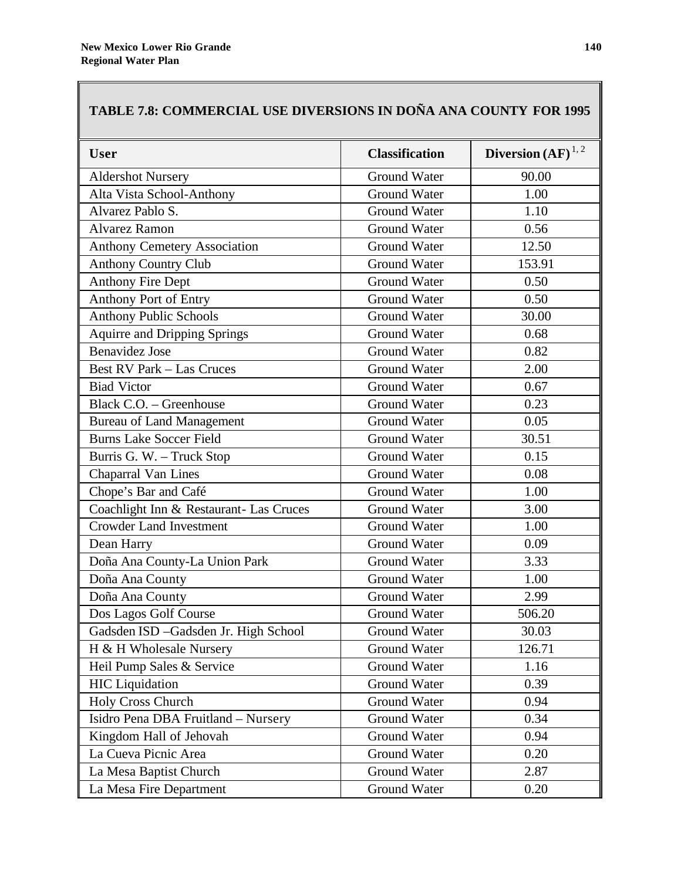## TABLE 7.8: COMMERCIAL USE DIVERSIONS IN DOÑA ANA COUNTY FOR 1995

| User | Classification | Diversion (AF) [1, 2] |
|---|---|---|
| Aldershot Nursery | Ground Water | 90.00 |
| Alta Vista School-Anthony | Ground Water | 1.00 |
| Alvarez Pablo S. | Ground Water | 1.10 |
| Alvarez Ramon | Ground Water | 0.56 |
| Anthony Cemetery Association | Ground Water | 12.50 |
| Anthony Country Club | Ground Water | 153.91 |
| Anthony Fire Dept | Ground Water | 0.50 |
| Anthony Port of Entry | Ground Water | 0.50 |
| Anthony Public Schools | Ground Water | 30.00 |
| Aquirre and Dripping Springs | Ground Water | 0.68 |
| Benavidez Jose | Ground Water | 0.82 |
| Best RV Park – Las Cruces | Ground Water | 2.00 |
| Biad Victor | Ground Water | 0.67 |
| Black C.O. – Greenhouse | Ground Water | 0.23 |
| Bureau of Land Management | Ground Water | 0.05 |
| Burns Lake Soccer Field | Ground Water | 30.51 |
| Burris G. W. – Truck Stop | Ground Water | 0.15 |
| Chaparral Van Lines | Ground Water | 0.08 |
| Chope's Bar and Café | Ground Water | 1.00 |
| Coachlight Inn & Restaurant- Las Cruces | Ground Water | 3.00 |
| Crowder Land Investment | Ground Water | 1.00 |
| Dean Harry | Ground Water | 0.09 |
| Doña Ana County-La Union Park | Ground Water | 3.33 |
| Doña Ana County | Ground Water | 1.00 |
| Doña Ana County | Ground Water | 2.99 |
| Dos Lagos Golf Course | Ground Water | 506.20 |
| Gadsden ISD –Gadsden Jr. High School | Ground Water | 30.03 |
| H & H Wholesale Nursery | Ground Water | 126.71 |
| Heil Pump Sales & Service | Ground Water | 1.16 |
| HIC Liquidation | Ground Water | 0.39 |
| Holy Cross Church | Ground Water | 0.94 |
| Isidro Pena DBA Fruitland – Nursery | Ground Water | 0.34 |
| Kingdom Hall of Jehovah | Ground Water | 0.94 |
| La Cueva Picnic Area | Ground Water | 0.20 |
| La Mesa Baptist Church | Ground Water | 2.87 |
| La Mesa Fire Department | Ground Water | 0.20 |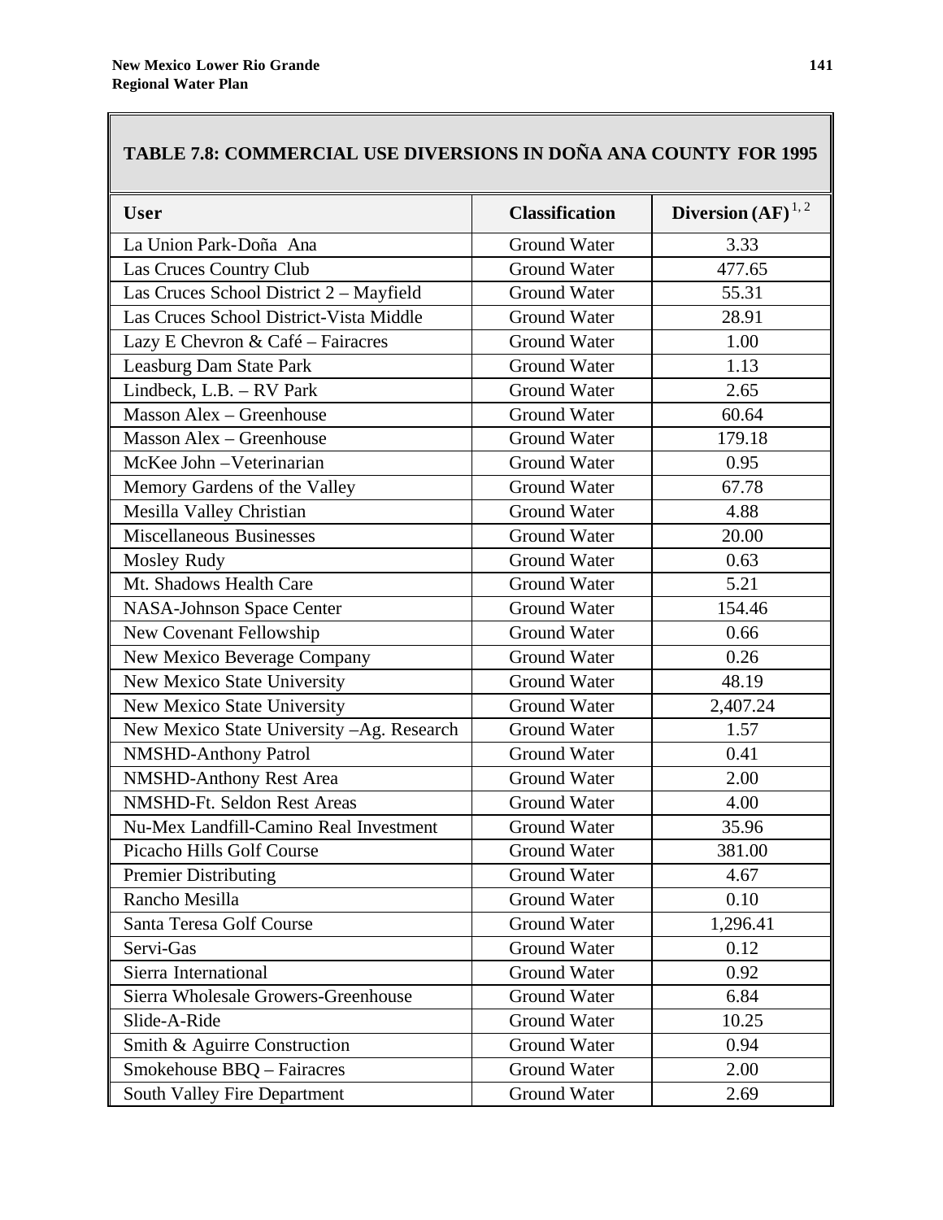## TABLE 7.8: COMMERCIAL USE DIVERSIONS IN DOÑA ANA COUNTY FOR 1995

| User | Classification | Diversion (AF) [1, 2] |
|---|---|---|
| La Union Park-Doña Ana | Ground Water | 3.33 |
| Las Cruces Country Club | Ground Water | 477.65 |
| Las Cruces School District 2 – Mayfield | Ground Water | 55.31 |
| Las Cruces School District-Vista Middle | Ground Water | 28.91 |
| Lazy E Chevron & Café – Fairacres | Ground Water | 1.00 |
| Leasburg Dam State Park | Ground Water | 1.13 |
| Lindbeck, L.B. – RV Park | Ground Water | 2.65 |
| Masson Alex – Greenhouse | Ground Water | 60.64 |
| Masson Alex – Greenhouse | Ground Water | 179.18 |
| McKee John –Veterinarian | Ground Water | 0.95 |
| Memory Gardens of the Valley | Ground Water | 67.78 |
| Mesilla Valley Christian | Ground Water | 4.88 |
| Miscellaneous Businesses | Ground Water | 20.00 |
| Mosley Rudy | Ground Water | 0.63 |
| Mt. Shadows Health Care | Ground Water | 5.21 |
| NASA-Johnson Space Center | Ground Water | 154.46 |
| New Covenant Fellowship | Ground Water | 0.66 |
| New Mexico Beverage Company | Ground Water | 0.26 |
| New Mexico State University | Ground Water | 48.19 |
| New Mexico State University | Ground Water | 2,407.24 |
| New Mexico State University –Ag. Research | Ground Water | 1.57 |
| NMSHD-Anthony Patrol | Ground Water | 0.41 |
| NMSHD-Anthony Rest Area | Ground Water | 2.00 |
| NMSHD-Ft. Seldon Rest Areas | Ground Water | 4.00 |
| Nu-Mex Landfill-Camino Real Investment | Ground Water | 35.96 |
| Picacho Hills Golf Course | Ground Water | 381.00 |
| Premier Distributing | Ground Water | 4.67 |
| Rancho Mesilla | Ground Water | 0.10 |
| Santa Teresa Golf Course | Ground Water | 1,296.41 |
| Servi-Gas | Ground Water | 0.12 |
| Sierra International | Ground Water | 0.92 |
| Sierra Wholesale Growers-Greenhouse | Ground Water | 6.84 |
| Slide-A-Ride | Ground Water | 10.25 |
| Smith & Aguirre Construction | Ground Water | 0.94 |
| Smokehouse BBQ – Fairacres | Ground Water | 2.00 |
| South Valley Fire Department | Ground Water | 2.69 |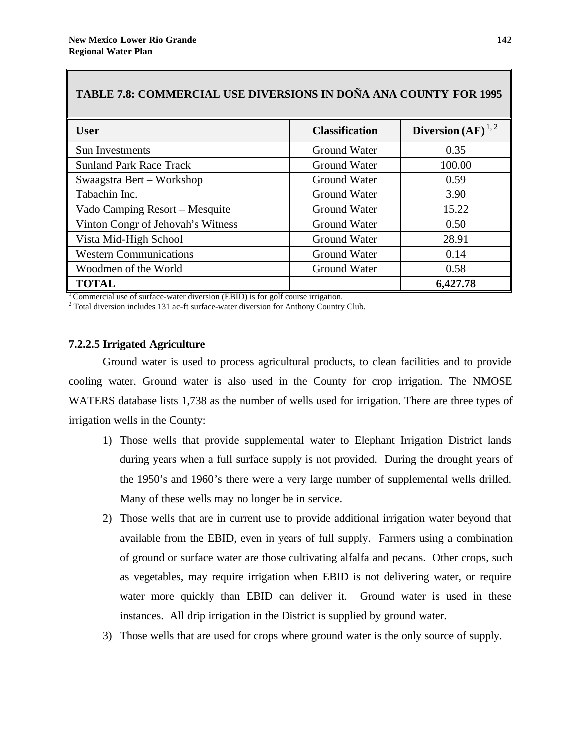**TABLE 7.8: COMMERCIAL USE DIVERSIONS IN DOÑA ANA COUNTY FOR 1995**

| User | Classification | Diversion (AF) [1, 2] |
|---|---|---|
| Sun Investments | Ground Water | 0.35 |
| Sunland Park Race Track | Ground Water | 100.00 |
| Swaagstra Bert – Workshop | Ground Water | 0.59 |
| Tabachin Inc. | Ground Water | 3.90 |
| Vado Camping Resort – Mesquite | Ground Water | 15.22 |
| Vinton Congr of Jehovah's Witness | Ground Water | 0.50 |
| Vista Mid-High School | Ground Water | 28.91 |
| Western Communications | Ground Water | 0.14 |
| Woodmen of the World | Ground Water | 0.58 |
| **TOTAL** | | **6,427.78** |

[1] Commercial use of surface-water diversion (EBID) is for golf course irrigation.
[2] Total diversion includes 131 ac-ft surface-water diversion for Anthony Country Club.

### 7.2.2.5 Irrigated Agriculture

Ground water is used to process agricultural products, to clean facilities and to provide cooling water. Ground water is also used in the County for crop irrigation. The NMOSE WATERS database lists 1,738 as the number of wells used for irrigation. There are three types of irrigation wells in the County:

1) Those wells that provide supplemental water to Elephant Irrigation District lands during years when a full surface supply is not provided. During the drought years of the 1950's and 1960's there were a very large number of supplemental wells drilled. Many of these wells may no longer be in service.
2) Those wells that are in current use to provide additional irrigation water beyond that available from the EBID, even in years of full supply. Farmers using a combination of ground or surface water are those cultivating alfalfa and pecans. Other crops, such as vegetables, may require irrigation when EBID is not delivering water, or require water more quickly than EBID can deliver it. Ground water is used in these instances. All drip irrigation in the District is supplied by ground water.
3) Those wells that are used for crops where ground water is the only source of supply.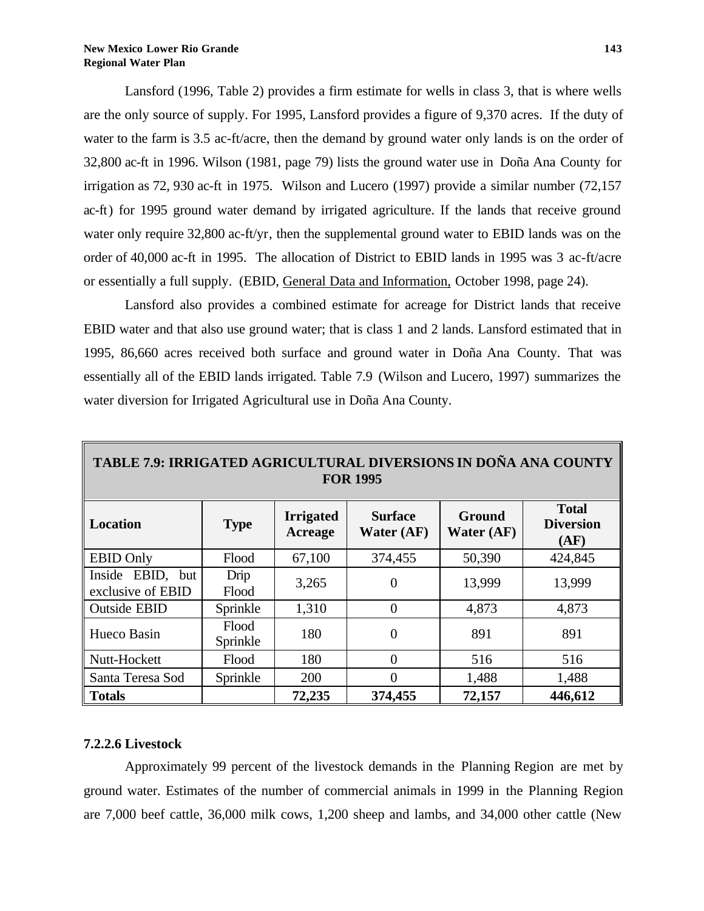Lansford (1996, Table 2) provides a firm estimate for wells in class 3, that is where wells are the only source of supply. For 1995, Lansford provides a figure of 9,370 acres. If the duty of water to the farm is 3.5 ac-ft/acre, then the demand by ground water only lands is on the order of 32,800 ac-ft in 1996. Wilson (1981, page 79) lists the ground water use in Doña Ana County for irrigation as 72, 930 ac-ft in 1975. Wilson and Lucero (1997) provide a similar number (72,157 ac-ft) for 1995 ground water demand by irrigated agriculture. If the lands that receive ground water only require 32,800 ac-ft/yr, then the supplemental ground water to EBID lands was on the order of 40,000 ac-ft in 1995. The allocation of District to EBID lands in 1995 was 3 ac-ft/acre or essentially a full supply. (EBID, General Data and Information, October 1998, page 24).

Lansford also provides a combined estimate for acreage for District lands that receive EBID water and that also use ground water; that is class 1 and 2 lands. Lansford estimated that in 1995, 86,660 acres received both surface and ground water in Doña Ana County. That was essentially all of the EBID lands irrigated. Table 7.9 (Wilson and Lucero, 1997) summarizes the water diversion for Irrigated Agricultural use in Doña Ana County.

**TABLE 7.9: IRRIGATED AGRICULTURAL DIVERSIONS IN DOÑA ANA COUNTY FOR 1995**

| Location | Type | Irrigated Acreage | Surface Water (AF) | Ground Water (AF) | Total Diversion (AF) |
|---|---|---|---|---|---|
| EBID Only | Flood | 67,100 | 374,455 | 50,390 | 424,845 |
| Inside EBID, but exclusive of EBID | Drip Flood | 3,265 | 0 | 13,999 | 13,999 |
| Outside EBID | Sprinkle | 1,310 | 0 | 4,873 | 4,873 |
| Hueco Basin | Flood Sprinkle | 180 | 0 | 891 | 891 |
| Nutt-Hockett | Flood | 180 | 0 | 516 | 516 |
| Santa Teresa Sod | Sprinkle | 200 | 0 | 1,488 | 1,488 |
| **Totals** | | **72,235** | **374,455** | **72,157** | **446,612** |

#### 7.2.2.6 Livestock

Approximately 99 percent of the livestock demands in the Planning Region are met by ground water. Estimates of the number of commercial animals in 1999 in the Planning Region are 7,000 beef cattle, 36,000 milk cows, 1,200 sheep and lambs, and 34,000 other cattle (New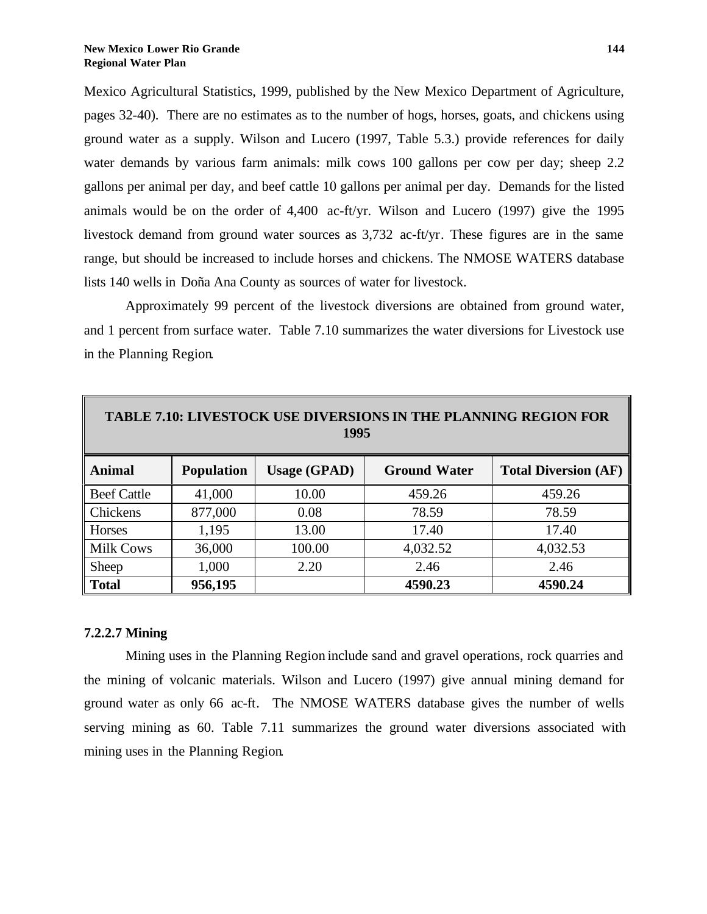Mexico Agricultural Statistics, 1999, published by the New Mexico Department of Agriculture, pages 32-40). There are no estimates as to the number of hogs, horses, goats, and chickens using ground water as a supply. Wilson and Lucero (1997, Table 5.3.) provide references for daily water demands by various farm animals: milk cows 100 gallons per cow per day; sheep 2.2 gallons per animal per day, and beef cattle 10 gallons per animal per day. Demands for the listed animals would be on the order of 4,400 ac-ft/yr. Wilson and Lucero (1997) give the 1995 livestock demand from ground water sources as 3,732 ac-ft/yr. These figures are in the same range, but should be increased to include horses and chickens. The NMOSE WATERS database lists 140 wells in Doña Ana County as sources of water for livestock.

Approximately 99 percent of the livestock diversions are obtained from ground water, and 1 percent from surface water. Table 7.10 summarizes the water diversions for Livestock use in the Planning Region.

**TABLE 7.10: LIVESTOCK USE DIVERSIONS IN THE PLANNING REGION FOR 1995**

| Animal | Population | Usage (GPAD) | Ground Water | Total Diversion (AF) |
|---|---|---|---|---|
| Beef Cattle | 41,000 | 10.00 | 459.26 | 459.26 |
| Chickens | 877,000 | 0.08 | 78.59 | 78.59 |
| Horses | 1,195 | 13.00 | 17.40 | 17.40 |
| Milk Cows | 36,000 | 100.00 | 4,032.52 | 4,032.53 |
| Sheep | 1,000 | 2.20 | 2.46 | 2.46 |
| **Total** | **956,195** | | **4590.23** | **4590.24** |

### 7.2.2.7 Mining

Mining uses in the Planning Region include sand and gravel operations, rock quarries and the mining of volcanic materials. Wilson and Lucero (1997) give annual mining demand for ground water as only 66 ac-ft. The NMOSE WATERS database gives the number of wells serving mining as 60. Table 7.11 summarizes the ground water diversions associated with mining uses in the Planning Region.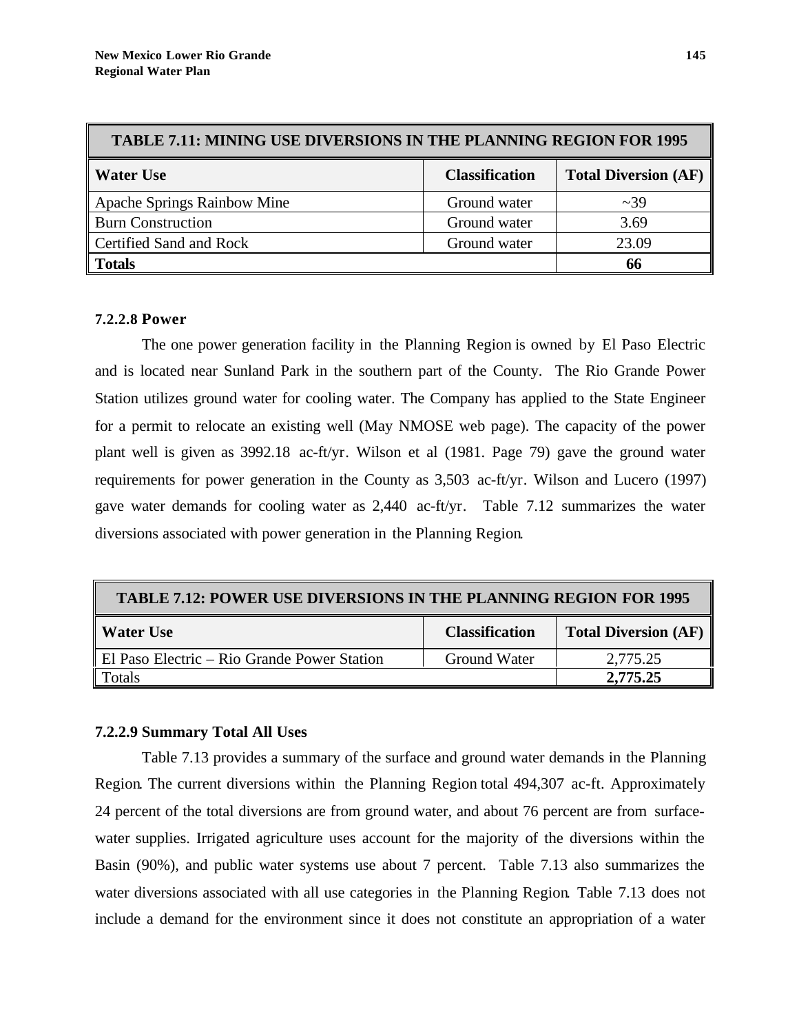| TABLE 7.11: MINING USE DIVERSIONS IN THE PLANNING REGION FOR 1995 | | |
|---|---|---|
| **Water Use** | **Classification** | **Total Diversion (AF)** |
| Apache Springs Rainbow Mine | Ground water | ~39 |
| Burn Construction | Ground water | 3.69 |
| Certified Sand and Rock | Ground water | 23.09 |
| **Totals** | | **66** |

#### 7.2.2.8 Power

The one power generation facility in the Planning Region is owned by El Paso Electric and is located near Sunland Park in the southern part of the County. The Rio Grande Power Station utilizes ground water for cooling water. The Company has applied to the State Engineer for a permit to relocate an existing well (May NMOSE web page). The capacity of the power plant well is given as 3992.18 ac-ft/yr. Wilson et al (1981. Page 79) gave the ground water requirements for power generation in the County as 3,503 ac-ft/yr. Wilson and Lucero (1997) gave water demands for cooling water as 2,440 ac-ft/yr. Table 7.12 summarizes the water diversions associated with power generation in the Planning Region.

| TABLE 7.12: POWER USE DIVERSIONS IN THE PLANNING REGION FOR 1995 | | |
|---|---|---|
| **Water Use** | **Classification** | **Total Diversion (AF)** |
| El Paso Electric – Rio Grande Power Station | Ground Water | 2,775.25 |
| Totals | | **2,775.25** |

#### 7.2.2.9 Summary Total All Uses

Table 7.13 provides a summary of the surface and ground water demands in the Planning Region. The current diversions within the Planning Region total 494,307 ac-ft. Approximately 24 percent of the total diversions are from ground water, and about 76 percent are from surface-water supplies. Irrigated agriculture uses account for the majority of the diversions within the Basin (90%), and public water systems use about 7 percent. Table 7.13 also summarizes the water diversions associated with all use categories in the Planning Region. Table 7.13 does not include a demand for the environment since it does not constitute an appropriation of a water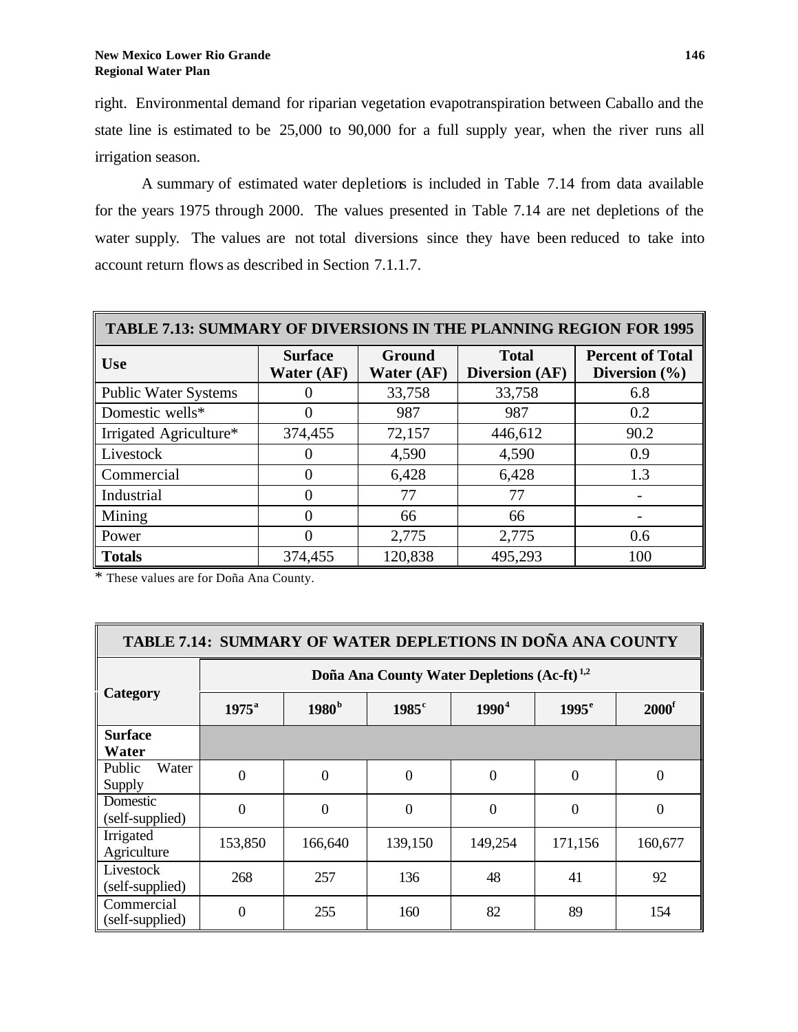right. Environmental demand for riparian vegetation evapotranspiration between Caballo and the state line is estimated to be 25,000 to 90,000 for a full supply year, when the river runs all irrigation season.

A summary of estimated water depletions is included in Table 7.14 from data available for the years 1975 through 2000. The values presented in Table 7.14 are net depletions of the water supply. The values are not total diversions since they have been reduced to take into account return flows as described in Section 7.1.1.7.

**TABLE 7.13: SUMMARY OF DIVERSIONS IN THE PLANNING REGION FOR 1995**

| Use | Surface Water (AF) | Ground Water (AF) | Total Diversion (AF) | Percent of Total Diversion (%) |
|---|---|---|---|---|
| Public Water Systems | 0 | 33,758 | 33,758 | 6.8 |
| Domestic wells* | 0 | 987 | 987 | 0.2 |
| Irrigated Agriculture* | 374,455 | 72,157 | 446,612 | 90.2 |
| Livestock | 0 | 4,590 | 4,590 | 0.9 |
| Commercial | 0 | 6,428 | 6,428 | 1.3 |
| Industrial | 0 | 77 | 77 | - |
| Mining | 0 | 66 | 66 | - |
| Power | 0 | 2,775 | 2,775 | 0.6 |
| **Totals** | 374,455 | 120,838 | 495,293 | 100 |

\* These values are for Doña Ana County.

**TABLE 7.14: SUMMARY OF WATER DEPLETIONS IN DOÑA ANA COUNTY**

| Category | Doña Ana County Water Depletions (Ac-ft)[1,2] | | | | | |
|---|---|---|---|---|---|---|
| | 1975[a] | 1980[b] | 1985[c] | 1990[4] | 1995[e] | 2000[f] |
| **Surface Water** | | | | | | |
| Public Water Supply | 0 | 0 | 0 | 0 | 0 | 0 |
| Domestic (self-supplied) | 0 | 0 | 0 | 0 | 0 | 0 |
| Irrigated Agriculture | 153,850 | 166,640 | 139,150 | 149,254 | 171,156 | 160,677 |
| Livestock (self-supplied) | 268 | 257 | 136 | 48 | 41 | 92 |
| Commercial (self-supplied) | 0 | 255 | 160 | 82 | 89 | 154 |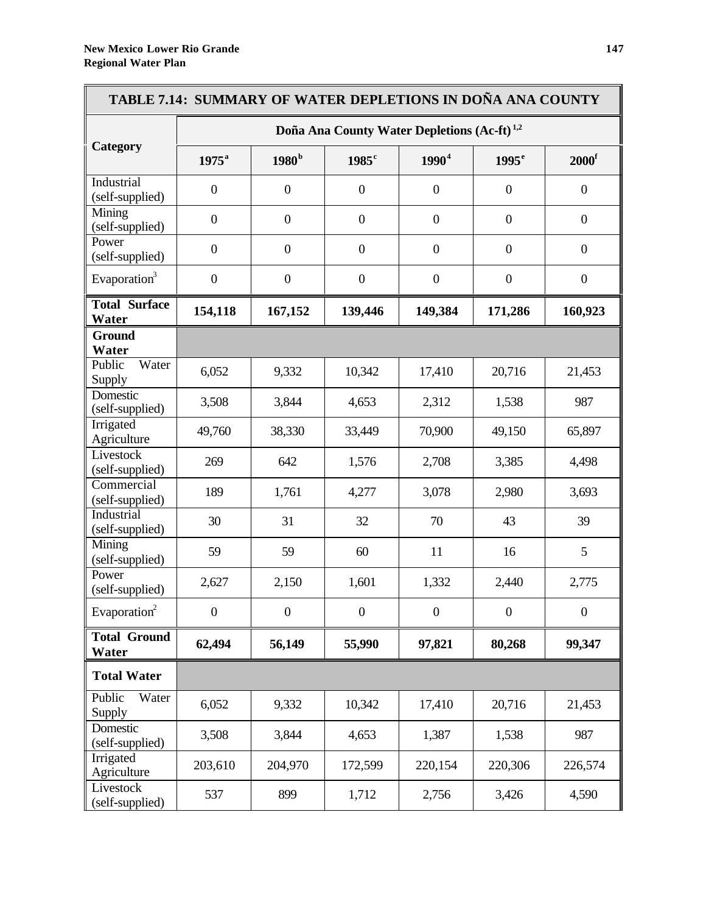| TABLE 7.14: SUMMARY OF WATER DEPLETIONS IN DOÑA ANA COUNTY | | | | | | |
|---|---|---|---|---|---|---|
| Category | Doña Ana County Water Depletions (Ac-ft)[1,2] | | | | | |
| | 1975[a] | 1980[b] | 1985[c] | 1990[4] | 1995[e] | 2000[f] |
| Industrial (self-supplied) | 0 | 0 | 0 | 0 | 0 | 0 |
| Mining (self-supplied) | 0 | 0 | 0 | 0 | 0 | 0 |
| Power (self-supplied) | 0 | 0 | 0 | 0 | 0 | 0 |
| Evaporation[3] | 0 | 0 | 0 | 0 | 0 | 0 |
| **Total Surface Water** | **154,118** | **167,152** | **139,446** | **149,384** | **171,286** | **160,923** |
| **Ground Water** | | | | | | |
| Public Water Supply | 6,052 | 9,332 | 10,342 | 17,410 | 20,716 | 21,453 |
| Domestic (self-supplied) | 3,508 | 3,844 | 4,653 | 2,312 | 1,538 | 987 |
| Irrigated Agriculture | 49,760 | 38,330 | 33,449 | 70,900 | 49,150 | 65,897 |
| Livestock (self-supplied) | 269 | 642 | 1,576 | 2,708 | 3,385 | 4,498 |
| Commercial (self-supplied) | 189 | 1,761 | 4,277 | 3,078 | 2,980 | 3,693 |
| Industrial (self-supplied) | 30 | 31 | 32 | 70 | 43 | 39 |
| Mining (self-supplied) | 59 | 59 | 60 | 11 | 16 | 5 |
| Power (self-supplied) | 2,627 | 2,150 | 1,601 | 1,332 | 2,440 | 2,775 |
| Evaporation[2] | 0 | 0 | 0 | 0 | 0 | 0 |
| **Total Ground Water** | **62,494** | **56,149** | **55,990** | **97,821** | **80,268** | **99,347** |
| **Total Water** | | | | | | |
| Public Water Supply | 6,052 | 9,332 | 10,342 | 17,410 | 20,716 | 21,453 |
| Domestic (self-supplied) | 3,508 | 3,844 | 4,653 | 1,387 | 1,538 | 987 |
| Irrigated Agriculture | 203,610 | 204,970 | 172,599 | 220,154 | 220,306 | 226,574 |
| Livestock (self-supplied) | 537 | 899 | 1,712 | 2,756 | 3,426 | 4,590 |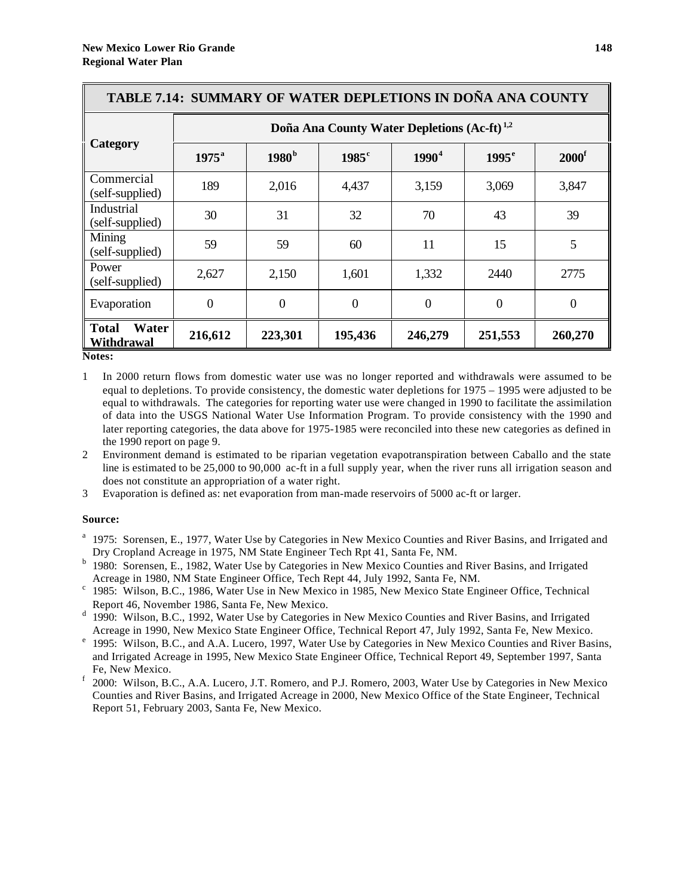## TABLE 7.14: SUMMARY OF WATER DEPLETIONS IN DOÑA ANA COUNTY

| Category | Doña Ana County Water Depletions (Ac-ft)[1,2] | | | | | |
|---|---|---|---|---|---|---|
| | 1975[a] | 1980[b] | 1985[c] | 1990[4] | 1995[e] | 2000[f] |
| Commercial (self-supplied) | 189 | 2,016 | 4,437 | 3,159 | 3,069 | 3,847 |
| Industrial (self-supplied) | 30 | 31 | 32 | 70 | 43 | 39 |
| Mining (self-supplied) | 59 | 59 | 60 | 11 | 15 | 5 |
| Power (self-supplied) | 2,627 | 2,150 | 1,601 | 1,332 | 2440 | 2775 |
| Evaporation | 0 | 0 | 0 | 0 | 0 | 0 |
| **Total Water Withdrawal** | **216,612** | **223,301** | **195,436** | **246,279** | **251,553** | **260,270** |

**Notes:**

1 In 2000 return flows from domestic water use was no longer reported and withdrawals were assumed to be equal to depletions. To provide consistency, the domestic water depletions for 1975 – 1995 were adjusted to be equal to withdrawals. The categories for reporting water use were changed in 1990 to facilitate the assimilation of data into the USGS National Water Use Information Program. To provide consistency with the 1990 and later reporting categories, the data above for 1975-1985 were reconciled into these new categories as defined in the 1990 report on page 9.

2 Environment demand is estimated to be riparian vegetation evapotranspiration between Caballo and the state line is estimated to be 25,000 to 90,000 ac-ft in a full supply year, when the river runs all irrigation season and does not constitute an appropriation of a water right.

3 Evaporation is defined as: net evaporation from man-made reservoirs of 5000 ac-ft or larger.

**Source:**

[a] 1975: Sorensen, E., 1977, Water Use by Categories in New Mexico Counties and River Basins, and Irrigated and Dry Cropland Acreage in 1975, NM State Engineer Tech Rpt 41, Santa Fe, NM.

[b] 1980: Sorensen, E., 1982, Water Use by Categories in New Mexico Counties and River Basins, and Irrigated Acreage in 1980, NM State Engineer Office, Tech Rept 44, July 1992, Santa Fe, NM.

[c] 1985: Wilson, B.C., 1986, Water Use in New Mexico in 1985, New Mexico State Engineer Office, Technical Report 46, November 1986, Santa Fe, New Mexico.

[d] 1990: Wilson, B.C., 1992, Water Use by Categories in New Mexico Counties and River Basins, and Irrigated Acreage in 1990, New Mexico State Engineer Office, Technical Report 47, July 1992, Santa Fe, New Mexico.

[e] 1995: Wilson, B.C., and A.A. Lucero, 1997, Water Use by Categories in New Mexico Counties and River Basins, and Irrigated Acreage in 1995, New Mexico State Engineer Office, Technical Report 49, September 1997, Santa Fe, New Mexico.

[f] 2000: Wilson, B.C., A.A. Lucero, J.T. Romero, and P.J. Romero, 2003, Water Use by Categories in New Mexico Counties and River Basins, and Irrigated Acreage in 2000, New Mexico Office of the State Engineer, Technical Report 51, February 2003, Santa Fe, New Mexico.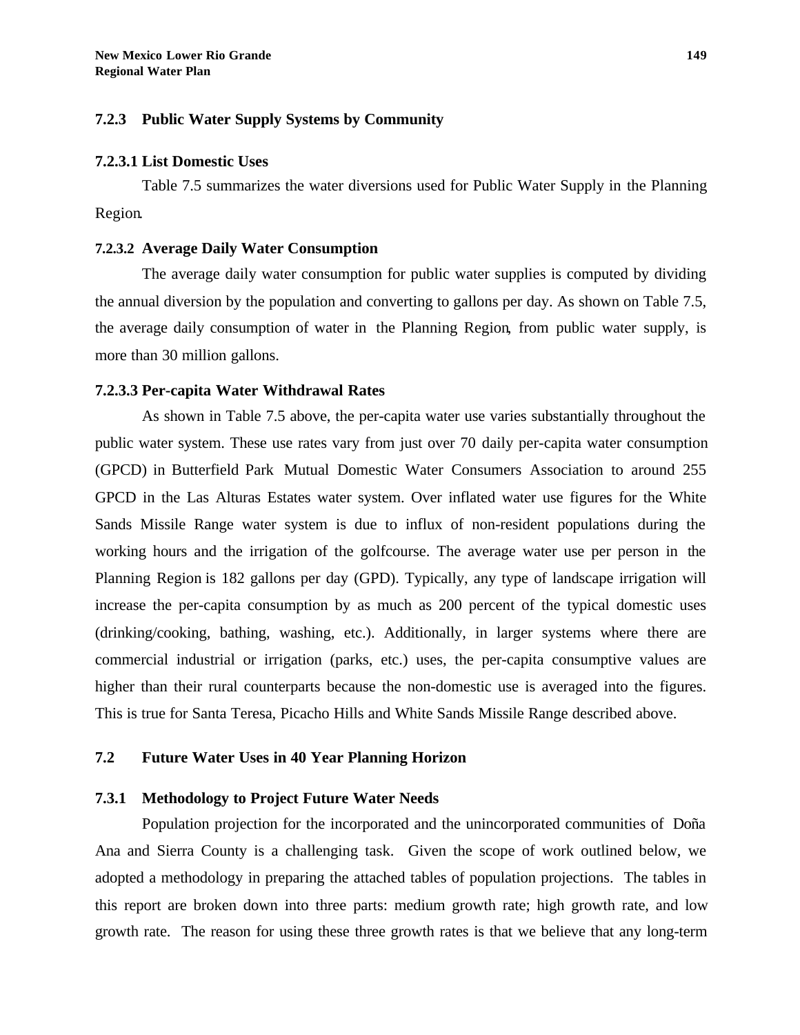### 7.2.3 Public Water Supply Systems by Community

#### 7.2.3.1 List Domestic Uses

Table 7.5 summarizes the water diversions used for Public Water Supply in the Planning Region.

#### 7.2.3.2 Average Daily Water Consumption

The average daily water consumption for public water supplies is computed by dividing the annual diversion by the population and converting to gallons per day. As shown on Table 7.5, the average daily consumption of water in the Planning Region, from public water supply, is more than 30 million gallons.

#### 7.2.3.3 Per-capita Water Withdrawal Rates

As shown in Table 7.5 above, the per-capita water use varies substantially throughout the public water system. These use rates vary from just over 70 daily per-capita water consumption (GPCD) in Butterfield Park Mutual Domestic Water Consumers Association to around 255 GPCD in the Las Alturas Estates water system. Over inflated water use figures for the White Sands Missile Range water system is due to influx of non-resident populations during the working hours and the irrigation of the golfcourse. The average water use per person in the Planning Region is 182 gallons per day (GPD). Typically, any type of landscape irrigation will increase the per-capita consumption by as much as 200 percent of the typical domestic uses (drinking/cooking, bathing, washing, etc.). Additionally, in larger systems where there are commercial industrial or irrigation (parks, etc.) uses, the per-capita consumptive values are higher than their rural counterparts because the non-domestic use is averaged into the figures. This is true for Santa Teresa, Picacho Hills and White Sands Missile Range described above.

## 7.2 Future Water Uses in 40 Year Planning Horizon

### 7.3.1 Methodology to Project Future Water Needs

Population projection for the incorporated and the unincorporated communities of Doña Ana and Sierra County is a challenging task. Given the scope of work outlined below, we adopted a methodology in preparing the attached tables of population projections. The tables in this report are broken down into three parts: medium growth rate; high growth rate, and low growth rate. The reason for using these three growth rates is that we believe that any long-term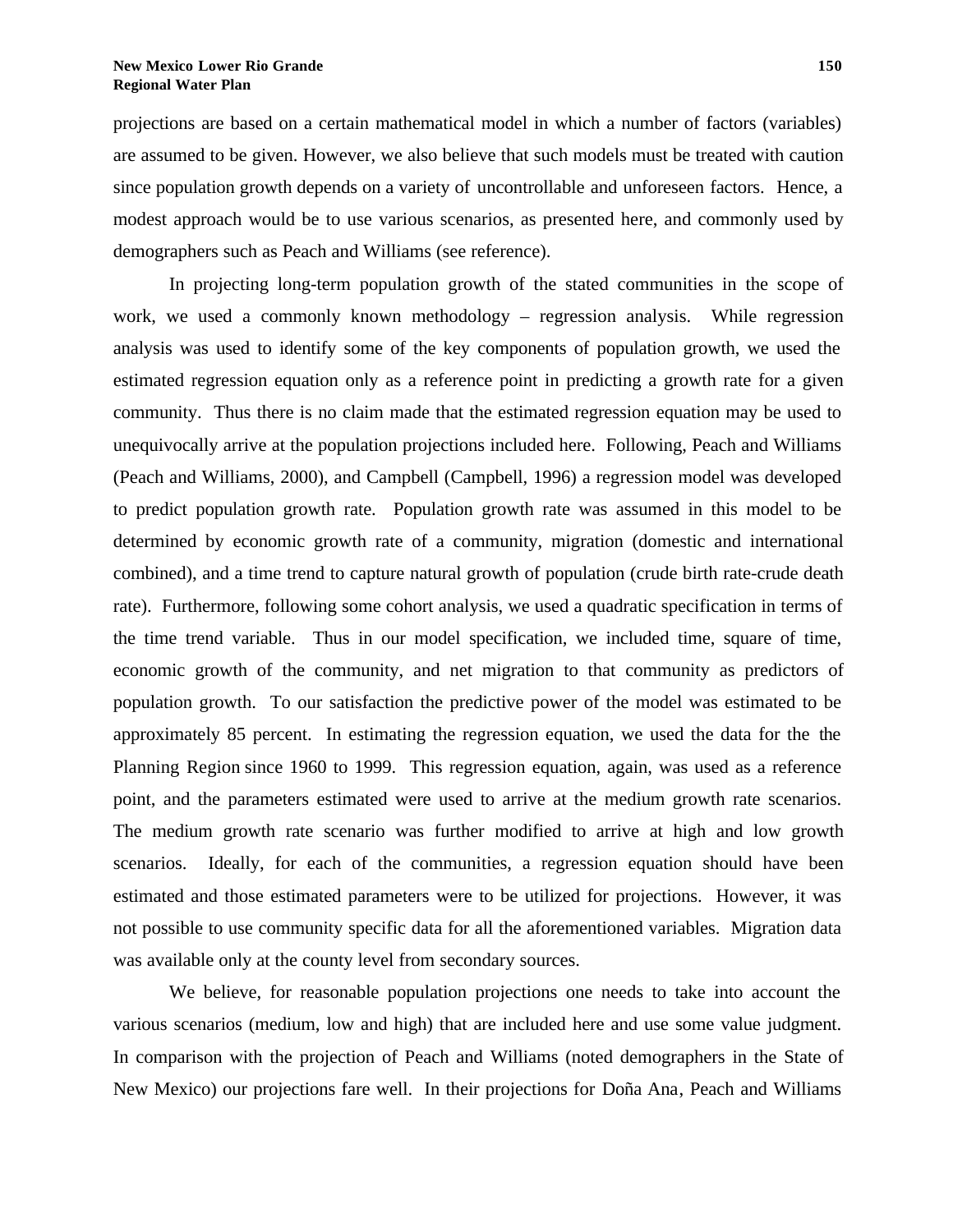projections are based on a certain mathematical model in which a number of factors (variables) are assumed to be given. However, we also believe that such models must be treated with caution since population growth depends on a variety of uncontrollable and unforeseen factors. Hence, a modest approach would be to use various scenarios, as presented here, and commonly used by demographers such as Peach and Williams (see reference).

In projecting long-term population growth of the stated communities in the scope of work, we used a commonly known methodology – regression analysis. While regression analysis was used to identify some of the key components of population growth, we used the estimated regression equation only as a reference point in predicting a growth rate for a given community. Thus there is no claim made that the estimated regression equation may be used to unequivocally arrive at the population projections included here. Following, Peach and Williams (Peach and Williams, 2000), and Campbell (Campbell, 1996) a regression model was developed to predict population growth rate. Population growth rate was assumed in this model to be determined by economic growth rate of a community, migration (domestic and international combined), and a time trend to capture natural growth of population (crude birth rate-crude death rate). Furthermore, following some cohort analysis, we used a quadratic specification in terms of the time trend variable. Thus in our model specification, we included time, square of time, economic growth of the community, and net migration to that community as predictors of population growth. To our satisfaction the predictive power of the model was estimated to be approximately 85 percent. In estimating the regression equation, we used the data for the the Planning Region since 1960 to 1999. This regression equation, again, was used as a reference point, and the parameters estimated were used to arrive at the medium growth rate scenarios. The medium growth rate scenario was further modified to arrive at high and low growth scenarios. Ideally, for each of the communities, a regression equation should have been estimated and those estimated parameters were to be utilized for projections. However, it was not possible to use community specific data for all the aforementioned variables. Migration data was available only at the county level from secondary sources.

We believe, for reasonable population projections one needs to take into account the various scenarios (medium, low and high) that are included here and use some value judgment. In comparison with the projection of Peach and Williams (noted demographers in the State of New Mexico) our projections fare well. In their projections for Doña Ana, Peach and Williams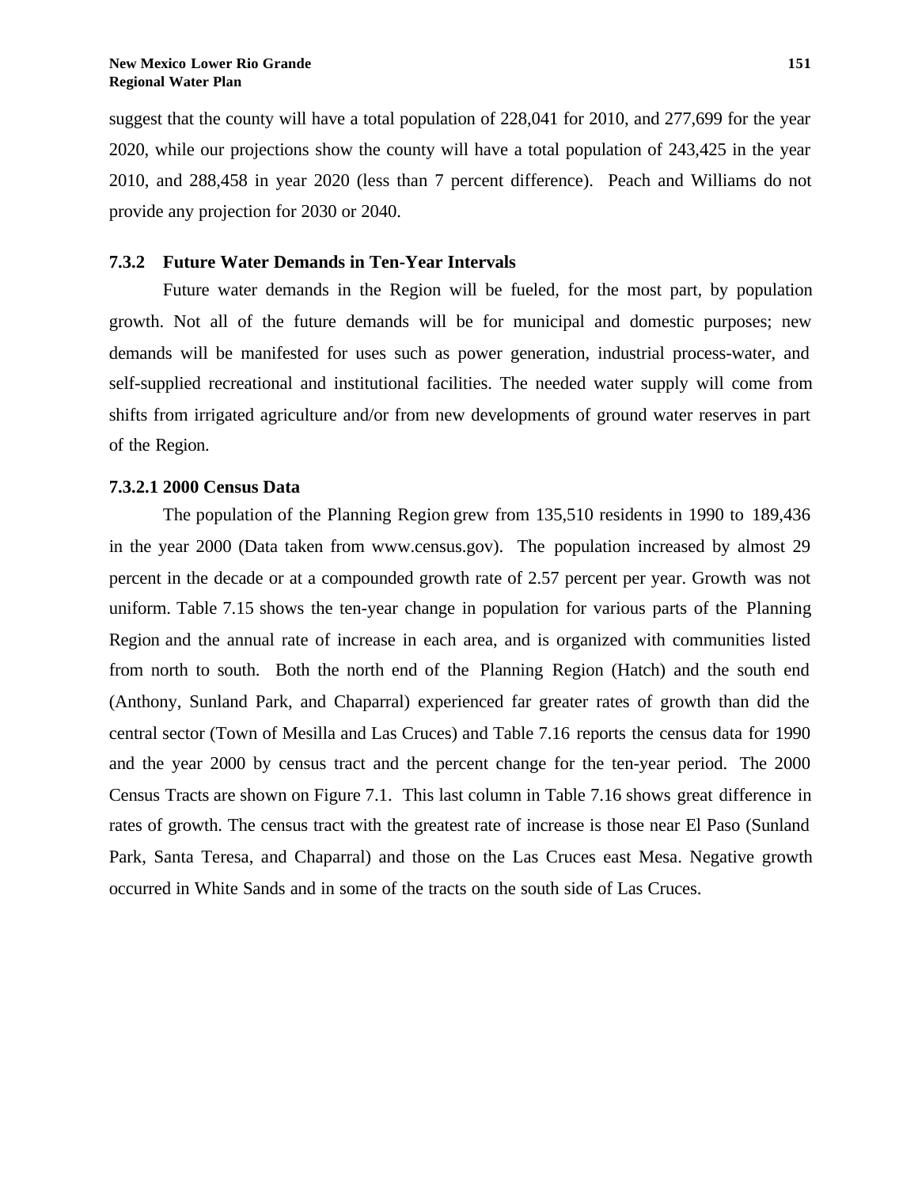suggest that the county will have a total population of 228,041 for 2010, and 277,699 for the year 2020, while our projections show the county will have a total population of 243,425 in the year 2010, and 288,458 in year 2020 (less than 7 percent difference). Peach and Williams do not provide any projection for 2030 or 2040.

### 7.3.2 Future Water Demands in Ten-Year Intervals

Future water demands in the Region will be fueled, for the most part, by population growth. Not all of the future demands will be for municipal and domestic purposes; new demands will be manifested for uses such as power generation, industrial process-water, and self-supplied recreational and institutional facilities. The needed water supply will come from shifts from irrigated agriculture and/or from new developments of ground water reserves in part of the Region.

#### 7.3.2.1 2000 Census Data

The population of the Planning Region grew from 135,510 residents in 1990 to 189,436 in the year 2000 (Data taken from www.census.gov). The population increased by almost 29 percent in the decade or at a compounded growth rate of 2.57 percent per year. Growth was not uniform. Table 7.15 shows the ten-year change in population for various parts of the Planning Region and the annual rate of increase in each area, and is organized with communities listed from north to south. Both the north end of the Planning Region (Hatch) and the south end (Anthony, Sunland Park, and Chaparral) experienced far greater rates of growth than did the central sector (Town of Mesilla and Las Cruces) and Table 7.16 reports the census data for 1990 and the year 2000 by census tract and the percent change for the ten-year period. The 2000 Census Tracts are shown on Figure 7.1. This last column in Table 7.16 shows great difference in rates of growth. The census tract with the greatest rate of increase is those near El Paso (Sunland Park, Santa Teresa, and Chaparral) and those on the Las Cruces east Mesa. Negative growth occurred in White Sands and in some of the tracts on the south side of Las Cruces.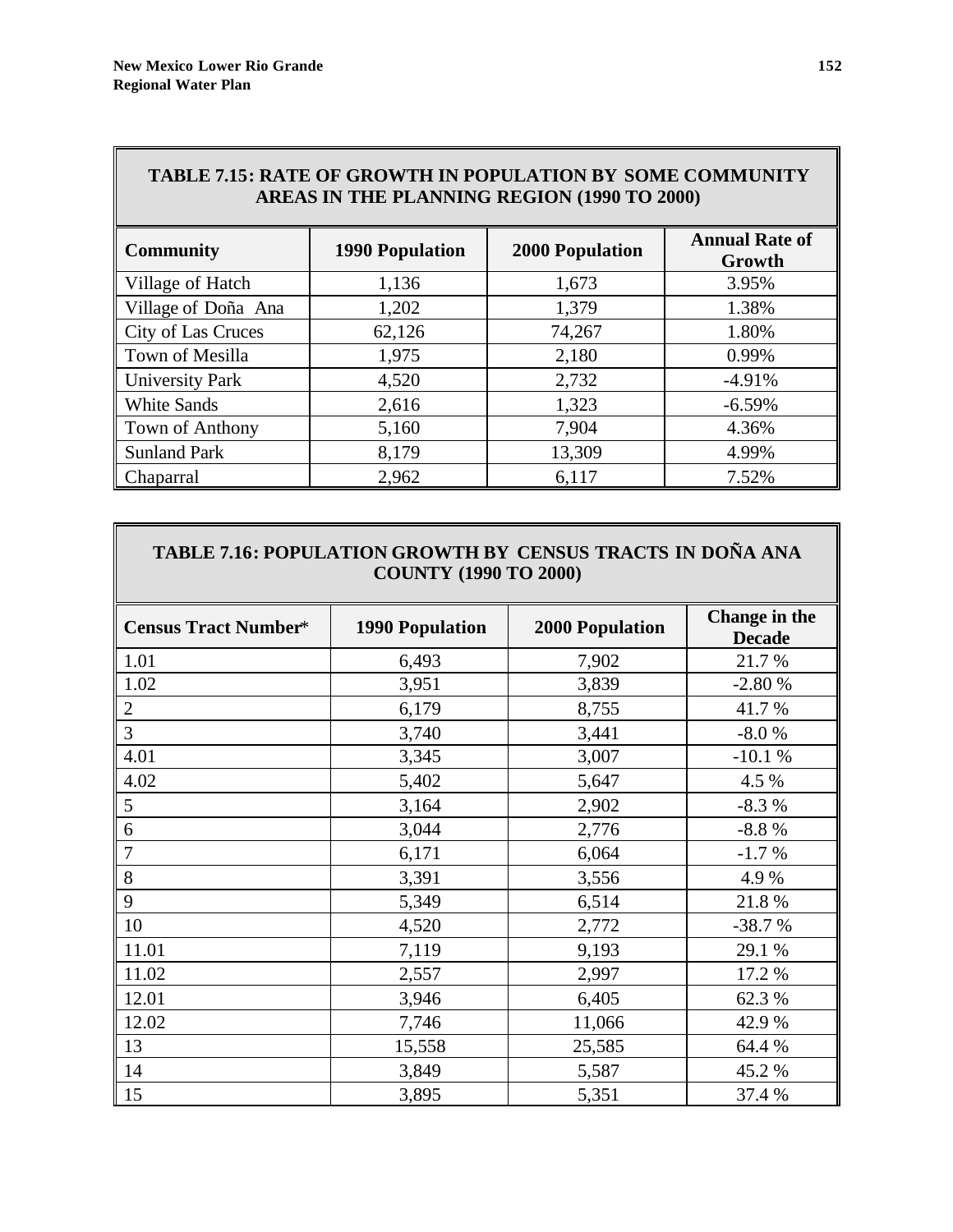**TABLE 7.15: RATE OF GROWTH IN POPULATION BY SOME COMMUNITY AREAS IN THE PLANNING REGION (1990 TO 2000)**

| Community | 1990 Population | 2000 Population | Annual Rate of Growth |
|---|---|---|---|
| Village of Hatch | 1,136 | 1,673 | 3.95% |
| Village of Doña Ana | 1,202 | 1,379 | 1.38% |
| City of Las Cruces | 62,126 | 74,267 | 1.80% |
| Town of Mesilla | 1,975 | 2,180 | 0.99% |
| University Park | 4,520 | 2,732 | -4.91% |
| White Sands | 2,616 | 1,323 | -6.59% |
| Town of Anthony | 5,160 | 7,904 | 4.36% |
| Sunland Park | 8,179 | 13,309 | 4.99% |
| Chaparral | 2,962 | 6,117 | 7.52% |

**TABLE 7.16: POPULATION GROWTH BY CENSUS TRACTS IN DOÑA ANA COUNTY (1990 TO 2000)**

| Census Tract Number* | 1990 Population | 2000 Population | Change in the Decade |
|---|---|---|---|
| 1.01 | 6,493 | 7,902 | 21.7 % |
| 1.02 | 3,951 | 3,839 | -2.80 % |
| 2 | 6,179 | 8,755 | 41.7 % |
| 3 | 3,740 | 3,441 | -8.0 % |
| 4.01 | 3,345 | 3,007 | -10.1 % |
| 4.02 | 5,402 | 5,647 | 4.5 % |
| 5 | 3,164 | 2,902 | -8.3 % |
| 6 | 3,044 | 2,776 | -8.8 % |
| 7 | 6,171 | 6,064 | -1.7 % |
| 8 | 3,391 | 3,556 | 4.9 % |
| 9 | 5,349 | 6,514 | 21.8 % |
| 10 | 4,520 | 2,772 | -38.7 % |
| 11.01 | 7,119 | 9,193 | 29.1 % |
| 11.02 | 2,557 | 2,997 | 17.2 % |
| 12.01 | 3,946 | 6,405 | 62.3 % |
| 12.02 | 7,746 | 11,066 | 42.9 % |
| 13 | 15,558 | 25,585 | 64.4 % |
| 14 | 3,849 | 5,587 | 45.2 % |
| 15 | 3,895 | 5,351 | 37.4 % |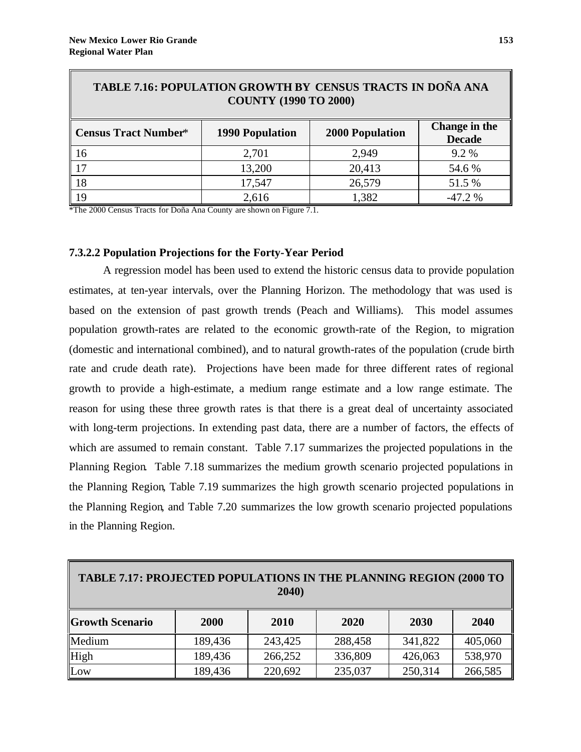| TABLE 7.16: POPULATION GROWTH BY CENSUS TRACTS IN DOÑA ANA COUNTY (1990 TO 2000) | | | |
|---|---|---|---|
| **Census Tract Number*** | **1990 Population** | **2000 Population** | **Change in the Decade** |
| 16 | 2,701 | 2,949 | 9.2 % |
| 17 | 13,200 | 20,413 | 54.6 % |
| 18 | 17,547 | 26,579 | 51.5 % |
| 19 | 2,616 | 1,382 | -47.2 % |

*The 2000 Census Tracts for Doña Ana County are shown on Figure 7.1.

### 7.3.2.2 Population Projections for the Forty-Year Period

A regression model has been used to extend the historic census data to provide population estimates, at ten-year intervals, over the Planning Horizon. The methodology that was used is based on the extension of past growth trends (Peach and Williams). This model assumes population growth-rates are related to the economic growth-rate of the Region, to migration (domestic and international combined), and to natural growth-rates of the population (crude birth rate and crude death rate). Projections have been made for three different rates of regional growth to provide a high-estimate, a medium range estimate and a low range estimate. The reason for using these three growth rates is that there is a great deal of uncertainty associated with long-term projections. In extending past data, there are a number of factors, the effects of which are assumed to remain constant. Table 7.17 summarizes the projected populations in the Planning Region. Table 7.18 summarizes the medium growth scenario projected populations in the Planning Region, Table 7.19 summarizes the high growth scenario projected populations in the Planning Region, and Table 7.20 summarizes the low growth scenario projected populations in the Planning Region.

| TABLE 7.17: PROJECTED POPULATIONS IN THE PLANNING REGION (2000 TO 2040) | | | | | |
|---|---|---|---|---|---|
| **Growth Scenario** | **2000** | **2010** | **2020** | **2030** | **2040** |
| Medium | 189,436 | 243,425 | 288,458 | 341,822 | 405,060 |
| High | 189,436 | 266,252 | 336,809 | 426,063 | 538,970 |
| Low | 189,436 | 220,692 | 235,037 | 250,314 | 266,585 |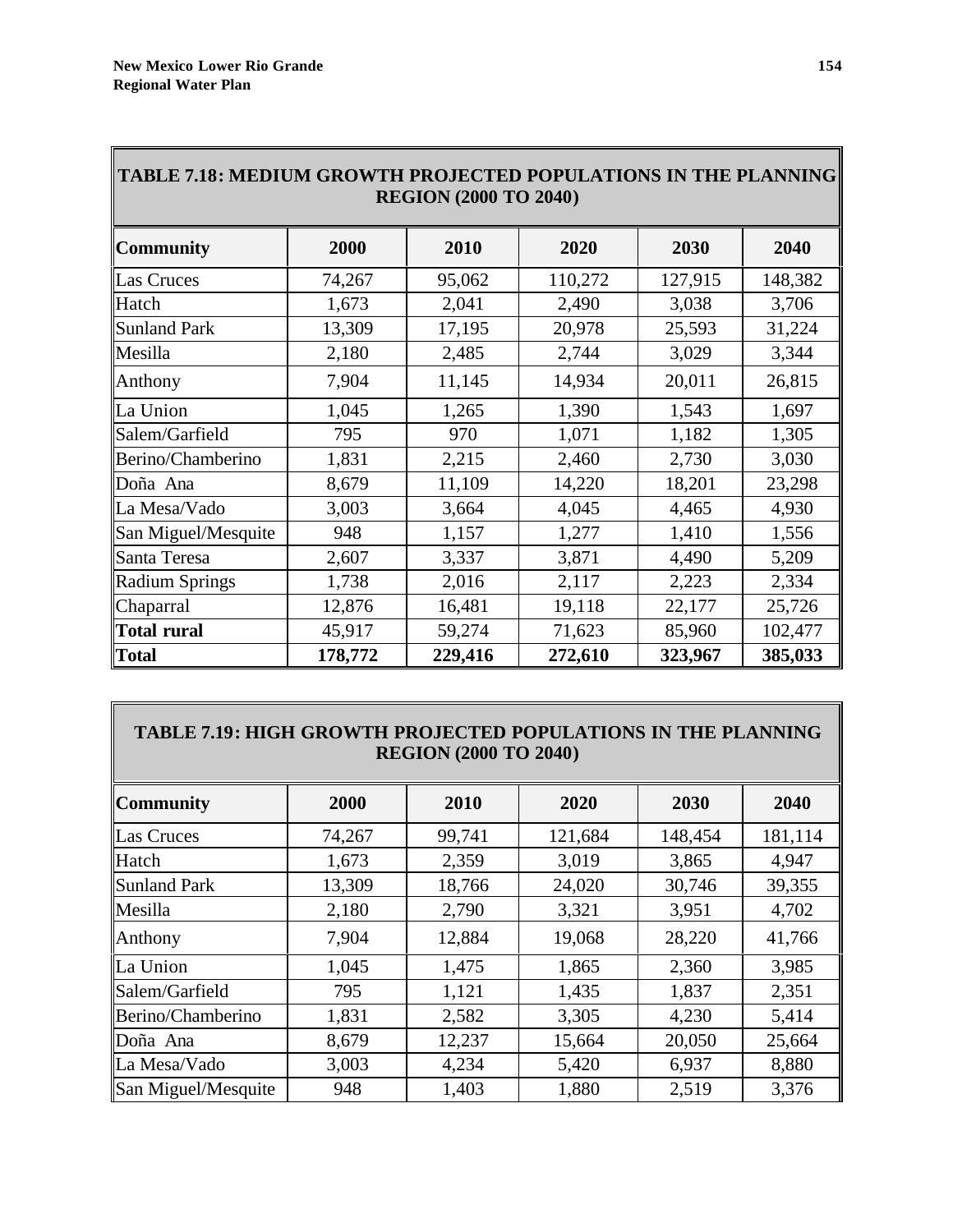| TABLE 7.18: MEDIUM GROWTH PROJECTED POPULATIONS IN THE PLANNING REGION (2000 TO 2040) | | | | | |
|---|---|---|---|---|---|
| **Community** | **2000** | **2010** | **2020** | **2030** | **2040** |
| Las Cruces | 74,267 | 95,062 | 110,272 | 127,915 | 148,382 |
| Hatch | 1,673 | 2,041 | 2,490 | 3,038 | 3,706 |
| Sunland Park | 13,309 | 17,195 | 20,978 | 25,593 | 31,224 |
| Mesilla | 2,180 | 2,485 | 2,744 | 3,029 | 3,344 |
| Anthony | 7,904 | 11,145 | 14,934 | 20,011 | 26,815 |
| La Union | 1,045 | 1,265 | 1,390 | 1,543 | 1,697 |
| Salem/Garfield | 795 | 970 | 1,071 | 1,182 | 1,305 |
| Berino/Chamberino | 1,831 | 2,215 | 2,460 | 2,730 | 3,030 |
| Doña Ana | 8,679 | 11,109 | 14,220 | 18,201 | 23,298 |
| La Mesa/Vado | 3,003 | 3,664 | 4,045 | 4,465 | 4,930 |
| San Miguel/Mesquite | 948 | 1,157 | 1,277 | 1,410 | 1,556 |
| Santa Teresa | 2,607 | 3,337 | 3,871 | 4,490 | 5,209 |
| Radium Springs | 1,738 | 2,016 | 2,117 | 2,223 | 2,334 |
| Chaparral | 12,876 | 16,481 | 19,118 | 22,177 | 25,726 |
| **Total rural** | 45,917 | 59,274 | 71,623 | 85,960 | 102,477 |
| **Total** | **178,772** | **229,416** | **272,610** | **323,967** | **385,033** |

| TABLE 7.19: HIGH GROWTH PROJECTED POPULATIONS IN THE PLANNING REGION (2000 TO 2040) | | | | | |
|---|---|---|---|---|---|
| **Community** | **2000** | **2010** | **2020** | **2030** | **2040** |
| Las Cruces | 74,267 | 99,741 | 121,684 | 148,454 | 181,114 |
| Hatch | 1,673 | 2,359 | 3,019 | 3,865 | 4,947 |
| Sunland Park | 13,309 | 18,766 | 24,020 | 30,746 | 39,355 |
| Mesilla | 2,180 | 2,790 | 3,321 | 3,951 | 4,702 |
| Anthony | 7,904 | 12,884 | 19,068 | 28,220 | 41,766 |
| La Union | 1,045 | 1,475 | 1,865 | 2,360 | 3,985 |
| Salem/Garfield | 795 | 1,121 | 1,435 | 1,837 | 2,351 |
| Berino/Chamberino | 1,831 | 2,582 | 3,305 | 4,230 | 5,414 |
| Doña Ana | 8,679 | 12,237 | 15,664 | 20,050 | 25,664 |
| La Mesa/Vado | 3,003 | 4,234 | 5,420 | 6,937 | 8,880 |
| San Miguel/Mesquite | 948 | 1,403 | 1,880 | 2,519 | 3,376 |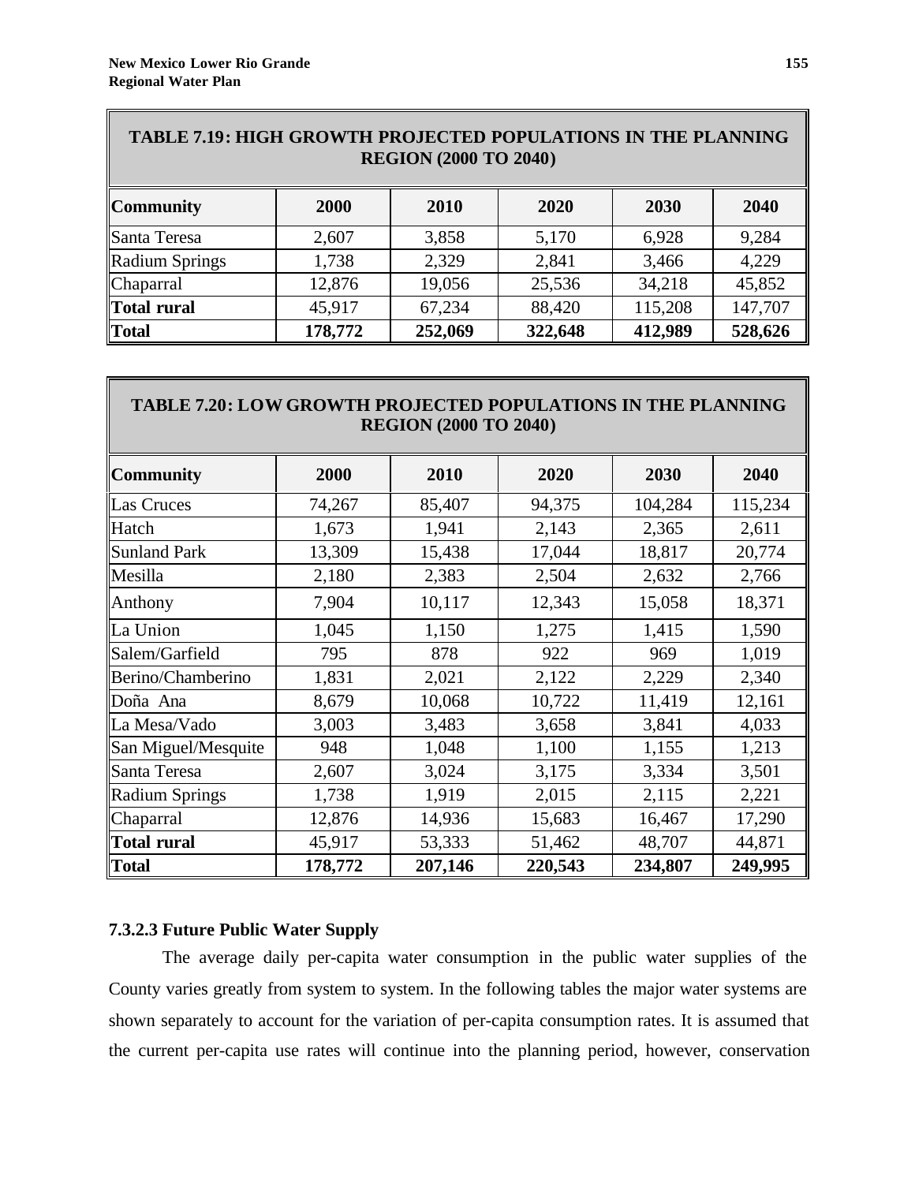| TABLE 7.19: HIGH GROWTH PROJECTED POPULATIONS IN THE PLANNING REGION (2000 TO 2040) | | | | | |
|---|---|---|---|---|---|
| **Community** | **2000** | **2010** | **2020** | **2030** | **2040** |
| Santa Teresa | 2,607 | 3,858 | 5,170 | 6,928 | 9,284 |
| Radium Springs | 1,738 | 2,329 | 2,841 | 3,466 | 4,229 |
| Chaparral | 12,876 | 19,056 | 25,536 | 34,218 | 45,852 |
| **Total rural** | 45,917 | 67,234 | 88,420 | 115,208 | 147,707 |
| **Total** | **178,772** | **252,069** | **322,648** | **412,989** | **528,626** |

| TABLE 7.20: LOW GROWTH PROJECTED POPULATIONS IN THE PLANNING REGION (2000 TO 2040) | | | | | |
|---|---|---|---|---|---|
| **Community** | **2000** | **2010** | **2020** | **2030** | **2040** |
| Las Cruces | 74,267 | 85,407 | 94,375 | 104,284 | 115,234 |
| Hatch | 1,673 | 1,941 | 2,143 | 2,365 | 2,611 |
| Sunland Park | 13,309 | 15,438 | 17,044 | 18,817 | 20,774 |
| Mesilla | 2,180 | 2,383 | 2,504 | 2,632 | 2,766 |
| Anthony | 7,904 | 10,117 | 12,343 | 15,058 | 18,371 |
| La Union | 1,045 | 1,150 | 1,275 | 1,415 | 1,590 |
| Salem/Garfield | 795 | 878 | 922 | 969 | 1,019 |
| Berino/Chamberino | 1,831 | 2,021 | 2,122 | 2,229 | 2,340 |
| Doña Ana | 8,679 | 10,068 | 10,722 | 11,419 | 12,161 |
| La Mesa/Vado | 3,003 | 3,483 | 3,658 | 3,841 | 4,033 |
| San Miguel/Mesquite | 948 | 1,048 | 1,100 | 1,155 | 1,213 |
| Santa Teresa | 2,607 | 3,024 | 3,175 | 3,334 | 3,501 |
| Radium Springs | 1,738 | 1,919 | 2,015 | 2,115 | 2,221 |
| Chaparral | 12,876 | 14,936 | 15,683 | 16,467 | 17,290 |
| **Total rural** | 45,917 | 53,333 | 51,462 | 48,707 | 44,871 |
| **Total** | **178,772** | **207,146** | **220,543** | **234,807** | **249,995** |

#### 7.3.2.3 Future Public Water Supply

The average daily per-capita water consumption in the public water supplies of the County varies greatly from system to system. In the following tables the major water systems are shown separately to account for the variation of per-capita consumption rates. It is assumed that the current per-capita use rates will continue into the planning period, however, conservation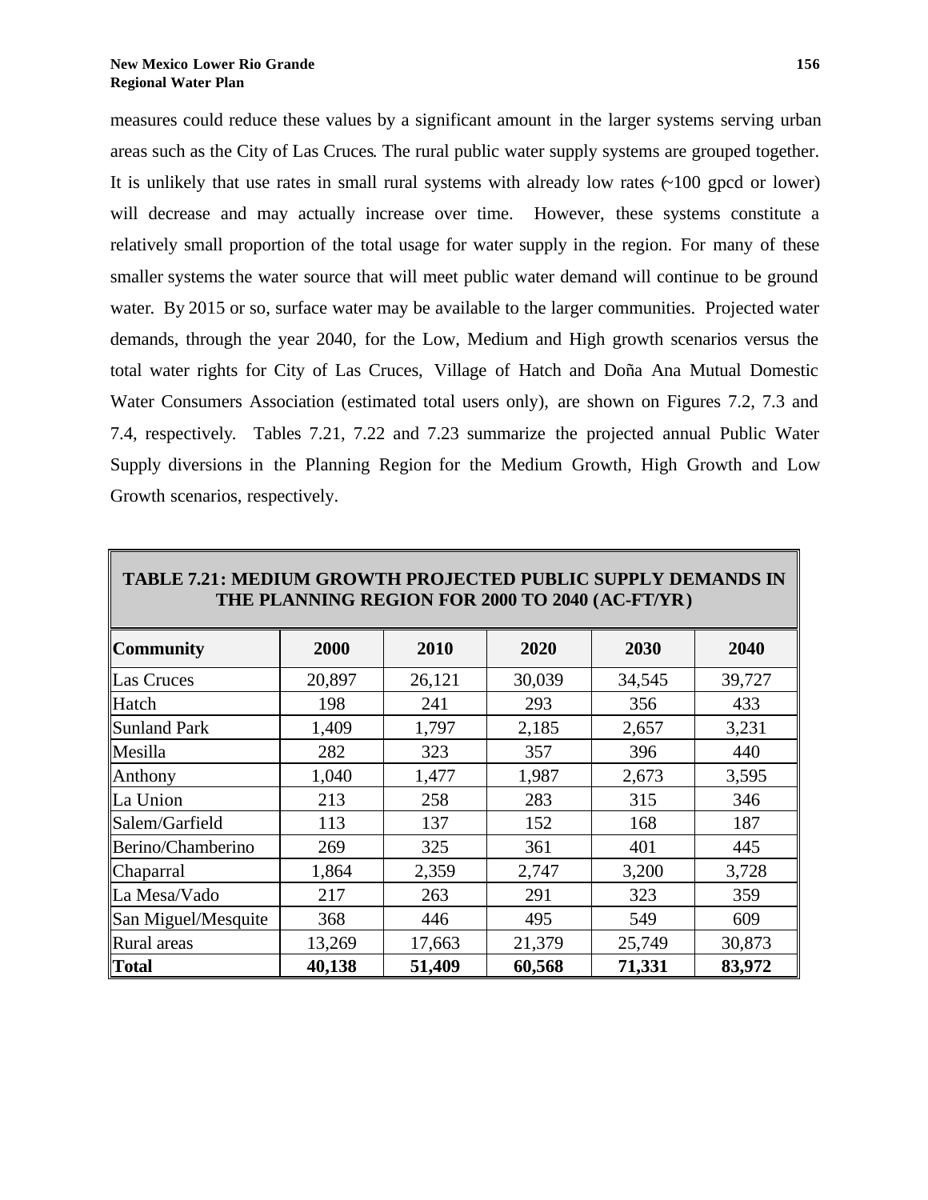measures could reduce these values by a significant amount in the larger systems serving urban areas such as the City of Las Cruces. The rural public water supply systems are grouped together. It is unlikely that use rates in small rural systems with already low rates (~100 gpcd or lower) will decrease and may actually increase over time. However, these systems constitute a relatively small proportion of the total usage for water supply in the region. For many of these smaller systems the water source that will meet public water demand will continue to be ground water. By 2015 or so, surface water may be available to the larger communities. Projected water demands, through the year 2040, for the Low, Medium and High growth scenarios versus the total water rights for City of Las Cruces, Village of Hatch and Doña Ana Mutual Domestic Water Consumers Association (estimated total users only), are shown on Figures 7.2, 7.3 and 7.4, respectively. Tables 7.21, 7.22 and 7.23 summarize the projected annual Public Water Supply diversions in the Planning Region for the Medium Growth, High Growth and Low Growth scenarios, respectively.

**TABLE 7.21: MEDIUM GROWTH PROJECTED PUBLIC SUPPLY DEMANDS IN THE PLANNING REGION FOR 2000 TO 2040 (AC-FT/YR)**

| Community | 2000 | 2010 | 2020 | 2030 | 2040 |
|---|---|---|---|---|---|
| Las Cruces | 20,897 | 26,121 | 30,039 | 34,545 | 39,727 |
| Hatch | 198 | 241 | 293 | 356 | 433 |
| Sunland Park | 1,409 | 1,797 | 2,185 | 2,657 | 3,231 |
| Mesilla | 282 | 323 | 357 | 396 | 440 |
| Anthony | 1,040 | 1,477 | 1,987 | 2,673 | 3,595 |
| La Union | 213 | 258 | 283 | 315 | 346 |
| Salem/Garfield | 113 | 137 | 152 | 168 | 187 |
| Berino/Chamberino | 269 | 325 | 361 | 401 | 445 |
| Chaparral | 1,864 | 2,359 | 2,747 | 3,200 | 3,728 |
| La Mesa/Vado | 217 | 263 | 291 | 323 | 359 |
| San Miguel/Mesquite | 368 | 446 | 495 | 549 | 609 |
| Rural areas | 13,269 | 17,663 | 21,379 | 25,749 | 30,873 |
| **Total** | **40,138** | **51,409** | **60,568** | **71,331** | **83,972** |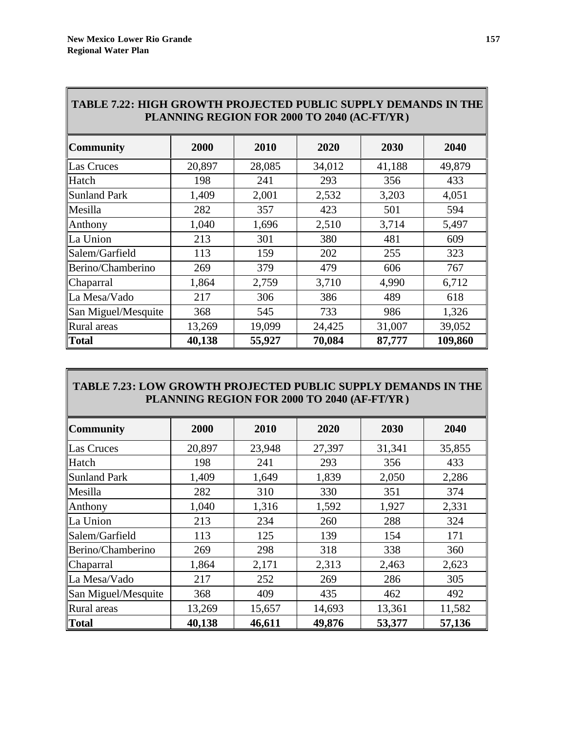| TABLE 7.22: HIGH GROWTH PROJECTED PUBLIC SUPPLY DEMANDS IN THE PLANNING REGION FOR 2000 TO 2040 (AC-FT/YR) | | | | | |
|---|---|---|---|---|---|
| **Community** | **2000** | **2010** | **2020** | **2030** | **2040** |
| Las Cruces | 20,897 | 28,085 | 34,012 | 41,188 | 49,879 |
| Hatch | 198 | 241 | 293 | 356 | 433 |
| Sunland Park | 1,409 | 2,001 | 2,532 | 3,203 | 4,051 |
| Mesilla | 282 | 357 | 423 | 501 | 594 |
| Anthony | 1,040 | 1,696 | 2,510 | 3,714 | 5,497 |
| La Union | 213 | 301 | 380 | 481 | 609 |
| Salem/Garfield | 113 | 159 | 202 | 255 | 323 |
| Berino/Chamberino | 269 | 379 | 479 | 606 | 767 |
| Chaparral | 1,864 | 2,759 | 3,710 | 4,990 | 6,712 |
| La Mesa/Vado | 217 | 306 | 386 | 489 | 618 |
| San Miguel/Mesquite | 368 | 545 | 733 | 986 | 1,326 |
| Rural areas | 13,269 | 19,099 | 24,425 | 31,007 | 39,052 |
| **Total** | **40,138** | **55,927** | **70,084** | **87,777** | **109,860** |

| TABLE 7.23: LOW GROWTH PROJECTED PUBLIC SUPPLY DEMANDS IN THE PLANNING REGION FOR 2000 TO 2040 (AF-FT/YR) | | | | | |
|---|---|---|---|---|---|
| **Community** | **2000** | **2010** | **2020** | **2030** | **2040** |
| Las Cruces | 20,897 | 23,948 | 27,397 | 31,341 | 35,855 |
| Hatch | 198 | 241 | 293 | 356 | 433 |
| Sunland Park | 1,409 | 1,649 | 1,839 | 2,050 | 2,286 |
| Mesilla | 282 | 310 | 330 | 351 | 374 |
| Anthony | 1,040 | 1,316 | 1,592 | 1,927 | 2,331 |
| La Union | 213 | 234 | 260 | 288 | 324 |
| Salem/Garfield | 113 | 125 | 139 | 154 | 171 |
| Berino/Chamberino | 269 | 298 | 318 | 338 | 360 |
| Chaparral | 1,864 | 2,171 | 2,313 | 2,463 | 2,623 |
| La Mesa/Vado | 217 | 252 | 269 | 286 | 305 |
| San Miguel/Mesquite | 368 | 409 | 435 | 462 | 492 |
| Rural areas | 13,269 | 15,657 | 14,693 | 13,361 | 11,582 |
| **Total** | **40,138** | **46,611** | **49,876** | **53,377** | **57,136** |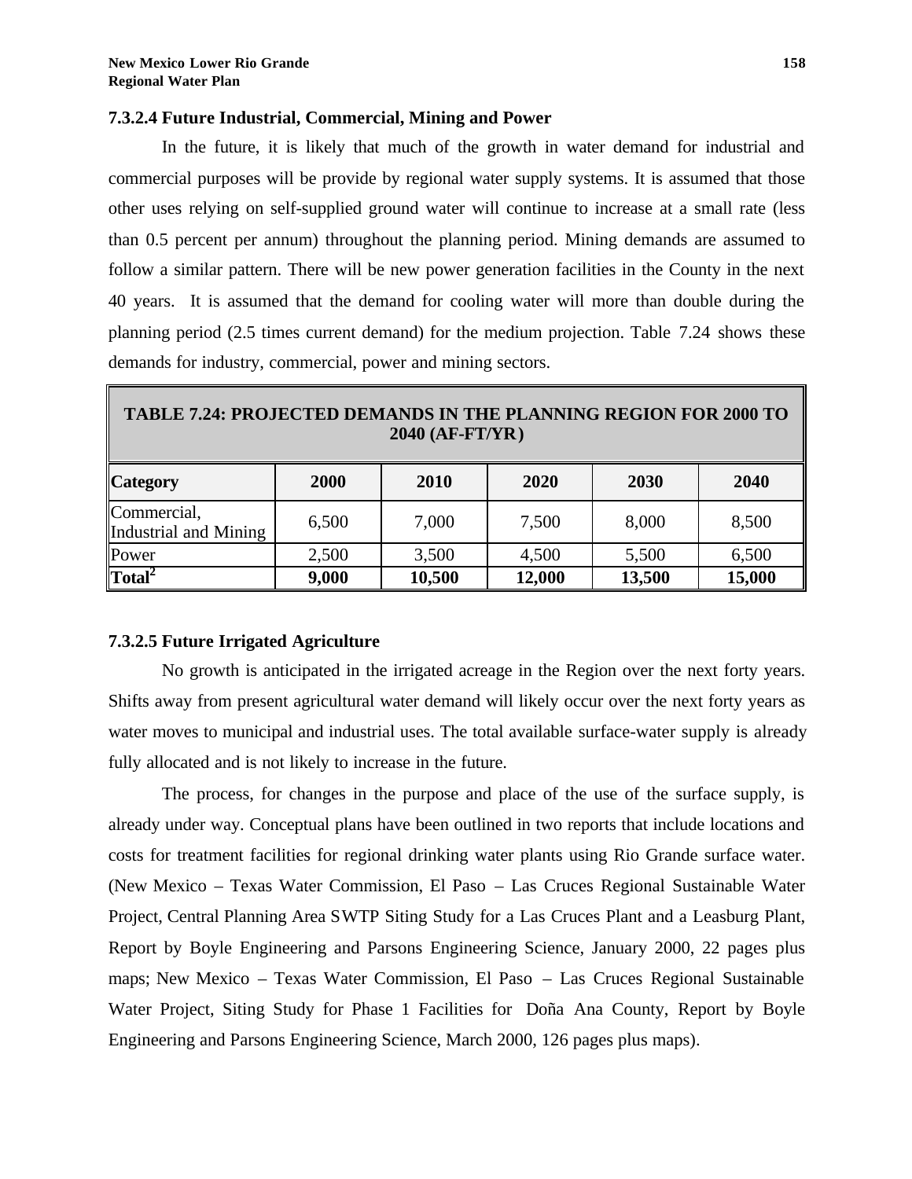### 7.3.2.4 Future Industrial, Commercial, Mining and Power

In the future, it is likely that much of the growth in water demand for industrial and commercial purposes will be provide by regional water supply systems. It is assumed that those other uses relying on self-supplied ground water will continue to increase at a small rate (less than 0.5 percent per annum) throughout the planning period. Mining demands are assumed to follow a similar pattern. There will be new power generation facilities in the County in the next 40 years. It is assumed that the demand for cooling water will more than double during the planning period (2.5 times current demand) for the medium projection. Table 7.24 shows these demands for industry, commercial, power and mining sectors.

**TABLE 7.24: PROJECTED DEMANDS IN THE PLANNING REGION FOR 2000 TO 2040 (AF-FT/YR)**

| Category | 2000 | 2010 | 2020 | 2030 | 2040 |
|---|---|---|---|---|---|
| Commercial, Industrial and Mining | 6,500 | 7,000 | 7,500 | 8,000 | 8,500 |
| Power | 2,500 | 3,500 | 4,500 | 5,500 | 6,500 |
| **Total[2]** | **9,000** | **10,500** | **12,000** | **13,500** | **15,000** |

### 7.3.2.5 Future Irrigated Agriculture

No growth is anticipated in the irrigated acreage in the Region over the next forty years. Shifts away from present agricultural water demand will likely occur over the next forty years as water moves to municipal and industrial uses. The total available surface-water supply is already fully allocated and is not likely to increase in the future.

The process, for changes in the purpose and place of the use of the surface supply, is already under way. Conceptual plans have been outlined in two reports that include locations and costs for treatment facilities for regional drinking water plants using Rio Grande surface water. (New Mexico – Texas Water Commission, El Paso – Las Cruces Regional Sustainable Water Project, Central Planning Area SWTP Siting Study for a Las Cruces Plant and a Leasburg Plant, Report by Boyle Engineering and Parsons Engineering Science, January 2000, 22 pages plus maps; New Mexico – Texas Water Commission, El Paso – Las Cruces Regional Sustainable Water Project, Siting Study for Phase 1 Facilities for Doña Ana County, Report by Boyle Engineering and Parsons Engineering Science, March 2000, 126 pages plus maps).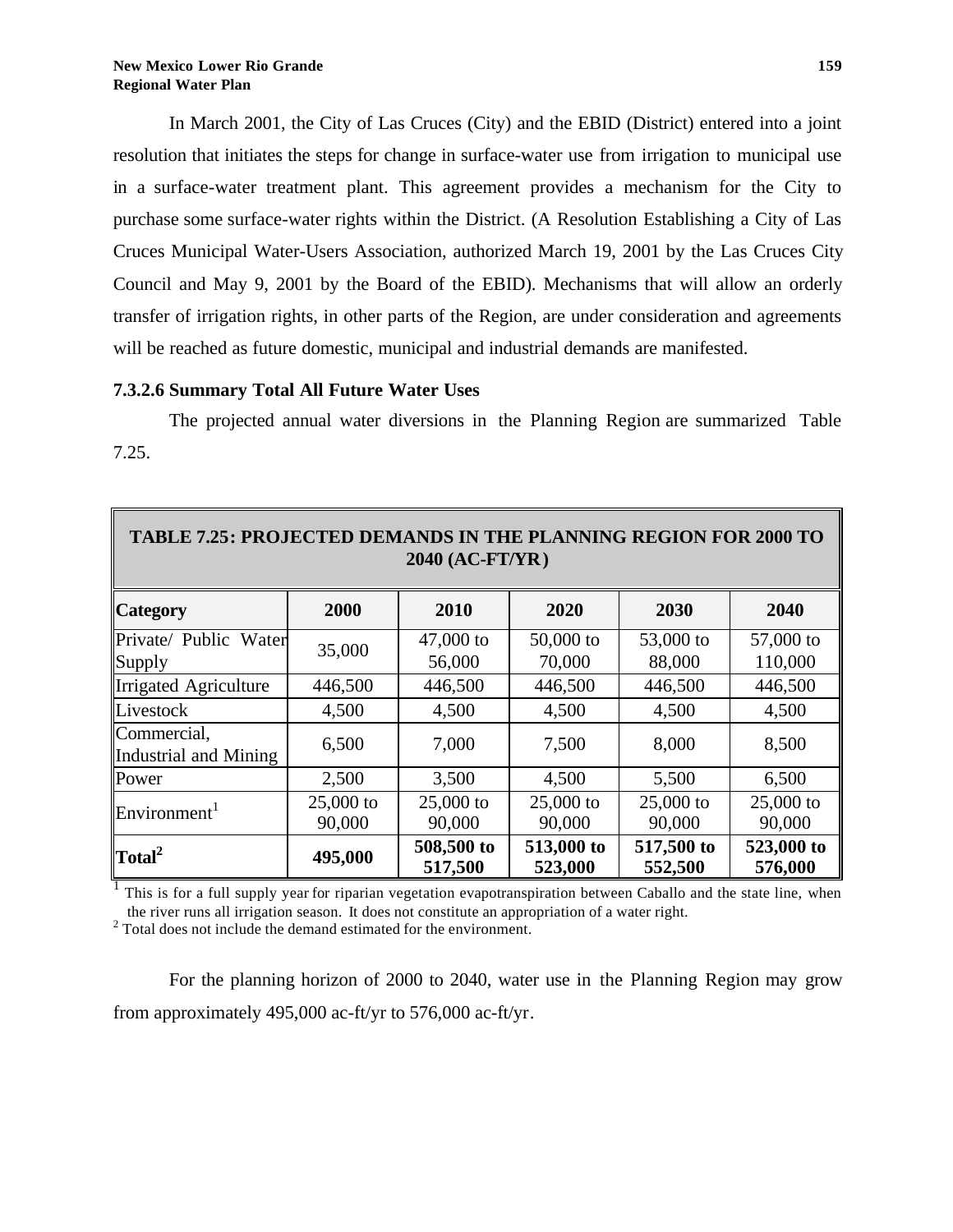In March 2001, the City of Las Cruces (City) and the EBID (District) entered into a joint resolution that initiates the steps for change in surface-water use from irrigation to municipal use in a surface-water treatment plant. This agreement provides a mechanism for the City to purchase some surface-water rights within the District. (A Resolution Establishing a City of Las Cruces Municipal Water-Users Association, authorized March 19, 2001 by the Las Cruces City Council and May 9, 2001 by the Board of the EBID). Mechanisms that will allow an orderly transfer of irrigation rights, in other parts of the Region, are under consideration and agreements will be reached as future domestic, municipal and industrial demands are manifested.

### 7.3.2.6 Summary Total All Future Water Uses

The projected annual water diversions in the Planning Region are summarized Table 7.25.

**TABLE 7.25: PROJECTED DEMANDS IN THE PLANNING REGION FOR 2000 TO 2040 (AC-FT/YR)**

| Category | 2000 | 2010 | 2020 | 2030 | 2040 |
|---|---|---|---|---|---|
| Private/ Public Water Supply | 35,000 | 47,000 to 56,000 | 50,000 to 70,000 | 53,000 to 88,000 | 57,000 to 110,000 |
| Irrigated Agriculture | 446,500 | 446,500 | 446,500 | 446,500 | 446,500 |
| Livestock | 4,500 | 4,500 | 4,500 | 4,500 | 4,500 |
| Commercial, Industrial and Mining | 6,500 | 7,000 | 7,500 | 8,000 | 8,500 |
| Power | 2,500 | 3,500 | 4,500 | 5,500 | 6,500 |
| Environment[1] | 25,000 to 90,000 | 25,000 to 90,000 | 25,000 to 90,000 | 25,000 to 90,000 | 25,000 to 90,000 |
| **Total[2]** | **495,000** | **508,500 to 517,500** | **513,000 to 523,000** | **517,500 to 552,500** | **523,000 to 576,000** |

[1] This is for a full supply year for riparian vegetation evapotranspiration between Caballo and the state line, when the river runs all irrigation season. It does not constitute an appropriation of a water right.

[2] Total does not include the demand estimated for the environment.

For the planning horizon of 2000 to 2040, water use in the Planning Region may grow from approximately 495,000 ac-ft/yr to 576,000 ac-ft/yr.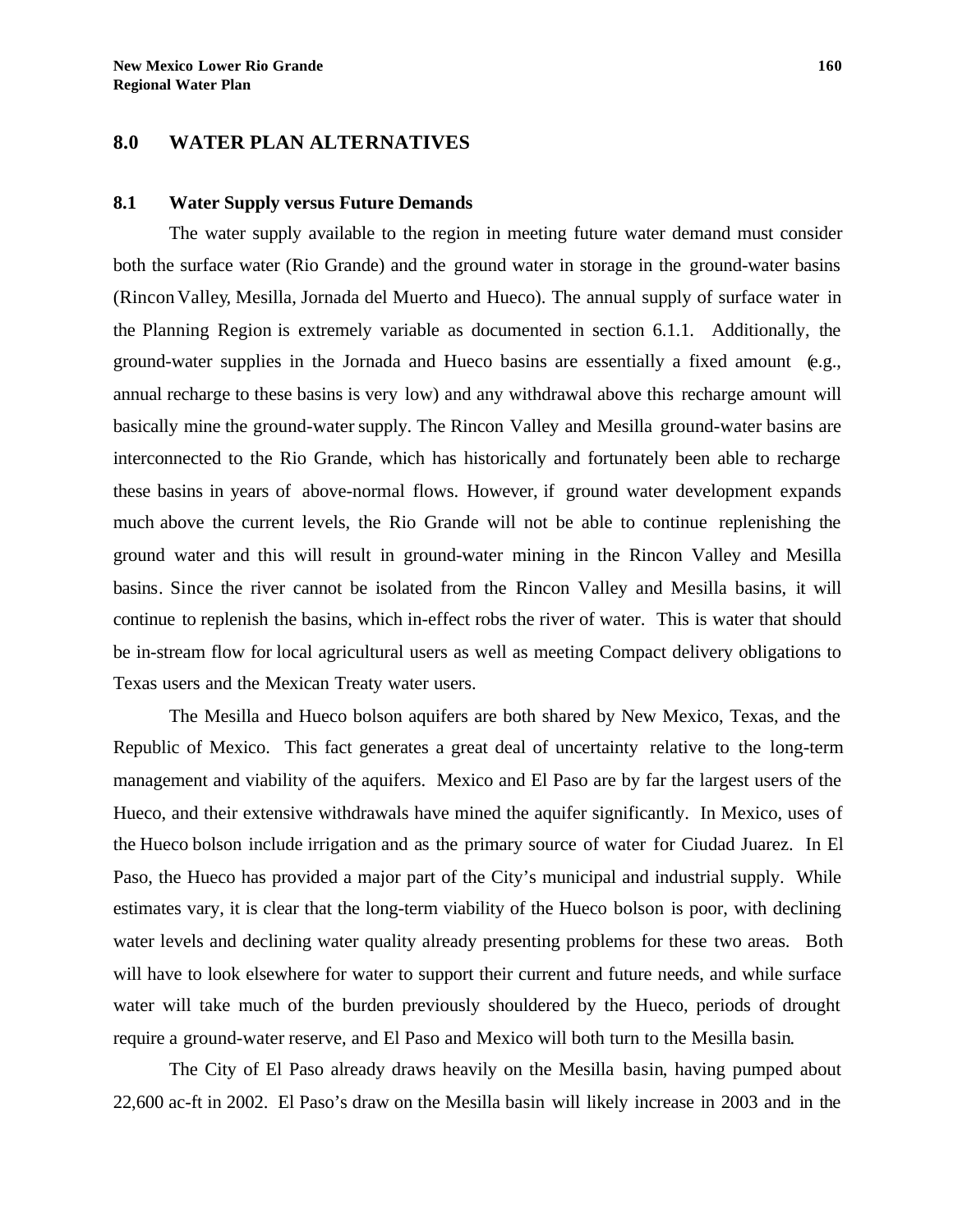# 8.0 WATER PLAN ALTERNATIVES

## 8.1 Water Supply versus Future Demands

The water supply available to the region in meeting future water demand must consider both the surface water (Rio Grande) and the ground water in storage in the ground-water basins (Rincon Valley, Mesilla, Jornada del Muerto and Hueco). The annual supply of surface water in the Planning Region is extremely variable as documented in section 6.1.1. Additionally, the ground-water supplies in the Jornada and Hueco basins are essentially a fixed amount (e.g., annual recharge to these basins is very low) and any withdrawal above this recharge amount will basically mine the ground-water supply. The Rincon Valley and Mesilla ground-water basins are interconnected to the Rio Grande, which has historically and fortunately been able to recharge these basins in years of above-normal flows. However, if ground water development expands much above the current levels, the Rio Grande will not be able to continue replenishing the ground water and this will result in ground-water mining in the Rincon Valley and Mesilla basins. Since the river cannot be isolated from the Rincon Valley and Mesilla basins, it will continue to replenish the basins, which in-effect robs the river of water. This is water that should be in-stream flow for local agricultural users as well as meeting Compact delivery obligations to Texas users and the Mexican Treaty water users.

The Mesilla and Hueco bolson aquifers are both shared by New Mexico, Texas, and the Republic of Mexico. This fact generates a great deal of uncertainty relative to the long-term management and viability of the aquifers. Mexico and El Paso are by far the largest users of the Hueco, and their extensive withdrawals have mined the aquifer significantly. In Mexico, uses of the Hueco bolson include irrigation and as the primary source of water for Ciudad Juarez. In El Paso, the Hueco has provided a major part of the City's municipal and industrial supply. While estimates vary, it is clear that the long-term viability of the Hueco bolson is poor, with declining water levels and declining water quality already presenting problems for these two areas. Both will have to look elsewhere for water to support their current and future needs, and while surface water will take much of the burden previously shouldered by the Hueco, periods of drought require a ground-water reserve, and El Paso and Mexico will both turn to the Mesilla basin.

The City of El Paso already draws heavily on the Mesilla basin, having pumped about 22,600 ac-ft in 2002. El Paso's draw on the Mesilla basin will likely increase in 2003 and in the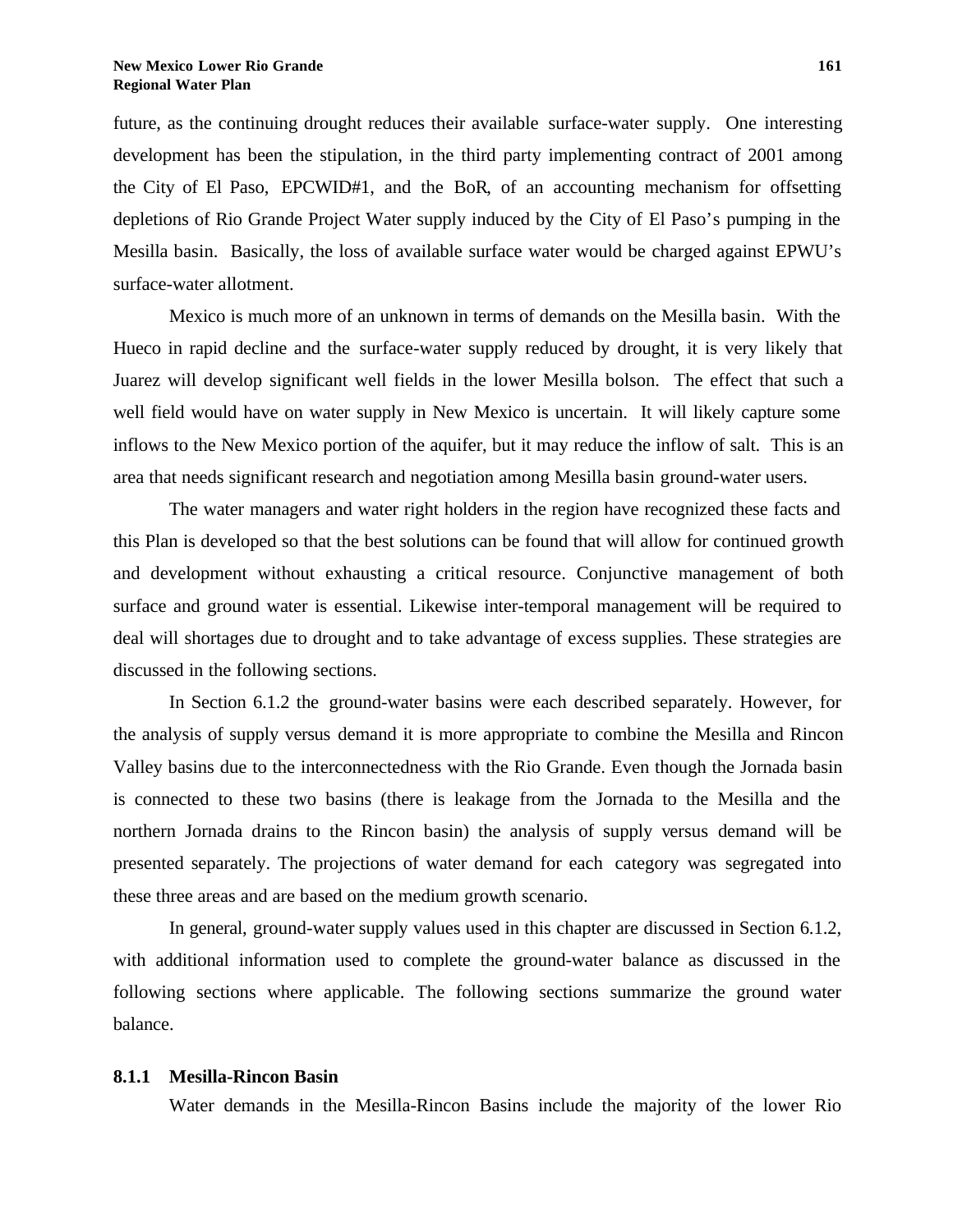future, as the continuing drought reduces their available surface-water supply. One interesting development has been the stipulation, in the third party implementing contract of 2001 among the City of El Paso, EPCWID#1, and the BoR, of an accounting mechanism for offsetting depletions of Rio Grande Project Water supply induced by the City of El Paso's pumping in the Mesilla basin. Basically, the loss of available surface water would be charged against EPWU's surface-water allotment.

Mexico is much more of an unknown in terms of demands on the Mesilla basin. With the Hueco in rapid decline and the surface-water supply reduced by drought, it is very likely that Juarez will develop significant well fields in the lower Mesilla bolson. The effect that such a well field would have on water supply in New Mexico is uncertain. It will likely capture some inflows to the New Mexico portion of the aquifer, but it may reduce the inflow of salt. This is an area that needs significant research and negotiation among Mesilla basin ground-water users.

The water managers and water right holders in the region have recognized these facts and this Plan is developed so that the best solutions can be found that will allow for continued growth and development without exhausting a critical resource. Conjunctive management of both surface and ground water is essential. Likewise inter-temporal management will be required to deal will shortages due to drought and to take advantage of excess supplies. These strategies are discussed in the following sections.

In Section 6.1.2 the ground-water basins were each described separately. However, for the analysis of supply versus demand it is more appropriate to combine the Mesilla and Rincon Valley basins due to the interconnectedness with the Rio Grande. Even though the Jornada basin is connected to these two basins (there is leakage from the Jornada to the Mesilla and the northern Jornada drains to the Rincon basin) the analysis of supply versus demand will be presented separately. The projections of water demand for each category was segregated into these three areas and are based on the medium growth scenario.

In general, ground-water supply values used in this chapter are discussed in Section 6.1.2, with additional information used to complete the ground-water balance as discussed in the following sections where applicable. The following sections summarize the ground water balance.

### 8.1.1 Mesilla-Rincon Basin

Water demands in the Mesilla-Rincon Basins include the majority of the lower Rio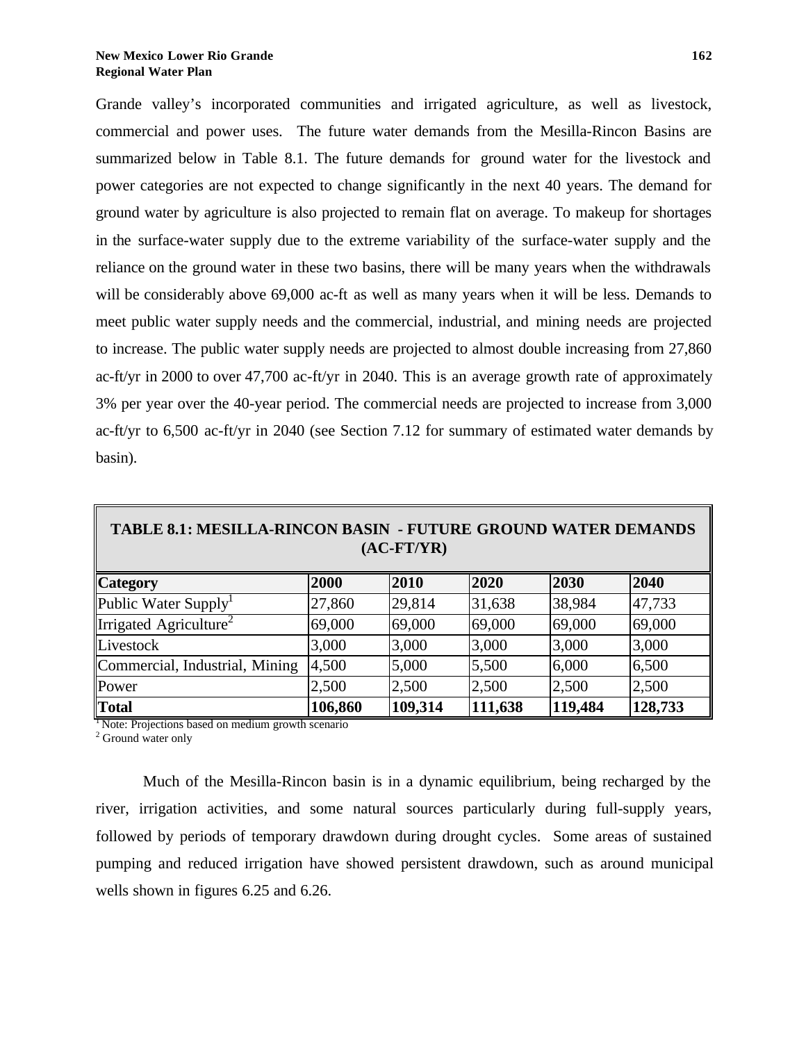Grande valley's incorporated communities and irrigated agriculture, as well as livestock, commercial and power uses. The future water demands from the Mesilla-Rincon Basins are summarized below in Table 8.1. The future demands for ground water for the livestock and power categories are not expected to change significantly in the next 40 years. The demand for ground water by agriculture is also projected to remain flat on average. To makeup for shortages in the surface-water supply due to the extreme variability of the surface-water supply and the reliance on the ground water in these two basins, there will be many years when the withdrawals will be considerably above 69,000 ac-ft as well as many years when it will be less. Demands to meet public water supply needs and the commercial, industrial, and mining needs are projected to increase. The public water supply needs are projected to almost double increasing from 27,860 ac-ft/yr in 2000 to over 47,700 ac-ft/yr in 2040. This is an average growth rate of approximately 3% per year over the 40-year period. The commercial needs are projected to increase from 3,000 ac-ft/yr to 6,500 ac-ft/yr in 2040 (see Section 7.12 for summary of estimated water demands by basin).

**TABLE 8.1: MESILLA-RINCON BASIN - FUTURE GROUND WATER DEMANDS (AC-FT/YR)**

| Category | 2000 | 2010 | 2020 | 2030 | 2040 |
|---|---|---|---|---|---|
| Public Water Supply[1] | 27,860 | 29,814 | 31,638 | 38,984 | 47,733 |
| Irrigated Agriculture[2] | 69,000 | 69,000 | 69,000 | 69,000 | 69,000 |
| Livestock | 3,000 | 3,000 | 3,000 | 3,000 | 3,000 |
| Commercial, Industrial, Mining | 4,500 | 5,000 | 5,500 | 6,000 | 6,500 |
| Power | 2,500 | 2,500 | 2,500 | 2,500 | 2,500 |
| **Total** | **106,860** | **109,314** | **111,638** | **119,484** | **128,733** |

[1] Note: Projections based on medium growth scenario
[2] Ground water only

Much of the Mesilla-Rincon basin is in a dynamic equilibrium, being recharged by the river, irrigation activities, and some natural sources particularly during full-supply years, followed by periods of temporary drawdown during drought cycles. Some areas of sustained pumping and reduced irrigation have showed persistent drawdown, such as around municipal wells shown in figures 6.25 and 6.26.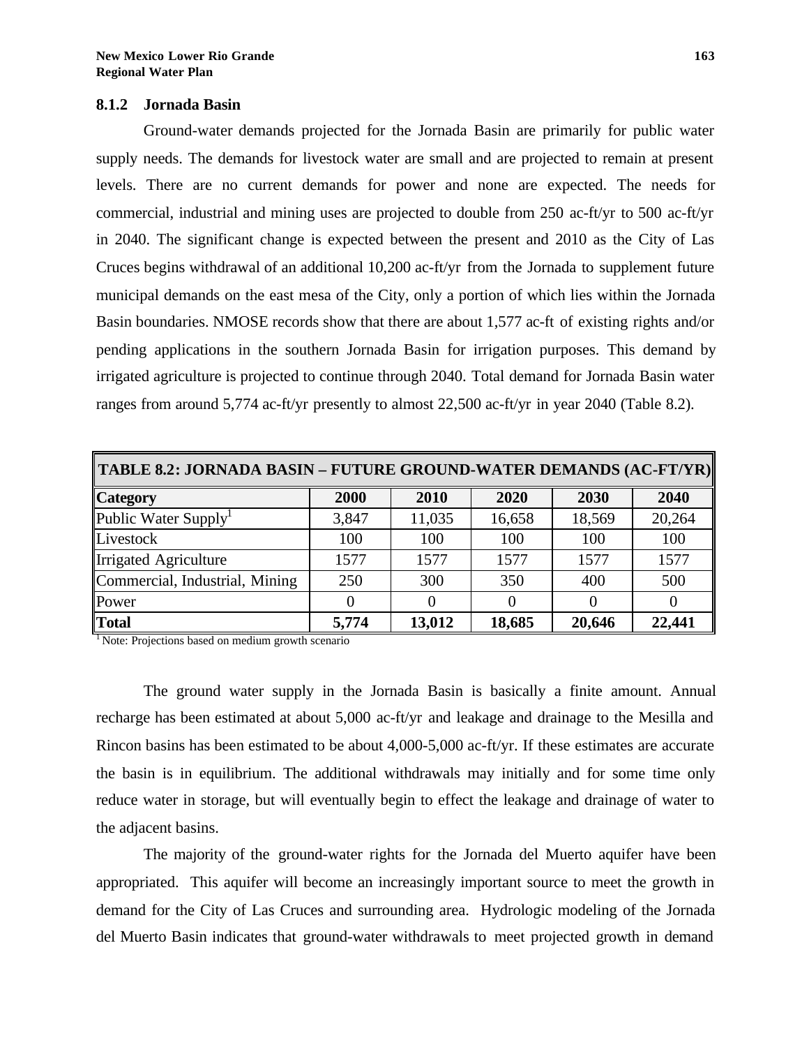### 8.1.2 Jornada Basin

Ground-water demands projected for the Jornada Basin are primarily for public water supply needs. The demands for livestock water are small and are projected to remain at present levels. There are no current demands for power and none are expected. The needs for commercial, industrial and mining uses are projected to double from 250 ac-ft/yr to 500 ac-ft/yr in 2040. The significant change is expected between the present and 2010 as the City of Las Cruces begins withdrawal of an additional 10,200 ac-ft/yr from the Jornada to supplement future municipal demands on the east mesa of the City, only a portion of which lies within the Jornada Basin boundaries. NMOSE records show that there are about 1,577 ac-ft of existing rights and/or pending applications in the southern Jornada Basin for irrigation purposes. This demand by irrigated agriculture is projected to continue through 2040. Total demand for Jornada Basin water ranges from around 5,774 ac-ft/yr presently to almost 22,500 ac-ft/yr in year 2040 (Table 8.2).

**TABLE 8.2: JORNADA BASIN – FUTURE GROUND-WATER DEMANDS (AC-FT/YR)**

| Category | 2000 | 2010 | 2020 | 2030 | 2040 |
|---|---|---|---|---|---|
| Public Water Supply[1] | 3,847 | 11,035 | 16,658 | 18,569 | 20,264 |
| Livestock | 100 | 100 | 100 | 100 | 100 |
| Irrigated Agriculture | 1577 | 1577 | 1577 | 1577 | 1577 |
| Commercial, Industrial, Mining | 250 | 300 | 350 | 400 | 500 |
| Power | 0 | 0 | 0 | 0 | 0 |
| **Total** | **5,774** | **13,012** | **18,685** | **20,646** | **22,441** |

[1] Note: Projections based on medium growth scenario

The ground water supply in the Jornada Basin is basically a finite amount. Annual recharge has been estimated at about 5,000 ac-ft/yr and leakage and drainage to the Mesilla and Rincon basins has been estimated to be about 4,000-5,000 ac-ft/yr. If these estimates are accurate the basin is in equilibrium. The additional withdrawals may initially and for some time only reduce water in storage, but will eventually begin to effect the leakage and drainage of water to the adjacent basins.

The majority of the ground-water rights for the Jornada del Muerto aquifer have been appropriated. This aquifer will become an increasingly important source to meet the growth in demand for the City of Las Cruces and surrounding area. Hydrologic modeling of the Jornada del Muerto Basin indicates that ground-water withdrawals to meet projected growth in demand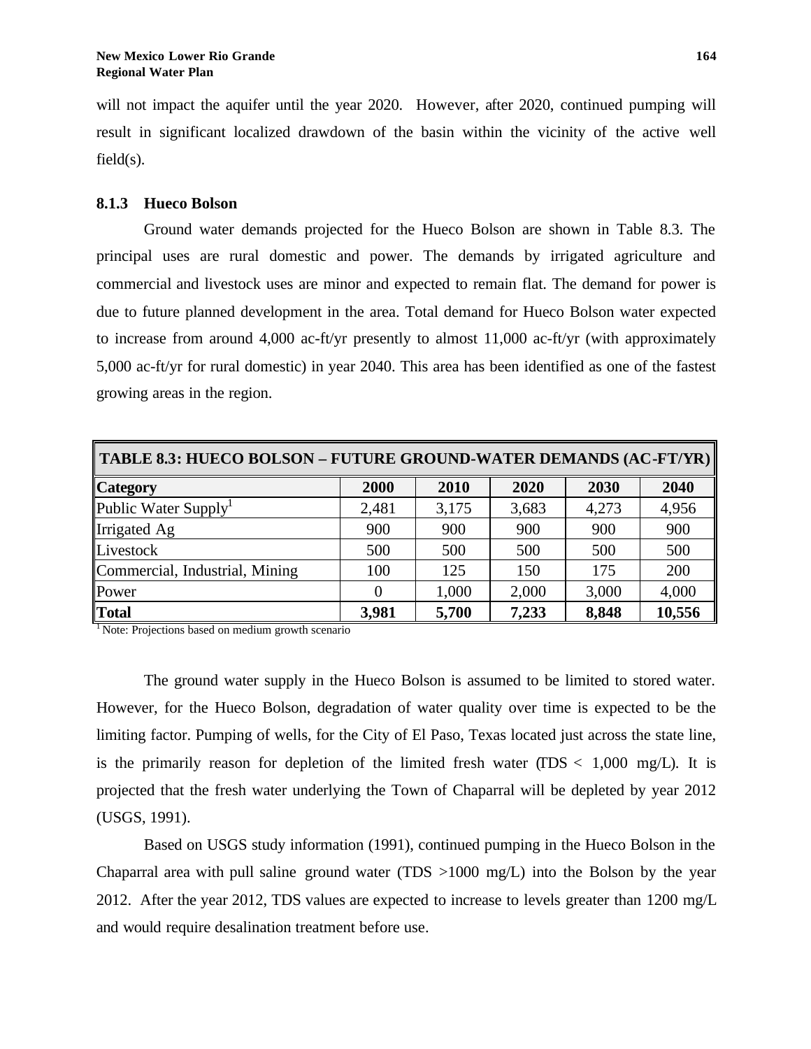will not impact the aquifer until the year 2020. However, after 2020, continued pumping will result in significant localized drawdown of the basin within the vicinity of the active well field(s).

### 8.1.3 Hueco Bolson

Ground water demands projected for the Hueco Bolson are shown in Table 8.3. The principal uses are rural domestic and power. The demands by irrigated agriculture and commercial and livestock uses are minor and expected to remain flat. The demand for power is due to future planned development in the area. Total demand for Hueco Bolson water expected to increase from around 4,000 ac-ft/yr presently to almost 11,000 ac-ft/yr (with approximately 5,000 ac-ft/yr for rural domestic) in year 2040. This area has been identified as one of the fastest growing areas in the region.

**TABLE 8.3: HUECO BOLSON – FUTURE GROUND-WATER DEMANDS (AC-FT/YR)**

| Category | 2000 | 2010 | 2020 | 2030 | 2040 |
|---|---|---|---|---|---|
| Public Water Supply[1] | 2,481 | 3,175 | 3,683 | 4,273 | 4,956 |
| Irrigated Ag | 900 | 900 | 900 | 900 | 900 |
| Livestock | 500 | 500 | 500 | 500 | 500 |
| Commercial, Industrial, Mining | 100 | 125 | 150 | 175 | 200 |
| Power | 0 | 1,000 | 2,000 | 3,000 | 4,000 |
| **Total** | **3,981** | **5,700** | **7,233** | **8,848** | **10,556** |

[1] Note: Projections based on medium growth scenario

The ground water supply in the Hueco Bolson is assumed to be limited to stored water. However, for the Hueco Bolson, degradation of water quality over time is expected to be the limiting factor. Pumping of wells, for the City of El Paso, Texas located just across the state line, is the primarily reason for depletion of the limited fresh water (TDS < 1,000 mg/L). It is projected that the fresh water underlying the Town of Chaparral will be depleted by year 2012 (USGS, 1991).

Based on USGS study information (1991), continued pumping in the Hueco Bolson in the Chaparral area with pull saline ground water (TDS >1000 mg/L) into the Bolson by the year 2012. After the year 2012, TDS values are expected to increase to levels greater than 1200 mg/L and would require desalination treatment before use.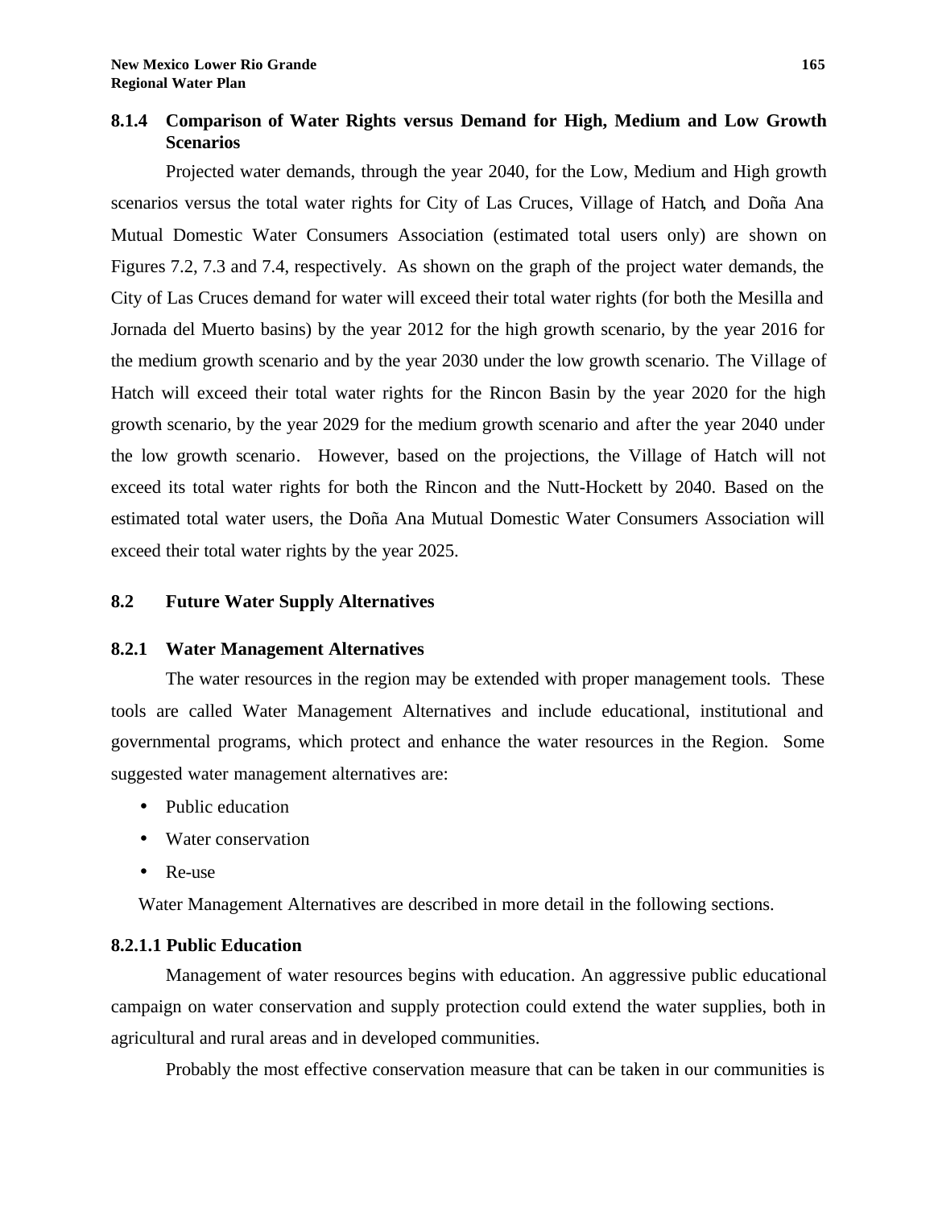### 8.1.4 Comparison of Water Rights versus Demand for High, Medium and Low Growth Scenarios

Projected water demands, through the year 2040, for the Low, Medium and High growth scenarios versus the total water rights for City of Las Cruces, Village of Hatch, and Doña Ana Mutual Domestic Water Consumers Association (estimated total users only) are shown on Figures 7.2, 7.3 and 7.4, respectively. As shown on the graph of the project water demands, the City of Las Cruces demand for water will exceed their total water rights (for both the Mesilla and Jornada del Muerto basins) by the year 2012 for the high growth scenario, by the year 2016 for the medium growth scenario and by the year 2030 under the low growth scenario. The Village of Hatch will exceed their total water rights for the Rincon Basin by the year 2020 for the high growth scenario, by the year 2029 for the medium growth scenario and after the year 2040 under the low growth scenario. However, based on the projections, the Village of Hatch will not exceed its total water rights for both the Rincon and the Nutt-Hockett by 2040. Based on the estimated total water users, the Doña Ana Mutual Domestic Water Consumers Association will exceed their total water rights by the year 2025.

## 8.2 Future Water Supply Alternatives

### 8.2.1 Water Management Alternatives

The water resources in the region may be extended with proper management tools. These tools are called Water Management Alternatives and include educational, institutional and governmental programs, which protect and enhance the water resources in the Region. Some suggested water management alternatives are:

- Public education
- Water conservation
- Re-use

Water Management Alternatives are described in more detail in the following sections.

#### 8.2.1.1 Public Education

Management of water resources begins with education. An aggressive public educational campaign on water conservation and supply protection could extend the water supplies, both in agricultural and rural areas and in developed communities.

Probably the most effective conservation measure that can be taken in our communities is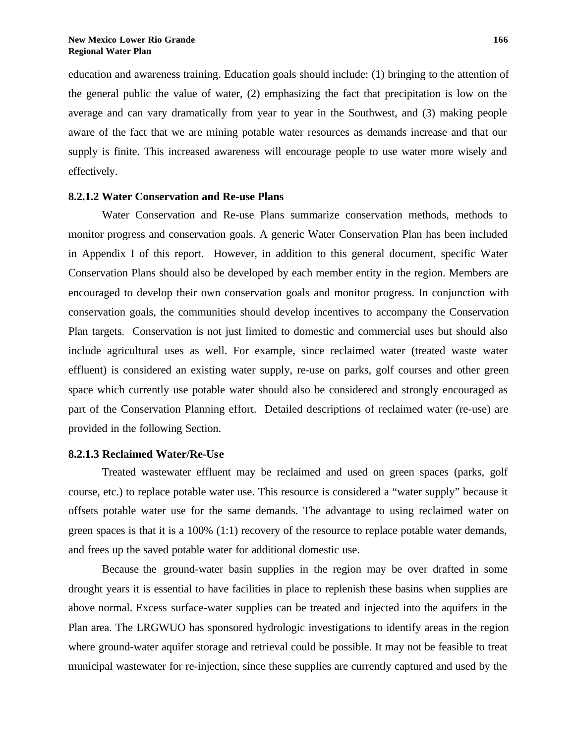education and awareness training. Education goals should include: (1) bringing to the attention of the general public the value of water, (2) emphasizing the fact that precipitation is low on the average and can vary dramatically from year to year in the Southwest, and (3) making people aware of the fact that we are mining potable water resources as demands increase and that our supply is finite. This increased awareness will encourage people to use water more wisely and effectively.

#### 8.2.1.2 Water Conservation and Re-use Plans

Water Conservation and Re-use Plans summarize conservation methods, methods to monitor progress and conservation goals. A generic Water Conservation Plan has been included in Appendix I of this report. However, in addition to this general document, specific Water Conservation Plans should also be developed by each member entity in the region. Members are encouraged to develop their own conservation goals and monitor progress. In conjunction with conservation goals, the communities should develop incentives to accompany the Conservation Plan targets. Conservation is not just limited to domestic and commercial uses but should also include agricultural uses as well. For example, since reclaimed water (treated waste water effluent) is considered an existing water supply, re-use on parks, golf courses and other green space which currently use potable water should also be considered and strongly encouraged as part of the Conservation Planning effort. Detailed descriptions of reclaimed water (re-use) are provided in the following Section.

#### 8.2.1.3 Reclaimed Water/Re-Use

Treated wastewater effluent may be reclaimed and used on green spaces (parks, golf course, etc.) to replace potable water use. This resource is considered a "water supply" because it offsets potable water use for the same demands. The advantage to using reclaimed water on green spaces is that it is a 100% (1:1) recovery of the resource to replace potable water demands, and frees up the saved potable water for additional domestic use.

Because the ground-water basin supplies in the region may be over drafted in some drought years it is essential to have facilities in place to replenish these basins when supplies are above normal. Excess surface-water supplies can be treated and injected into the aquifers in the Plan area. The LRGWUO has sponsored hydrologic investigations to identify areas in the region where ground-water aquifer storage and retrieval could be possible. It may not be feasible to treat municipal wastewater for re-injection, since these supplies are currently captured and used by the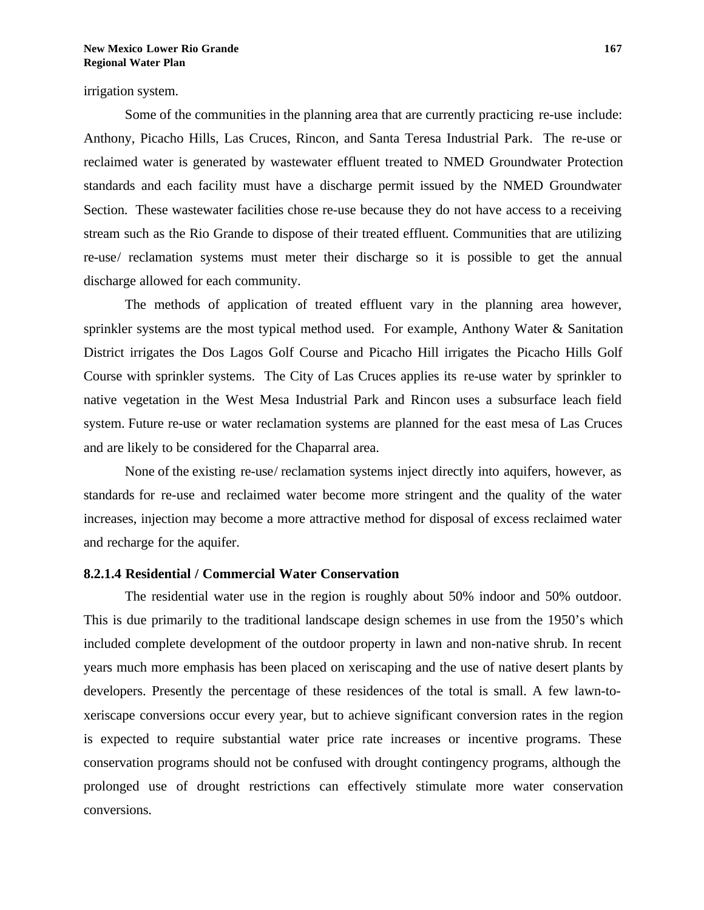irrigation system.

Some of the communities in the planning area that are currently practicing re-use include: Anthony, Picacho Hills, Las Cruces, Rincon, and Santa Teresa Industrial Park. The re-use or reclaimed water is generated by wastewater effluent treated to NMED Groundwater Protection standards and each facility must have a discharge permit issued by the NMED Groundwater Section. These wastewater facilities chose re-use because they do not have access to a receiving stream such as the Rio Grande to dispose of their treated effluent. Communities that are utilizing re-use/ reclamation systems must meter their discharge so it is possible to get the annual discharge allowed for each community.

The methods of application of treated effluent vary in the planning area however, sprinkler systems are the most typical method used. For example, Anthony Water & Sanitation District irrigates the Dos Lagos Golf Course and Picacho Hill irrigates the Picacho Hills Golf Course with sprinkler systems. The City of Las Cruces applies its re-use water by sprinkler to native vegetation in the West Mesa Industrial Park and Rincon uses a subsurface leach field system. Future re-use or water reclamation systems are planned for the east mesa of Las Cruces and are likely to be considered for the Chaparral area.

None of the existing re-use/ reclamation systems inject directly into aquifers, however, as standards for re-use and reclaimed water become more stringent and the quality of the water increases, injection may become a more attractive method for disposal of excess reclaimed water and recharge for the aquifer.

#### 8.2.1.4 Residential / Commercial Water Conservation

The residential water use in the region is roughly about 50% indoor and 50% outdoor. This is due primarily to the traditional landscape design schemes in use from the 1950's which included complete development of the outdoor property in lawn and non-native shrub. In recent years much more emphasis has been placed on xeriscaping and the use of native desert plants by developers. Presently the percentage of these residences of the total is small. A few lawn-to-xeriscape conversions occur every year, but to achieve significant conversion rates in the region is expected to require substantial water price rate increases or incentive programs. These conservation programs should not be confused with drought contingency programs, although the prolonged use of drought restrictions can effectively stimulate more water conservation conversions.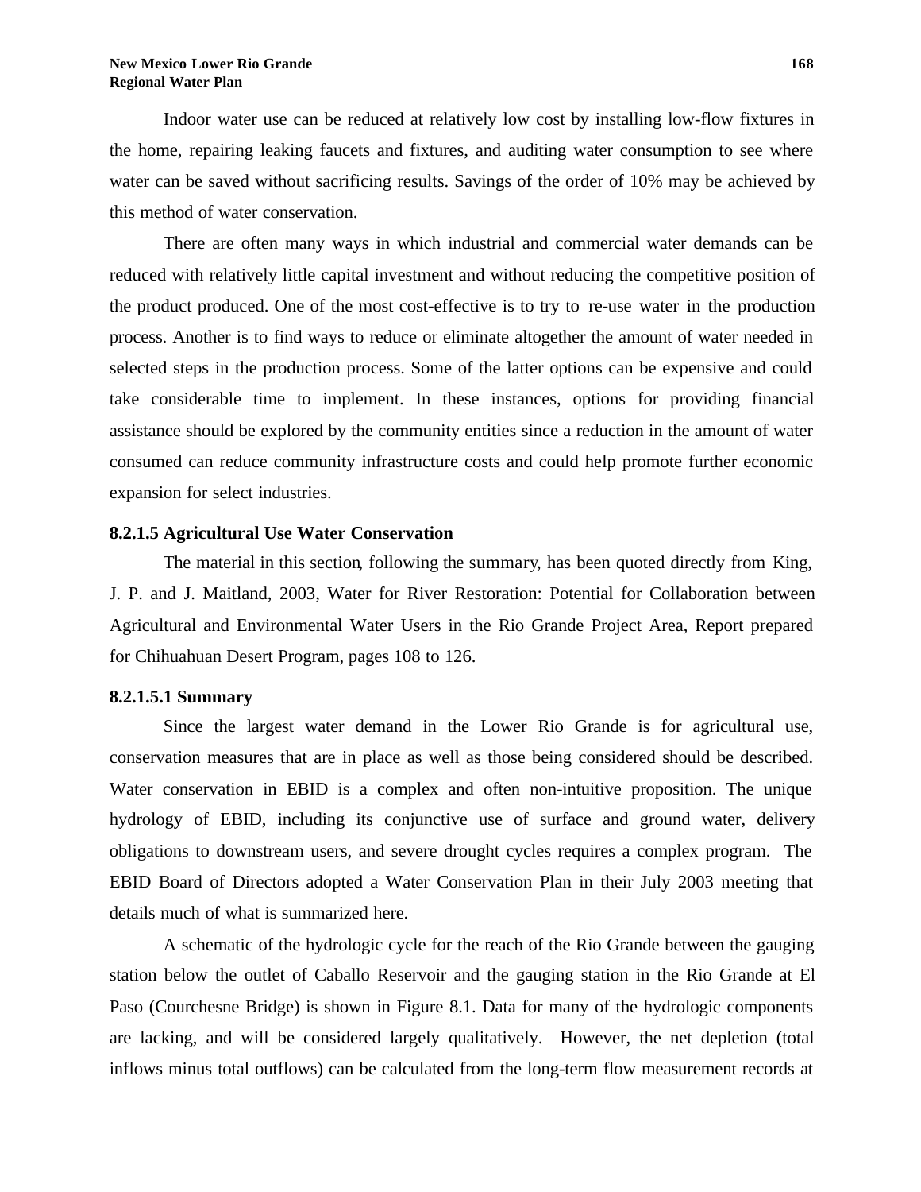Indoor water use can be reduced at relatively low cost by installing low-flow fixtures in the home, repairing leaking faucets and fixtures, and auditing water consumption to see where water can be saved without sacrificing results. Savings of the order of 10% may be achieved by this method of water conservation.

There are often many ways in which industrial and commercial water demands can be reduced with relatively little capital investment and without reducing the competitive position of the product produced. One of the most cost-effective is to try to re-use water in the production process. Another is to find ways to reduce or eliminate altogether the amount of water needed in selected steps in the production process. Some of the latter options can be expensive and could take considerable time to implement. In these instances, options for providing financial assistance should be explored by the community entities since a reduction in the amount of water consumed can reduce community infrastructure costs and could help promote further economic expansion for select industries.

#### 8.2.1.5 Agricultural Use Water Conservation

The material in this section, following the summary, has been quoted directly from King, J. P. and J. Maitland, 2003, Water for River Restoration: Potential for Collaboration between Agricultural and Environmental Water Users in the Rio Grande Project Area, Report prepared for Chihuahuan Desert Program, pages 108 to 126.

##### 8.2.1.5.1 Summary

Since the largest water demand in the Lower Rio Grande is for agricultural use, conservation measures that are in place as well as those being considered should be described. Water conservation in EBID is a complex and often non-intuitive proposition. The unique hydrology of EBID, including its conjunctive use of surface and ground water, delivery obligations to downstream users, and severe drought cycles requires a complex program. The EBID Board of Directors adopted a Water Conservation Plan in their July 2003 meeting that details much of what is summarized here.

A schematic of the hydrologic cycle for the reach of the Rio Grande between the gauging station below the outlet of Caballo Reservoir and the gauging station in the Rio Grande at El Paso (Courchesne Bridge) is shown in Figure 8.1. Data for many of the hydrologic components are lacking, and will be considered largely qualitatively. However, the net depletion (total inflows minus total outflows) can be calculated from the long-term flow measurement records at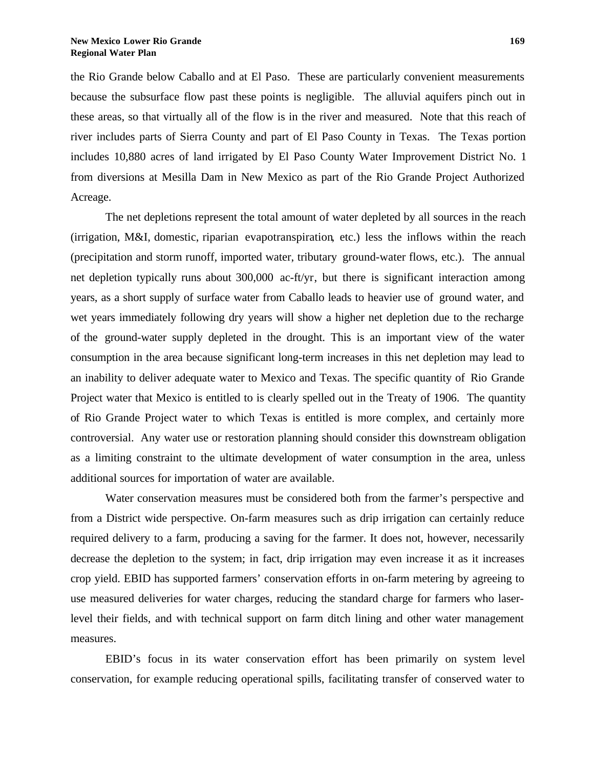the Rio Grande below Caballo and at El Paso. These are particularly convenient measurements because the subsurface flow past these points is negligible. The alluvial aquifers pinch out in these areas, so that virtually all of the flow is in the river and measured. Note that this reach of river includes parts of Sierra County and part of El Paso County in Texas. The Texas portion includes 10,880 acres of land irrigated by El Paso County Water Improvement District No. 1 from diversions at Mesilla Dam in New Mexico as part of the Rio Grande Project Authorized Acreage.

The net depletions represent the total amount of water depleted by all sources in the reach (irrigation, M&I, domestic, riparian evapotranspiration, etc.) less the inflows within the reach (precipitation and storm runoff, imported water, tributary ground-water flows, etc.). The annual net depletion typically runs about 300,000 ac-ft/yr, but there is significant interaction among years, as a short supply of surface water from Caballo leads to heavier use of ground water, and wet years immediately following dry years will show a higher net depletion due to the recharge of the ground-water supply depleted in the drought. This is an important view of the water consumption in the area because significant long-term increases in this net depletion may lead to an inability to deliver adequate water to Mexico and Texas. The specific quantity of Rio Grande Project water that Mexico is entitled to is clearly spelled out in the Treaty of 1906. The quantity of Rio Grande Project water to which Texas is entitled is more complex, and certainly more controversial. Any water use or restoration planning should consider this downstream obligation as a limiting constraint to the ultimate development of water consumption in the area, unless additional sources for importation of water are available.

Water conservation measures must be considered both from the farmer's perspective and from a District wide perspective. On-farm measures such as drip irrigation can certainly reduce required delivery to a farm, producing a saving for the farmer. It does not, however, necessarily decrease the depletion to the system; in fact, drip irrigation may even increase it as it increases crop yield. EBID has supported farmers' conservation efforts in on-farm metering by agreeing to use measured deliveries for water charges, reducing the standard charge for farmers who laser-level their fields, and with technical support on farm ditch lining and other water management measures.

EBID's focus in its water conservation effort has been primarily on system level conservation, for example reducing operational spills, facilitating transfer of conserved water to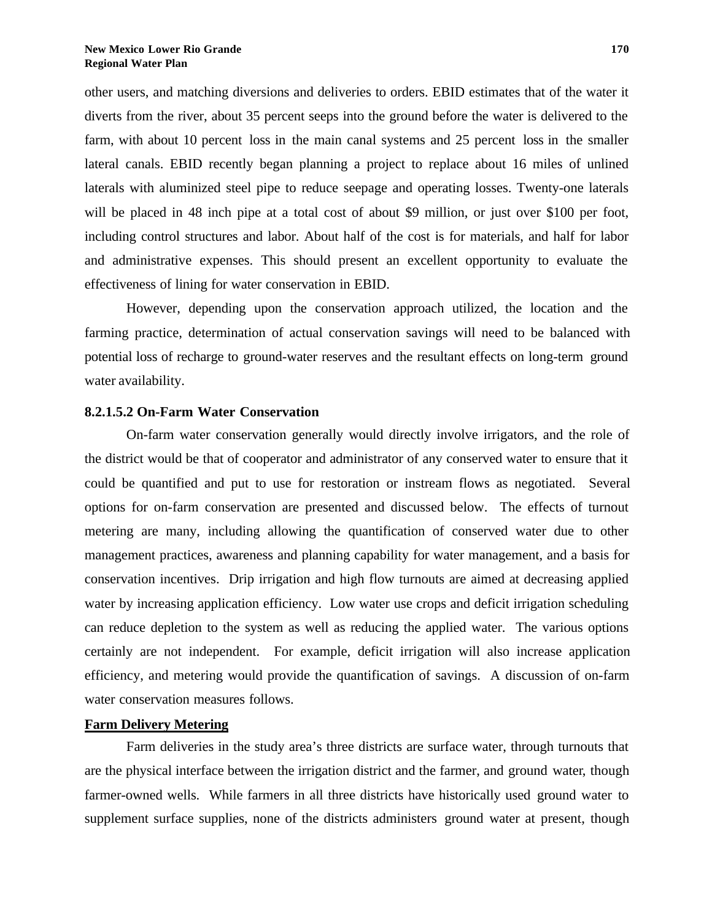other users, and matching diversions and deliveries to orders. EBID estimates that of the water it diverts from the river, about 35 percent seeps into the ground before the water is delivered to the farm, with about 10 percent loss in the main canal systems and 25 percent loss in the smaller lateral canals. EBID recently began planning a project to replace about 16 miles of unlined laterals with aluminized steel pipe to reduce seepage and operating losses. Twenty-one laterals will be placed in 48 inch pipe at a total cost of about $9 million, or just over $100 per foot, including control structures and labor. About half of the cost is for materials, and half for labor and administrative expenses. This should present an excellent opportunity to evaluate the effectiveness of lining for water conservation in EBID.

However, depending upon the conservation approach utilized, the location and the farming practice, determination of actual conservation savings will need to be balanced with potential loss of recharge to ground-water reserves and the resultant effects on long-term ground water availability.

#### 8.2.1.5.2 On-Farm Water Conservation

On-farm water conservation generally would directly involve irrigators, and the role of the district would be that of cooperator and administrator of any conserved water to ensure that it could be quantified and put to use for restoration or instream flows as negotiated. Several options for on-farm conservation are presented and discussed below. The effects of turnout metering are many, including allowing the quantification of conserved water due to other management practices, awareness and planning capability for water management, and a basis for conservation incentives. Drip irrigation and high flow turnouts are aimed at decreasing applied water by increasing application efficiency. Low water use crops and deficit irrigation scheduling can reduce depletion to the system as well as reducing the applied water. The various options certainly are not independent. For example, deficit irrigation will also increase application efficiency, and metering would provide the quantification of savings. A discussion of on-farm water conservation measures follows.

**Farm Delivery Metering**

Farm deliveries in the study area's three districts are surface water, through turnouts that are the physical interface between the irrigation district and the farmer, and ground water, though farmer-owned wells. While farmers in all three districts have historically used ground water to supplement surface supplies, none of the districts administers ground water at present, though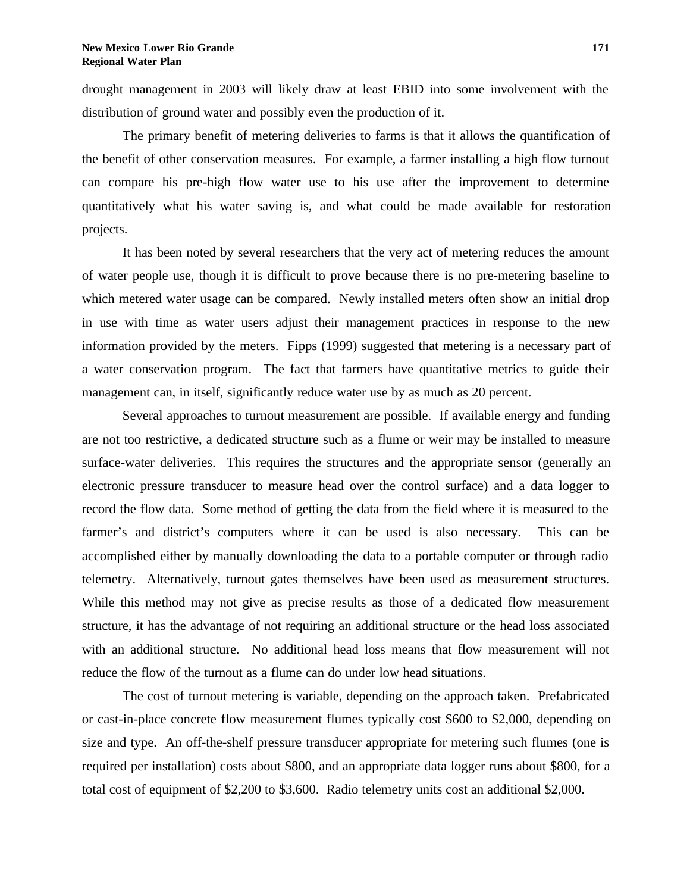drought management in 2003 will likely draw at least EBID into some involvement with the distribution of ground water and possibly even the production of it.

The primary benefit of metering deliveries to farms is that it allows the quantification of the benefit of other conservation measures. For example, a farmer installing a high flow turnout can compare his pre-high flow water use to his use after the improvement to determine quantitatively what his water saving is, and what could be made available for restoration projects.

It has been noted by several researchers that the very act of metering reduces the amount of water people use, though it is difficult to prove because there is no pre-metering baseline to which metered water usage can be compared. Newly installed meters often show an initial drop in use with time as water users adjust their management practices in response to the new information provided by the meters. Fipps (1999) suggested that metering is a necessary part of a water conservation program. The fact that farmers have quantitative metrics to guide their management can, in itself, significantly reduce water use by as much as 20 percent.

Several approaches to turnout measurement are possible. If available energy and funding are not too restrictive, a dedicated structure such as a flume or weir may be installed to measure surface-water deliveries. This requires the structures and the appropriate sensor (generally an electronic pressure transducer to measure head over the control surface) and a data logger to record the flow data. Some method of getting the data from the field where it is measured to the farmer's and district's computers where it can be used is also necessary. This can be accomplished either by manually downloading the data to a portable computer or through radio telemetry. Alternatively, turnout gates themselves have been used as measurement structures. While this method may not give as precise results as those of a dedicated flow measurement structure, it has the advantage of not requiring an additional structure or the head loss associated with an additional structure. No additional head loss means that flow measurement will not reduce the flow of the turnout as a flume can do under low head situations.

The cost of turnout metering is variable, depending on the approach taken. Prefabricated or cast-in-place concrete flow measurement flumes typically cost $600 to $2,000, depending on size and type. An off-the-shelf pressure transducer appropriate for metering such flumes (one is required per installation) costs about $800, and an appropriate data logger runs about $800, for a total cost of equipment of $2,200 to $3,600. Radio telemetry units cost an additional $2,000.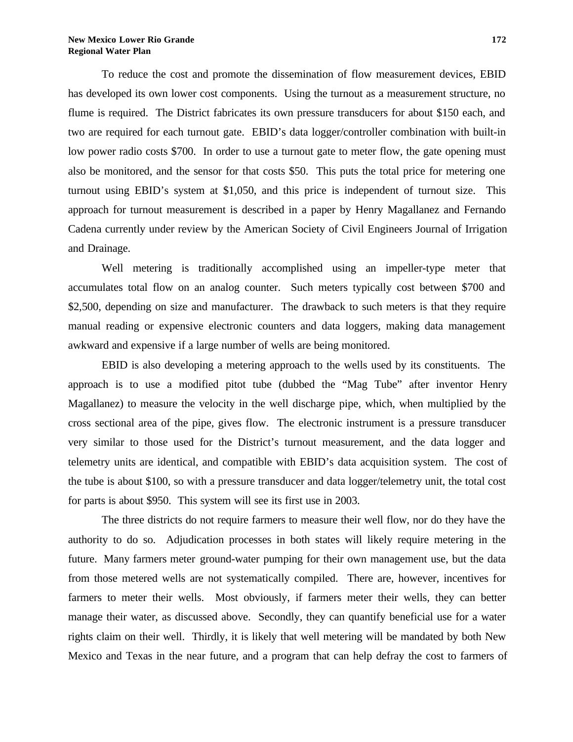To reduce the cost and promote the dissemination of flow measurement devices, EBID has developed its own lower cost components. Using the turnout as a measurement structure, no flume is required. The District fabricates its own pressure transducers for about $150 each, and two are required for each turnout gate. EBID's data logger/controller combination with built-in low power radio costs $700. In order to use a turnout gate to meter flow, the gate opening must also be monitored, and the sensor for that costs $50. This puts the total price for metering one turnout using EBID's system at $1,050, and this price is independent of turnout size. This approach for turnout measurement is described in a paper by Henry Magallanez and Fernando Cadena currently under review by the American Society of Civil Engineers Journal of Irrigation and Drainage.

Well metering is traditionally accomplished using an impeller-type meter that accumulates total flow on an analog counter. Such meters typically cost between $700 and $2,500, depending on size and manufacturer. The drawback to such meters is that they require manual reading or expensive electronic counters and data loggers, making data management awkward and expensive if a large number of wells are being monitored.

EBID is also developing a metering approach to the wells used by its constituents. The approach is to use a modified pitot tube (dubbed the "Mag Tube" after inventor Henry Magallanez) to measure the velocity in the well discharge pipe, which, when multiplied by the cross sectional area of the pipe, gives flow. The electronic instrument is a pressure transducer very similar to those used for the District's turnout measurement, and the data logger and telemetry units are identical, and compatible with EBID's data acquisition system. The cost of the tube is about $100, so with a pressure transducer and data logger/telemetry unit, the total cost for parts is about $950. This system will see its first use in 2003.

The three districts do not require farmers to measure their well flow, nor do they have the authority to do so. Adjudication processes in both states will likely require metering in the future. Many farmers meter ground-water pumping for their own management use, but the data from those metered wells are not systematically compiled. There are, however, incentives for farmers to meter their wells. Most obviously, if farmers meter their wells, they can better manage their water, as discussed above. Secondly, they can quantify beneficial use for a water rights claim on their well. Thirdly, it is likely that well metering will be mandated by both New Mexico and Texas in the near future, and a program that can help defray the cost to farmers of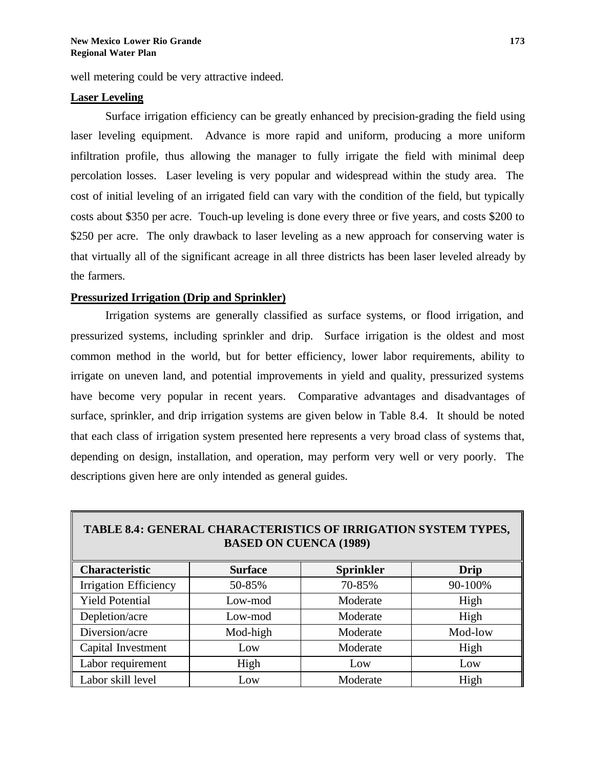well metering could be very attractive indeed.

**Laser Leveling**

Surface irrigation efficiency can be greatly enhanced by precision-grading the field using laser leveling equipment. Advance is more rapid and uniform, producing a more uniform infiltration profile, thus allowing the manager to fully irrigate the field with minimal deep percolation losses. Laser leveling is very popular and widespread within the study area. The cost of initial leveling of an irrigated field can vary with the condition of the field, but typically costs about $350 per acre. Touch-up leveling is done every three or five years, and costs $200 to $250 per acre. The only drawback to laser leveling as a new approach for conserving water is that virtually all of the significant acreage in all three districts has been laser leveled already by the farmers.

**Pressurized Irrigation (Drip and Sprinkler)**

Irrigation systems are generally classified as surface systems, or flood irrigation, and pressurized systems, including sprinkler and drip. Surface irrigation is the oldest and most common method in the world, but for better efficiency, lower labor requirements, ability to irrigate on uneven land, and potential improvements in yield and quality, pressurized systems have become very popular in recent years. Comparative advantages and disadvantages of surface, sprinkler, and drip irrigation systems are given below in Table 8.4. It should be noted that each class of irrigation system presented here represents a very broad class of systems that, depending on design, installation, and operation, may perform very well or very poorly. The descriptions given here are only intended as general guides.

**TABLE 8.4: GENERAL CHARACTERISTICS OF IRRIGATION SYSTEM TYPES, BASED ON CUENCA (1989)**

| Characteristic | Surface | Sprinkler | Drip |
|---|---|---|---|
| Irrigation Efficiency | 50-85% | 70-85% | 90-100% |
| Yield Potential | Low-mod | Moderate | High |
| Depletion/acre | Low-mod | Moderate | High |
| Diversion/acre | Mod-high | Moderate | Mod-low |
| Capital Investment | Low | Moderate | High |
| Labor requirement | High | Low | Low |
| Labor skill level | Low | Moderate | High |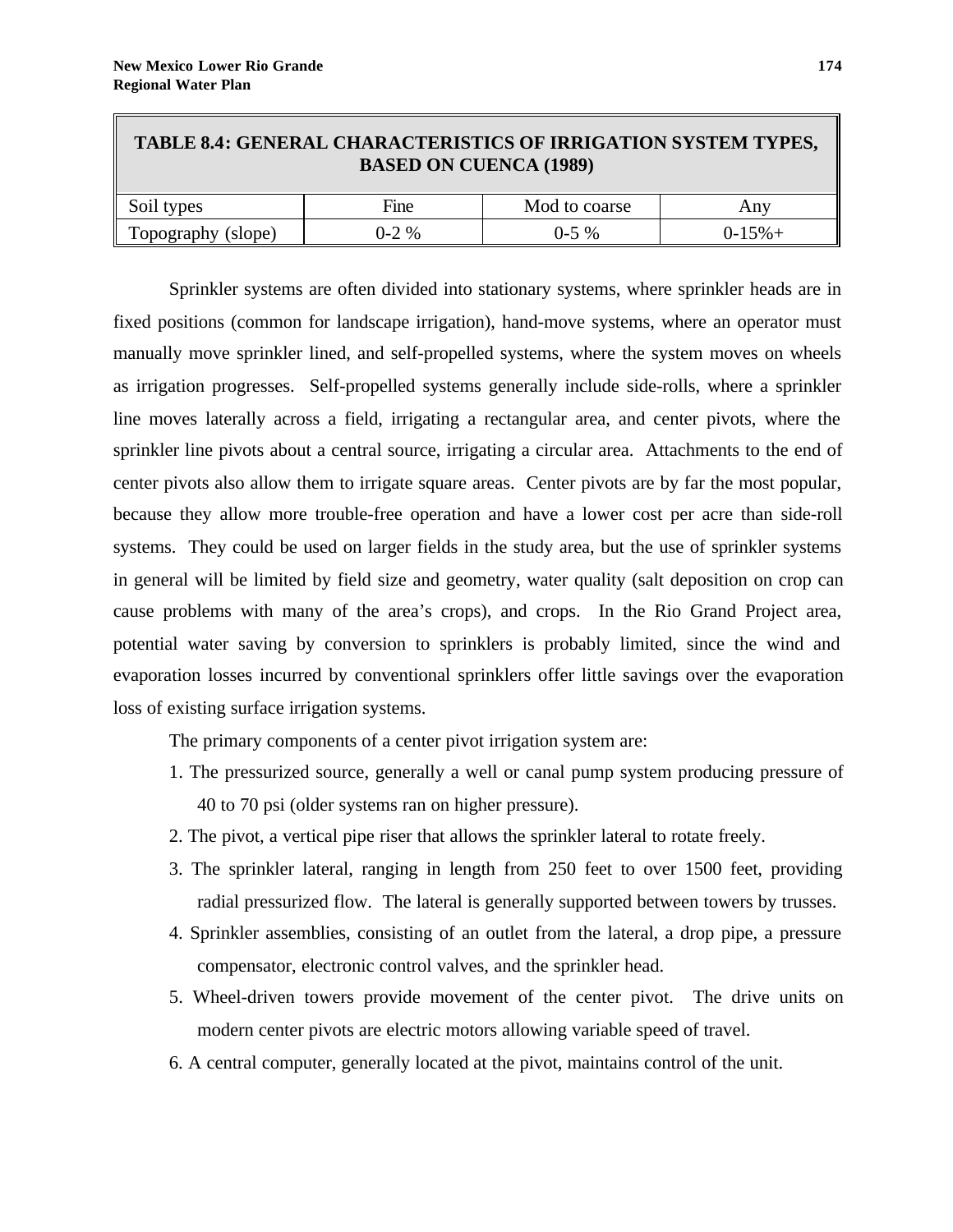**TABLE 8.4: GENERAL CHARACTERISTICS OF IRRIGATION SYSTEM TYPES, BASED ON CUENCA (1989)**

| | | | |
|---|---|---|---|
| Soil types | Fine | Mod to coarse | Any |
| Topography (slope) | 0-2 % | 0-5 % | 0-15%+ |

Sprinkler systems are often divided into stationary systems, where sprinkler heads are in fixed positions (common for landscape irrigation), hand-move systems, where an operator must manually move sprinkler lined, and self-propelled systems, where the system moves on wheels as irrigation progresses. Self-propelled systems generally include side-rolls, where a sprinkler line moves laterally across a field, irrigating a rectangular area, and center pivots, where the sprinkler line pivots about a central source, irrigating a circular area. Attachments to the end of center pivots also allow them to irrigate square areas. Center pivots are by far the most popular, because they allow more trouble-free operation and have a lower cost per acre than side-roll systems. They could be used on larger fields in the study area, but the use of sprinkler systems in general will be limited by field size and geometry, water quality (salt deposition on crop can cause problems with many of the area's crops), and crops. In the Rio Grand Project area, potential water saving by conversion to sprinklers is probably limited, since the wind and evaporation losses incurred by conventional sprinklers offer little savings over the evaporation loss of existing surface irrigation systems.

The primary components of a center pivot irrigation system are:

1. The pressurized source, generally a well or canal pump system producing pressure of 40 to 70 psi (older systems ran on higher pressure).
2. The pivot, a vertical pipe riser that allows the sprinkler lateral to rotate freely.
3. The sprinkler lateral, ranging in length from 250 feet to over 1500 feet, providing radial pressurized flow. The lateral is generally supported between towers by trusses.
4. Sprinkler assemblies, consisting of an outlet from the lateral, a drop pipe, a pressure compensator, electronic control valves, and the sprinkler head.
5. Wheel-driven towers provide movement of the center pivot. The drive units on modern center pivots are electric motors allowing variable speed of travel.
6. A central computer, generally located at the pivot, maintains control of the unit.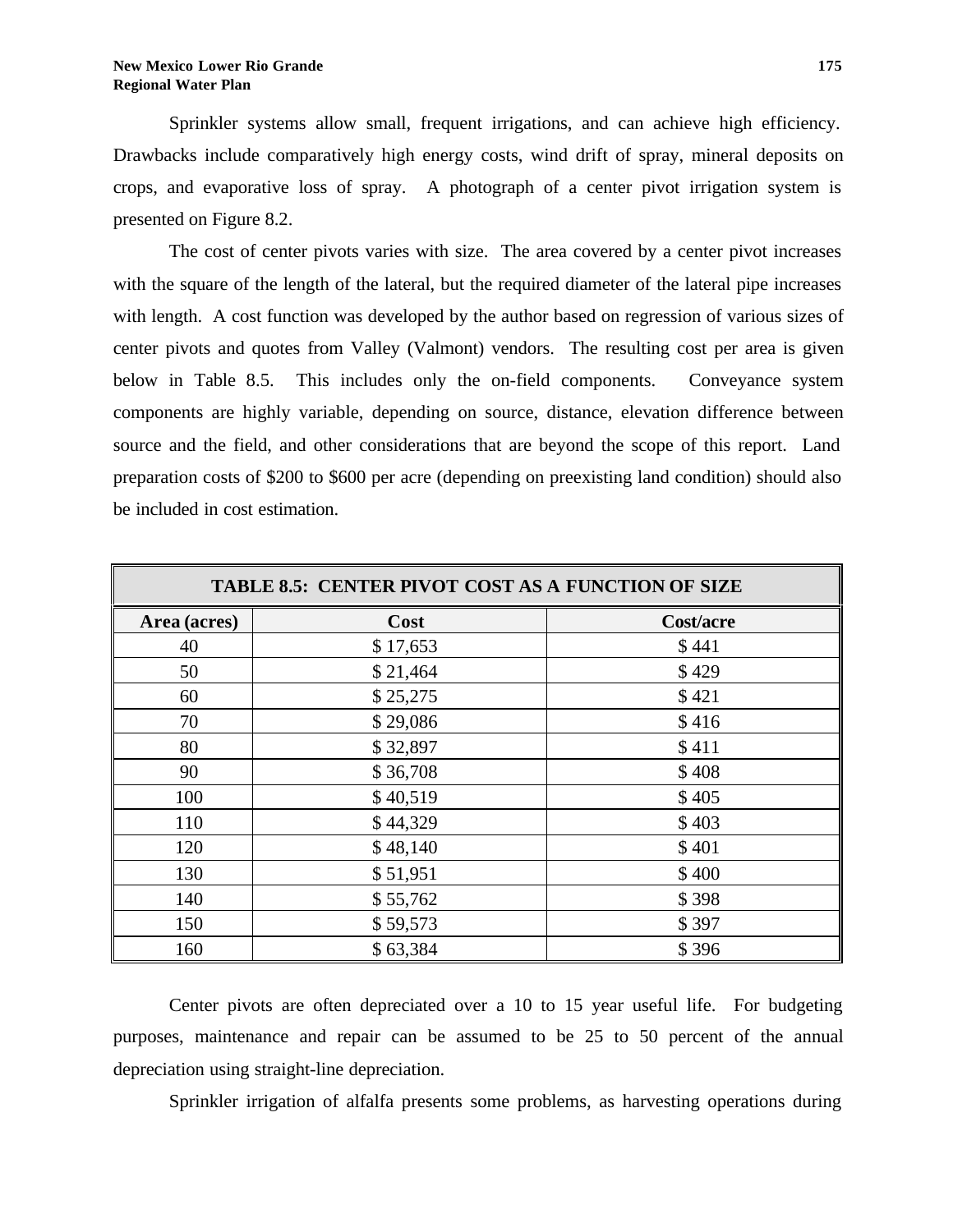Sprinkler systems allow small, frequent irrigations, and can achieve high efficiency. Drawbacks include comparatively high energy costs, wind drift of spray, mineral deposits on crops, and evaporative loss of spray. A photograph of a center pivot irrigation system is presented on Figure 8.2.

The cost of center pivots varies with size. The area covered by a center pivot increases with the square of the length of the lateral, but the required diameter of the lateral pipe increases with length. A cost function was developed by the author based on regression of various sizes of center pivots and quotes from Valley (Valmont) vendors. The resulting cost per area is given below in Table 8.5. This includes only the on-field components. Conveyance system components are highly variable, depending on source, distance, elevation difference between source and the field, and other considerations that are beyond the scope of this report. Land preparation costs of $200 to $600 per acre (depending on preexisting land condition) should also be included in cost estimation.

**TABLE 8.5: CENTER PIVOT COST AS A FUNCTION OF SIZE**

| Area (acres) | Cost | Cost/acre |
|---|---|---|
| 40 | $ 17,653 | $ 441 |
| 50 | $ 21,464 | $ 429 |
| 60 | $ 25,275 | $ 421 |
| 70 | $ 29,086 | $ 416 |
| 80 | $ 32,897 | $ 411 |
| 90 | $ 36,708 | $ 408 |
| 100 | $ 40,519 | $ 405 |
| 110 | $ 44,329 | $ 403 |
| 120 | $ 48,140 | $ 401 |
| 130 | $ 51,951 | $ 400 |
| 140 | $ 55,762 | $ 398 |
| 150 | $ 59,573 | $ 397 |
| 160 | $ 63,384 | $ 396 |

Center pivots are often depreciated over a 10 to 15 year useful life. For budgeting purposes, maintenance and repair can be assumed to be 25 to 50 percent of the annual depreciation using straight-line depreciation.

Sprinkler irrigation of alfalfa presents some problems, as harvesting operations during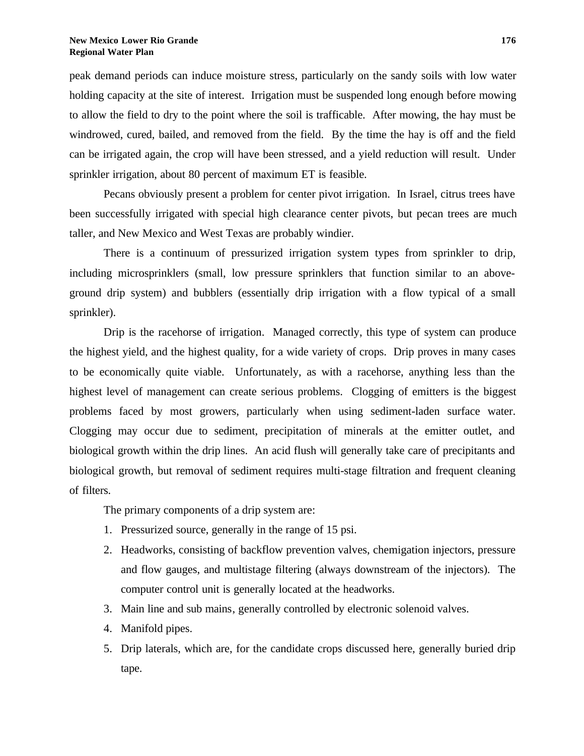peak demand periods can induce moisture stress, particularly on the sandy soils with low water holding capacity at the site of interest. Irrigation must be suspended long enough before mowing to allow the field to dry to the point where the soil is trafficable. After mowing, the hay must be windrowed, cured, bailed, and removed from the field. By the time the hay is off and the field can be irrigated again, the crop will have been stressed, and a yield reduction will result. Under sprinkler irrigation, about 80 percent of maximum ET is feasible.

Pecans obviously present a problem for center pivot irrigation. In Israel, citrus trees have been successfully irrigated with special high clearance center pivots, but pecan trees are much taller, and New Mexico and West Texas are probably windier.

There is a continuum of pressurized irrigation system types from sprinkler to drip, including microsprinklers (small, low pressure sprinklers that function similar to an above-ground drip system) and bubblers (essentially drip irrigation with a flow typical of a small sprinkler).

Drip is the racehorse of irrigation. Managed correctly, this type of system can produce the highest yield, and the highest quality, for a wide variety of crops. Drip proves in many cases to be economically quite viable. Unfortunately, as with a racehorse, anything less than the highest level of management can create serious problems. Clogging of emitters is the biggest problems faced by most growers, particularly when using sediment-laden surface water. Clogging may occur due to sediment, precipitation of minerals at the emitter outlet, and biological growth within the drip lines. An acid flush will generally take care of precipitants and biological growth, but removal of sediment requires multi-stage filtration and frequent cleaning of filters.

The primary components of a drip system are:

1. Pressurized source, generally in the range of 15 psi.
2. Headworks, consisting of backflow prevention valves, chemigation injectors, pressure and flow gauges, and multistage filtering (always downstream of the injectors). The computer control unit is generally located at the headworks.
3. Main line and sub mains, generally controlled by electronic solenoid valves.
4. Manifold pipes.
5. Drip laterals, which are, for the candidate crops discussed here, generally buried drip tape.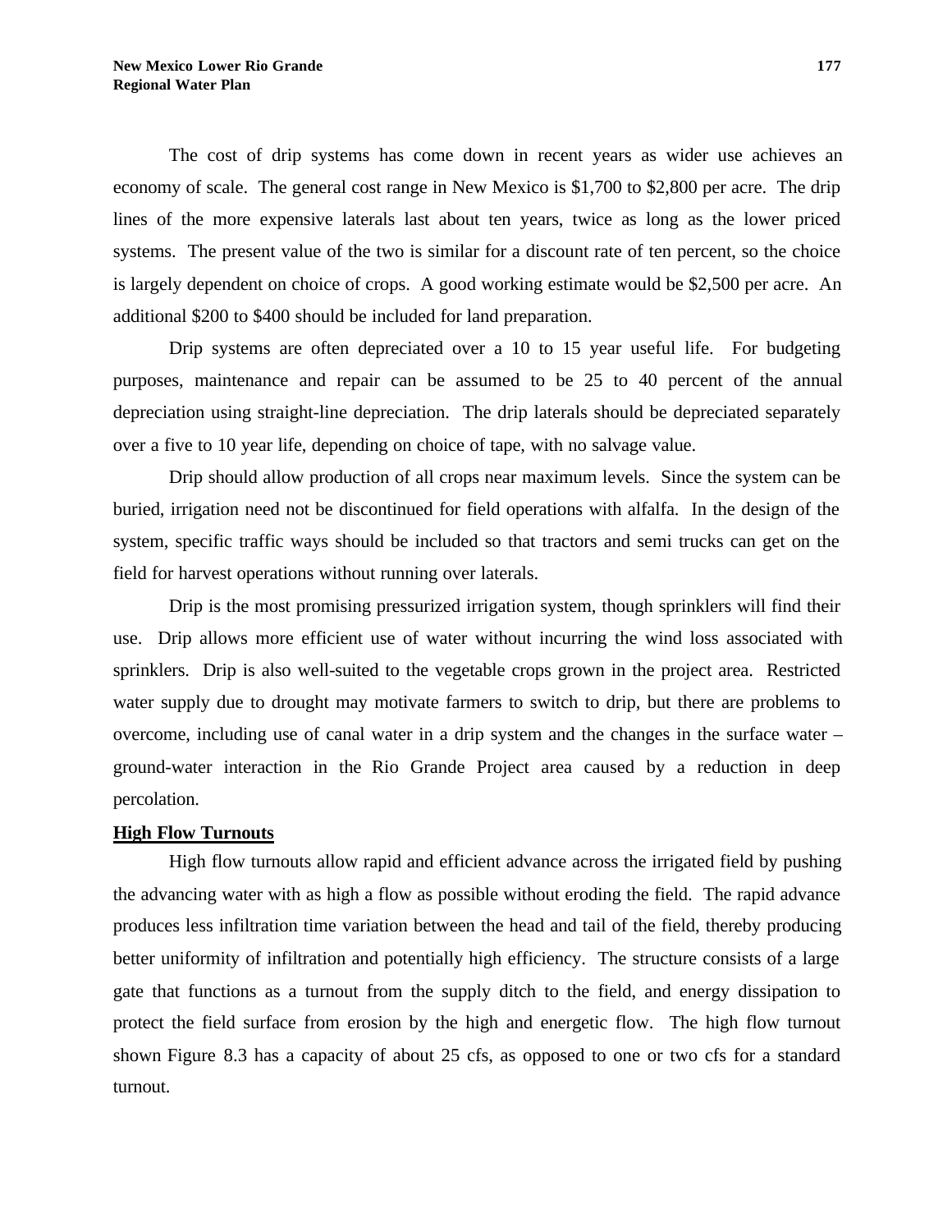The cost of drip systems has come down in recent years as wider use achieves an economy of scale. The general cost range in New Mexico is $1,700 to $2,800 per acre. The drip lines of the more expensive laterals last about ten years, twice as long as the lower priced systems. The present value of the two is similar for a discount rate of ten percent, so the choice is largely dependent on choice of crops. A good working estimate would be $2,500 per acre. An additional $200 to $400 should be included for land preparation.

Drip systems are often depreciated over a 10 to 15 year useful life. For budgeting purposes, maintenance and repair can be assumed to be 25 to 40 percent of the annual depreciation using straight-line depreciation. The drip laterals should be depreciated separately over a five to 10 year life, depending on choice of tape, with no salvage value.

Drip should allow production of all crops near maximum levels. Since the system can be buried, irrigation need not be discontinued for field operations with alfalfa. In the design of the system, specific traffic ways should be included so that tractors and semi trucks can get on the field for harvest operations without running over laterals.

Drip is the most promising pressurized irrigation system, though sprinklers will find their use. Drip allows more efficient use of water without incurring the wind loss associated with sprinklers. Drip is also well-suited to the vegetable crops grown in the project area. Restricted water supply due to drought may motivate farmers to switch to drip, but there are problems to overcome, including use of canal water in a drip system and the changes in the surface water – ground-water interaction in the Rio Grande Project area caused by a reduction in deep percolation.

**High Flow Turnouts**

High flow turnouts allow rapid and efficient advance across the irrigated field by pushing the advancing water with as high a flow as possible without eroding the field. The rapid advance produces less infiltration time variation between the head and tail of the field, thereby producing better uniformity of infiltration and potentially high efficiency. The structure consists of a large gate that functions as a turnout from the supply ditch to the field, and energy dissipation to protect the field surface from erosion by the high and energetic flow. The high flow turnout shown Figure 8.3 has a capacity of about 25 cfs, as opposed to one or two cfs for a standard turnout.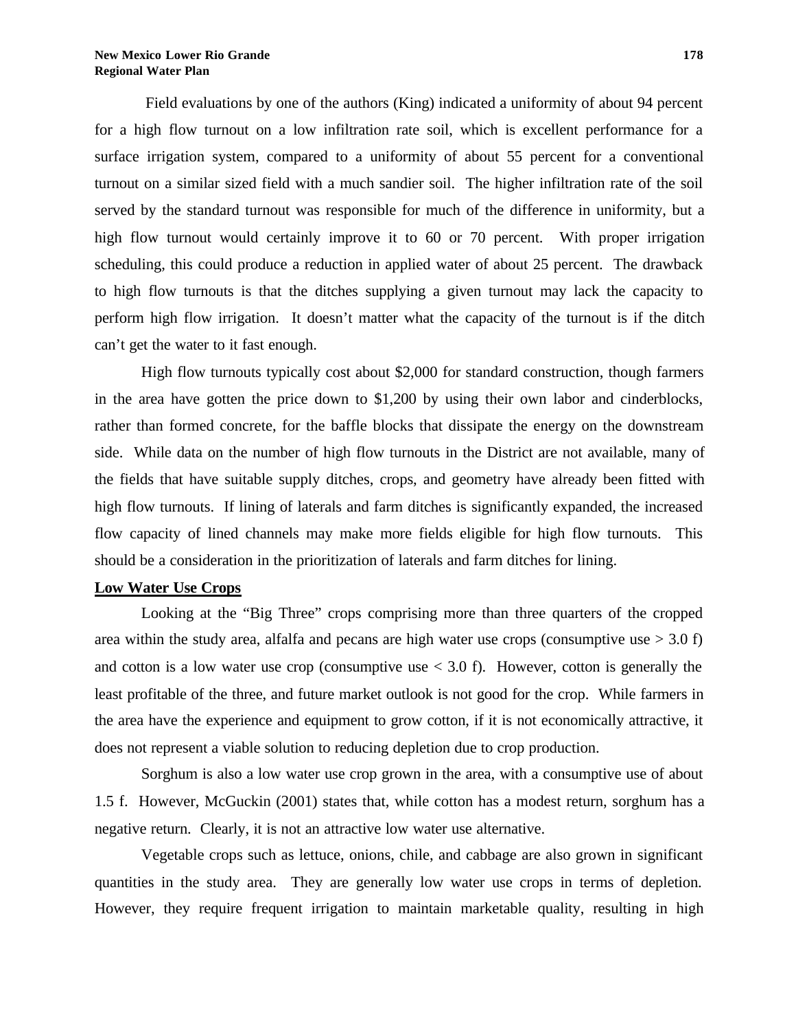Field evaluations by one of the authors (King) indicated a uniformity of about 94 percent for a high flow turnout on a low infiltration rate soil, which is excellent performance for a surface irrigation system, compared to a uniformity of about 55 percent for a conventional turnout on a similar sized field with a much sandier soil. The higher infiltration rate of the soil served by the standard turnout was responsible for much of the difference in uniformity, but a high flow turnout would certainly improve it to 60 or 70 percent. With proper irrigation scheduling, this could produce a reduction in applied water of about 25 percent. The drawback to high flow turnouts is that the ditches supplying a given turnout may lack the capacity to perform high flow irrigation. It doesn't matter what the capacity of the turnout is if the ditch can't get the water to it fast enough.

High flow turnouts typically cost about $2,000 for standard construction, though farmers in the area have gotten the price down to $1,200 by using their own labor and cinderblocks, rather than formed concrete, for the baffle blocks that dissipate the energy on the downstream side. While data on the number of high flow turnouts in the District are not available, many of the fields that have suitable supply ditches, crops, and geometry have already been fitted with high flow turnouts. If lining of laterals and farm ditches is significantly expanded, the increased flow capacity of lined channels may make more fields eligible for high flow turnouts. This should be a consideration in the prioritization of laterals and farm ditches for lining.

**Low Water Use Crops**

Looking at the "Big Three" crops comprising more than three quarters of the cropped area within the study area, alfalfa and pecans are high water use crops (consumptive use > 3.0 f) and cotton is a low water use crop (consumptive use < 3.0 f). However, cotton is generally the least profitable of the three, and future market outlook is not good for the crop. While farmers in the area have the experience and equipment to grow cotton, if it is not economically attractive, it does not represent a viable solution to reducing depletion due to crop production.

Sorghum is also a low water use crop grown in the area, with a consumptive use of about 1.5 f. However, McGuckin (2001) states that, while cotton has a modest return, sorghum has a negative return. Clearly, it is not an attractive low water use alternative.

Vegetable crops such as lettuce, onions, chile, and cabbage are also grown in significant quantities in the study area. They are generally low water use crops in terms of depletion. However, they require frequent irrigation to maintain marketable quality, resulting in high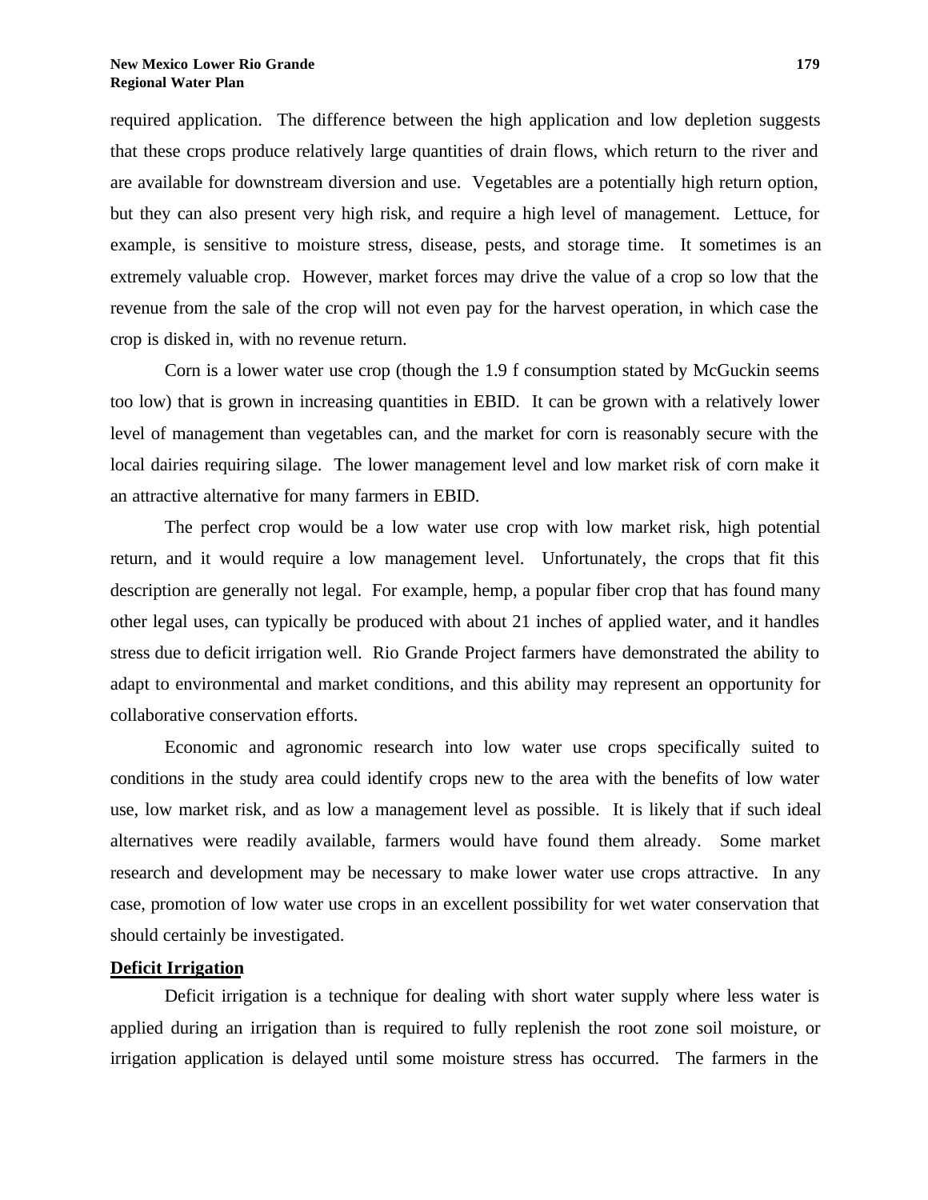required application. The difference between the high application and low depletion suggests that these crops produce relatively large quantities of drain flows, which return to the river and are available for downstream diversion and use. Vegetables are a potentially high return option, but they can also present very high risk, and require a high level of management. Lettuce, for example, is sensitive to moisture stress, disease, pests, and storage time. It sometimes is an extremely valuable crop. However, market forces may drive the value of a crop so low that the revenue from the sale of the crop will not even pay for the harvest operation, in which case the crop is disked in, with no revenue return.

Corn is a lower water use crop (though the 1.9 f consumption stated by McGuckin seems too low) that is grown in increasing quantities in EBID. It can be grown with a relatively lower level of management than vegetables can, and the market for corn is reasonably secure with the local dairies requiring silage. The lower management level and low market risk of corn make it an attractive alternative for many farmers in EBID.

The perfect crop would be a low water use crop with low market risk, high potential return, and it would require a low management level. Unfortunately, the crops that fit this description are generally not legal. For example, hemp, a popular fiber crop that has found many other legal uses, can typically be produced with about 21 inches of applied water, and it handles stress due to deficit irrigation well. Rio Grande Project farmers have demonstrated the ability to adapt to environmental and market conditions, and this ability may represent an opportunity for collaborative conservation efforts.

Economic and agronomic research into low water use crops specifically suited to conditions in the study area could identify crops new to the area with the benefits of low water use, low market risk, and as low a management level as possible. It is likely that if such ideal alternatives were readily available, farmers would have found them already. Some market research and development may be necessary to make lower water use crops attractive. In any case, promotion of low water use crops in an excellent possibility for wet water conservation that should certainly be investigated.

## Deficit Irrigation

Deficit irrigation is a technique for dealing with short water supply where less water is applied during an irrigation than is required to fully replenish the root zone soil moisture, or irrigation application is delayed until some moisture stress has occurred. The farmers in the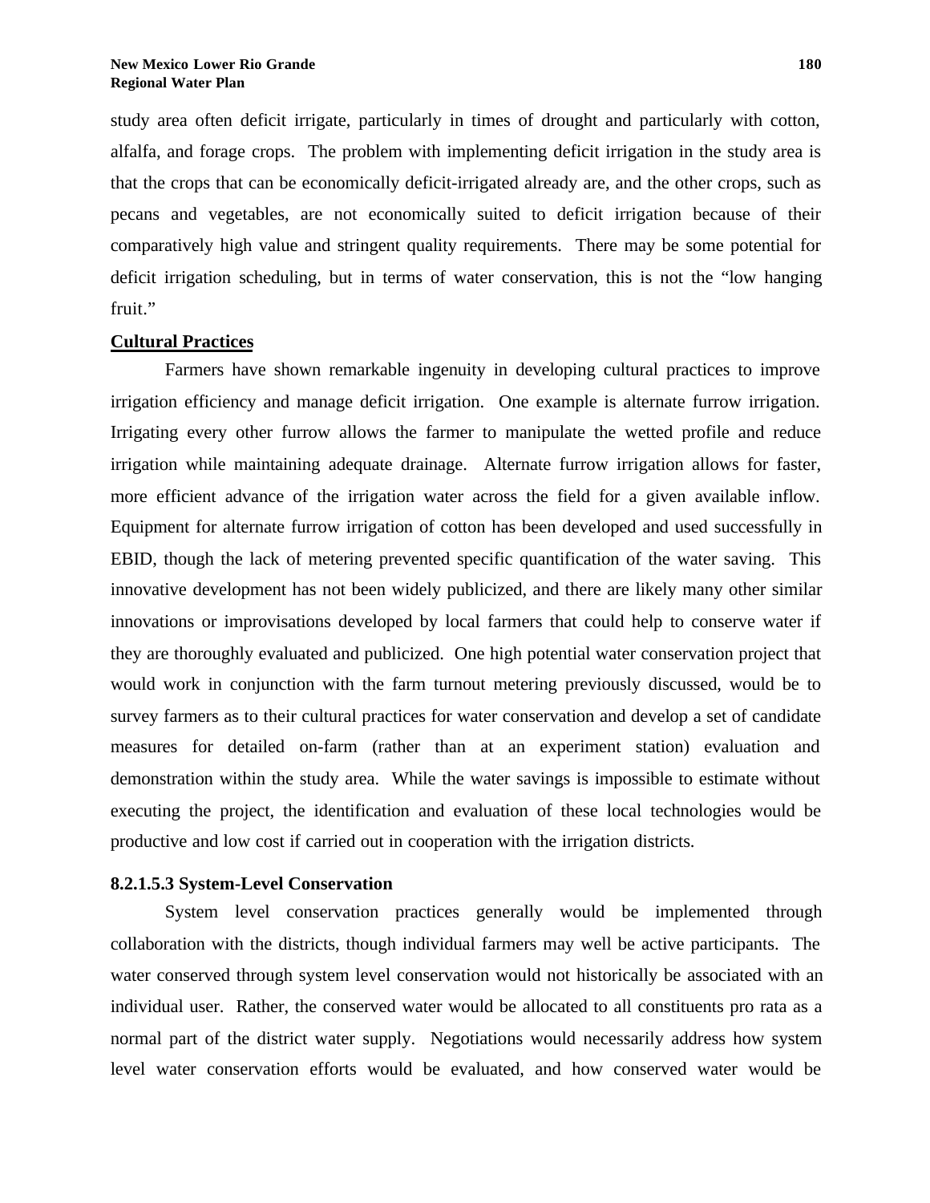study area often deficit irrigate, particularly in times of drought and particularly with cotton, alfalfa, and forage crops. The problem with implementing deficit irrigation in the study area is that the crops that can be economically deficit-irrigated already are, and the other crops, such as pecans and vegetables, are not economically suited to deficit irrigation because of their comparatively high value and stringent quality requirements. There may be some potential for deficit irrigation scheduling, but in terms of water conservation, this is not the "low hanging fruit."

**Cultural Practices**

Farmers have shown remarkable ingenuity in developing cultural practices to improve irrigation efficiency and manage deficit irrigation. One example is alternate furrow irrigation. Irrigating every other furrow allows the farmer to manipulate the wetted profile and reduce irrigation while maintaining adequate drainage. Alternate furrow irrigation allows for faster, more efficient advance of the irrigation water across the field for a given available inflow. Equipment for alternate furrow irrigation of cotton has been developed and used successfully in EBID, though the lack of metering prevented specific quantification of the water saving. This innovative development has not been widely publicized, and there are likely many other similar innovations or improvisations developed by local farmers that could help to conserve water if they are thoroughly evaluated and publicized. One high potential water conservation project that would work in conjunction with the farm turnout metering previously discussed, would be to survey farmers as to their cultural practices for water conservation and develop a set of candidate measures for detailed on-farm (rather than at an experiment station) evaluation and demonstration within the study area. While the water savings is impossible to estimate without executing the project, the identification and evaluation of these local technologies would be productive and low cost if carried out in cooperation with the irrigation districts.

### 8.2.1.5.3 System-Level Conservation

System level conservation practices generally would be implemented through collaboration with the districts, though individual farmers may well be active participants. The water conserved through system level conservation would not historically be associated with an individual user. Rather, the conserved water would be allocated to all constituents pro rata as a normal part of the district water supply. Negotiations would necessarily address how system level water conservation efforts would be evaluated, and how conserved water would be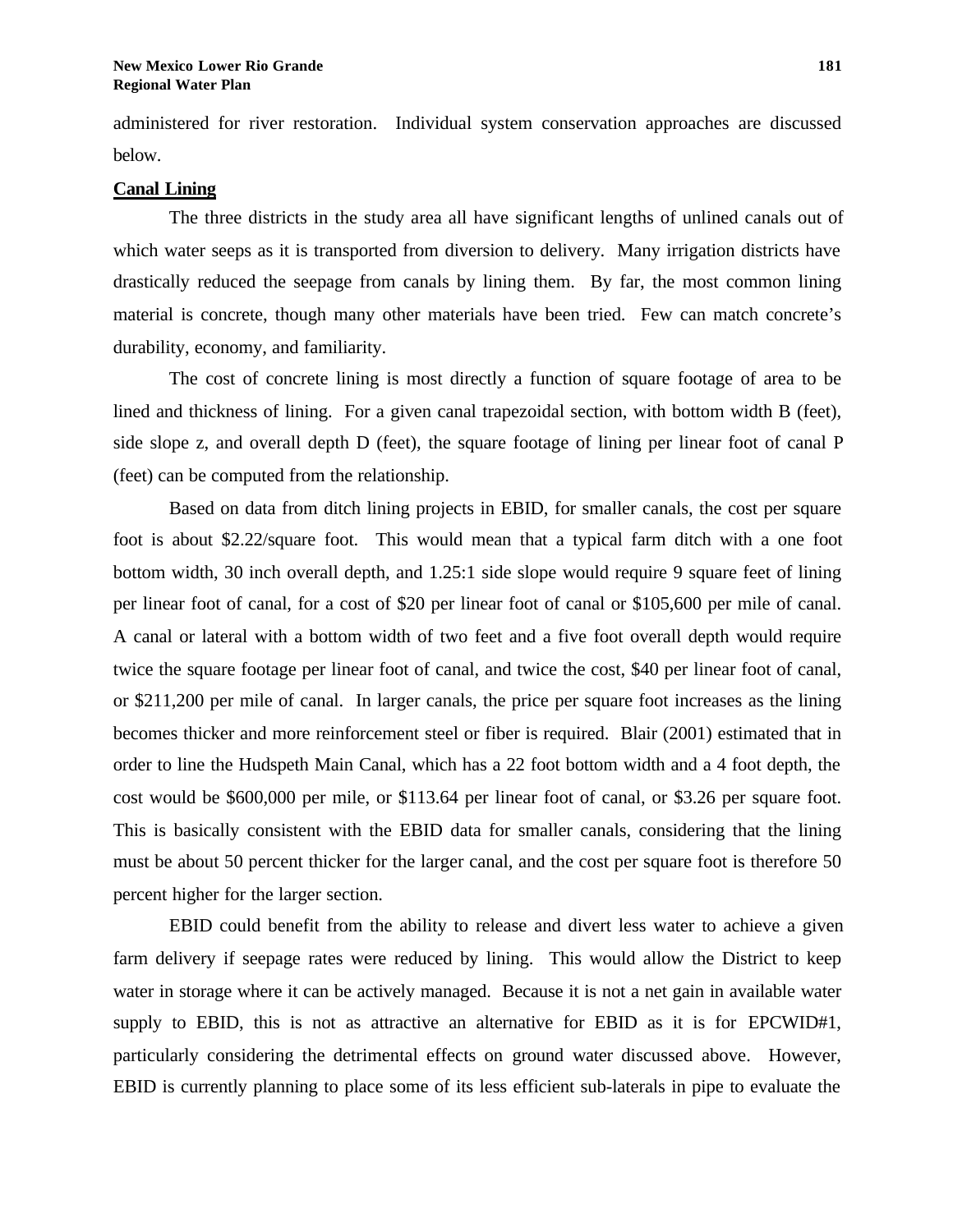administered for river restoration. Individual system conservation approaches are discussed below.

**Canal Lining**

The three districts in the study area all have significant lengths of unlined canals out of which water seeps as it is transported from diversion to delivery. Many irrigation districts have drastically reduced the seepage from canals by lining them. By far, the most common lining material is concrete, though many other materials have been tried. Few can match concrete's durability, economy, and familiarity.

The cost of concrete lining is most directly a function of square footage of area to be lined and thickness of lining. For a given canal trapezoidal section, with bottom width B (feet), side slope z, and overall depth D (feet), the square footage of lining per linear foot of canal P (feet) can be computed from the relationship.

Based on data from ditch lining projects in EBID, for smaller canals, the cost per square foot is about $2.22/square foot. This would mean that a typical farm ditch with a one foot bottom width, 30 inch overall depth, and 1.25:1 side slope would require 9 square feet of lining per linear foot of canal, for a cost of $20 per linear foot of canal or $105,600 per mile of canal. A canal or lateral with a bottom width of two feet and a five foot overall depth would require twice the square footage per linear foot of canal, and twice the cost, $40 per linear foot of canal, or $211,200 per mile of canal. In larger canals, the price per square foot increases as the lining becomes thicker and more reinforcement steel or fiber is required. Blair (2001) estimated that in order to line the Hudspeth Main Canal, which has a 22 foot bottom width and a 4 foot depth, the cost would be $600,000 per mile, or $113.64 per linear foot of canal, or $3.26 per square foot. This is basically consistent with the EBID data for smaller canals, considering that the lining must be about 50 percent thicker for the larger canal, and the cost per square foot is therefore 50 percent higher for the larger section.

EBID could benefit from the ability to release and divert less water to achieve a given farm delivery if seepage rates were reduced by lining. This would allow the District to keep water in storage where it can be actively managed. Because it is not a net gain in available water supply to EBID, this is not as attractive an alternative for EBID as it is for EPCWID#1, particularly considering the detrimental effects on ground water discussed above. However, EBID is currently planning to place some of its less efficient sub-laterals in pipe to evaluate the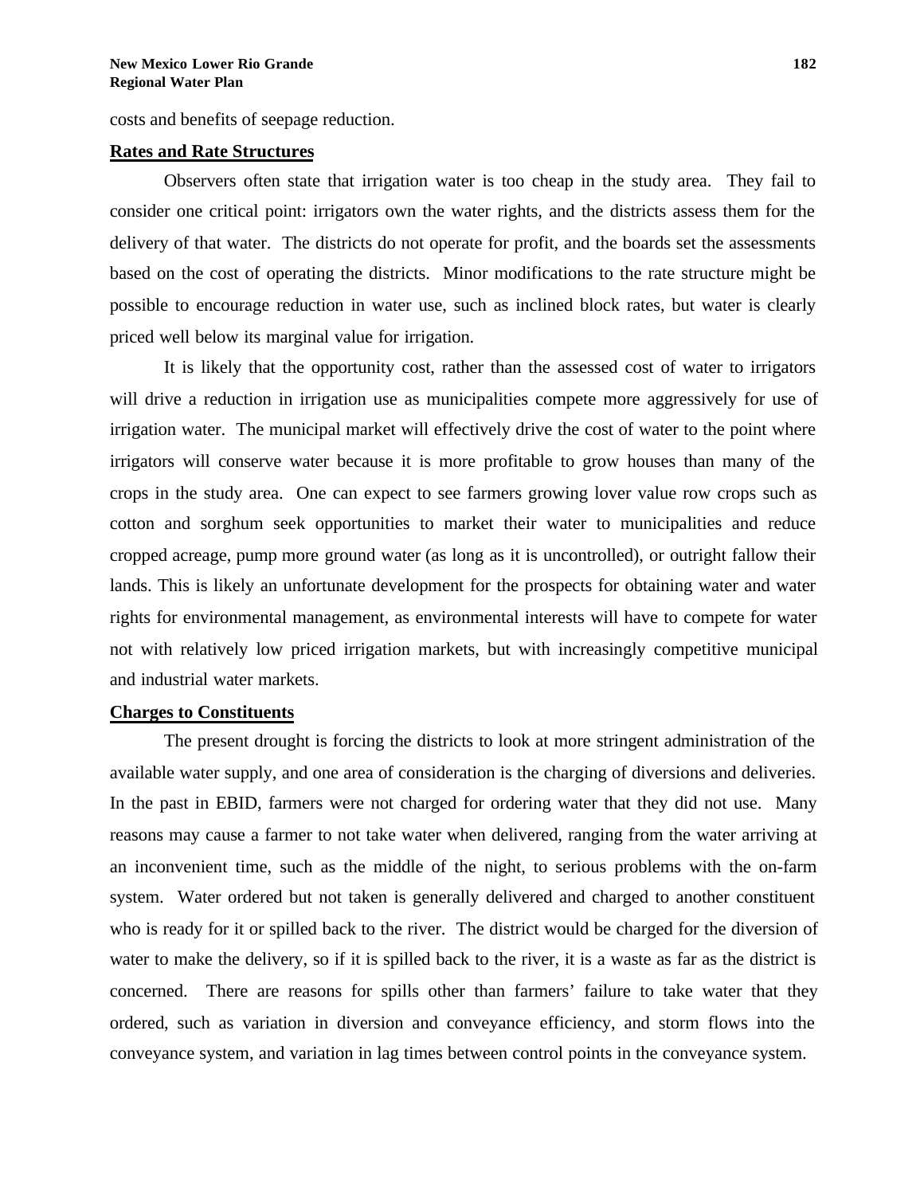costs and benefits of seepage reduction.

**Rates and Rate Structures**

Observers often state that irrigation water is too cheap in the study area. They fail to consider one critical point: irrigators own the water rights, and the districts assess them for the delivery of that water. The districts do not operate for profit, and the boards set the assessments based on the cost of operating the districts. Minor modifications to the rate structure might be possible to encourage reduction in water use, such as inclined block rates, but water is clearly priced well below its marginal value for irrigation.

It is likely that the opportunity cost, rather than the assessed cost of water to irrigators will drive a reduction in irrigation use as municipalities compete more aggressively for use of irrigation water. The municipal market will effectively drive the cost of water to the point where irrigators will conserve water because it is more profitable to grow houses than many of the crops in the study area. One can expect to see farmers growing lover value row crops such as cotton and sorghum seek opportunities to market their water to municipalities and reduce cropped acreage, pump more ground water (as long as it is uncontrolled), or outright fallow their lands. This is likely an unfortunate development for the prospects for obtaining water and water rights for environmental management, as environmental interests will have to compete for water not with relatively low priced irrigation markets, but with increasingly competitive municipal and industrial water markets.

**Charges to Constituents**

The present drought is forcing the districts to look at more stringent administration of the available water supply, and one area of consideration is the charging of diversions and deliveries. In the past in EBID, farmers were not charged for ordering water that they did not use. Many reasons may cause a farmer to not take water when delivered, ranging from the water arriving at an inconvenient time, such as the middle of the night, to serious problems with the on-farm system. Water ordered but not taken is generally delivered and charged to another constituent who is ready for it or spilled back to the river. The district would be charged for the diversion of water to make the delivery, so if it is spilled back to the river, it is a waste as far as the district is concerned. There are reasons for spills other than farmers' failure to take water that they ordered, such as variation in diversion and conveyance efficiency, and storm flows into the conveyance system, and variation in lag times between control points in the conveyance system.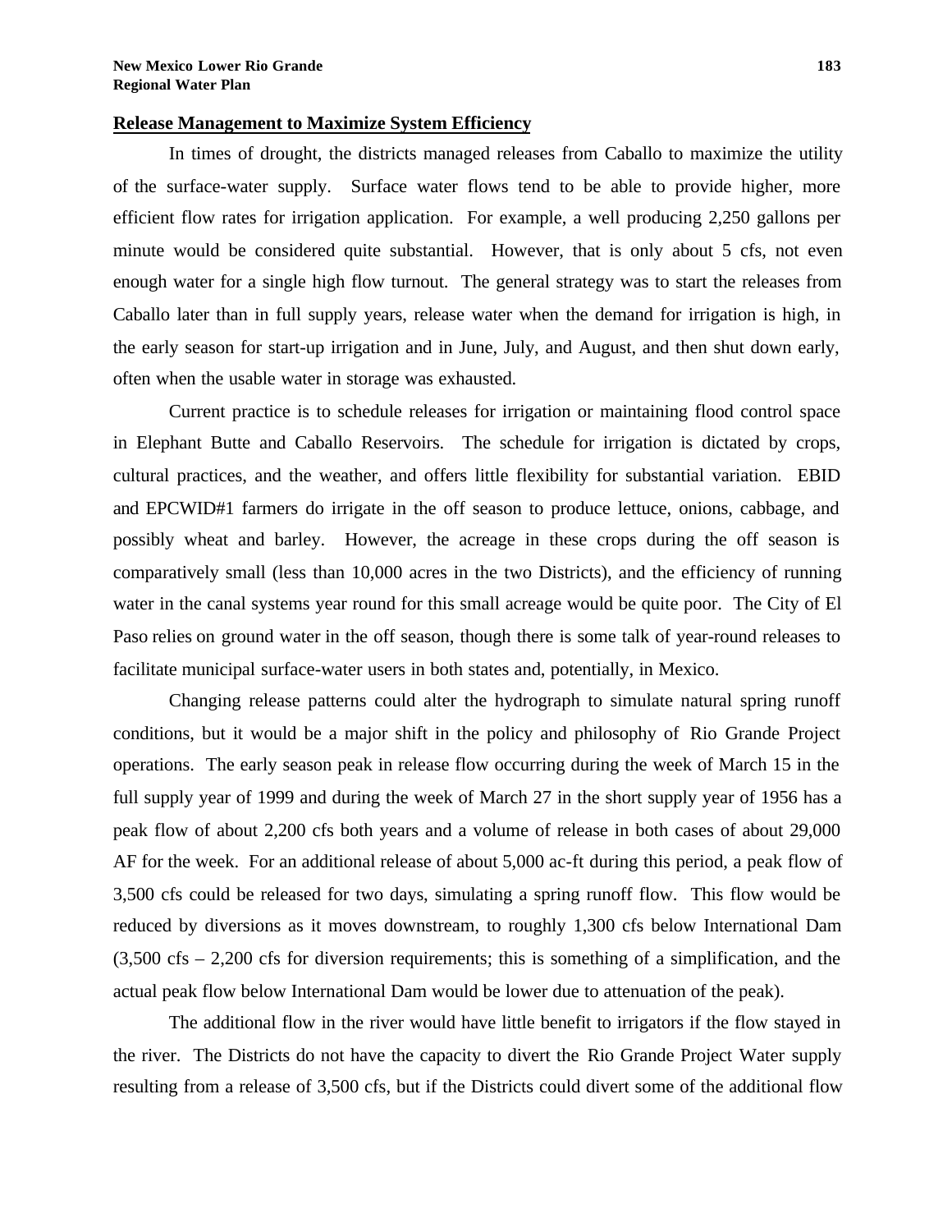**Release Management to Maximize System Efficiency**

In times of drought, the districts managed releases from Caballo to maximize the utility of the surface-water supply. Surface water flows tend to be able to provide higher, more efficient flow rates for irrigation application. For example, a well producing 2,250 gallons per minute would be considered quite substantial. However, that is only about 5 cfs, not even enough water for a single high flow turnout. The general strategy was to start the releases from Caballo later than in full supply years, release water when the demand for irrigation is high, in the early season for start-up irrigation and in June, July, and August, and then shut down early, often when the usable water in storage was exhausted.

Current practice is to schedule releases for irrigation or maintaining flood control space in Elephant Butte and Caballo Reservoirs. The schedule for irrigation is dictated by crops, cultural practices, and the weather, and offers little flexibility for substantial variation. EBID and EPCWID#1 farmers do irrigate in the off season to produce lettuce, onions, cabbage, and possibly wheat and barley. However, the acreage in these crops during the off season is comparatively small (less than 10,000 acres in the two Districts), and the efficiency of running water in the canal systems year round for this small acreage would be quite poor. The City of El Paso relies on ground water in the off season, though there is some talk of year-round releases to facilitate municipal surface-water users in both states and, potentially, in Mexico.

Changing release patterns could alter the hydrograph to simulate natural spring runoff conditions, but it would be a major shift in the policy and philosophy of Rio Grande Project operations. The early season peak in release flow occurring during the week of March 15 in the full supply year of 1999 and during the week of March 27 in the short supply year of 1956 has a peak flow of about 2,200 cfs both years and a volume of release in both cases of about 29,000 AF for the week. For an additional release of about 5,000 ac-ft during this period, a peak flow of 3,500 cfs could be released for two days, simulating a spring runoff flow. This flow would be reduced by diversions as it moves downstream, to roughly 1,300 cfs below International Dam (3,500 cfs – 2,200 cfs for diversion requirements; this is something of a simplification, and the actual peak flow below International Dam would be lower due to attenuation of the peak).

The additional flow in the river would have little benefit to irrigators if the flow stayed in the river. The Districts do not have the capacity to divert the Rio Grande Project Water supply resulting from a release of 3,500 cfs, but if the Districts could divert some of the additional flow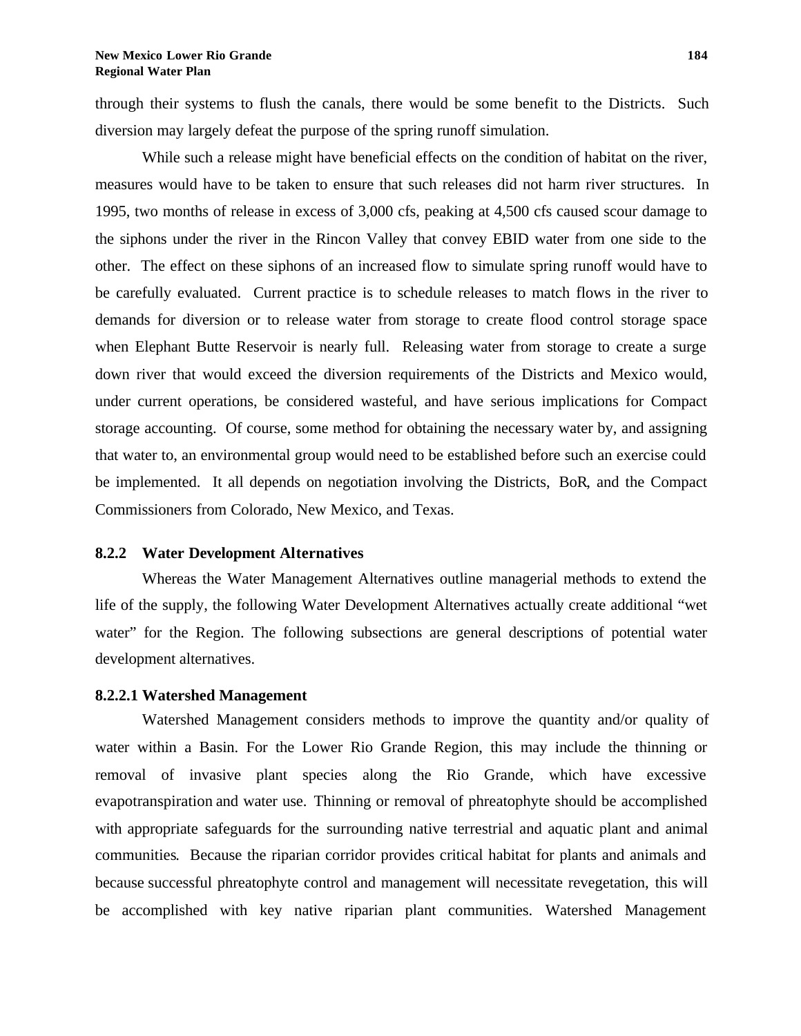through their systems to flush the canals, there would be some benefit to the Districts. Such diversion may largely defeat the purpose of the spring runoff simulation.

While such a release might have beneficial effects on the condition of habitat on the river, measures would have to be taken to ensure that such releases did not harm river structures. In 1995, two months of release in excess of 3,000 cfs, peaking at 4,500 cfs caused scour damage to the siphons under the river in the Rincon Valley that convey EBID water from one side to the other. The effect on these siphons of an increased flow to simulate spring runoff would have to be carefully evaluated. Current practice is to schedule releases to match flows in the river to demands for diversion or to release water from storage to create flood control storage space when Elephant Butte Reservoir is nearly full. Releasing water from storage to create a surge down river that would exceed the diversion requirements of the Districts and Mexico would, under current operations, be considered wasteful, and have serious implications for Compact storage accounting. Of course, some method for obtaining the necessary water by, and assigning that water to, an environmental group would need to be established before such an exercise could be implemented. It all depends on negotiation involving the Districts, BoR, and the Compact Commissioners from Colorado, New Mexico, and Texas.

### 8.2.2 Water Development Alternatives

Whereas the Water Management Alternatives outline managerial methods to extend the life of the supply, the following Water Development Alternatives actually create additional "wet water" for the Region. The following subsections are general descriptions of potential water development alternatives.

#### 8.2.2.1 Watershed Management

Watershed Management considers methods to improve the quantity and/or quality of water within a Basin. For the Lower Rio Grande Region, this may include the thinning or removal of invasive plant species along the Rio Grande, which have excessive evapotranspiration and water use. Thinning or removal of phreatophyte should be accomplished with appropriate safeguards for the surrounding native terrestrial and aquatic plant and animal communities. Because the riparian corridor provides critical habitat for plants and animals and because successful phreatophyte control and management will necessitate revegetation, this will be accomplished with key native riparian plant communities. Watershed Management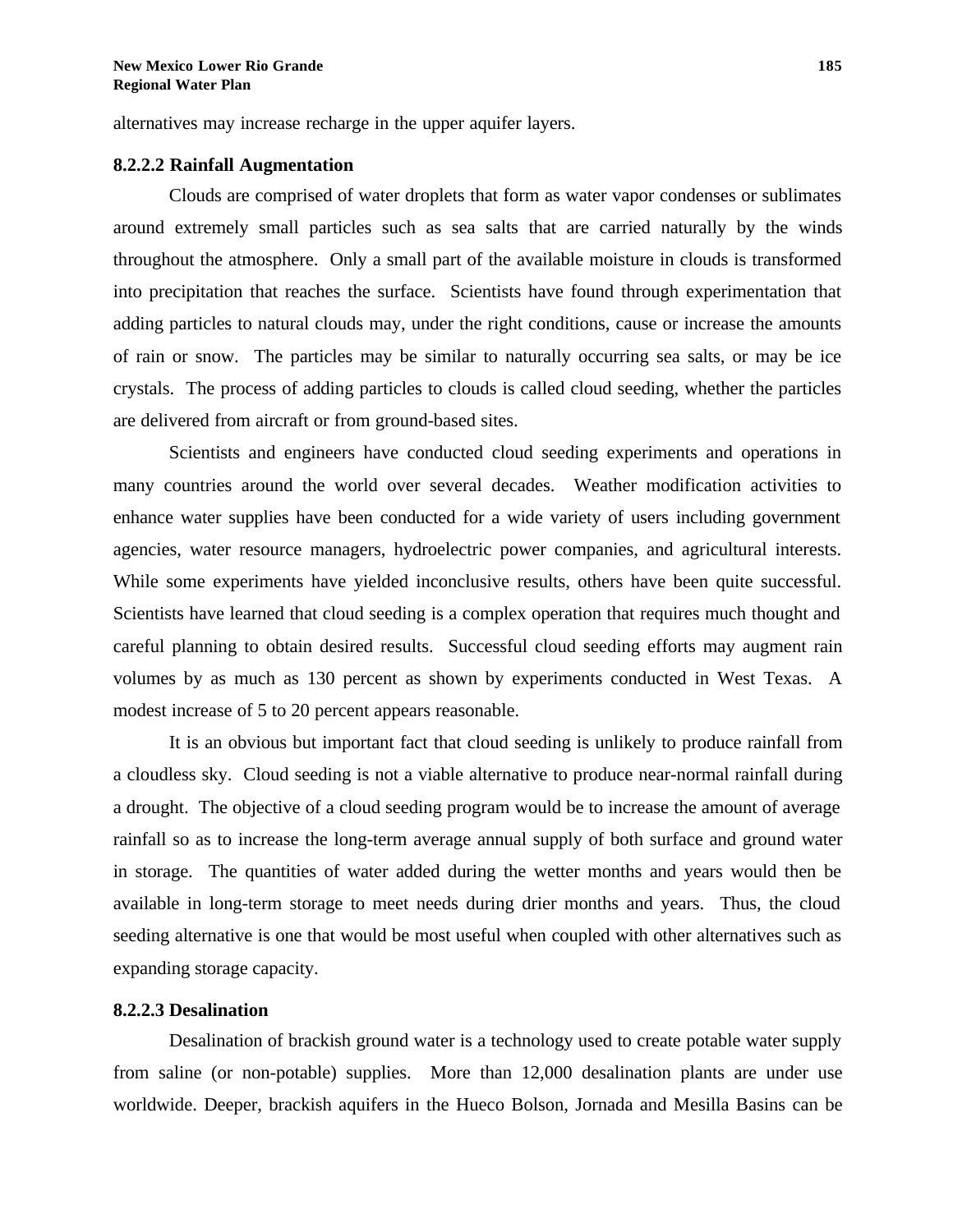alternatives may increase recharge in the upper aquifer layers.

#### 8.2.2.2 Rainfall Augmentation

Clouds are comprised of water droplets that form as water vapor condenses or sublimates around extremely small particles such as sea salts that are carried naturally by the winds throughout the atmosphere. Only a small part of the available moisture in clouds is transformed into precipitation that reaches the surface. Scientists have found through experimentation that adding particles to natural clouds may, under the right conditions, cause or increase the amounts of rain or snow. The particles may be similar to naturally occurring sea salts, or may be ice crystals. The process of adding particles to clouds is called cloud seeding, whether the particles are delivered from aircraft or from ground-based sites.

Scientists and engineers have conducted cloud seeding experiments and operations in many countries around the world over several decades. Weather modification activities to enhance water supplies have been conducted for a wide variety of users including government agencies, water resource managers, hydroelectric power companies, and agricultural interests. While some experiments have yielded inconclusive results, others have been quite successful. Scientists have learned that cloud seeding is a complex operation that requires much thought and careful planning to obtain desired results. Successful cloud seeding efforts may augment rain volumes by as much as 130 percent as shown by experiments conducted in West Texas. A modest increase of 5 to 20 percent appears reasonable.

It is an obvious but important fact that cloud seeding is unlikely to produce rainfall from a cloudless sky. Cloud seeding is not a viable alternative to produce near-normal rainfall during a drought. The objective of a cloud seeding program would be to increase the amount of average rainfall so as to increase the long-term average annual supply of both surface and ground water in storage. The quantities of water added during the wetter months and years would then be available in long-term storage to meet needs during drier months and years. Thus, the cloud seeding alternative is one that would be most useful when coupled with other alternatives such as expanding storage capacity.

#### 8.2.2.3 Desalination

Desalination of brackish ground water is a technology used to create potable water supply from saline (or non-potable) supplies. More than 12,000 desalination plants are under use worldwide. Deeper, brackish aquifers in the Hueco Bolson, Jornada and Mesilla Basins can be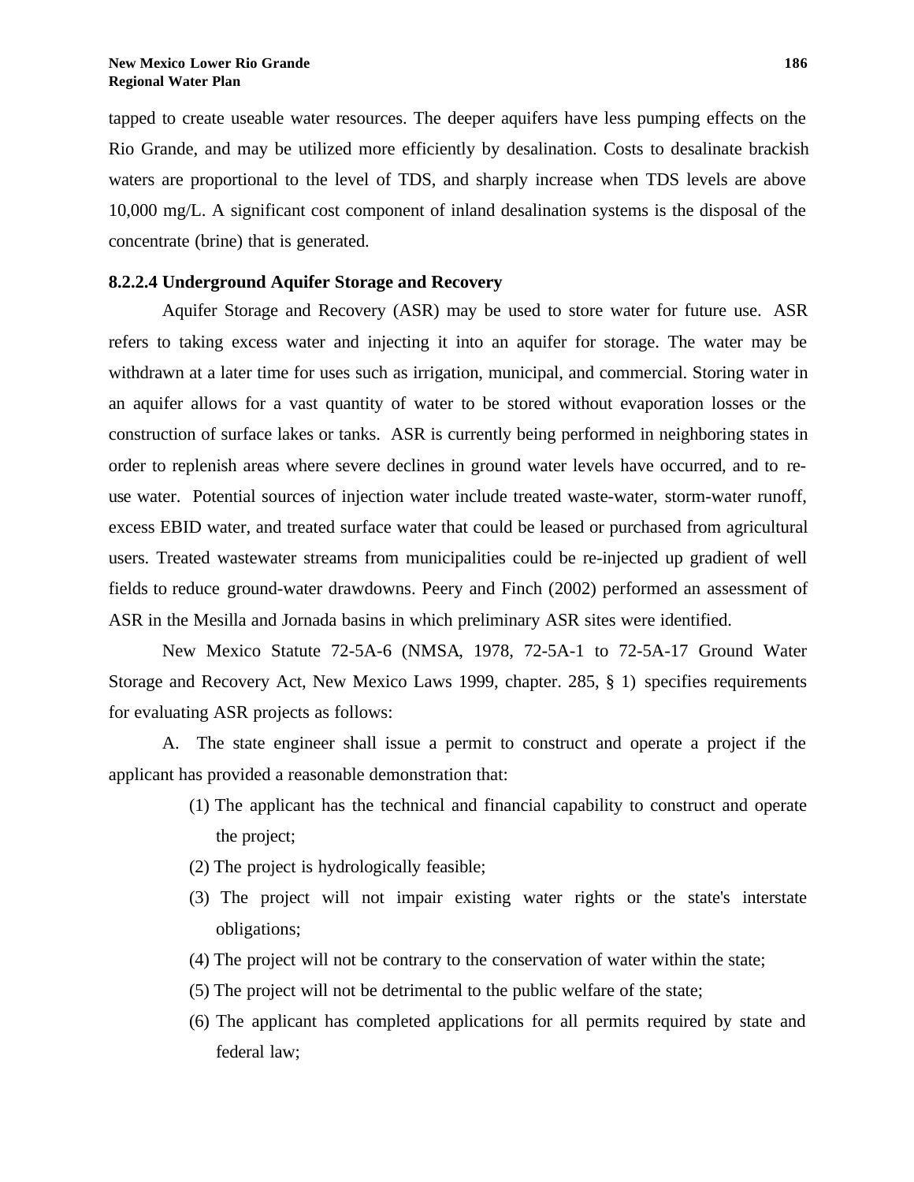tapped to create useable water resources. The deeper aquifers have less pumping effects on the Rio Grande, and may be utilized more efficiently by desalination. Costs to desalinate brackish waters are proportional to the level of TDS, and sharply increase when TDS levels are above 10,000 mg/L. A significant cost component of inland desalination systems is the disposal of the concentrate (brine) that is generated.

#### 8.2.2.4 Underground Aquifer Storage and Recovery

Aquifer Storage and Recovery (ASR) may be used to store water for future use. ASR refers to taking excess water and injecting it into an aquifer for storage. The water may be withdrawn at a later time for uses such as irrigation, municipal, and commercial. Storing water in an aquifer allows for a vast quantity of water to be stored without evaporation losses or the construction of surface lakes or tanks. ASR is currently being performed in neighboring states in order to replenish areas where severe declines in ground water levels have occurred, and to re-use water. Potential sources of injection water include treated waste-water, storm-water runoff, excess EBID water, and treated surface water that could be leased or purchased from agricultural users. Treated wastewater streams from municipalities could be re-injected up gradient of well fields to reduce ground-water drawdowns. Peery and Finch (2002) performed an assessment of ASR in the Mesilla and Jornada basins in which preliminary ASR sites were identified.

New Mexico Statute 72-5A-6 (NMSA, 1978, 72-5A-1 to 72-5A-17 Ground Water Storage and Recovery Act, New Mexico Laws 1999, chapter. 285, § 1) specifies requirements for evaluating ASR projects as follows:

A. The state engineer shall issue a permit to construct and operate a project if the applicant has provided a reasonable demonstration that:

(1) The applicant has the technical and financial capability to construct and operate the project;

(2) The project is hydrologically feasible;

(3) The project will not impair existing water rights or the state's interstate obligations;

(4) The project will not be contrary to the conservation of water within the state;

(5) The project will not be detrimental to the public welfare of the state;

(6) The applicant has completed applications for all permits required by state and federal law;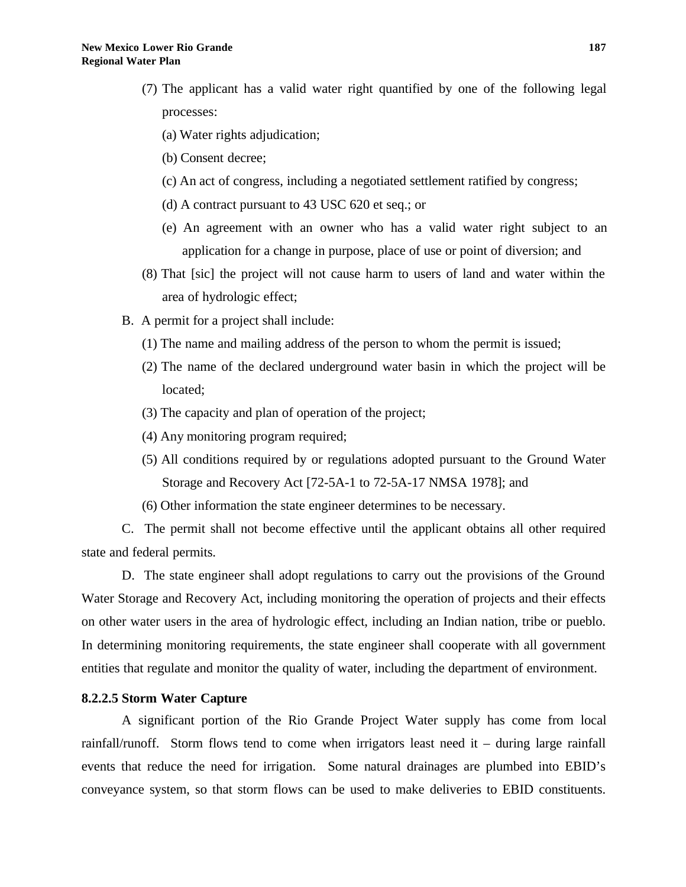(7) The applicant has a valid water right quantified by one of the following legal processes:

(a) Water rights adjudication;

(b) Consent decree;

(c) An act of congress, including a negotiated settlement ratified by congress;

(d) A contract pursuant to 43 USC 620 et seq.; or

(e) An agreement with an owner who has a valid water right subject to an application for a change in purpose, place of use or point of diversion; and

(8) That [sic] the project will not cause harm to users of land and water within the area of hydrologic effect;

B. A permit for a project shall include:

(1) The name and mailing address of the person to whom the permit is issued;

(2) The name of the declared underground water basin in which the project will be located;

(3) The capacity and plan of operation of the project;

(4) Any monitoring program required;

(5) All conditions required by or regulations adopted pursuant to the Ground Water Storage and Recovery Act [72-5A-1 to 72-5A-17 NMSA 1978]; and

(6) Other information the state engineer determines to be necessary.

C. The permit shall not become effective until the applicant obtains all other required state and federal permits.

D. The state engineer shall adopt regulations to carry out the provisions of the Ground Water Storage and Recovery Act, including monitoring the operation of projects and their effects on other water users in the area of hydrologic effect, including an Indian nation, tribe or pueblo. In determining monitoring requirements, the state engineer shall cooperate with all government entities that regulate and monitor the quality of water, including the department of environment.

#### 8.2.2.5 Storm Water Capture

A significant portion of the Rio Grande Project Water supply has come from local rainfall/runoff. Storm flows tend to come when irrigators least need it – during large rainfall events that reduce the need for irrigation. Some natural drainages are plumbed into EBID's conveyance system, so that storm flows can be used to make deliveries to EBID constituents.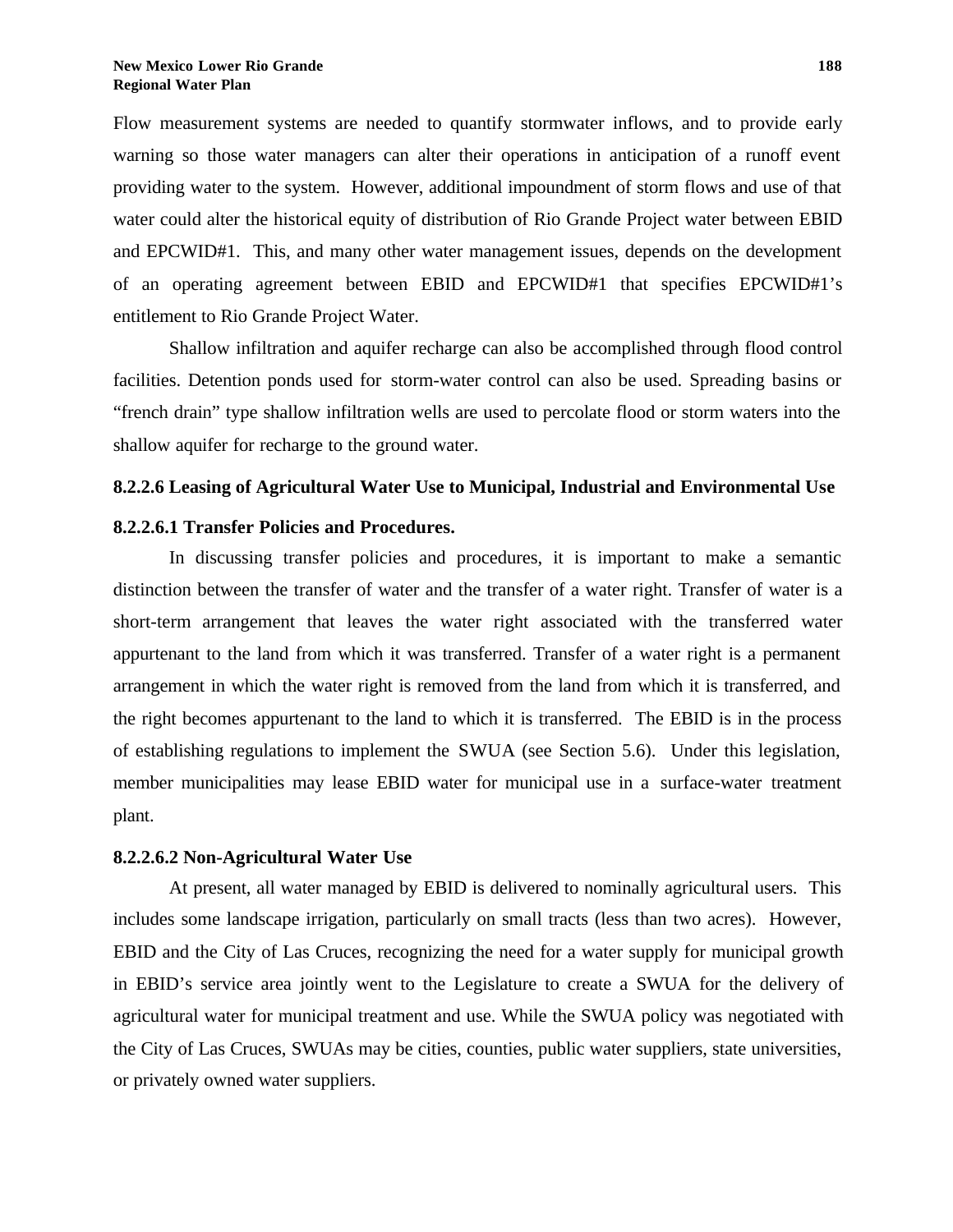Flow measurement systems are needed to quantify stormwater inflows, and to provide early warning so those water managers can alter their operations in anticipation of a runoff event providing water to the system. However, additional impoundment of storm flows and use of that water could alter the historical equity of distribution of Rio Grande Project water between EBID and EPCWID#1. This, and many other water management issues, depends on the development of an operating agreement between EBID and EPCWID#1 that specifies EPCWID#1's entitlement to Rio Grande Project Water.

Shallow infiltration and aquifer recharge can also be accomplished through flood control facilities. Detention ponds used for storm-water control can also be used. Spreading basins or "french drain" type shallow infiltration wells are used to percolate flood or storm waters into the shallow aquifer for recharge to the ground water.

### 8.2.2.6 Leasing of Agricultural Water Use to Municipal, Industrial and Environmental Use

#### 8.2.2.6.1 Transfer Policies and Procedures.

In discussing transfer policies and procedures, it is important to make a semantic distinction between the transfer of water and the transfer of a water right. Transfer of water is a short-term arrangement that leaves the water right associated with the transferred water appurtenant to the land from which it was transferred. Transfer of a water right is a permanent arrangement in which the water right is removed from the land from which it is transferred, and the right becomes appurtenant to the land to which it is transferred. The EBID is in the process of establishing regulations to implement the SWUA (see Section 5.6). Under this legislation, member municipalities may lease EBID water for municipal use in a surface-water treatment plant.

#### 8.2.2.6.2 Non-Agricultural Water Use

At present, all water managed by EBID is delivered to nominally agricultural users. This includes some landscape irrigation, particularly on small tracts (less than two acres). However, EBID and the City of Las Cruces, recognizing the need for a water supply for municipal growth in EBID's service area jointly went to the Legislature to create a SWUA for the delivery of agricultural water for municipal treatment and use. While the SWUA policy was negotiated with the City of Las Cruces, SWUAs may be cities, counties, public water suppliers, state universities, or privately owned water suppliers.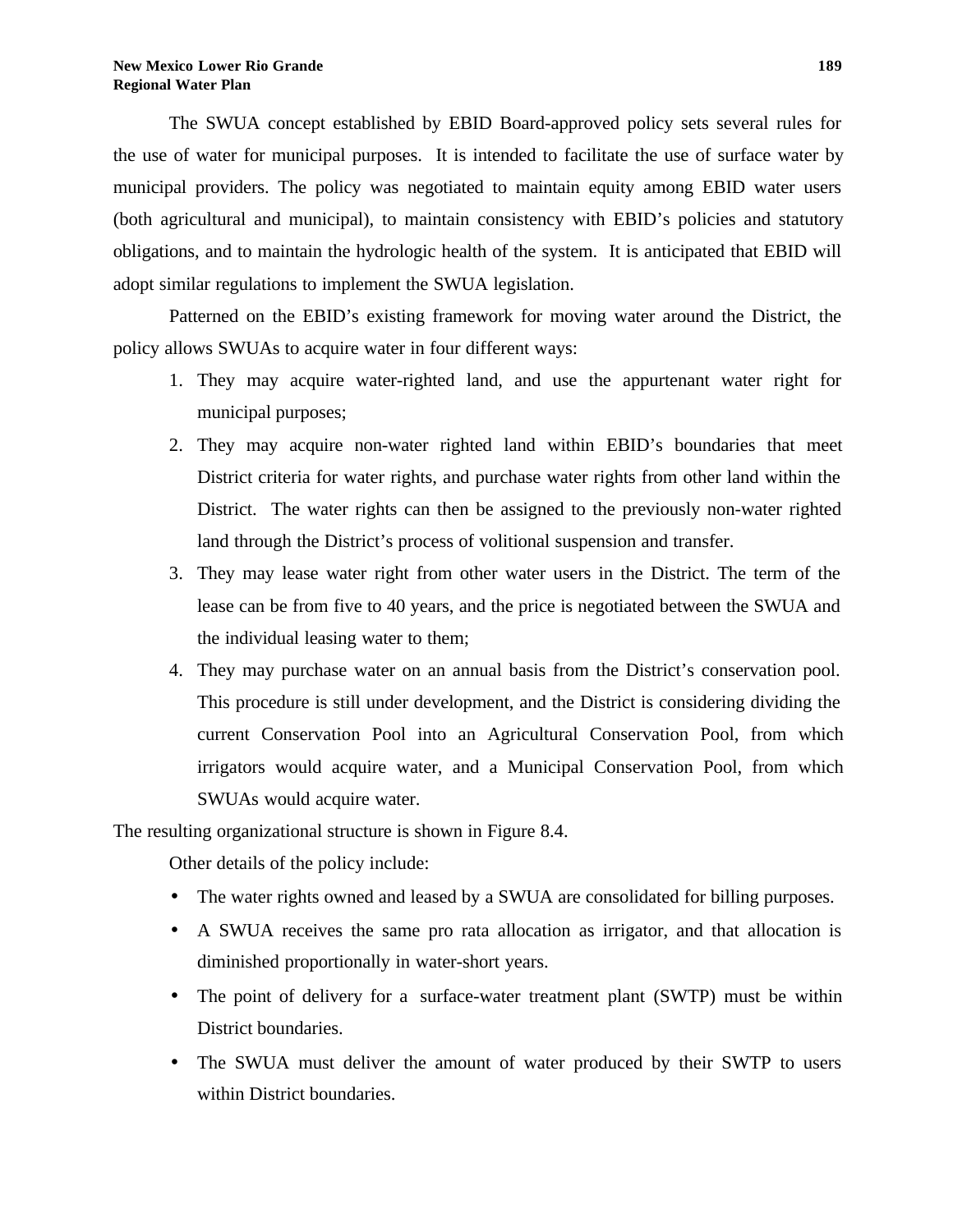The SWUA concept established by EBID Board-approved policy sets several rules for the use of water for municipal purposes. It is intended to facilitate the use of surface water by municipal providers. The policy was negotiated to maintain equity among EBID water users (both agricultural and municipal), to maintain consistency with EBID's policies and statutory obligations, and to maintain the hydrologic health of the system. It is anticipated that EBID will adopt similar regulations to implement the SWUA legislation.

Patterned on the EBID's existing framework for moving water around the District, the policy allows SWUAs to acquire water in four different ways:

1. They may acquire water-righted land, and use the appurtenant water right for municipal purposes;
2. They may acquire non-water righted land within EBID's boundaries that meet District criteria for water rights, and purchase water rights from other land within the District. The water rights can then be assigned to the previously non-water righted land through the District's process of volitional suspension and transfer.
3. They may lease water right from other water users in the District. The term of the lease can be from five to 40 years, and the price is negotiated between the SWUA and the individual leasing water to them;
4. They may purchase water on an annual basis from the District's conservation pool. This procedure is still under development, and the District is considering dividing the current Conservation Pool into an Agricultural Conservation Pool, from which irrigators would acquire water, and a Municipal Conservation Pool, from which SWUAs would acquire water.

The resulting organizational structure is shown in Figure 8.4.

Other details of the policy include:

- The water rights owned and leased by a SWUA are consolidated for billing purposes.
- A SWUA receives the same pro rata allocation as irrigator, and that allocation is diminished proportionally in water-short years.
- The point of delivery for a surface-water treatment plant (SWTP) must be within District boundaries.
- The SWUA must deliver the amount of water produced by their SWTP to users within District boundaries.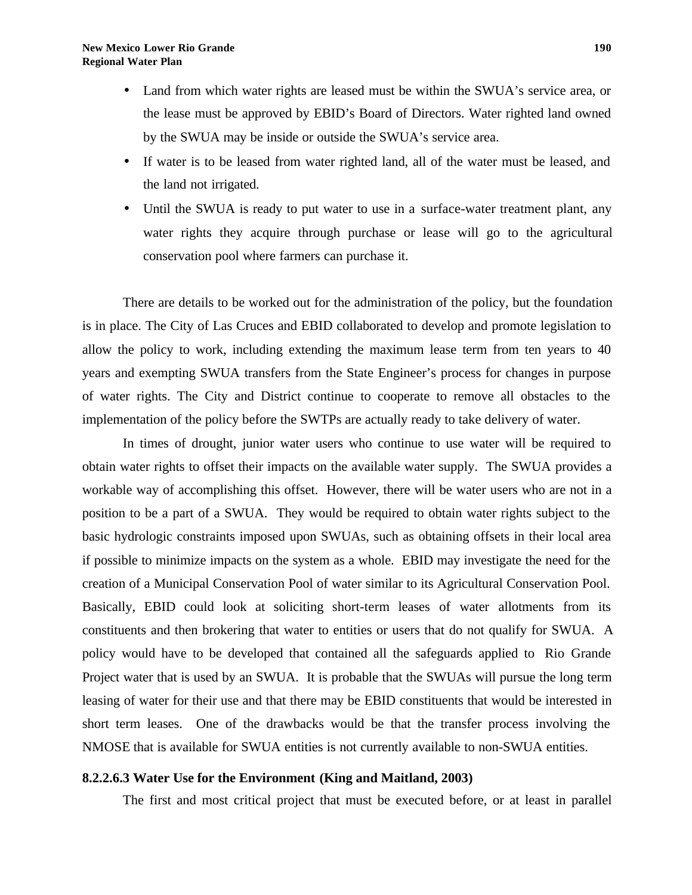- Land from which water rights are leased must be within the SWUA's service area, or the lease must be approved by EBID's Board of Directors. Water righted land owned by the SWUA may be inside or outside the SWUA's service area.
- If water is to be leased from water righted land, all of the water must be leased, and the land not irrigated.
- Until the SWUA is ready to put water to use in a surface-water treatment plant, any water rights they acquire through purchase or lease will go to the agricultural conservation pool where farmers can purchase it.

There are details to be worked out for the administration of the policy, but the foundation is in place. The City of Las Cruces and EBID collaborated to develop and promote legislation to allow the policy to work, including extending the maximum lease term from ten years to 40 years and exempting SWUA transfers from the State Engineer's process for changes in purpose of water rights. The City and District continue to cooperate to remove all obstacles to the implementation of the policy before the SWTPs are actually ready to take delivery of water.

In times of drought, junior water users who continue to use water will be required to obtain water rights to offset their impacts on the available water supply. The SWUA provides a workable way of accomplishing this offset. However, there will be water users who are not in a position to be a part of a SWUA. They would be required to obtain water rights subject to the basic hydrologic constraints imposed upon SWUAs, such as obtaining offsets in their local area if possible to minimize impacts on the system as a whole. EBID may investigate the need for the creation of a Municipal Conservation Pool of water similar to its Agricultural Conservation Pool. Basically, EBID could look at soliciting short-term leases of water allotments from its constituents and then brokering that water to entities or users that do not qualify for SWUA. A policy would have to be developed that contained all the safeguards applied to Rio Grande Project water that is used by an SWUA. It is probable that the SWUAs will pursue the long term leasing of water for their use and that there may be EBID constituents that would be interested in short term leases. One of the drawbacks would be that the transfer process involving the NMOSE that is available for SWUA entities is not currently available to non-SWUA entities.

#### 8.2.2.6.3 Water Use for the Environment (King and Maitland, 2003)

The first and most critical project that must be executed before, or at least in parallel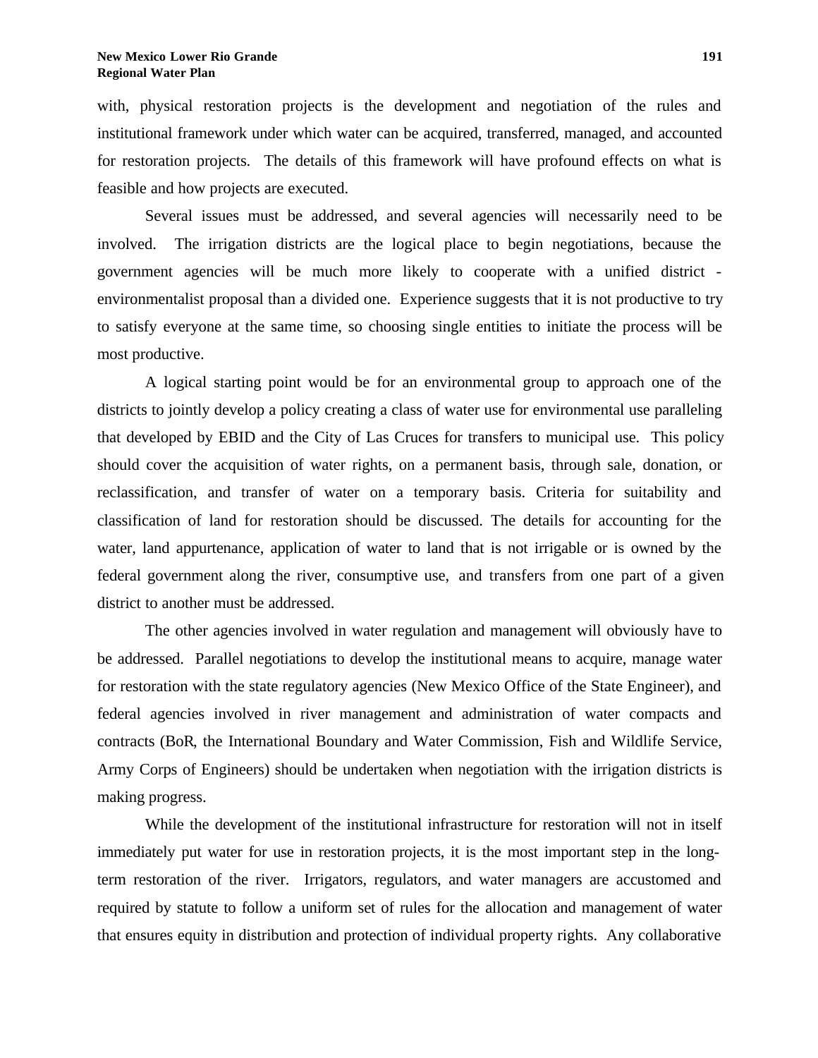with, physical restoration projects is the development and negotiation of the rules and institutional framework under which water can be acquired, transferred, managed, and accounted for restoration projects. The details of this framework will have profound effects on what is feasible and how projects are executed.

Several issues must be addressed, and several agencies will necessarily need to be involved. The irrigation districts are the logical place to begin negotiations, because the government agencies will be much more likely to cooperate with a unified district - environmentalist proposal than a divided one. Experience suggests that it is not productive to try to satisfy everyone at the same time, so choosing single entities to initiate the process will be most productive.

A logical starting point would be for an environmental group to approach one of the districts to jointly develop a policy creating a class of water use for environmental use paralleling that developed by EBID and the City of Las Cruces for transfers to municipal use. This policy should cover the acquisition of water rights, on a permanent basis, through sale, donation, or reclassification, and transfer of water on a temporary basis. Criteria for suitability and classification of land for restoration should be discussed. The details for accounting for the water, land appurtenance, application of water to land that is not irrigable or is owned by the federal government along the river, consumptive use, and transfers from one part of a given district to another must be addressed.

The other agencies involved in water regulation and management will obviously have to be addressed. Parallel negotiations to develop the institutional means to acquire, manage water for restoration with the state regulatory agencies (New Mexico Office of the State Engineer), and federal agencies involved in river management and administration of water compacts and contracts (BoR, the International Boundary and Water Commission, Fish and Wildlife Service, Army Corps of Engineers) should be undertaken when negotiation with the irrigation districts is making progress.

While the development of the institutional infrastructure for restoration will not in itself immediately put water for use in restoration projects, it is the most important step in the long-term restoration of the river. Irrigators, regulators, and water managers are accustomed and required by statute to follow a uniform set of rules for the allocation and management of water that ensures equity in distribution and protection of individual property rights. Any collaborative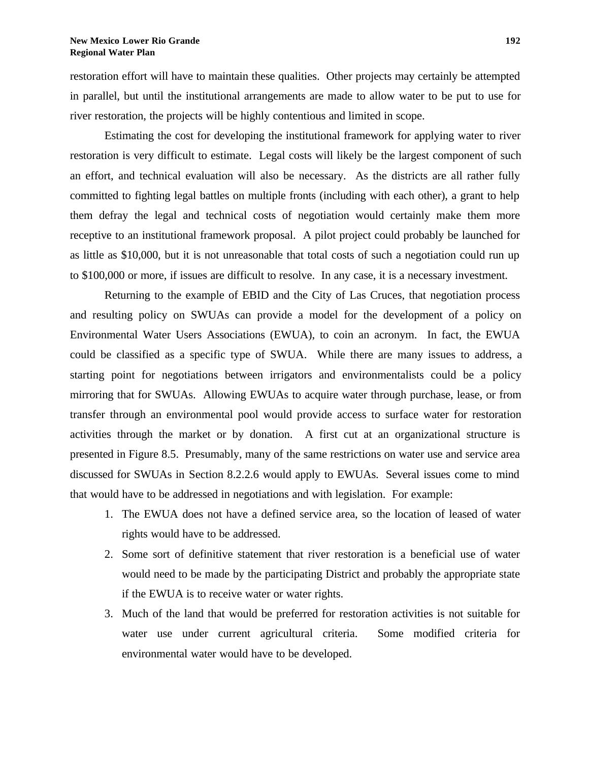restoration effort will have to maintain these qualities. Other projects may certainly be attempted in parallel, but until the institutional arrangements are made to allow water to be put to use for river restoration, the projects will be highly contentious and limited in scope.

Estimating the cost for developing the institutional framework for applying water to river restoration is very difficult to estimate. Legal costs will likely be the largest component of such an effort, and technical evaluation will also be necessary. As the districts are all rather fully committed to fighting legal battles on multiple fronts (including with each other), a grant to help them defray the legal and technical costs of negotiation would certainly make them more receptive to an institutional framework proposal. A pilot project could probably be launched for as little as $10,000, but it is not unreasonable that total costs of such a negotiation could run up to $100,000 or more, if issues are difficult to resolve. In any case, it is a necessary investment.

Returning to the example of EBID and the City of Las Cruces, that negotiation process and resulting policy on SWUAs can provide a model for the development of a policy on Environmental Water Users Associations (EWUA), to coin an acronym. In fact, the EWUA could be classified as a specific type of SWUA. While there are many issues to address, a starting point for negotiations between irrigators and environmentalists could be a policy mirroring that for SWUAs. Allowing EWUAs to acquire water through purchase, lease, or from transfer through an environmental pool would provide access to surface water for restoration activities through the market or by donation. A first cut at an organizational structure is presented in Figure 8.5. Presumably, many of the same restrictions on water use and service area discussed for SWUAs in Section 8.2.2.6 would apply to EWUAs. Several issues come to mind that would have to be addressed in negotiations and with legislation. For example:

1. The EWUA does not have a defined service area, so the location of leased of water rights would have to be addressed.
2. Some sort of definitive statement that river restoration is a beneficial use of water would need to be made by the participating District and probably the appropriate state if the EWUA is to receive water or water rights.
3. Much of the land that would be preferred for restoration activities is not suitable for water use under current agricultural criteria. Some modified criteria for environmental water would have to be developed.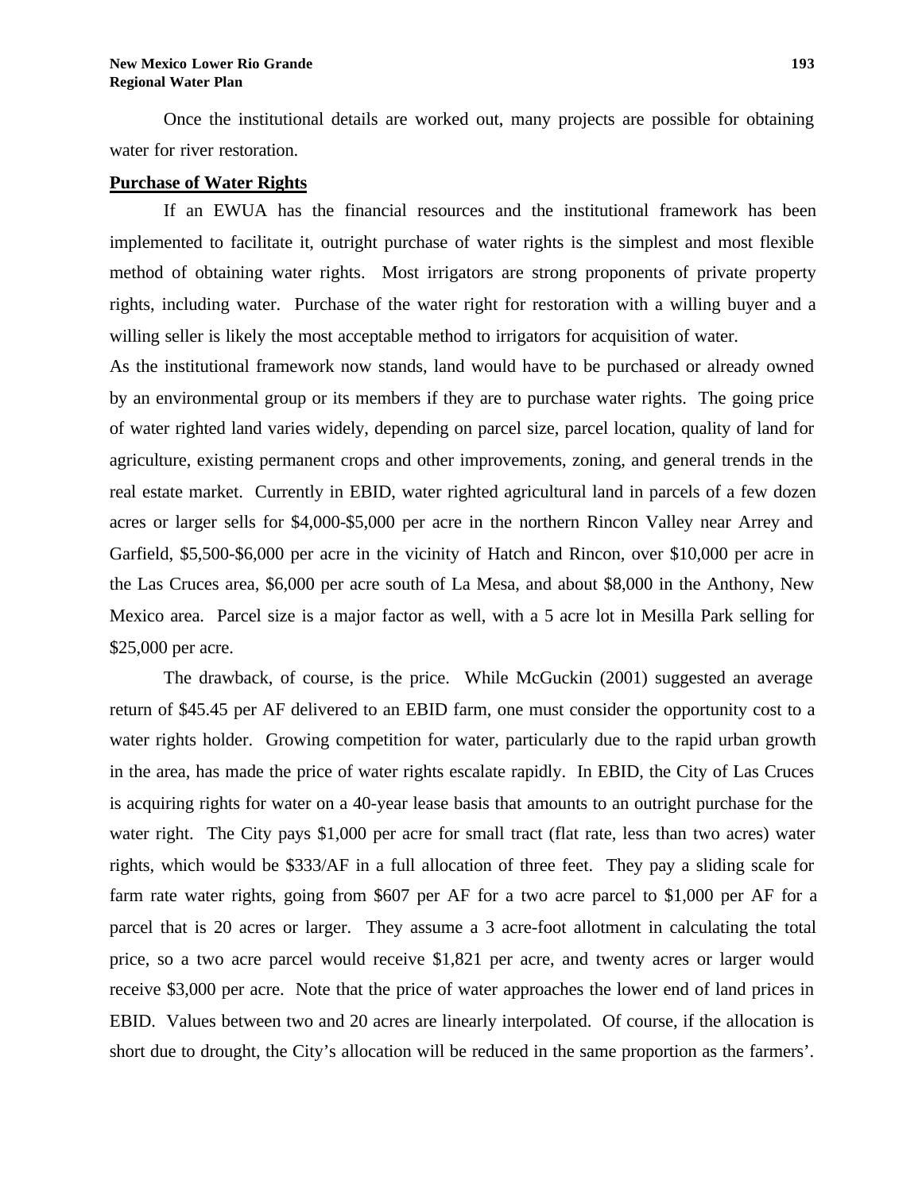Once the institutional details are worked out, many projects are possible for obtaining water for river restoration.

**Purchase of Water Rights**

If an EWUA has the financial resources and the institutional framework has been implemented to facilitate it, outright purchase of water rights is the simplest and most flexible method of obtaining water rights. Most irrigators are strong proponents of private property rights, including water. Purchase of the water right for restoration with a willing buyer and a willing seller is likely the most acceptable method to irrigators for acquisition of water.

As the institutional framework now stands, land would have to be purchased or already owned by an environmental group or its members if they are to purchase water rights. The going price of water righted land varies widely, depending on parcel size, parcel location, quality of land for agriculture, existing permanent crops and other improvements, zoning, and general trends in the real estate market. Currently in EBID, water righted agricultural land in parcels of a few dozen acres or larger sells for $4,000-$5,000 per acre in the northern Rincon Valley near Arrey and Garfield, $5,500-$6,000 per acre in the vicinity of Hatch and Rincon, over $10,000 per acre in the Las Cruces area, $6,000 per acre south of La Mesa, and about $8,000 in the Anthony, New Mexico area. Parcel size is a major factor as well, with a 5 acre lot in Mesilla Park selling for $25,000 per acre.

The drawback, of course, is the price. While McGuckin (2001) suggested an average return of $45.45 per AF delivered to an EBID farm, one must consider the opportunity cost to a water rights holder. Growing competition for water, particularly due to the rapid urban growth in the area, has made the price of water rights escalate rapidly. In EBID, the City of Las Cruces is acquiring rights for water on a 40-year lease basis that amounts to an outright purchase for the water right. The City pays $1,000 per acre for small tract (flat rate, less than two acres) water rights, which would be $333/AF in a full allocation of three feet. They pay a sliding scale for farm rate water rights, going from $607 per AF for a two acre parcel to $1,000 per AF for a parcel that is 20 acres or larger. They assume a 3 acre-foot allotment in calculating the total price, so a two acre parcel would receive $1,821 per acre, and twenty acres or larger would receive $3,000 per acre. Note that the price of water approaches the lower end of land prices in EBID. Values between two and 20 acres are linearly interpolated. Of course, if the allocation is short due to drought, the City's allocation will be reduced in the same proportion as the farmers'.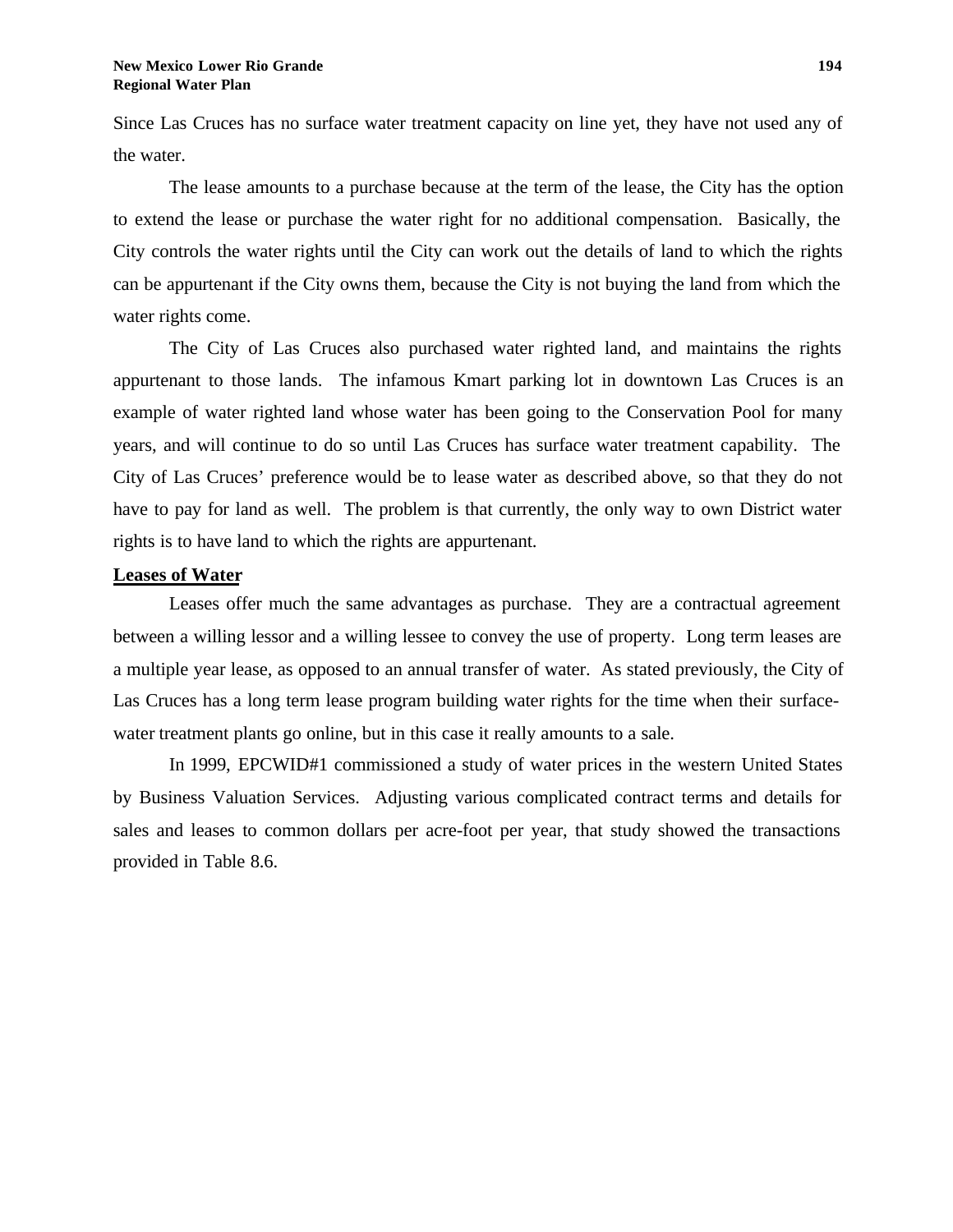Since Las Cruces has no surface water treatment capacity on line yet, they have not used any of the water.

The lease amounts to a purchase because at the term of the lease, the City has the option to extend the lease or purchase the water right for no additional compensation. Basically, the City controls the water rights until the City can work out the details of land to which the rights can be appurtenant if the City owns them, because the City is not buying the land from which the water rights come.

The City of Las Cruces also purchased water righted land, and maintains the rights appurtenant to those lands. The infamous Kmart parking lot in downtown Las Cruces is an example of water righted land whose water has been going to the Conservation Pool for many years, and will continue to do so until Las Cruces has surface water treatment capability. The City of Las Cruces' preference would be to lease water as described above, so that they do not have to pay for land as well. The problem is that currently, the only way to own District water rights is to have land to which the rights are appurtenant.

**Leases of Water**

Leases offer much the same advantages as purchase. They are a contractual agreement between a willing lessor and a willing lessee to convey the use of property. Long term leases are a multiple year lease, as opposed to an annual transfer of water. As stated previously, the City of Las Cruces has a long term lease program building water rights for the time when their surface-water treatment plants go online, but in this case it really amounts to a sale.

In 1999, EPCWID#1 commissioned a study of water prices in the western United States by Business Valuation Services. Adjusting various complicated contract terms and details for sales and leases to common dollars per acre-foot per year, that study showed the transactions provided in Table 8.6.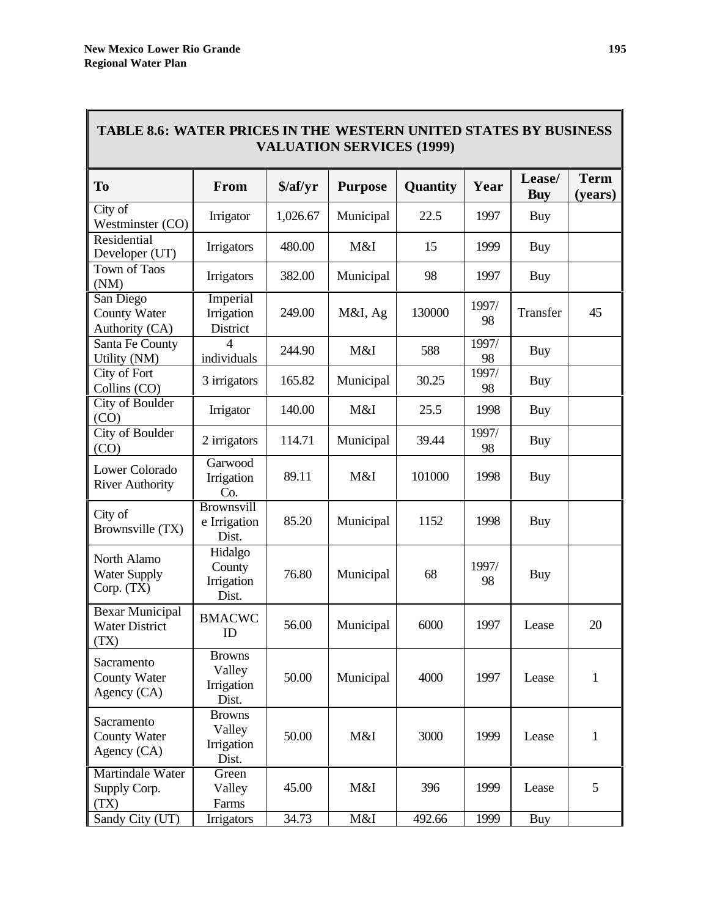**TABLE 8.6: WATER PRICES IN THE WESTERN UNITED STATES BY BUSINESS VALUATION SERVICES (1999)**

| To | From | $/af/yr | Purpose | Quantity | Year | Lease/ Buy | Term (years) |
|---|---|---|---|---|---|---|---|
| City of Westminster (CO) | Irrigator | 1,026.67 | Municipal | 22.5 | 1997 | Buy | |
| Residential Developer (UT) | Irrigators | 480.00 | M&I | 15 | 1999 | Buy | |
| Town of Taos (NM) | Irrigators | 382.00 | Municipal | 98 | 1997 | Buy | |
| San Diego County Water Authority (CA) | Imperial Irrigation District | 249.00 | M&I, Ag | 130000 | 1997/ 98 | Transfer | 45 |
| Santa Fe County Utility (NM) | 4 individuals | 244.90 | M&I | 588 | 1997/ 98 | Buy | |
| City of Fort Collins (CO) | 3 irrigators | 165.82 | Municipal | 30.25 | 1997/ 98 | Buy | |
| City of Boulder (CO) | Irrigator | 140.00 | M&I | 25.5 | 1998 | Buy | |
| City of Boulder (CO) | 2 irrigators | 114.71 | Municipal | 39.44 | 1997/ 98 | Buy | |
| Lower Colorado River Authority | Garwood Irrigation Co. | 89.11 | M&I | 101000 | 1998 | Buy | |
| City of Brownsville (TX) | Brownsville Irrigation Dist. | 85.20 | Municipal | 1152 | 1998 | Buy | |
| North Alamo Water Supply Corp. (TX) | Hidalgo County Irrigation Dist. | 76.80 | Municipal | 68 | 1997/ 98 | Buy | |
| Bexar Municipal Water District (TX) | BMACWC ID | 56.00 | Municipal | 6000 | 1997 | Lease | 20 |
| Sacramento County Water Agency (CA) | Browns Valley Irrigation Dist. | 50.00 | Municipal | 4000 | 1997 | Lease | 1 |
| Sacramento County Water Agency (CA) | Browns Valley Irrigation Dist. | 50.00 | M&I | 3000 | 1999 | Lease | 1 |
| Martindale Water Supply Corp. (TX) | Green Valley Farms | 45.00 | M&I | 396 | 1999 | Lease | 5 |
| Sandy City (UT) | Irrigators | 34.73 | M&I | 492.66 | 1999 | Buy | |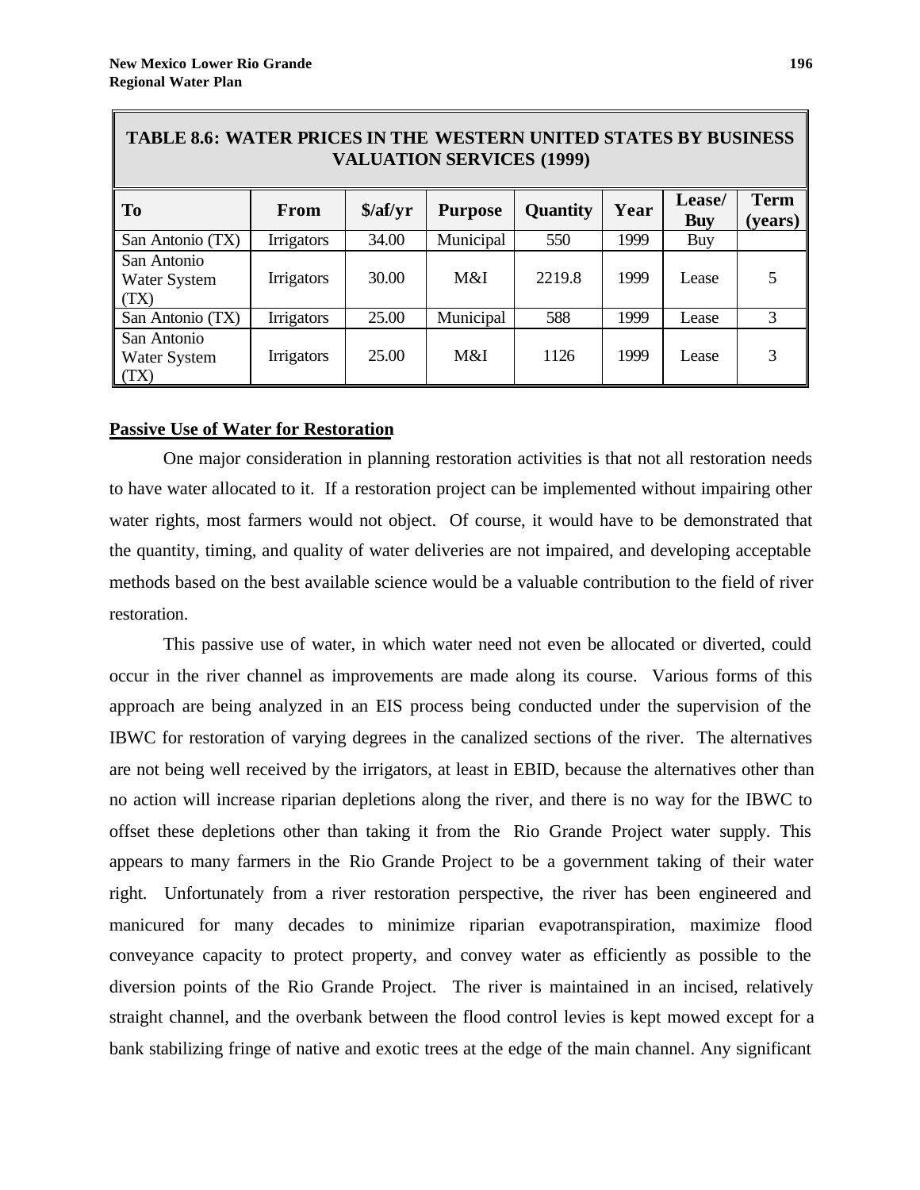**TABLE 8.6: WATER PRICES IN THE WESTERN UNITED STATES BY BUSINESS VALUATION SERVICES (1999)**

| To | From | $/af/yr | Purpose | Quantity | Year | Lease/ Buy | Term (years) |
|---|---|---|---|---|---|---|---|
| San Antonio (TX) | Irrigators | 34.00 | Municipal | 550 | 1999 | Buy | |
| San Antonio Water System (TX) | Irrigators | 30.00 | M&I | 2219.8 | 1999 | Lease | 5 |
| San Antonio (TX) | Irrigators | 25.00 | Municipal | 588 | 1999 | Lease | 3 |
| San Antonio Water System (TX) | Irrigators | 25.00 | M&I | 1126 | 1999 | Lease | 3 |

**Passive Use of Water for Restoration**

One major consideration in planning restoration activities is that not all restoration needs to have water allocated to it. If a restoration project can be implemented without impairing other water rights, most farmers would not object. Of course, it would have to be demonstrated that the quantity, timing, and quality of water deliveries are not impaired, and developing acceptable methods based on the best available science would be a valuable contribution to the field of river restoration.

This passive use of water, in which water need not even be allocated or diverted, could occur in the river channel as improvements are made along its course. Various forms of this approach are being analyzed in an EIS process being conducted under the supervision of the IBWC for restoration of varying degrees in the canalized sections of the river. The alternatives are not being well received by the irrigators, at least in EBID, because the alternatives other than no action will increase riparian depletions along the river, and there is no way for the IBWC to offset these depletions other than taking it from the Rio Grande Project water supply. This appears to many farmers in the Rio Grande Project to be a government taking of their water right. Unfortunately from a river restoration perspective, the river has been engineered and manicured for many decades to minimize riparian evapotranspiration, maximize flood conveyance capacity to protect property, and convey water as efficiently as possible to the diversion points of the Rio Grande Project. The river is maintained in an incised, relatively straight channel, and the overbank between the flood control levies is kept mowed except for a bank stabilizing fringe of native and exotic trees at the edge of the main channel. Any significant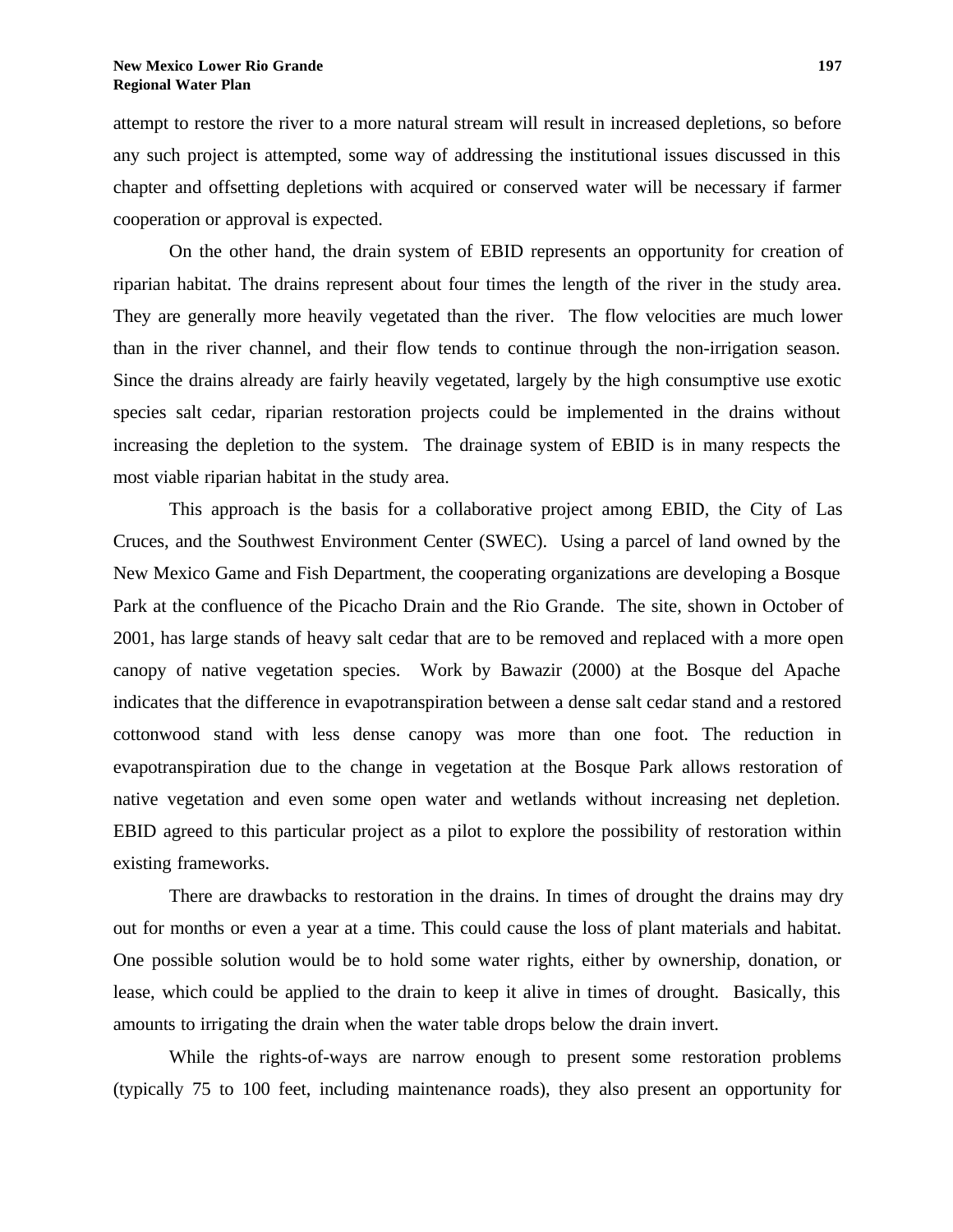attempt to restore the river to a more natural stream will result in increased depletions, so before any such project is attempted, some way of addressing the institutional issues discussed in this chapter and offsetting depletions with acquired or conserved water will be necessary if farmer cooperation or approval is expected.

On the other hand, the drain system of EBID represents an opportunity for creation of riparian habitat. The drains represent about four times the length of the river in the study area. They are generally more heavily vegetated than the river. The flow velocities are much lower than in the river channel, and their flow tends to continue through the non-irrigation season. Since the drains already are fairly heavily vegetated, largely by the high consumptive use exotic species salt cedar, riparian restoration projects could be implemented in the drains without increasing the depletion to the system. The drainage system of EBID is in many respects the most viable riparian habitat in the study area.

This approach is the basis for a collaborative project among EBID, the City of Las Cruces, and the Southwest Environment Center (SWEC). Using a parcel of land owned by the New Mexico Game and Fish Department, the cooperating organizations are developing a Bosque Park at the confluence of the Picacho Drain and the Rio Grande. The site, shown in October of 2001, has large stands of heavy salt cedar that are to be removed and replaced with a more open canopy of native vegetation species. Work by Bawazir (2000) at the Bosque del Apache indicates that the difference in evapotranspiration between a dense salt cedar stand and a restored cottonwood stand with less dense canopy was more than one foot. The reduction in evapotranspiration due to the change in vegetation at the Bosque Park allows restoration of native vegetation and even some open water and wetlands without increasing net depletion. EBID agreed to this particular project as a pilot to explore the possibility of restoration within existing frameworks.

There are drawbacks to restoration in the drains. In times of drought the drains may dry out for months or even a year at a time. This could cause the loss of plant materials and habitat. One possible solution would be to hold some water rights, either by ownership, donation, or lease, which could be applied to the drain to keep it alive in times of drought. Basically, this amounts to irrigating the drain when the water table drops below the drain invert.

While the rights-of-ways are narrow enough to present some restoration problems (typically 75 to 100 feet, including maintenance roads), they also present an opportunity for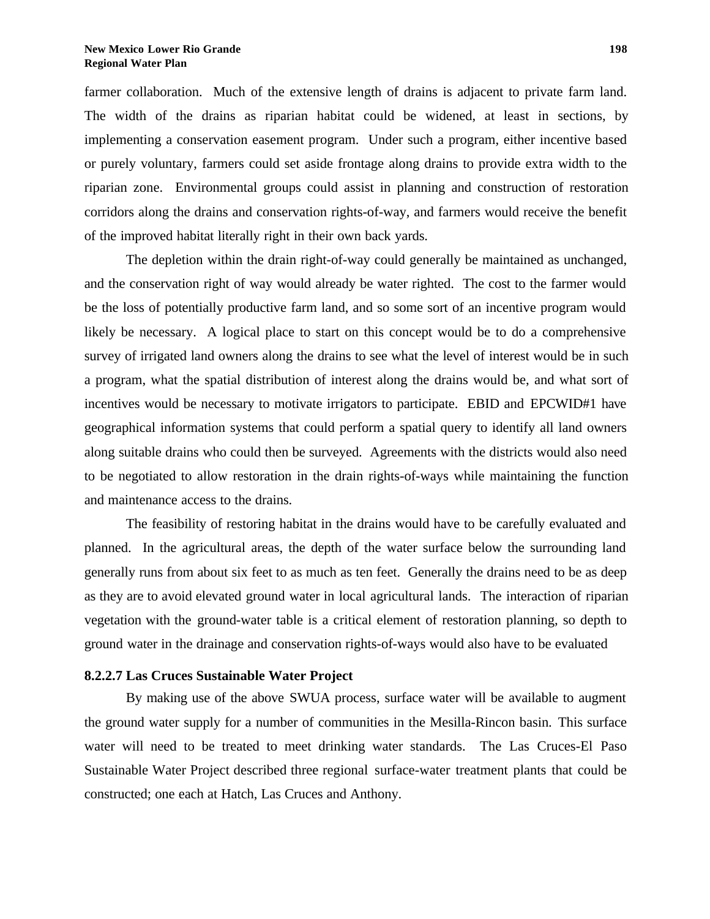farmer collaboration. Much of the extensive length of drains is adjacent to private farm land. The width of the drains as riparian habitat could be widened, at least in sections, by implementing a conservation easement program. Under such a program, either incentive based or purely voluntary, farmers could set aside frontage along drains to provide extra width to the riparian zone. Environmental groups could assist in planning and construction of restoration corridors along the drains and conservation rights-of-way, and farmers would receive the benefit of the improved habitat literally right in their own back yards.

The depletion within the drain right-of-way could generally be maintained as unchanged, and the conservation right of way would already be water righted. The cost to the farmer would be the loss of potentially productive farm land, and so some sort of an incentive program would likely be necessary. A logical place to start on this concept would be to do a comprehensive survey of irrigated land owners along the drains to see what the level of interest would be in such a program, what the spatial distribution of interest along the drains would be, and what sort of incentives would be necessary to motivate irrigators to participate. EBID and EPCWID#1 have geographical information systems that could perform a spatial query to identify all land owners along suitable drains who could then be surveyed. Agreements with the districts would also need to be negotiated to allow restoration in the drain rights-of-ways while maintaining the function and maintenance access to the drains.

The feasibility of restoring habitat in the drains would have to be carefully evaluated and planned. In the agricultural areas, the depth of the water surface below the surrounding land generally runs from about six feet to as much as ten feet. Generally the drains need to be as deep as they are to avoid elevated ground water in local agricultural lands. The interaction of riparian vegetation with the ground-water table is a critical element of restoration planning, so depth to ground water in the drainage and conservation rights-of-ways would also have to be evaluated

#### 8.2.2.7 Las Cruces Sustainable Water Project

By making use of the above SWUA process, surface water will be available to augment the ground water supply for a number of communities in the Mesilla-Rincon basin. This surface water will need to be treated to meet drinking water standards. The Las Cruces-El Paso Sustainable Water Project described three regional surface-water treatment plants that could be constructed; one each at Hatch, Las Cruces and Anthony.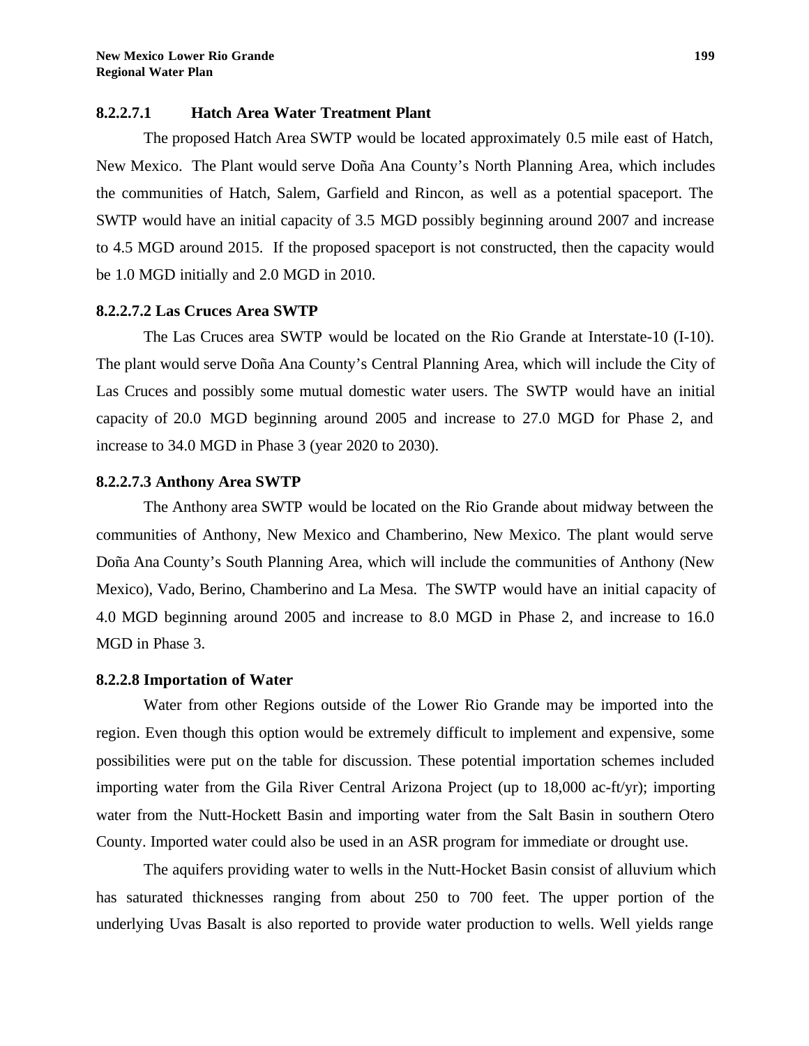#### 8.2.2.7.1 Hatch Area Water Treatment Plant

The proposed Hatch Area SWTP would be located approximately 0.5 mile east of Hatch, New Mexico. The Plant would serve Doña Ana County's North Planning Area, which includes the communities of Hatch, Salem, Garfield and Rincon, as well as a potential spaceport. The SWTP would have an initial capacity of 3.5 MGD possibly beginning around 2007 and increase to 4.5 MGD around 2015. If the proposed spaceport is not constructed, then the capacity would be 1.0 MGD initially and 2.0 MGD in 2010.

#### 8.2.2.7.2 Las Cruces Area SWTP

The Las Cruces area SWTP would be located on the Rio Grande at Interstate-10 (I-10). The plant would serve Doña Ana County's Central Planning Area, which will include the City of Las Cruces and possibly some mutual domestic water users. The SWTP would have an initial capacity of 20.0 MGD beginning around 2005 and increase to 27.0 MGD for Phase 2, and increase to 34.0 MGD in Phase 3 (year 2020 to 2030).

#### 8.2.2.7.3 Anthony Area SWTP

The Anthony area SWTP would be located on the Rio Grande about midway between the communities of Anthony, New Mexico and Chamberino, New Mexico. The plant would serve Doña Ana County's South Planning Area, which will include the communities of Anthony (New Mexico), Vado, Berino, Chamberino and La Mesa. The SWTP would have an initial capacity of 4.0 MGD beginning around 2005 and increase to 8.0 MGD in Phase 2, and increase to 16.0 MGD in Phase 3.

### 8.2.2.8 Importation of Water

Water from other Regions outside of the Lower Rio Grande may be imported into the region. Even though this option would be extremely difficult to implement and expensive, some possibilities were put on the table for discussion. These potential importation schemes included importing water from the Gila River Central Arizona Project (up to 18,000 ac-ft/yr); importing water from the Nutt-Hockett Basin and importing water from the Salt Basin in southern Otero County. Imported water could also be used in an ASR program for immediate or drought use.

The aquifers providing water to wells in the Nutt-Hocket Basin consist of alluvium which has saturated thicknesses ranging from about 250 to 700 feet. The upper portion of the underlying Uvas Basalt is also reported to provide water production to wells. Well yields range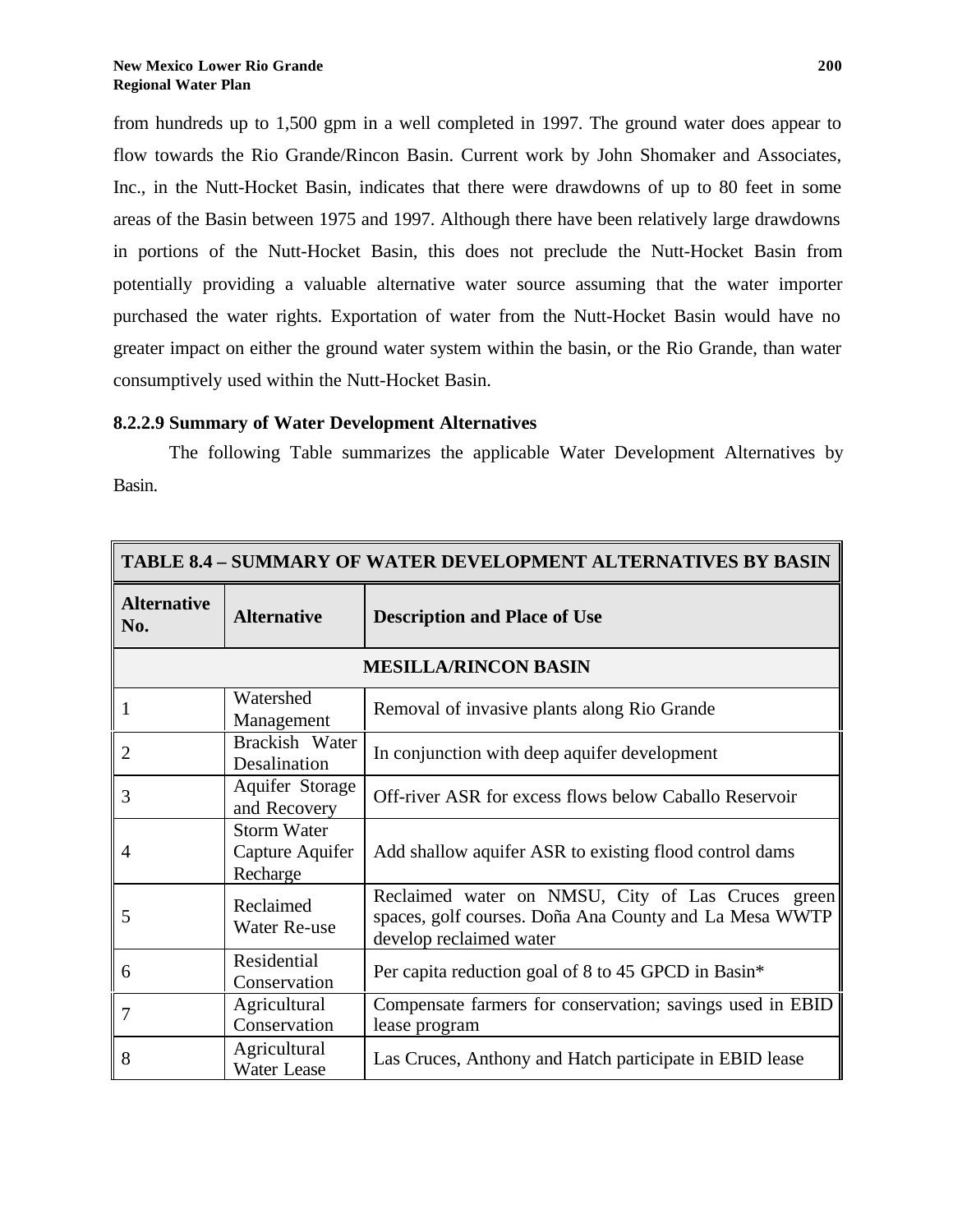from hundreds up to 1,500 gpm in a well completed in 1997. The ground water does appear to flow towards the Rio Grande/Rincon Basin. Current work by John Shomaker and Associates, Inc., in the Nutt-Hocket Basin, indicates that there were drawdowns of up to 80 feet in some areas of the Basin between 1975 and 1997. Although there have been relatively large drawdowns in portions of the Nutt-Hocket Basin, this does not preclude the Nutt-Hocket Basin from potentially providing a valuable alternative water source assuming that the water importer purchased the water rights. Exportation of water from the Nutt-Hocket Basin would have no greater impact on either the ground water system within the basin, or the Rio Grande, than water consumptively used within the Nutt-Hocket Basin.

#### 8.2.2.9 Summary of Water Development Alternatives

The following Table summarizes the applicable Water Development Alternatives by Basin.

**TABLE 8.4 – SUMMARY OF WATER DEVELOPMENT ALTERNATIVES BY BASIN**

| Alternative No. | Alternative | Description and Place of Use |
|---|---|---|
| **MESILLA/RINCON BASIN** | | |
| 1 | Watershed Management | Removal of invasive plants along Rio Grande |
| 2 | Brackish Water Desalination | In conjunction with deep aquifer development |
| 3 | Aquifer Storage and Recovery | Off-river ASR for excess flows below Caballo Reservoir |
| 4 | Storm Water Capture Aquifer Recharge | Add shallow aquifer ASR to existing flood control dams |
| 5 | Reclaimed Water Re-use | Reclaimed water on NMSU, City of Las Cruces green spaces, golf courses. Doña Ana County and La Mesa WWTP develop reclaimed water |
| 6 | Residential Conservation | Per capita reduction goal of 8 to 45 GPCD in Basin* |
| 7 | Agricultural Conservation | Compensate farmers for conservation; savings used in EBID lease program |
| 8 | Agricultural Water Lease | Las Cruces, Anthony and Hatch participate in EBID lease |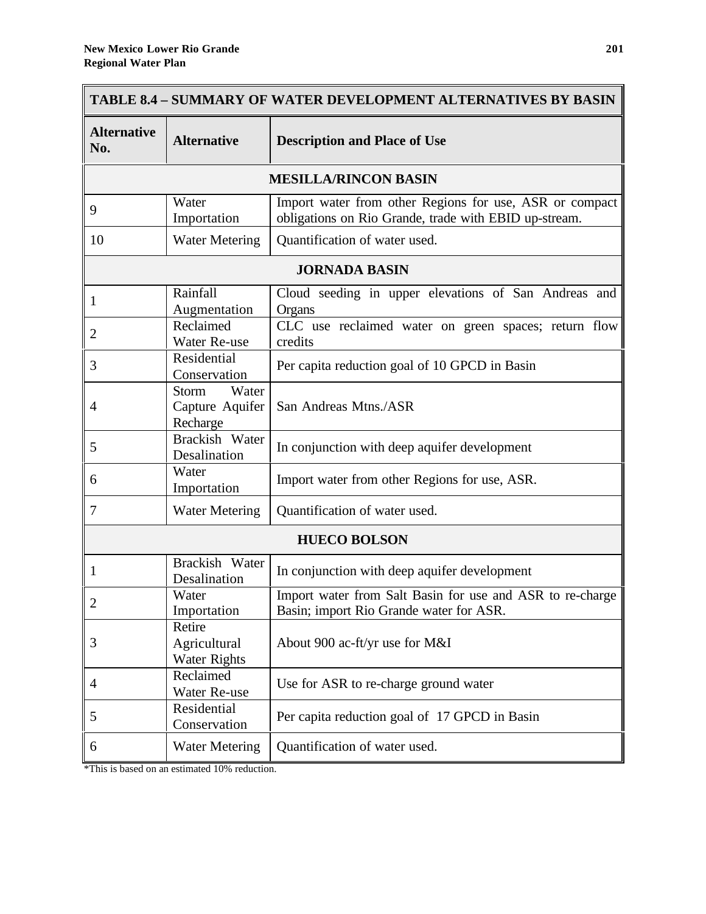| TABLE 8.4 – SUMMARY OF WATER DEVELOPMENT ALTERNATIVES BY BASIN | | |
|---|---|---|
| **Alternative No.** | **Alternative** | **Description and Place of Use** |
| | **MESILLA/RINCON BASIN** | |
| 9 | Water Importation | Import water from other Regions for use, ASR or compact obligations on Rio Grande, trade with EBID up-stream. |
| 10 | Water Metering | Quantification of water used. |
| | **JORNADA BASIN** | |
| 1 | Rainfall Augmentation | Cloud seeding in upper elevations of San Andreas and Organs |
| 2 | Reclaimed Water Re-use | CLC use reclaimed water on green spaces; return flow credits |
| 3 | Residential Conservation | Per capita reduction goal of 10 GPCD in Basin |
| 4 | Storm Water Capture Aquifer Recharge | San Andreas Mtns./ASR |
| 5 | Brackish Water Desalination | In conjunction with deep aquifer development |
| 6 | Water Importation | Import water from other Regions for use, ASR. |
| 7 | Water Metering | Quantification of water used. |
| | **HUECO BOLSON** | |
| 1 | Brackish Water Desalination | In conjunction with deep aquifer development |
| 2 | Water Importation | Import water from Salt Basin for use and ASR to re-charge Basin; import Rio Grande water for ASR. |
| 3 | Retire Agricultural Water Rights | About 900 ac-ft/yr use for M&I |
| 4 | Reclaimed Water Re-use | Use for ASR to re-charge ground water |
| 5 | Residential Conservation | Per capita reduction goal of 17 GPCD in Basin |
| 6 | Water Metering | Quantification of water used. |

*This is based on an estimated 10% reduction.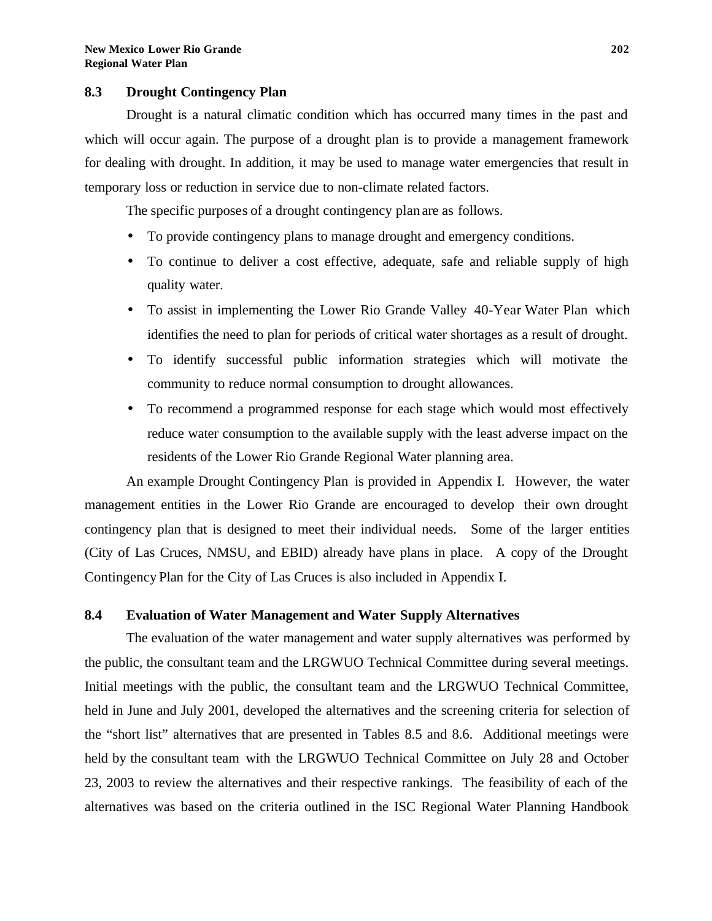## 8.3 Drought Contingency Plan

Drought is a natural climatic condition which has occurred many times in the past and which will occur again. The purpose of a drought plan is to provide a management framework for dealing with drought. In addition, it may be used to manage water emergencies that result in temporary loss or reduction in service due to non-climate related factors.

The specific purposes of a drought contingency plan are as follows.

- To provide contingency plans to manage drought and emergency conditions.
- To continue to deliver a cost effective, adequate, safe and reliable supply of high quality water.
- To assist in implementing the Lower Rio Grande Valley 40-Year Water Plan which identifies the need to plan for periods of critical water shortages as a result of drought.
- To identify successful public information strategies which will motivate the community to reduce normal consumption to drought allowances.
- To recommend a programmed response for each stage which would most effectively reduce water consumption to the available supply with the least adverse impact on the residents of the Lower Rio Grande Regional Water planning area.

An example Drought Contingency Plan is provided in Appendix I. However, the water management entities in the Lower Rio Grande are encouraged to develop their own drought contingency plan that is designed to meet their individual needs. Some of the larger entities (City of Las Cruces, NMSU, and EBID) already have plans in place. A copy of the Drought Contingency Plan for the City of Las Cruces is also included in Appendix I.

## 8.4 Evaluation of Water Management and Water Supply Alternatives

The evaluation of the water management and water supply alternatives was performed by the public, the consultant team and the LRGWUO Technical Committee during several meetings. Initial meetings with the public, the consultant team and the LRGWUO Technical Committee, held in June and July 2001, developed the alternatives and the screening criteria for selection of the "short list" alternatives that are presented in Tables 8.5 and 8.6. Additional meetings were held by the consultant team with the LRGWUO Technical Committee on July 28 and October 23, 2003 to review the alternatives and their respective rankings. The feasibility of each of the alternatives was based on the criteria outlined in the ISC Regional Water Planning Handbook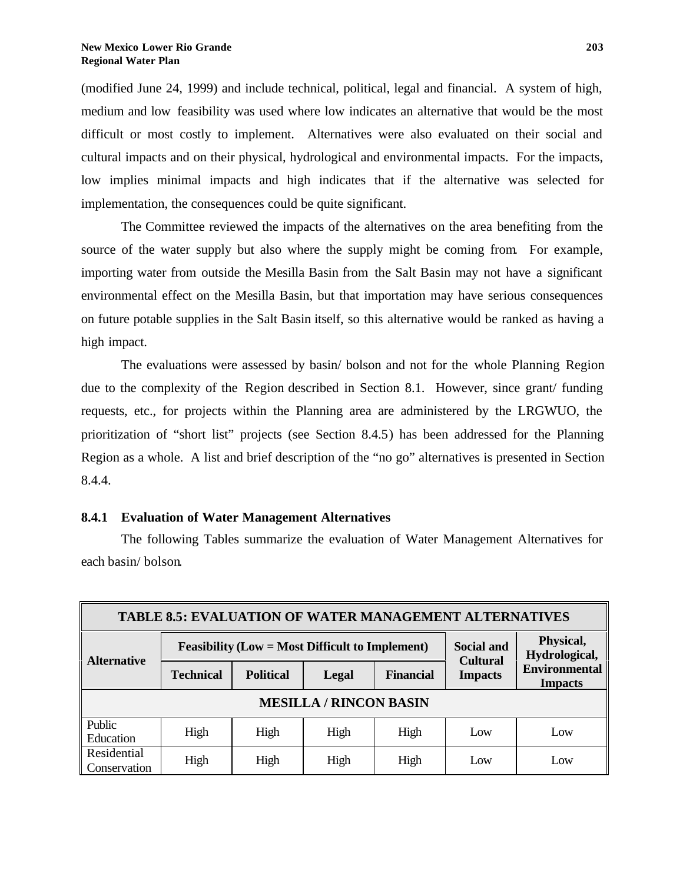(modified June 24, 1999) and include technical, political, legal and financial. A system of high, medium and low feasibility was used where low indicates an alternative that would be the most difficult or most costly to implement. Alternatives were also evaluated on their social and cultural impacts and on their physical, hydrological and environmental impacts. For the impacts, low implies minimal impacts and high indicates that if the alternative was selected for implementation, the consequences could be quite significant.

The Committee reviewed the impacts of the alternatives on the area benefiting from the source of the water supply but also where the supply might be coming from. For example, importing water from outside the Mesilla Basin from the Salt Basin may not have a significant environmental effect on the Mesilla Basin, but that importation may have serious consequences on future potable supplies in the Salt Basin itself, so this alternative would be ranked as having a high impact.

The evaluations were assessed by basin/ bolson and not for the whole Planning Region due to the complexity of the Region described in Section 8.1. However, since grant/ funding requests, etc., for projects within the Planning area are administered by the LRGWUO, the prioritization of "short list" projects (see Section 8.4.5) has been addressed for the Planning Region as a whole. A list and brief description of the "no go" alternatives is presented in Section 8.4.4.

### 8.4.1 Evaluation of Water Management Alternatives

The following Tables summarize the evaluation of Water Management Alternatives for each basin/ bolson.

**TABLE 8.5: EVALUATION OF WATER MANAGEMENT ALTERNATIVES**

| Alternative | Feasibility (Low = Most Difficult to Implement) | | | | Social and Cultural Impacts | Physical, Hydrological, Environmental Impacts |
|---|---|---|---|---|---|---|
| | Technical | Political | Legal | Financial | | |
| **MESILLA / RINCON BASIN** | | | | | | |
| Public Education | High | High | High | High | Low | Low |
| Residential Conservation | High | High | High | High | Low | Low |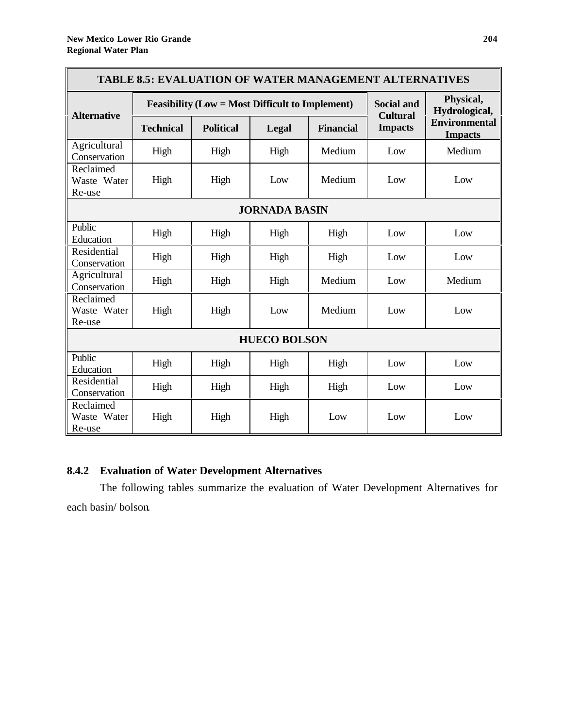| TABLE 8.5: EVALUATION OF WATER MANAGEMENT ALTERNATIVES | | | | | | |
|---|---|---|---|---|---|---|
| Alternative | Feasibility (Low = Most Difficult to Implement) | | | | Social and Cultural Impacts | Physical, Hydrological, Environmental Impacts |
| | Technical | Political | Legal | Financial | | |
| Agricultural Conservation | High | High | High | Medium | Low | Medium |
| Reclaimed Waste Water Re-use | High | High | Low | Medium | Low | Low |
| **JORNADA BASIN** | | | | | | |
| Public Education | High | High | High | High | Low | Low |
| Residential Conservation | High | High | High | High | Low | Low |
| Agricultural Conservation | High | High | High | Medium | Low | Medium |
| Reclaimed Waste Water Re-use | High | High | Low | Medium | Low | Low |
| **HUECO BOLSON** | | | | | | |
| Public Education | High | High | High | High | Low | Low |
| Residential Conservation | High | High | High | High | Low | Low |
| Reclaimed Waste Water Re-use | High | High | High | Low | Low | Low |

### 8.4.2 Evaluation of Water Development Alternatives

The following tables summarize the evaluation of Water Development Alternatives for each basin/ bolson.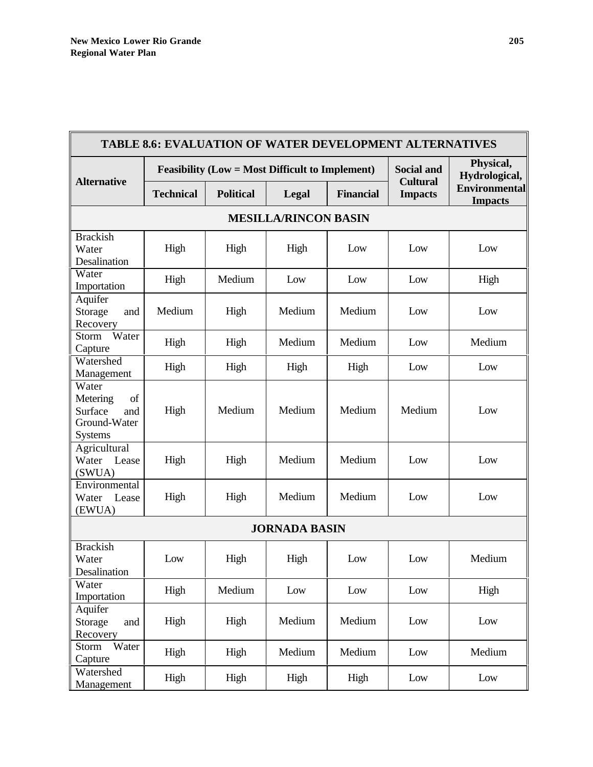| TABLE 8.6: EVALUATION OF WATER DEVELOPMENT ALTERNATIVES | | | | | | |
|---|---|---|---|---|---|---|
| Alternative | Feasibility (Low = Most Difficult to Implement) | | | | Social and Cultural Impacts | Physical, Hydrological, Environmental Impacts |
| | Technical | Political | Legal | Financial | | |
| **MESILLA/RINCON BASIN** | | | | | | |
| Brackish Water Desalination | High | High | High | Low | Low | Low |
| Water Importation | High | Medium | Low | Low | Low | High |
| Aquifer Storage and Recovery | Medium | High | Medium | Medium | Low | Low |
| Storm Water Capture | High | High | Medium | Medium | Low | Medium |
| Watershed Management | High | High | High | High | Low | Low |
| Water Metering of Surface and Ground-Water Systems | High | Medium | Medium | Medium | Medium | Low |
| Agricultural Water Lease (SWUA) | High | High | Medium | Medium | Low | Low |
| Environmental Water Lease (EWUA) | High | High | Medium | Medium | Low | Low |
| **JORNADA BASIN** | | | | | | |
| Brackish Water Desalination | Low | High | High | Low | Low | Medium |
| Water Importation | High | Medium | Low | Low | Low | High |
| Aquifer Storage and Recovery | High | High | Medium | Medium | Low | Low |
| Storm Water Capture | High | High | Medium | Medium | Low | Medium |
| Watershed Management | High | High | High | High | Low | Low |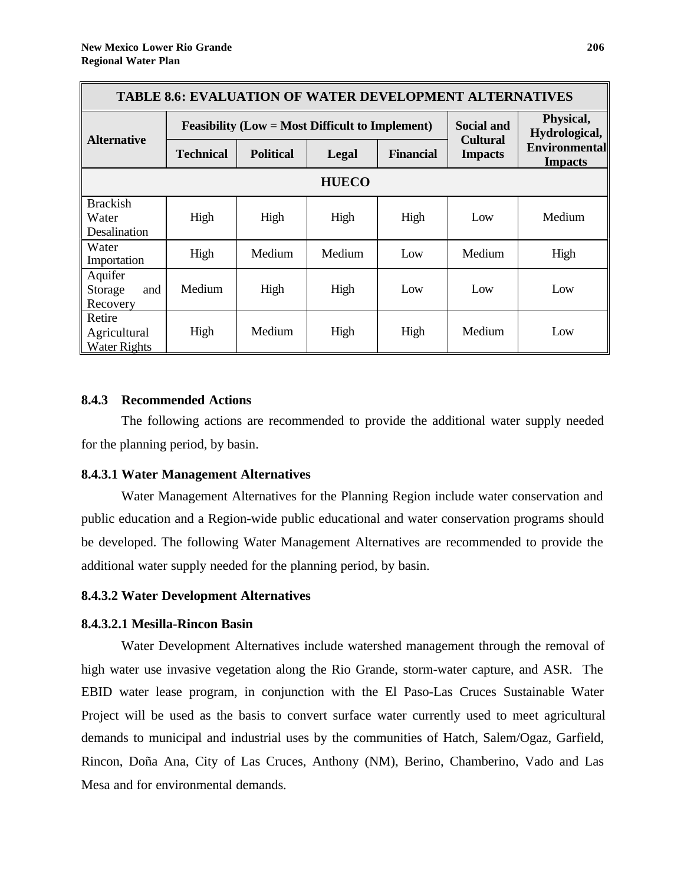| TABLE 8.6: EVALUATION OF WATER DEVELOPMENT ALTERNATIVES | | | | | | |
|---|---|---|---|---|---|---|
| Alternative | Feasibility (Low = Most Difficult to Implement) | | | | Social and Cultural Impacts | Physical, Hydrological, Environmental Impacts |
| | Technical | Political | Legal | Financial | | |
| **HUECO** | | | | | | |
| Brackish Water Desalination | High | High | High | High | Low | Medium |
| Water Importation | High | Medium | Medium | Low | Medium | High |
| Aquifer Storage and Recovery | Medium | High | High | Low | Low | Low |
| Retire Agricultural Water Rights | High | Medium | High | High | Medium | Low |

### 8.4.3 Recommended Actions

The following actions are recommended to provide the additional water supply needed for the planning period, by basin.

#### 8.4.3.1 Water Management Alternatives

Water Management Alternatives for the Planning Region include water conservation and public education and a Region-wide public educational and water conservation programs should be developed. The following Water Management Alternatives are recommended to provide the additional water supply needed for the planning period, by basin.

#### 8.4.3.2 Water Development Alternatives

##### 8.4.3.2.1 Mesilla-Rincon Basin

Water Development Alternatives include watershed management through the removal of high water use invasive vegetation along the Rio Grande, storm-water capture, and ASR. The EBID water lease program, in conjunction with the El Paso-Las Cruces Sustainable Water Project will be used as the basis to convert surface water currently used to meet agricultural demands to municipal and industrial uses by the communities of Hatch, Salem/Ogaz, Garfield, Rincon, Doña Ana, City of Las Cruces, Anthony (NM), Berino, Chamberino, Vado and Las Mesa and for environmental demands.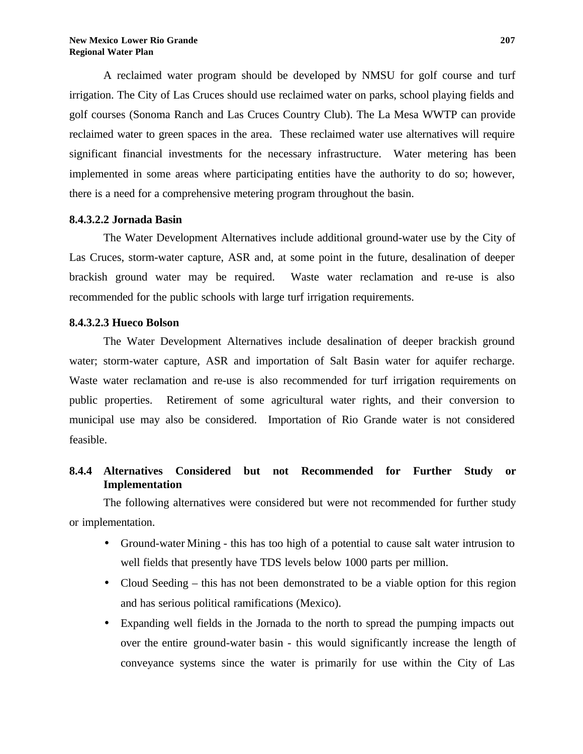A reclaimed water program should be developed by NMSU for golf course and turf irrigation. The City of Las Cruces should use reclaimed water on parks, school playing fields and golf courses (Sonoma Ranch and Las Cruces Country Club). The La Mesa WWTP can provide reclaimed water to green spaces in the area. These reclaimed water use alternatives will require significant financial investments for the necessary infrastructure. Water metering has been implemented in some areas where participating entities have the authority to do so; however, there is a need for a comprehensive metering program throughout the basin.

#### 8.4.3.2.2 Jornada Basin

The Water Development Alternatives include additional ground-water use by the City of Las Cruces, storm-water capture, ASR and, at some point in the future, desalination of deeper brackish ground water may be required. Waste water reclamation and re-use is also recommended for the public schools with large turf irrigation requirements.

#### 8.4.3.2.3 Hueco Bolson

The Water Development Alternatives include desalination of deeper brackish ground water; storm-water capture, ASR and importation of Salt Basin water for aquifer recharge. Waste water reclamation and re-use is also recommended for turf irrigation requirements on public properties. Retirement of some agricultural water rights, and their conversion to municipal use may also be considered. Importation of Rio Grande water is not considered feasible.

### 8.4.4 Alternatives Considered but not Recommended for Further Study or Implementation

The following alternatives were considered but were not recommended for further study or implementation.

- Ground-water Mining - this has too high of a potential to cause salt water intrusion to well fields that presently have TDS levels below 1000 parts per million.
- Cloud Seeding – this has not been demonstrated to be a viable option for this region and has serious political ramifications (Mexico).
- Expanding well fields in the Jornada to the north to spread the pumping impacts out over the entire ground-water basin - this would significantly increase the length of conveyance systems since the water is primarily for use within the City of Las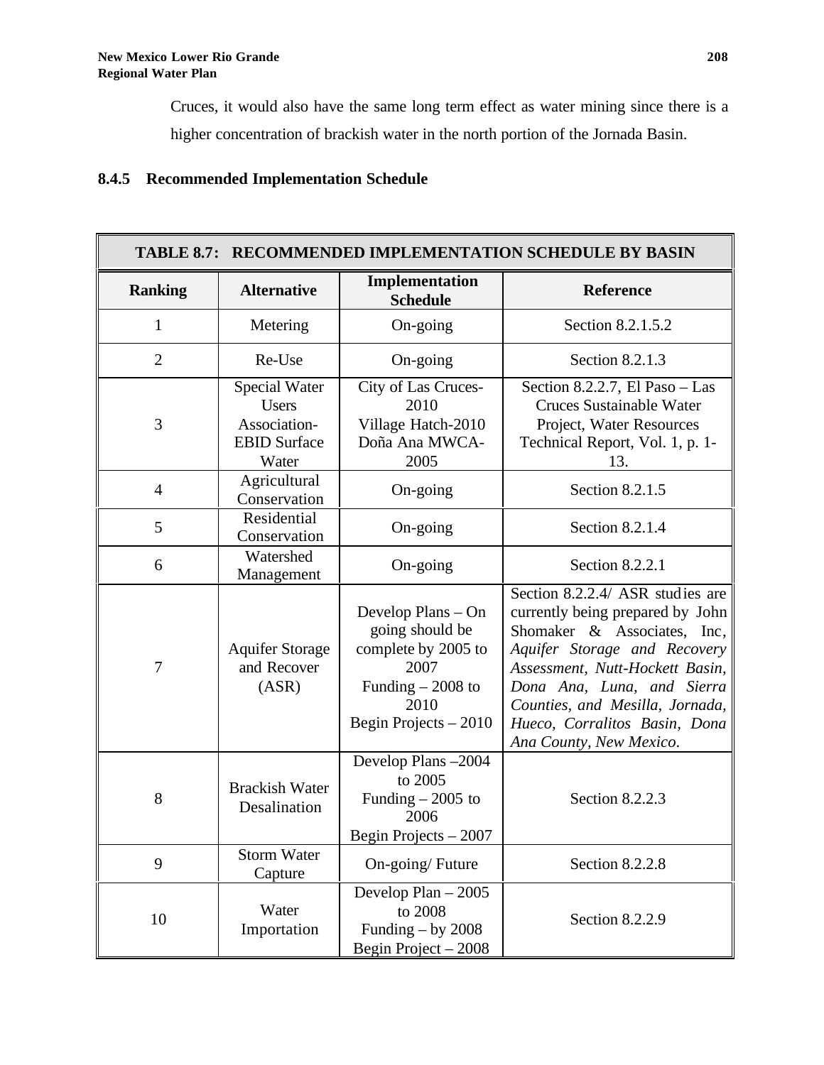Cruces, it would also have the same long term effect as water mining since there is a higher concentration of brackish water in the north portion of the Jornada Basin.

### 8.4.5 Recommended Implementation Schedule

**TABLE 8.7: RECOMMENDED IMPLEMENTATION SCHEDULE BY BASIN**

| Ranking | Alternative | Implementation Schedule | Reference |
|---|---|---|---|
| 1 | Metering | On-going | Section 8.2.1.5.2 |
| 2 | Re-Use | On-going | Section 8.2.1.3 |
| 3 | Special Water Users Association-EBID Surface Water | City of Las Cruces-2010<br>Village Hatch-2010<br>Doña Ana MWCA-2005 | Section 8.2.2.7, El Paso – Las Cruces Sustainable Water Project, Water Resources Technical Report, Vol. 1, p. 1-13. |
| 4 | Agricultural Conservation | On-going | Section 8.2.1.5 |
| 5 | Residential Conservation | On-going | Section 8.2.1.4 |
| 6 | Watershed Management | On-going | Section 8.2.2.1 |
| 7 | Aquifer Storage and Recover (ASR) | Develop Plans – On going should be complete by 2005 to 2007<br>Funding – 2008 to 2010<br>Begin Projects – 2010 | Section 8.2.2.4/ ASR studies are currently being prepared by John Shomaker & Associates, Inc, *Aquifer Storage and Recovery Assessment, Nutt-Hockett Basin, Dona Ana, Luna, and Sierra Counties, and Mesilla, Jornada, Hueco, Corralitos Basin, Dona Ana County, New Mexico*. |
| 8 | Brackish Water Desalination | Develop Plans –2004 to 2005<br>Funding – 2005 to 2006<br>Begin Projects – 2007 | Section 8.2.2.3 |
| 9 | Storm Water Capture | On-going/ Future | Section 8.2.2.8 |
| 10 | Water Importation | Develop Plan – 2005 to 2008<br>Funding – by 2008<br>Begin Project – 2008 | Section 8.2.2.9 |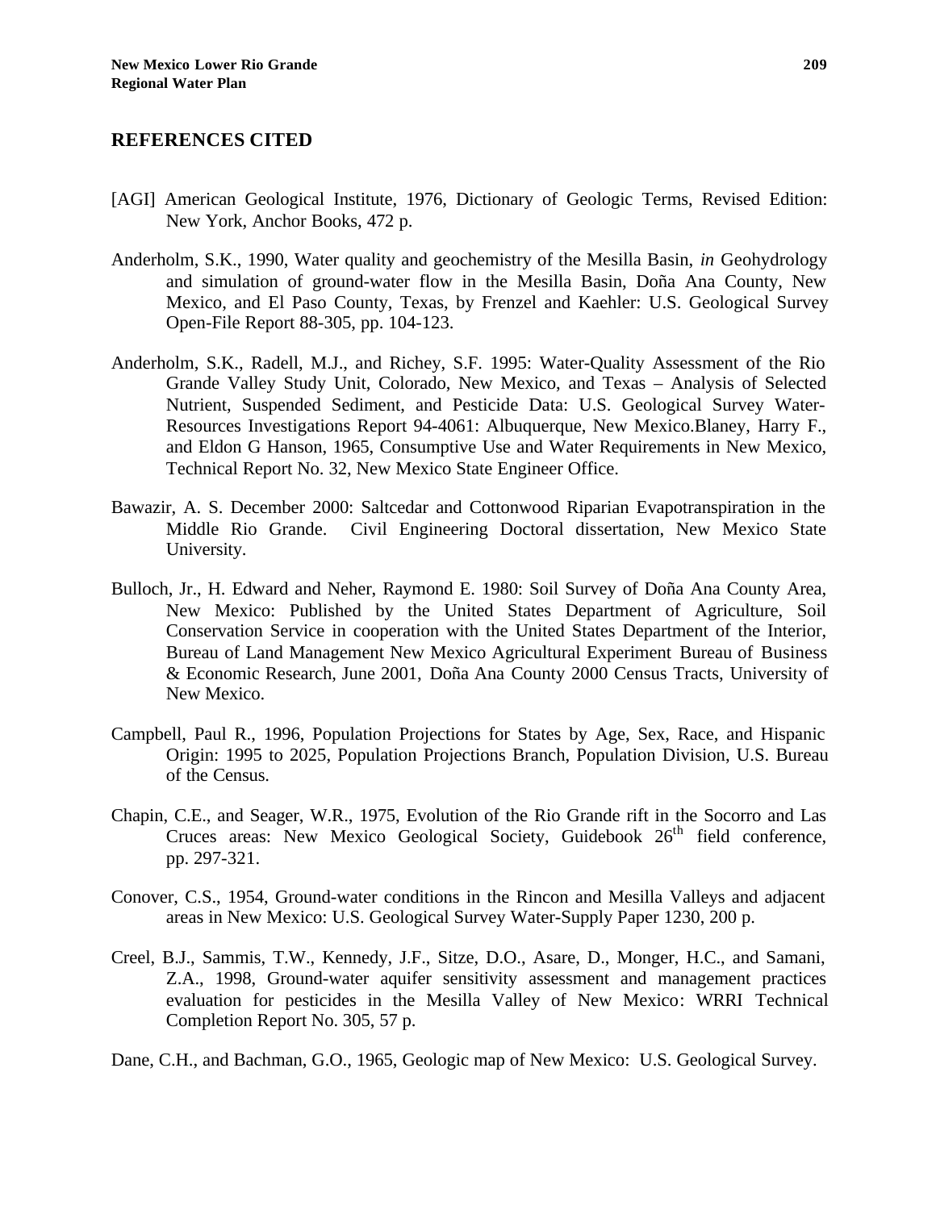## REFERENCES CITED

[AGI] American Geological Institute, 1976, Dictionary of Geologic Terms, Revised Edition: New York, Anchor Books, 472 p.

Anderholm, S.K., 1990, Water quality and geochemistry of the Mesilla Basin, *in* Geohydrology and simulation of ground-water flow in the Mesilla Basin, Doña Ana County, New Mexico, and El Paso County, Texas, by Frenzel and Kaehler: U.S. Geological Survey Open-File Report 88-305, pp. 104-123.

Anderholm, S.K., Radell, M.J., and Richey, S.F. 1995: Water-Quality Assessment of the Rio Grande Valley Study Unit, Colorado, New Mexico, and Texas – Analysis of Selected Nutrient, Suspended Sediment, and Pesticide Data: U.S. Geological Survey Water-Resources Investigations Report 94-4061: Albuquerque, New Mexico.Blaney, Harry F., and Eldon G Hanson, 1965, Consumptive Use and Water Requirements in New Mexico, Technical Report No. 32, New Mexico State Engineer Office.

Bawazir, A. S. December 2000: Saltcedar and Cottonwood Riparian Evapotranspiration in the Middle Rio Grande. Civil Engineering Doctoral dissertation, New Mexico State University.

Bulloch, Jr., H. Edward and Neher, Raymond E. 1980: Soil Survey of Doña Ana County Area, New Mexico: Published by the United States Department of Agriculture, Soil Conservation Service in cooperation with the United States Department of the Interior, Bureau of Land Management New Mexico Agricultural Experiment Bureau of Business & Economic Research, June 2001, Doña Ana County 2000 Census Tracts, University of New Mexico.

Campbell, Paul R., 1996, Population Projections for States by Age, Sex, Race, and Hispanic Origin: 1995 to 2025, Population Projections Branch, Population Division, U.S. Bureau of the Census.

Chapin, C.E., and Seager, W.R., 1975, Evolution of the Rio Grande rift in the Socorro and Las Cruces areas: New Mexico Geological Society, Guidebook 26th field conference, pp. 297-321.

Conover, C.S., 1954, Ground-water conditions in the Rincon and Mesilla Valleys and adjacent areas in New Mexico: U.S. Geological Survey Water-Supply Paper 1230, 200 p.

Creel, B.J., Sammis, T.W., Kennedy, J.F., Sitze, D.O., Asare, D., Monger, H.C., and Samani, Z.A., 1998, Ground-water aquifer sensitivity assessment and management practices evaluation for pesticides in the Mesilla Valley of New Mexico: WRRI Technical Completion Report No. 305, 57 p.

Dane, C.H., and Bachman, G.O., 1965, Geologic map of New Mexico: U.S. Geological Survey.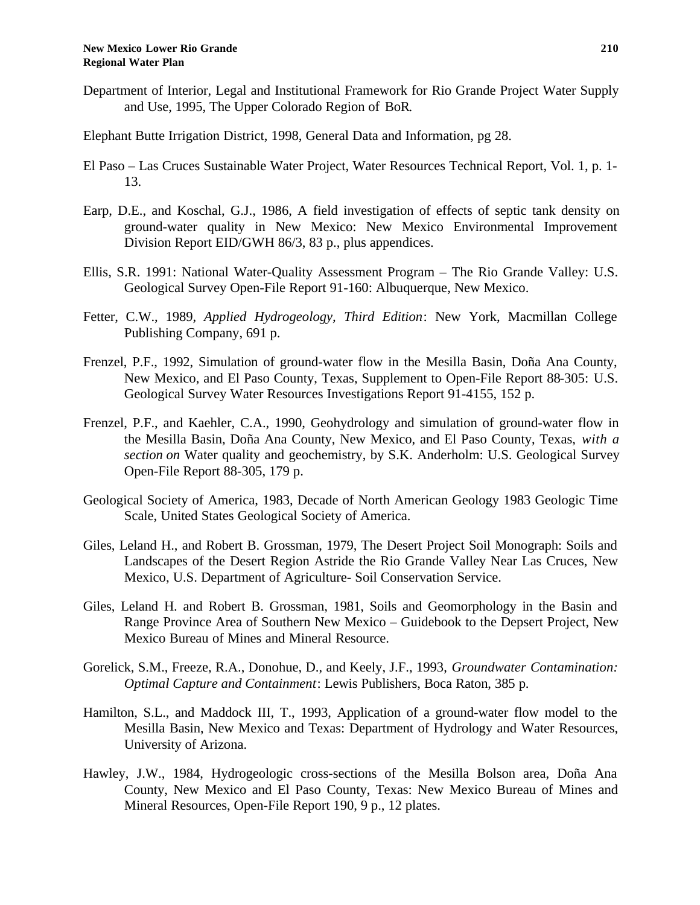Department of Interior, Legal and Institutional Framework for Rio Grande Project Water Supply and Use, 1995, The Upper Colorado Region of BoR.

Elephant Butte Irrigation District, 1998, General Data and Information, pg 28.

El Paso – Las Cruces Sustainable Water Project, Water Resources Technical Report, Vol. 1, p. 1-13.

Earp, D.E., and Koschal, G.J., 1986, A field investigation of effects of septic tank density on ground-water quality in New Mexico: New Mexico Environmental Improvement Division Report EID/GWH 86/3, 83 p., plus appendices.

Ellis, S.R. 1991: National Water-Quality Assessment Program – The Rio Grande Valley: U.S. Geological Survey Open-File Report 91-160: Albuquerque, New Mexico.

Fetter, C.W., 1989, *Applied Hydrogeology, Third Edition*: New York, Macmillan College Publishing Company, 691 p.

Frenzel, P.F., 1992, Simulation of ground-water flow in the Mesilla Basin, Doña Ana County, New Mexico, and El Paso County, Texas, Supplement to Open-File Report 88-305: U.S. Geological Survey Water Resources Investigations Report 91-4155, 152 p.

Frenzel, P.F., and Kaehler, C.A., 1990, Geohydrology and simulation of ground-water flow in the Mesilla Basin, Doña Ana County, New Mexico, and El Paso County, Texas, *with a section on* Water quality and geochemistry, by S.K. Anderholm: U.S. Geological Survey Open-File Report 88-305, 179 p.

Geological Society of America, 1983, Decade of North American Geology 1983 Geologic Time Scale, United States Geological Society of America.

Giles, Leland H., and Robert B. Grossman, 1979, The Desert Project Soil Monograph: Soils and Landscapes of the Desert Region Astride the Rio Grande Valley Near Las Cruces, New Mexico, U.S. Department of Agriculture- Soil Conservation Service.

Giles, Leland H. and Robert B. Grossman, 1981, Soils and Geomorphology in the Basin and Range Province Area of Southern New Mexico – Guidebook to the Depsert Project, New Mexico Bureau of Mines and Mineral Resource.

Gorelick, S.M., Freeze, R.A., Donohue, D., and Keely, J.F., 1993, *Groundwater Contamination: Optimal Capture and Containment*: Lewis Publishers, Boca Raton, 385 p.

Hamilton, S.L., and Maddock III, T., 1993, Application of a ground-water flow model to the Mesilla Basin, New Mexico and Texas: Department of Hydrology and Water Resources, University of Arizona.

Hawley, J.W., 1984, Hydrogeologic cross-sections of the Mesilla Bolson area, Doña Ana County, New Mexico and El Paso County, Texas: New Mexico Bureau of Mines and Mineral Resources, Open-File Report 190, 9 p., 12 plates.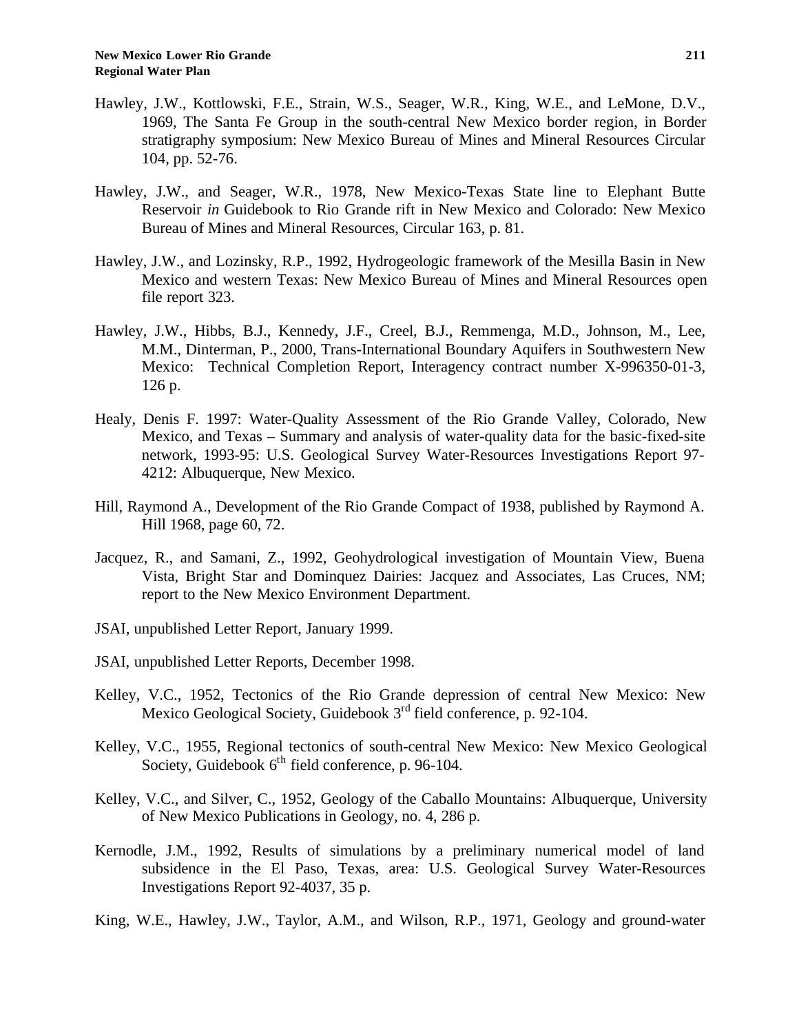Hawley, J.W., Kottlowski, F.E., Strain, W.S., Seager, W.R., King, W.E., and LeMone, D.V., 1969, The Santa Fe Group in the south-central New Mexico border region, in Border stratigraphy symposium: New Mexico Bureau of Mines and Mineral Resources Circular 104, pp. 52-76.

Hawley, J.W., and Seager, W.R., 1978, New Mexico-Texas State line to Elephant Butte Reservoir *in* Guidebook to Rio Grande rift in New Mexico and Colorado: New Mexico Bureau of Mines and Mineral Resources, Circular 163, p. 81.

Hawley, J.W., and Lozinsky, R.P., 1992, Hydrogeologic framework of the Mesilla Basin in New Mexico and western Texas: New Mexico Bureau of Mines and Mineral Resources open file report 323.

Hawley, J.W., Hibbs, B.J., Kennedy, J.F., Creel, B.J., Remmenga, M.D., Johnson, M., Lee, M.M., Dinterman, P., 2000, Trans-International Boundary Aquifers in Southwestern New Mexico: Technical Completion Report, Interagency contract number X-996350-01-3, 126 p.

Healy, Denis F. 1997: Water-Quality Assessment of the Rio Grande Valley, Colorado, New Mexico, and Texas – Summary and analysis of water-quality data for the basic-fixed-site network, 1993-95: U.S. Geological Survey Water-Resources Investigations Report 97-4212: Albuquerque, New Mexico.

Hill, Raymond A., Development of the Rio Grande Compact of 1938, published by Raymond A. Hill 1968, page 60, 72.

Jacquez, R., and Samani, Z., 1992, Geohydrological investigation of Mountain View, Buena Vista, Bright Star and Dominquez Dairies: Jacquez and Associates, Las Cruces, NM; report to the New Mexico Environment Department.

JSAI, unpublished Letter Report, January 1999.

JSAI, unpublished Letter Reports, December 1998.

Kelley, V.C., 1952, Tectonics of the Rio Grande depression of central New Mexico: New Mexico Geological Society, Guidebook 3rd field conference, p. 92-104.

Kelley, V.C., 1955, Regional tectonics of south-central New Mexico: New Mexico Geological Society, Guidebook 6th field conference, p. 96-104.

Kelley, V.C., and Silver, C., 1952, Geology of the Caballo Mountains: Albuquerque, University of New Mexico Publications in Geology, no. 4, 286 p.

Kernodle, J.M., 1992, Results of simulations by a preliminary numerical model of land subsidence in the El Paso, Texas, area: U.S. Geological Survey Water-Resources Investigations Report 92-4037, 35 p.

King, W.E., Hawley, J.W., Taylor, A.M., and Wilson, R.P., 1971, Geology and ground-water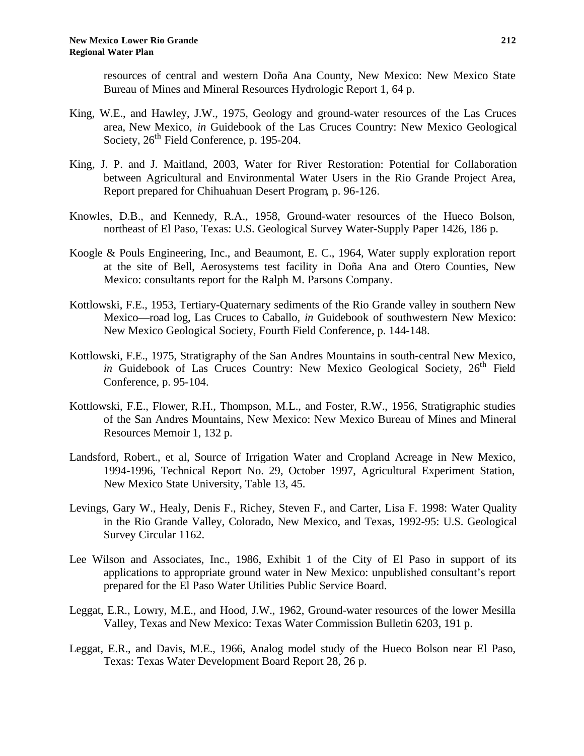resources of central and western Doña Ana County, New Mexico: New Mexico State Bureau of Mines and Mineral Resources Hydrologic Report 1, 64 p.

King, W.E., and Hawley, J.W., 1975, Geology and ground-water resources of the Las Cruces area, New Mexico, *in* Guidebook of the Las Cruces Country: New Mexico Geological Society, 26th Field Conference, p. 195-204.

King, J. P. and J. Maitland, 2003, Water for River Restoration: Potential for Collaboration between Agricultural and Environmental Water Users in the Rio Grande Project Area, Report prepared for Chihuahuan Desert Program, p. 96-126.

Knowles, D.B., and Kennedy, R.A., 1958, Ground-water resources of the Hueco Bolson, northeast of El Paso, Texas: U.S. Geological Survey Water-Supply Paper 1426, 186 p.

Koogle & Pouls Engineering, Inc., and Beaumont, E. C., 1964, Water supply exploration report at the site of Bell, Aerosystems test facility in Doña Ana and Otero Counties, New Mexico: consultants report for the Ralph M. Parsons Company.

Kottlowski, F.E., 1953, Tertiary-Quaternary sediments of the Rio Grande valley in southern New Mexico—road log, Las Cruces to Caballo, *in* Guidebook of southwestern New Mexico: New Mexico Geological Society, Fourth Field Conference, p. 144-148.

Kottlowski, F.E., 1975, Stratigraphy of the San Andres Mountains in south-central New Mexico, *in* Guidebook of Las Cruces Country: New Mexico Geological Society, 26th Field Conference, p. 95-104.

Kottlowski, F.E., Flower, R.H., Thompson, M.L., and Foster, R.W., 1956, Stratigraphic studies of the San Andres Mountains, New Mexico: New Mexico Bureau of Mines and Mineral Resources Memoir 1, 132 p.

Landsford, Robert., et al, Source of Irrigation Water and Cropland Acreage in New Mexico, 1994-1996, Technical Report No. 29, October 1997, Agricultural Experiment Station, New Mexico State University, Table 13, 45.

Levings, Gary W., Healy, Denis F., Richey, Steven F., and Carter, Lisa F. 1998: Water Quality in the Rio Grande Valley, Colorado, New Mexico, and Texas, 1992-95: U.S. Geological Survey Circular 1162.

Lee Wilson and Associates, Inc., 1986, Exhibit 1 of the City of El Paso in support of its applications to appropriate ground water in New Mexico: unpublished consultant's report prepared for the El Paso Water Utilities Public Service Board.

Leggat, E.R., Lowry, M.E., and Hood, J.W., 1962, Ground-water resources of the lower Mesilla Valley, Texas and New Mexico: Texas Water Commission Bulletin 6203, 191 p.

Leggat, E.R., and Davis, M.E., 1966, Analog model study of the Hueco Bolson near El Paso, Texas: Texas Water Development Board Report 28, 26 p.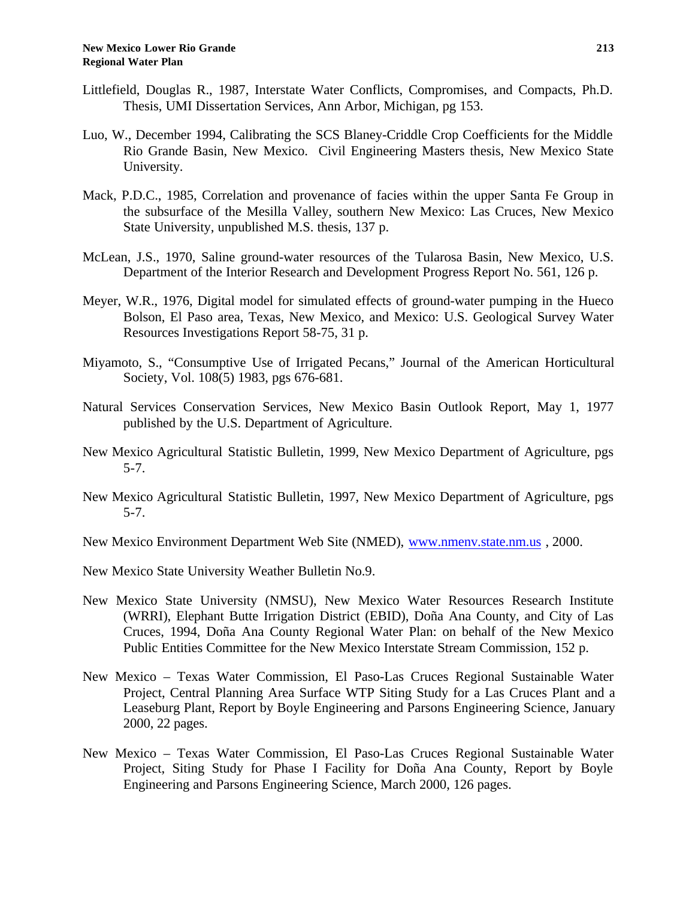Littlefield, Douglas R., 1987, Interstate Water Conflicts, Compromises, and Compacts, Ph.D. Thesis, UMI Dissertation Services, Ann Arbor, Michigan, pg 153.

Luo, W., December 1994, Calibrating the SCS Blaney-Criddle Crop Coefficients for the Middle Rio Grande Basin, New Mexico. Civil Engineering Masters thesis, New Mexico State University.

Mack, P.D.C., 1985, Correlation and provenance of facies within the upper Santa Fe Group in the subsurface of the Mesilla Valley, southern New Mexico: Las Cruces, New Mexico State University, unpublished M.S. thesis, 137 p.

McLean, J.S., 1970, Saline ground-water resources of the Tularosa Basin, New Mexico, U.S. Department of the Interior Research and Development Progress Report No. 561, 126 p.

Meyer, W.R., 1976, Digital model for simulated effects of ground-water pumping in the Hueco Bolson, El Paso area, Texas, New Mexico, and Mexico: U.S. Geological Survey Water Resources Investigations Report 58-75, 31 p.

Miyamoto, S., "Consumptive Use of Irrigated Pecans," Journal of the American Horticultural Society, Vol. 108(5) 1983, pgs 676-681.

Natural Services Conservation Services, New Mexico Basin Outlook Report, May 1, 1977 published by the U.S. Department of Agriculture.

New Mexico Agricultural Statistic Bulletin, 1999, New Mexico Department of Agriculture, pgs 5-7.

New Mexico Agricultural Statistic Bulletin, 1997, New Mexico Department of Agriculture, pgs 5-7.

New Mexico Environment Department Web Site (NMED), www.nmenv.state.nm.us , 2000.

New Mexico State University Weather Bulletin No.9.

New Mexico State University (NMSU), New Mexico Water Resources Research Institute (WRRI), Elephant Butte Irrigation District (EBID), Doña Ana County, and City of Las Cruces, 1994, Doña Ana County Regional Water Plan: on behalf of the New Mexico Public Entities Committee for the New Mexico Interstate Stream Commission, 152 p.

New Mexico – Texas Water Commission, El Paso-Las Cruces Regional Sustainable Water Project, Central Planning Area Surface WTP Siting Study for a Las Cruces Plant and a Leaseburg Plant, Report by Boyle Engineering and Parsons Engineering Science, January 2000, 22 pages.

New Mexico – Texas Water Commission, El Paso-Las Cruces Regional Sustainable Water Project, Siting Study for Phase I Facility for Doña Ana County, Report by Boyle Engineering and Parsons Engineering Science, March 2000, 126 pages.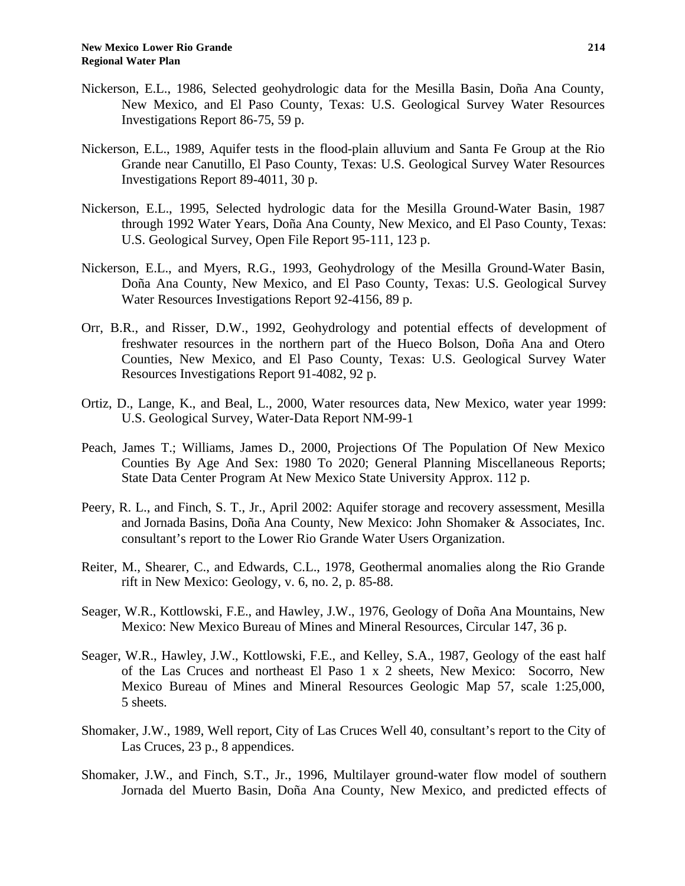Nickerson, E.L., 1986, Selected geohydrologic data for the Mesilla Basin, Doña Ana County, New Mexico, and El Paso County, Texas: U.S. Geological Survey Water Resources Investigations Report 86-75, 59 p.

Nickerson, E.L., 1989, Aquifer tests in the flood-plain alluvium and Santa Fe Group at the Rio Grande near Canutillo, El Paso County, Texas: U.S. Geological Survey Water Resources Investigations Report 89-4011, 30 p.

Nickerson, E.L., 1995, Selected hydrologic data for the Mesilla Ground-Water Basin, 1987 through 1992 Water Years, Doña Ana County, New Mexico, and El Paso County, Texas: U.S. Geological Survey, Open File Report 95-111, 123 p.

Nickerson, E.L., and Myers, R.G., 1993, Geohydrology of the Mesilla Ground-Water Basin, Doña Ana County, New Mexico, and El Paso County, Texas: U.S. Geological Survey Water Resources Investigations Report 92-4156, 89 p.

Orr, B.R., and Risser, D.W., 1992, Geohydrology and potential effects of development of freshwater resources in the northern part of the Hueco Bolson, Doña Ana and Otero Counties, New Mexico, and El Paso County, Texas: U.S. Geological Survey Water Resources Investigations Report 91-4082, 92 p.

Ortiz, D., Lange, K., and Beal, L., 2000, Water resources data, New Mexico, water year 1999: U.S. Geological Survey, Water-Data Report NM-99-1

Peach, James T.; Williams, James D., 2000, Projections Of The Population Of New Mexico Counties By Age And Sex: 1980 To 2020; General Planning Miscellaneous Reports; State Data Center Program At New Mexico State University Approx. 112 p.

Peery, R. L., and Finch, S. T., Jr., April 2002: Aquifer storage and recovery assessment, Mesilla and Jornada Basins, Doña Ana County, New Mexico: John Shomaker & Associates, Inc. consultant's report to the Lower Rio Grande Water Users Organization.

Reiter, M., Shearer, C., and Edwards, C.L., 1978, Geothermal anomalies along the Rio Grande rift in New Mexico: Geology, v. 6, no. 2, p. 85-88.

Seager, W.R., Kottlowski, F.E., and Hawley, J.W., 1976, Geology of Doña Ana Mountains, New Mexico: New Mexico Bureau of Mines and Mineral Resources, Circular 147, 36 p.

Seager, W.R., Hawley, J.W., Kottlowski, F.E., and Kelley, S.A., 1987, Geology of the east half of the Las Cruces and northeast El Paso 1 x 2 sheets, New Mexico: Socorro, New Mexico Bureau of Mines and Mineral Resources Geologic Map 57, scale 1:25,000, 5 sheets.

Shomaker, J.W., 1989, Well report, City of Las Cruces Well 40, consultant's report to the City of Las Cruces, 23 p., 8 appendices.

Shomaker, J.W., and Finch, S.T., Jr., 1996, Multilayer ground-water flow model of southern Jornada del Muerto Basin, Doña Ana County, New Mexico, and predicted effects of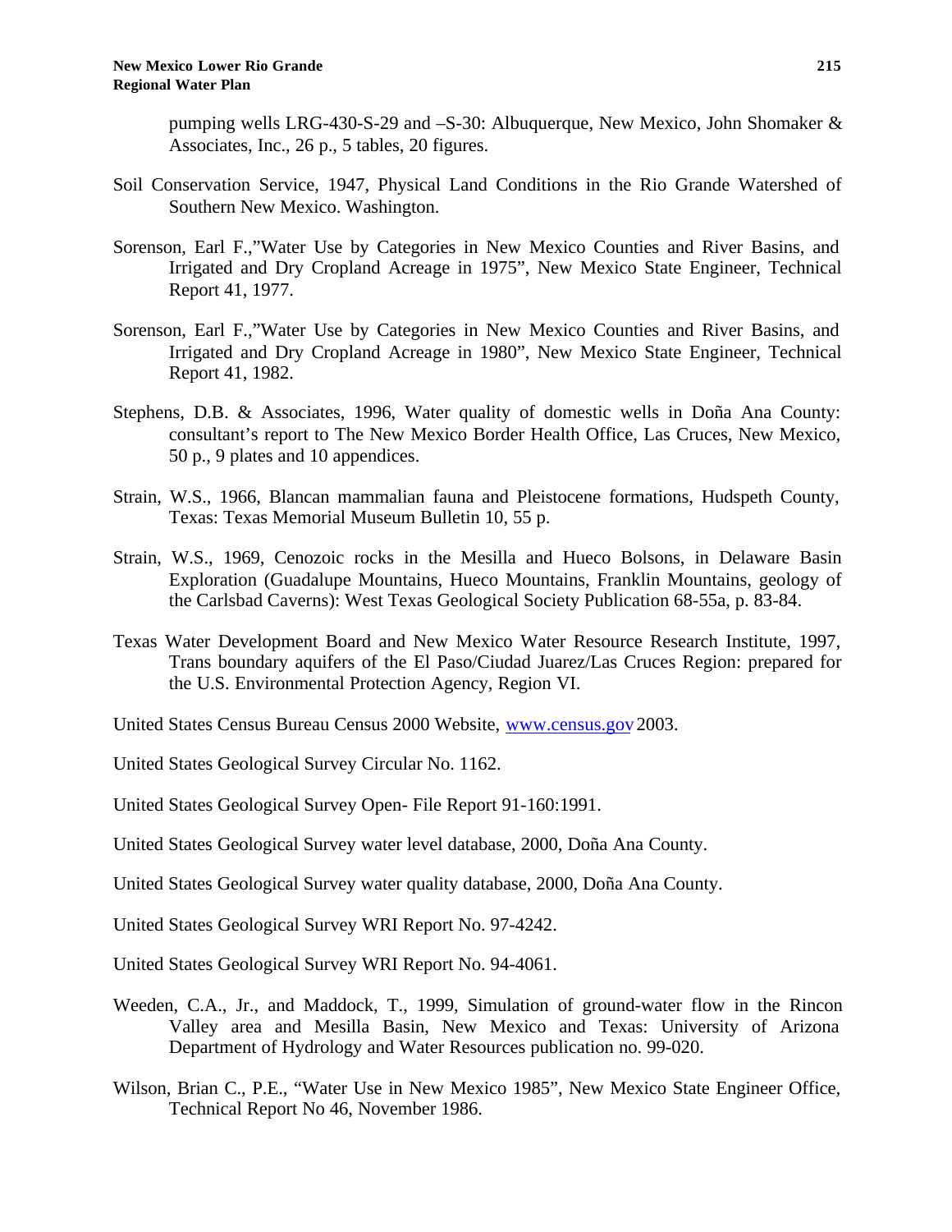pumping wells LRG-430-S-29 and –S-30: Albuquerque, New Mexico, John Shomaker & Associates, Inc., 26 p., 5 tables, 20 figures.

Soil Conservation Service, 1947, Physical Land Conditions in the Rio Grande Watershed of Southern New Mexico. Washington.

Sorenson, Earl F.,"Water Use by Categories in New Mexico Counties and River Basins, and Irrigated and Dry Cropland Acreage in 1975", New Mexico State Engineer, Technical Report 41, 1977.

Sorenson, Earl F.,"Water Use by Categories in New Mexico Counties and River Basins, and Irrigated and Dry Cropland Acreage in 1980", New Mexico State Engineer, Technical Report 41, 1982.

Stephens, D.B. & Associates, 1996, Water quality of domestic wells in Doña Ana County: consultant's report to The New Mexico Border Health Office, Las Cruces, New Mexico, 50 p., 9 plates and 10 appendices.

Strain, W.S., 1966, Blancan mammalian fauna and Pleistocene formations, Hudspeth County, Texas: Texas Memorial Museum Bulletin 10, 55 p.

Strain, W.S., 1969, Cenozoic rocks in the Mesilla and Hueco Bolsons, in Delaware Basin Exploration (Guadalupe Mountains, Hueco Mountains, Franklin Mountains, geology of the Carlsbad Caverns): West Texas Geological Society Publication 68-55a, p. 83-84.

Texas Water Development Board and New Mexico Water Resource Research Institute, 1997, Trans boundary aquifers of the El Paso/Ciudad Juarez/Las Cruces Region: prepared for the U.S. Environmental Protection Agency, Region VI.

United States Census Bureau Census 2000 Website, www.census.gov 2003.

United States Geological Survey Circular No. 1162.

United States Geological Survey Open- File Report 91-160:1991.

United States Geological Survey water level database, 2000, Doña Ana County.

United States Geological Survey water quality database, 2000, Doña Ana County.

United States Geological Survey WRI Report No. 97-4242.

United States Geological Survey WRI Report No. 94-4061.

Weeden, C.A., Jr., and Maddock, T., 1999, Simulation of ground-water flow in the Rincon Valley area and Mesilla Basin, New Mexico and Texas: University of Arizona Department of Hydrology and Water Resources publication no. 99-020.

Wilson, Brian C., P.E., "Water Use in New Mexico 1985", New Mexico State Engineer Office, Technical Report No 46, November 1986.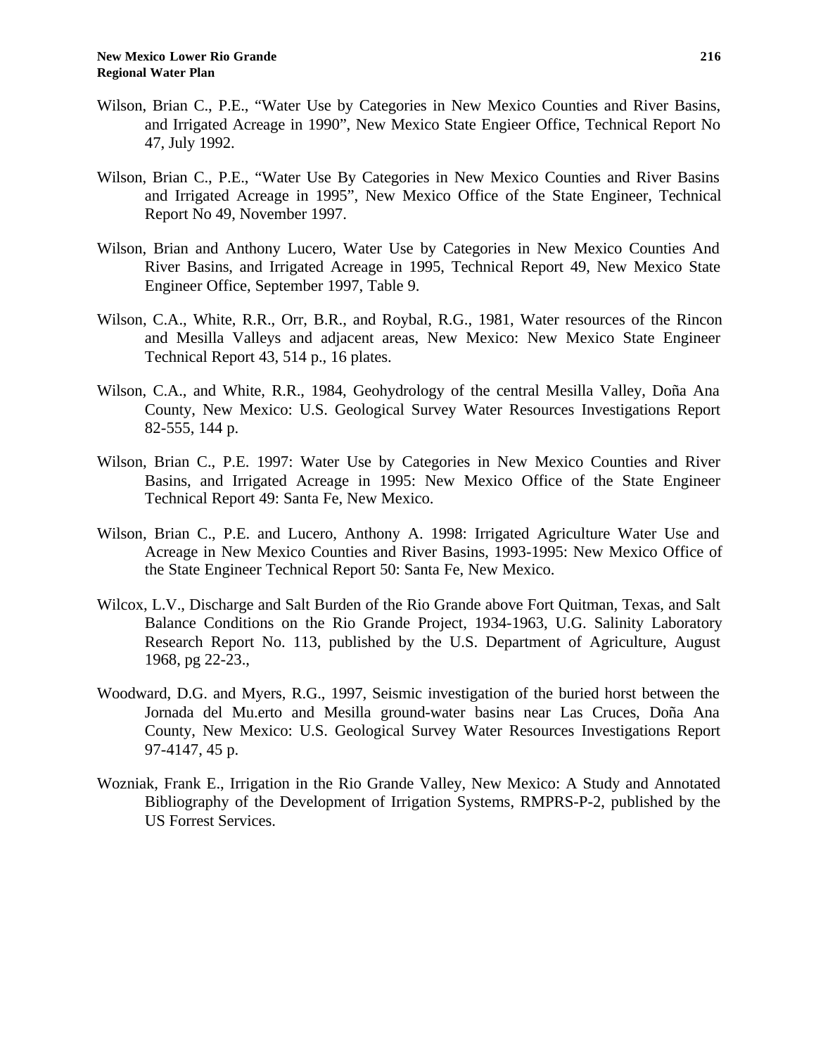Wilson, Brian C., P.E., "Water Use by Categories in New Mexico Counties and River Basins, and Irrigated Acreage in 1990", New Mexico State Engieer Office, Technical Report No 47, July 1992.

Wilson, Brian C., P.E., "Water Use By Categories in New Mexico Counties and River Basins and Irrigated Acreage in 1995", New Mexico Office of the State Engineer, Technical Report No 49, November 1997.

Wilson, Brian and Anthony Lucero, Water Use by Categories in New Mexico Counties And River Basins, and Irrigated Acreage in 1995, Technical Report 49, New Mexico State Engineer Office, September 1997, Table 9.

Wilson, C.A., White, R.R., Orr, B.R., and Roybal, R.G., 1981, Water resources of the Rincon and Mesilla Valleys and adjacent areas, New Mexico: New Mexico State Engineer Technical Report 43, 514 p., 16 plates.

Wilson, C.A., and White, R.R., 1984, Geohydrology of the central Mesilla Valley, Doña Ana County, New Mexico: U.S. Geological Survey Water Resources Investigations Report 82-555, 144 p.

Wilson, Brian C., P.E. 1997: Water Use by Categories in New Mexico Counties and River Basins, and Irrigated Acreage in 1995: New Mexico Office of the State Engineer Technical Report 49: Santa Fe, New Mexico.

Wilson, Brian C., P.E. and Lucero, Anthony A. 1998: Irrigated Agriculture Water Use and Acreage in New Mexico Counties and River Basins, 1993-1995: New Mexico Office of the State Engineer Technical Report 50: Santa Fe, New Mexico.

Wilcox, L.V., Discharge and Salt Burden of the Rio Grande above Fort Quitman, Texas, and Salt Balance Conditions on the Rio Grande Project, 1934-1963, U.G. Salinity Laboratory Research Report No. 113, published by the U.S. Department of Agriculture, August 1968, pg 22-23.,

Woodward, D.G. and Myers, R.G., 1997, Seismic investigation of the buried horst between the Jornada del Mu.erto and Mesilla ground-water basins near Las Cruces, Doña Ana County, New Mexico: U.S. Geological Survey Water Resources Investigations Report 97-4147, 45 p.

Wozniak, Frank E., Irrigation in the Rio Grande Valley, New Mexico: A Study and Annotated Bibliography of the Development of Irrigation Systems, RMPRS-P-2, published by the US Forrest Services.